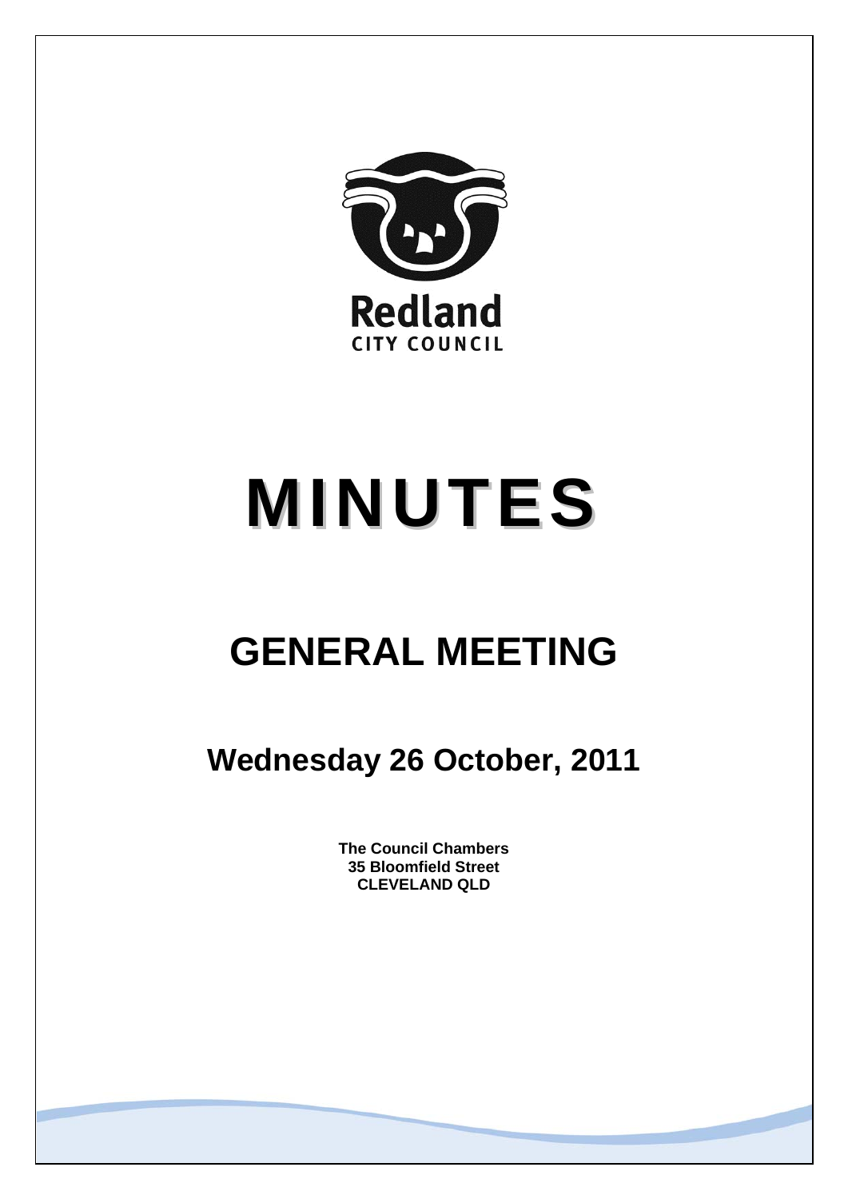Redland

CITY COUNCIL

# MINUTES

## GENERAL MEETING

### Wednesday 26 October, 2011

**The Council Chambers**
**35 Bloomfield Street**
**CLEVELAND QLD**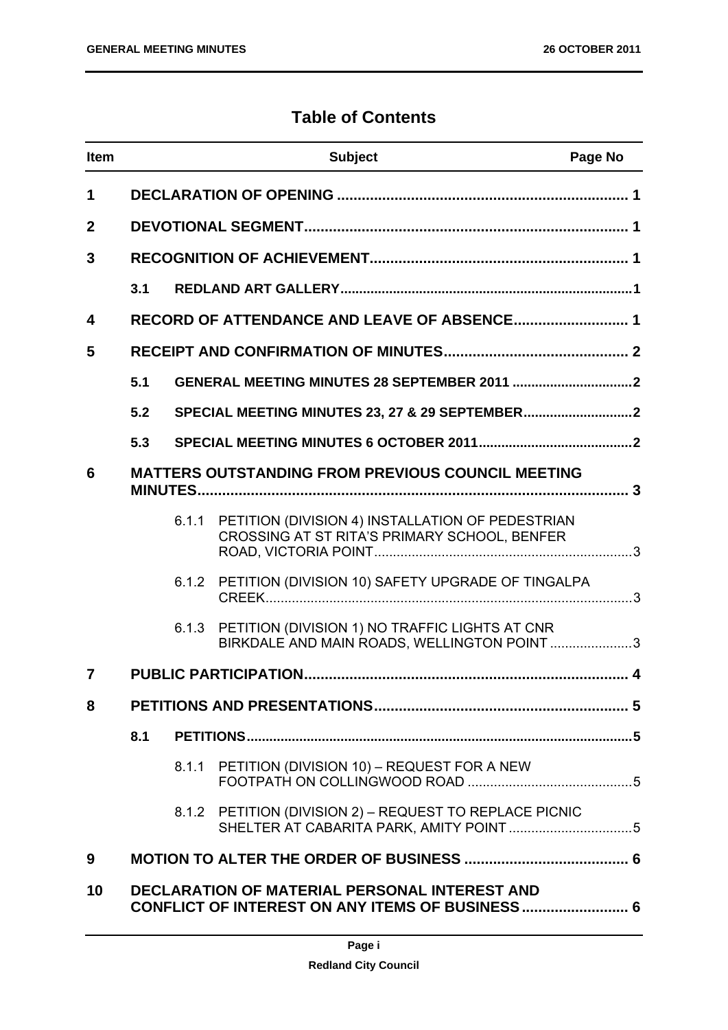# Table of Contents

| Item | | Subject | Page No |
|---|---|---|---|
| **1** | | **DECLARATION OF OPENING** | **1** |
| **2** | | **DEVOTIONAL SEGMENT** | **1** |
| **3** | | **RECOGNITION OF ACHIEVEMENT** | **1** |
| | **3.1** | **REDLAND ART GALLERY** | **1** |
| **4** | | **RECORD OF ATTENDANCE AND LEAVE OF ABSENCE** | **1** |
| **5** | | **RECEIPT AND CONFIRMATION OF MINUTES** | **2** |
| | **5.1** | **GENERAL MEETING MINUTES 28 SEPTEMBER 2011** | **2** |
| | **5.2** | **SPECIAL MEETING MINUTES 23, 27 & 29 SEPTEMBER** | **2** |
| | **5.3** | **SPECIAL MEETING MINUTES 6 OCTOBER 2011** | **2** |
| **6** | | **MATTERS OUTSTANDING FROM PREVIOUS COUNCIL MEETING MINUTES** | **3** |
| | 6.1.1 | PETITION (DIVISION 4) INSTALLATION OF PEDESTRIAN CROSSING AT ST RITA'S PRIMARY SCHOOL, BENFER ROAD, VICTORIA POINT | 3 |
| | 6.1.2 | PETITION (DIVISION 10) SAFETY UPGRADE OF TINGALPA CREEK | 3 |
| | 6.1.3 | PETITION (DIVISION 1) NO TRAFFIC LIGHTS AT CNR BIRKDALE AND MAIN ROADS, WELLINGTON POINT | 3 |
| **7** | | **PUBLIC PARTICIPATION** | **4** |
| **8** | | **PETITIONS AND PRESENTATIONS** | **5** |
| | **8.1** | **PETITIONS** | **5** |
| | 8.1.1 | PETITION (DIVISION 10) – REQUEST FOR A NEW FOOTPATH ON COLLINGWOOD ROAD | 5 |
| | 8.1.2 | PETITION (DIVISION 2) – REQUEST TO REPLACE PICNIC SHELTER AT CABARITA PARK, AMITY POINT | 5 |
| **9** | | **MOTION TO ALTER THE ORDER OF BUSINESS** | **6** |
| **10** | | **DECLARATION OF MATERIAL PERSONAL INTEREST AND CONFLICT OF INTEREST ON ANY ITEMS OF BUSINESS** | **6** |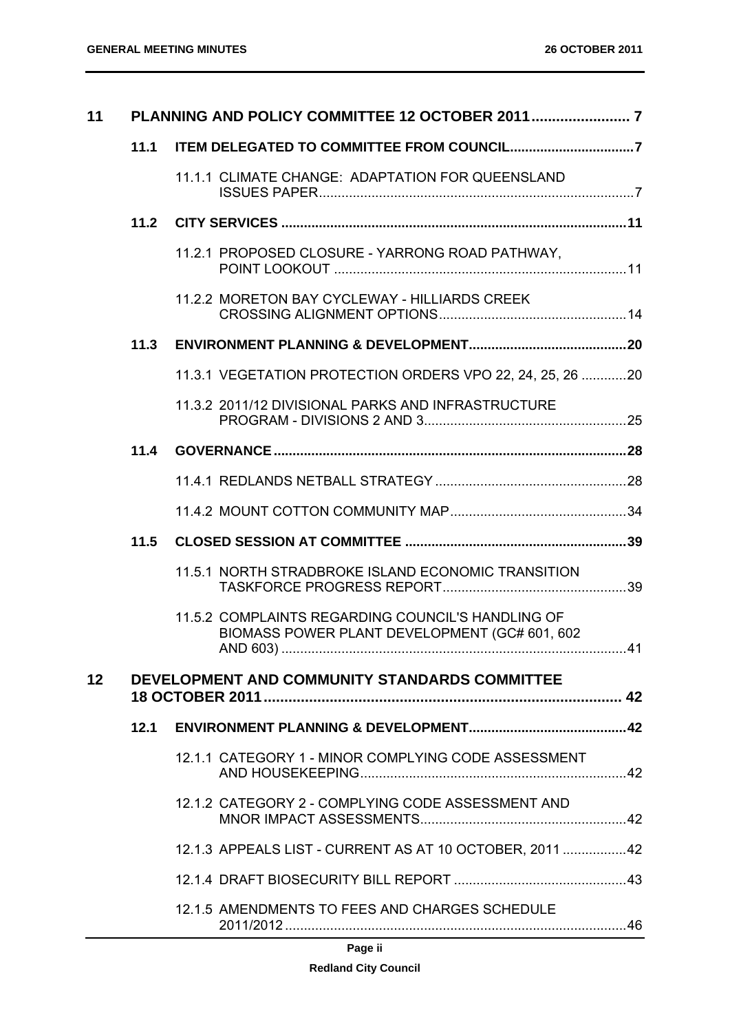| | | | |
|---|---|---|---|
| **11** | **PLANNING AND POLICY COMMITTEE 12 OCTOBER 2011** | | **7** |
| | **11.1** | **ITEM DELEGATED TO COMMITTEE FROM COUNCIL** | **7** |
| | | 11.1.1 CLIMATE CHANGE: ADAPTATION FOR QUEENSLAND ISSUES PAPER | 7 |
| | **11.2** | **CITY SERVICES** | **11** |
| | | 11.2.1 PROPOSED CLOSURE - YARRONG ROAD PATHWAY, POINT LOOKOUT | 11 |
| | | 11.2.2 MORETON BAY CYCLEWAY - HILLIARDS CREEK CROSSING ALIGNMENT OPTIONS | 14 |
| | **11.3** | **ENVIRONMENT PLANNING & DEVELOPMENT** | **20** |
| | | 11.3.1 VEGETATION PROTECTION ORDERS VPO 22, 24, 25, 26 | 20 |
| | | 11.3.2 2011/12 DIVISIONAL PARKS AND INFRASTRUCTURE PROGRAM - DIVISIONS 2 AND 3 | 25 |
| | **11.4** | **GOVERNANCE** | **28** |
| | | 11.4.1 REDLANDS NETBALL STRATEGY | 28 |
| | | 11.4.2 MOUNT COTTON COMMUNITY MAP | 34 |
| | **11.5** | **CLOSED SESSION AT COMMITTEE** | **39** |
| | | 11.5.1 NORTH STRADBROKE ISLAND ECONOMIC TRANSITION TASKFORCE PROGRESS REPORT | 39 |
| | | 11.5.2 COMPLAINTS REGARDING COUNCIL'S HANDLING OF BIOMASS POWER PLANT DEVELOPMENT (GC# 601, 602 AND 603) | 41 |
| **12** | **DEVELOPMENT AND COMMUNITY STANDARDS COMMITTEE 18 OCTOBER 2011** | | **42** |
| | **12.1** | **ENVIRONMENT PLANNING & DEVELOPMENT** | **42** |
| | | 12.1.1 CATEGORY 1 - MINOR COMPLYING CODE ASSESSMENT AND HOUSEKEEPING | 42 |
| | | 12.1.2 CATEGORY 2 - COMPLYING CODE ASSESSMENT AND MNOR IMPACT ASSESSMENTS | 42 |
| | | 12.1.3 APPEALS LIST - CURRENT AS AT 10 OCTOBER, 2011 | 42 |
| | | 12.1.4 DRAFT BIOSECURITY BILL REPORT | 43 |
| | | 12.1.5 AMENDMENTS TO FEES AND CHARGES SCHEDULE 2011/2012 | 46 |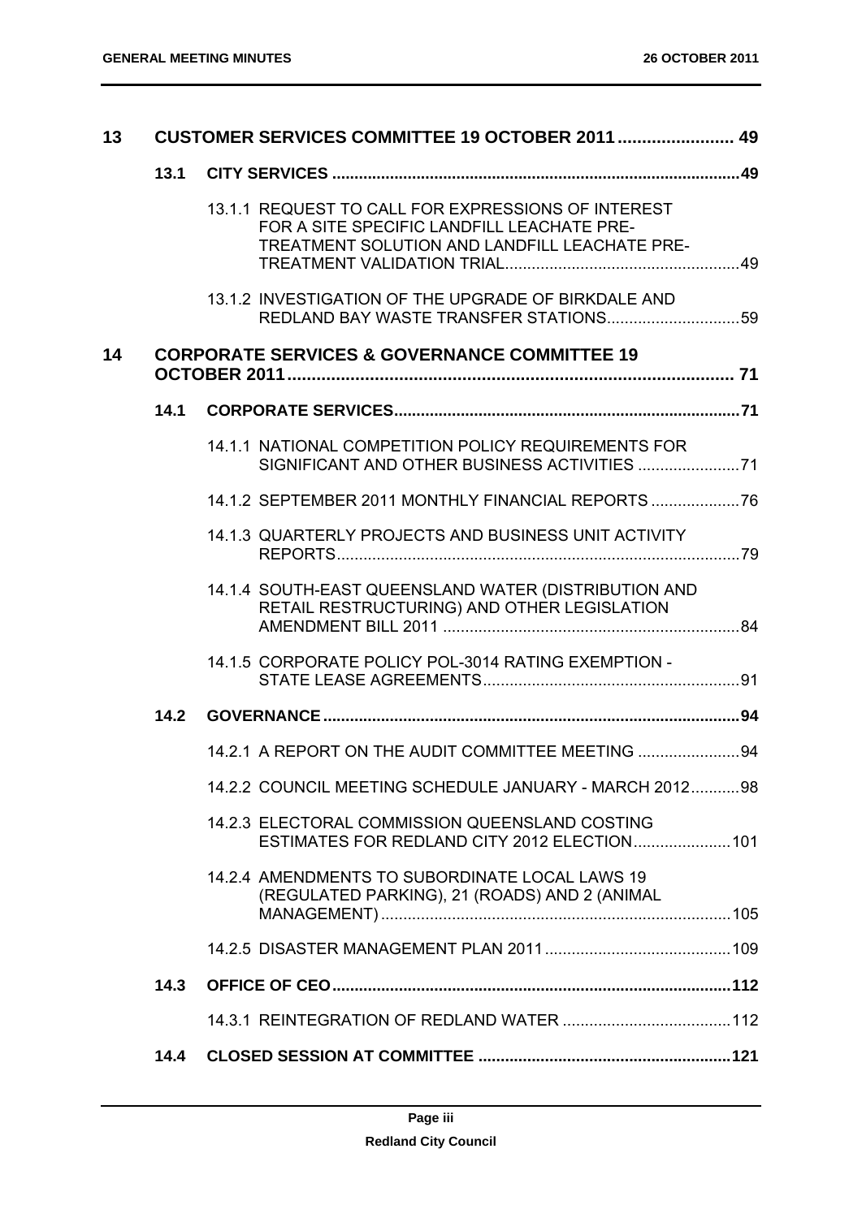| | | | |
|---|---|---|---|
| **13** | **CUSTOMER SERVICES COMMITTEE 19 OCTOBER 2011** | | **49** |
| | **13.1** | **CITY SERVICES** | **49** |
| | | 13.1.1 REQUEST TO CALL FOR EXPRESSIONS OF INTEREST FOR A SITE SPECIFIC LANDFILL LEACHATE PRE-TREATMENT SOLUTION AND LANDFILL LEACHATE PRE-TREATMENT VALIDATION TRIAL | 49 |
| | | 13.1.2 INVESTIGATION OF THE UPGRADE OF BIRKDALE AND REDLAND BAY WASTE TRANSFER STATIONS | 59 |
| **14** | **CORPORATE SERVICES & GOVERNANCE COMMITTEE 19 OCTOBER 2011** | | **71** |
| | **14.1** | **CORPORATE SERVICES** | **71** |
| | | 14.1.1 NATIONAL COMPETITION POLICY REQUIREMENTS FOR SIGNIFICANT AND OTHER BUSINESS ACTIVITIES | 71 |
| | | 14.1.2 SEPTEMBER 2011 MONTHLY FINANCIAL REPORTS | 76 |
| | | 14.1.3 QUARTERLY PROJECTS AND BUSINESS UNIT ACTIVITY REPORTS | 79 |
| | | 14.1.4 SOUTH-EAST QUEENSLAND WATER (DISTRIBUTION AND RETAIL RESTRUCTURING) AND OTHER LEGISLATION AMENDMENT BILL 2011 | 84 |
| | | 14.1.5 CORPORATE POLICY POL-3014 RATING EXEMPTION - STATE LEASE AGREEMENTS | 91 |
| | **14.2** | **GOVERNANCE** | **94** |
| | | 14.2.1 A REPORT ON THE AUDIT COMMITTEE MEETING | 94 |
| | | 14.2.2 COUNCIL MEETING SCHEDULE JANUARY - MARCH 2012 | 98 |
| | | 14.2.3 ELECTORAL COMMISSION QUEENSLAND COSTING ESTIMATES FOR REDLAND CITY 2012 ELECTION | 101 |
| | | 14.2.4 AMENDMENTS TO SUBORDINATE LOCAL LAWS 19 (REGULATED PARKING), 21 (ROADS) AND 2 (ANIMAL MANAGEMENT) | 105 |
| | | 14.2.5 DISASTER MANAGEMENT PLAN 2011 | 109 |
| | **14.3** | **OFFICE OF CEO** | **112** |
| | | 14.3.1 REINTEGRATION OF REDLAND WATER | 112 |
| | **14.4** | **CLOSED SESSION AT COMMITTEE** | **121** |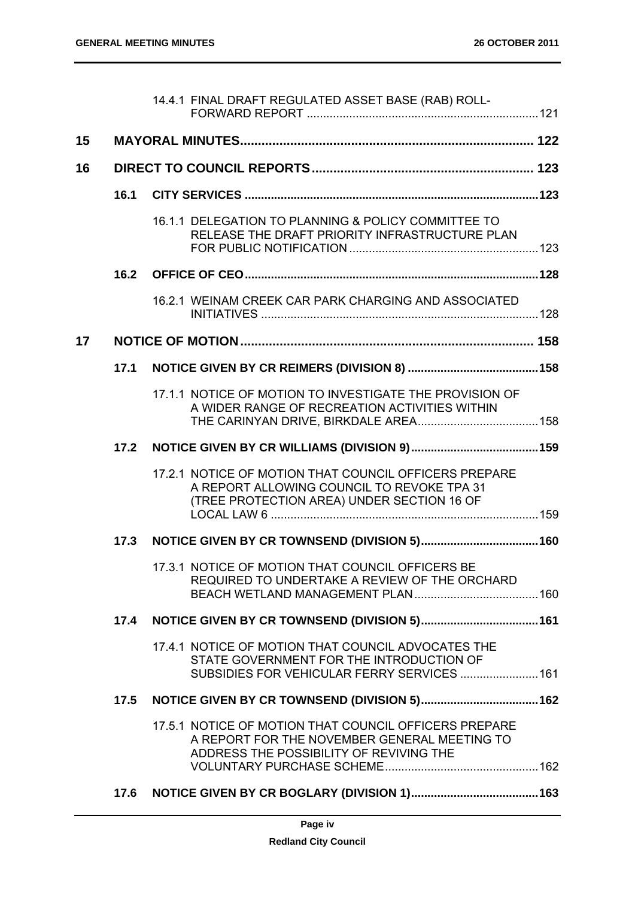| | | | |
|---|---|---|---|
| | | 14.4.1 FINAL DRAFT REGULATED ASSET BASE (RAB) ROLL-FORWARD REPORT | 121 |
| **15** | | **MAYORAL MINUTES** | **122** |
| **16** | | **DIRECT TO COUNCIL REPORTS** | **123** |
| | **16.1** | **CITY SERVICES** | **123** |
| | | 16.1.1 DELEGATION TO PLANNING & POLICY COMMITTEE TO RELEASE THE DRAFT PRIORITY INFRASTRUCTURE PLAN FOR PUBLIC NOTIFICATION | 123 |
| | **16.2** | **OFFICE OF CEO** | **128** |
| | | 16.2.1 WEINAM CREEK CAR PARK CHARGING AND ASSOCIATED INITIATIVES | 128 |
| **17** | | **NOTICE OF MOTION** | **158** |
| | **17.1** | **NOTICE GIVEN BY CR REIMERS (DIVISION 8)** | **158** |
| | | 17.1.1 NOTICE OF MOTION TO INVESTIGATE THE PROVISION OF A WIDER RANGE OF RECREATION ACTIVITIES WITHIN THE CARINYAN DRIVE, BIRKDALE AREA | 158 |
| | **17.2** | **NOTICE GIVEN BY CR WILLIAMS (DIVISION 9)** | **159** |
| | | 17.2.1 NOTICE OF MOTION THAT COUNCIL OFFICERS PREPARE A REPORT ALLOWING COUNCIL TO REVOKE TPA 31 (TREE PROTECTION AREA) UNDER SECTION 16 OF LOCAL LAW 6 | 159 |
| | **17.3** | **NOTICE GIVEN BY CR TOWNSEND (DIVISION 5)** | **160** |
| | | 17.3.1 NOTICE OF MOTION THAT COUNCIL OFFICERS BE REQUIRED TO UNDERTAKE A REVIEW OF THE ORCHARD BEACH WETLAND MANAGEMENT PLAN | 160 |
| | **17.4** | **NOTICE GIVEN BY CR TOWNSEND (DIVISION 5)** | **161** |
| | | 17.4.1 NOTICE OF MOTION THAT COUNCIL ADVOCATES THE STATE GOVERNMENT FOR THE INTRODUCTION OF SUBSIDIES FOR VEHICULAR FERRY SERVICES | 161 |
| | **17.5** | **NOTICE GIVEN BY CR TOWNSEND (DIVISION 5)** | **162** |
| | | 17.5.1 NOTICE OF MOTION THAT COUNCIL OFFICERS PREPARE A REPORT FOR THE NOVEMBER GENERAL MEETING TO ADDRESS THE POSSIBILITY OF REVIVING THE VOLUNTARY PURCHASE SCHEME | 162 |
| | **17.6** | **NOTICE GIVEN BY CR BOGLARY (DIVISION 1)** | **163** |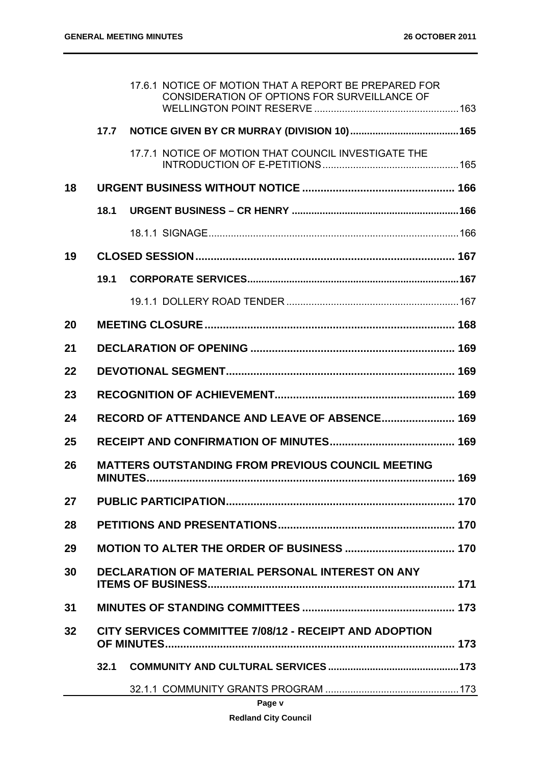| | | | |
|---|---|---|---|
| | | 17.6.1 NOTICE OF MOTION THAT A REPORT BE PREPARED FOR CONSIDERATION OF OPTIONS FOR SURVEILLANCE OF WELLINGTON POINT RESERVE | 163 |
| | **17.7** | **NOTICE GIVEN BY CR MURRAY (DIVISION 10)** | **165** |
| | | 17.7.1 NOTICE OF MOTION THAT COUNCIL INVESTIGATE THE INTRODUCTION OF E-PETITIONS | 165 |
| **18** | | **URGENT BUSINESS WITHOUT NOTICE** | **166** |
| | **18.1** | **URGENT BUSINESS – CR HENRY** | **166** |
| | | 18.1.1 SIGNAGE | 166 |
| **19** | | **CLOSED SESSION** | **167** |
| | **19.1** | **CORPORATE SERVICES** | **167** |
| | | 19.1.1 DOLLERY ROAD TENDER | 167 |
| **20** | | **MEETING CLOSURE** | **168** |
| **21** | | **DECLARATION OF OPENING** | **169** |
| **22** | | **DEVOTIONAL SEGMENT** | **169** |
| **23** | | **RECOGNITION OF ACHIEVEMENT** | **169** |
| **24** | | **RECORD OF ATTENDANCE AND LEAVE OF ABSENCE** | **169** |
| **25** | | **RECEIPT AND CONFIRMATION OF MINUTES** | **169** |
| **26** | | **MATTERS OUTSTANDING FROM PREVIOUS COUNCIL MEETING MINUTES** | **169** |
| **27** | | **PUBLIC PARTICIPATION** | **170** |
| **28** | | **PETITIONS AND PRESENTATIONS** | **170** |
| **29** | | **MOTION TO ALTER THE ORDER OF BUSINESS** | **170** |
| **30** | | **DECLARATION OF MATERIAL PERSONAL INTEREST ON ANY ITEMS OF BUSINESS** | **171** |
| **31** | | **MINUTES OF STANDING COMMITTEES** | **173** |
| **32** | | **CITY SERVICES COMMITTEE 7/08/12 - RECEIPT AND ADOPTION OF MINUTES** | **173** |
| | **32.1** | **COMMUNITY AND CULTURAL SERVICES** | **173** |
| | | 32.1.1 COMMUNITY GRANTS PROGRAM | 173 |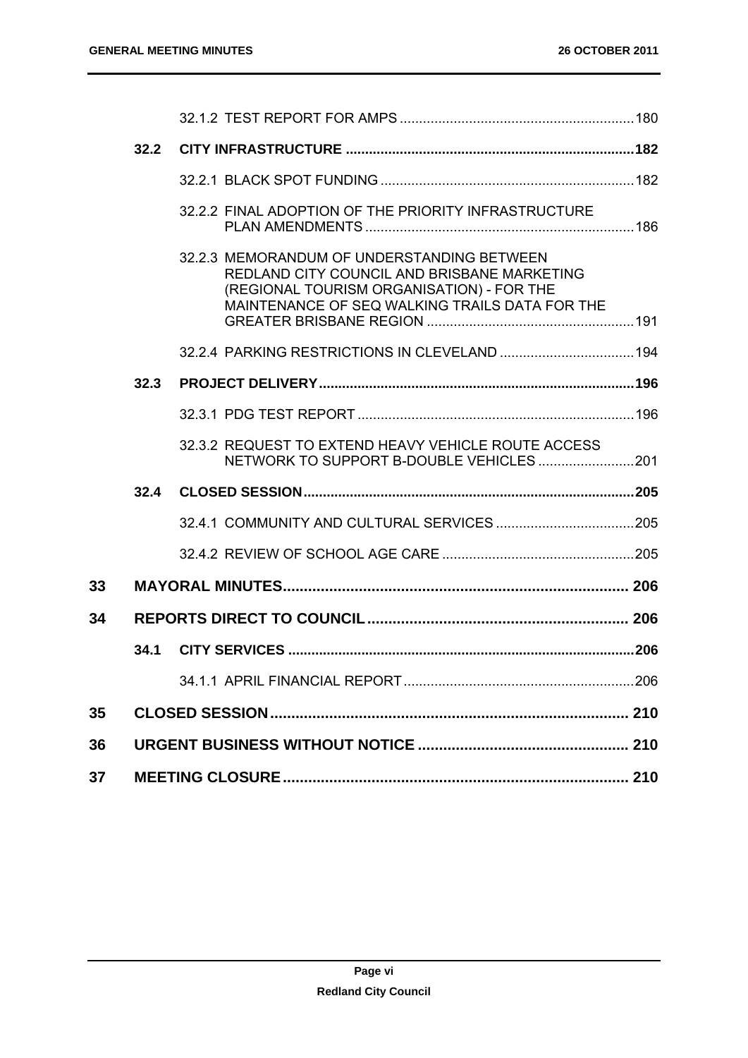| | | | |
|---|---|---|---|
| | | 32.1.2 TEST REPORT FOR AMPS | 180 |
| | **32.2** | **CITY INFRASTRUCTURE** | **182** |
| | | 32.2.1 BLACK SPOT FUNDING | 182 |
| | | 32.2.2 FINAL ADOPTION OF THE PRIORITY INFRASTRUCTURE PLAN AMENDMENTS | 186 |
| | | 32.2.3 MEMORANDUM OF UNDERSTANDING BETWEEN REDLAND CITY COUNCIL AND BRISBANE MARKETING (REGIONAL TOURISM ORGANISATION) - FOR THE MAINTENANCE OF SEQ WALKING TRAILS DATA FOR THE GREATER BRISBANE REGION | 191 |
| | | 32.2.4 PARKING RESTRICTIONS IN CLEVELAND | 194 |
| | **32.3** | **PROJECT DELIVERY** | **196** |
| | | 32.3.1 PDG TEST REPORT | 196 |
| | | 32.3.2 REQUEST TO EXTEND HEAVY VEHICLE ROUTE ACCESS NETWORK TO SUPPORT B-DOUBLE VEHICLES | 201 |
| | **32.4** | **CLOSED SESSION** | **205** |
| | | 32.4.1 COMMUNITY AND CULTURAL SERVICES | 205 |
| | | 32.4.2 REVIEW OF SCHOOL AGE CARE | 205 |
| **33** | **MAYORAL MINUTES** | | **206** |
| **34** | **REPORTS DIRECT TO COUNCIL** | | **206** |
| | **34.1** | **CITY SERVICES** | **206** |
| | | 34.1.1 APRIL FINANCIAL REPORT | 206 |
| **35** | **CLOSED SESSION** | | **210** |
| **36** | **URGENT BUSINESS WITHOUT NOTICE** | | **210** |
| **37** | **MEETING CLOSURE** | | **210** |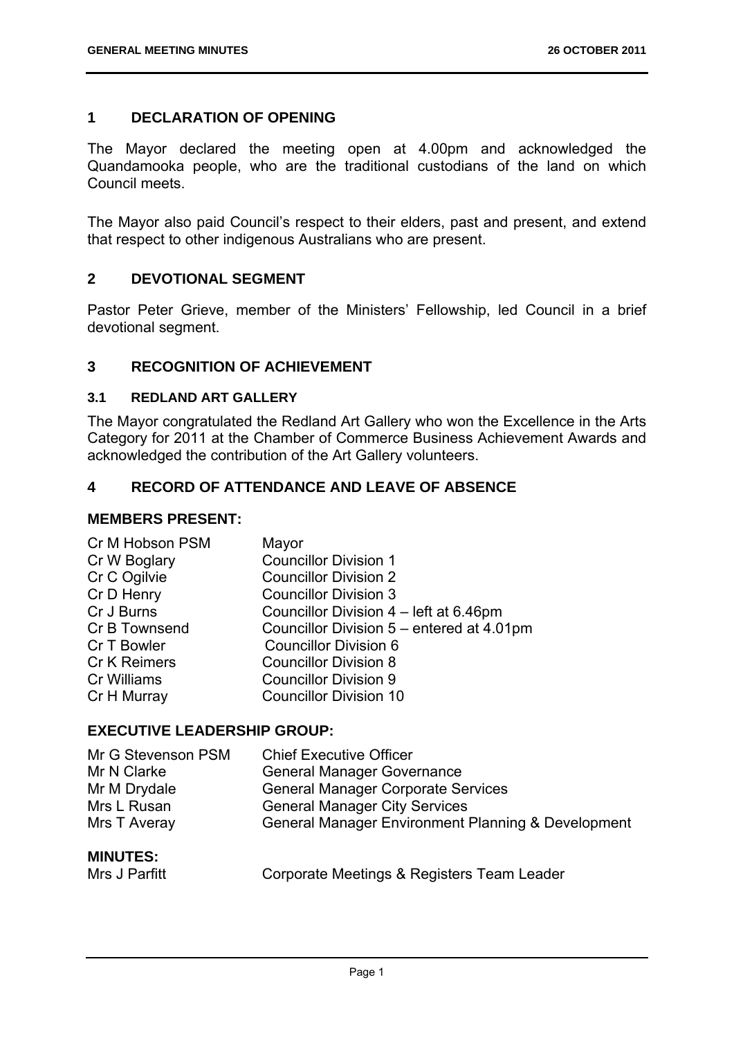## 1 DECLARATION OF OPENING

The Mayor declared the meeting open at 4.00pm and acknowledged the Quandamooka people, who are the traditional custodians of the land on which Council meets.

The Mayor also paid Council's respect to their elders, past and present, and extend that respect to other indigenous Australians who are present.

## 2 DEVOTIONAL SEGMENT

Pastor Peter Grieve, member of the Ministers' Fellowship, led Council in a brief devotional segment.

## 3 RECOGNITION OF ACHIEVEMENT

### 3.1 REDLAND ART GALLERY

The Mayor congratulated the Redland Art Gallery who won the Excellence in the Arts Category for 2011 at the Chamber of Commerce Business Achievement Awards and acknowledged the contribution of the Art Gallery volunteers.

## 4 RECORD OF ATTENDANCE AND LEAVE OF ABSENCE

### MEMBERS PRESENT:

| | |
|---|---|
| Cr M Hobson PSM | Mayor |
| Cr W Boglary | Councillor Division 1 |
| Cr C Ogilvie | Councillor Division 2 |
| Cr D Henry | Councillor Division 3 |
| Cr J Burns | Councillor Division 4 – left at 6.46pm |
| Cr B Townsend | Councillor Division 5 – entered at 4.01pm |
| Cr T Bowler | Councillor Division 6 |
| Cr K Reimers | Councillor Division 8 |
| Cr Williams | Councillor Division 9 |
| Cr H Murray | Councillor Division 10 |

### EXECUTIVE LEADERSHIP GROUP:

| | |
|---|---|
| Mr G Stevenson PSM | Chief Executive Officer |
| Mr N Clarke | General Manager Governance |
| Mr M Drydale | General Manager Corporate Services |
| Mrs L Rusan | General Manager City Services |
| Mrs T Averay | General Manager Environment Planning & Development |

### MINUTES:

| | |
|---|---|
| Mrs J Parfitt | Corporate Meetings & Registers Team Leader |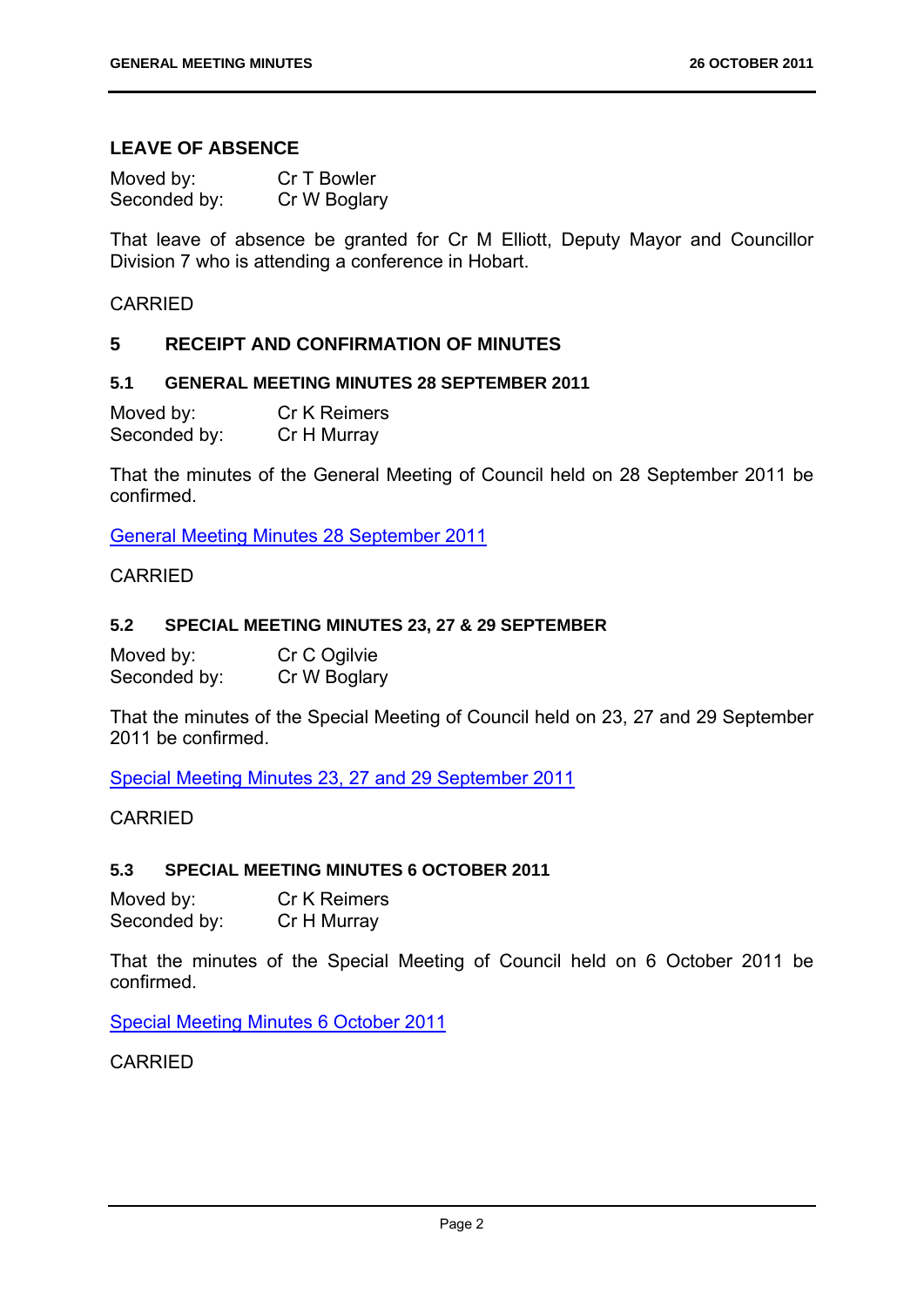## LEAVE OF ABSENCE

Moved by: Cr T Bowler
Seconded by: Cr W Boglary

That leave of absence be granted for Cr M Elliott, Deputy Mayor and Councillor Division 7 who is attending a conference in Hobart.

CARRIED

## 5 RECEIPT AND CONFIRMATION OF MINUTES

### 5.1 GENERAL MEETING MINUTES 28 SEPTEMBER 2011

Moved by: Cr K Reimers
Seconded by: Cr H Murray

That the minutes of the General Meeting of Council held on 28 September 2011 be confirmed.

General Meeting Minutes 28 September 2011

CARRIED

### 5.2 SPECIAL MEETING MINUTES 23, 27 & 29 SEPTEMBER

Moved by: Cr C Ogilvie
Seconded by: Cr W Boglary

That the minutes of the Special Meeting of Council held on 23, 27 and 29 September 2011 be confirmed.

Special Meeting Minutes 23, 27 and 29 September 2011

CARRIED

### 5.3 SPECIAL MEETING MINUTES 6 OCTOBER 2011

Moved by: Cr K Reimers
Seconded by: Cr H Murray

That the minutes of the Special Meeting of Council held on 6 October 2011 be confirmed.

Special Meeting Minutes 6 October 2011

CARRIED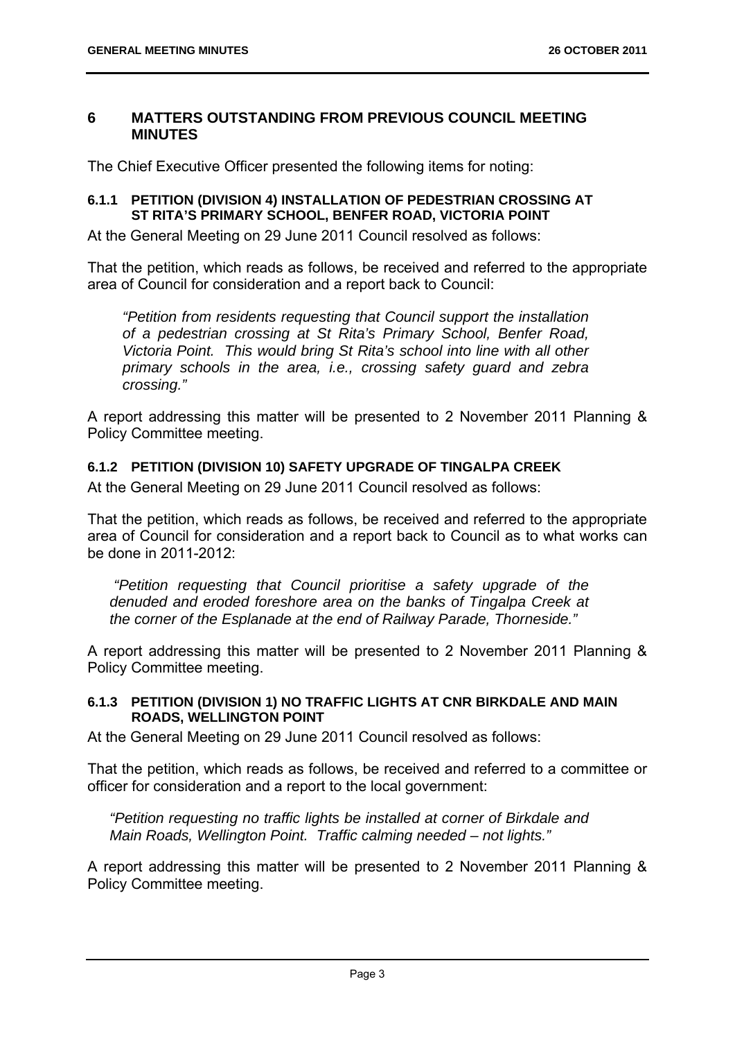## 6 MATTERS OUTSTANDING FROM PREVIOUS COUNCIL MEETING MINUTES

The Chief Executive Officer presented the following items for noting:

### 6.1.1 PETITION (DIVISION 4) INSTALLATION OF PEDESTRIAN CROSSING AT ST RITA'S PRIMARY SCHOOL, BENFER ROAD, VICTORIA POINT

At the General Meeting on 29 June 2011 Council resolved as follows:

That the petition, which reads as follows, be received and referred to the appropriate area of Council for consideration and a report back to Council:

> *"Petition from residents requesting that Council support the installation of a pedestrian crossing at St Rita's Primary School, Benfer Road, Victoria Point. This would bring St Rita's school into line with all other primary schools in the area, i.e., crossing safety guard and zebra crossing."*

A report addressing this matter will be presented to 2 November 2011 Planning & Policy Committee meeting.

### 6.1.2 PETITION (DIVISION 10) SAFETY UPGRADE OF TINGALPA CREEK

At the General Meeting on 29 June 2011 Council resolved as follows:

That the petition, which reads as follows, be received and referred to the appropriate area of Council for consideration and a report back to Council as to what works can be done in 2011-2012:

> *"Petition requesting that Council prioritise a safety upgrade of the denuded and eroded foreshore area on the banks of Tingalpa Creek at the corner of the Esplanade at the end of Railway Parade, Thorneside."*

A report addressing this matter will be presented to 2 November 2011 Planning & Policy Committee meeting.

### 6.1.3 PETITION (DIVISION 1) NO TRAFFIC LIGHTS AT CNR BIRKDALE AND MAIN ROADS, WELLINGTON POINT

At the General Meeting on 29 June 2011 Council resolved as follows:

That the petition, which reads as follows, be received and referred to a committee or officer for consideration and a report to the local government:

> *"Petition requesting no traffic lights be installed at corner of Birkdale and Main Roads, Wellington Point. Traffic calming needed – not lights."*

A report addressing this matter will be presented to 2 November 2011 Planning & Policy Committee meeting.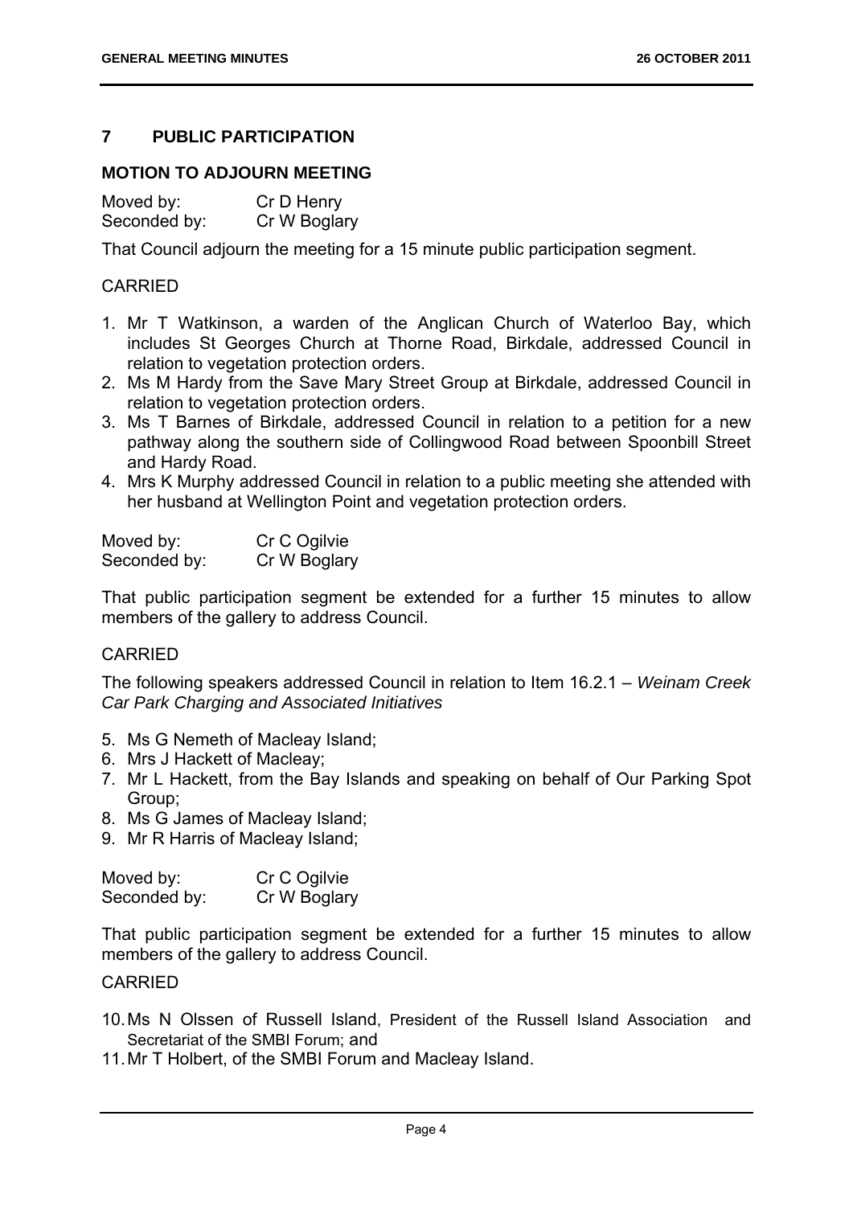## 7 PUBLIC PARTICIPATION

### MOTION TO ADJOURN MEETING

Moved by: Cr D Henry
Seconded by: Cr W Boglary

That Council adjourn the meeting for a 15 minute public participation segment.

CARRIED

1. Mr T Watkinson, a warden of the Anglican Church of Waterloo Bay, which includes St Georges Church at Thorne Road, Birkdale, addressed Council in relation to vegetation protection orders.
2. Ms M Hardy from the Save Mary Street Group at Birkdale, addressed Council in relation to vegetation protection orders.
3. Ms T Barnes of Birkdale, addressed Council in relation to a petition for a new pathway along the southern side of Collingwood Road between Spoonbill Street and Hardy Road.
4. Mrs K Murphy addressed Council in relation to a public meeting she attended with her husband at Wellington Point and vegetation protection orders.

Moved by: Cr C Ogilvie
Seconded by: Cr W Boglary

That public participation segment be extended for a further 15 minutes to allow members of the gallery to address Council.

CARRIED

The following speakers addressed Council in relation to Item 16.2.1 – *Weinam Creek Car Park Charging and Associated Initiatives*

5. Ms G Nemeth of Macleay Island;
6. Mrs J Hackett of Macleay;
7. Mr L Hackett, from the Bay Islands and speaking on behalf of Our Parking Spot Group;
8. Ms G James of Macleay Island;
9. Mr R Harris of Macleay Island;

Moved by: Cr C Ogilvie
Seconded by: Cr W Boglary

That public participation segment be extended for a further 15 minutes to allow members of the gallery to address Council.

CARRIED

10. Ms N Olssen of Russell Island, President of the Russell Island Association and Secretariat of the SMBI Forum; and
11. Mr T Holbert, of the SMBI Forum and Macleay Island.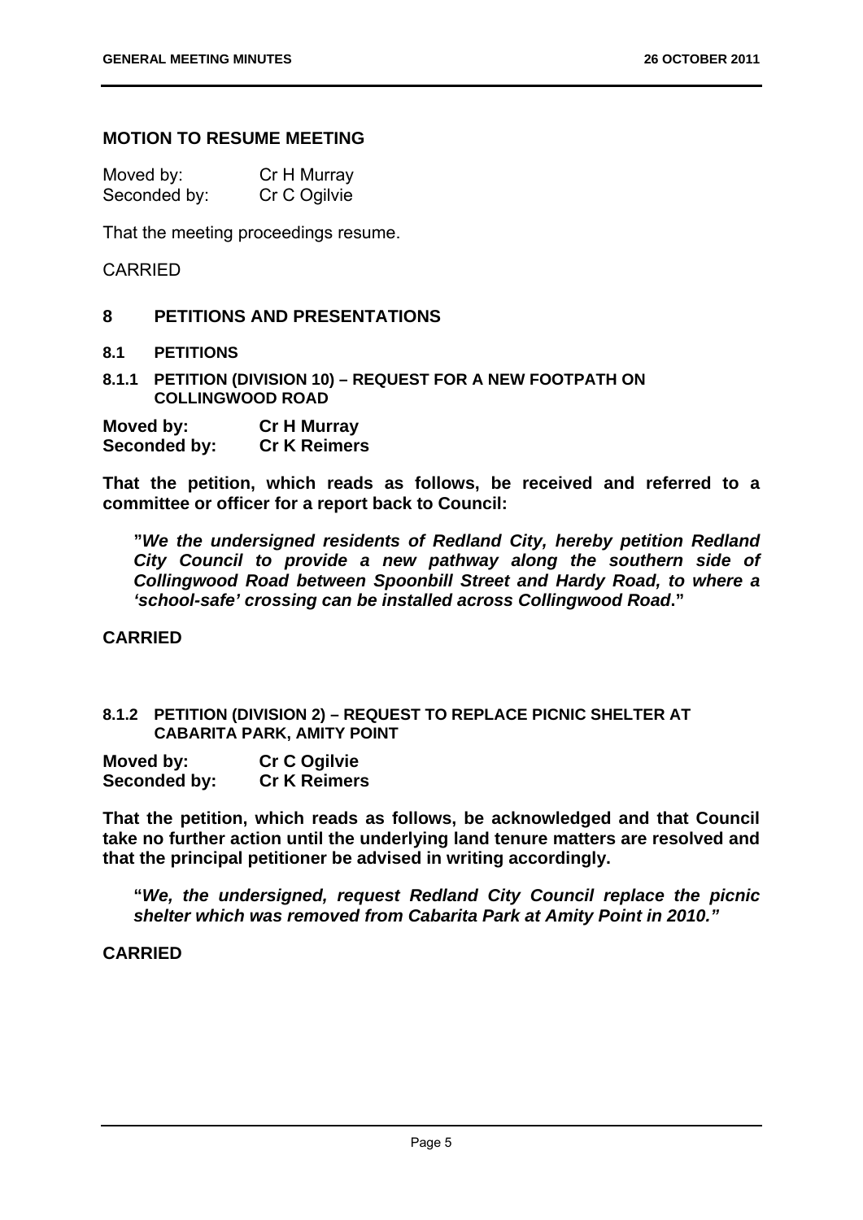## MOTION TO RESUME MEETING

Moved by: Cr H Murray
Seconded by: Cr C Ogilvie

That the meeting proceedings resume.

CARRIED

## 8 PETITIONS AND PRESENTATIONS

### 8.1 PETITIONS

#### 8.1.1 PETITION (DIVISION 10) – REQUEST FOR A NEW FOOTPATH ON COLLINGWOOD ROAD

**Moved by: Cr H Murray**
**Seconded by: Cr K Reimers**

**That the petition, which reads as follows, be received and referred to a committee or officer for a report back to Council:**

> **"*We the undersigned residents of Redland City, hereby petition Redland City Council to provide a new pathway along the southern side of Collingwood Road between Spoonbill Street and Hardy Road, to where a 'school-safe' crossing can be installed across Collingwood Road*."**

**CARRIED**

#### 8.1.2 PETITION (DIVISION 2) – REQUEST TO REPLACE PICNIC SHELTER AT CABARITA PARK, AMITY POINT

**Moved by: Cr C Ogilvie**
**Seconded by: Cr K Reimers**

**That the petition, which reads as follows, be acknowledged and that Council take no further action until the underlying land tenure matters are resolved and that the principal petitioner be advised in writing accordingly.**

> **"*We, the undersigned, request Redland City Council replace the picnic shelter which was removed from Cabarita Park at Amity Point in 2010."***

**CARRIED**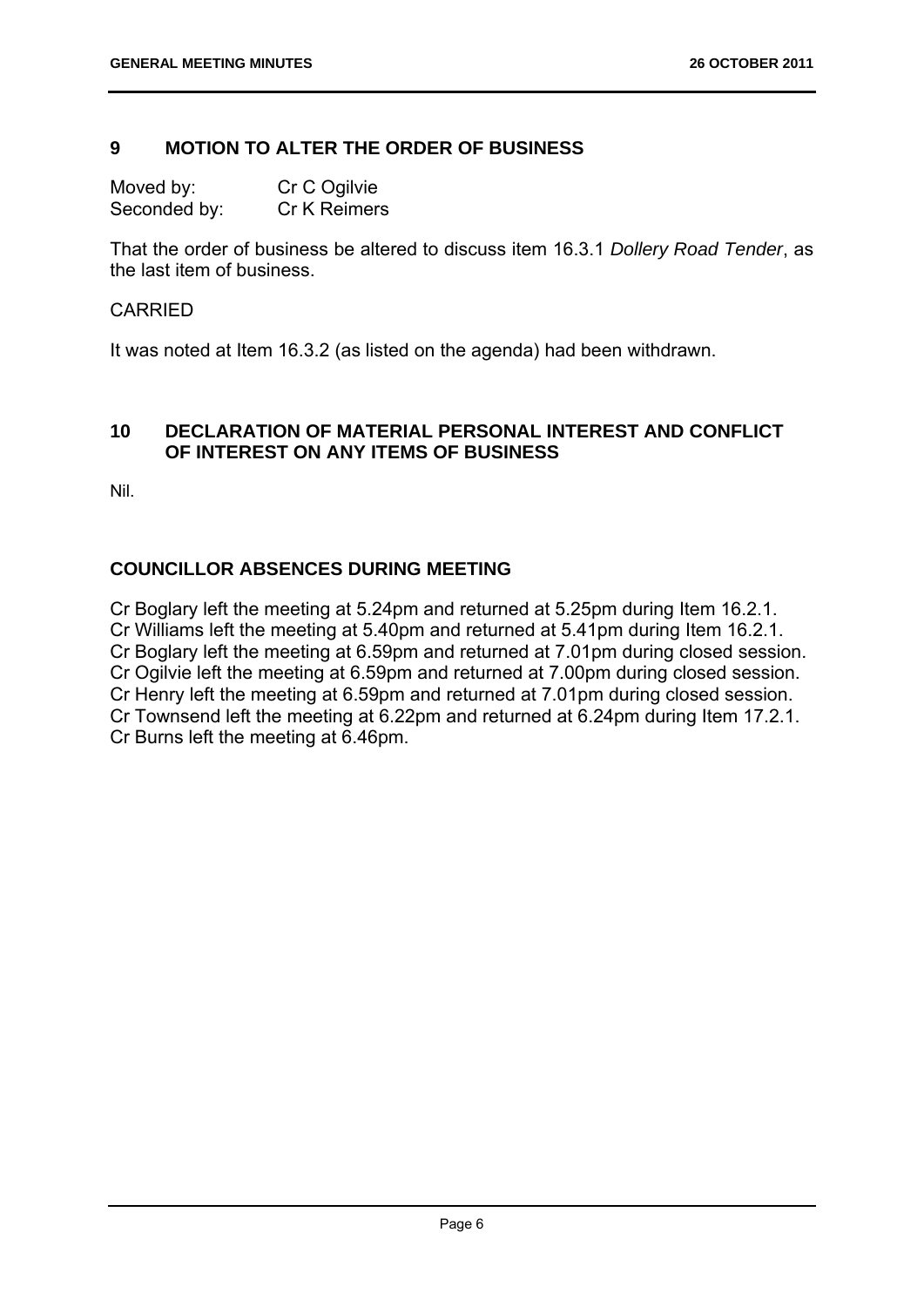## 9 MOTION TO ALTER THE ORDER OF BUSINESS

Moved by: Cr C Ogilvie
Seconded by: Cr K Reimers

That the order of business be altered to discuss item 16.3.1 *Dollery Road Tender*, as the last item of business.

CARRIED

It was noted at Item 16.3.2 (as listed on the agenda) had been withdrawn.

## 10 DECLARATION OF MATERIAL PERSONAL INTEREST AND CONFLICT OF INTEREST ON ANY ITEMS OF BUSINESS

Nil.

## COUNCILLOR ABSENCES DURING MEETING

Cr Boglary left the meeting at 5.24pm and returned at 5.25pm during Item 16.2.1.
Cr Williams left the meeting at 5.40pm and returned at 5.41pm during Item 16.2.1.
Cr Boglary left the meeting at 6.59pm and returned at 7.01pm during closed session.
Cr Ogilvie left the meeting at 6.59pm and returned at 7.00pm during closed session.
Cr Henry left the meeting at 6.59pm and returned at 7.01pm during closed session.
Cr Townsend left the meeting at 6.22pm and returned at 6.24pm during Item 17.2.1.
Cr Burns left the meeting at 6.46pm.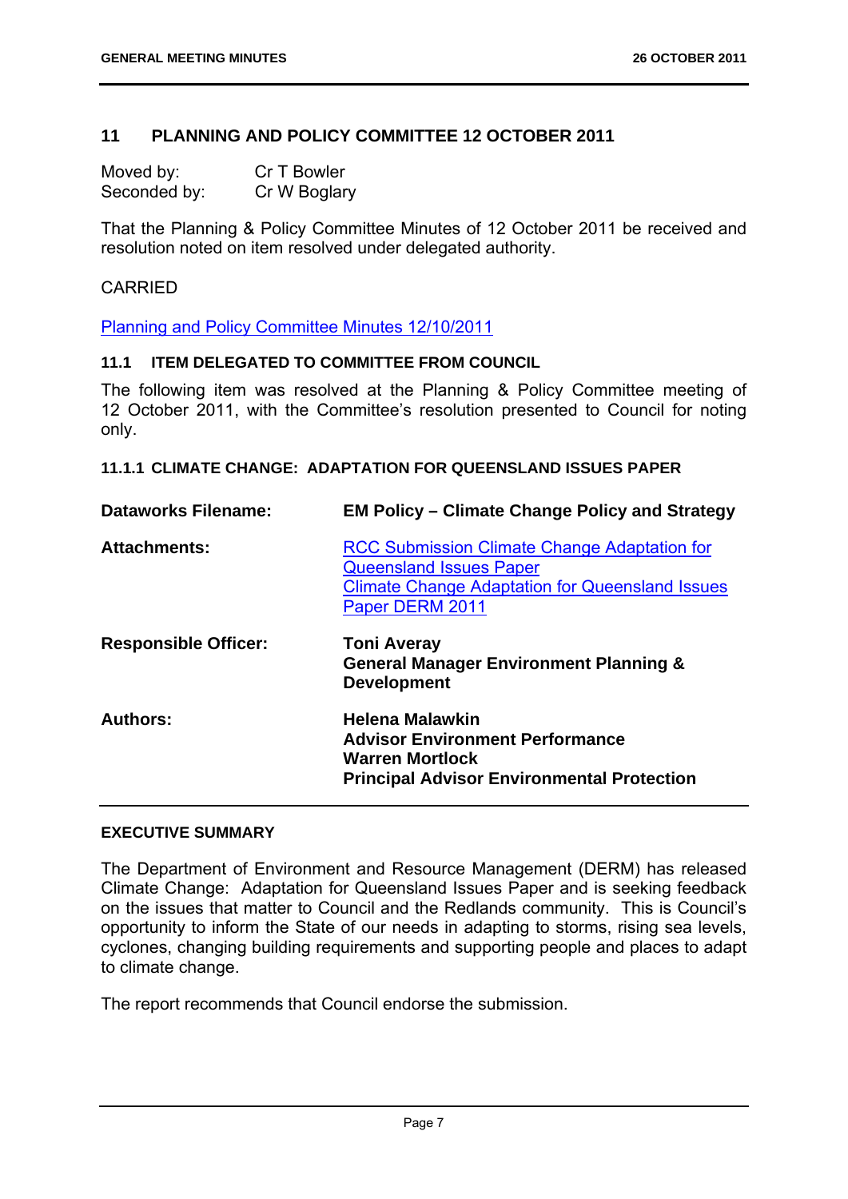## 11 PLANNING AND POLICY COMMITTEE 12 OCTOBER 2011

Moved by: Cr T Bowler
Seconded by: Cr W Boglary

That the Planning & Policy Committee Minutes of 12 October 2011 be received and resolution noted on item resolved under delegated authority.

CARRIED

Planning and Policy Committee Minutes 12/10/2011

### 11.1 ITEM DELEGATED TO COMMITTEE FROM COUNCIL

The following item was resolved at the Planning & Policy Committee meeting of 12 October 2011, with the Committee's resolution presented to Council for noting only.

#### 11.1.1 CLIMATE CHANGE: ADAPTATION FOR QUEENSLAND ISSUES PAPER

| | |
|---|---|
| **Dataworks Filename:** | **EM Policy – Climate Change Policy and Strategy** |
| **Attachments:** | RCC Submission Climate Change Adaptation for Queensland Issues Paper<br>Climate Change Adaptation for Queensland Issues Paper DERM 2011 |
| **Responsible Officer:** | **Toni Averay**<br>**General Manager Environment Planning & Development** |
| **Authors:** | **Helena Malawkin**<br>**Advisor Environment Performance**<br>**Warren Mortlock**<br>**Principal Advisor Environmental Protection** |

**EXECUTIVE SUMMARY**

The Department of Environment and Resource Management (DERM) has released Climate Change: Adaptation for Queensland Issues Paper and is seeking feedback on the issues that matter to Council and the Redlands community. This is Council's opportunity to inform the State of our needs in adapting to storms, rising sea levels, cyclones, changing building requirements and supporting people and places to adapt to climate change.

The report recommends that Council endorse the submission.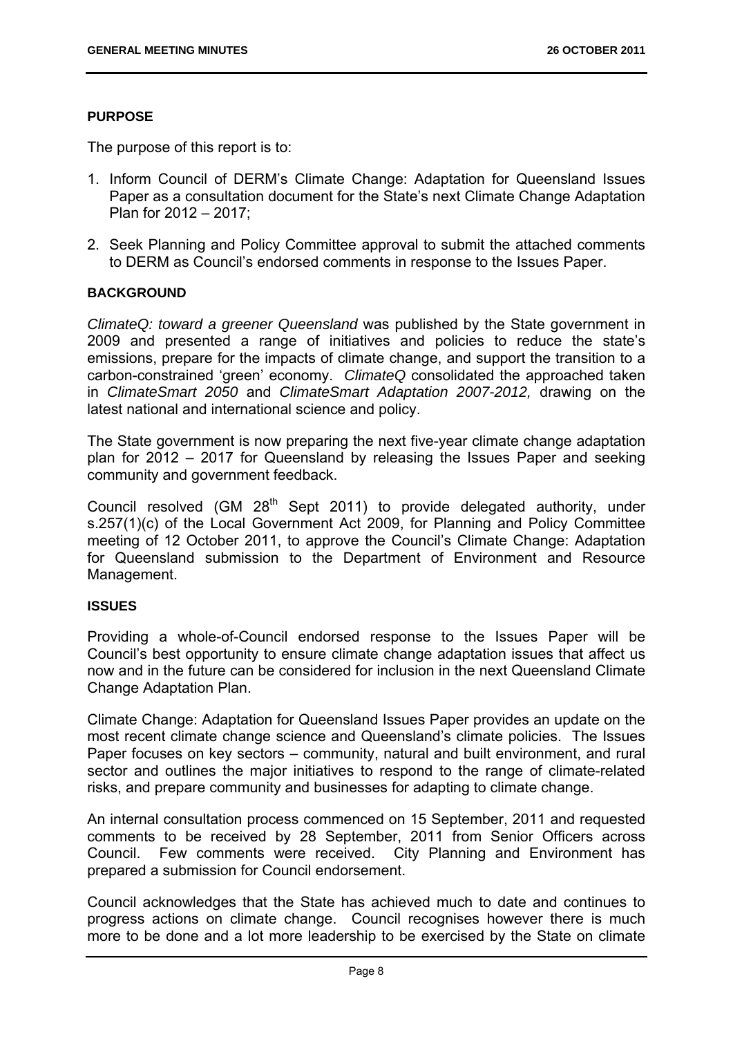**PURPOSE**

The purpose of this report is to:

1. Inform Council of DERM's Climate Change: Adaptation for Queensland Issues Paper as a consultation document for the State's next Climate Change Adaptation Plan for 2012 – 2017;
2. Seek Planning and Policy Committee approval to submit the attached comments to DERM as Council's endorsed comments in response to the Issues Paper.

**BACKGROUND**

*ClimateQ: toward a greener Queensland* was published by the State government in 2009 and presented a range of initiatives and policies to reduce the state's emissions, prepare for the impacts of climate change, and support the transition to a carbon-constrained 'green' economy. *ClimateQ* consolidated the approached taken in *ClimateSmart 2050* and *ClimateSmart Adaptation 2007-2012,* drawing on the latest national and international science and policy.

The State government is now preparing the next five-year climate change adaptation plan for 2012 – 2017 for Queensland by releasing the Issues Paper and seeking community and government feedback.

Council resolved (GM 28th Sept 2011) to provide delegated authority, under s.257(1)(c) of the Local Government Act 2009, for Planning and Policy Committee meeting of 12 October 2011, to approve the Council's Climate Change: Adaptation for Queensland submission to the Department of Environment and Resource Management.

**ISSUES**

Providing a whole-of-Council endorsed response to the Issues Paper will be Council's best opportunity to ensure climate change adaptation issues that affect us now and in the future can be considered for inclusion in the next Queensland Climate Change Adaptation Plan.

Climate Change: Adaptation for Queensland Issues Paper provides an update on the most recent climate change science and Queensland's climate policies. The Issues Paper focuses on key sectors – community, natural and built environment, and rural sector and outlines the major initiatives to respond to the range of climate-related risks, and prepare community and businesses for adapting to climate change.

An internal consultation process commenced on 15 September, 2011 and requested comments to be received by 28 September, 2011 from Senior Officers across Council. Few comments were received. City Planning and Environment has prepared a submission for Council endorsement.

Council acknowledges that the State has achieved much to date and continues to progress actions on climate change. Council recognises however there is much more to be done and a lot more leadership to be exercised by the State on climate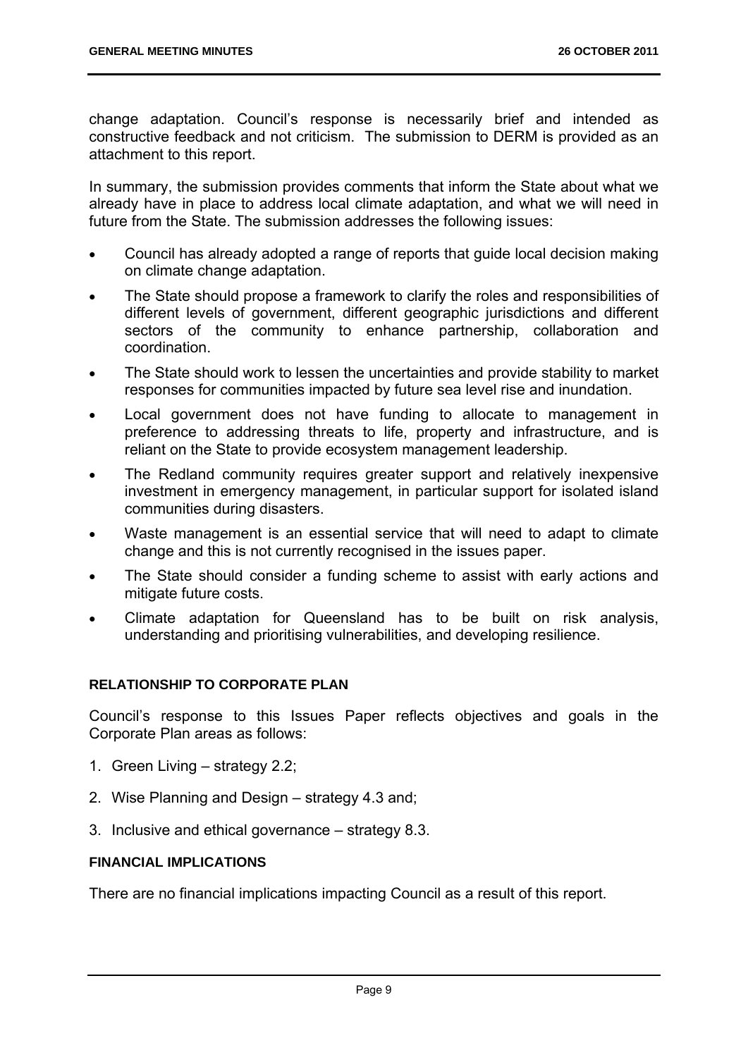change adaptation. Council's response is necessarily brief and intended as constructive feedback and not criticism. The submission to DERM is provided as an attachment to this report.

In summary, the submission provides comments that inform the State about what we already have in place to address local climate adaptation, and what we will need in future from the State. The submission addresses the following issues:

- Council has already adopted a range of reports that guide local decision making on climate change adaptation.
- The State should propose a framework to clarify the roles and responsibilities of different levels of government, different geographic jurisdictions and different sectors of the community to enhance partnership, collaboration and coordination.
- The State should work to lessen the uncertainties and provide stability to market responses for communities impacted by future sea level rise and inundation.
- Local government does not have funding to allocate to management in preference to addressing threats to life, property and infrastructure, and is reliant on the State to provide ecosystem management leadership.
- The Redland community requires greater support and relatively inexpensive investment in emergency management, in particular support for isolated island communities during disasters.
- Waste management is an essential service that will need to adapt to climate change and this is not currently recognised in the issues paper.
- The State should consider a funding scheme to assist with early actions and mitigate future costs.
- Climate adaptation for Queensland has to be built on risk analysis, understanding and prioritising vulnerabilities, and developing resilience.

#### RELATIONSHIP TO CORPORATE PLAN

Council's response to this Issues Paper reflects objectives and goals in the Corporate Plan areas as follows:

1. Green Living – strategy 2.2;
2. Wise Planning and Design – strategy 4.3 and;
3. Inclusive and ethical governance – strategy 8.3.

#### FINANCIAL IMPLICATIONS

There are no financial implications impacting Council as a result of this report.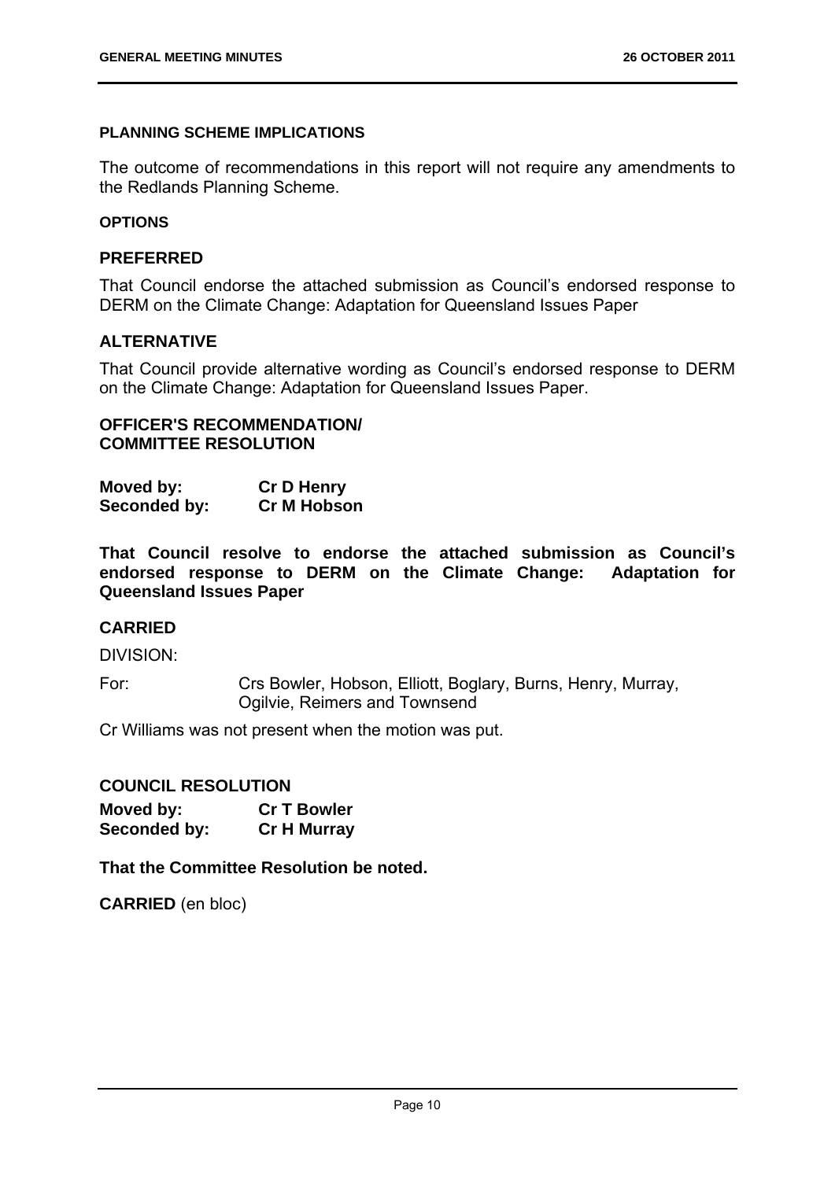#### PLANNING SCHEME IMPLICATIONS

The outcome of recommendations in this report will not require any amendments to the Redlands Planning Scheme.

#### OPTIONS

### PREFERRED

That Council endorse the attached submission as Council's endorsed response to DERM on the Climate Change: Adaptation for Queensland Issues Paper

### ALTERNATIVE

That Council provide alternative wording as Council's endorsed response to DERM on the Climate Change: Adaptation for Queensland Issues Paper.

### OFFICER'S RECOMMENDATION/ COMMITTEE RESOLUTION

**Moved by:** **Cr D Henry**
**Seconded by:** **Cr M Hobson**

**That Council resolve to endorse the attached submission as Council's endorsed response to DERM on the Climate Change: Adaptation for Queensland Issues Paper**

### CARRIED

DIVISION:

For: Crs Bowler, Hobson, Elliott, Boglary, Burns, Henry, Murray, Ogilvie, Reimers and Townsend

Cr Williams was not present when the motion was put.

### COUNCIL RESOLUTION

**Moved by:** **Cr T Bowler**
**Seconded by:** **Cr H Murray**

**That the Committee Resolution be noted.**

**CARRIED** (en bloc)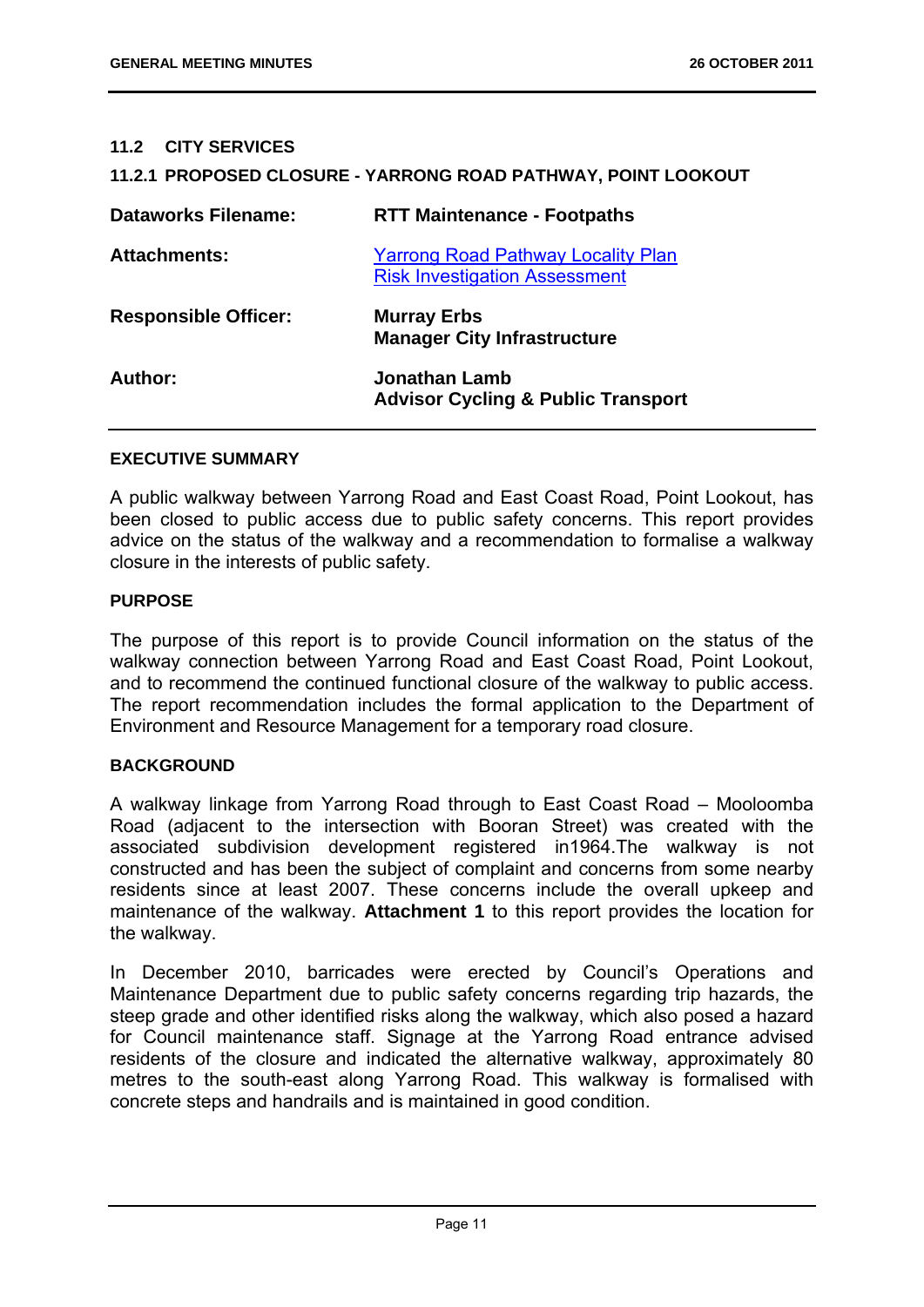## 11.2 CITY SERVICES

### 11.2.1 PROPOSED CLOSURE - YARRONG ROAD PATHWAY, POINT LOOKOUT

| | |
|---|---|
| **Dataworks Filename:** | **RTT Maintenance - Footpaths** |
| **Attachments:** | Yarrong Road Pathway Locality Plan<br>Risk Investigation Assessment |
| **Responsible Officer:** | **Murray Erbs**<br>**Manager City Infrastructure** |
| **Author:** | **Jonathan Lamb**<br>**Advisor Cycling & Public Transport** |

#### EXECUTIVE SUMMARY

A public walkway between Yarrong Road and East Coast Road, Point Lookout, has been closed to public access due to public safety concerns. This report provides advice on the status of the walkway and a recommendation to formalise a walkway closure in the interests of public safety.

#### PURPOSE

The purpose of this report is to provide Council information on the status of the walkway connection between Yarrong Road and East Coast Road, Point Lookout, and to recommend the continued functional closure of the walkway to public access. The report recommendation includes the formal application to the Department of Environment and Resource Management for a temporary road closure.

#### BACKGROUND

A walkway linkage from Yarrong Road through to East Coast Road – Mooloomba Road (adjacent to the intersection with Booran Street) was created with the associated subdivision development registered in1964.The walkway is not constructed and has been the subject of complaint and concerns from some nearby residents since at least 2007. These concerns include the overall upkeep and maintenance of the walkway. **Attachment 1** to this report provides the location for the walkway.

In December 2010, barricades were erected by Council's Operations and Maintenance Department due to public safety concerns regarding trip hazards, the steep grade and other identified risks along the walkway, which also posed a hazard for Council maintenance staff. Signage at the Yarrong Road entrance advised residents of the closure and indicated the alternative walkway, approximately 80 metres to the south-east along Yarrong Road. This walkway is formalised with concrete steps and handrails and is maintained in good condition.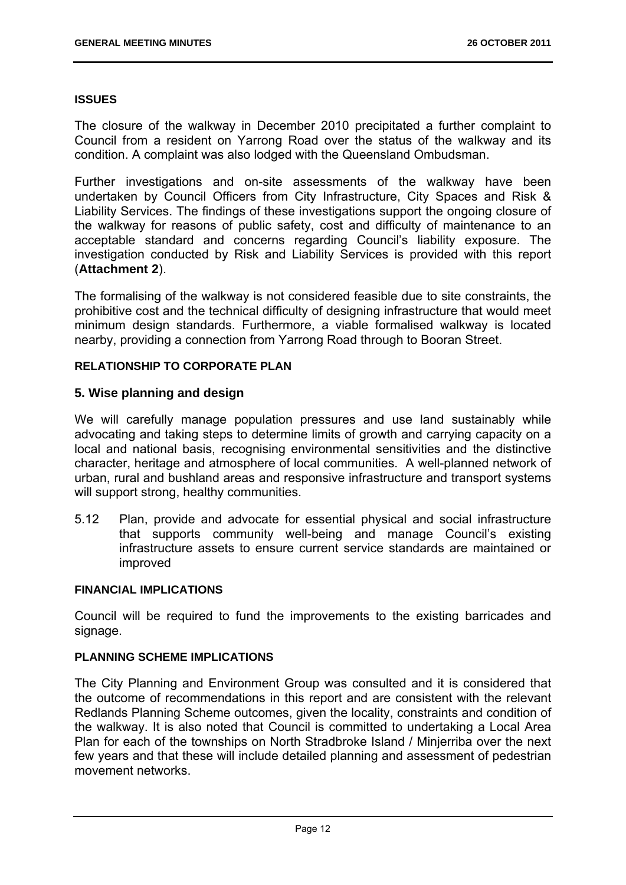**ISSUES**

The closure of the walkway in December 2010 precipitated a further complaint to Council from a resident on Yarrong Road over the status of the walkway and its condition. A complaint was also lodged with the Queensland Ombudsman.

Further investigations and on-site assessments of the walkway have been undertaken by Council Officers from City Infrastructure, City Spaces and Risk & Liability Services. The findings of these investigations support the ongoing closure of the walkway for reasons of public safety, cost and difficulty of maintenance to an acceptable standard and concerns regarding Council's liability exposure. The investigation conducted by Risk and Liability Services is provided with this report (**Attachment 2**).

The formalising of the walkway is not considered feasible due to site constraints, the prohibitive cost and the technical difficulty of designing infrastructure that would meet minimum design standards. Furthermore, a viable formalised walkway is located nearby, providing a connection from Yarrong Road through to Booran Street.

**RELATIONSHIP TO CORPORATE PLAN**

### 5. Wise planning and design

We will carefully manage population pressures and use land sustainably while advocating and taking steps to determine limits of growth and carrying capacity on a local and national basis, recognising environmental sensitivities and the distinctive character, heritage and atmosphere of local communities. A well-planned network of urban, rural and bushland areas and responsive infrastructure and transport systems will support strong, healthy communities.

5.12 Plan, provide and advocate for essential physical and social infrastructure that supports community well-being and manage Council's existing infrastructure assets to ensure current service standards are maintained or improved

**FINANCIAL IMPLICATIONS**

Council will be required to fund the improvements to the existing barricades and signage.

**PLANNING SCHEME IMPLICATIONS**

The City Planning and Environment Group was consulted and it is considered that the outcome of recommendations in this report and are consistent with the relevant Redlands Planning Scheme outcomes, given the locality, constraints and condition of the walkway. It is also noted that Council is committed to undertaking a Local Area Plan for each of the townships on North Stradbroke Island / Minjerriba over the next few years and that these will include detailed planning and assessment of pedestrian movement networks.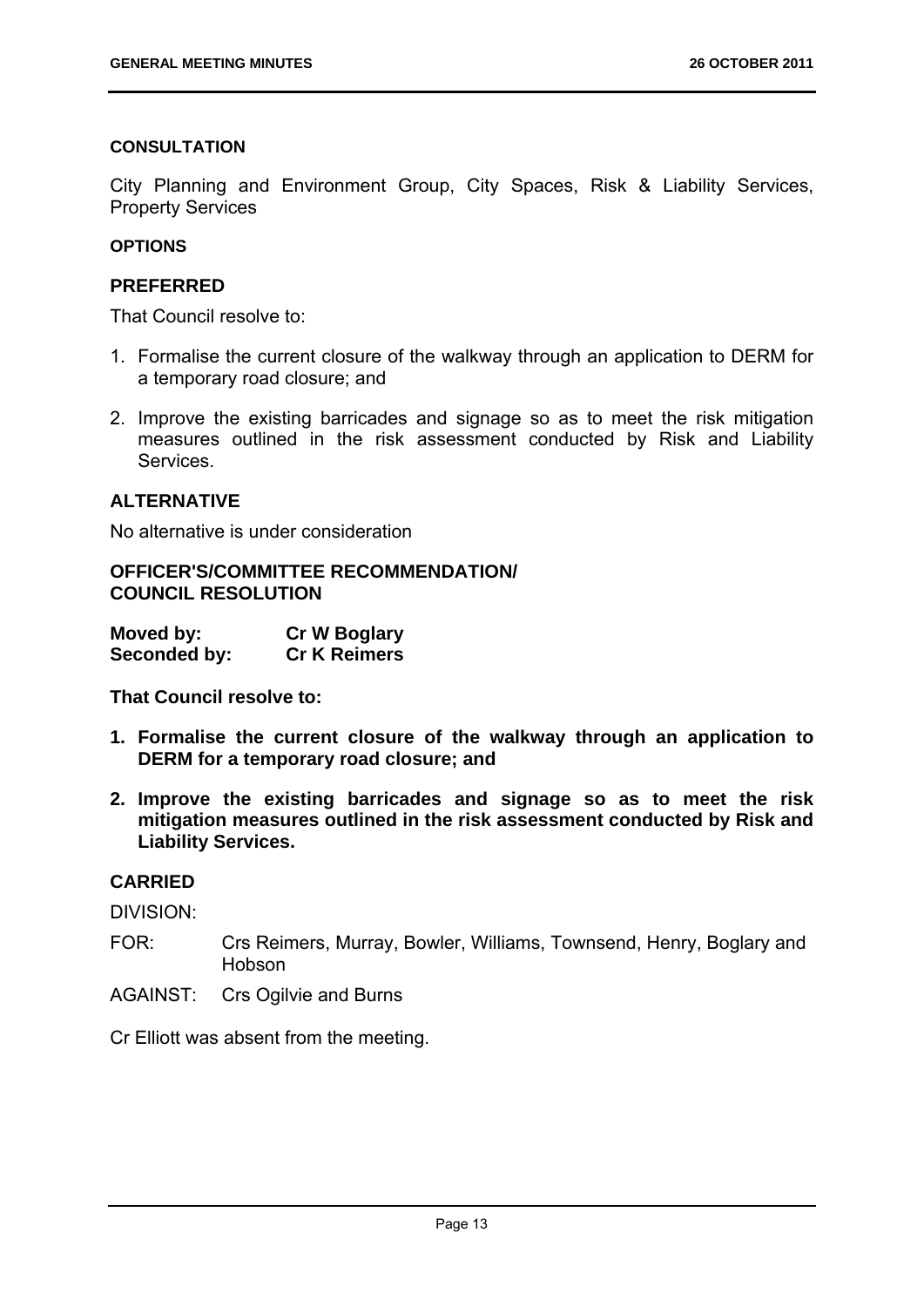#### CONSULTATION

City Planning and Environment Group, City Spaces, Risk & Liability Services, Property Services

#### OPTIONS

### PREFERRED

That Council resolve to:

1. Formalise the current closure of the walkway through an application to DERM for a temporary road closure; and
2. Improve the existing barricades and signage so as to meet the risk mitigation measures outlined in the risk assessment conducted by Risk and Liability Services.

### ALTERNATIVE

No alternative is under consideration

#### OFFICER'S/COMMITTEE RECOMMENDATION/ COUNCIL RESOLUTION

| **Moved by:** | **Cr W Boglary** |
|---|---|
| **Seconded by:** | **Cr K Reimers** |

**That Council resolve to:**

1. **Formalise the current closure of the walkway through an application to DERM for a temporary road closure; and**
2. **Improve the existing barricades and signage so as to meet the risk mitigation measures outlined in the risk assessment conducted by Risk and Liability Services.**

### CARRIED

DIVISION:

FOR: Crs Reimers, Murray, Bowler, Williams, Townsend, Henry, Boglary and Hobson

AGAINST: Crs Ogilvie and Burns

Cr Elliott was absent from the meeting.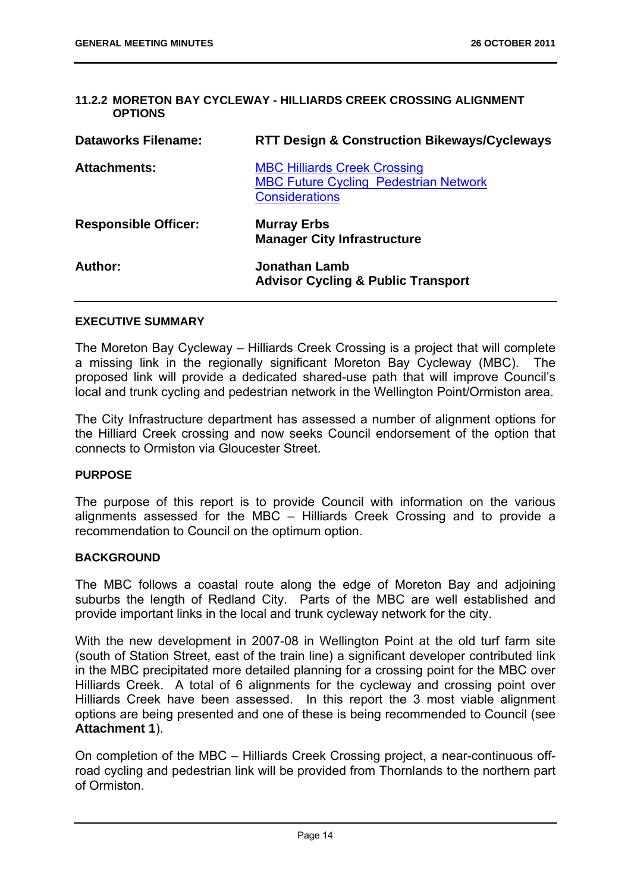### 11.2.2 MORETON BAY CYCLEWAY - HILLIARDS CREEK CROSSING ALIGNMENT OPTIONS

| | |
|---|---|
| **Dataworks Filename:** | **RTT Design & Construction Bikeways/Cycleways** |
| **Attachments:** | MBC Hilliards Creek Crossing<br>MBC Future Cycling Pedestrian Network Considerations |
| **Responsible Officer:** | **Murray Erbs**<br>**Manager City Infrastructure** |
| **Author:** | **Jonathan Lamb**<br>**Advisor Cycling & Public Transport** |

#### EXECUTIVE SUMMARY

The Moreton Bay Cycleway – Hilliards Creek Crossing is a project that will complete a missing link in the regionally significant Moreton Bay Cycleway (MBC). The proposed link will provide a dedicated shared-use path that will improve Council's local and trunk cycling and pedestrian network in the Wellington Point/Ormiston area.

The City Infrastructure department has assessed a number of alignment options for the Hilliard Creek crossing and now seeks Council endorsement of the option that connects to Ormiston via Gloucester Street.

#### PURPOSE

The purpose of this report is to provide Council with information on the various alignments assessed for the MBC – Hilliards Creek Crossing and to provide a recommendation to Council on the optimum option.

#### BACKGROUND

The MBC follows a coastal route along the edge of Moreton Bay and adjoining suburbs the length of Redland City. Parts of the MBC are well established and provide important links in the local and trunk cycleway network for the city.

With the new development in 2007-08 in Wellington Point at the old turf farm site (south of Station Street, east of the train line) a significant developer contributed link in the MBC precipitated more detailed planning for a crossing point for the MBC over Hilliards Creek. A total of 6 alignments for the cycleway and crossing point over Hilliards Creek have been assessed. In this report the 3 most viable alignment options are being presented and one of these is being recommended to Council (see **Attachment 1**).

On completion of the MBC – Hilliards Creek Crossing project, a near-continuous off-road cycling and pedestrian link will be provided from Thornlands to the northern part of Ormiston.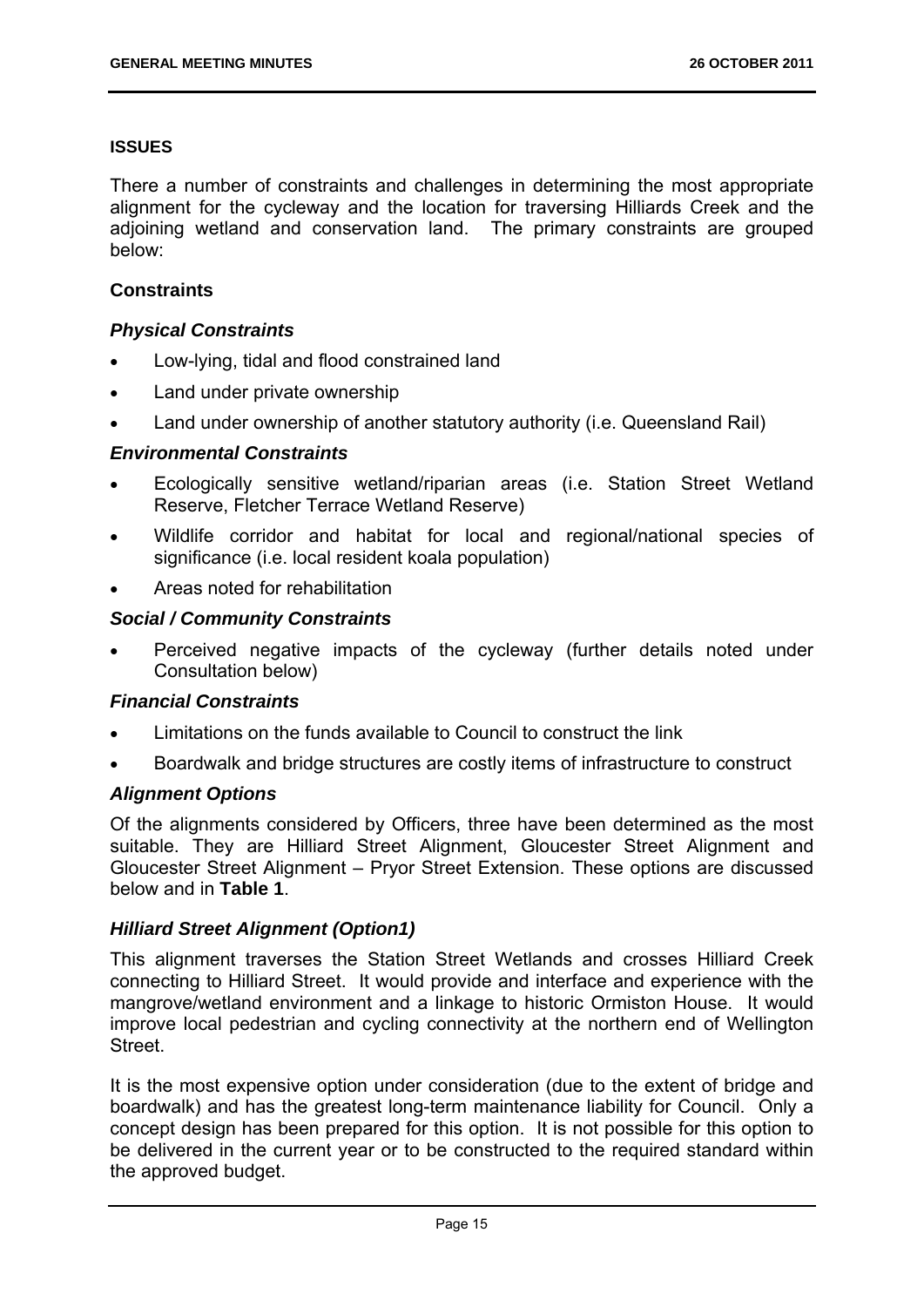### ISSUES

There a number of constraints and challenges in determining the most appropriate alignment for the cycleway and the location for traversing Hilliards Creek and the adjoining wetland and conservation land. The primary constraints are grouped below:

### Constraints

#### *Physical Constraints*

- Low-lying, tidal and flood constrained land
- Land under private ownership
- Land under ownership of another statutory authority (i.e. Queensland Rail)

#### *Environmental Constraints*

- Ecologically sensitive wetland/riparian areas (i.e. Station Street Wetland Reserve, Fletcher Terrace Wetland Reserve)
- Wildlife corridor and habitat for local and regional/national species of significance (i.e. local resident koala population)
- Areas noted for rehabilitation

#### *Social / Community Constraints*

- Perceived negative impacts of the cycleway (further details noted under Consultation below)

#### *Financial Constraints*

- Limitations on the funds available to Council to construct the link
- Boardwalk and bridge structures are costly items of infrastructure to construct

#### *Alignment Options*

Of the alignments considered by Officers, three have been determined as the most suitable. They are Hilliard Street Alignment, Gloucester Street Alignment and Gloucester Street Alignment – Pryor Street Extension. These options are discussed below and in **Table 1**.

#### *Hilliard Street Alignment (Option1)*

This alignment traverses the Station Street Wetlands and crosses Hilliard Creek connecting to Hilliard Street. It would provide and interface and experience with the mangrove/wetland environment and a linkage to historic Ormiston House. It would improve local pedestrian and cycling connectivity at the northern end of Wellington Street.

It is the most expensive option under consideration (due to the extent of bridge and boardwalk) and has the greatest long-term maintenance liability for Council. Only a concept design has been prepared for this option. It is not possible for this option to be delivered in the current year or to be constructed to the required standard within the approved budget.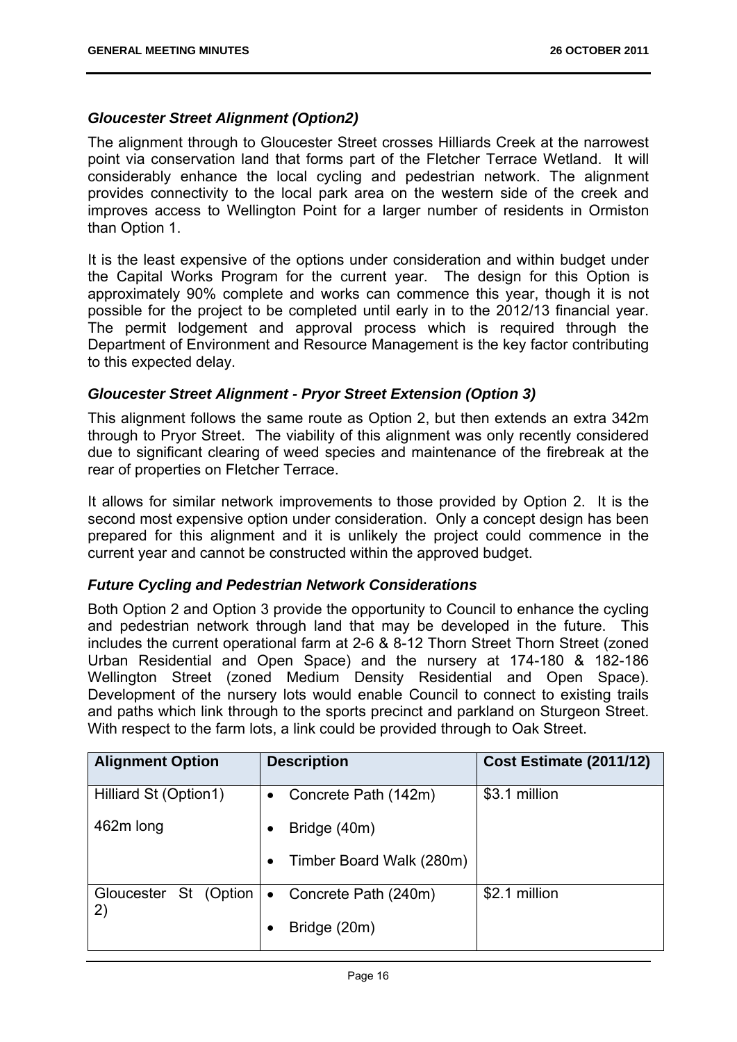### *Gloucester Street Alignment (Option2)*

The alignment through to Gloucester Street crosses Hilliards Creek at the narrowest point via conservation land that forms part of the Fletcher Terrace Wetland. It will considerably enhance the local cycling and pedestrian network. The alignment provides connectivity to the local park area on the western side of the creek and improves access to Wellington Point for a larger number of residents in Ormiston than Option 1.

It is the least expensive of the options under consideration and within budget under the Capital Works Program for the current year. The design for this Option is approximately 90% complete and works can commence this year, though it is not possible for the project to be completed until early in to the 2012/13 financial year. The permit lodgement and approval process which is required through the Department of Environment and Resource Management is the key factor contributing to this expected delay.

### *Gloucester Street Alignment - Pryor Street Extension (Option 3)*

This alignment follows the same route as Option 2, but then extends an extra 342m through to Pryor Street. The viability of this alignment was only recently considered due to significant clearing of weed species and maintenance of the firebreak at the rear of properties on Fletcher Terrace.

It allows for similar network improvements to those provided by Option 2. It is the second most expensive option under consideration. Only a concept design has been prepared for this alignment and it is unlikely the project could commence in the current year and cannot be constructed within the approved budget.

### *Future Cycling and Pedestrian Network Considerations*

Both Option 2 and Option 3 provide the opportunity to Council to enhance the cycling and pedestrian network through land that may be developed in the future. This includes the current operational farm at 2-6 & 8-12 Thorn Street Thorn Street (zoned Urban Residential and Open Space) and the nursery at 174-180 & 182-186 Wellington Street (zoned Medium Density Residential and Open Space). Development of the nursery lots would enable Council to connect to existing trails and paths which link through to the sports precinct and parkland on Sturgeon Street. With respect to the farm lots, a link could be provided through to Oak Street.

| Alignment Option | Description | Cost Estimate (2011/12) |
|---|---|---|
| Hilliard St (Option1)<br>462m long | • Concrete Path (142m)<br>• Bridge (40m)<br>• Timber Board Walk (280m) | $3.1 million |
| Gloucester St (Option 2) | • Concrete Path (240m)<br>• Bridge (20m) | $2.1 million |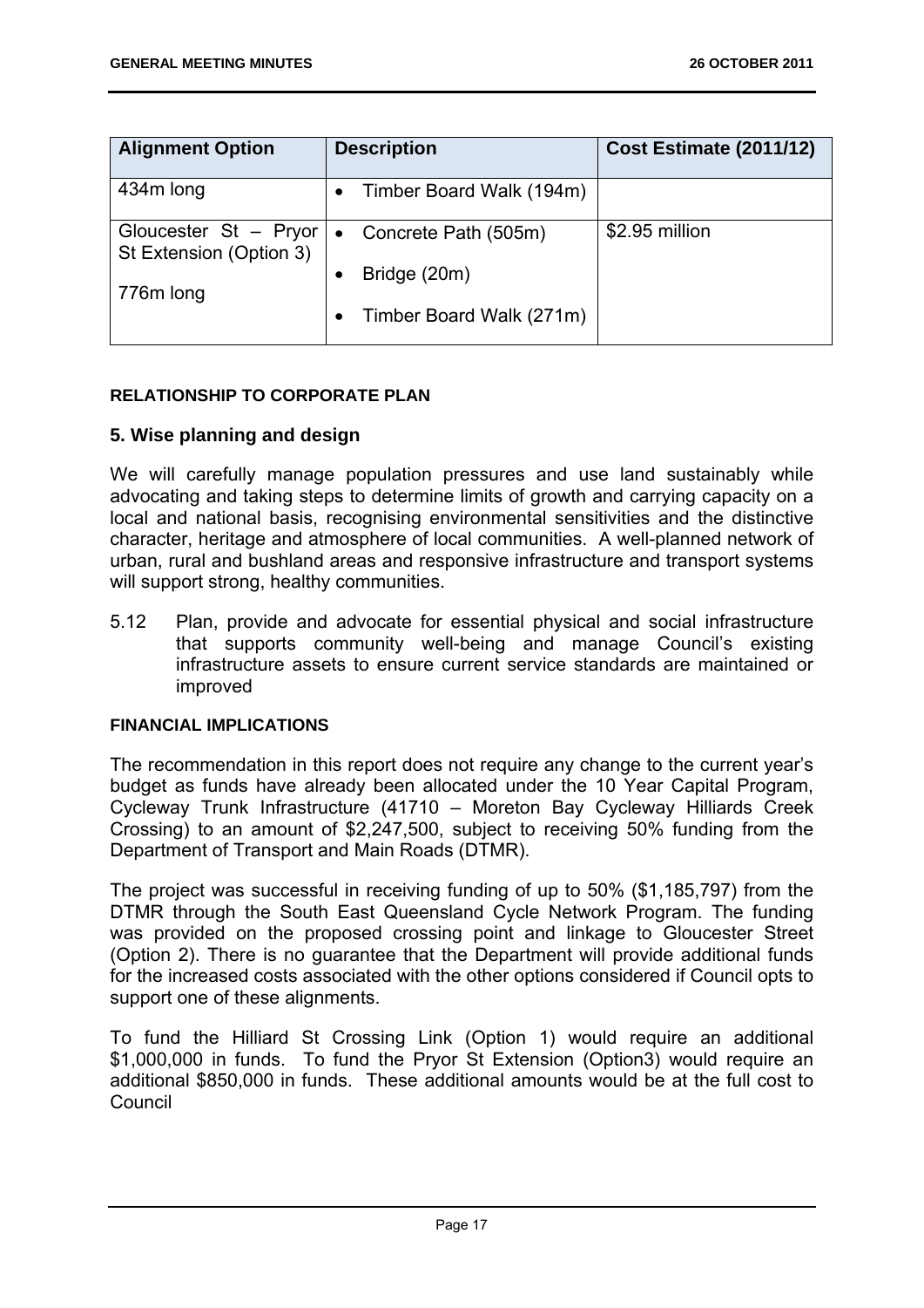| Alignment Option | Description | Cost Estimate (2011/12) |
|---|---|---|
| 434m long | • Timber Board Walk (194m) | |
| Gloucester St – Pryor St Extension (Option 3)<br><br>776m long | • Concrete Path (505m)<br>• Bridge (20m)<br>• Timber Board Walk (271m) | $2.95 million |

**RELATIONSHIP TO CORPORATE PLAN**

## 5. Wise planning and design

We will carefully manage population pressures and use land sustainably while advocating and taking steps to determine limits of growth and carrying capacity on a local and national basis, recognising environmental sensitivities and the distinctive character, heritage and atmosphere of local communities. A well-planned network of urban, rural and bushland areas and responsive infrastructure and transport systems will support strong, healthy communities.

5.12 Plan, provide and advocate for essential physical and social infrastructure that supports community well-being and manage Council's existing infrastructure assets to ensure current service standards are maintained or improved

**FINANCIAL IMPLICATIONS**

The recommendation in this report does not require any change to the current year's budget as funds have already been allocated under the 10 Year Capital Program, Cycleway Trunk Infrastructure (41710 – Moreton Bay Cycleway Hilliards Creek Crossing) to an amount of $2,247,500, subject to receiving 50% funding from the Department of Transport and Main Roads (DTMR).

The project was successful in receiving funding of up to 50% ($1,185,797) from the DTMR through the South East Queensland Cycle Network Program. The funding was provided on the proposed crossing point and linkage to Gloucester Street (Option 2). There is no guarantee that the Department will provide additional funds for the increased costs associated with the other options considered if Council opts to support one of these alignments.

To fund the Hilliard St Crossing Link (Option 1) would require an additional $1,000,000 in funds. To fund the Pryor St Extension (Option3) would require an additional $850,000 in funds. These additional amounts would be at the full cost to Council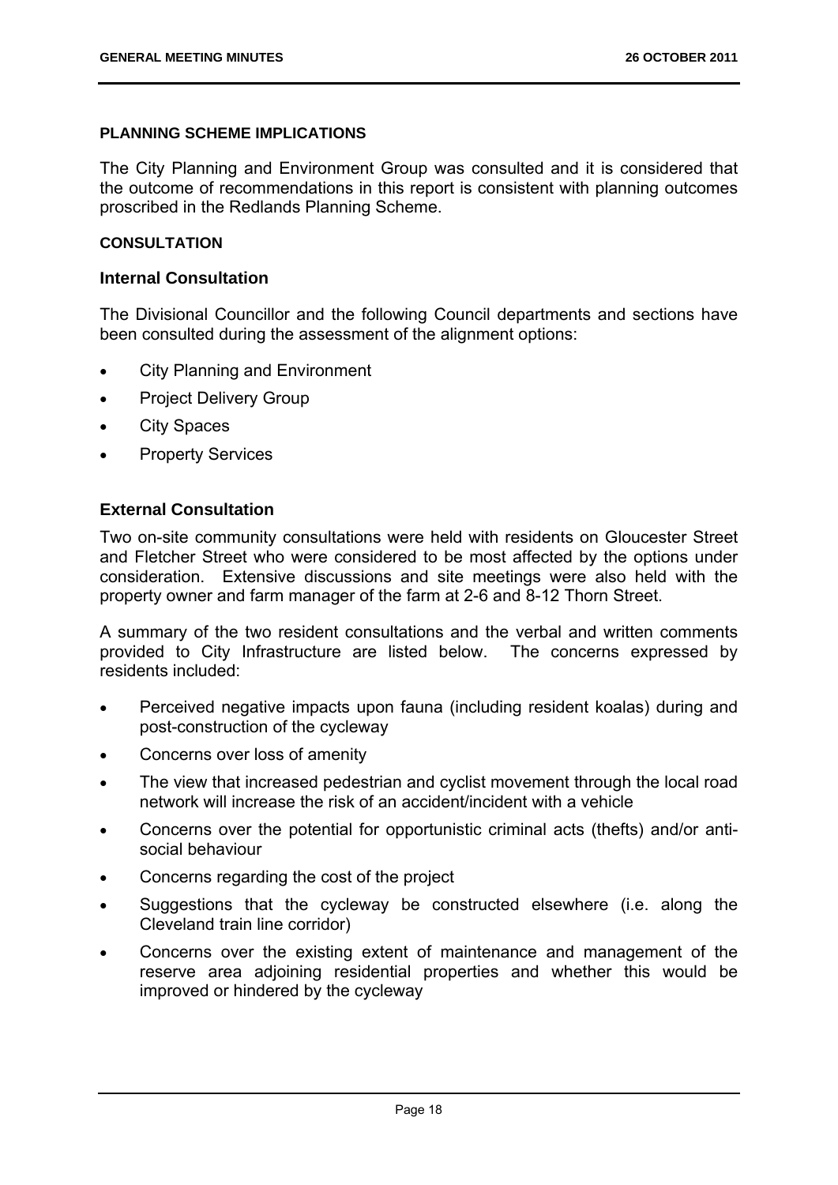**PLANNING SCHEME IMPLICATIONS**

The City Planning and Environment Group was consulted and it is considered that the outcome of recommendations in this report is consistent with planning outcomes proscribed in the Redlands Planning Scheme.

**CONSULTATION**

### Internal Consultation

The Divisional Councillor and the following Council departments and sections have been consulted during the assessment of the alignment options:

- City Planning and Environment
- Project Delivery Group
- City Spaces
- Property Services

### External Consultation

Two on-site community consultations were held with residents on Gloucester Street and Fletcher Street who were considered to be most affected by the options under consideration. Extensive discussions and site meetings were also held with the property owner and farm manager of the farm at 2-6 and 8-12 Thorn Street.

A summary of the two resident consultations and the verbal and written comments provided to City Infrastructure are listed below. The concerns expressed by residents included:

- Perceived negative impacts upon fauna (including resident koalas) during and post-construction of the cycleway
- Concerns over loss of amenity
- The view that increased pedestrian and cyclist movement through the local road network will increase the risk of an accident/incident with a vehicle
- Concerns over the potential for opportunistic criminal acts (thefts) and/or anti-social behaviour
- Concerns regarding the cost of the project
- Suggestions that the cycleway be constructed elsewhere (i.e. along the Cleveland train line corridor)
- Concerns over the existing extent of maintenance and management of the reserve area adjoining residential properties and whether this would be improved or hindered by the cycleway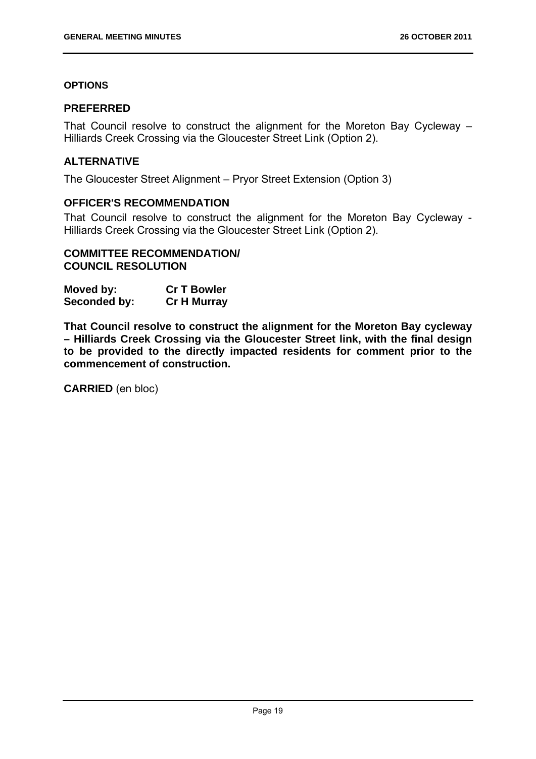**OPTIONS**

## PREFERRED

That Council resolve to construct the alignment for the Moreton Bay Cycleway – Hilliards Creek Crossing via the Gloucester Street Link (Option 2).

## ALTERNATIVE

The Gloucester Street Alignment – Pryor Street Extension (Option 3)

## OFFICER'S RECOMMENDATION

That Council resolve to construct the alignment for the Moreton Bay Cycleway - Hilliards Creek Crossing via the Gloucester Street Link (Option 2).

## COMMITTEE RECOMMENDATION/ COUNCIL RESOLUTION

**Moved by:** **Cr T Bowler**
**Seconded by:** **Cr H Murray**

**That Council resolve to construct the alignment for the Moreton Bay cycleway – Hilliards Creek Crossing via the Gloucester Street link, with the final design to be provided to the directly impacted residents for comment prior to the commencement of construction.**

**CARRIED** (en bloc)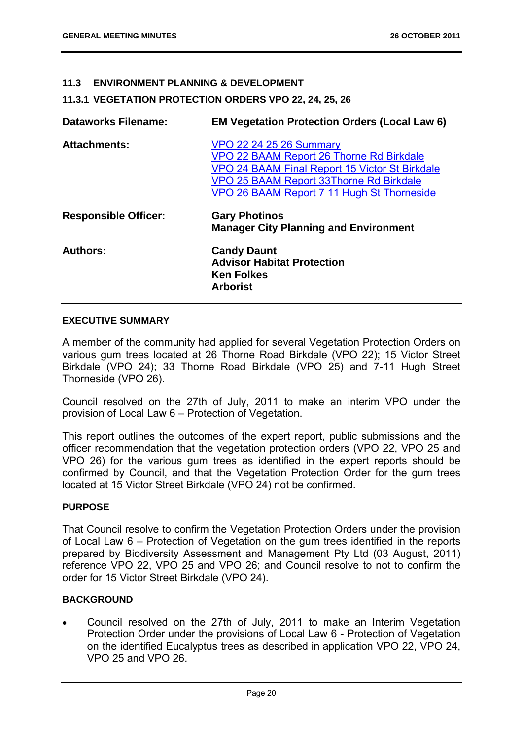### 11.3 ENVIRONMENT PLANNING & DEVELOPMENT

### 11.3.1 VEGETATION PROTECTION ORDERS VPO 22, 24, 25, 26

| | |
|---|---|
| **Dataworks Filename:** | **EM Vegetation Protection Orders (Local Law 6)** |
| **Attachments:** | VPO 22 24 25 26 Summary<br>VPO 22 BAAM Report 26 Thorne Rd Birkdale<br>VPO 24 BAAM Final Report 15 Victor St Birkdale<br>VPO 25 BAAM Report 33Thorne Rd Birkdale<br>VPO 26 BAAM Report 7 11 Hugh St Thorneside |
| **Responsible Officer:** | **Gary Photinos**<br>**Manager City Planning and Environment** |
| **Authors:** | **Candy Daunt**<br>**Advisor Habitat Protection**<br>**Ken Folkes**<br>**Arborist** |

**EXECUTIVE SUMMARY**

A member of the community had applied for several Vegetation Protection Orders on various gum trees located at 26 Thorne Road Birkdale (VPO 22); 15 Victor Street Birkdale (VPO 24); 33 Thorne Road Birkdale (VPO 25) and 7-11 Hugh Street Thorneside (VPO 26).

Council resolved on the 27th of July, 2011 to make an interim VPO under the provision of Local Law 6 – Protection of Vegetation.

This report outlines the outcomes of the expert report, public submissions and the officer recommendation that the vegetation protection orders (VPO 22, VPO 25 and VPO 26) for the various gum trees as identified in the expert reports should be confirmed by Council, and that the Vegetation Protection Order for the gum trees located at 15 Victor Street Birkdale (VPO 24) not be confirmed.

**PURPOSE**

That Council resolve to confirm the Vegetation Protection Orders under the provision of Local Law 6 – Protection of Vegetation on the gum trees identified in the reports prepared by Biodiversity Assessment and Management Pty Ltd (03 August, 2011) reference VPO 22, VPO 25 and VPO 26; and Council resolve to not to confirm the order for 15 Victor Street Birkdale (VPO 24).

**BACKGROUND**

- Council resolved on the 27th of July, 2011 to make an Interim Vegetation Protection Order under the provisions of Local Law 6 - Protection of Vegetation on the identified Eucalyptus trees as described in application VPO 22, VPO 24, VPO 25 and VPO 26.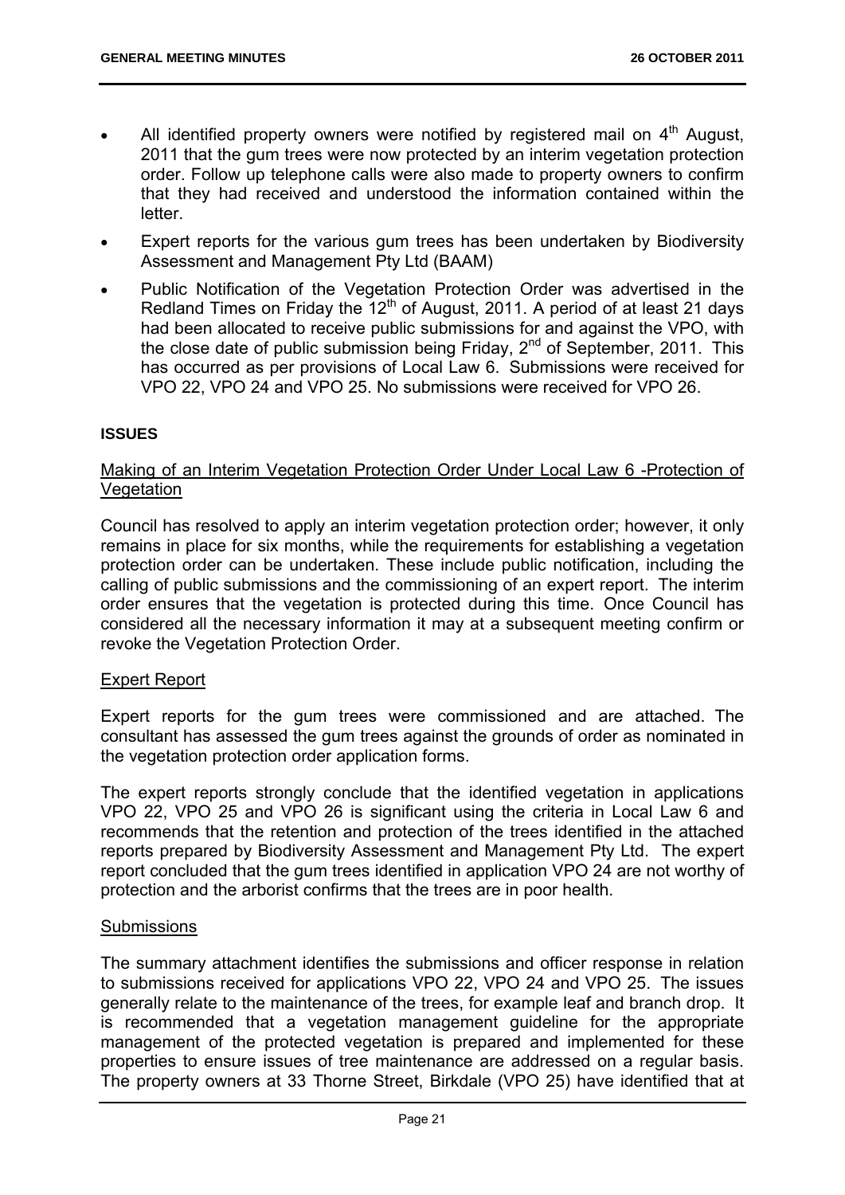- All identified property owners were notified by registered mail on 4th August, 2011 that the gum trees were now protected by an interim vegetation protection order. Follow up telephone calls were also made to property owners to confirm that they had received and understood the information contained within the letter.
- Expert reports for the various gum trees has been undertaken by Biodiversity Assessment and Management Pty Ltd (BAAM)
- Public Notification of the Vegetation Protection Order was advertised in the Redland Times on Friday the 12th of August, 2011. A period of at least 21 days had been allocated to receive public submissions for and against the VPO, with the close date of public submission being Friday, 2nd of September, 2011. This has occurred as per provisions of Local Law 6. Submissions were received for VPO 22, VPO 24 and VPO 25. No submissions were received for VPO 26.

**ISSUES**

Making of an Interim Vegetation Protection Order Under Local Law 6 -Protection of Vegetation

Council has resolved to apply an interim vegetation protection order; however, it only remains in place for six months, while the requirements for establishing a vegetation protection order can be undertaken. These include public notification, including the calling of public submissions and the commissioning of an expert report. The interim order ensures that the vegetation is protected during this time. Once Council has considered all the necessary information it may at a subsequent meeting confirm or revoke the Vegetation Protection Order.

Expert Report

Expert reports for the gum trees were commissioned and are attached. The consultant has assessed the gum trees against the grounds of order as nominated in the vegetation protection order application forms.

The expert reports strongly conclude that the identified vegetation in applications VPO 22, VPO 25 and VPO 26 is significant using the criteria in Local Law 6 and recommends that the retention and protection of the trees identified in the attached reports prepared by Biodiversity Assessment and Management Pty Ltd. The expert report concluded that the gum trees identified in application VPO 24 are not worthy of protection and the arborist confirms that the trees are in poor health.

Submissions

The summary attachment identifies the submissions and officer response in relation to submissions received for applications VPO 22, VPO 24 and VPO 25. The issues generally relate to the maintenance of the trees, for example leaf and branch drop. It is recommended that a vegetation management guideline for the appropriate management of the protected vegetation is prepared and implemented for these properties to ensure issues of tree maintenance are addressed on a regular basis. The property owners at 33 Thorne Street, Birkdale (VPO 25) have identified that at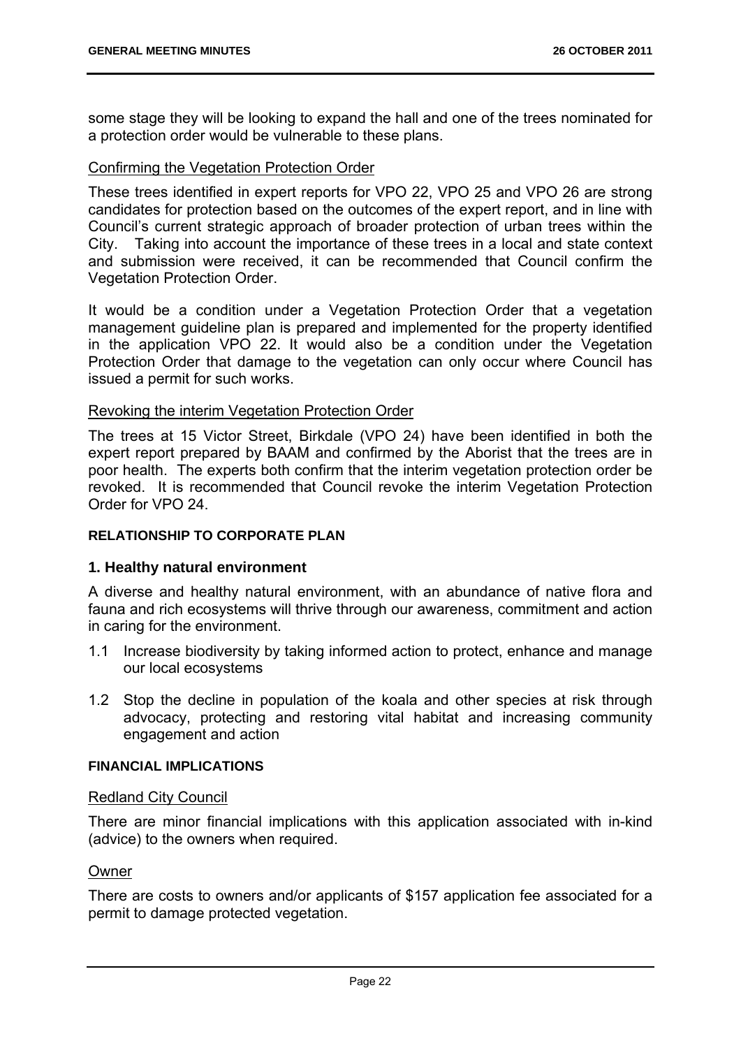some stage they will be looking to expand the hall and one of the trees nominated for a protection order would be vulnerable to these plans.

Confirming the Vegetation Protection Order

These trees identified in expert reports for VPO 22, VPO 25 and VPO 26 are strong candidates for protection based on the outcomes of the expert report, and in line with Council's current strategic approach of broader protection of urban trees within the City. Taking into account the importance of these trees in a local and state context and submission were received, it can be recommended that Council confirm the Vegetation Protection Order.

It would be a condition under a Vegetation Protection Order that a vegetation management guideline plan is prepared and implemented for the property identified in the application VPO 22. It would also be a condition under the Vegetation Protection Order that damage to the vegetation can only occur where Council has issued a permit for such works.

Revoking the interim Vegetation Protection Order

The trees at 15 Victor Street, Birkdale (VPO 24) have been identified in both the expert report prepared by BAAM and confirmed by the Aborist that the trees are in poor health. The experts both confirm that the interim vegetation protection order be revoked. It is recommended that Council revoke the interim Vegetation Protection Order for VPO 24.

**RELATIONSHIP TO CORPORATE PLAN**

**1. Healthy natural environment**

A diverse and healthy natural environment, with an abundance of native flora and fauna and rich ecosystems will thrive through our awareness, commitment and action in caring for the environment.

1.1 Increase biodiversity by taking informed action to protect, enhance and manage our local ecosystems

1.2 Stop the decline in population of the koala and other species at risk through advocacy, protecting and restoring vital habitat and increasing community engagement and action

**FINANCIAL IMPLICATIONS**

Redland City Council

There are minor financial implications with this application associated with in-kind (advice) to the owners when required.

Owner

There are costs to owners and/or applicants of $157 application fee associated for a permit to damage protected vegetation.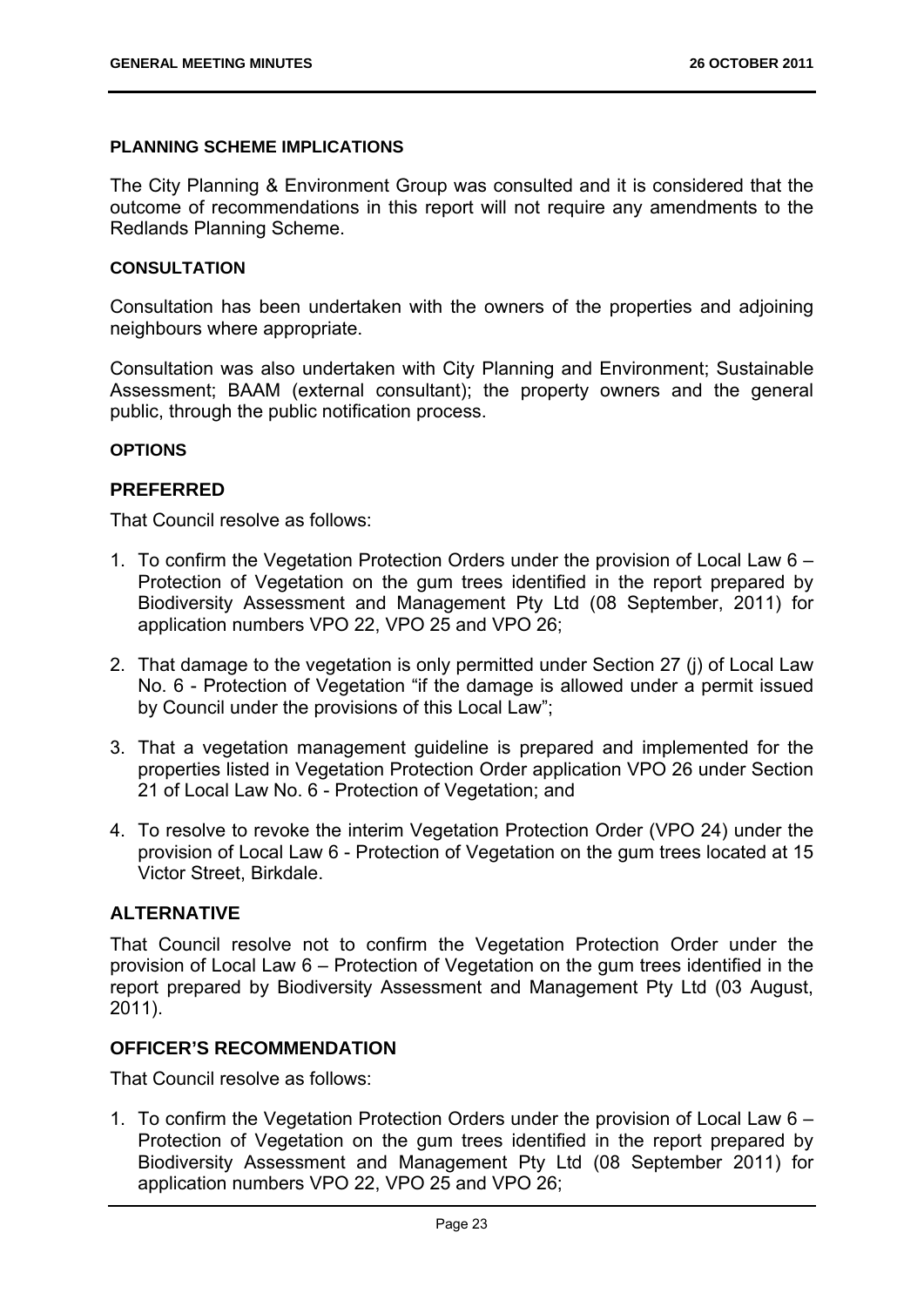#### PLANNING SCHEME IMPLICATIONS

The City Planning & Environment Group was consulted and it is considered that the outcome of recommendations in this report will not require any amendments to the Redlands Planning Scheme.

#### CONSULTATION

Consultation has been undertaken with the owners of the properties and adjoining neighbours where appropriate.

Consultation was also undertaken with City Planning and Environment; Sustainable Assessment; BAAM (external consultant); the property owners and the general public, through the public notification process.

#### OPTIONS

### PREFERRED

That Council resolve as follows:

1. To confirm the Vegetation Protection Orders under the provision of Local Law 6 – Protection of Vegetation on the gum trees identified in the report prepared by Biodiversity Assessment and Management Pty Ltd (08 September, 2011) for application numbers VPO 22, VPO 25 and VPO 26;
2. That damage to the vegetation is only permitted under Section 27 (j) of Local Law No. 6 - Protection of Vegetation "if the damage is allowed under a permit issued by Council under the provisions of this Local Law";
3. That a vegetation management guideline is prepared and implemented for the properties listed in Vegetation Protection Order application VPO 26 under Section 21 of Local Law No. 6 - Protection of Vegetation; and
4. To resolve to revoke the interim Vegetation Protection Order (VPO 24) under the provision of Local Law 6 - Protection of Vegetation on the gum trees located at 15 Victor Street, Birkdale.

### ALTERNATIVE

That Council resolve not to confirm the Vegetation Protection Order under the provision of Local Law 6 – Protection of Vegetation on the gum trees identified in the report prepared by Biodiversity Assessment and Management Pty Ltd (03 August, 2011).

### OFFICER'S RECOMMENDATION

That Council resolve as follows:

1. To confirm the Vegetation Protection Orders under the provision of Local Law 6 – Protection of Vegetation on the gum trees identified in the report prepared by Biodiversity Assessment and Management Pty Ltd (08 September 2011) for application numbers VPO 22, VPO 25 and VPO 26;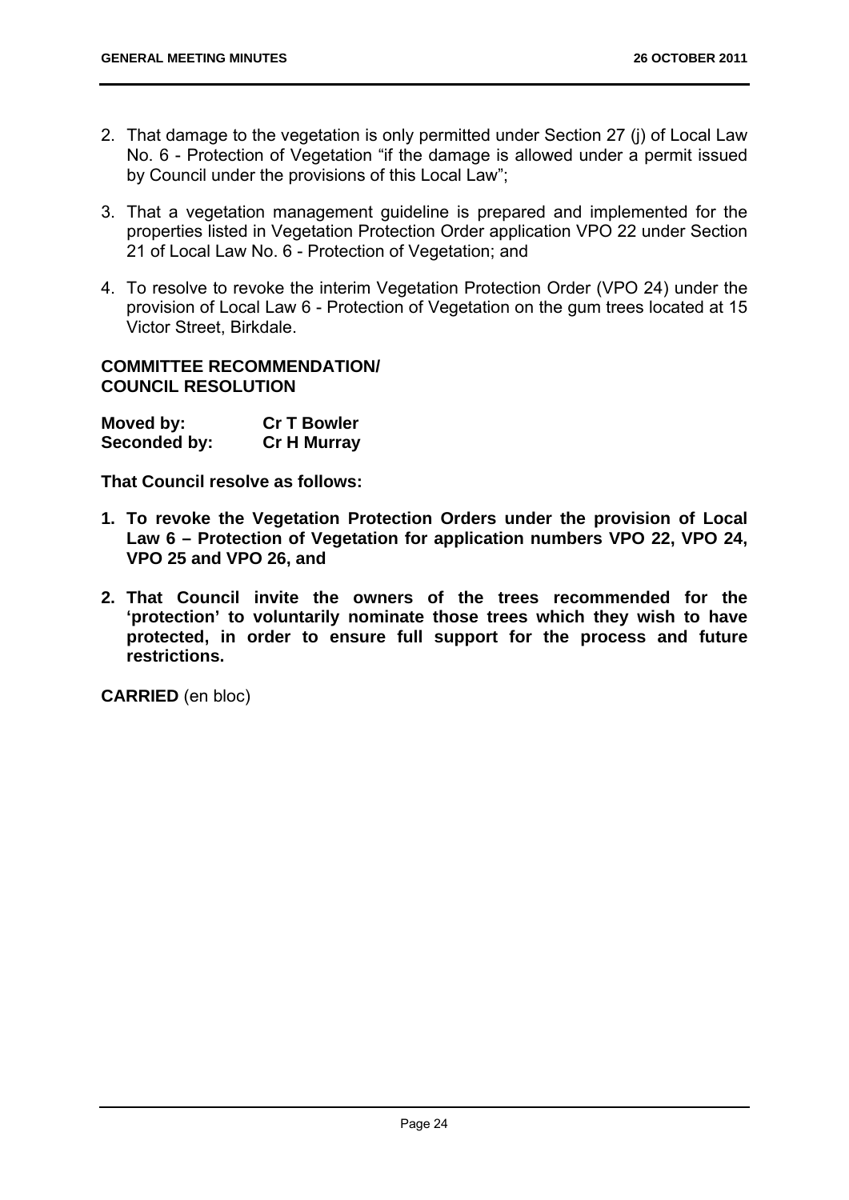2. That damage to the vegetation is only permitted under Section 27 (j) of Local Law No. 6 - Protection of Vegetation "if the damage is allowed under a permit issued by Council under the provisions of this Local Law";

3. That a vegetation management guideline is prepared and implemented for the properties listed in Vegetation Protection Order application VPO 22 under Section 21 of Local Law No. 6 - Protection of Vegetation; and

4. To resolve to revoke the interim Vegetation Protection Order (VPO 24) under the provision of Local Law 6 - Protection of Vegetation on the gum trees located at 15 Victor Street, Birkdale.

**COMMITTEE RECOMMENDATION/**
**COUNCIL RESOLUTION**

| **Moved by:** | **Cr T Bowler** |
|---|---|
| **Seconded by:** | **Cr H Murray** |

**That Council resolve as follows:**

1. **To revoke the Vegetation Protection Orders under the provision of Local Law 6 – Protection of Vegetation for application numbers VPO 22, VPO 24, VPO 25 and VPO 26, and**

2. **That Council invite the owners of the trees recommended for the 'protection' to voluntarily nominate those trees which they wish to have protected, in order to ensure full support for the process and future restrictions.**

**CARRIED** (en bloc)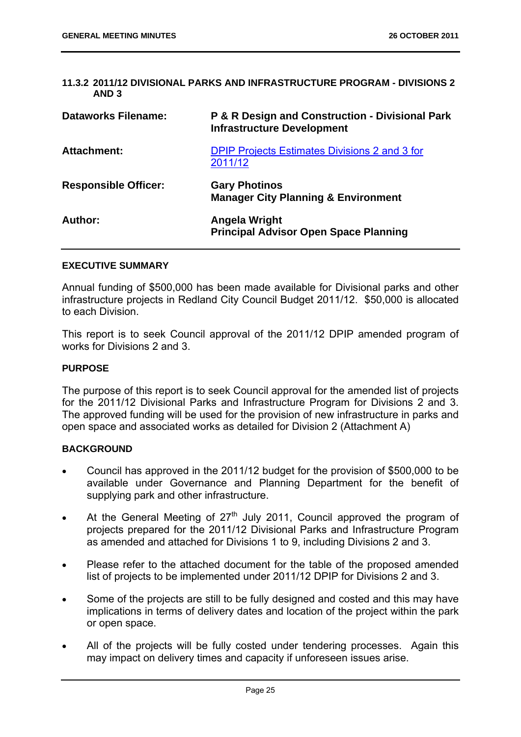### 11.3.2 2011/12 DIVISIONAL PARKS AND INFRASTRUCTURE PROGRAM - DIVISIONS 2 AND 3

| | |
|---|---|
| **Dataworks Filename:** | **P & R Design and Construction - Divisional Park Infrastructure Development** |
| **Attachment:** | DPIP Projects Estimates Divisions 2 and 3 for 2011/12 |
| **Responsible Officer:** | **Gary Photinos**<br>**Manager City Planning & Environment** |
| **Author:** | **Angela Wright**<br>**Principal Advisor Open Space Planning** |

**EXECUTIVE SUMMARY**

Annual funding of $500,000 has been made available for Divisional parks and other infrastructure projects in Redland City Council Budget 2011/12. $50,000 is allocated to each Division.

This report is to seek Council approval of the 2011/12 DPIP amended program of works for Divisions 2 and 3.

**PURPOSE**

The purpose of this report is to seek Council approval for the amended list of projects for the 2011/12 Divisional Parks and Infrastructure Program for Divisions 2 and 3. The approved funding will be used for the provision of new infrastructure in parks and open space and associated works as detailed for Division 2 (Attachment A)

**BACKGROUND**

- Council has approved in the 2011/12 budget for the provision of $500,000 to be available under Governance and Planning Department for the benefit of supplying park and other infrastructure.
- At the General Meeting of 27th July 2011, Council approved the program of projects prepared for the 2011/12 Divisional Parks and Infrastructure Program as amended and attached for Divisions 1 to 9, including Divisions 2 and 3.
- Please refer to the attached document for the table of the proposed amended list of projects to be implemented under 2011/12 DPIP for Divisions 2 and 3.
- Some of the projects are still to be fully designed and costed and this may have implications in terms of delivery dates and location of the project within the park or open space.
- All of the projects will be fully costed under tendering processes. Again this may impact on delivery times and capacity if unforeseen issues arise.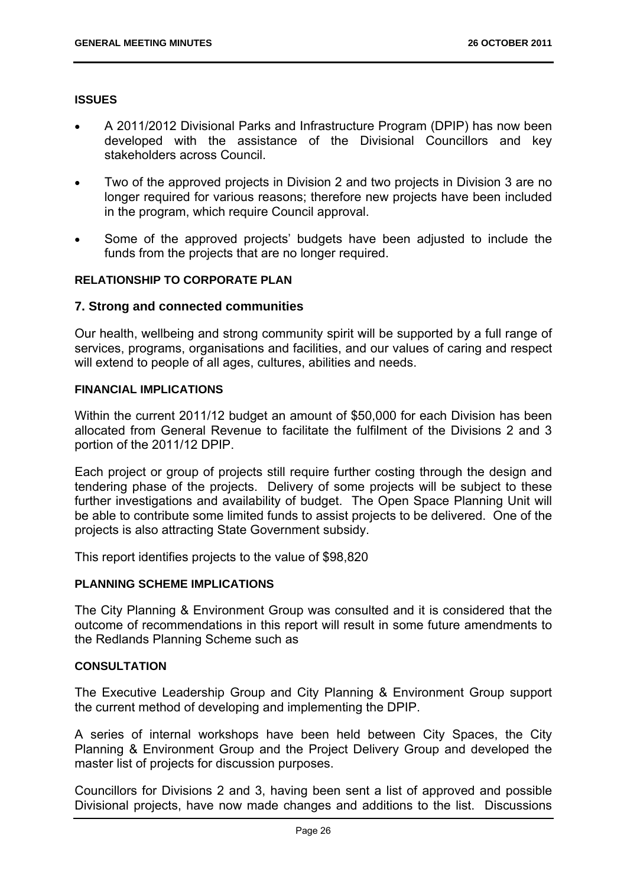**ISSUES**

- A 2011/2012 Divisional Parks and Infrastructure Program (DPIP) has now been developed with the assistance of the Divisional Councillors and key stakeholders across Council.
- Two of the approved projects in Division 2 and two projects in Division 3 are no longer required for various reasons; therefore new projects have been included in the program, which require Council approval.
- Some of the approved projects' budgets have been adjusted to include the funds from the projects that are no longer required.

**RELATIONSHIP TO CORPORATE PLAN**

## 7. Strong and connected communities

Our health, wellbeing and strong community spirit will be supported by a full range of services, programs, organisations and facilities, and our values of caring and respect will extend to people of all ages, cultures, abilities and needs.

**FINANCIAL IMPLICATIONS**

Within the current 2011/12 budget an amount of $50,000 for each Division has been allocated from General Revenue to facilitate the fulfilment of the Divisions 2 and 3 portion of the 2011/12 DPIP.

Each project or group of projects still require further costing through the design and tendering phase of the projects. Delivery of some projects will be subject to these further investigations and availability of budget. The Open Space Planning Unit will be able to contribute some limited funds to assist projects to be delivered. One of the projects is also attracting State Government subsidy.

This report identifies projects to the value of $98,820

**PLANNING SCHEME IMPLICATIONS**

The City Planning & Environment Group was consulted and it is considered that the outcome of recommendations in this report will result in some future amendments to the Redlands Planning Scheme such as

**CONSULTATION**

The Executive Leadership Group and City Planning & Environment Group support the current method of developing and implementing the DPIP.

A series of internal workshops have been held between City Spaces, the City Planning & Environment Group and the Project Delivery Group and developed the master list of projects for discussion purposes.

Councillors for Divisions 2 and 3, having been sent a list of approved and possible Divisional projects, have now made changes and additions to the list. Discussions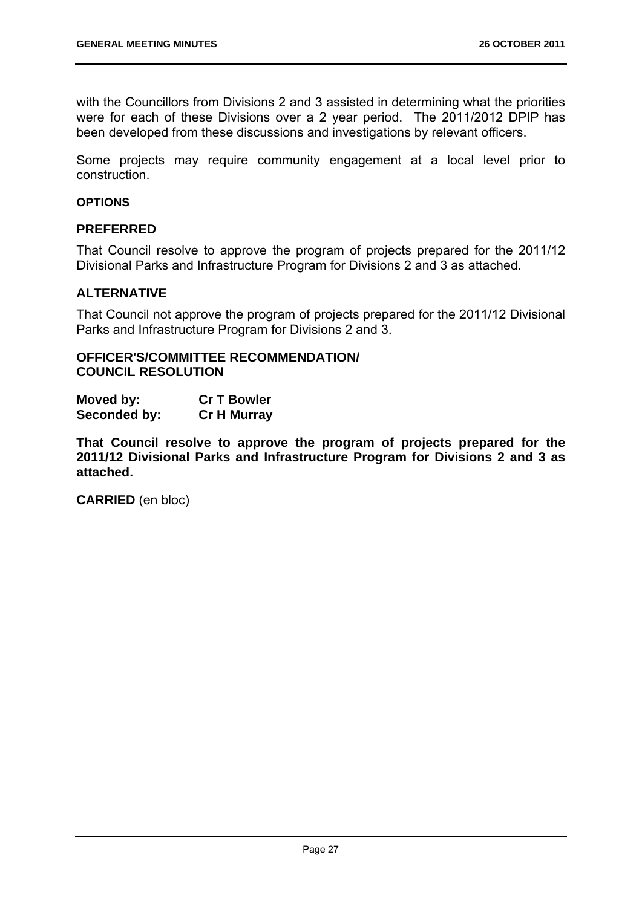with the Councillors from Divisions 2 and 3 assisted in determining what the priorities were for each of these Divisions over a 2 year period. The 2011/2012 DPIP has been developed from these discussions and investigations by relevant officers.

Some projects may require community engagement at a local level prior to construction.

**OPTIONS**

### PREFERRED

That Council resolve to approve the program of projects prepared for the 2011/12 Divisional Parks and Infrastructure Program for Divisions 2 and 3 as attached.

### ALTERNATIVE

That Council not approve the program of projects prepared for the 2011/12 Divisional Parks and Infrastructure Program for Divisions 2 and 3.

**OFFICER'S/COMMITTEE RECOMMENDATION/**
**COUNCIL RESOLUTION**

**Moved by:** **Cr T Bowler**
**Seconded by:** **Cr H Murray**

**That Council resolve to approve the program of projects prepared for the 2011/12 Divisional Parks and Infrastructure Program for Divisions 2 and 3 as attached.**

**CARRIED** (en bloc)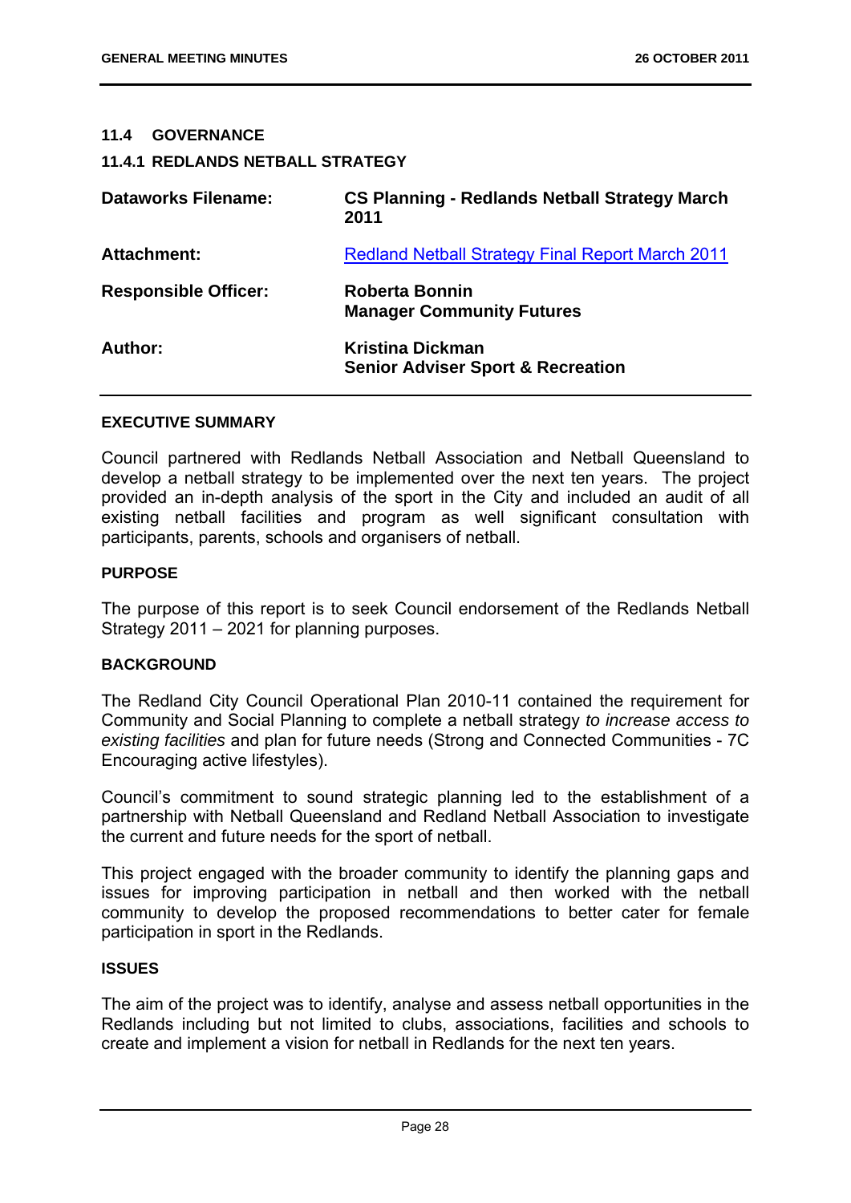## 11.4 GOVERNANCE

### 11.4.1 REDLANDS NETBALL STRATEGY

| | |
|---|---|
| **Dataworks Filename:** | **CS Planning - Redlands Netball Strategy March 2011** |
| **Attachment:** | Redland Netball Strategy Final Report March 2011 |
| **Responsible Officer:** | **Roberta Bonnin**<br>**Manager Community Futures** |
| **Author:** | **Kristina Dickman**<br>**Senior Adviser Sport & Recreation** |

#### EXECUTIVE SUMMARY

Council partnered with Redlands Netball Association and Netball Queensland to develop a netball strategy to be implemented over the next ten years. The project provided an in-depth analysis of the sport in the City and included an audit of all existing netball facilities and program as well significant consultation with participants, parents, schools and organisers of netball.

#### PURPOSE

The purpose of this report is to seek Council endorsement of the Redlands Netball Strategy 2011 – 2021 for planning purposes.

#### BACKGROUND

The Redland City Council Operational Plan 2010-11 contained the requirement for Community and Social Planning to complete a netball strategy *to increase access to existing facilities* and plan for future needs (Strong and Connected Communities - 7C Encouraging active lifestyles).

Council's commitment to sound strategic planning led to the establishment of a partnership with Netball Queensland and Redland Netball Association to investigate the current and future needs for the sport of netball.

This project engaged with the broader community to identify the planning gaps and issues for improving participation in netball and then worked with the netball community to develop the proposed recommendations to better cater for female participation in sport in the Redlands.

#### ISSUES

The aim of the project was to identify, analyse and assess netball opportunities in the Redlands including but not limited to clubs, associations, facilities and schools to create and implement a vision for netball in Redlands for the next ten years.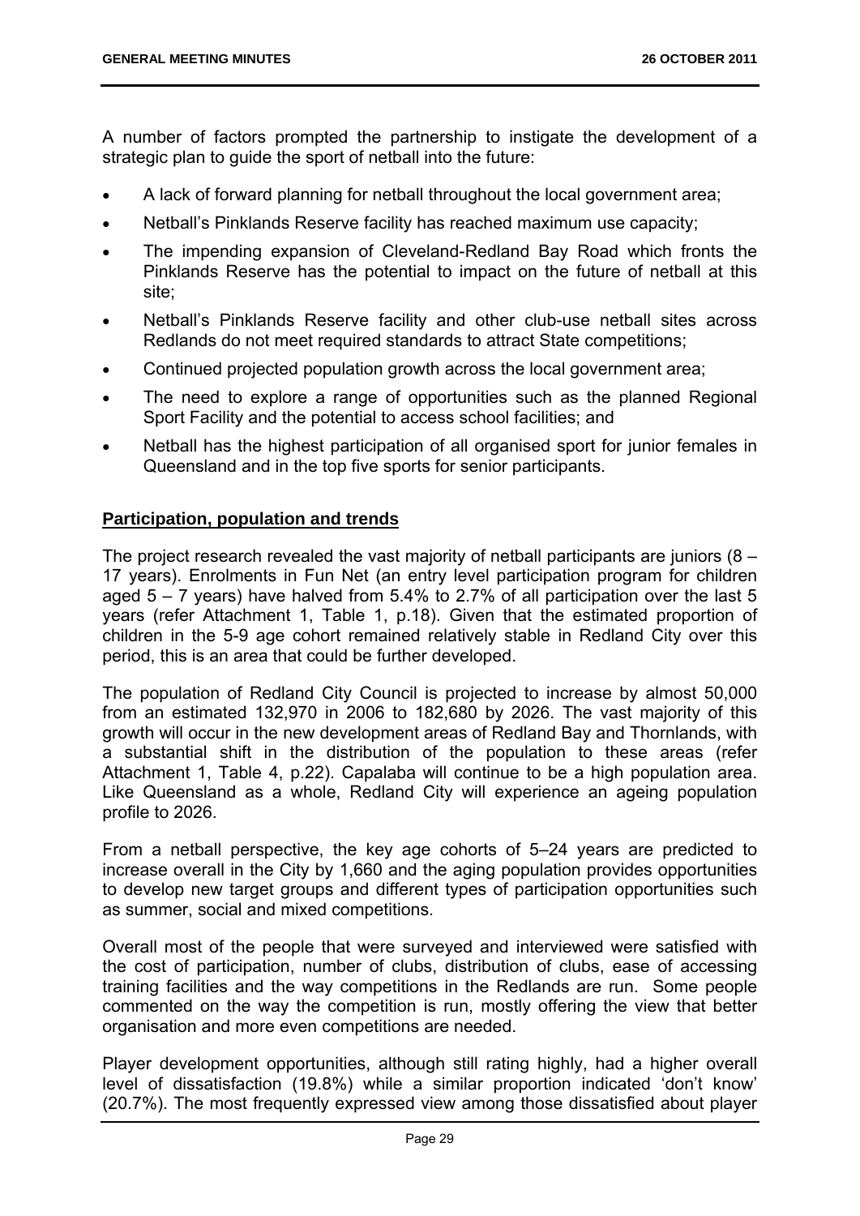A number of factors prompted the partnership to instigate the development of a strategic plan to guide the sport of netball into the future:

- A lack of forward planning for netball throughout the local government area;
- Netball's Pinklands Reserve facility has reached maximum use capacity;
- The impending expansion of Cleveland-Redland Bay Road which fronts the Pinklands Reserve has the potential to impact on the future of netball at this site;
- Netball's Pinklands Reserve facility and other club-use netball sites across Redlands do not meet required standards to attract State competitions;
- Continued projected population growth across the local government area;
- The need to explore a range of opportunities such as the planned Regional Sport Facility and the potential to access school facilities; and
- Netball has the highest participation of all organised sport for junior females in Queensland and in the top five sports for senior participants.

**Participation, population and trends**

The project research revealed the vast majority of netball participants are juniors (8 – 17 years). Enrolments in Fun Net (an entry level participation program for children aged 5 – 7 years) have halved from 5.4% to 2.7% of all participation over the last 5 years (refer Attachment 1, Table 1, p.18). Given that the estimated proportion of children in the 5-9 age cohort remained relatively stable in Redland City over this period, this is an area that could be further developed.

The population of Redland City Council is projected to increase by almost 50,000 from an estimated 132,970 in 2006 to 182,680 by 2026. The vast majority of this growth will occur in the new development areas of Redland Bay and Thornlands, with a substantial shift in the distribution of the population to these areas (refer Attachment 1, Table 4, p.22). Capalaba will continue to be a high population area. Like Queensland as a whole, Redland City will experience an ageing population profile to 2026.

From a netball perspective, the key age cohorts of 5–24 years are predicted to increase overall in the City by 1,660 and the aging population provides opportunities to develop new target groups and different types of participation opportunities such as summer, social and mixed competitions.

Overall most of the people that were surveyed and interviewed were satisfied with the cost of participation, number of clubs, distribution of clubs, ease of accessing training facilities and the way competitions in the Redlands are run. Some people commented on the way the competition is run, mostly offering the view that better organisation and more even competitions are needed.

Player development opportunities, although still rating highly, had a higher overall level of dissatisfaction (19.8%) while a similar proportion indicated 'don't know' (20.7%). The most frequently expressed view among those dissatisfied about player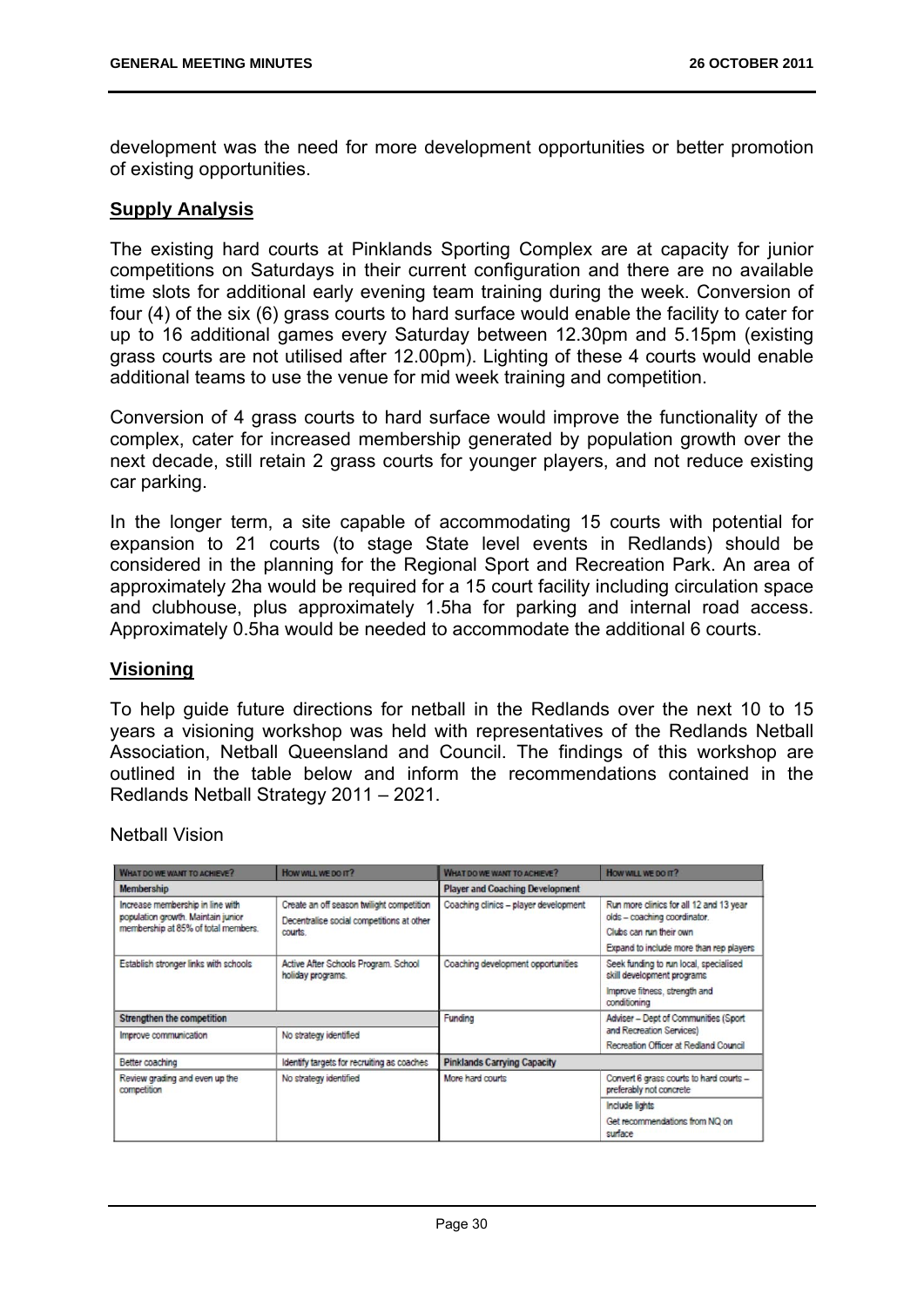development was the need for more development opportunities or better promotion of existing opportunities.

## Supply Analysis

The existing hard courts at Pinklands Sporting Complex are at capacity for junior competitions on Saturdays in their current configuration and there are no available time slots for additional early evening team training during the week. Conversion of four (4) of the six (6) grass courts to hard surface would enable the facility to cater for up to 16 additional games every Saturday between 12.30pm and 5.15pm (existing grass courts are not utilised after 12.00pm). Lighting of these 4 courts would enable additional teams to use the venue for mid week training and competition.

Conversion of 4 grass courts to hard surface would improve the functionality of the complex, cater for increased membership generated by population growth over the next decade, still retain 2 grass courts for younger players, and not reduce existing car parking.

In the longer term, a site capable of accommodating 15 courts with potential for expansion to 21 courts (to stage State level events in Redlands) should be considered in the planning for the Regional Sport and Recreation Park. An area of approximately 2ha would be required for a 15 court facility including circulation space and clubhouse, plus approximately 1.5ha for parking and internal road access. Approximately 0.5ha would be needed to accommodate the additional 6 courts.

## Visioning

To help guide future directions for netball in the Redlands over the next 10 to 15 years a visioning workshop was held with representatives of the Redlands Netball Association, Netball Queensland and Council. The findings of this workshop are outlined in the table below and inform the recommendations contained in the Redlands Netball Strategy 2011 – 2021.

Netball Vision

| WHAT DO WE WANT TO ACHIEVE? | HOW WILL WE DO IT? | WHAT DO WE WANT TO ACHIEVE? | HOW WILL WE DO IT? |
|---|---|---|---|
| **Membership** | | **Player and Coaching Development** | |
| Increase membership in line with population growth. Maintain junior membership at 85% of total members. | Create an off season twilight competition<br>Decentralise social competitions at other courts. | Coaching clinics – player development | Run more clinics for all 12 and 13 year olds – coaching coordinator.<br>Clubs can run their own<br>Expand to include more than rep players |
| Establish stronger links with schools | Active After Schools Program. School holiday programs. | Coaching development opportunities | Seek funding to run local, specialised skill development programs<br>Improve fitness, strength and conditioning |
| **Strengthen the competition** | | Funding | Adviser – Dept of Communities (Sport and Recreation Services)<br>Recreation Officer at Redland Council |
| Improve communication | No strategy identified | | |
| Better coaching | Identify targets for recruiting as coaches | **Pinklands Carrying Capacity** | |
| Review grading and even up the competition | No strategy identified | More hard courts | Convert 6 grass courts to hard courts – preferably not concrete<br>Include lights<br>Get recommendations from NQ on surface |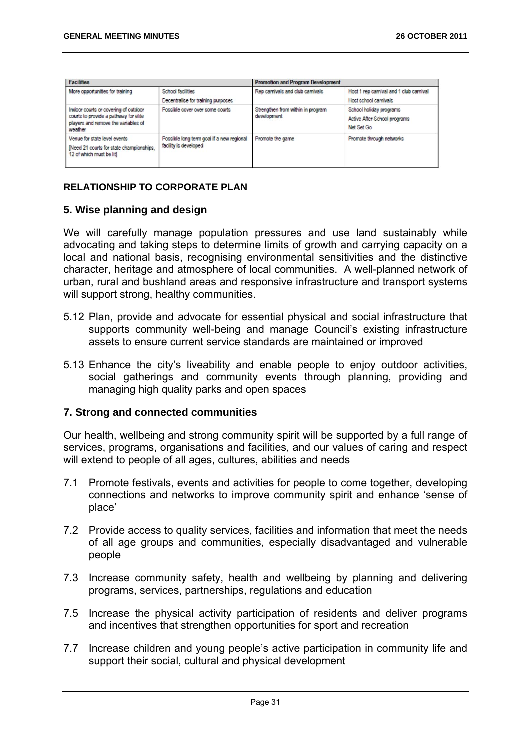| Facilities | | Promotion and Program Development | |
|---|---|---|---|
| More opportunities for training | School facilities<br>Decentralise for training purposes | Rep carnivals and club carnivals | Host 1 rep carnival and 1 club carnival<br>Host school carnivals |
| Indoor courts or covering of outdoor courts to provide a pathway for elite players and remove the variables of weather | Possible cover over some courts | Strengthen from within in program development | School holiday programs<br>Active After School programs<br>Net Set Go |
| Venue for state level events<br>[Need 21 courts for state championships, 12 of which must be lit] | Possible long term goal if a new regional facility is developed | Promote the game | Promote through networks |

**RELATIONSHIP TO CORPORATE PLAN**

### 5. Wise planning and design

We will carefully manage population pressures and use land sustainably while advocating and taking steps to determine limits of growth and carrying capacity on a local and national basis, recognising environmental sensitivities and the distinctive character, heritage and atmosphere of local communities. A well-planned network of urban, rural and bushland areas and responsive infrastructure and transport systems will support strong, healthy communities.

5.12 Plan, provide and advocate for essential physical and social infrastructure that supports community well-being and manage Council's existing infrastructure assets to ensure current service standards are maintained or improved

5.13 Enhance the city's liveability and enable people to enjoy outdoor activities, social gatherings and community events through planning, providing and managing high quality parks and open spaces

### 7. Strong and connected communities

Our health, wellbeing and strong community spirit will be supported by a full range of services, programs, organisations and facilities, and our values of caring and respect will extend to people of all ages, cultures, abilities and needs

7.1 Promote festivals, events and activities for people to come together, developing connections and networks to improve community spirit and enhance 'sense of place'

7.2 Provide access to quality services, facilities and information that meet the needs of all age groups and communities, especially disadvantaged and vulnerable people

7.3 Increase community safety, health and wellbeing by planning and delivering programs, services, partnerships, regulations and education

7.5 Increase the physical activity participation of residents and deliver programs and incentives that strengthen opportunities for sport and recreation

7.7 Increase children and young people's active participation in community life and support their social, cultural and physical development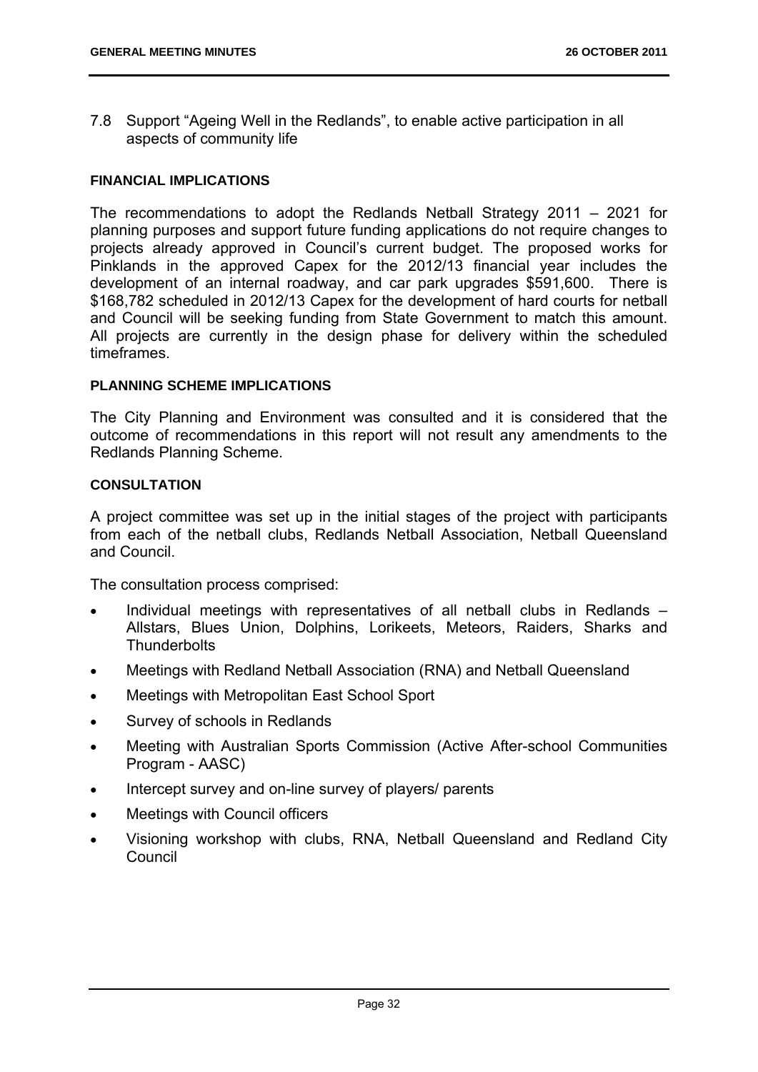7.8 Support "Ageing Well in the Redlands", to enable active participation in all aspects of community life

**FINANCIAL IMPLICATIONS**

The recommendations to adopt the Redlands Netball Strategy 2011 – 2021 for planning purposes and support future funding applications do not require changes to projects already approved in Council's current budget. The proposed works for Pinklands in the approved Capex for the 2012/13 financial year includes the development of an internal roadway, and car park upgrades $591,600. There is $168,782 scheduled in 2012/13 Capex for the development of hard courts for netball and Council will be seeking funding from State Government to match this amount. All projects are currently in the design phase for delivery within the scheduled timeframes.

**PLANNING SCHEME IMPLICATIONS**

The City Planning and Environment was consulted and it is considered that the outcome of recommendations in this report will not result any amendments to the Redlands Planning Scheme.

**CONSULTATION**

A project committee was set up in the initial stages of the project with participants from each of the netball clubs, Redlands Netball Association, Netball Queensland and Council.

The consultation process comprised:

- Individual meetings with representatives of all netball clubs in Redlands – Allstars, Blues Union, Dolphins, Lorikeets, Meteors, Raiders, Sharks and Thunderbolts
- Meetings with Redland Netball Association (RNA) and Netball Queensland
- Meetings with Metropolitan East School Sport
- Survey of schools in Redlands
- Meeting with Australian Sports Commission (Active After-school Communities Program - AASC)
- Intercept survey and on-line survey of players/ parents
- Meetings with Council officers
- Visioning workshop with clubs, RNA, Netball Queensland and Redland City Council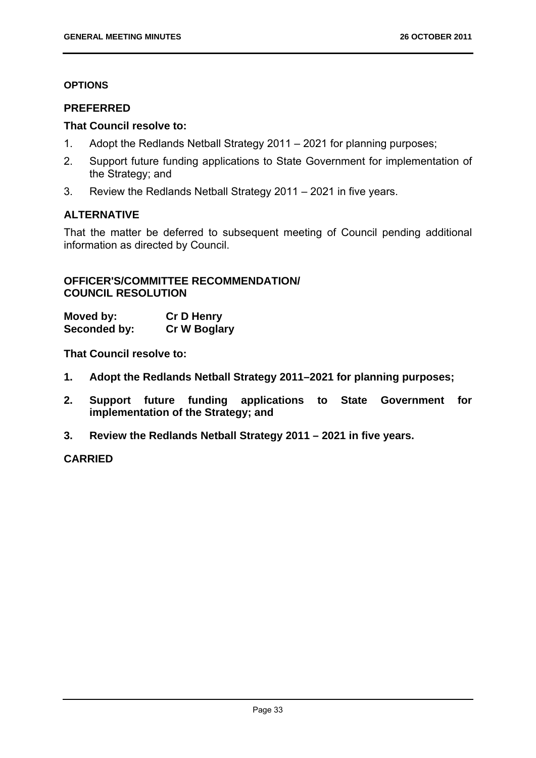**OPTIONS**

### PREFERRED

**That Council resolve to:**

1. Adopt the Redlands Netball Strategy 2011 – 2021 for planning purposes;
2. Support future funding applications to State Government for implementation of the Strategy; and
3. Review the Redlands Netball Strategy 2011 – 2021 in five years.

### ALTERNATIVE

That the matter be deferred to subsequent meeting of Council pending additional information as directed by Council.

**OFFICER'S/COMMITTEE RECOMMENDATION/**
**COUNCIL RESOLUTION**

**Moved by:** **Cr D Henry**
**Seconded by:** **Cr W Boglary**

**That Council resolve to:**

1. **Adopt the Redlands Netball Strategy 2011–2021 for planning purposes;**
2. **Support future funding applications to State Government for implementation of the Strategy; and**
3. **Review the Redlands Netball Strategy 2011 – 2021 in five years.**

**CARRIED**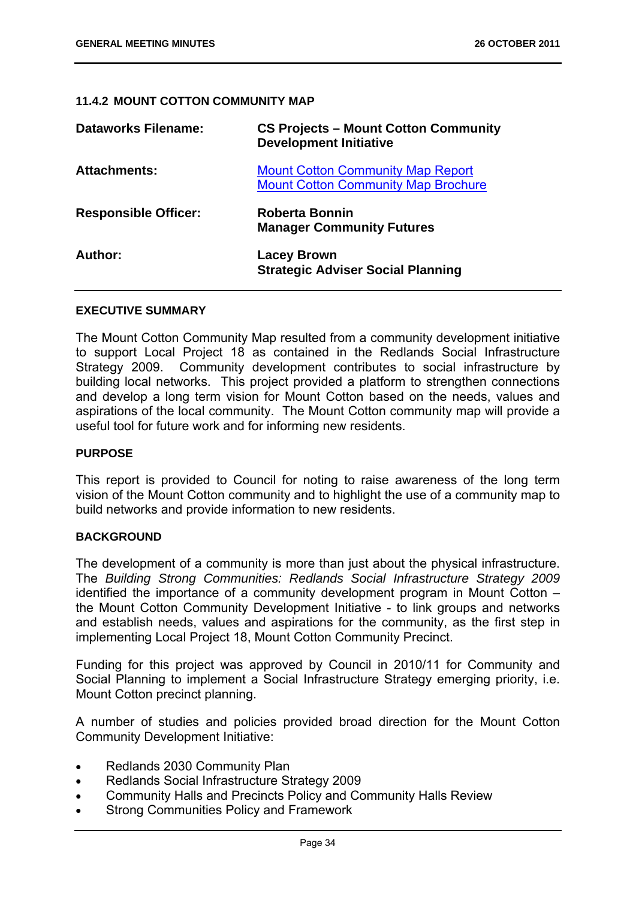### 11.4.2 MOUNT COTTON COMMUNITY MAP

| | |
|---|---|
| **Dataworks Filename:** | **CS Projects – Mount Cotton Community Development Initiative** |
| **Attachments:** | Mount Cotton Community Map Report<br>Mount Cotton Community Map Brochure |
| **Responsible Officer:** | **Roberta Bonnin**<br>**Manager Community Futures** |
| **Author:** | **Lacey Brown**<br>**Strategic Adviser Social Planning** |

#### EXECUTIVE SUMMARY

The Mount Cotton Community Map resulted from a community development initiative to support Local Project 18 as contained in the Redlands Social Infrastructure Strategy 2009. Community development contributes to social infrastructure by building local networks. This project provided a platform to strengthen connections and develop a long term vision for Mount Cotton based on the needs, values and aspirations of the local community. The Mount Cotton community map will provide a useful tool for future work and for informing new residents.

#### PURPOSE

This report is provided to Council for noting to raise awareness of the long term vision of the Mount Cotton community and to highlight the use of a community map to build networks and provide information to new residents.

#### BACKGROUND

The development of a community is more than just about the physical infrastructure. The *Building Strong Communities: Redlands Social Infrastructure Strategy 2009* identified the importance of a community development program in Mount Cotton – the Mount Cotton Community Development Initiative - to link groups and networks and establish needs, values and aspirations for the community, as the first step in implementing Local Project 18, Mount Cotton Community Precinct.

Funding for this project was approved by Council in 2010/11 for Community and Social Planning to implement a Social Infrastructure Strategy emerging priority, i.e. Mount Cotton precinct planning.

A number of studies and policies provided broad direction for the Mount Cotton Community Development Initiative:

- Redlands 2030 Community Plan
- Redlands Social Infrastructure Strategy 2009
- Community Halls and Precincts Policy and Community Halls Review
- Strong Communities Policy and Framework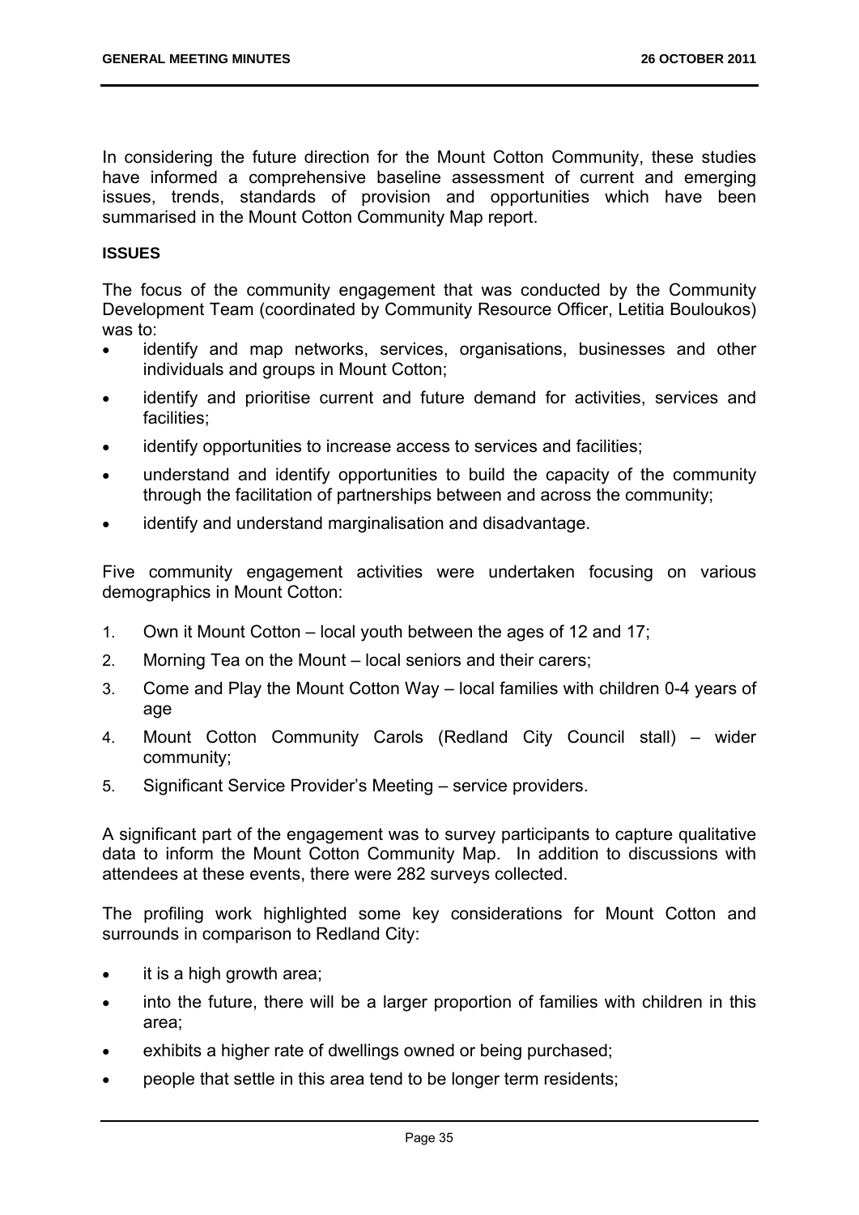In considering the future direction for the Mount Cotton Community, these studies have informed a comprehensive baseline assessment of current and emerging issues, trends, standards of provision and opportunities which have been summarised in the Mount Cotton Community Map report.

**ISSUES**

The focus of the community engagement that was conducted by the Community Development Team (coordinated by Community Resource Officer, Letitia Bouloukos) was to:

- identify and map networks, services, organisations, businesses and other individuals and groups in Mount Cotton;
- identify and prioritise current and future demand for activities, services and facilities;
- identify opportunities to increase access to services and facilities;
- understand and identify opportunities to build the capacity of the community through the facilitation of partnerships between and across the community;
- identify and understand marginalisation and disadvantage.

Five community engagement activities were undertaken focusing on various demographics in Mount Cotton:

1. Own it Mount Cotton – local youth between the ages of 12 and 17;
2. Morning Tea on the Mount – local seniors and their carers;
3. Come and Play the Mount Cotton Way – local families with children 0-4 years of age
4. Mount Cotton Community Carols (Redland City Council stall) – wider community;
5. Significant Service Provider's Meeting – service providers.

A significant part of the engagement was to survey participants to capture qualitative data to inform the Mount Cotton Community Map. In addition to discussions with attendees at these events, there were 282 surveys collected.

The profiling work highlighted some key considerations for Mount Cotton and surrounds in comparison to Redland City:

- it is a high growth area;
- into the future, there will be a larger proportion of families with children in this area;
- exhibits a higher rate of dwellings owned or being purchased;
- people that settle in this area tend to be longer term residents;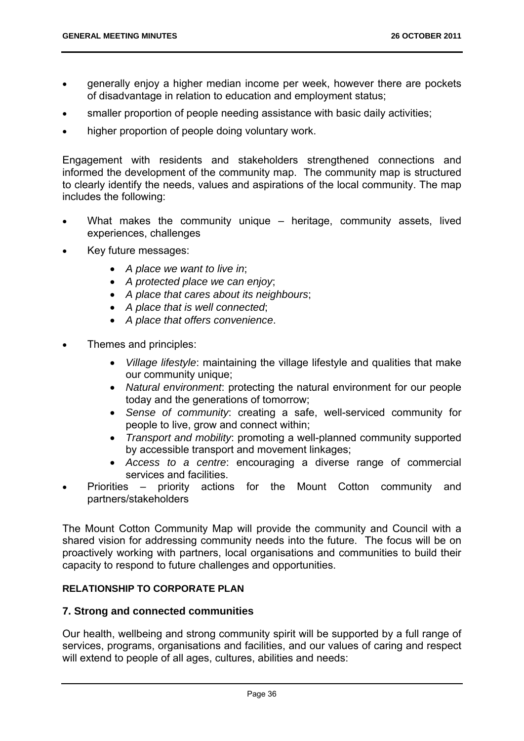- generally enjoy a higher median income per week, however there are pockets of disadvantage in relation to education and employment status;
- smaller proportion of people needing assistance with basic daily activities;
- higher proportion of people doing voluntary work.

Engagement with residents and stakeholders strengthened connections and informed the development of the community map. The community map is structured to clearly identify the needs, values and aspirations of the local community. The map includes the following:

- What makes the community unique – heritage, community assets, lived experiences, challenges
- Key future messages:
  - *A place we want to live in*;
  - *A protected place we can enjoy*;
  - *A place that cares about its neighbours*;
  - *A place that is well connected*;
  - *A place that offers convenience*.
- Themes and principles:
  - *Village lifestyle*: maintaining the village lifestyle and qualities that make our community unique;
  - *Natural environment*: protecting the natural environment for our people today and the generations of tomorrow;
  - *Sense of community*: creating a safe, well-serviced community for people to live, grow and connect within;
  - *Transport and mobility*: promoting a well-planned community supported by accessible transport and movement linkages;
  - *Access to a centre*: encouraging a diverse range of commercial services and facilities.
- Priorities – priority actions for the Mount Cotton community and partners/stakeholders

The Mount Cotton Community Map will provide the community and Council with a shared vision for addressing community needs into the future. The focus will be on proactively working with partners, local organisations and communities to build their capacity to respond to future challenges and opportunities.

**RELATIONSHIP TO CORPORATE PLAN**

## 7. Strong and connected communities

Our health, wellbeing and strong community spirit will be supported by a full range of services, programs, organisations and facilities, and our values of caring and respect will extend to people of all ages, cultures, abilities and needs: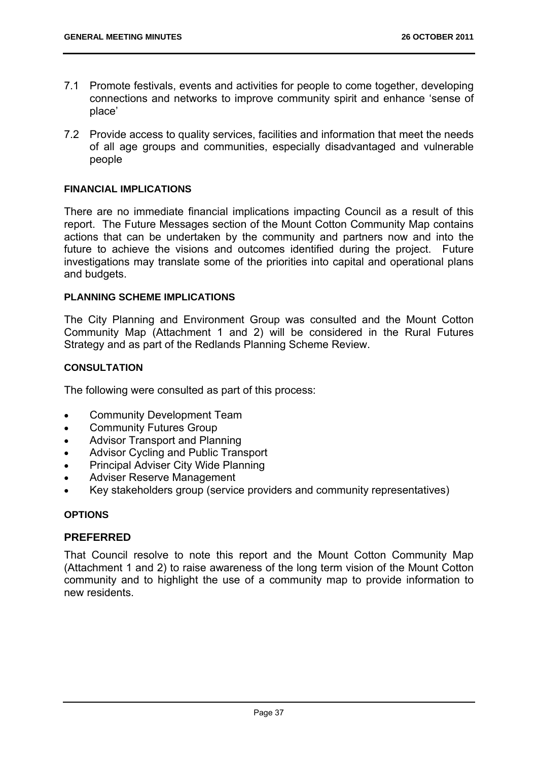7.1 Promote festivals, events and activities for people to come together, developing connections and networks to improve community spirit and enhance 'sense of place'

7.2 Provide access to quality services, facilities and information that meet the needs of all age groups and communities, especially disadvantaged and vulnerable people

**FINANCIAL IMPLICATIONS**

There are no immediate financial implications impacting Council as a result of this report. The Future Messages section of the Mount Cotton Community Map contains actions that can be undertaken by the community and partners now and into the future to achieve the visions and outcomes identified during the project. Future investigations may translate some of the priorities into capital and operational plans and budgets.

**PLANNING SCHEME IMPLICATIONS**

The City Planning and Environment Group was consulted and the Mount Cotton Community Map (Attachment 1 and 2) will be considered in the Rural Futures Strategy and as part of the Redlands Planning Scheme Review.

**CONSULTATION**

The following were consulted as part of this process:

- Community Development Team
- Community Futures Group
- Advisor Transport and Planning
- Advisor Cycling and Public Transport
- Principal Adviser City Wide Planning
- Adviser Reserve Management
- Key stakeholders group (service providers and community representatives)

**OPTIONS**

**PREFERRED**

That Council resolve to note this report and the Mount Cotton Community Map (Attachment 1 and 2) to raise awareness of the long term vision of the Mount Cotton community and to highlight the use of a community map to provide information to new residents.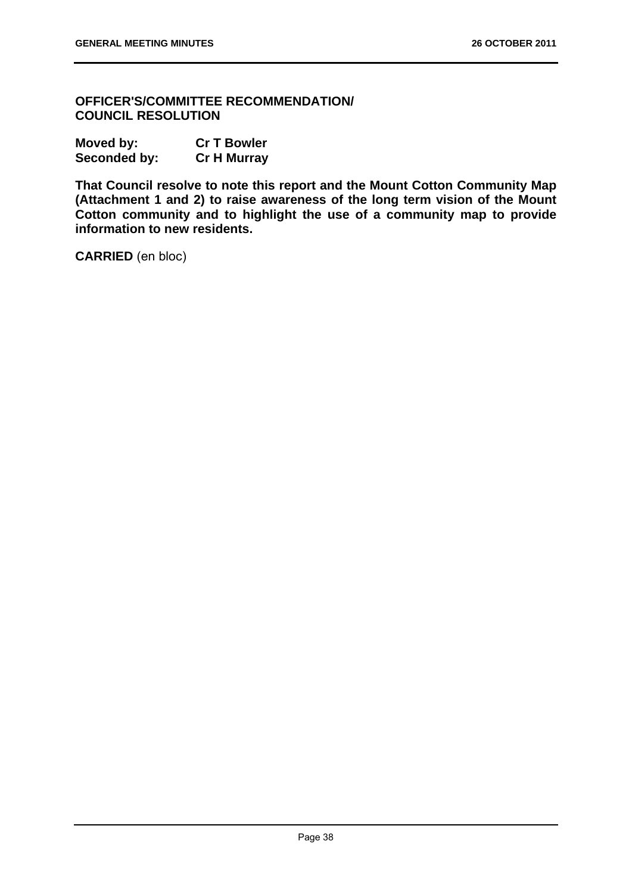**OFFICER'S/COMMITTEE RECOMMENDATION/
COUNCIL RESOLUTION**

**Moved by:** **Cr T Bowler**
**Seconded by:** **Cr H Murray**

**That Council resolve to note this report and the Mount Cotton Community Map (Attachment 1 and 2) to raise awareness of the long term vision of the Mount Cotton community and to highlight the use of a community map to provide information to new residents.**

**CARRIED** (en bloc)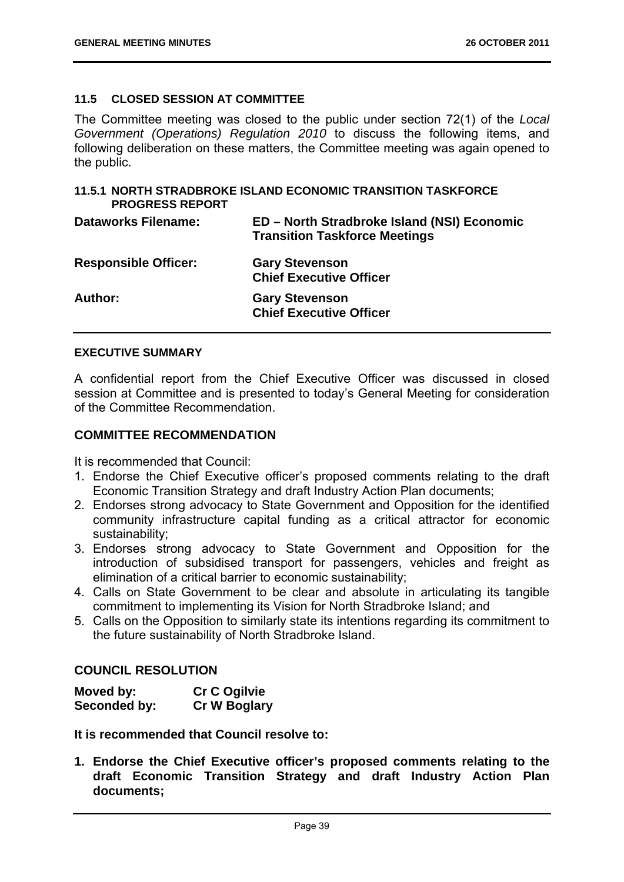### 11.5 CLOSED SESSION AT COMMITTEE

The Committee meeting was closed to the public under section 72(1) of the *Local Government (Operations) Regulation 2010* to discuss the following items, and following deliberation on these matters, the Committee meeting was again opened to the public.

#### 11.5.1 NORTH STRADBROKE ISLAND ECONOMIC TRANSITION TASKFORCE PROGRESS REPORT

| | |
|---|---|
| **Dataworks Filename:** | **ED – North Stradbroke Island (NSI) Economic Transition Taskforce Meetings** |
| **Responsible Officer:** | **Gary Stevenson**<br>**Chief Executive Officer** |
| **Author:** | **Gary Stevenson**<br>**Chief Executive Officer** |

**EXECUTIVE SUMMARY**

A confidential report from the Chief Executive Officer was discussed in closed session at Committee and is presented to today's General Meeting for consideration of the Committee Recommendation.

**COMMITTEE RECOMMENDATION**

It is recommended that Council:

1. Endorse the Chief Executive officer's proposed comments relating to the draft Economic Transition Strategy and draft Industry Action Plan documents;
2. Endorses strong advocacy to State Government and Opposition for the identified community infrastructure capital funding as a critical attractor for economic sustainability;
3. Endorses strong advocacy to State Government and Opposition for the introduction of subsidised transport for passengers, vehicles and freight as elimination of a critical barrier to economic sustainability;
4. Calls on State Government to be clear and absolute in articulating its tangible commitment to implementing its Vision for North Stradbroke Island; and
5. Calls on the Opposition to similarly state its intentions regarding its commitment to the future sustainability of North Stradbroke Island.

**COUNCIL RESOLUTION**

| | |
|---|---|
| **Moved by:** | **Cr C Ogilvie** |
| **Seconded by:** | **Cr W Boglary** |

**It is recommended that Council resolve to:**

1. **Endorse the Chief Executive officer's proposed comments relating to the draft Economic Transition Strategy and draft Industry Action Plan documents;**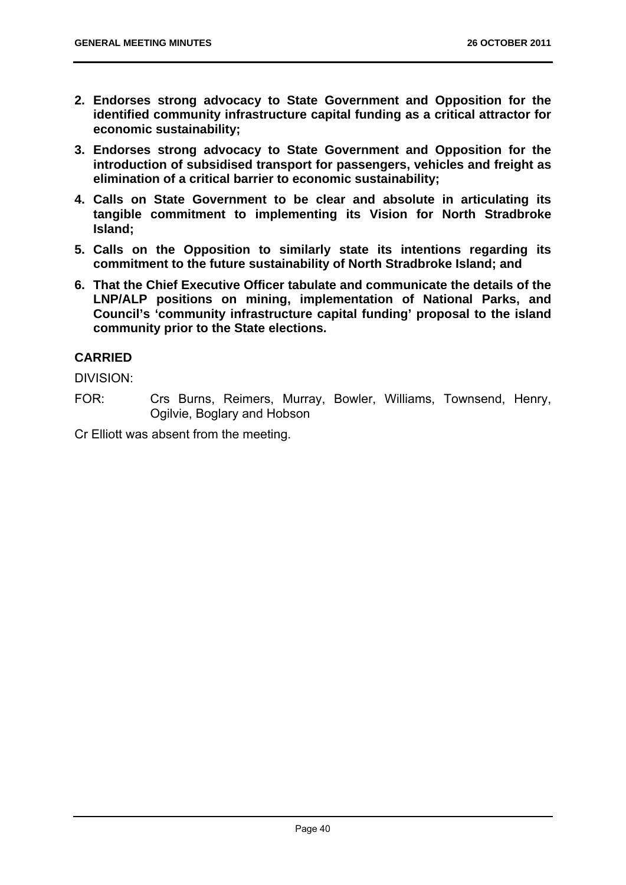2. **Endorses strong advocacy to State Government and Opposition for the identified community infrastructure capital funding as a critical attractor for economic sustainability;**
3. **Endorses strong advocacy to State Government and Opposition for the introduction of subsidised transport for passengers, vehicles and freight as elimination of a critical barrier to economic sustainability;**
4. **Calls on State Government to be clear and absolute in articulating its tangible commitment to implementing its Vision for North Stradbroke Island;**
5. **Calls on the Opposition to similarly state its intentions regarding its commitment to the future sustainability of North Stradbroke Island; and**
6. **That the Chief Executive Officer tabulate and communicate the details of the LNP/ALP positions on mining, implementation of National Parks, and Council's 'community infrastructure capital funding' proposal to the island community prior to the State elections.**

**CARRIED**

DIVISION:

FOR: Crs Burns, Reimers, Murray, Bowler, Williams, Townsend, Henry, Ogilvie, Boglary and Hobson

Cr Elliott was absent from the meeting.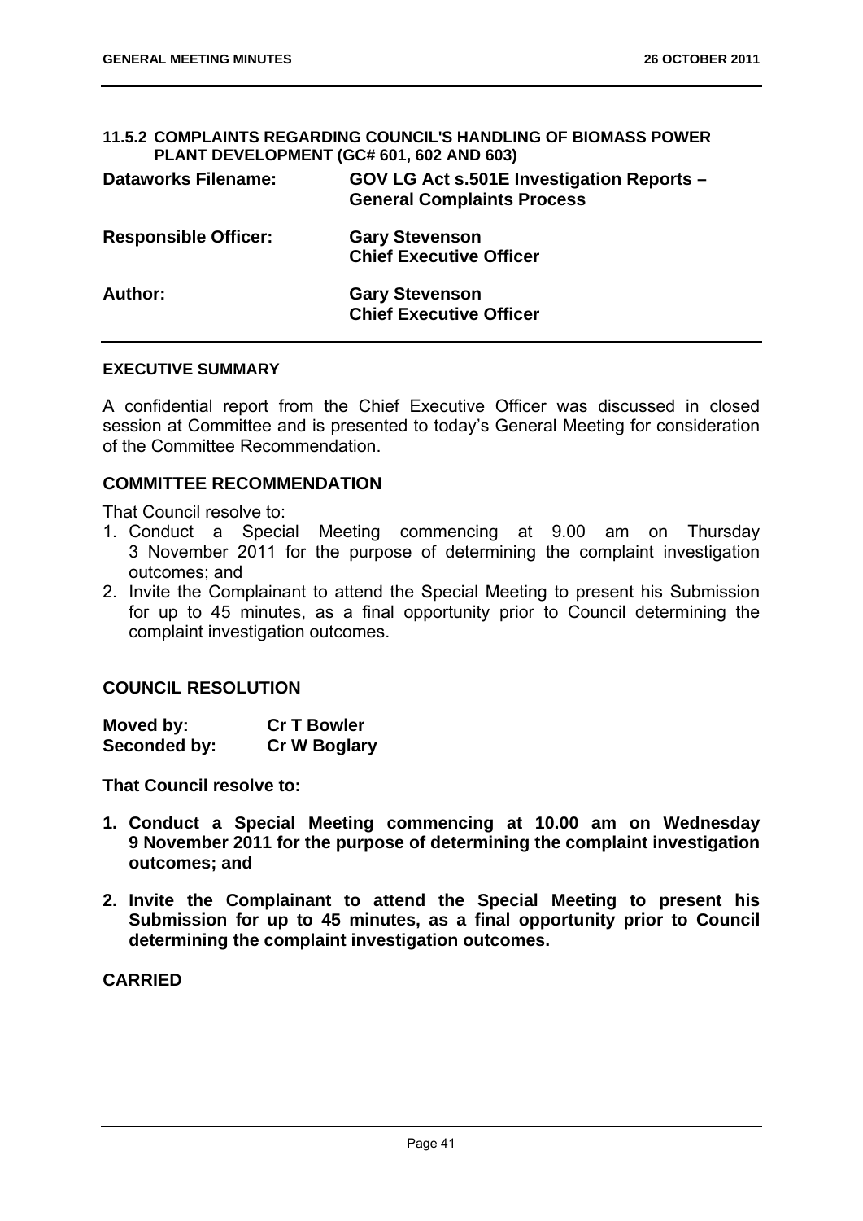### 11.5.2 COMPLAINTS REGARDING COUNCIL'S HANDLING OF BIOMASS POWER PLANT DEVELOPMENT (GC# 601, 602 AND 603)

| | |
|---|---|
| **Dataworks Filename:** | **GOV LG Act s.501E Investigation Reports – General Complaints Process** |
| **Responsible Officer:** | **Gary Stevenson**<br>**Chief Executive Officer** |
| **Author:** | **Gary Stevenson**<br>**Chief Executive Officer** |

#### EXECUTIVE SUMMARY

A confidential report from the Chief Executive Officer was discussed in closed session at Committee and is presented to today's General Meeting for consideration of the Committee Recommendation.

#### COMMITTEE RECOMMENDATION

That Council resolve to:

1. Conduct a Special Meeting commencing at 9.00 am on Thursday 3 November 2011 for the purpose of determining the complaint investigation outcomes; and
2. Invite the Complainant to attend the Special Meeting to present his Submission for up to 45 minutes, as a final opportunity prior to Council determining the complaint investigation outcomes.

#### COUNCIL RESOLUTION

| | |
|---|---|
| **Moved by:** | **Cr T Bowler** |
| **Seconded by:** | **Cr W Boglary** |

**That Council resolve to:**

1. **Conduct a Special Meeting commencing at 10.00 am on Wednesday 9 November 2011 for the purpose of determining the complaint investigation outcomes; and**
2. **Invite the Complainant to attend the Special Meeting to present his Submission for up to 45 minutes, as a final opportunity prior to Council determining the complaint investigation outcomes.**

**CARRIED**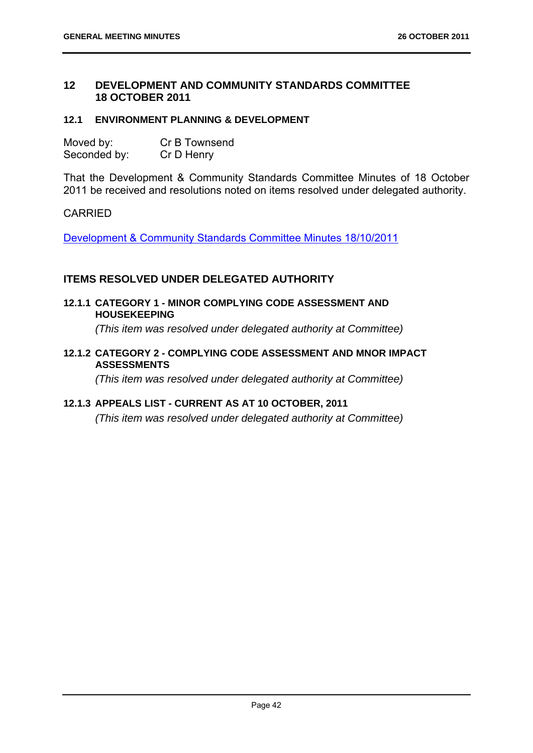## 12 DEVELOPMENT AND COMMUNITY STANDARDS COMMITTEE 18 OCTOBER 2011

### 12.1 ENVIRONMENT PLANNING & DEVELOPMENT

Moved by: Cr B Townsend
Seconded by: Cr D Henry

That the Development & Community Standards Committee Minutes of 18 October 2011 be received and resolutions noted on items resolved under delegated authority.

CARRIED

Development & Community Standards Committee Minutes 18/10/2011

### ITEMS RESOLVED UNDER DELEGATED AUTHORITY

#### 12.1.1 CATEGORY 1 - MINOR COMPLYING CODE ASSESSMENT AND HOUSEKEEPING

*(This item was resolved under delegated authority at Committee)*

#### 12.1.2 CATEGORY 2 - COMPLYING CODE ASSESSMENT AND MNOR IMPACT ASSESSMENTS

*(This item was resolved under delegated authority at Committee)*

#### 12.1.3 APPEALS LIST - CURRENT AS AT 10 OCTOBER, 2011

*(This item was resolved under delegated authority at Committee)*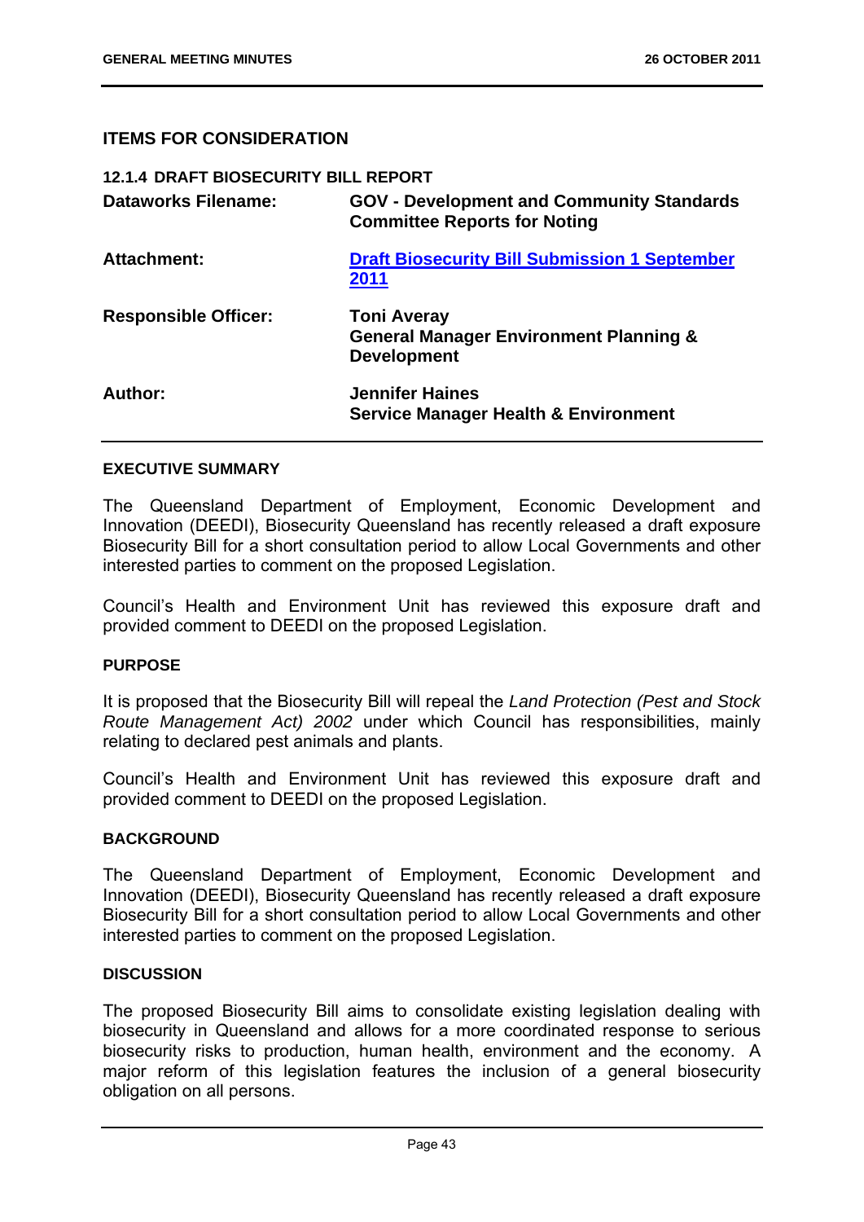## ITEMS FOR CONSIDERATION

### 12.1.4 DRAFT BIOSECURITY BILL REPORT

| | |
|---|---|
| **Dataworks Filename:** | **GOV - Development and Community Standards Committee Reports for Noting** |
| **Attachment:** | **Draft Biosecurity Bill Submission 1 September 2011** |
| **Responsible Officer:** | **Toni Averay**<br>**General Manager Environment Planning & Development** |
| **Author:** | **Jennifer Haines**<br>**Service Manager Health & Environment** |

#### EXECUTIVE SUMMARY

The Queensland Department of Employment, Economic Development and Innovation (DEEDI), Biosecurity Queensland has recently released a draft exposure Biosecurity Bill for a short consultation period to allow Local Governments and other interested parties to comment on the proposed Legislation.

Council's Health and Environment Unit has reviewed this exposure draft and provided comment to DEEDI on the proposed Legislation.

#### PURPOSE

It is proposed that the Biosecurity Bill will repeal the *Land Protection (Pest and Stock Route Management Act) 2002* under which Council has responsibilities, mainly relating to declared pest animals and plants.

Council's Health and Environment Unit has reviewed this exposure draft and provided comment to DEEDI on the proposed Legislation.

#### BACKGROUND

The Queensland Department of Employment, Economic Development and Innovation (DEEDI), Biosecurity Queensland has recently released a draft exposure Biosecurity Bill for a short consultation period to allow Local Governments and other interested parties to comment on the proposed Legislation.

#### DISCUSSION

The proposed Biosecurity Bill aims to consolidate existing legislation dealing with biosecurity in Queensland and allows for a more coordinated response to serious biosecurity risks to production, human health, environment and the economy. A major reform of this legislation features the inclusion of a general biosecurity obligation on all persons.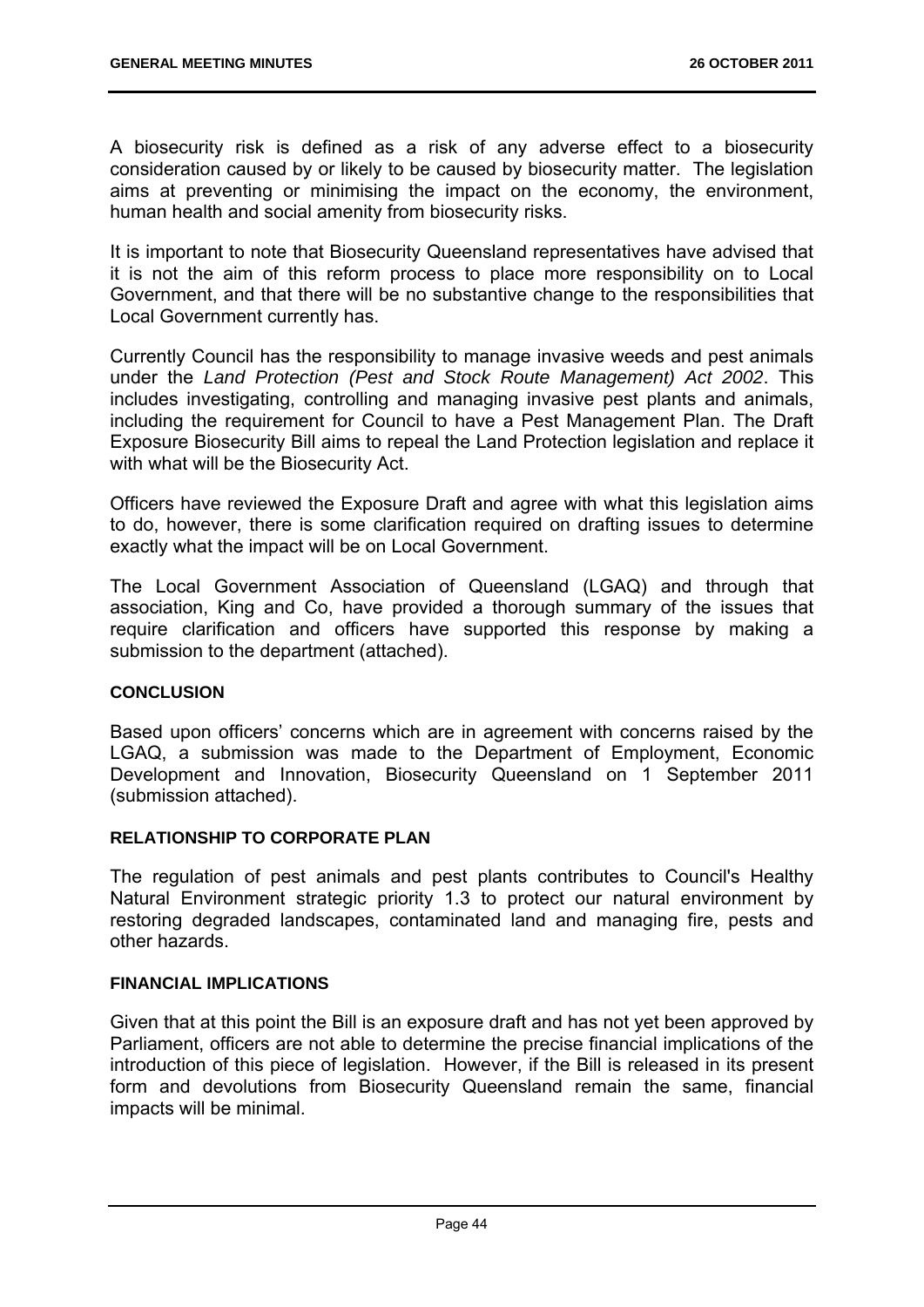A biosecurity risk is defined as a risk of any adverse effect to a biosecurity consideration caused by or likely to be caused by biosecurity matter. The legislation aims at preventing or minimising the impact on the economy, the environment, human health and social amenity from biosecurity risks.

It is important to note that Biosecurity Queensland representatives have advised that it is not the aim of this reform process to place more responsibility on to Local Government, and that there will be no substantive change to the responsibilities that Local Government currently has.

Currently Council has the responsibility to manage invasive weeds and pest animals under the *Land Protection (Pest and Stock Route Management) Act 2002*. This includes investigating, controlling and managing invasive pest plants and animals, including the requirement for Council to have a Pest Management Plan. The Draft Exposure Biosecurity Bill aims to repeal the Land Protection legislation and replace it with what will be the Biosecurity Act.

Officers have reviewed the Exposure Draft and agree with what this legislation aims to do, however, there is some clarification required on drafting issues to determine exactly what the impact will be on Local Government.

The Local Government Association of Queensland (LGAQ) and through that association, King and Co, have provided a thorough summary of the issues that require clarification and officers have supported this response by making a submission to the department (attached).

**CONCLUSION**

Based upon officers' concerns which are in agreement with concerns raised by the LGAQ, a submission was made to the Department of Employment, Economic Development and Innovation, Biosecurity Queensland on 1 September 2011 (submission attached).

**RELATIONSHIP TO CORPORATE PLAN**

The regulation of pest animals and pest plants contributes to Council's Healthy Natural Environment strategic priority 1.3 to protect our natural environment by restoring degraded landscapes, contaminated land and managing fire, pests and other hazards.

**FINANCIAL IMPLICATIONS**

Given that at this point the Bill is an exposure draft and has not yet been approved by Parliament, officers are not able to determine the precise financial implications of the introduction of this piece of legislation. However, if the Bill is released in its present form and devolutions from Biosecurity Queensland remain the same, financial impacts will be minimal.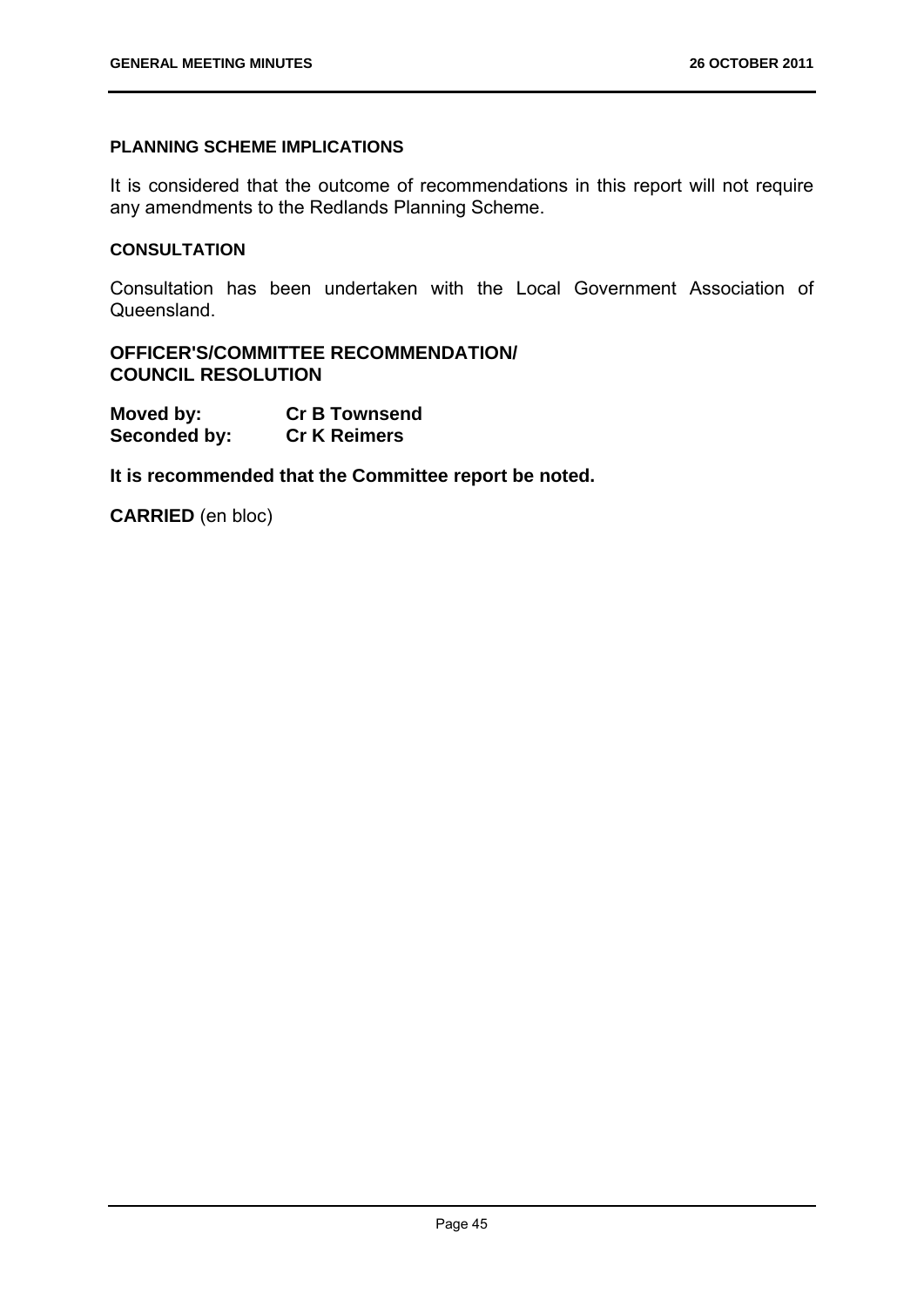#### PLANNING SCHEME IMPLICATIONS

It is considered that the outcome of recommendations in this report will not require any amendments to the Redlands Planning Scheme.

#### CONSULTATION

Consultation has been undertaken with the Local Government Association of Queensland.

### OFFICER'S/COMMITTEE RECOMMENDATION/ COUNCIL RESOLUTION

**Moved by:** **Cr B Townsend**
**Seconded by:** **Cr K Reimers**

**It is recommended that the Committee report be noted.**

**CARRIED** (en bloc)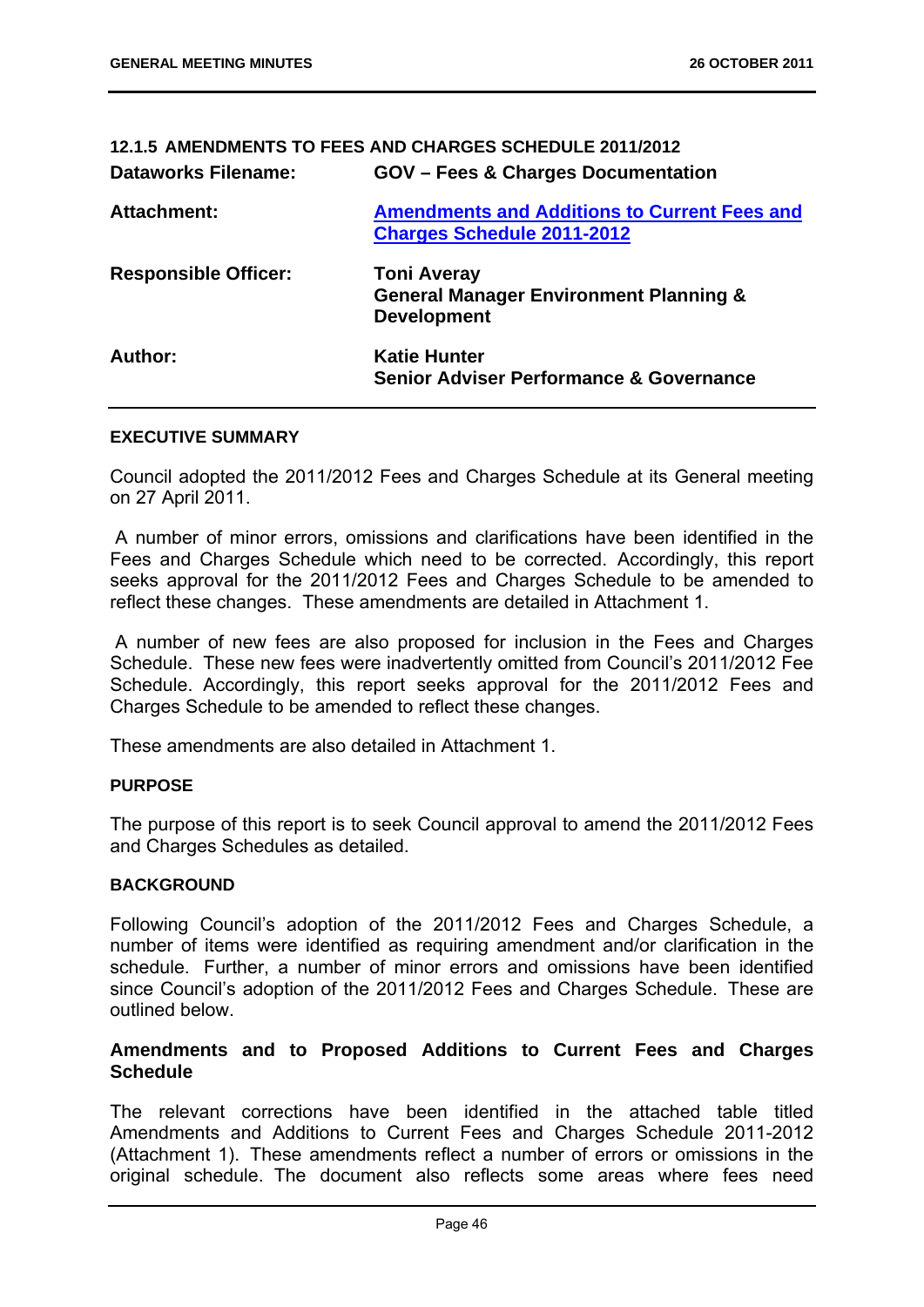## 12.1.5 AMENDMENTS TO FEES AND CHARGES SCHEDULE 2011/2012

| | |
|---|---|
| **Dataworks Filename:** | **GOV – Fees & Charges Documentation** |
| **Attachment:** | **Amendments and Additions to Current Fees and Charges Schedule 2011-2012** |
| **Responsible Officer:** | **Toni Averay**<br>**General Manager Environment Planning & Development** |
| **Author:** | **Katie Hunter**<br>**Senior Adviser Performance & Governance** |

### EXECUTIVE SUMMARY

Council adopted the 2011/2012 Fees and Charges Schedule at its General meeting on 27 April 2011.

A number of minor errors, omissions and clarifications have been identified in the Fees and Charges Schedule which need to be corrected. Accordingly, this report seeks approval for the 2011/2012 Fees and Charges Schedule to be amended to reflect these changes. These amendments are detailed in Attachment 1.

A number of new fees are also proposed for inclusion in the Fees and Charges Schedule. These new fees were inadvertently omitted from Council's 2011/2012 Fee Schedule. Accordingly, this report seeks approval for the 2011/2012 Fees and Charges Schedule to be amended to reflect these changes.

These amendments are also detailed in Attachment 1.

### PURPOSE

The purpose of this report is to seek Council approval to amend the 2011/2012 Fees and Charges Schedules as detailed.

### BACKGROUND

Following Council's adoption of the 2011/2012 Fees and Charges Schedule, a number of items were identified as requiring amendment and/or clarification in the schedule. Further, a number of minor errors and omissions have been identified since Council's adoption of the 2011/2012 Fees and Charges Schedule. These are outlined below.

#### Amendments and to Proposed Additions to Current Fees and Charges Schedule

The relevant corrections have been identified in the attached table titled Amendments and Additions to Current Fees and Charges Schedule 2011-2012 (Attachment 1). These amendments reflect a number of errors or omissions in the original schedule. The document also reflects some areas where fees need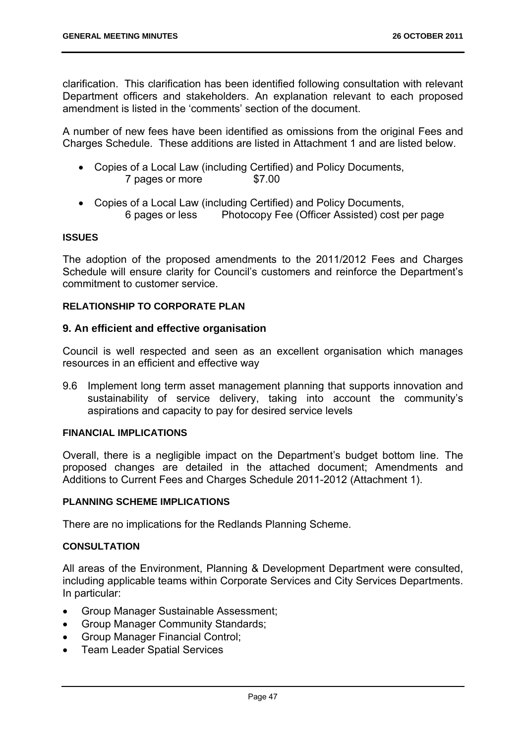clarification. This clarification has been identified following consultation with relevant Department officers and stakeholders. An explanation relevant to each proposed amendment is listed in the 'comments' section of the document.

A number of new fees have been identified as omissions from the original Fees and Charges Schedule. These additions are listed in Attachment 1 and are listed below.

- Copies of a Local Law (including Certified) and Policy Documents,
  7 pages or more $7.00
- Copies of a Local Law (including Certified) and Policy Documents,
  6 pages or less Photocopy Fee (Officer Assisted) cost per page

**ISSUES**

The adoption of the proposed amendments to the 2011/2012 Fees and Charges Schedule will ensure clarity for Council's customers and reinforce the Department's commitment to customer service.

**RELATIONSHIP TO CORPORATE PLAN**

**9. An efficient and effective organisation**

Council is well respected and seen as an excellent organisation which manages resources in an efficient and effective way

9.6 Implement long term asset management planning that supports innovation and sustainability of service delivery, taking into account the community's aspirations and capacity to pay for desired service levels

**FINANCIAL IMPLICATIONS**

Overall, there is a negligible impact on the Department's budget bottom line. The proposed changes are detailed in the attached document; Amendments and Additions to Current Fees and Charges Schedule 2011-2012 (Attachment 1).

**PLANNING SCHEME IMPLICATIONS**

There are no implications for the Redlands Planning Scheme.

**CONSULTATION**

All areas of the Environment, Planning & Development Department were consulted, including applicable teams within Corporate Services and City Services Departments. In particular:

- Group Manager Sustainable Assessment;
- Group Manager Community Standards;
- Group Manager Financial Control;
- Team Leader Spatial Services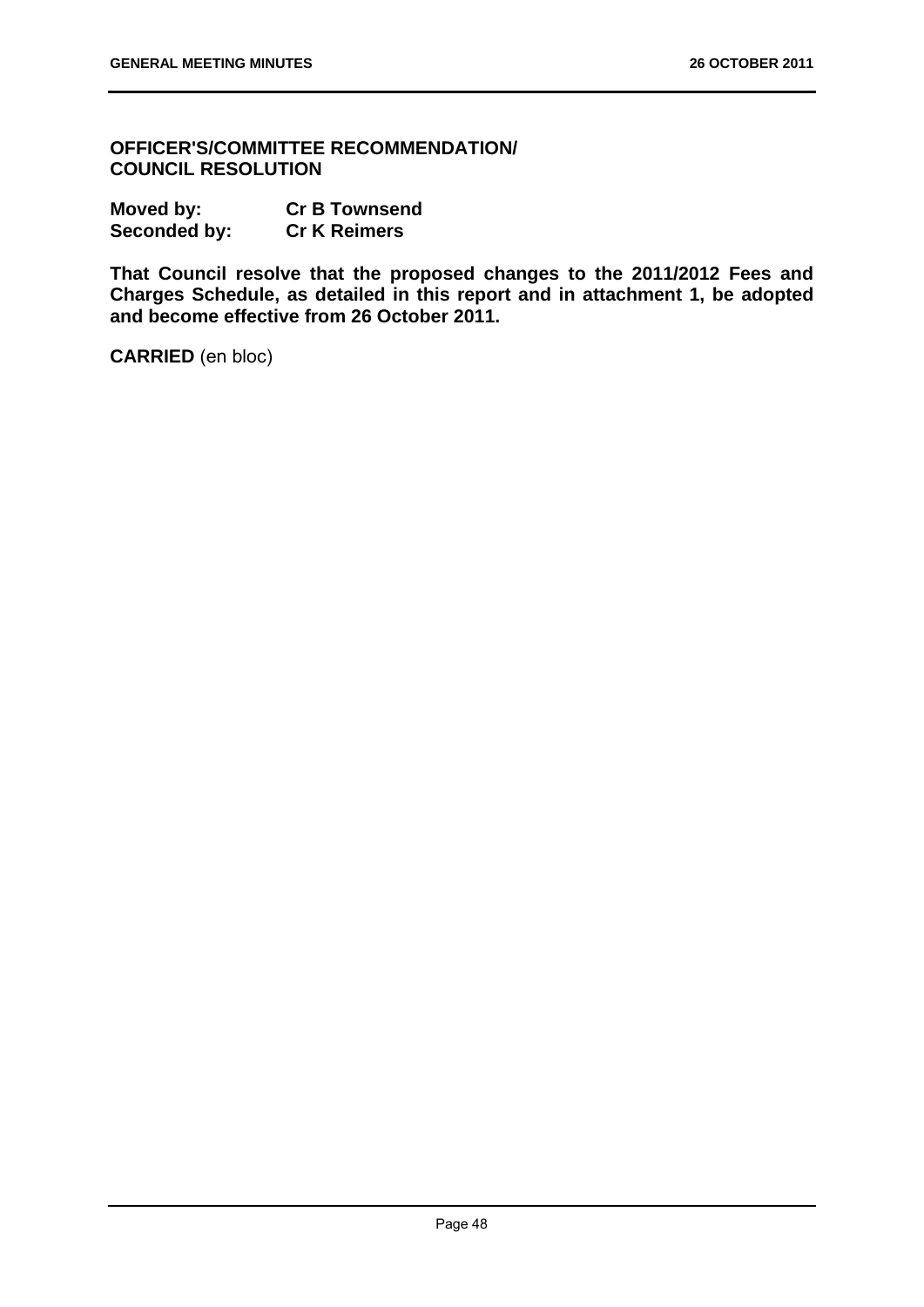**OFFICER'S/COMMITTEE RECOMMENDATION/ COUNCIL RESOLUTION**

**Moved by:** **Cr B Townsend**
**Seconded by:** **Cr K Reimers**

**That Council resolve that the proposed changes to the 2011/2012 Fees and Charges Schedule, as detailed in this report and in attachment 1, be adopted and become effective from 26 October 2011.**

**CARRIED** (en bloc)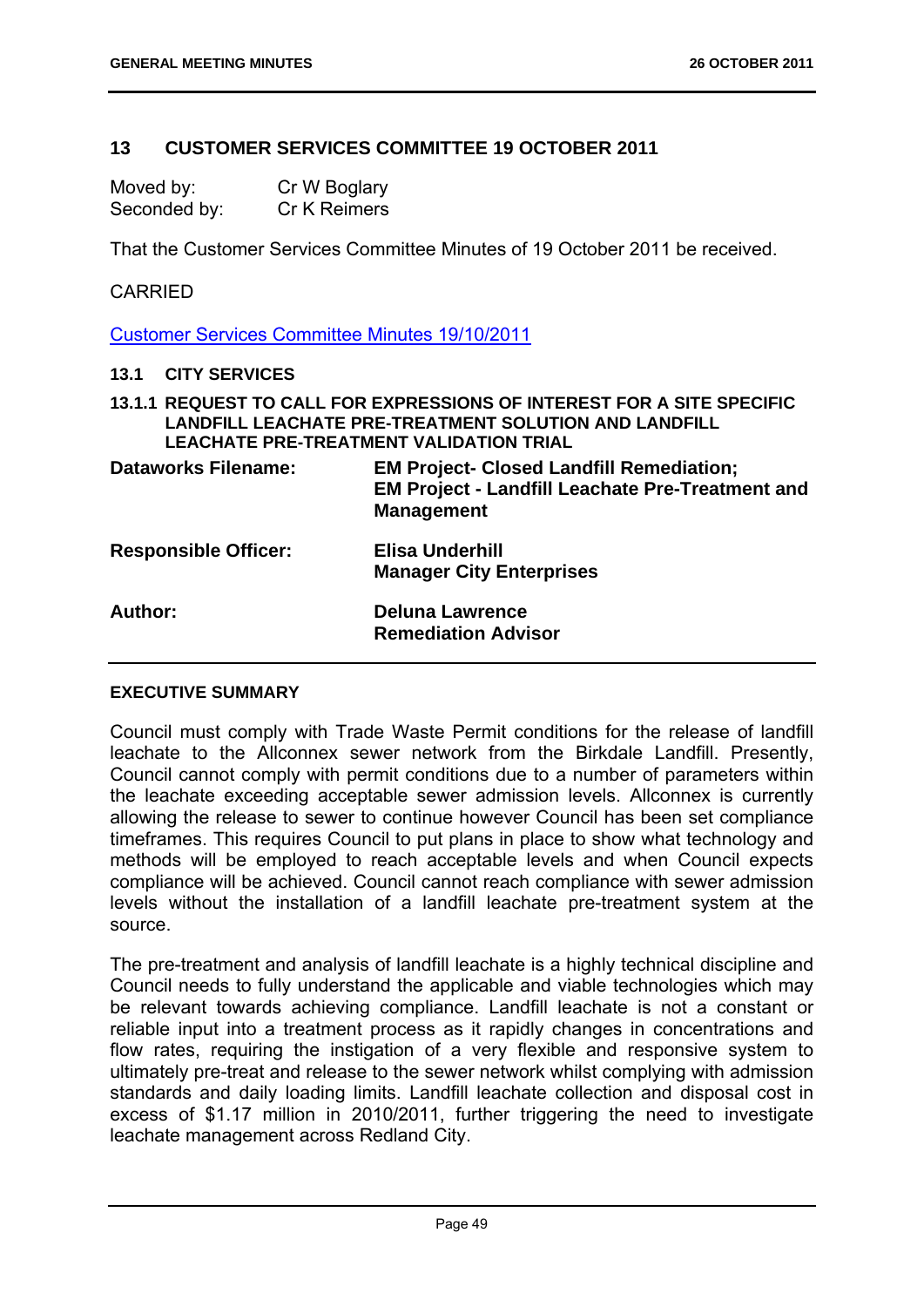## 13 CUSTOMER SERVICES COMMITTEE 19 OCTOBER 2011

| | |
|---|---|
| Moved by: | Cr W Boglary |
| Seconded by: | Cr K Reimers |

That the Customer Services Committee Minutes of 19 October 2011 be received.

CARRIED

Customer Services Committee Minutes 19/10/2011

### 13.1 CITY SERVICES

#### 13.1.1 REQUEST TO CALL FOR EXPRESSIONS OF INTEREST FOR A SITE SPECIFIC LANDFILL LEACHATE PRE-TREATMENT SOLUTION AND LANDFILL LEACHATE PRE-TREATMENT VALIDATION TRIAL

| | |
|---|---|
| **Dataworks Filename:** | **EM Project- Closed Landfill Remediation; EM Project - Landfill Leachate Pre-Treatment and Management** |
| **Responsible Officer:** | **Elisa Underhill**<br>**Manager City Enterprises** |
| **Author:** | **Deluna Lawrence**<br>**Remediation Advisor** |

**EXECUTIVE SUMMARY**

Council must comply with Trade Waste Permit conditions for the release of landfill leachate to the Allconnex sewer network from the Birkdale Landfill. Presently, Council cannot comply with permit conditions due to a number of parameters within the leachate exceeding acceptable sewer admission levels. Allconnex is currently allowing the release to sewer to continue however Council has been set compliance timeframes. This requires Council to put plans in place to show what technology and methods will be employed to reach acceptable levels and when Council expects compliance will be achieved. Council cannot reach compliance with sewer admission levels without the installation of a landfill leachate pre-treatment system at the source.

The pre-treatment and analysis of landfill leachate is a highly technical discipline and Council needs to fully understand the applicable and viable technologies which may be relevant towards achieving compliance. Landfill leachate is not a constant or reliable input into a treatment process as it rapidly changes in concentrations and flow rates, requiring the instigation of a very flexible and responsive system to ultimately pre-treat and release to the sewer network whilst complying with admission standards and daily loading limits. Landfill leachate collection and disposal cost in excess of $1.17 million in 2010/2011, further triggering the need to investigate leachate management across Redland City.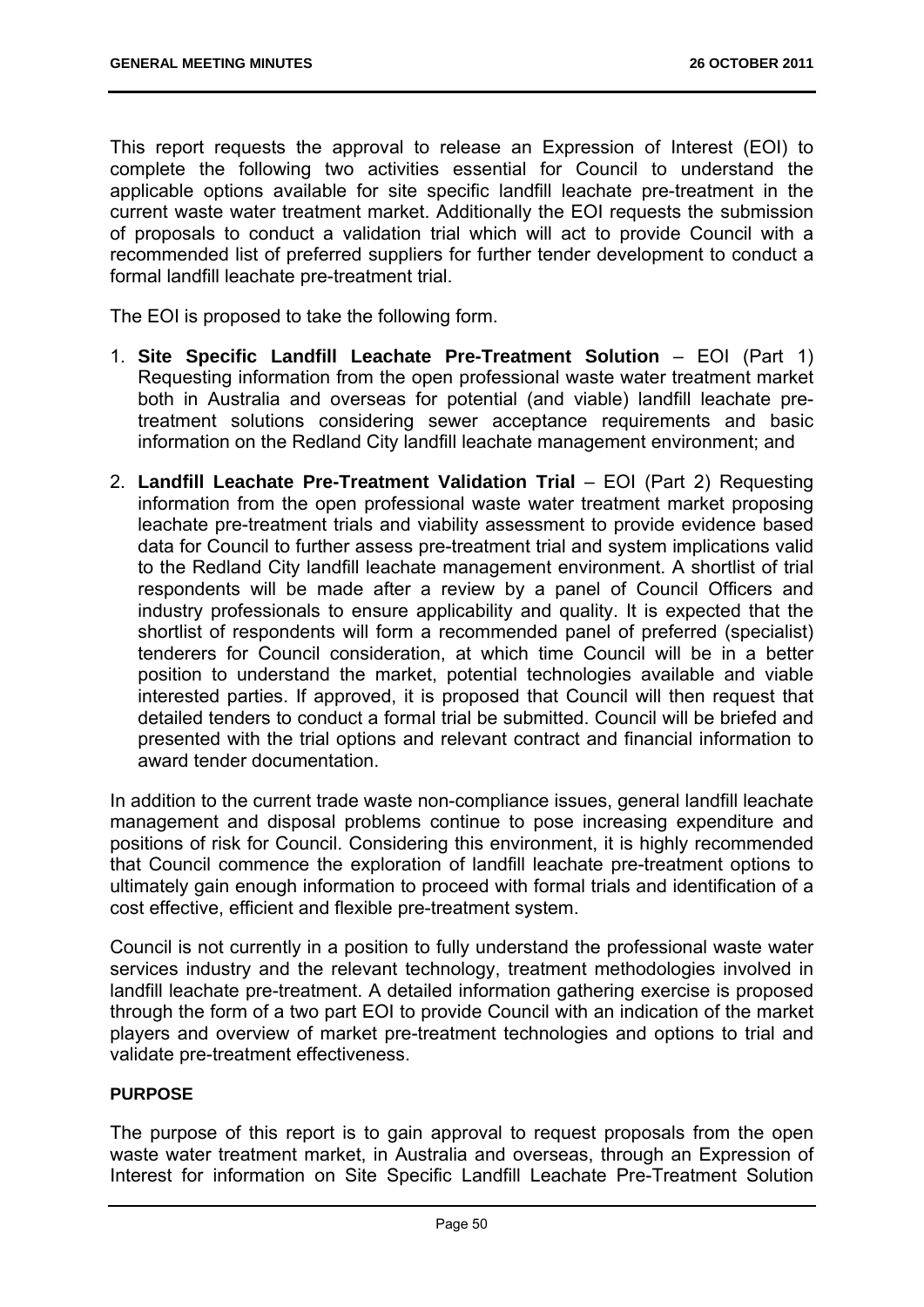This report requests the approval to release an Expression of Interest (EOI) to complete the following two activities essential for Council to understand the applicable options available for site specific landfill leachate pre-treatment in the current waste water treatment market. Additionally the EOI requests the submission of proposals to conduct a validation trial which will act to provide Council with a recommended list of preferred suppliers for further tender development to conduct a formal landfill leachate pre-treatment trial.

The EOI is proposed to take the following form.

1. **Site Specific Landfill Leachate Pre-Treatment Solution** – EOI (Part 1) Requesting information from the open professional waste water treatment market both in Australia and overseas for potential (and viable) landfill leachate pre-treatment solutions considering sewer acceptance requirements and basic information on the Redland City landfill leachate management environment; and

2. **Landfill Leachate Pre-Treatment Validation Trial** – EOI (Part 2) Requesting information from the open professional waste water treatment market proposing leachate pre-treatment trials and viability assessment to provide evidence based data for Council to further assess pre-treatment trial and system implications valid to the Redland City landfill leachate management environment. A shortlist of trial respondents will be made after a review by a panel of Council Officers and industry professionals to ensure applicability and quality. It is expected that the shortlist of respondents will form a recommended panel of preferred (specialist) tenderers for Council consideration, at which time Council will be in a better position to understand the market, potential technologies available and viable interested parties. If approved, it is proposed that Council will then request that detailed tenders to conduct a formal trial be submitted. Council will be briefed and presented with the trial options and relevant contract and financial information to award tender documentation.

In addition to the current trade waste non-compliance issues, general landfill leachate management and disposal problems continue to pose increasing expenditure and positions of risk for Council. Considering this environment, it is highly recommended that Council commence the exploration of landfill leachate pre-treatment options to ultimately gain enough information to proceed with formal trials and identification of a cost effective, efficient and flexible pre-treatment system.

Council is not currently in a position to fully understand the professional waste water services industry and the relevant technology, treatment methodologies involved in landfill leachate pre-treatment. A detailed information gathering exercise is proposed through the form of a two part EOI to provide Council with an indication of the market players and overview of market pre-treatment technologies and options to trial and validate pre-treatment effectiveness.

**PURPOSE**

The purpose of this report is to gain approval to request proposals from the open waste water treatment market, in Australia and overseas, through an Expression of Interest for information on Site Specific Landfill Leachate Pre-Treatment Solution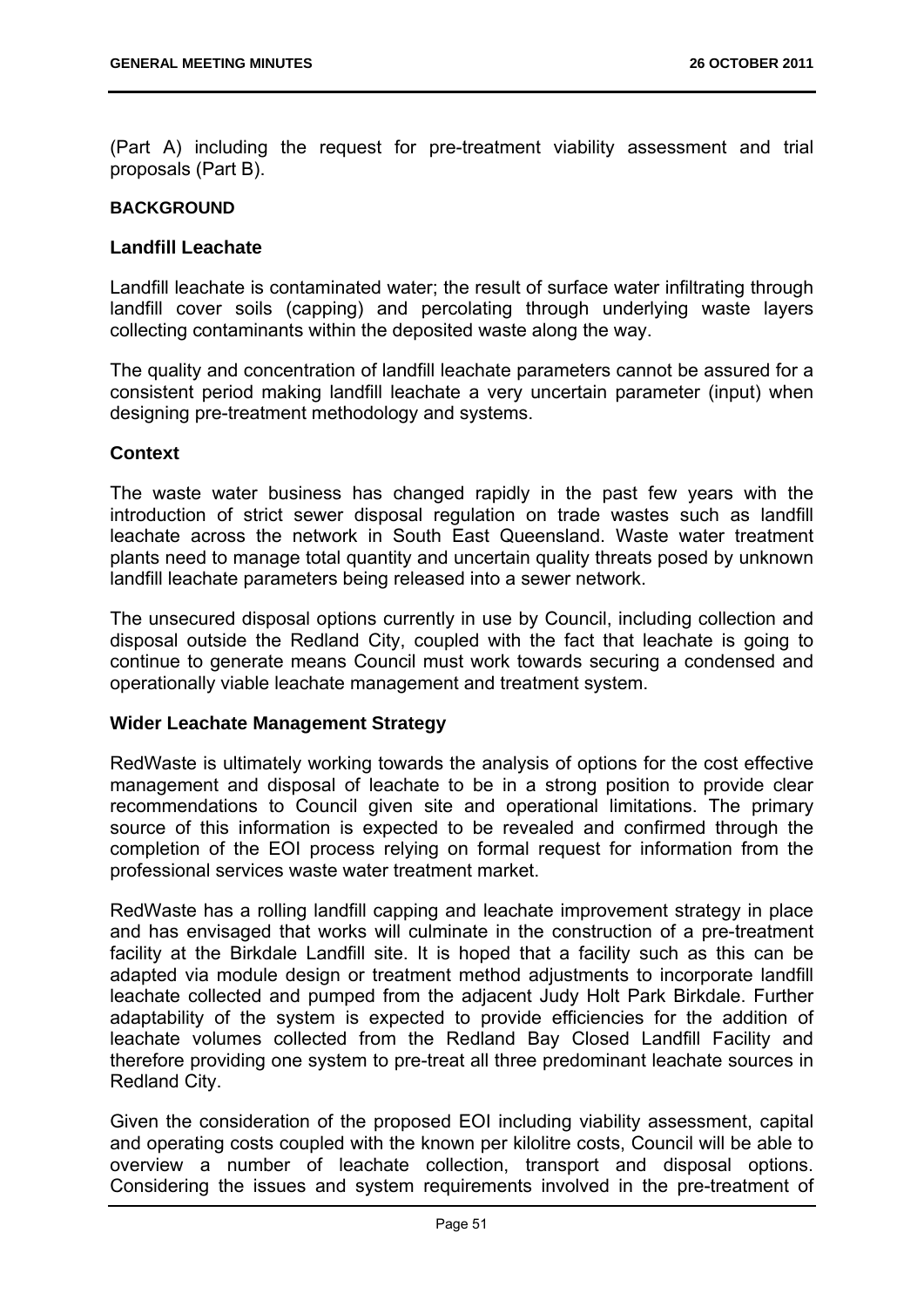(Part A) including the request for pre-treatment viability assessment and trial proposals (Part B).

**BACKGROUND**

### Landfill Leachate

Landfill leachate is contaminated water; the result of surface water infiltrating through landfill cover soils (capping) and percolating through underlying waste layers collecting contaminants within the deposited waste along the way.

The quality and concentration of landfill leachate parameters cannot be assured for a consistent period making landfill leachate a very uncertain parameter (input) when designing pre-treatment methodology and systems.

### Context

The waste water business has changed rapidly in the past few years with the introduction of strict sewer disposal regulation on trade wastes such as landfill leachate across the network in South East Queensland. Waste water treatment plants need to manage total quantity and uncertain quality threats posed by unknown landfill leachate parameters being released into a sewer network.

The unsecured disposal options currently in use by Council, including collection and disposal outside the Redland City, coupled with the fact that leachate is going to continue to generate means Council must work towards securing a condensed and operationally viable leachate management and treatment system.

### Wider Leachate Management Strategy

RedWaste is ultimately working towards the analysis of options for the cost effective management and disposal of leachate to be in a strong position to provide clear recommendations to Council given site and operational limitations. The primary source of this information is expected to be revealed and confirmed through the completion of the EOI process relying on formal request for information from the professional services waste water treatment market.

RedWaste has a rolling landfill capping and leachate improvement strategy in place and has envisaged that works will culminate in the construction of a pre-treatment facility at the Birkdale Landfill site. It is hoped that a facility such as this can be adapted via module design or treatment method adjustments to incorporate landfill leachate collected and pumped from the adjacent Judy Holt Park Birkdale. Further adaptability of the system is expected to provide efficiencies for the addition of leachate volumes collected from the Redland Bay Closed Landfill Facility and therefore providing one system to pre-treat all three predominant leachate sources in Redland City.

Given the consideration of the proposed EOI including viability assessment, capital and operating costs coupled with the known per kilolitre costs, Council will be able to overview a number of leachate collection, transport and disposal options. Considering the issues and system requirements involved in the pre-treatment of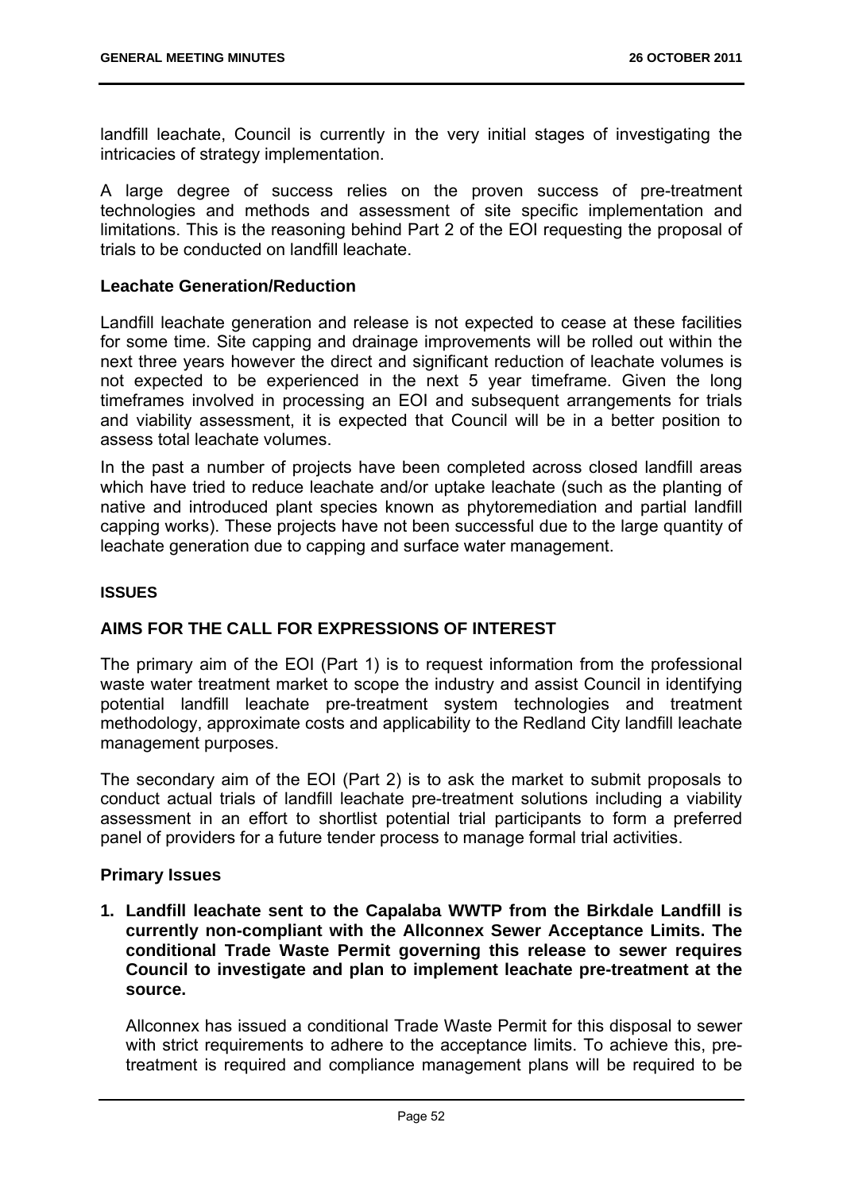landfill leachate, Council is currently in the very initial stages of investigating the intricacies of strategy implementation.

A large degree of success relies on the proven success of pre-treatment technologies and methods and assessment of site specific implementation and limitations. This is the reasoning behind Part 2 of the EOI requesting the proposal of trials to be conducted on landfill leachate.

### Leachate Generation/Reduction

Landfill leachate generation and release is not expected to cease at these facilities for some time. Site capping and drainage improvements will be rolled out within the next three years however the direct and significant reduction of leachate volumes is not expected to be experienced in the next 5 year timeframe. Given the long timeframes involved in processing an EOI and subsequent arrangements for trials and viability assessment, it is expected that Council will be in a better position to assess total leachate volumes.

In the past a number of projects have been completed across closed landfill areas which have tried to reduce leachate and/or uptake leachate (such as the planting of native and introduced plant species known as phytoremediation and partial landfill capping works). These projects have not been successful due to the large quantity of leachate generation due to capping and surface water management.

## ISSUES

## AIMS FOR THE CALL FOR EXPRESSIONS OF INTEREST

The primary aim of the EOI (Part 1) is to request information from the professional waste water treatment market to scope the industry and assist Council in identifying potential landfill leachate pre-treatment system technologies and treatment methodology, approximate costs and applicability to the Redland City landfill leachate management purposes.

The secondary aim of the EOI (Part 2) is to ask the market to submit proposals to conduct actual trials of landfill leachate pre-treatment solutions including a viability assessment in an effort to shortlist potential trial participants to form a preferred panel of providers for a future tender process to manage formal trial activities.

### Primary Issues

1. **Landfill leachate sent to the Capalaba WWTP from the Birkdale Landfill is currently non-compliant with the Allconnex Sewer Acceptance Limits. The conditional Trade Waste Permit governing this release to sewer requires Council to investigate and plan to implement leachate pre-treatment at the source.**

   Allconnex has issued a conditional Trade Waste Permit for this disposal to sewer with strict requirements to adhere to the acceptance limits. To achieve this, pre-treatment is required and compliance management plans will be required to be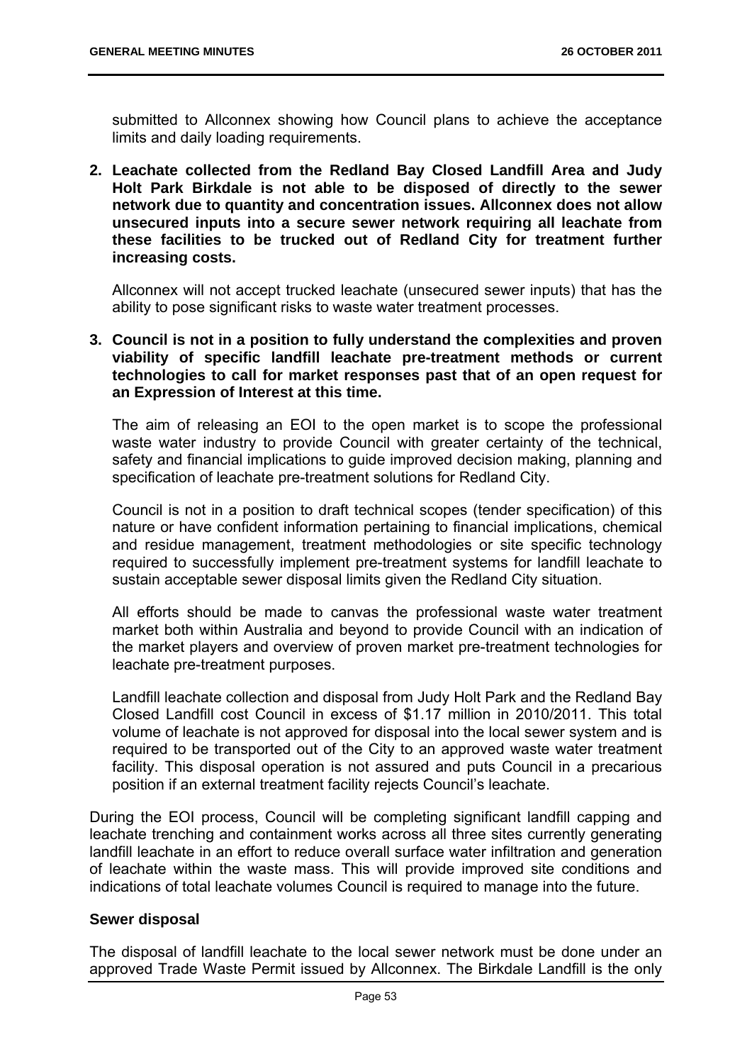submitted to Allconnex showing how Council plans to achieve the acceptance limits and daily loading requirements.

2. **Leachate collected from the Redland Bay Closed Landfill Area and Judy Holt Park Birkdale is not able to be disposed of directly to the sewer network due to quantity and concentration issues. Allconnex does not allow unsecured inputs into a secure sewer network requiring all leachate from these facilities to be trucked out of Redland City for treatment further increasing costs.**

   Allconnex will not accept trucked leachate (unsecured sewer inputs) that has the ability to pose significant risks to waste water treatment processes.

3. **Council is not in a position to fully understand the complexities and proven viability of specific landfill leachate pre-treatment methods or current technologies to call for market responses past that of an open request for an Expression of Interest at this time.**

   The aim of releasing an EOI to the open market is to scope the professional waste water industry to provide Council with greater certainty of the technical, safety and financial implications to guide improved decision making, planning and specification of leachate pre-treatment solutions for Redland City.

   Council is not in a position to draft technical scopes (tender specification) of this nature or have confident information pertaining to financial implications, chemical and residue management, treatment methodologies or site specific technology required to successfully implement pre-treatment systems for landfill leachate to sustain acceptable sewer disposal limits given the Redland City situation.

   All efforts should be made to canvas the professional waste water treatment market both within Australia and beyond to provide Council with an indication of the market players and overview of proven market pre-treatment technologies for leachate pre-treatment purposes.

   Landfill leachate collection and disposal from Judy Holt Park and the Redland Bay Closed Landfill cost Council in excess of $1.17 million in 2010/2011. This total volume of leachate is not approved for disposal into the local sewer system and is required to be transported out of the City to an approved waste water treatment facility. This disposal operation is not assured and puts Council in a precarious position if an external treatment facility rejects Council's leachate.

During the EOI process, Council will be completing significant landfill capping and leachate trenching and containment works across all three sites currently generating landfill leachate in an effort to reduce overall surface water infiltration and generation of leachate within the waste mass. This will provide improved site conditions and indications of total leachate volumes Council is required to manage into the future.

**Sewer disposal**

The disposal of landfill leachate to the local sewer network must be done under an approved Trade Waste Permit issued by Allconnex. The Birkdale Landfill is the only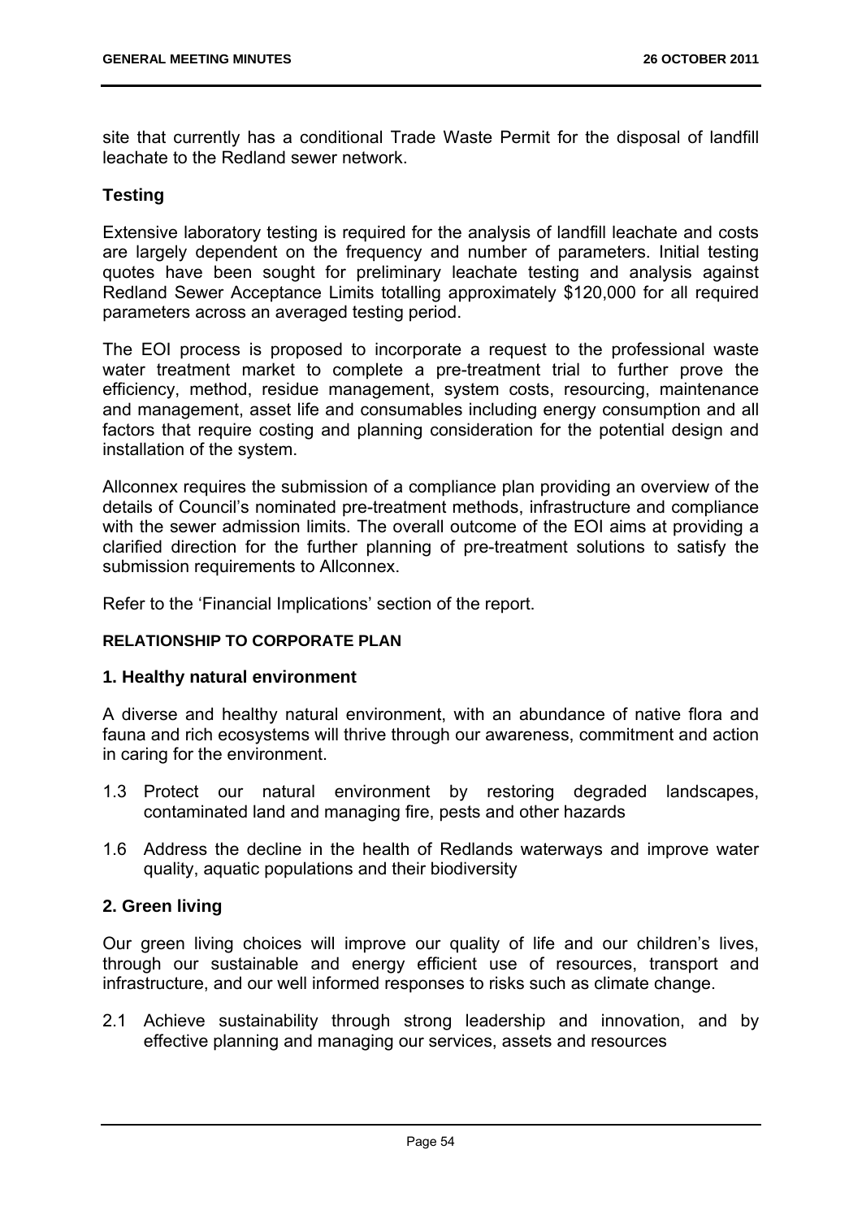site that currently has a conditional Trade Waste Permit for the disposal of landfill leachate to the Redland sewer network.

### Testing

Extensive laboratory testing is required for the analysis of landfill leachate and costs are largely dependent on the frequency and number of parameters. Initial testing quotes have been sought for preliminary leachate testing and analysis against Redland Sewer Acceptance Limits totalling approximately $120,000 for all required parameters across an averaged testing period.

The EOI process is proposed to incorporate a request to the professional waste water treatment market to complete a pre-treatment trial to further prove the efficiency, method, residue management, system costs, resourcing, maintenance and management, asset life and consumables including energy consumption and all factors that require costing and planning consideration for the potential design and installation of the system.

Allconnex requires the submission of a compliance plan providing an overview of the details of Council's nominated pre-treatment methods, infrastructure and compliance with the sewer admission limits. The overall outcome of the EOI aims at providing a clarified direction for the further planning of pre-treatment solutions to satisfy the submission requirements to Allconnex.

Refer to the 'Financial Implications' section of the report.

**RELATIONSHIP TO CORPORATE PLAN**

### 1. Healthy natural environment

A diverse and healthy natural environment, with an abundance of native flora and fauna and rich ecosystems will thrive through our awareness, commitment and action in caring for the environment.

1.3 Protect our natural environment by restoring degraded landscapes, contaminated land and managing fire, pests and other hazards

1.6 Address the decline in the health of Redlands waterways and improve water quality, aquatic populations and their biodiversity

### 2. Green living

Our green living choices will improve our quality of life and our children's lives, through our sustainable and energy efficient use of resources, transport and infrastructure, and our well informed responses to risks such as climate change.

2.1 Achieve sustainability through strong leadership and innovation, and by effective planning and managing our services, assets and resources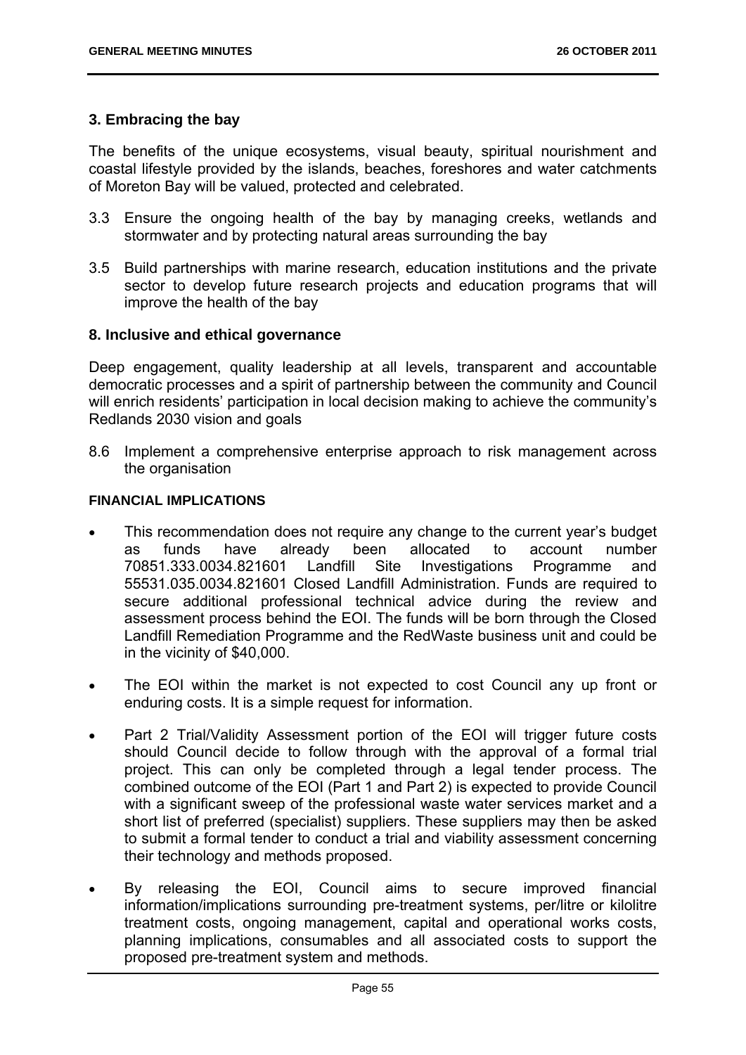### 3. Embracing the bay

The benefits of the unique ecosystems, visual beauty, spiritual nourishment and coastal lifestyle provided by the islands, beaches, foreshores and water catchments of Moreton Bay will be valued, protected and celebrated.

3.3 Ensure the ongoing health of the bay by managing creeks, wetlands and stormwater and by protecting natural areas surrounding the bay

3.5 Build partnerships with marine research, education institutions and the private sector to develop future research projects and education programs that will improve the health of the bay

### 8. Inclusive and ethical governance

Deep engagement, quality leadership at all levels, transparent and accountable democratic processes and a spirit of partnership between the community and Council will enrich residents' participation in local decision making to achieve the community's Redlands 2030 vision and goals

8.6 Implement a comprehensive enterprise approach to risk management across the organisation

#### FINANCIAL IMPLICATIONS

- This recommendation does not require any change to the current year's budget as funds have already been allocated to account number 70851.333.0034.821601 Landfill Site Investigations Programme and 55531.035.0034.821601 Closed Landfill Administration. Funds are required to secure additional professional technical advice during the review and assessment process behind the EOI. The funds will be born through the Closed Landfill Remediation Programme and the RedWaste business unit and could be in the vicinity of $40,000.
- The EOI within the market is not expected to cost Council any up front or enduring costs. It is a simple request for information.
- Part 2 Trial/Validity Assessment portion of the EOI will trigger future costs should Council decide to follow through with the approval of a formal trial project. This can only be completed through a legal tender process. The combined outcome of the EOI (Part 1 and Part 2) is expected to provide Council with a significant sweep of the professional waste water services market and a short list of preferred (specialist) suppliers. These suppliers may then be asked to submit a formal tender to conduct a trial and viability assessment concerning their technology and methods proposed.
- By releasing the EOI, Council aims to secure improved financial information/implications surrounding pre-treatment systems, per/litre or kilolitre treatment costs, ongoing management, capital and operational works costs, planning implications, consumables and all associated costs to support the proposed pre-treatment system and methods.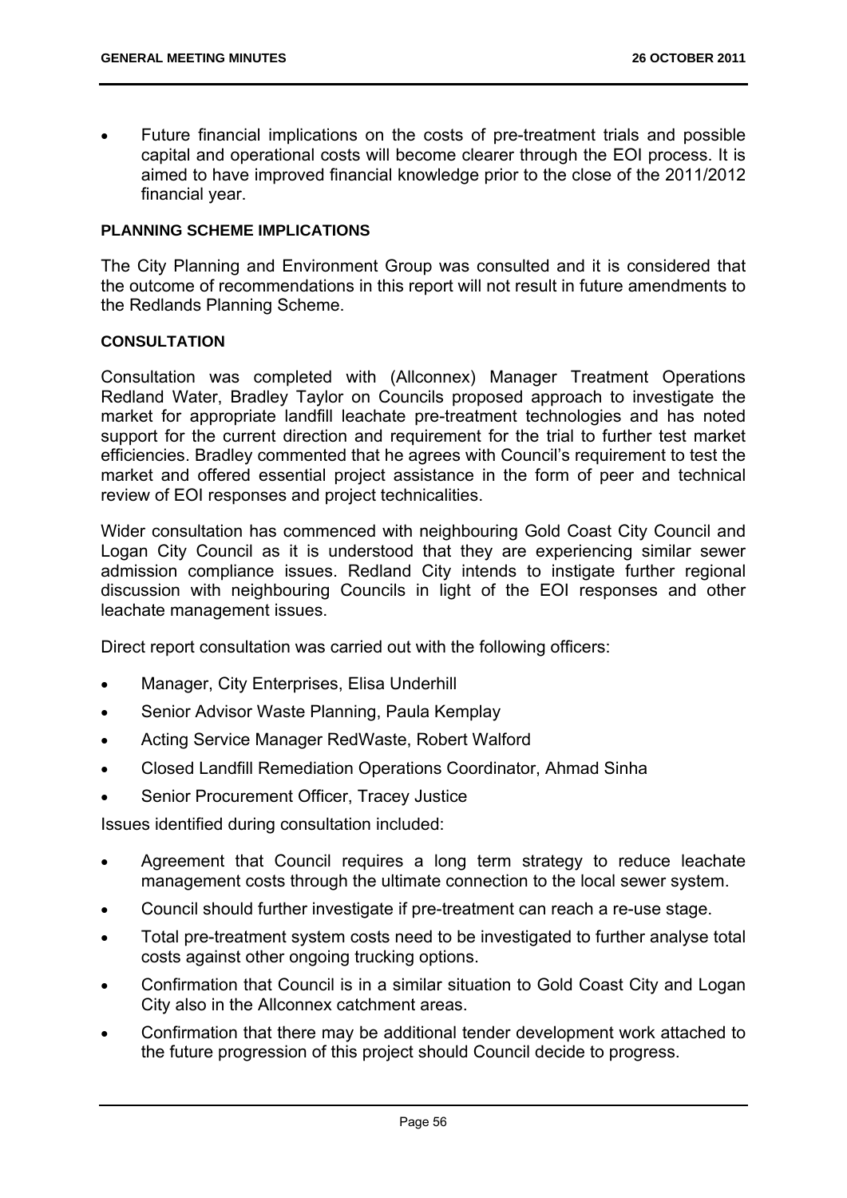- Future financial implications on the costs of pre-treatment trials and possible capital and operational costs will become clearer through the EOI process. It is aimed to have improved financial knowledge prior to the close of the 2011/2012 financial year.

**PLANNING SCHEME IMPLICATIONS**

The City Planning and Environment Group was consulted and it is considered that the outcome of recommendations in this report will not result in future amendments to the Redlands Planning Scheme.

**CONSULTATION**

Consultation was completed with (Allconnex) Manager Treatment Operations Redland Water, Bradley Taylor on Councils proposed approach to investigate the market for appropriate landfill leachate pre-treatment technologies and has noted support for the current direction and requirement for the trial to further test market efficiencies. Bradley commented that he agrees with Council's requirement to test the market and offered essential project assistance in the form of peer and technical review of EOI responses and project technicalities.

Wider consultation has commenced with neighbouring Gold Coast City Council and Logan City Council as it is understood that they are experiencing similar sewer admission compliance issues. Redland City intends to instigate further regional discussion with neighbouring Councils in light of the EOI responses and other leachate management issues.

Direct report consultation was carried out with the following officers:

- Manager, City Enterprises, Elisa Underhill
- Senior Advisor Waste Planning, Paula Kemplay
- Acting Service Manager RedWaste, Robert Walford
- Closed Landfill Remediation Operations Coordinator, Ahmad Sinha
- Senior Procurement Officer, Tracey Justice

Issues identified during consultation included:

- Agreement that Council requires a long term strategy to reduce leachate management costs through the ultimate connection to the local sewer system.
- Council should further investigate if pre-treatment can reach a re-use stage.
- Total pre-treatment system costs need to be investigated to further analyse total costs against other ongoing trucking options.
- Confirmation that Council is in a similar situation to Gold Coast City and Logan City also in the Allconnex catchment areas.
- Confirmation that there may be additional tender development work attached to the future progression of this project should Council decide to progress.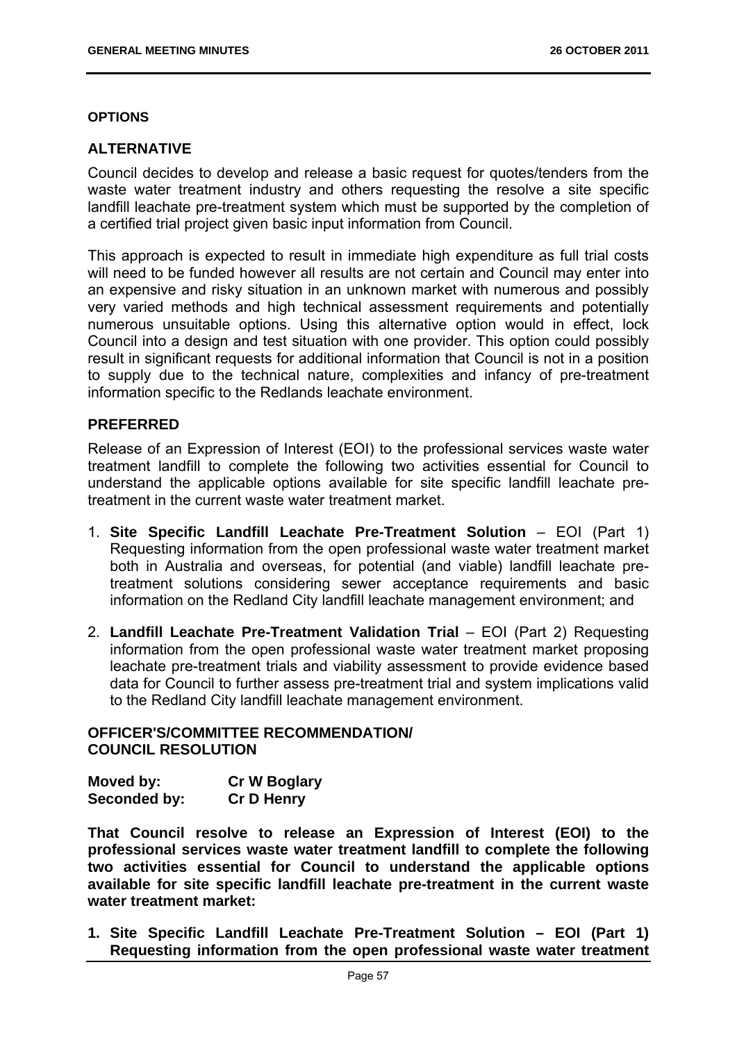**OPTIONS**

## ALTERNATIVE

Council decides to develop and release a basic request for quotes/tenders from the waste water treatment industry and others requesting the resolve a site specific landfill leachate pre-treatment system which must be supported by the completion of a certified trial project given basic input information from Council.

This approach is expected to result in immediate high expenditure as full trial costs will need to be funded however all results are not certain and Council may enter into an expensive and risky situation in an unknown market with numerous and possibly very varied methods and high technical assessment requirements and potentially numerous unsuitable options. Using this alternative option would in effect, lock Council into a design and test situation with one provider. This option could possibly result in significant requests for additional information that Council is not in a position to supply due to the technical nature, complexities and infancy of pre-treatment information specific to the Redlands leachate environment.

## PREFERRED

Release of an Expression of Interest (EOI) to the professional services waste water treatment landfill to complete the following two activities essential for Council to understand the applicable options available for site specific landfill leachate pre-treatment in the current waste water treatment market.

1. **Site Specific Landfill Leachate Pre-Treatment Solution** – EOI (Part 1) Requesting information from the open professional waste water treatment market both in Australia and overseas, for potential (and viable) landfill leachate pre-treatment solutions considering sewer acceptance requirements and basic information on the Redland City landfill leachate management environment; and
2. **Landfill Leachate Pre-Treatment Validation Trial** – EOI (Part 2) Requesting information from the open professional waste water treatment market proposing leachate pre-treatment trials and viability assessment to provide evidence based data for Council to further assess pre-treatment trial and system implications valid to the Redland City landfill leachate management environment.

**OFFICER'S/COMMITTEE RECOMMENDATION/**
**COUNCIL RESOLUTION**

**Moved by:** **Cr W Boglary**
**Seconded by:** **Cr D Henry**

**That Council resolve to release an Expression of Interest (EOI) to the professional services waste water treatment landfill to complete the following two activities essential for Council to understand the applicable options available for site specific landfill leachate pre-treatment in the current waste water treatment market:**

1. **Site Specific Landfill Leachate Pre-Treatment Solution – EOI (Part 1) Requesting information from the open professional waste water treatment**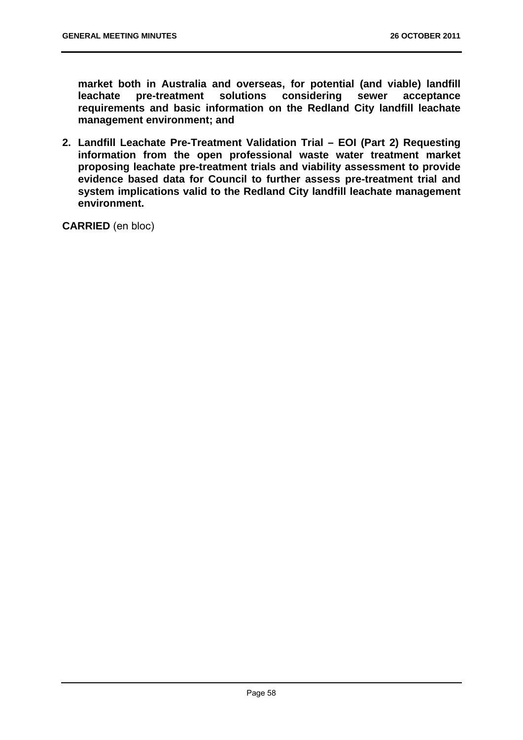**market both in Australia and overseas, for potential (and viable) landfill leachate pre-treatment solutions considering sewer acceptance requirements and basic information on the Redland City landfill leachate management environment; and**

2. **Landfill Leachate Pre-Treatment Validation Trial – EOI (Part 2) Requesting information from the open professional waste water treatment market proposing leachate pre-treatment trials and viability assessment to provide evidence based data for Council to further assess pre-treatment trial and system implications valid to the Redland City landfill leachate management environment.**

**CARRIED** (en bloc)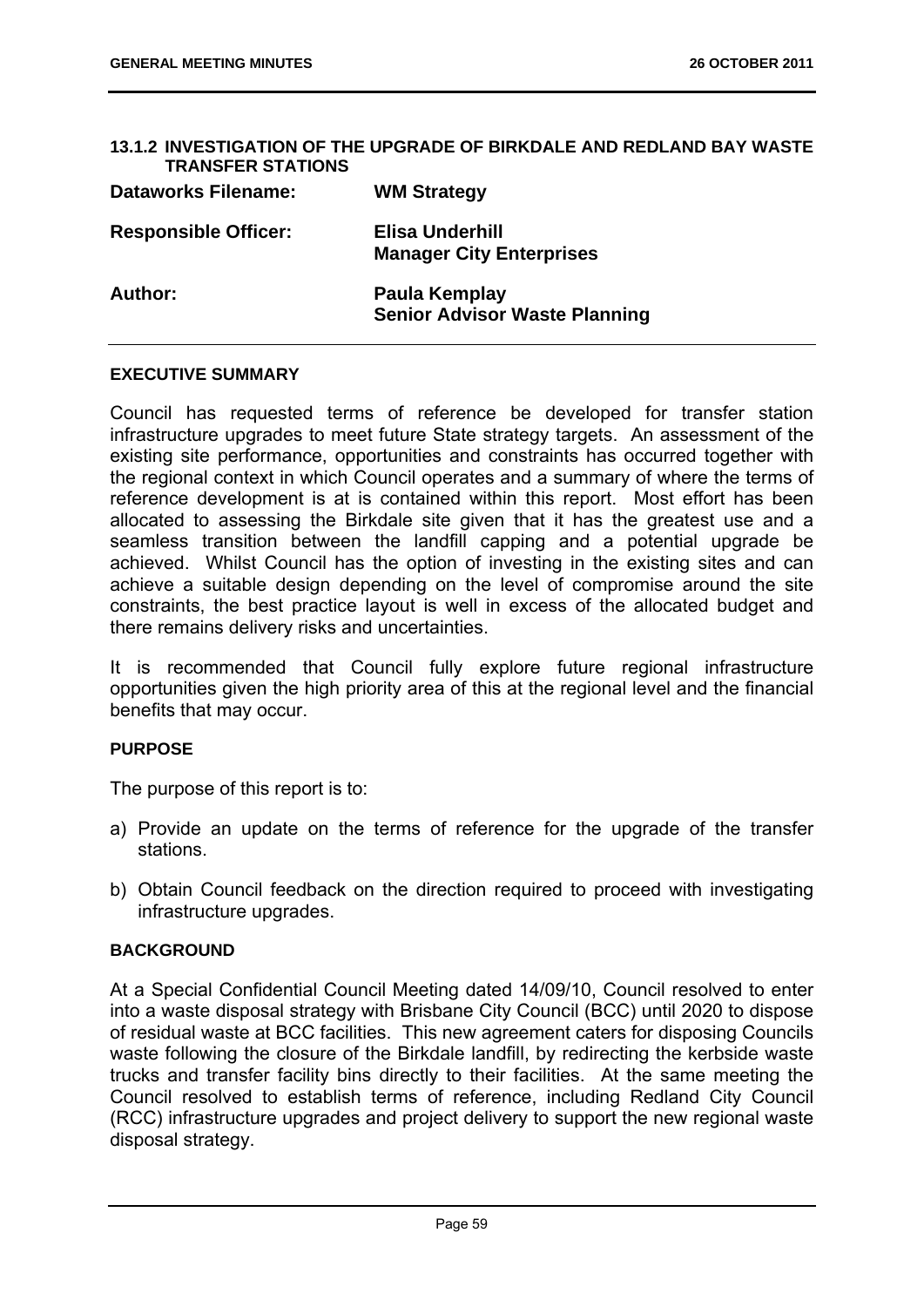## 13.1.2 INVESTIGATION OF THE UPGRADE OF BIRKDALE AND REDLAND BAY WASTE TRANSFER STATIONS

| | |
|---|---|
| **Dataworks Filename:** | **WM Strategy** |
| **Responsible Officer:** | **Elisa Underhill**<br>**Manager City Enterprises** |
| **Author:** | **Paula Kemplay**<br>**Senior Advisor Waste Planning** |

### EXECUTIVE SUMMARY

Council has requested terms of reference be developed for transfer station infrastructure upgrades to meet future State strategy targets. An assessment of the existing site performance, opportunities and constraints has occurred together with the regional context in which Council operates and a summary of where the terms of reference development is at is contained within this report. Most effort has been allocated to assessing the Birkdale site given that it has the greatest use and a seamless transition between the landfill capping and a potential upgrade be achieved. Whilst Council has the option of investing in the existing sites and can achieve a suitable design depending on the level of compromise around the site constraints, the best practice layout is well in excess of the allocated budget and there remains delivery risks and uncertainties.

It is recommended that Council fully explore future regional infrastructure opportunities given the high priority area of this at the regional level and the financial benefits that may occur.

### PURPOSE

The purpose of this report is to:

a) Provide an update on the terms of reference for the upgrade of the transfer stations.

b) Obtain Council feedback on the direction required to proceed with investigating infrastructure upgrades.

### BACKGROUND

At a Special Confidential Council Meeting dated 14/09/10, Council resolved to enter into a waste disposal strategy with Brisbane City Council (BCC) until 2020 to dispose of residual waste at BCC facilities. This new agreement caters for disposing Councils waste following the closure of the Birkdale landfill, by redirecting the kerbside waste trucks and transfer facility bins directly to their facilities. At the same meeting the Council resolved to establish terms of reference, including Redland City Council (RCC) infrastructure upgrades and project delivery to support the new regional waste disposal strategy.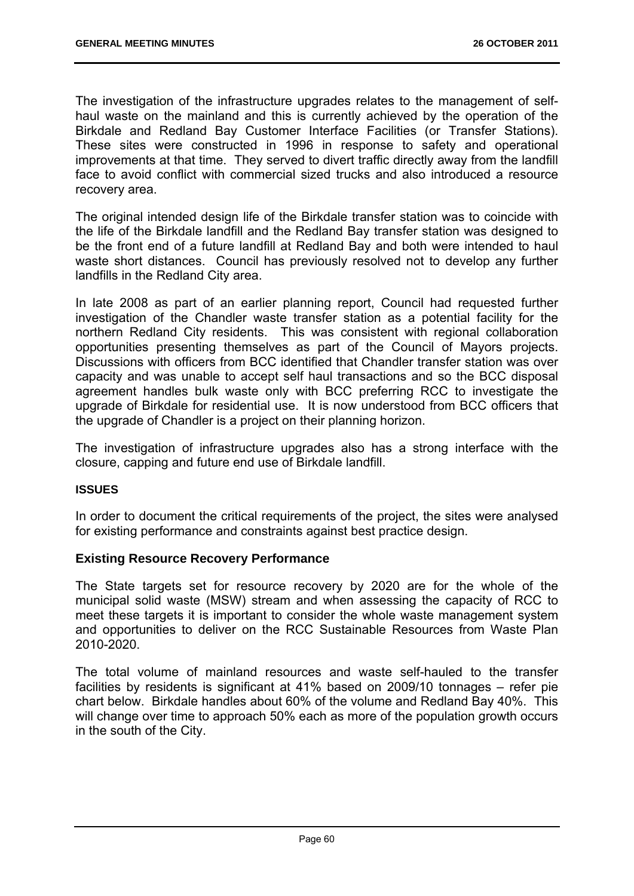The investigation of the infrastructure upgrades relates to the management of self-haul waste on the mainland and this is currently achieved by the operation of the Birkdale and Redland Bay Customer Interface Facilities (or Transfer Stations). These sites were constructed in 1996 in response to safety and operational improvements at that time. They served to divert traffic directly away from the landfill face to avoid conflict with commercial sized trucks and also introduced a resource recovery area.

The original intended design life of the Birkdale transfer station was to coincide with the life of the Birkdale landfill and the Redland Bay transfer station was designed to be the front end of a future landfill at Redland Bay and both were intended to haul waste short distances. Council has previously resolved not to develop any further landfills in the Redland City area.

In late 2008 as part of an earlier planning report, Council had requested further investigation of the Chandler waste transfer station as a potential facility for the northern Redland City residents. This was consistent with regional collaboration opportunities presenting themselves as part of the Council of Mayors projects. Discussions with officers from BCC identified that Chandler transfer station was over capacity and was unable to accept self haul transactions and so the BCC disposal agreement handles bulk waste only with BCC preferring RCC to investigate the upgrade of Birkdale for residential use. It is now understood from BCC officers that the upgrade of Chandler is a project on their planning horizon.

The investigation of infrastructure upgrades also has a strong interface with the closure, capping and future end use of Birkdale landfill.

**ISSUES**

In order to document the critical requirements of the project, the sites were analysed for existing performance and constraints against best practice design.

### Existing Resource Recovery Performance

The State targets set for resource recovery by 2020 are for the whole of the municipal solid waste (MSW) stream and when assessing the capacity of RCC to meet these targets it is important to consider the whole waste management system and opportunities to deliver on the RCC Sustainable Resources from Waste Plan 2010-2020.

The total volume of mainland resources and waste self-hauled to the transfer facilities by residents is significant at 41% based on 2009/10 tonnages – refer pie chart below. Birkdale handles about 60% of the volume and Redland Bay 40%. This will change over time to approach 50% each as more of the population growth occurs in the south of the City.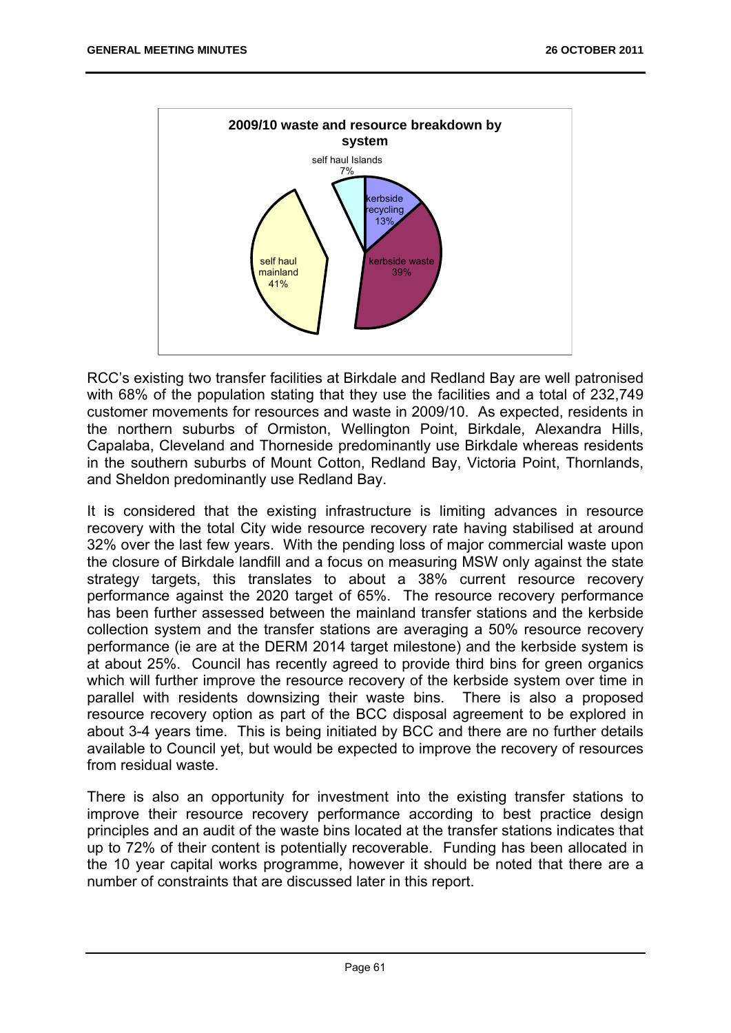**2009/10 waste and resource breakdown by system**

- self haul Islands 7%
- kerbside recycling 13%
- kerbside waste 39%
- self haul mainland 41%

RCC's existing two transfer facilities at Birkdale and Redland Bay are well patronised with 68% of the population stating that they use the facilities and a total of 232,749 customer movements for resources and waste in 2009/10. As expected, residents in the northern suburbs of Ormiston, Wellington Point, Birkdale, Alexandra Hills, Capalaba, Cleveland and Thorneside predominantly use Birkdale whereas residents in the southern suburbs of Mount Cotton, Redland Bay, Victoria Point, Thornlands, and Sheldon predominantly use Redland Bay.

It is considered that the existing infrastructure is limiting advances in resource recovery with the total City wide resource recovery rate having stabilised at around 32% over the last few years. With the pending loss of major commercial waste upon the closure of Birkdale landfill and a focus on measuring MSW only against the state strategy targets, this translates to about a 38% current resource recovery performance against the 2020 target of 65%. The resource recovery performance has been further assessed between the mainland transfer stations and the kerbside collection system and the transfer stations are averaging a 50% resource recovery performance (ie are at the DERM 2014 target milestone) and the kerbside system is at about 25%. Council has recently agreed to provide third bins for green organics which will further improve the resource recovery of the kerbside system over time in parallel with residents downsizing their waste bins. There is also a proposed resource recovery option as part of the BCC disposal agreement to be explored in about 3-4 years time. This is being initiated by BCC and there are no further details available to Council yet, but would be expected to improve the recovery of resources from residual waste.

There is also an opportunity for investment into the existing transfer stations to improve their resource recovery performance according to best practice design principles and an audit of the waste bins located at the transfer stations indicates that up to 72% of their content is potentially recoverable. Funding has been allocated in the 10 year capital works programme, however it should be noted that there are a number of constraints that are discussed later in this report.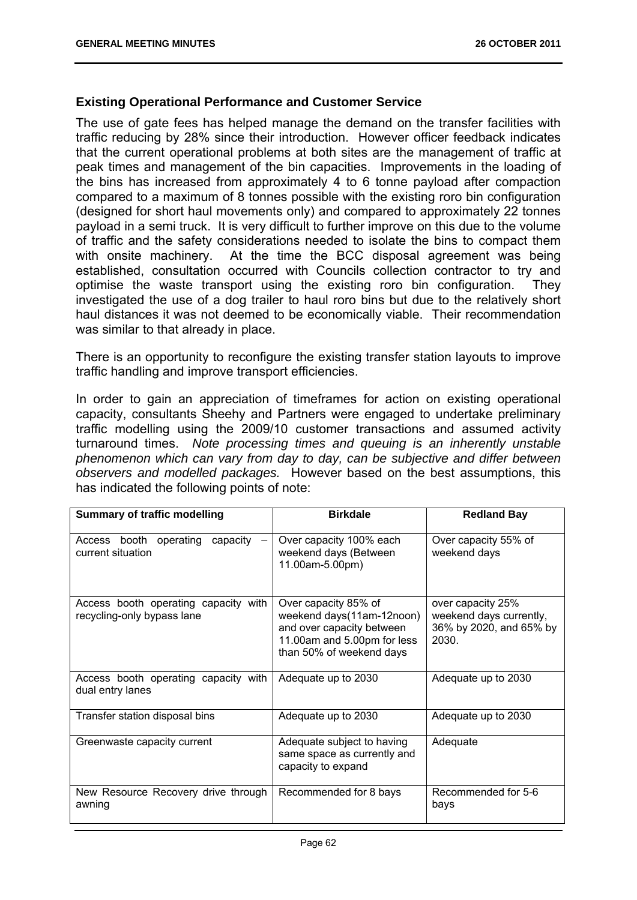### Existing Operational Performance and Customer Service

The use of gate fees has helped manage the demand on the transfer facilities with traffic reducing by 28% since their introduction. However officer feedback indicates that the current operational problems at both sites are the management of traffic at peak times and management of the bin capacities. Improvements in the loading of the bins has increased from approximately 4 to 6 tonne payload after compaction compared to a maximum of 8 tonnes possible with the existing roro bin configuration (designed for short haul movements only) and compared to approximately 22 tonnes payload in a semi truck. It is very difficult to further improve on this due to the volume of traffic and the safety considerations needed to isolate the bins to compact them with onsite machinery. At the time the BCC disposal agreement was being established, consultation occurred with Councils collection contractor to try and optimise the waste transport using the existing roro bin configuration. They investigated the use of a dog trailer to haul roro bins but due to the relatively short haul distances it was not deemed to be economically viable. Their recommendation was similar to that already in place.

There is an opportunity to reconfigure the existing transfer station layouts to improve traffic handling and improve transport efficiencies.

In order to gain an appreciation of timeframes for action on existing operational capacity, consultants Sheehy and Partners were engaged to undertake preliminary traffic modelling using the 2009/10 customer transactions and assumed activity turnaround times. *Note processing times and queuing is an inherently unstable phenomenon which can vary from day to day, can be subjective and differ between observers and modelled packages.* However based on the best assumptions, this has indicated the following points of note:

| Summary of traffic modelling | Birkdale | Redland Bay |
|---|---|---|
| Access booth operating capacity – current situation | Over capacity 100% each weekend days (Between 11.00am-5.00pm) | Over capacity 55% of weekend days |
| Access booth operating capacity with recycling-only bypass lane | Over capacity 85% of weekend days(11am-12noon) and over capacity between 11.00am and 5.00pm for less than 50% of weekend days | over capacity 25% weekend days currently, 36% by 2020, and 65% by 2030. |
| Access booth operating capacity with dual entry lanes | Adequate up to 2030 | Adequate up to 2030 |
| Transfer station disposal bins | Adequate up to 2030 | Adequate up to 2030 |
| Greenwaste capacity current | Adequate subject to having same space as currently and capacity to expand | Adequate |
| New Resource Recovery drive through awning | Recommended for 8 bays | Recommended for 5-6 bays |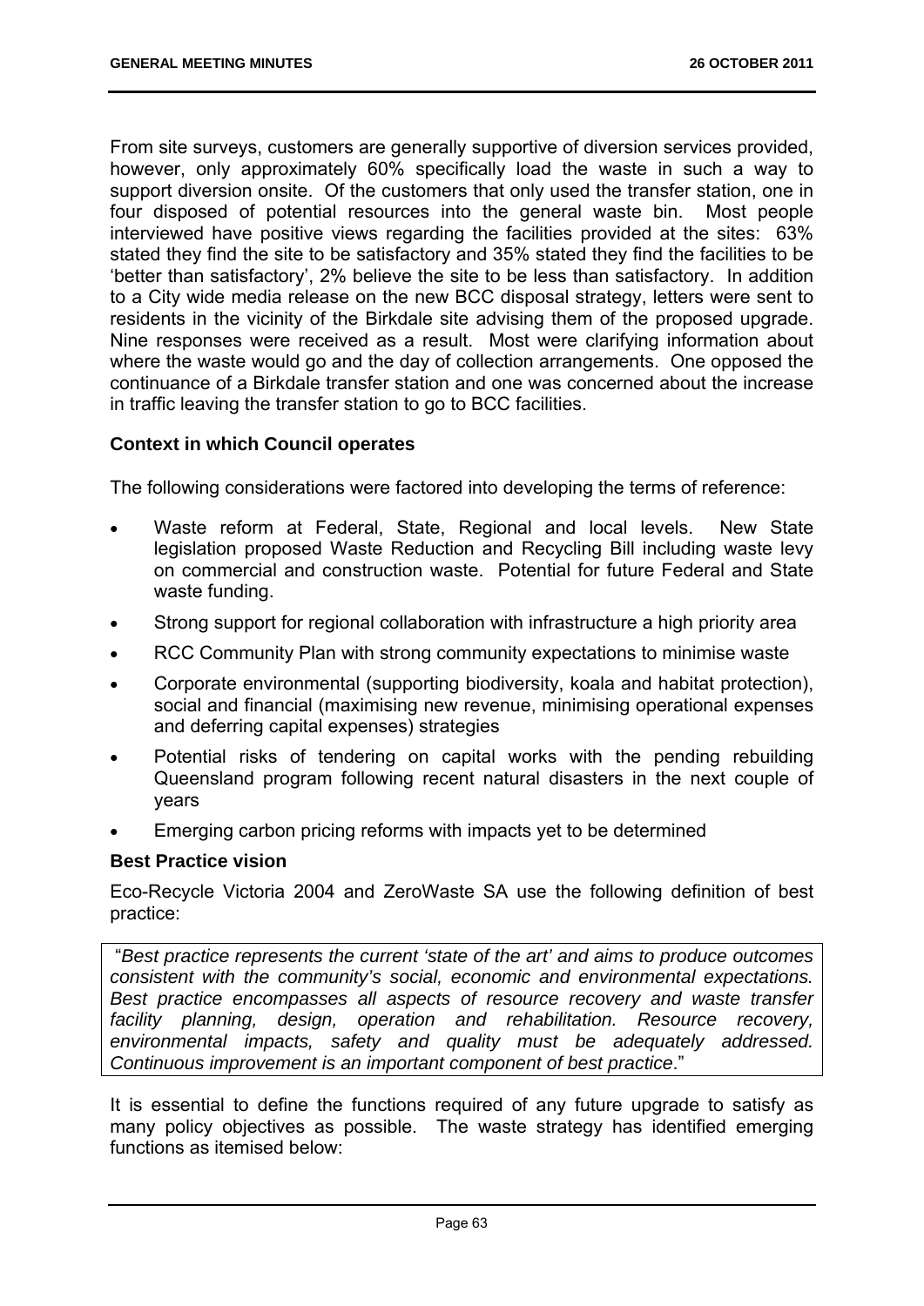From site surveys, customers are generally supportive of diversion services provided, however, only approximately 60% specifically load the waste in such a way to support diversion onsite. Of the customers that only used the transfer station, one in four disposed of potential resources into the general waste bin. Most people interviewed have positive views regarding the facilities provided at the sites: 63% stated they find the site to be satisfactory and 35% stated they find the facilities to be 'better than satisfactory', 2% believe the site to be less than satisfactory. In addition to a City wide media release on the new BCC disposal strategy, letters were sent to residents in the vicinity of the Birkdale site advising them of the proposed upgrade. Nine responses were received as a result. Most were clarifying information about where the waste would go and the day of collection arrangements. One opposed the continuance of a Birkdale transfer station and one was concerned about the increase in traffic leaving the transfer station to go to BCC facilities.

**Context in which Council operates**

The following considerations were factored into developing the terms of reference:

- Waste reform at Federal, State, Regional and local levels. New State legislation proposed Waste Reduction and Recycling Bill including waste levy on commercial and construction waste. Potential for future Federal and State waste funding.
- Strong support for regional collaboration with infrastructure a high priority area
- RCC Community Plan with strong community expectations to minimise waste
- Corporate environmental (supporting biodiversity, koala and habitat protection), social and financial (maximising new revenue, minimising operational expenses and deferring capital expenses) strategies
- Potential risks of tendering on capital works with the pending rebuilding Queensland program following recent natural disasters in the next couple of years
- Emerging carbon pricing reforms with impacts yet to be determined

**Best Practice vision**

Eco-Recycle Victoria 2004 and ZeroWaste SA use the following definition of best practice:

"*Best practice represents the current 'state of the art' and aims to produce outcomes consistent with the community's social, economic and environmental expectations. Best practice encompasses all aspects of resource recovery and waste transfer facility planning, design, operation and rehabilitation. Resource recovery, environmental impacts, safety and quality must be adequately addressed. Continuous improvement is an important component of best practice*."

It is essential to define the functions required of any future upgrade to satisfy as many policy objectives as possible. The waste strategy has identified emerging functions as itemised below: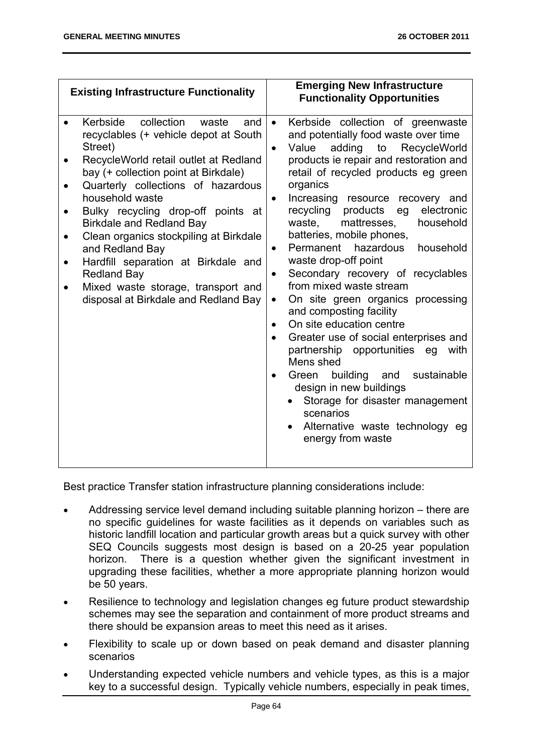| Existing Infrastructure Functionality | Emerging New Infrastructure Functionality Opportunities |
|---|---|
| • Kerbside collection waste and recyclables (+ vehicle depot at South Street)<br>• RecycleWorld retail outlet at Redland bay (+ collection point at Birkdale)<br>• Quarterly collections of hazardous household waste<br>• Bulky recycling drop-off points at Birkdale and Redland Bay<br>• Clean organics stockpiling at Birkdale and Redland Bay<br>• Hardfill separation at Birkdale and Redland Bay<br>• Mixed waste storage, transport and disposal at Birkdale and Redland Bay | • Kerbside collection of greenwaste and potentially food waste over time<br>• Value adding to RecycleWorld products ie repair and restoration and retail of recycled products eg green organics<br>• Increasing resource recovery and recycling products eg electronic waste, mattresses, household batteries, mobile phones,<br>• Permanent hazardous household waste drop-off point<br>• Secondary recovery of recyclables from mixed waste stream<br>• On site green organics processing and composting facility<br>• On site education centre<br>• Greater use of social enterprises and partnership opportunities eg with Mens shed<br>• Green building and sustainable design in new buildings<br>&nbsp;&nbsp;• Storage for disaster management scenarios<br>&nbsp;&nbsp;• Alternative waste technology eg energy from waste |

Best practice Transfer station infrastructure planning considerations include:

- Addressing service level demand including suitable planning horizon – there are no specific guidelines for waste facilities as it depends on variables such as historic landfill location and particular growth areas but a quick survey with other SEQ Councils suggests most design is based on a 20-25 year population horizon. There is a question whether given the significant investment in upgrading these facilities, whether a more appropriate planning horizon would be 50 years.
- Resilience to technology and legislation changes eg future product stewardship schemes may see the separation and containment of more product streams and there should be expansion areas to meet this need as it arises.
- Flexibility to scale up or down based on peak demand and disaster planning scenarios
- Understanding expected vehicle numbers and vehicle types, as this is a major key to a successful design. Typically vehicle numbers, especially in peak times,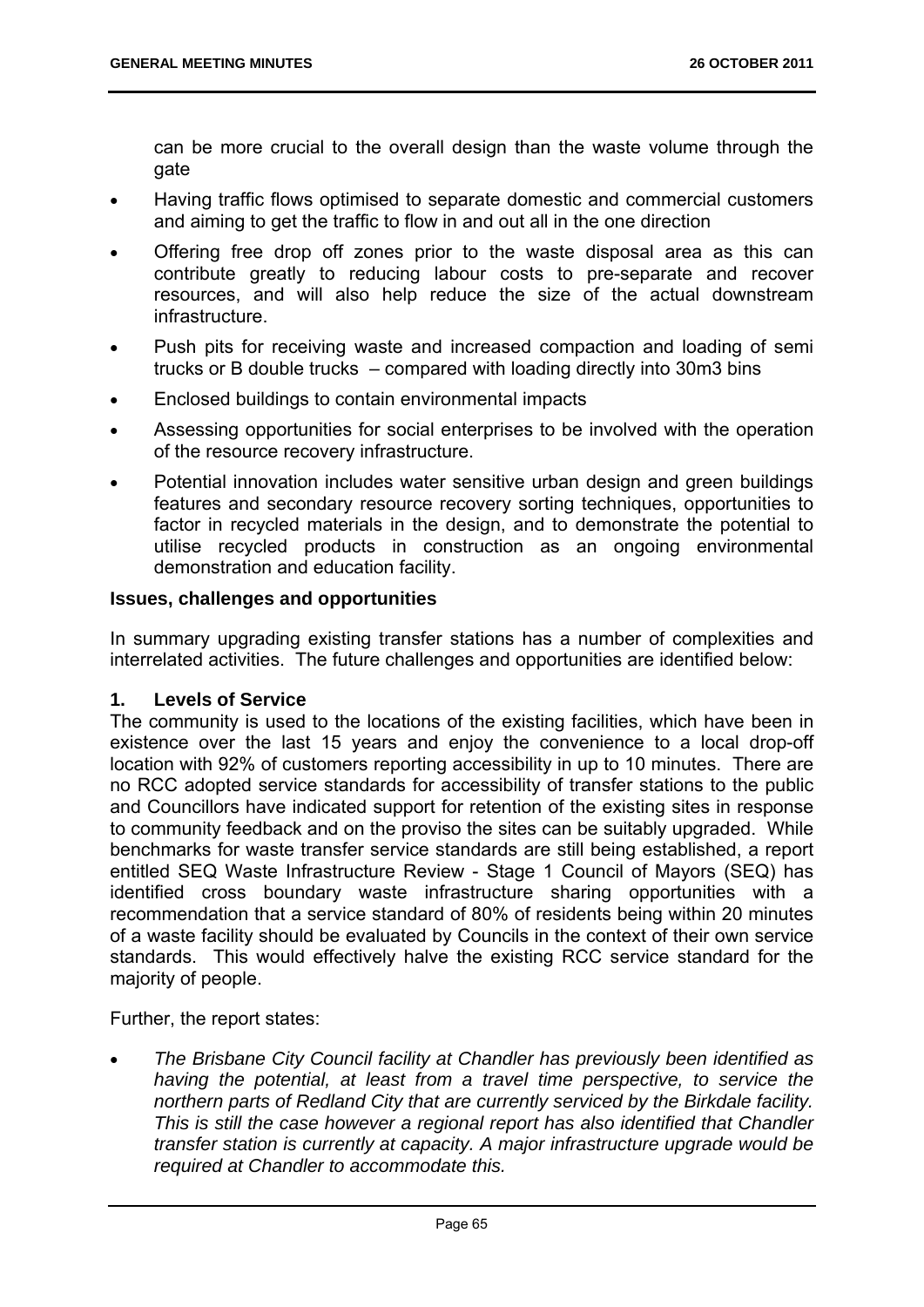can be more crucial to the overall design than the waste volume through the gate

- Having traffic flows optimised to separate domestic and commercial customers and aiming to get the traffic to flow in and out all in the one direction
- Offering free drop off zones prior to the waste disposal area as this can contribute greatly to reducing labour costs to pre-separate and recover resources, and will also help reduce the size of the actual downstream infrastructure.
- Push pits for receiving waste and increased compaction and loading of semi trucks or B double trucks – compared with loading directly into 30m3 bins
- Enclosed buildings to contain environmental impacts
- Assessing opportunities for social enterprises to be involved with the operation of the resource recovery infrastructure.
- Potential innovation includes water sensitive urban design and green buildings features and secondary resource recovery sorting techniques, opportunities to factor in recycled materials in the design, and to demonstrate the potential to utilise recycled products in construction as an ongoing environmental demonstration and education facility.

**Issues, challenges and opportunities**

In summary upgrading existing transfer stations has a number of complexities and interrelated activities. The future challenges and opportunities are identified below:

**1. Levels of Service**

The community is used to the locations of the existing facilities, which have been in existence over the last 15 years and enjoy the convenience to a local drop-off location with 92% of customers reporting accessibility in up to 10 minutes. There are no RCC adopted service standards for accessibility of transfer stations to the public and Councillors have indicated support for retention of the existing sites in response to community feedback and on the proviso the sites can be suitably upgraded. While benchmarks for waste transfer service standards are still being established, a report entitled SEQ Waste Infrastructure Review - Stage 1 Council of Mayors (SEQ) has identified cross boundary waste infrastructure sharing opportunities with a recommendation that a service standard of 80% of residents being within 20 minutes of a waste facility should be evaluated by Councils in the context of their own service standards. This would effectively halve the existing RCC service standard for the majority of people.

Further, the report states:

- *The Brisbane City Council facility at Chandler has previously been identified as having the potential, at least from a travel time perspective, to service the northern parts of Redland City that are currently serviced by the Birkdale facility. This is still the case however a regional report has also identified that Chandler transfer station is currently at capacity. A major infrastructure upgrade would be required at Chandler to accommodate this.*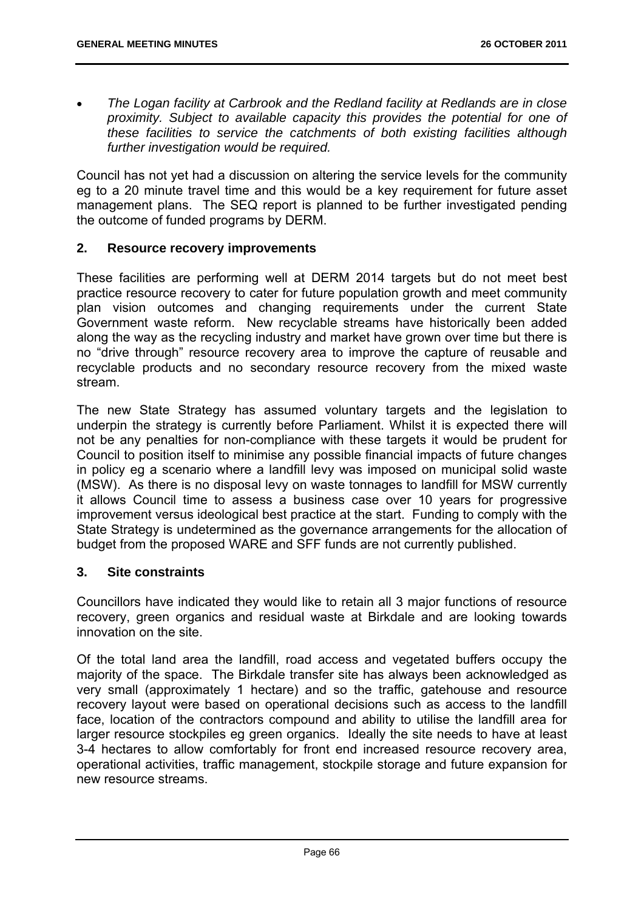- *The Logan facility at Carbrook and the Redland facility at Redlands are in close proximity. Subject to available capacity this provides the potential for one of these facilities to service the catchments of both existing facilities although further investigation would be required.*

Council has not yet had a discussion on altering the service levels for the community eg to a 20 minute travel time and this would be a key requirement for future asset management plans. The SEQ report is planned to be further investigated pending the outcome of funded programs by DERM.

## 2. Resource recovery improvements

These facilities are performing well at DERM 2014 targets but do not meet best practice resource recovery to cater for future population growth and meet community plan vision outcomes and changing requirements under the current State Government waste reform. New recyclable streams have historically been added along the way as the recycling industry and market have grown over time but there is no "drive through" resource recovery area to improve the capture of reusable and recyclable products and no secondary resource recovery from the mixed waste stream.

The new State Strategy has assumed voluntary targets and the legislation to underpin the strategy is currently before Parliament. Whilst it is expected there will not be any penalties for non-compliance with these targets it would be prudent for Council to position itself to minimise any possible financial impacts of future changes in policy eg a scenario where a landfill levy was imposed on municipal solid waste (MSW). As there is no disposal levy on waste tonnages to landfill for MSW currently it allows Council time to assess a business case over 10 years for progressive improvement versus ideological best practice at the start. Funding to comply with the State Strategy is undetermined as the governance arrangements for the allocation of budget from the proposed WARE and SFF funds are not currently published.

## 3. Site constraints

Councillors have indicated they would like to retain all 3 major functions of resource recovery, green organics and residual waste at Birkdale and are looking towards innovation on the site.

Of the total land area the landfill, road access and vegetated buffers occupy the majority of the space. The Birkdale transfer site has always been acknowledged as very small (approximately 1 hectare) and so the traffic, gatehouse and resource recovery layout were based on operational decisions such as access to the landfill face, location of the contractors compound and ability to utilise the landfill area for larger resource stockpiles eg green organics. Ideally the site needs to have at least 3-4 hectares to allow comfortably for front end increased resource recovery area, operational activities, traffic management, stockpile storage and future expansion for new resource streams.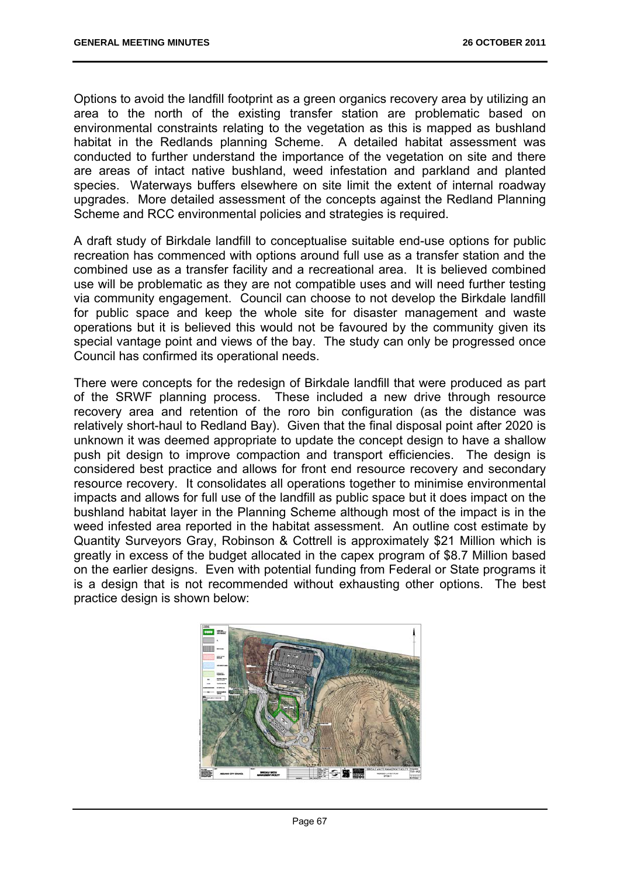Options to avoid the landfill footprint as a green organics recovery area by utilizing an area to the north of the existing transfer station are problematic based on environmental constraints relating to the vegetation as this is mapped as bushland habitat in the Redlands planning Scheme. A detailed habitat assessment was conducted to further understand the importance of the vegetation on site and there are areas of intact native bushland, weed infestation and parkland and planted species. Waterways buffers elsewhere on site limit the extent of internal roadway upgrades. More detailed assessment of the concepts against the Redland Planning Scheme and RCC environmental policies and strategies is required.

A draft study of Birkdale landfill to conceptualise suitable end-use options for public recreation has commenced with options around full use as a transfer station and the combined use as a transfer facility and a recreational area. It is believed combined use will be problematic as they are not compatible uses and will need further testing via community engagement. Council can choose to not develop the Birkdale landfill for public space and keep the whole site for disaster management and waste operations but it is believed this would not be favoured by the community given its special vantage point and views of the bay. The study can only be progressed once Council has confirmed its operational needs.

There were concepts for the redesign of Birkdale landfill that were produced as part of the SRWF planning process. These included a new drive through resource recovery area and retention of the roro bin configuration (as the distance was relatively short-haul to Redland Bay). Given that the final disposal point after 2020 is unknown it was deemed appropriate to update the concept design to have a shallow push pit design to improve compaction and transport efficiencies. The design is considered best practice and allows for front end resource recovery and secondary resource recovery. It consolidates all operations together to minimise environmental impacts and allows for full use of the landfill as public space but it does impact on the bushland habitat layer in the Planning Scheme although most of the impact is in the weed infested area reported in the habitat assessment. An outline cost estimate by Quantity Surveyors Gray, Robinson & Cottrell is approximately $21 Million which is greatly in excess of the budget allocated in the capex program of $8.7 Million based on the earlier designs. Even with potential funding from Federal or State programs it is a design that is not recommended without exhausting other options. The best practice design is shown below: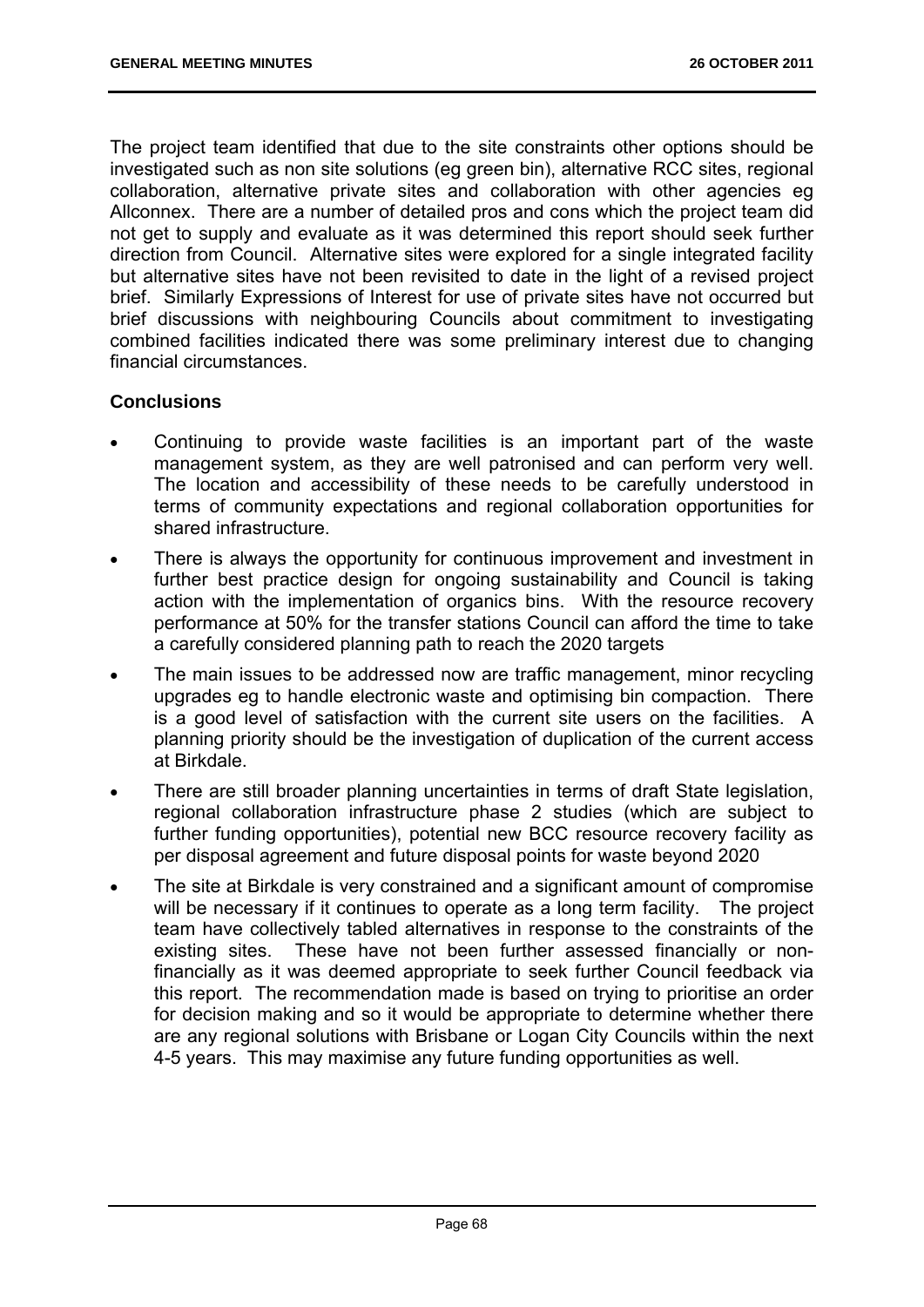The project team identified that due to the site constraints other options should be investigated such as non site solutions (eg green bin), alternative RCC sites, regional collaboration, alternative private sites and collaboration with other agencies eg Allconnex. There are a number of detailed pros and cons which the project team did not get to supply and evaluate as it was determined this report should seek further direction from Council. Alternative sites were explored for a single integrated facility but alternative sites have not been revisited to date in the light of a revised project brief. Similarly Expressions of Interest for use of private sites have not occurred but brief discussions with neighbouring Councils about commitment to investigating combined facilities indicated there was some preliminary interest due to changing financial circumstances.

**Conclusions**

- Continuing to provide waste facilities is an important part of the waste management system, as they are well patronised and can perform very well. The location and accessibility of these needs to be carefully understood in terms of community expectations and regional collaboration opportunities for shared infrastructure.
- There is always the opportunity for continuous improvement and investment in further best practice design for ongoing sustainability and Council is taking action with the implementation of organics bins. With the resource recovery performance at 50% for the transfer stations Council can afford the time to take a carefully considered planning path to reach the 2020 targets
- The main issues to be addressed now are traffic management, minor recycling upgrades eg to handle electronic waste and optimising bin compaction. There is a good level of satisfaction with the current site users on the facilities. A planning priority should be the investigation of duplication of the current access at Birkdale.
- There are still broader planning uncertainties in terms of draft State legislation, regional collaboration infrastructure phase 2 studies (which are subject to further funding opportunities), potential new BCC resource recovery facility as per disposal agreement and future disposal points for waste beyond 2020
- The site at Birkdale is very constrained and a significant amount of compromise will be necessary if it continues to operate as a long term facility. The project team have collectively tabled alternatives in response to the constraints of the existing sites. These have not been further assessed financially or non-financially as it was deemed appropriate to seek further Council feedback via this report. The recommendation made is based on trying to prioritise an order for decision making and so it would be appropriate to determine whether there are any regional solutions with Brisbane or Logan City Councils within the next 4-5 years. This may maximise any future funding opportunities as well.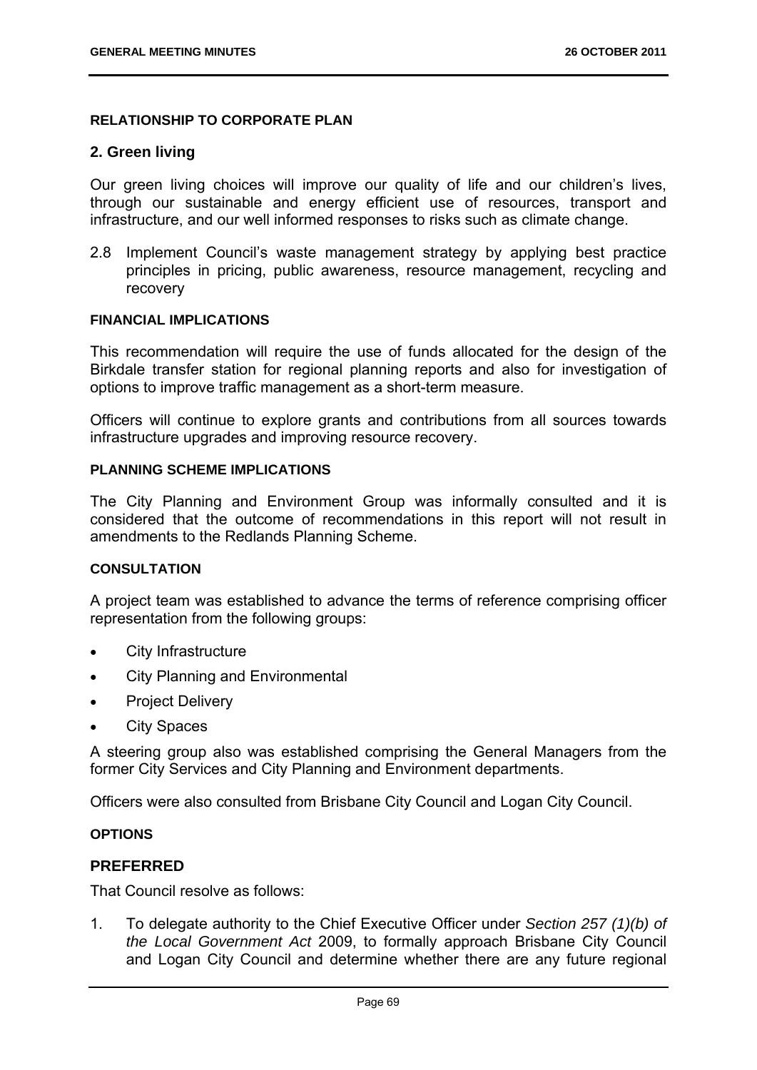#### RELATIONSHIP TO CORPORATE PLAN

### 2. Green living

Our green living choices will improve our quality of life and our children's lives, through our sustainable and energy efficient use of resources, transport and infrastructure, and our well informed responses to risks such as climate change.

2.8 Implement Council's waste management strategy by applying best practice principles in pricing, public awareness, resource management, recycling and recovery

#### FINANCIAL IMPLICATIONS

This recommendation will require the use of funds allocated for the design of the Birkdale transfer station for regional planning reports and also for investigation of options to improve traffic management as a short-term measure.

Officers will continue to explore grants and contributions from all sources towards infrastructure upgrades and improving resource recovery.

#### PLANNING SCHEME IMPLICATIONS

The City Planning and Environment Group was informally consulted and it is considered that the outcome of recommendations in this report will not result in amendments to the Redlands Planning Scheme.

#### CONSULTATION

A project team was established to advance the terms of reference comprising officer representation from the following groups:

- City Infrastructure
- City Planning and Environmental
- Project Delivery
- City Spaces

A steering group also was established comprising the General Managers from the former City Services and City Planning and Environment departments.

Officers were also consulted from Brisbane City Council and Logan City Council.

#### OPTIONS

### PREFERRED

That Council resolve as follows:

1. To delegate authority to the Chief Executive Officer under *Section 257 (1)(b) of the Local Government Act* 2009, to formally approach Brisbane City Council and Logan City Council and determine whether there are any future regional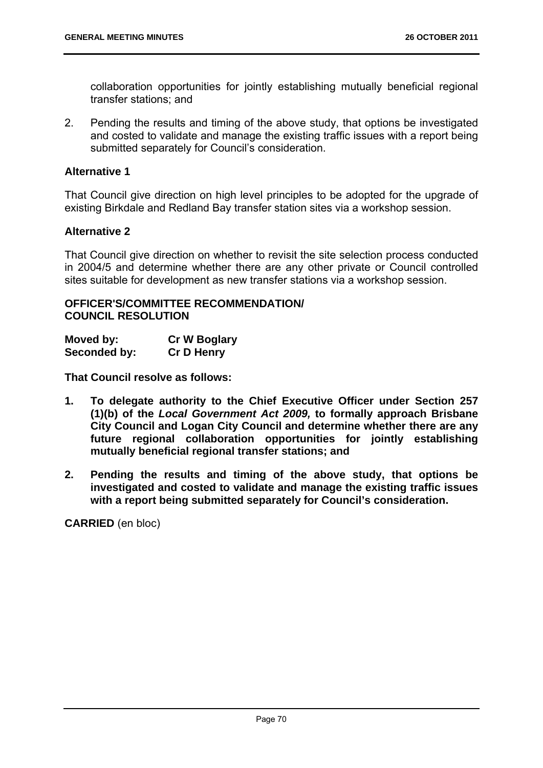collaboration opportunities for jointly establishing mutually beneficial regional transfer stations; and

2. Pending the results and timing of the above study, that options be investigated and costed to validate and manage the existing traffic issues with a report being submitted separately for Council's consideration.

**Alternative 1**

That Council give direction on high level principles to be adopted for the upgrade of existing Birkdale and Redland Bay transfer station sites via a workshop session.

**Alternative 2**

That Council give direction on whether to revisit the site selection process conducted in 2004/5 and determine whether there are any other private or Council controlled sites suitable for development as new transfer stations via a workshop session.

**OFFICER'S/COMMITTEE RECOMMENDATION/ COUNCIL RESOLUTION**

| | |
|---|---|
| **Moved by:** | **Cr W Boglary** |
| **Seconded by:** | **Cr D Henry** |

**That Council resolve as follows:**

1. **To delegate authority to the Chief Executive Officer under Section 257 (1)(b) of the *Local Government Act 2009,* to formally approach Brisbane City Council and Logan City Council and determine whether there are any future regional collaboration opportunities for jointly establishing mutually beneficial regional transfer stations; and**

2. **Pending the results and timing of the above study, that options be investigated and costed to validate and manage the existing traffic issues with a report being submitted separately for Council's consideration.**

**CARRIED** (en bloc)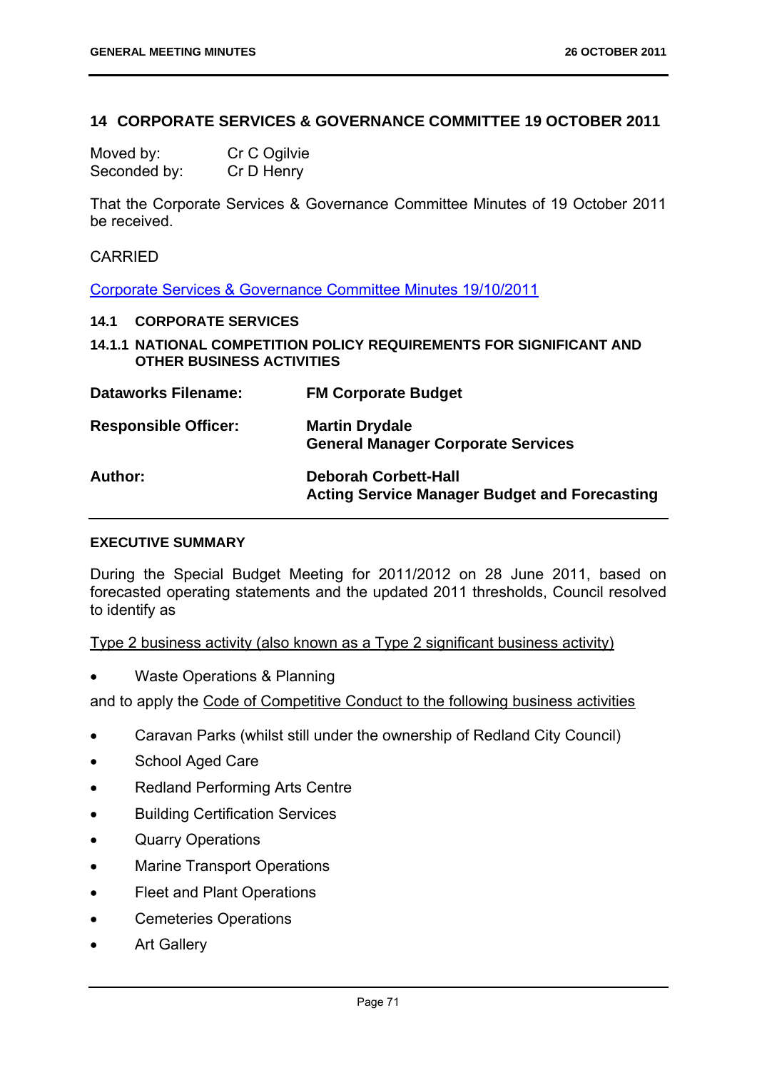## 14 CORPORATE SERVICES & GOVERNANCE COMMITTEE 19 OCTOBER 2011

Moved by: Cr C Ogilvie
Seconded by: Cr D Henry

That the Corporate Services & Governance Committee Minutes of 19 October 2011 be received.

CARRIED

Corporate Services & Governance Committee Minutes 19/10/2011

### 14.1 CORPORATE SERVICES

#### 14.1.1 NATIONAL COMPETITION POLICY REQUIREMENTS FOR SIGNIFICANT AND OTHER BUSINESS ACTIVITIES

| | |
|---|---|
| **Dataworks Filename:** | **FM Corporate Budget** |
| **Responsible Officer:** | **Martin Drydale**<br>**General Manager Corporate Services** |
| **Author:** | **Deborah Corbett-Hall**<br>**Acting Service Manager Budget and Forecasting** |

**EXECUTIVE SUMMARY**

During the Special Budget Meeting for 2011/2012 on 28 June 2011, based on forecasted operating statements and the updated 2011 thresholds, Council resolved to identify as

Type 2 business activity (also known as a Type 2 significant business activity)

- Waste Operations & Planning

and to apply the Code of Competitive Conduct to the following business activities

- Caravan Parks (whilst still under the ownership of Redland City Council)
- School Aged Care
- Redland Performing Arts Centre
- Building Certification Services
- Quarry Operations
- Marine Transport Operations
- Fleet and Plant Operations
- Cemeteries Operations
- Art Gallery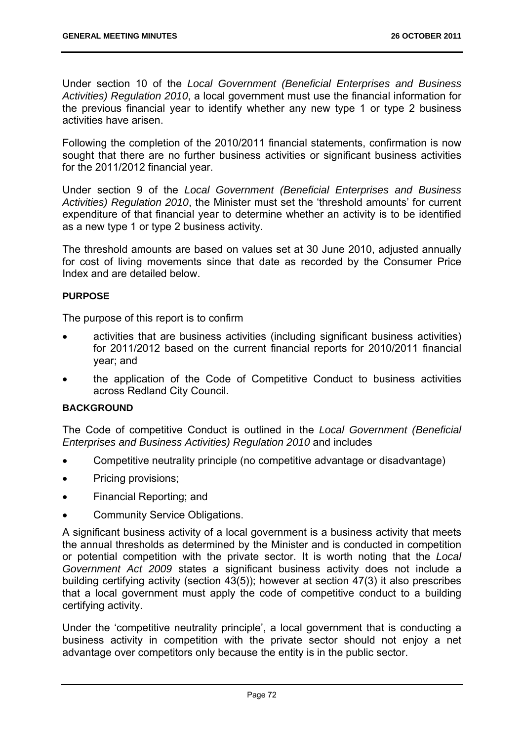Under section 10 of the *Local Government (Beneficial Enterprises and Business Activities) Regulation 2010*, a local government must use the financial information for the previous financial year to identify whether any new type 1 or type 2 business activities have arisen.

Following the completion of the 2010/2011 financial statements, confirmation is now sought that there are no further business activities or significant business activities for the 2011/2012 financial year.

Under section 9 of the *Local Government (Beneficial Enterprises and Business Activities) Regulation 2010*, the Minister must set the 'threshold amounts' for current expenditure of that financial year to determine whether an activity is to be identified as a new type 1 or type 2 business activity.

The threshold amounts are based on values set at 30 June 2010, adjusted annually for cost of living movements since that date as recorded by the Consumer Price Index and are detailed below.

**PURPOSE**

The purpose of this report is to confirm

- activities that are business activities (including significant business activities) for 2011/2012 based on the current financial reports for 2010/2011 financial year; and
- the application of the Code of Competitive Conduct to business activities across Redland City Council.

**BACKGROUND**

The Code of competitive Conduct is outlined in the *Local Government (Beneficial Enterprises and Business Activities) Regulation 2010* and includes

- Competitive neutrality principle (no competitive advantage or disadvantage)
- Pricing provisions;
- Financial Reporting; and
- Community Service Obligations.

A significant business activity of a local government is a business activity that meets the annual thresholds as determined by the Minister and is conducted in competition or potential competition with the private sector. It is worth noting that the *Local Government Act 2009* states a significant business activity does not include a building certifying activity (section 43(5)); however at section 47(3) it also prescribes that a local government must apply the code of competitive conduct to a building certifying activity.

Under the 'competitive neutrality principle', a local government that is conducting a business activity in competition with the private sector should not enjoy a net advantage over competitors only because the entity is in the public sector.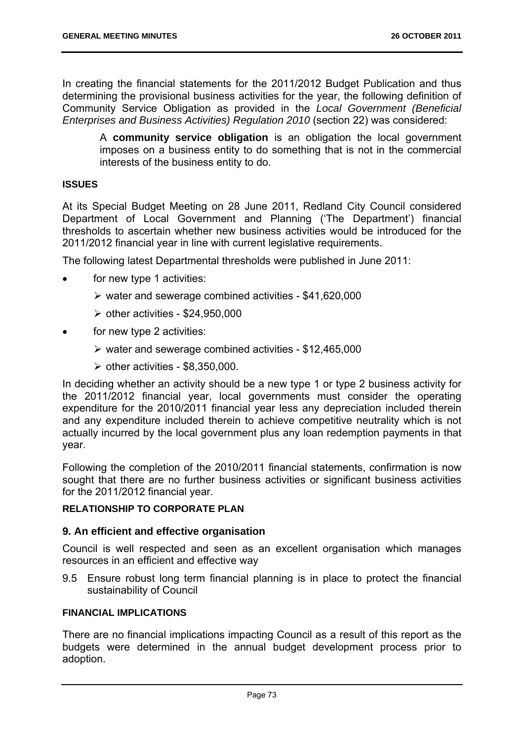In creating the financial statements for the 2011/2012 Budget Publication and thus determining the provisional business activities for the year, the following definition of Community Service Obligation as provided in the *Local Government (Beneficial Enterprises and Business Activities) Regulation 2010* (section 22) was considered:

> A **community service obligation** is an obligation the local government imposes on a business entity to do something that is not in the commercial interests of the business entity to do.

**ISSUES**

At its Special Budget Meeting on 28 June 2011, Redland City Council considered Department of Local Government and Planning ('The Department') financial thresholds to ascertain whether new business activities would be introduced for the 2011/2012 financial year in line with current legislative requirements.

The following latest Departmental thresholds were published in June 2011:

- for new type 1 activities:
  - water and sewerage combined activities - $41,620,000
  - other activities - $24,950,000
- for new type 2 activities:
  - water and sewerage combined activities - $12,465,000
  - other activities - $8,350,000.

In deciding whether an activity should be a new type 1 or type 2 business activity for the 2011/2012 financial year, local governments must consider the operating expenditure for the 2010/2011 financial year less any depreciation included therein and any expenditure included therein to achieve competitive neutrality which is not actually incurred by the local government plus any loan redemption payments in that year.

Following the completion of the 2010/2011 financial statements, confirmation is now sought that there are no further business activities or significant business activities for the 2011/2012 financial year.

**RELATIONSHIP TO CORPORATE PLAN**

**9. An efficient and effective organisation**

Council is well respected and seen as an excellent organisation which manages resources in an efficient and effective way

9.5 Ensure robust long term financial planning is in place to protect the financial sustainability of Council

**FINANCIAL IMPLICATIONS**

There are no financial implications impacting Council as a result of this report as the budgets were determined in the annual budget development process prior to adoption.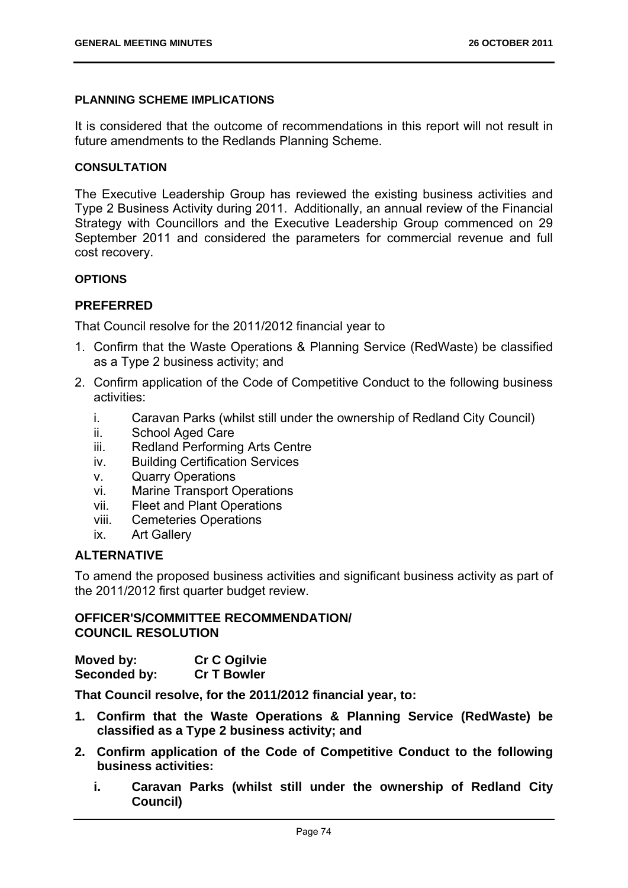#### PLANNING SCHEME IMPLICATIONS

It is considered that the outcome of recommendations in this report will not result in future amendments to the Redlands Planning Scheme.

#### CONSULTATION

The Executive Leadership Group has reviewed the existing business activities and Type 2 Business Activity during 2011. Additionally, an annual review of the Financial Strategy with Councillors and the Executive Leadership Group commenced on 29 September 2011 and considered the parameters for commercial revenue and full cost recovery.

#### OPTIONS

### PREFERRED

That Council resolve for the 2011/2012 financial year to

1. Confirm that the Waste Operations & Planning Service (RedWaste) be classified as a Type 2 business activity; and
2. Confirm application of the Code of Competitive Conduct to the following business activities:
   - i. Caravan Parks (whilst still under the ownership of Redland City Council)
   - ii. School Aged Care
   - iii. Redland Performing Arts Centre
   - iv. Building Certification Services
   - v. Quarry Operations
   - vi. Marine Transport Operations
   - vii. Fleet and Plant Operations
   - viii. Cemeteries Operations
   - ix. Art Gallery

### ALTERNATIVE

To amend the proposed business activities and significant business activity as part of the 2011/2012 first quarter budget review.

#### OFFICER'S/COMMITTEE RECOMMENDATION/ COUNCIL RESOLUTION

**Moved by:** **Cr C Ogilvie**
**Seconded by:** **Cr T Bowler**

**That Council resolve, for the 2011/2012 financial year, to:**

1. **Confirm that the Waste Operations & Planning Service (RedWaste) be classified as a Type 2 business activity; and**
2. **Confirm application of the Code of Competitive Conduct to the following business activities:**
   - **i. Caravan Parks (whilst still under the ownership of Redland City Council)**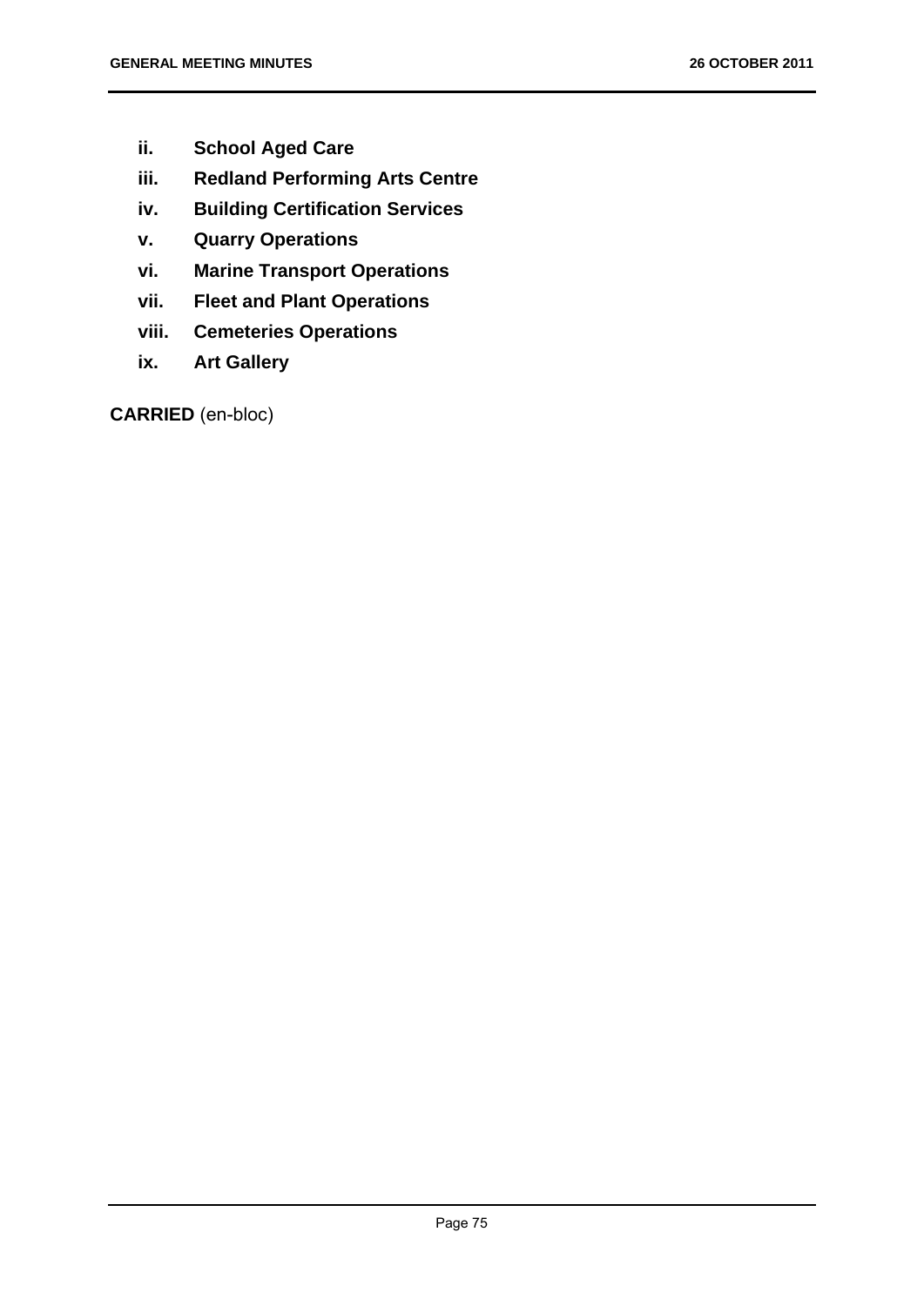- **ii. School Aged Care**
- **iii. Redland Performing Arts Centre**
- **iv. Building Certification Services**
- **v. Quarry Operations**
- **vi. Marine Transport Operations**
- **vii. Fleet and Plant Operations**
- **viii. Cemeteries Operations**
- **ix. Art Gallery**

**CARRIED** (en-bloc)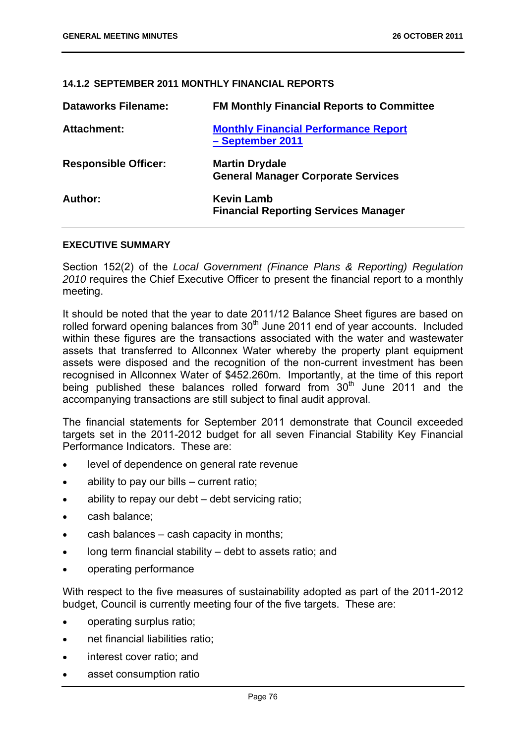#### 14.1.2 SEPTEMBER 2011 MONTHLY FINANCIAL REPORTS

| | |
|---|---|
| **Dataworks Filename:** | **FM Monthly Financial Reports to Committee** |
| **Attachment:** | **Monthly Financial Performance Report – September 2011** |
| **Responsible Officer:** | **Martin Drydale**<br>**General Manager Corporate Services** |
| **Author:** | **Kevin Lamb**<br>**Financial Reporting Services Manager** |

**EXECUTIVE SUMMARY**

Section 152(2) of the *Local Government (Finance Plans & Reporting) Regulation 2010* requires the Chief Executive Officer to present the financial report to a monthly meeting.

It should be noted that the year to date 2011/12 Balance Sheet figures are based on rolled forward opening balances from 30th June 2011 end of year accounts. Included within these figures are the transactions associated with the water and wastewater assets that transferred to Allconnex Water whereby the property plant equipment assets were disposed and the recognition of the non-current investment has been recognised in Allconnex Water of $452.260m. Importantly, at the time of this report being published these balances rolled forward from 30th June 2011 and the accompanying transactions are still subject to final audit approval.

The financial statements for September 2011 demonstrate that Council exceeded targets set in the 2011-2012 budget for all seven Financial Stability Key Financial Performance Indicators. These are:

- level of dependence on general rate revenue
- ability to pay our bills – current ratio;
- ability to repay our debt – debt servicing ratio;
- cash balance;
- cash balances – cash capacity in months;
- long term financial stability – debt to assets ratio; and
- operating performance

With respect to the five measures of sustainability adopted as part of the 2011-2012 budget, Council is currently meeting four of the five targets. These are:

- operating surplus ratio;
- net financial liabilities ratio;
- interest cover ratio; and
- asset consumption ratio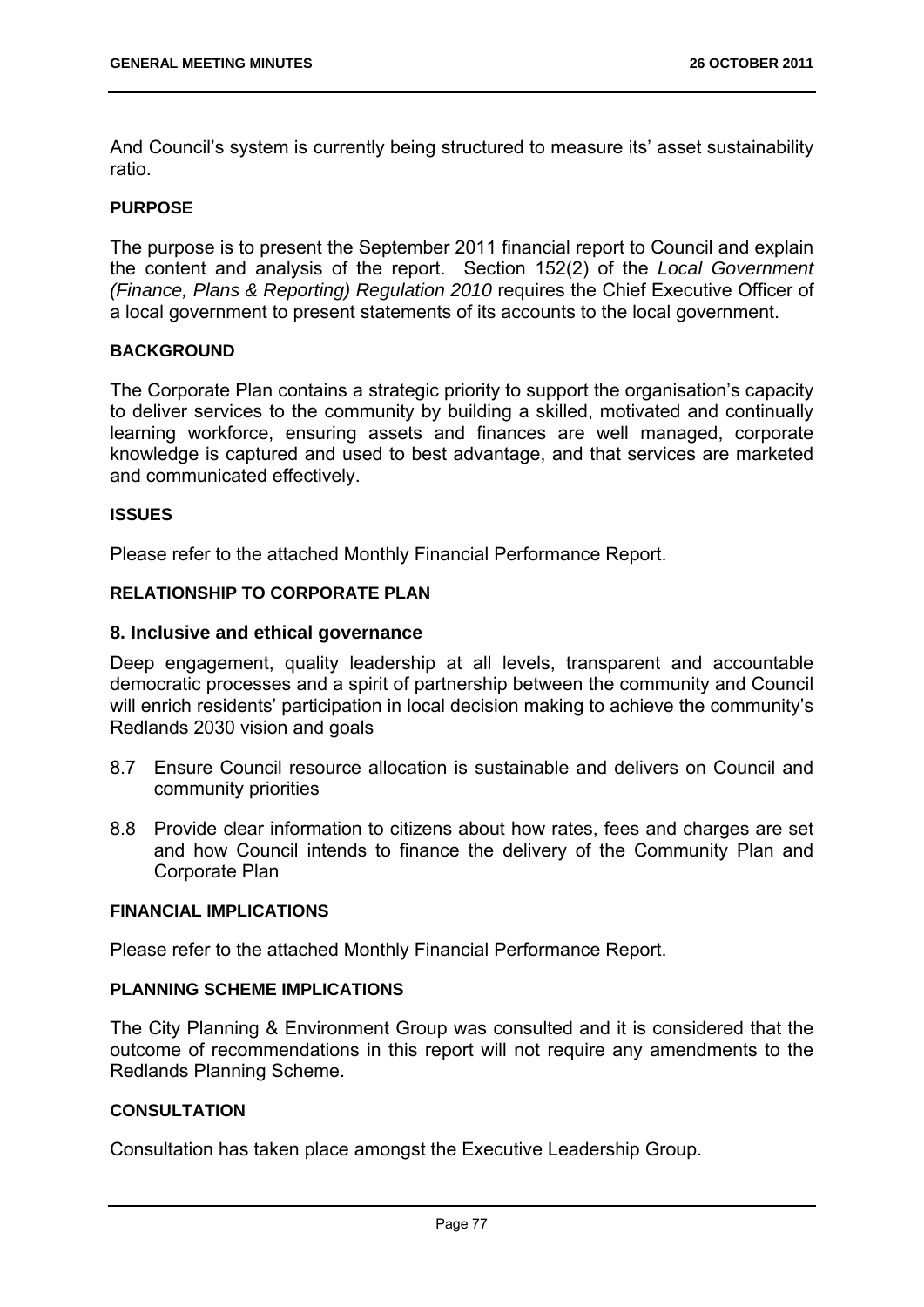And Council's system is currently being structured to measure its' asset sustainability ratio.

**PURPOSE**

The purpose is to present the September 2011 financial report to Council and explain the content and analysis of the report. Section 152(2) of the *Local Government (Finance, Plans & Reporting) Regulation 2010* requires the Chief Executive Officer of a local government to present statements of its accounts to the local government.

**BACKGROUND**

The Corporate Plan contains a strategic priority to support the organisation's capacity to deliver services to the community by building a skilled, motivated and continually learning workforce, ensuring assets and finances are well managed, corporate knowledge is captured and used to best advantage, and that services are marketed and communicated effectively.

**ISSUES**

Please refer to the attached Monthly Financial Performance Report.

**RELATIONSHIP TO CORPORATE PLAN**

**8. Inclusive and ethical governance**

Deep engagement, quality leadership at all levels, transparent and accountable democratic processes and a spirit of partnership between the community and Council will enrich residents' participation in local decision making to achieve the community's Redlands 2030 vision and goals

8.7 Ensure Council resource allocation is sustainable and delivers on Council and community priorities

8.8 Provide clear information to citizens about how rates, fees and charges are set and how Council intends to finance the delivery of the Community Plan and Corporate Plan

**FINANCIAL IMPLICATIONS**

Please refer to the attached Monthly Financial Performance Report.

**PLANNING SCHEME IMPLICATIONS**

The City Planning & Environment Group was consulted and it is considered that the outcome of recommendations in this report will not require any amendments to the Redlands Planning Scheme.

**CONSULTATION**

Consultation has taken place amongst the Executive Leadership Group.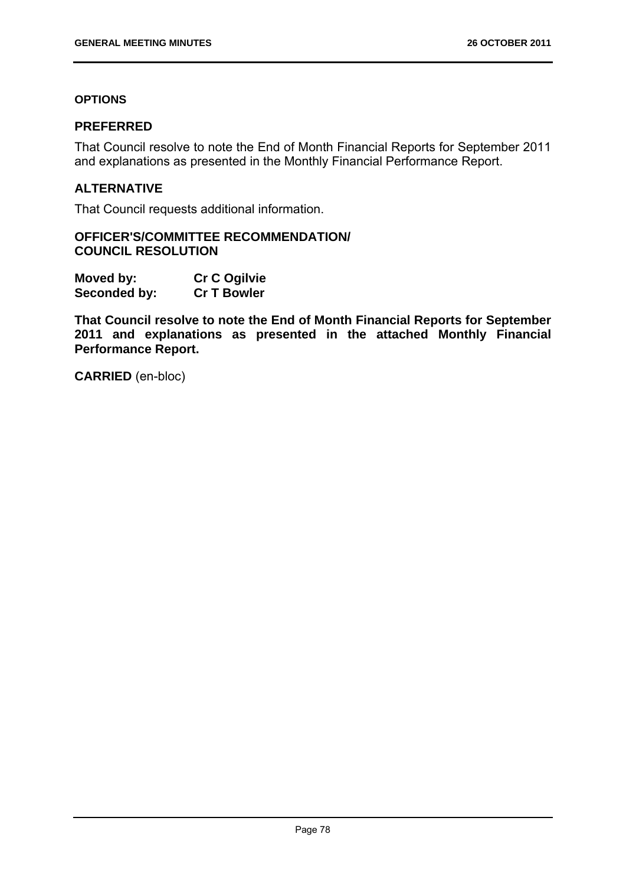#### OPTIONS

### PREFERRED

That Council resolve to note the End of Month Financial Reports for September 2011 and explanations as presented in the Monthly Financial Performance Report.

### ALTERNATIVE

That Council requests additional information.

### OFFICER'S/COMMITTEE RECOMMENDATION/ COUNCIL RESOLUTION

**Moved by:** **Cr C Ogilvie**
**Seconded by:** **Cr T Bowler**

**That Council resolve to note the End of Month Financial Reports for September 2011 and explanations as presented in the attached Monthly Financial Performance Report.**

**CARRIED** (en-bloc)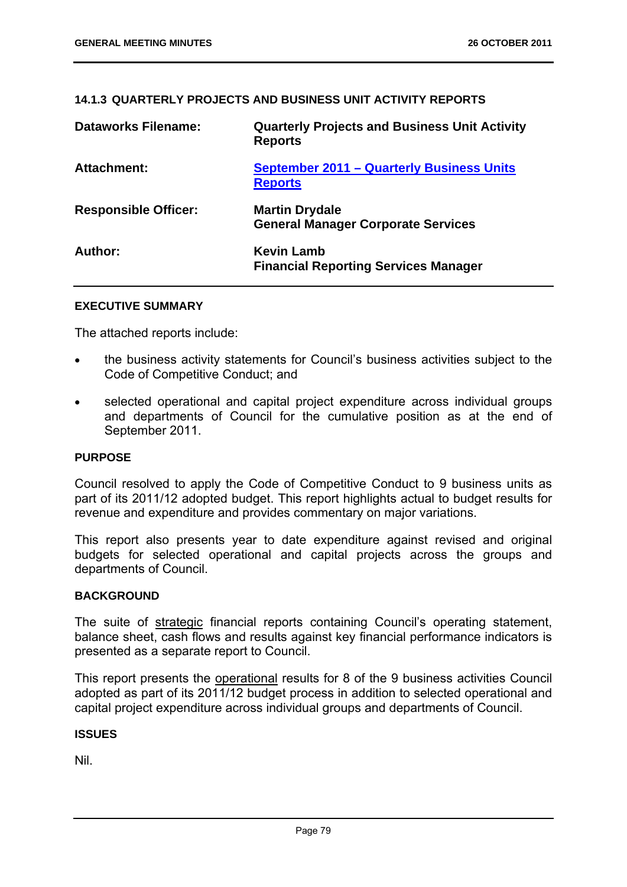### 14.1.3 QUARTERLY PROJECTS AND BUSINESS UNIT ACTIVITY REPORTS

| | |
|---|---|
| **Dataworks Filename:** | **Quarterly Projects and Business Unit Activity Reports** |
| **Attachment:** | **September 2011 – Quarterly Business Units Reports** |
| **Responsible Officer:** | **Martin Drydale**<br>**General Manager Corporate Services** |
| **Author:** | **Kevin Lamb**<br>**Financial Reporting Services Manager** |

#### EXECUTIVE SUMMARY

The attached reports include:

- the business activity statements for Council's business activities subject to the Code of Competitive Conduct; and
- selected operational and capital project expenditure across individual groups and departments of Council for the cumulative position as at the end of September 2011.

#### PURPOSE

Council resolved to apply the Code of Competitive Conduct to 9 business units as part of its 2011/12 adopted budget. This report highlights actual to budget results for revenue and expenditure and provides commentary on major variations.

This report also presents year to date expenditure against revised and original budgets for selected operational and capital projects across the groups and departments of Council.

#### BACKGROUND

The suite of strategic financial reports containing Council's operating statement, balance sheet, cash flows and results against key financial performance indicators is presented as a separate report to Council.

This report presents the operational results for 8 of the 9 business activities Council adopted as part of its 2011/12 budget process in addition to selected operational and capital project expenditure across individual groups and departments of Council.

#### ISSUES

Nil.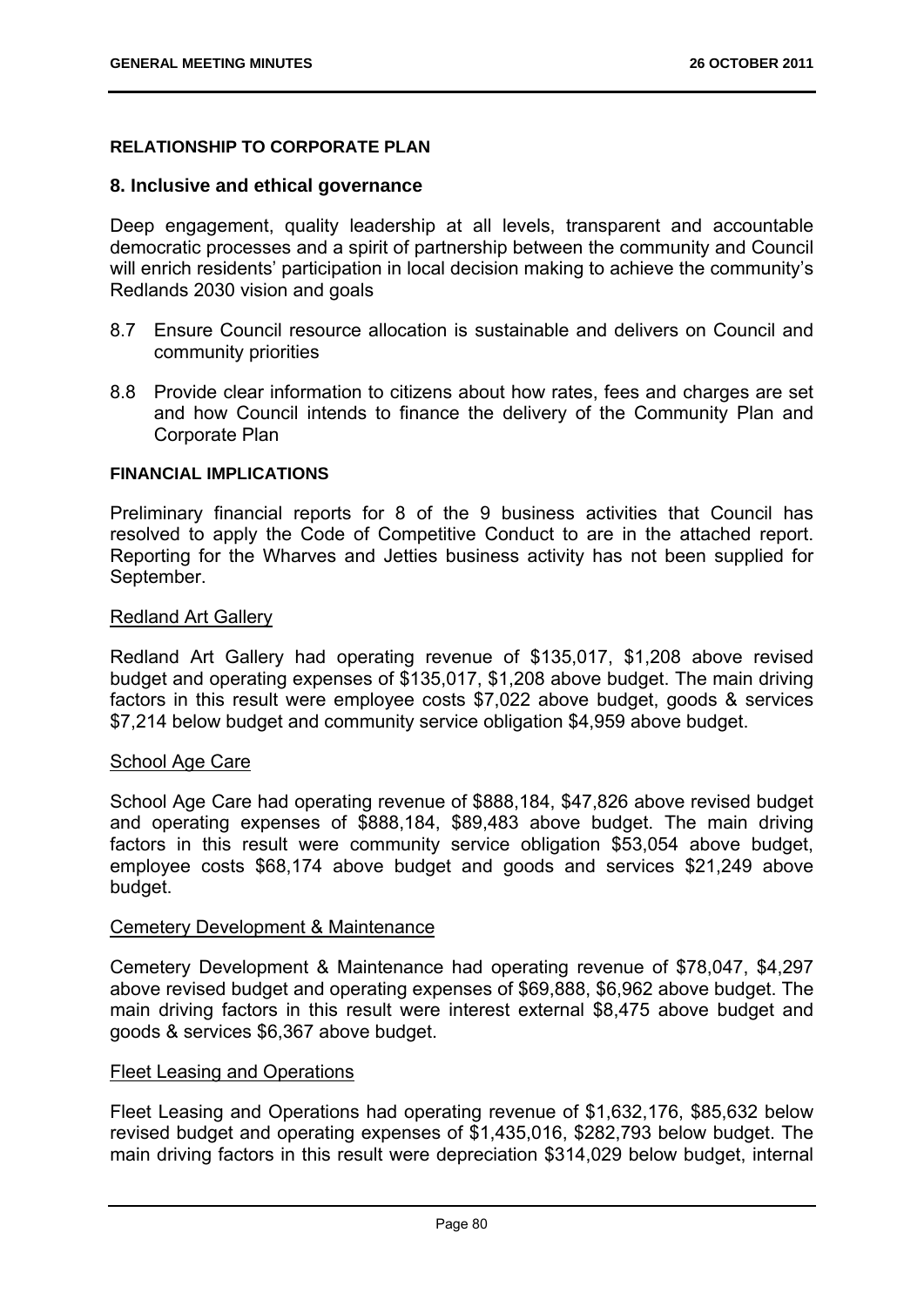**RELATIONSHIP TO CORPORATE PLAN**

**8. Inclusive and ethical governance**

Deep engagement, quality leadership at all levels, transparent and accountable democratic processes and a spirit of partnership between the community and Council will enrich residents' participation in local decision making to achieve the community's Redlands 2030 vision and goals

8.7 Ensure Council resource allocation is sustainable and delivers on Council and community priorities

8.8 Provide clear information to citizens about how rates, fees and charges are set and how Council intends to finance the delivery of the Community Plan and Corporate Plan

**FINANCIAL IMPLICATIONS**

Preliminary financial reports for 8 of the 9 business activities that Council has resolved to apply the Code of Competitive Conduct to are in the attached report. Reporting for the Wharves and Jetties business activity has not been supplied for September.

Redland Art Gallery

Redland Art Gallery had operating revenue of $135,017, $1,208 above revised budget and operating expenses of $135,017, $1,208 above budget. The main driving factors in this result were employee costs $7,022 above budget, goods & services $7,214 below budget and community service obligation $4,959 above budget.

School Age Care

School Age Care had operating revenue of $888,184, $47,826 above revised budget and operating expenses of $888,184, $89,483 above budget. The main driving factors in this result were community service obligation $53,054 above budget, employee costs $68,174 above budget and goods and services $21,249 above budget.

Cemetery Development & Maintenance

Cemetery Development & Maintenance had operating revenue of $78,047, $4,297 above revised budget and operating expenses of $69,888, $6,962 above budget. The main driving factors in this result were interest external $8,475 above budget and goods & services $6,367 above budget.

Fleet Leasing and Operations

Fleet Leasing and Operations had operating revenue of $1,632,176, $85,632 below revised budget and operating expenses of $1,435,016, $282,793 below budget. The main driving factors in this result were depreciation $314,029 below budget, internal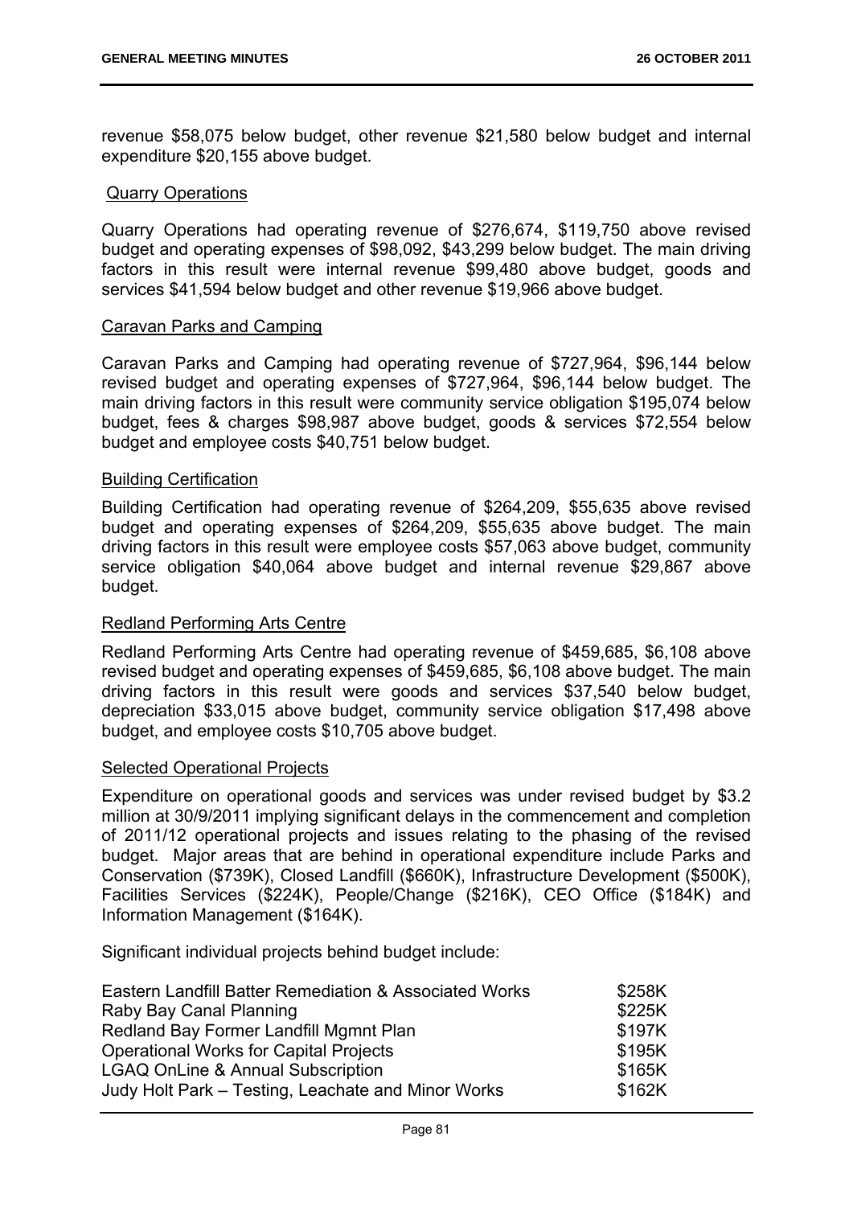revenue $58,075 below budget, other revenue $21,580 below budget and internal expenditure $20,155 above budget.

<u>Quarry Operations</u>

Quarry Operations had operating revenue of $276,674, $119,750 above revised budget and operating expenses of $98,092, $43,299 below budget. The main driving factors in this result were internal revenue $99,480 above budget, goods and services $41,594 below budget and other revenue $19,966 above budget.

<u>Caravan Parks and Camping</u>

Caravan Parks and Camping had operating revenue of $727,964, $96,144 below revised budget and operating expenses of $727,964, $96,144 below budget. The main driving factors in this result were community service obligation $195,074 below budget, fees & charges $98,987 above budget, goods & services $72,554 below budget and employee costs $40,751 below budget.

<u>Building Certification</u>

Building Certification had operating revenue of $264,209, $55,635 above revised budget and operating expenses of $264,209, $55,635 above budget. The main driving factors in this result were employee costs $57,063 above budget, community service obligation $40,064 above budget and internal revenue $29,867 above budget.

<u>Redland Performing Arts Centre</u>

Redland Performing Arts Centre had operating revenue of $459,685, $6,108 above revised budget and operating expenses of $459,685, $6,108 above budget. The main driving factors in this result were goods and services $37,540 below budget, depreciation $33,015 above budget, community service obligation $17,498 above budget, and employee costs $10,705 above budget.

<u>Selected Operational Projects</u>

Expenditure on operational goods and services was under revised budget by $3.2 million at 30/9/2011 implying significant delays in the commencement and completion of 2011/12 operational projects and issues relating to the phasing of the revised budget. Major areas that are behind in operational expenditure include Parks and Conservation ($739K), Closed Landfill ($660K), Infrastructure Development ($500K), Facilities Services ($224K), People/Change ($216K), CEO Office ($184K) and Information Management ($164K).

Significant individual projects behind budget include:

| | |
|---|---|
| Eastern Landfill Batter Remediation & Associated Works | $258K |
| Raby Bay Canal Planning | $225K |
| Redland Bay Former Landfill Mgmnt Plan | $197K |
| Operational Works for Capital Projects | $195K |
| LGAQ OnLine & Annual Subscription | $165K |
| Judy Holt Park – Testing, Leachate and Minor Works | $162K |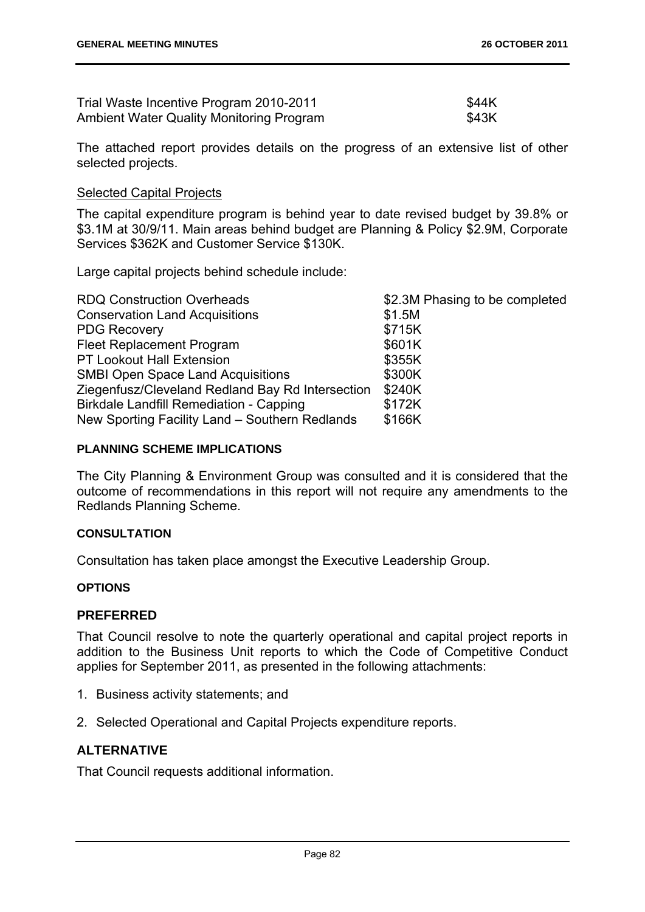| | |
|---|---|
| Trial Waste Incentive Program 2010-2011 | \$44K |
| Ambient Water Quality Monitoring Program | \$43K |

The attached report provides details on the progress of an extensive list of other selected projects.

<u>Selected Capital Projects</u>

The capital expenditure program is behind year to date revised budget by 39.8% or \$3.1M at 30/9/11. Main areas behind budget are Planning & Policy \$2.9M, Corporate Services \$362K and Customer Service \$130K.

Large capital projects behind schedule include:

| | |
|---|---|
| RDQ Construction Overheads | \$2.3M Phasing to be completed |
| Conservation Land Acquisitions | \$1.5M |
| PDG Recovery | \$715K |
| Fleet Replacement Program | \$601K |
| PT Lookout Hall Extension | \$355K |
| SMBI Open Space Land Acquisitions | \$300K |
| Ziegenfusz/Cleveland Redland Bay Rd Intersection | \$240K |
| Birkdale Landfill Remediation - Capping | \$172K |
| New Sporting Facility Land – Southern Redlands | \$166K |

#### PLANNING SCHEME IMPLICATIONS

The City Planning & Environment Group was consulted and it is considered that the outcome of recommendations in this report will not require any amendments to the Redlands Planning Scheme.

#### CONSULTATION

Consultation has taken place amongst the Executive Leadership Group.

#### OPTIONS

### PREFERRED

That Council resolve to note the quarterly operational and capital project reports in addition to the Business Unit reports to which the Code of Competitive Conduct applies for September 2011, as presented in the following attachments:

1. Business activity statements; and
2. Selected Operational and Capital Projects expenditure reports.

### ALTERNATIVE

That Council requests additional information.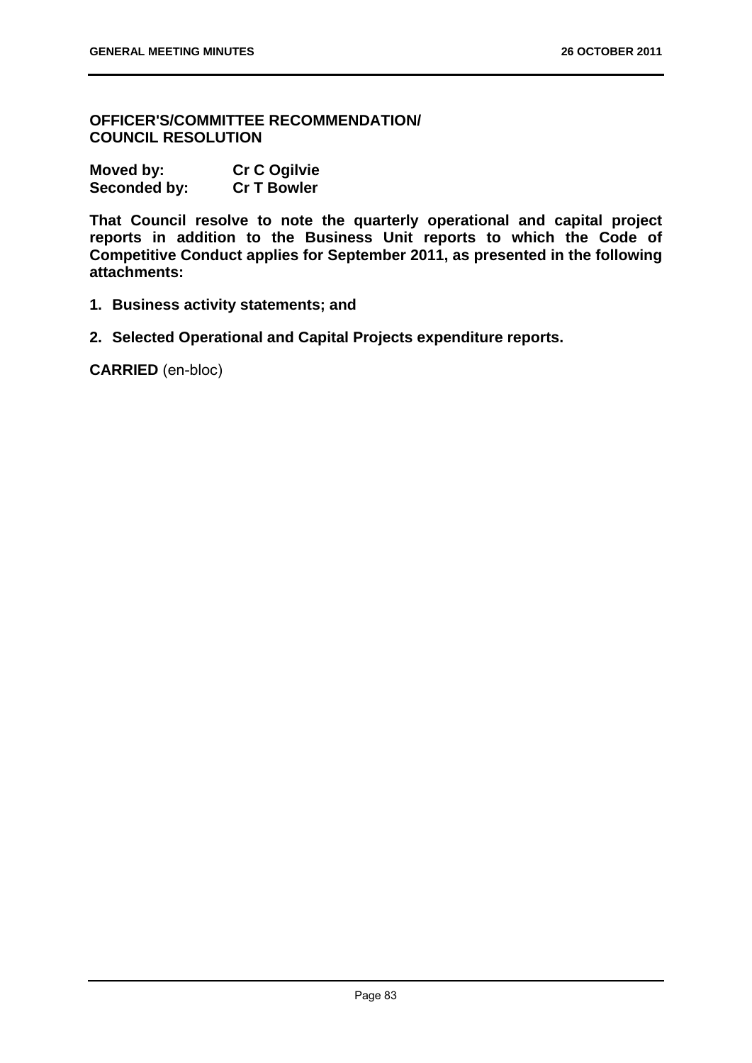**OFFICER'S/COMMITTEE RECOMMENDATION/ COUNCIL RESOLUTION**

**Moved by:** **Cr C Ogilvie**
**Seconded by:** **Cr T Bowler**

**That Council resolve to note the quarterly operational and capital project reports in addition to the Business Unit reports to which the Code of Competitive Conduct applies for September 2011, as presented in the following attachments:**

1. **Business activity statements; and**
2. **Selected Operational and Capital Projects expenditure reports.**

**CARRIED** (en-bloc)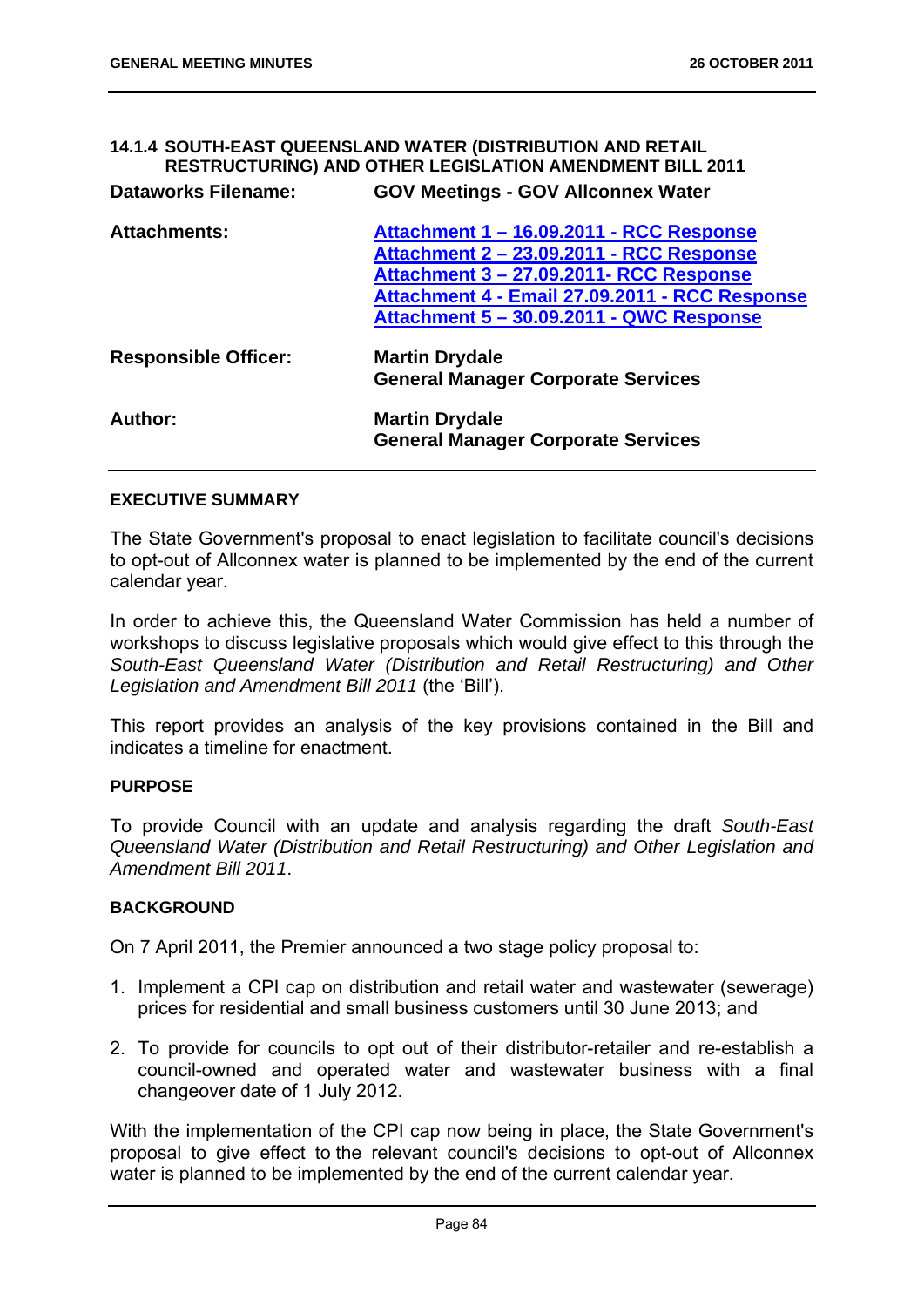### 14.1.4 SOUTH-EAST QUEENSLAND WATER (DISTRIBUTION AND RETAIL RESTRUCTURING) AND OTHER LEGISLATION AMENDMENT BILL 2011

| | |
|---|---|
| **Dataworks Filename:** | **GOV Meetings - GOV Allconnex Water** |
| **Attachments:** | **Attachment 1 – 16.09.2011 - RCC Response**<br>**Attachment 2 – 23.09.2011 - RCC Response**<br>**Attachment 3 – 27.09.2011- RCC Response**<br>**Attachment 4 - Email 27.09.2011 - RCC Response**<br>**Attachment 5 – 30.09.2011 - QWC Response** |
| **Responsible Officer:** | **Martin Drydale**<br>**General Manager Corporate Services** |
| **Author:** | **Martin Drydale**<br>**General Manager Corporate Services** |

#### EXECUTIVE SUMMARY

The State Government's proposal to enact legislation to facilitate council's decisions to opt-out of Allconnex water is planned to be implemented by the end of the current calendar year.

In order to achieve this, the Queensland Water Commission has held a number of workshops to discuss legislative proposals which would give effect to this through the *South-East Queensland Water (Distribution and Retail Restructuring) and Other Legislation and Amendment Bill 2011* (the 'Bill').

This report provides an analysis of the key provisions contained in the Bill and indicates a timeline for enactment.

#### PURPOSE

To provide Council with an update and analysis regarding the draft *South-East Queensland Water (Distribution and Retail Restructuring) and Other Legislation and Amendment Bill 2011*.

#### BACKGROUND

On 7 April 2011, the Premier announced a two stage policy proposal to:

1. Implement a CPI cap on distribution and retail water and wastewater (sewerage) prices for residential and small business customers until 30 June 2013; and
2. To provide for councils to opt out of their distributor-retailer and re-establish a council-owned and operated water and wastewater business with a final changeover date of 1 July 2012.

With the implementation of the CPI cap now being in place, the State Government's proposal to give effect to the relevant council's decisions to opt-out of Allconnex water is planned to be implemented by the end of the current calendar year.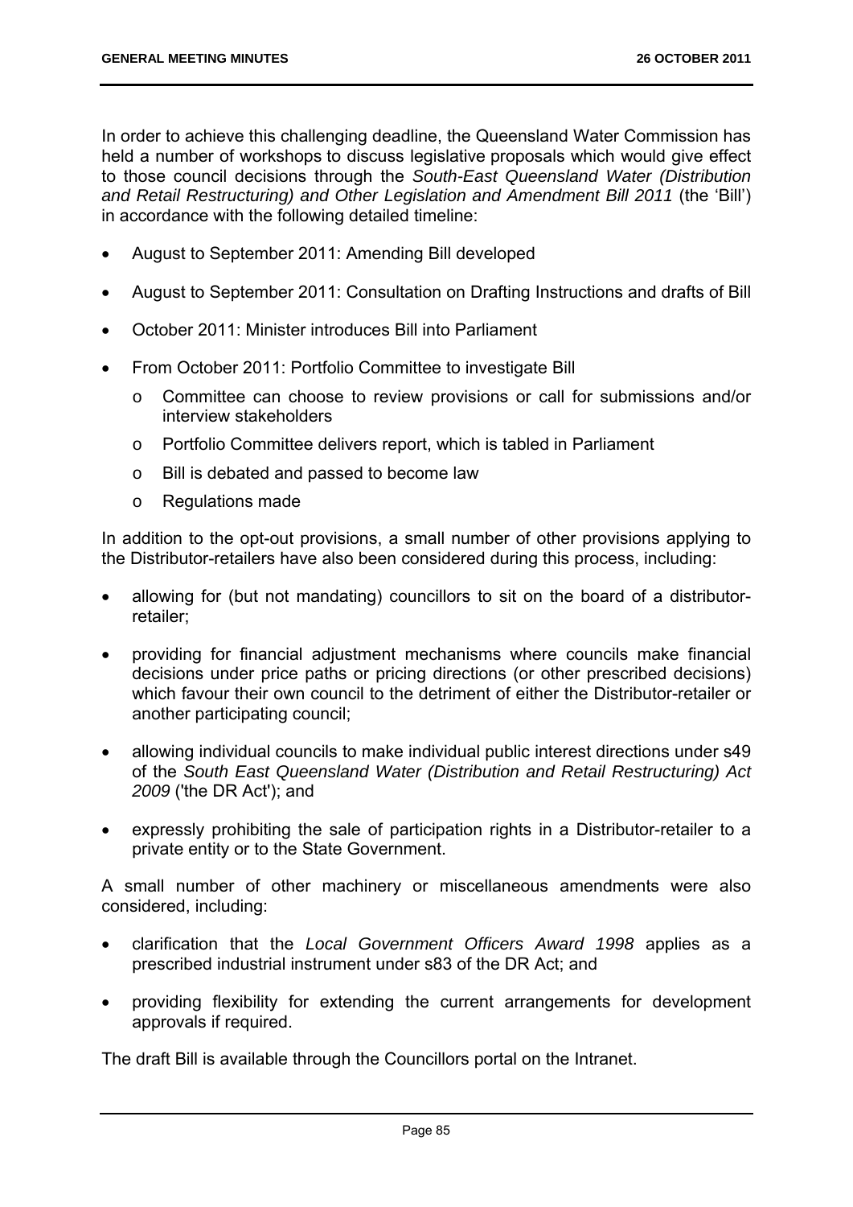In order to achieve this challenging deadline, the Queensland Water Commission has held a number of workshops to discuss legislative proposals which would give effect to those council decisions through the *South-East Queensland Water (Distribution and Retail Restructuring) and Other Legislation and Amendment Bill 2011* (the 'Bill') in accordance with the following detailed timeline:

- August to September 2011: Amending Bill developed
- August to September 2011: Consultation on Drafting Instructions and drafts of Bill
- October 2011: Minister introduces Bill into Parliament
- From October 2011: Portfolio Committee to investigate Bill
  - Committee can choose to review provisions or call for submissions and/or interview stakeholders
  - Portfolio Committee delivers report, which is tabled in Parliament
  - Bill is debated and passed to become law
  - Regulations made

In addition to the opt-out provisions, a small number of other provisions applying to the Distributor-retailers have also been considered during this process, including:

- allowing for (but not mandating) councillors to sit on the board of a distributor-retailer;
- providing for financial adjustment mechanisms where councils make financial decisions under price paths or pricing directions (or other prescribed decisions) which favour their own council to the detriment of either the Distributor-retailer or another participating council;
- allowing individual councils to make individual public interest directions under s49 of the *South East Queensland Water (Distribution and Retail Restructuring) Act 2009* ('the DR Act'); and
- expressly prohibiting the sale of participation rights in a Distributor-retailer to a private entity or to the State Government.

A small number of other machinery or miscellaneous amendments were also considered, including:

- clarification that the *Local Government Officers Award 1998* applies as a prescribed industrial instrument under s83 of the DR Act; and
- providing flexibility for extending the current arrangements for development approvals if required.

The draft Bill is available through the Councillors portal on the Intranet.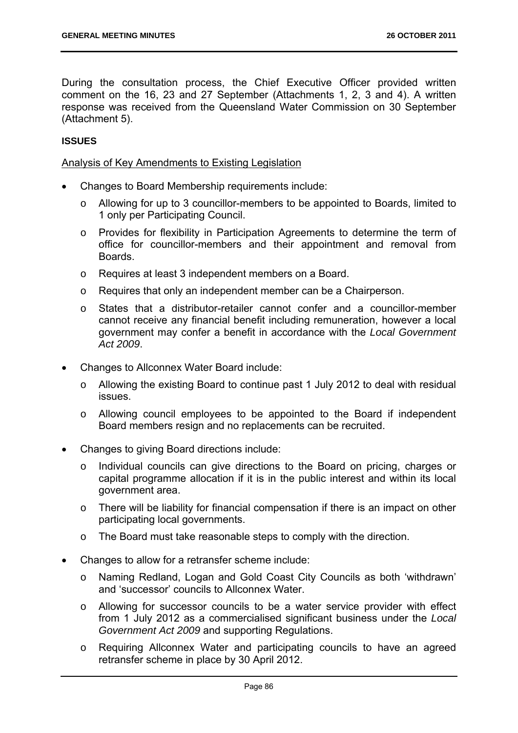During the consultation process, the Chief Executive Officer provided written comment on the 16, 23 and 27 September (Attachments 1, 2, 3 and 4). A written response was received from the Queensland Water Commission on 30 September (Attachment 5).

**ISSUES**

Analysis of Key Amendments to Existing Legislation

- Changes to Board Membership requirements include:
  - Allowing for up to 3 councillor-members to be appointed to Boards, limited to 1 only per Participating Council.
  - Provides for flexibility in Participation Agreements to determine the term of office for councillor-members and their appointment and removal from Boards.
  - Requires at least 3 independent members on a Board.
  - Requires that only an independent member can be a Chairperson.
  - States that a distributor-retailer cannot confer and a councillor-member cannot receive any financial benefit including remuneration, however a local government may confer a benefit in accordance with the *Local Government Act 2009*.
- Changes to Allconnex Water Board include:
  - Allowing the existing Board to continue past 1 July 2012 to deal with residual issues.
  - Allowing council employees to be appointed to the Board if independent Board members resign and no replacements can be recruited.
- Changes to giving Board directions include:
  - Individual councils can give directions to the Board on pricing, charges or capital programme allocation if it is in the public interest and within its local government area.
  - There will be liability for financial compensation if there is an impact on other participating local governments.
  - The Board must take reasonable steps to comply with the direction.
- Changes to allow for a retransfer scheme include:
  - Naming Redland, Logan and Gold Coast City Councils as both 'withdrawn' and 'successor' councils to Allconnex Water.
  - Allowing for successor councils to be a water service provider with effect from 1 July 2012 as a commercialised significant business under the *Local Government Act 2009* and supporting Regulations.
  - Requiring Allconnex Water and participating councils to have an agreed retransfer scheme in place by 30 April 2012.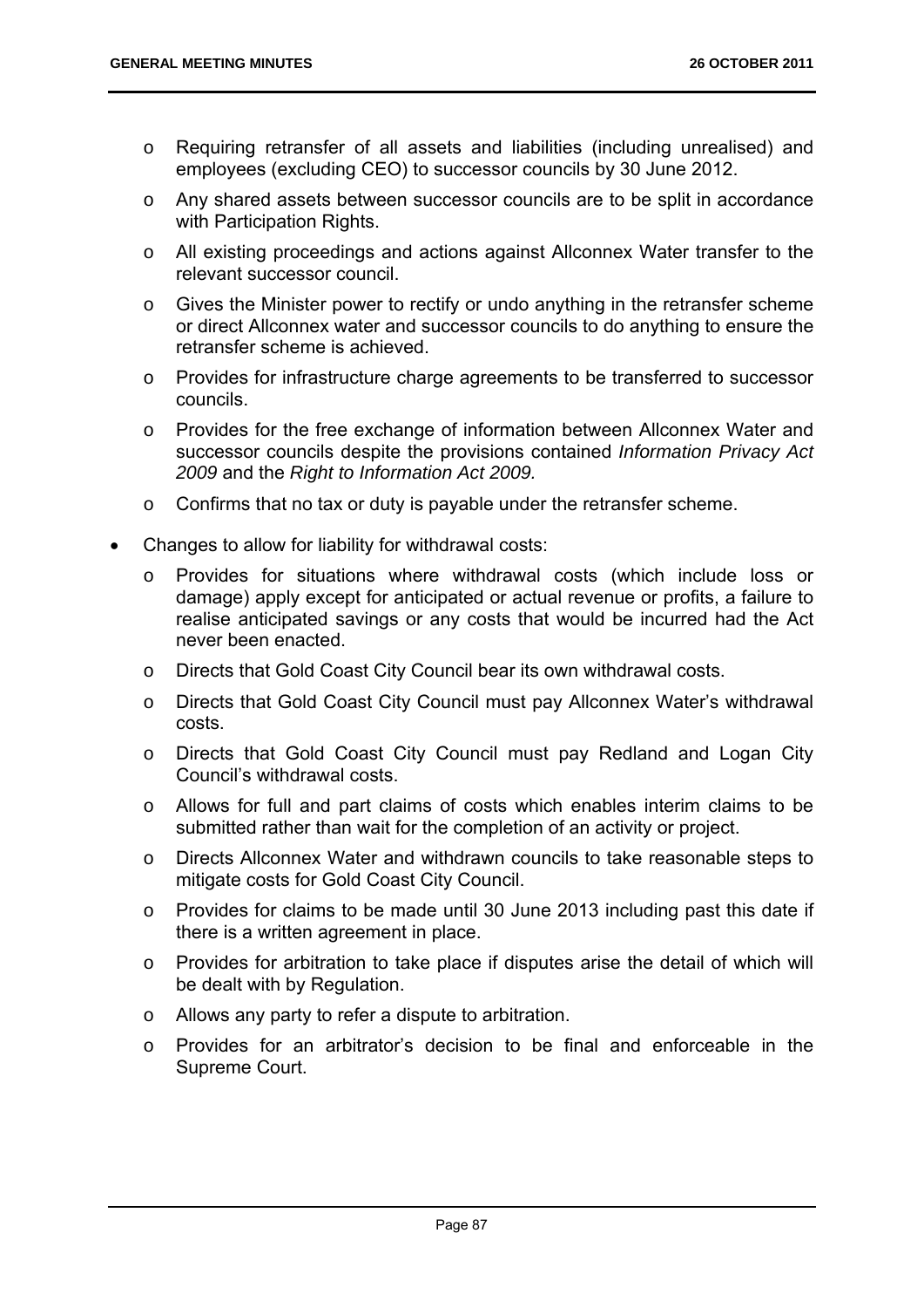- Requiring retransfer of all assets and liabilities (including unrealised) and employees (excluding CEO) to successor councils by 30 June 2012.
  - Any shared assets between successor councils are to be split in accordance with Participation Rights.
  - All existing proceedings and actions against Allconnex Water transfer to the relevant successor council.
  - Gives the Minister power to rectify or undo anything in the retransfer scheme or direct Allconnex water and successor councils to do anything to ensure the retransfer scheme is achieved.
  - Provides for infrastructure charge agreements to be transferred to successor councils.
  - Provides for the free exchange of information between Allconnex Water and successor councils despite the provisions contained *Information Privacy Act 2009* and the *Right to Information Act 2009.*
  - Confirms that no tax or duty is payable under the retransfer scheme.
- Changes to allow for liability for withdrawal costs:
  - Provides for situations where withdrawal costs (which include loss or damage) apply except for anticipated or actual revenue or profits, a failure to realise anticipated savings or any costs that would be incurred had the Act never been enacted.
  - Directs that Gold Coast City Council bear its own withdrawal costs.
  - Directs that Gold Coast City Council must pay Allconnex Water's withdrawal costs.
  - Directs that Gold Coast City Council must pay Redland and Logan City Council's withdrawal costs.
  - Allows for full and part claims of costs which enables interim claims to be submitted rather than wait for the completion of an activity or project.
  - Directs Allconnex Water and withdrawn councils to take reasonable steps to mitigate costs for Gold Coast City Council.
  - Provides for claims to be made until 30 June 2013 including past this date if there is a written agreement in place.
  - Provides for arbitration to take place if disputes arise the detail of which will be dealt with by Regulation.
  - Allows any party to refer a dispute to arbitration.
  - Provides for an arbitrator's decision to be final and enforceable in the Supreme Court.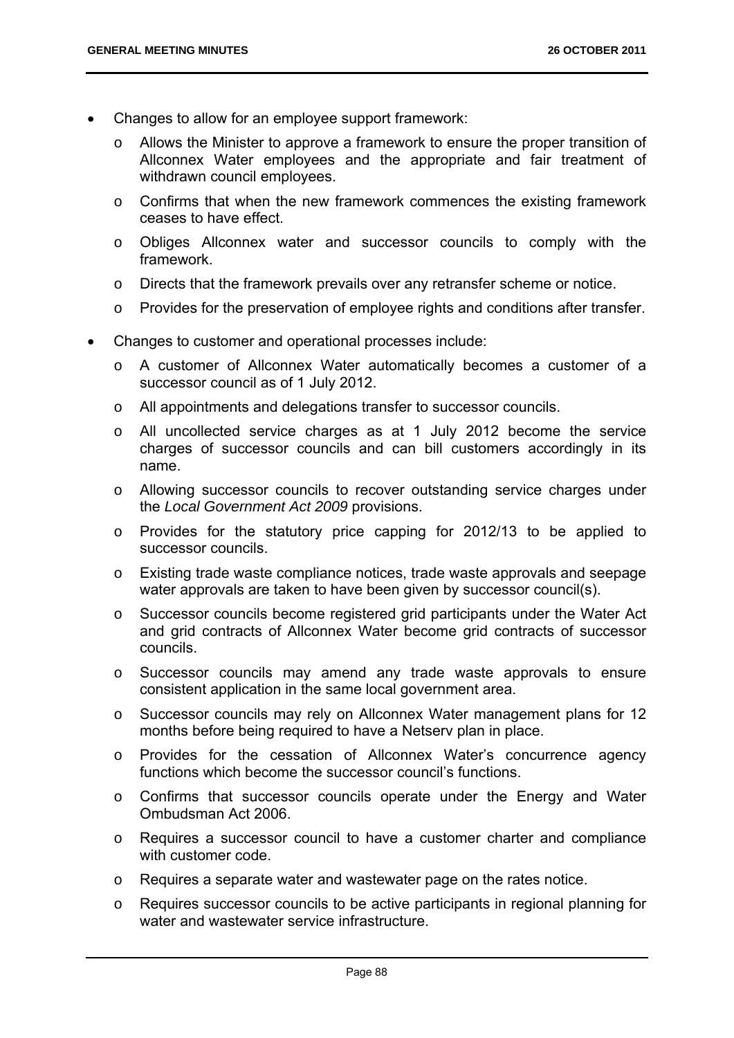- Changes to allow for an employee support framework:
  - Allows the Minister to approve a framework to ensure the proper transition of Allconnex Water employees and the appropriate and fair treatment of withdrawn council employees.
  - Confirms that when the new framework commences the existing framework ceases to have effect.
  - Obliges Allconnex water and successor councils to comply with the framework.
  - Directs that the framework prevails over any retransfer scheme or notice.
  - Provides for the preservation of employee rights and conditions after transfer.
- Changes to customer and operational processes include:
  - A customer of Allconnex Water automatically becomes a customer of a successor council as of 1 July 2012.
  - All appointments and delegations transfer to successor councils.
  - All uncollected service charges as at 1 July 2012 become the service charges of successor councils and can bill customers accordingly in its name.
  - Allowing successor councils to recover outstanding service charges under the *Local Government Act 2009* provisions.
  - Provides for the statutory price capping for 2012/13 to be applied to successor councils.
  - Existing trade waste compliance notices, trade waste approvals and seepage water approvals are taken to have been given by successor council(s).
  - Successor councils become registered grid participants under the Water Act and grid contracts of Allconnex Water become grid contracts of successor councils.
  - Successor councils may amend any trade waste approvals to ensure consistent application in the same local government area.
  - Successor councils may rely on Allconnex Water management plans for 12 months before being required to have a Netserv plan in place.
  - Provides for the cessation of Allconnex Water's concurrence agency functions which become the successor council's functions.
  - Confirms that successor councils operate under the Energy and Water Ombudsman Act 2006.
  - Requires a successor council to have a customer charter and compliance with customer code.
  - Requires a separate water and wastewater page on the rates notice.
  - Requires successor councils to be active participants in regional planning for water and wastewater service infrastructure.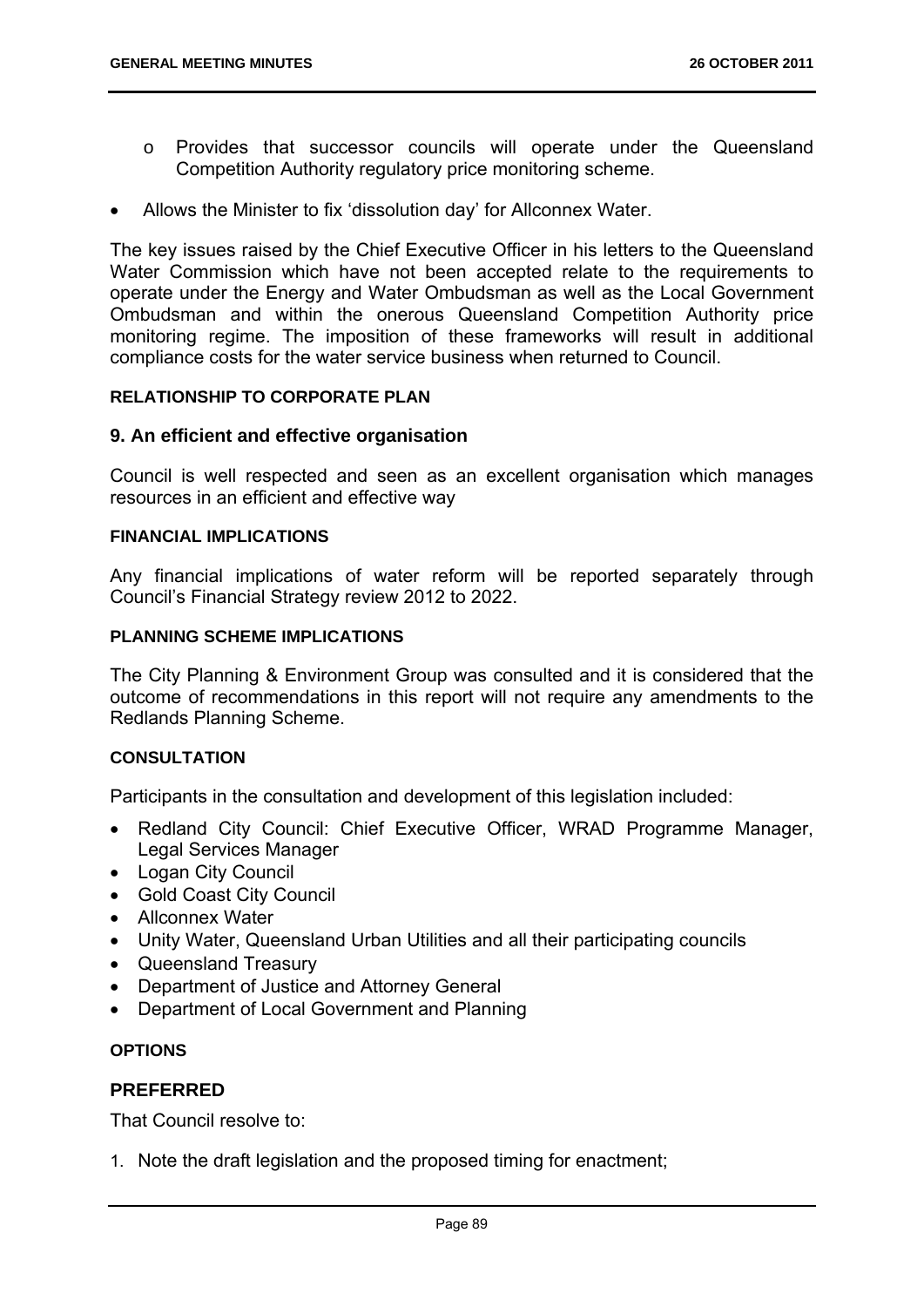- Provides that successor councils will operate under the Queensland Competition Authority regulatory price monitoring scheme.
- Allows the Minister to fix 'dissolution day' for Allconnex Water.

The key issues raised by the Chief Executive Officer in his letters to the Queensland Water Commission which have not been accepted relate to the requirements to operate under the Energy and Water Ombudsman as well as the Local Government Ombudsman and within the onerous Queensland Competition Authority price monitoring regime. The imposition of these frameworks will result in additional compliance costs for the water service business when returned to Council.

#### RELATIONSHIP TO CORPORATE PLAN

### 9. An efficient and effective organisation

Council is well respected and seen as an excellent organisation which manages resources in an efficient and effective way

#### FINANCIAL IMPLICATIONS

Any financial implications of water reform will be reported separately through Council's Financial Strategy review 2012 to 2022.

#### PLANNING SCHEME IMPLICATIONS

The City Planning & Environment Group was consulted and it is considered that the outcome of recommendations in this report will not require any amendments to the Redlands Planning Scheme.

#### CONSULTATION

Participants in the consultation and development of this legislation included:

- Redland City Council: Chief Executive Officer, WRAD Programme Manager, Legal Services Manager
- Logan City Council
- Gold Coast City Council
- Allconnex Water
- Unity Water, Queensland Urban Utilities and all their participating councils
- Queensland Treasury
- Department of Justice and Attorney General
- Department of Local Government and Planning

#### OPTIONS

### PREFERRED

That Council resolve to:

1. Note the draft legislation and the proposed timing for enactment;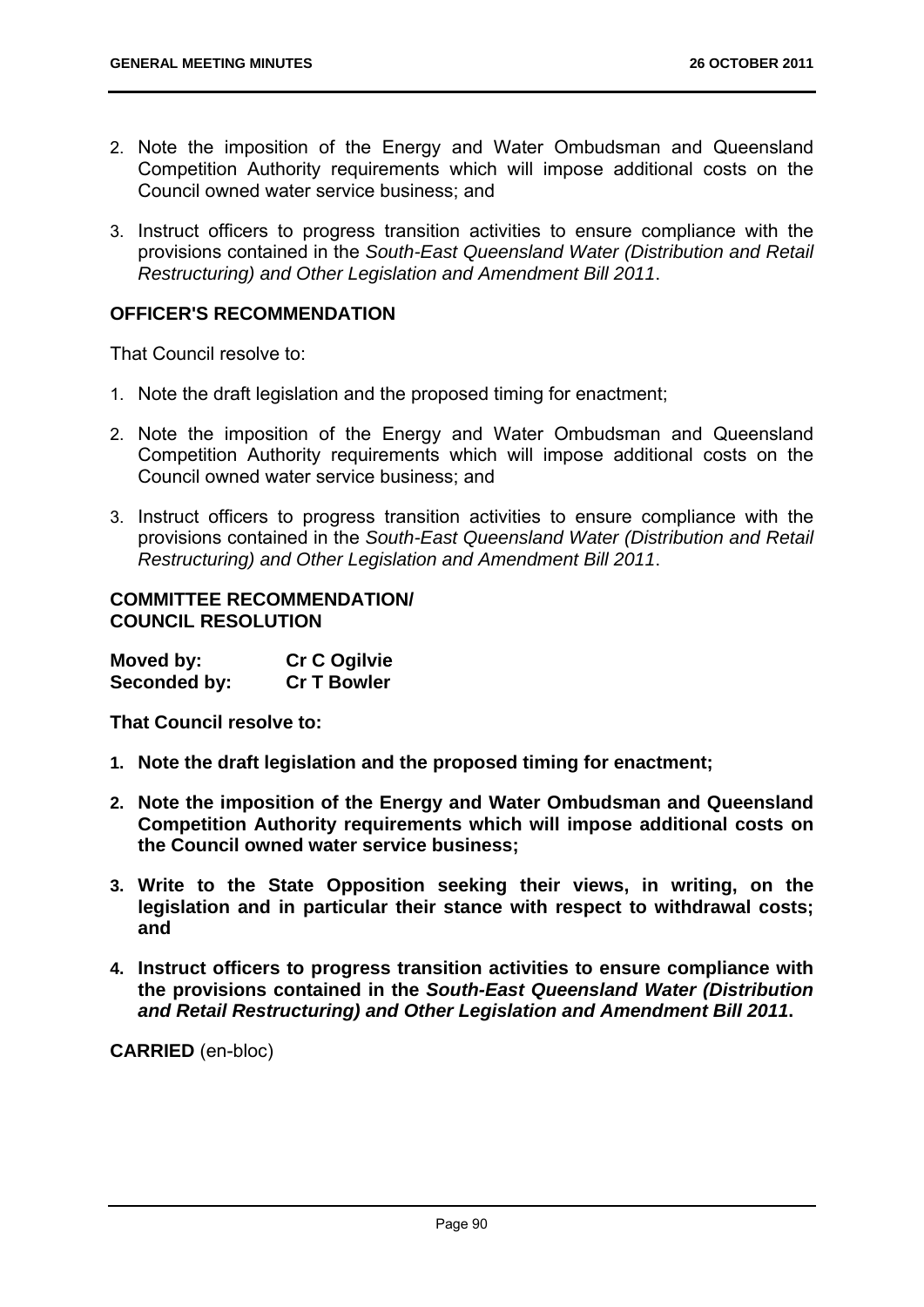2. Note the imposition of the Energy and Water Ombudsman and Queensland Competition Authority requirements which will impose additional costs on the Council owned water service business; and

3. Instruct officers to progress transition activities to ensure compliance with the provisions contained in the *South-East Queensland Water (Distribution and Retail Restructuring) and Other Legislation and Amendment Bill 2011*.

**OFFICER'S RECOMMENDATION**

That Council resolve to:

1. Note the draft legislation and the proposed timing for enactment;

2. Note the imposition of the Energy and Water Ombudsman and Queensland Competition Authority requirements which will impose additional costs on the Council owned water service business; and

3. Instruct officers to progress transition activities to ensure compliance with the provisions contained in the *South-East Queensland Water (Distribution and Retail Restructuring) and Other Legislation and Amendment Bill 2011*.

**COMMITTEE RECOMMENDATION/**
**COUNCIL RESOLUTION**

| | |
|---|---|
| **Moved by:** | **Cr C Ogilvie** |
| **Seconded by:** | **Cr T Bowler** |

**That Council resolve to:**

1. **Note the draft legislation and the proposed timing for enactment;**

2. **Note the imposition of the Energy and Water Ombudsman and Queensland Competition Authority requirements which will impose additional costs on the Council owned water service business;**

3. **Write to the State Opposition seeking their views, in writing, on the legislation and in particular their stance with respect to withdrawal costs; and**

4. **Instruct officers to progress transition activities to ensure compliance with the provisions contained in the *South-East Queensland Water (Distribution and Retail Restructuring) and Other Legislation and Amendment Bill 2011*.**

**CARRIED** (en-bloc)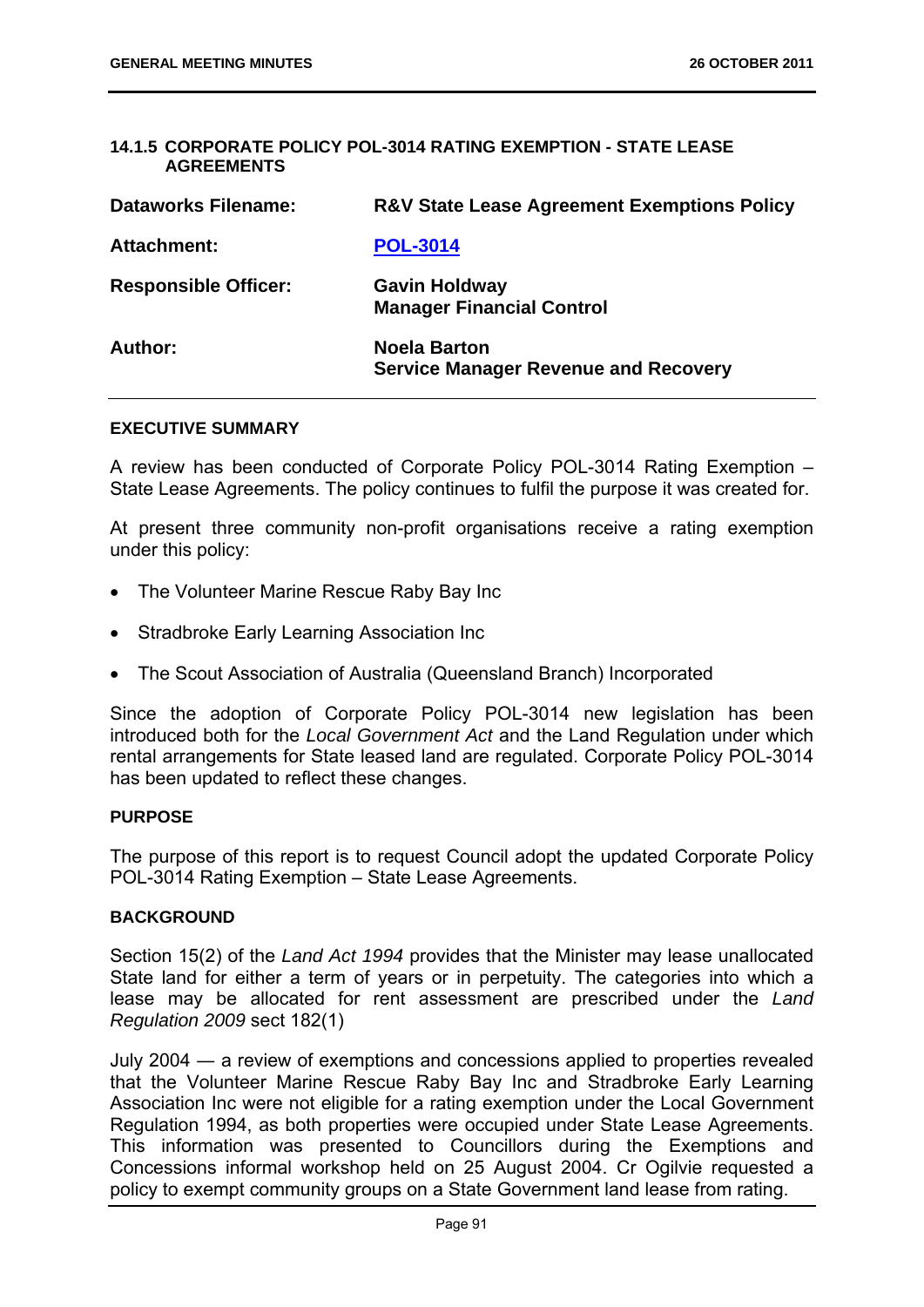#### 14.1.5 CORPORATE POLICY POL-3014 RATING EXEMPTION - STATE LEASE AGREEMENTS

| | |
|---|---|
| **Dataworks Filename:** | **R&V State Lease Agreement Exemptions Policy** |
| **Attachment:** | **POL-3014** |
| **Responsible Officer:** | **Gavin Holdway**<br>**Manager Financial Control** |
| **Author:** | **Noela Barton**<br>**Service Manager Revenue and Recovery** |

**EXECUTIVE SUMMARY**

A review has been conducted of Corporate Policy POL-3014 Rating Exemption – State Lease Agreements. The policy continues to fulfil the purpose it was created for.

At present three community non-profit organisations receive a rating exemption under this policy:

- The Volunteer Marine Rescue Raby Bay Inc
- Stradbroke Early Learning Association Inc
- The Scout Association of Australia (Queensland Branch) Incorporated

Since the adoption of Corporate Policy POL-3014 new legislation has been introduced both for the *Local Government Act* and the Land Regulation under which rental arrangements for State leased land are regulated. Corporate Policy POL-3014 has been updated to reflect these changes.

**PURPOSE**

The purpose of this report is to request Council adopt the updated Corporate Policy POL-3014 Rating Exemption – State Lease Agreements.

**BACKGROUND**

Section 15(2) of the *Land Act 1994* provides that the Minister may lease unallocated State land for either a term of years or in perpetuity. The categories into which a lease may be allocated for rent assessment are prescribed under the *Land Regulation 2009* sect 182(1)

July 2004 — a review of exemptions and concessions applied to properties revealed that the Volunteer Marine Rescue Raby Bay Inc and Stradbroke Early Learning Association Inc were not eligible for a rating exemption under the Local Government Regulation 1994, as both properties were occupied under State Lease Agreements. This information was presented to Councillors during the Exemptions and Concessions informal workshop held on 25 August 2004. Cr Ogilvie requested a policy to exempt community groups on a State Government land lease from rating.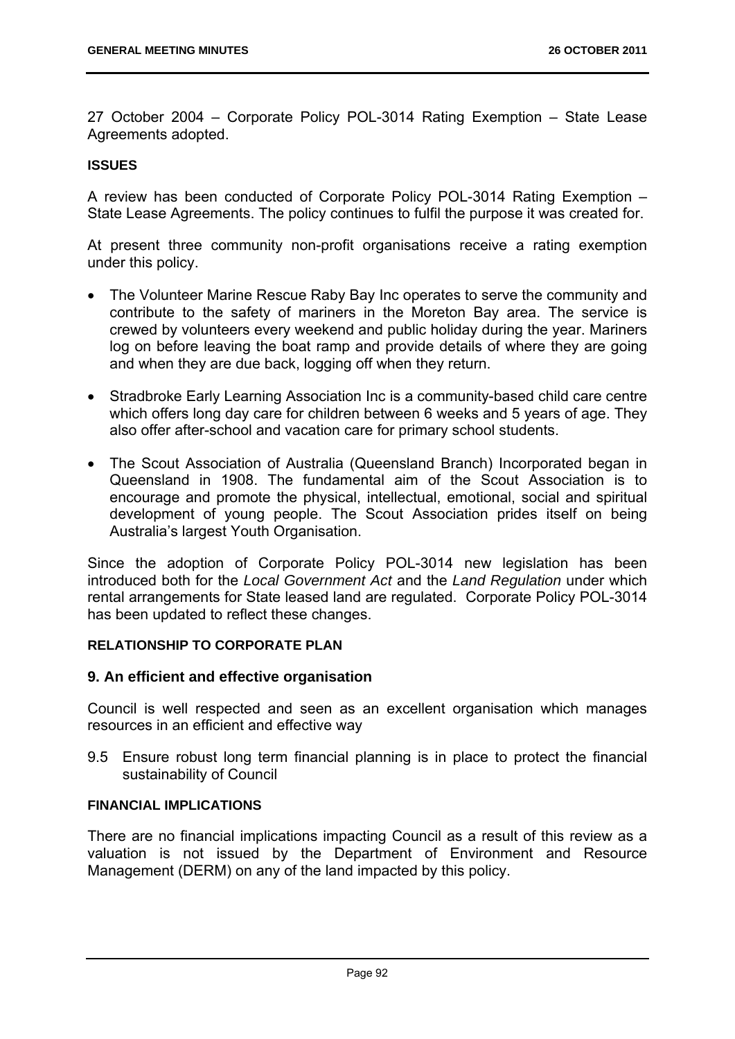27 October 2004 – Corporate Policy POL-3014 Rating Exemption – State Lease Agreements adopted.

**ISSUES**

A review has been conducted of Corporate Policy POL-3014 Rating Exemption – State Lease Agreements. The policy continues to fulfil the purpose it was created for.

At present three community non-profit organisations receive a rating exemption under this policy.

- The Volunteer Marine Rescue Raby Bay Inc operates to serve the community and contribute to the safety of mariners in the Moreton Bay area. The service is crewed by volunteers every weekend and public holiday during the year. Mariners log on before leaving the boat ramp and provide details of where they are going and when they are due back, logging off when they return.
- Stradbroke Early Learning Association Inc is a community-based child care centre which offers long day care for children between 6 weeks and 5 years of age. They also offer after-school and vacation care for primary school students.
- The Scout Association of Australia (Queensland Branch) Incorporated began in Queensland in 1908. The fundamental aim of the Scout Association is to encourage and promote the physical, intellectual, emotional, social and spiritual development of young people. The Scout Association prides itself on being Australia's largest Youth Organisation.

Since the adoption of Corporate Policy POL-3014 new legislation has been introduced both for the *Local Government Act* and the *Land Regulation* under which rental arrangements for State leased land are regulated. Corporate Policy POL-3014 has been updated to reflect these changes.

**RELATIONSHIP TO CORPORATE PLAN**

**9. An efficient and effective organisation**

Council is well respected and seen as an excellent organisation which manages resources in an efficient and effective way

9.5 Ensure robust long term financial planning is in place to protect the financial sustainability of Council

**FINANCIAL IMPLICATIONS**

There are no financial implications impacting Council as a result of this review as a valuation is not issued by the Department of Environment and Resource Management (DERM) on any of the land impacted by this policy.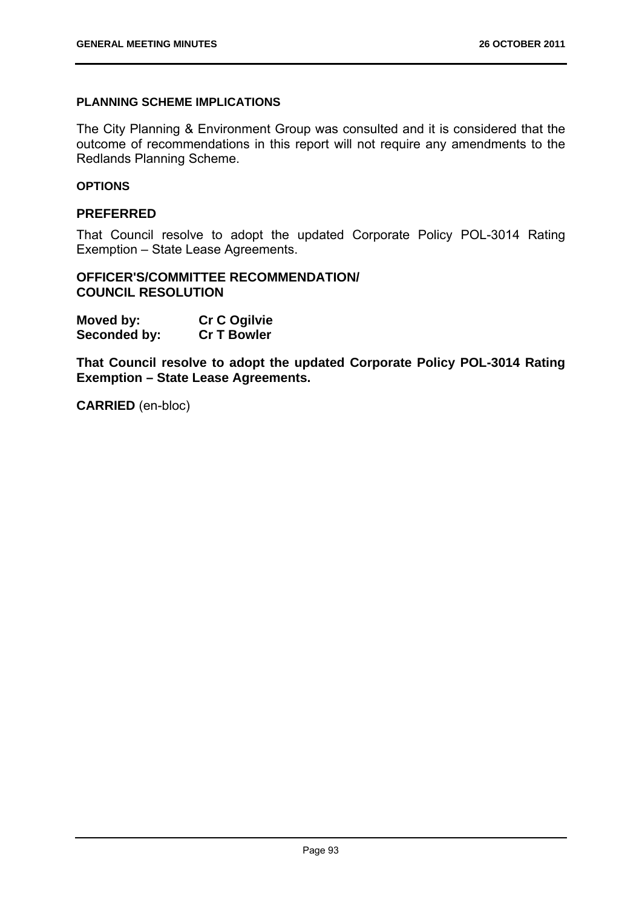**PLANNING SCHEME IMPLICATIONS**

The City Planning & Environment Group was consulted and it is considered that the outcome of recommendations in this report will not require any amendments to the Redlands Planning Scheme.

**OPTIONS**

## PREFERRED

That Council resolve to adopt the updated Corporate Policy POL-3014 Rating Exemption – State Lease Agreements.

## OFFICER'S/COMMITTEE RECOMMENDATION/ COUNCIL RESOLUTION

**Moved by:** **Cr C Ogilvie**
**Seconded by:** **Cr T Bowler**

**That Council resolve to adopt the updated Corporate Policy POL-3014 Rating Exemption – State Lease Agreements.**

**CARRIED** (en-bloc)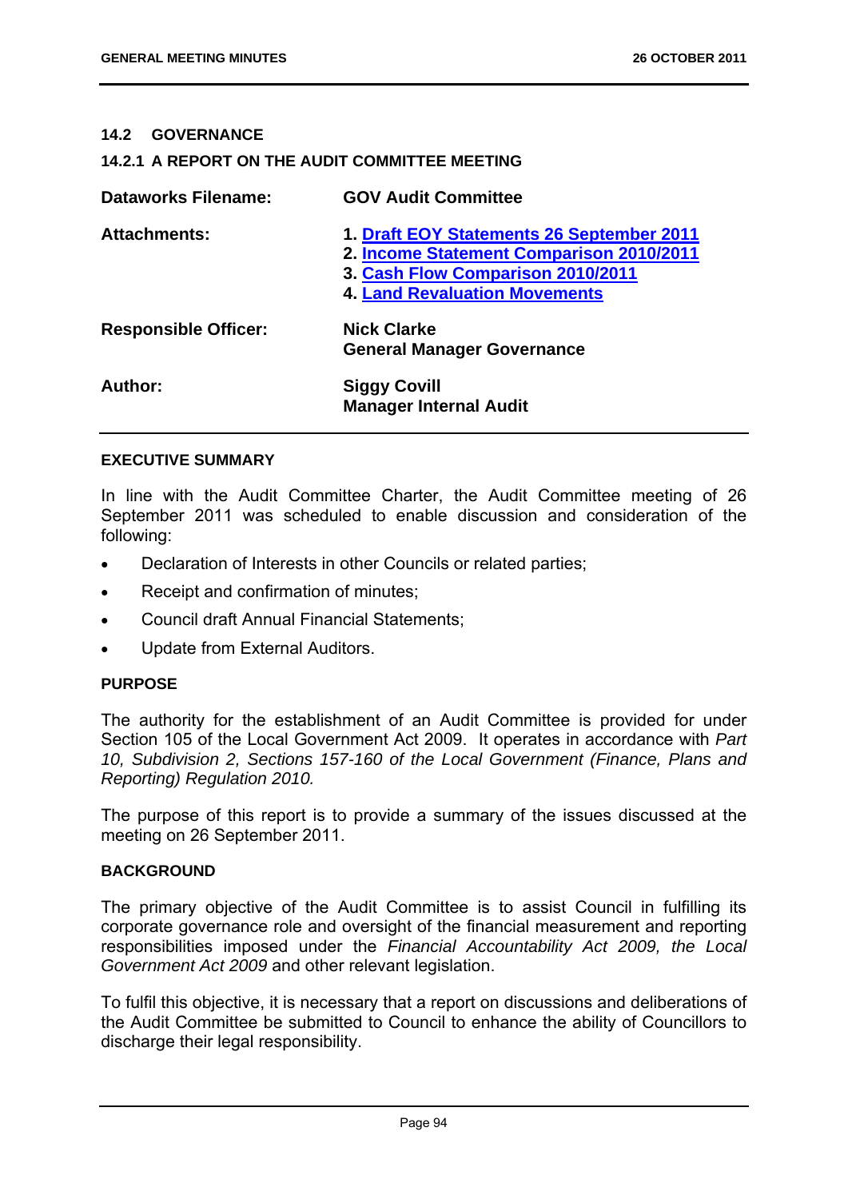## 14.2 GOVERNANCE

### 14.2.1 A REPORT ON THE AUDIT COMMITTEE MEETING

| | |
|---|---|
| **Dataworks Filename:** | **GOV Audit Committee** |
| **Attachments:** | **1. Draft EOY Statements 26 September 2011**<br>**2. Income Statement Comparison 2010/2011**<br>**3. Cash Flow Comparison 2010/2011**<br>**4. Land Revaluation Movements** |
| **Responsible Officer:** | **Nick Clarke**<br>**General Manager Governance** |
| **Author:** | **Siggy Covill**<br>**Manager Internal Audit** |

**EXECUTIVE SUMMARY**

In line with the Audit Committee Charter, the Audit Committee meeting of 26 September 2011 was scheduled to enable discussion and consideration of the following:

- Declaration of Interests in other Councils or related parties;
- Receipt and confirmation of minutes;
- Council draft Annual Financial Statements;
- Update from External Auditors.

**PURPOSE**

The authority for the establishment of an Audit Committee is provided for under Section 105 of the Local Government Act 2009. It operates in accordance with *Part 10, Subdivision 2, Sections 157-160 of the Local Government (Finance, Plans and Reporting) Regulation 2010.*

The purpose of this report is to provide a summary of the issues discussed at the meeting on 26 September 2011.

**BACKGROUND**

The primary objective of the Audit Committee is to assist Council in fulfilling its corporate governance role and oversight of the financial measurement and reporting responsibilities imposed under the *Financial Accountability Act 2009, the Local Government Act 2009* and other relevant legislation.

To fulfil this objective, it is necessary that a report on discussions and deliberations of the Audit Committee be submitted to Council to enhance the ability of Councillors to discharge their legal responsibility.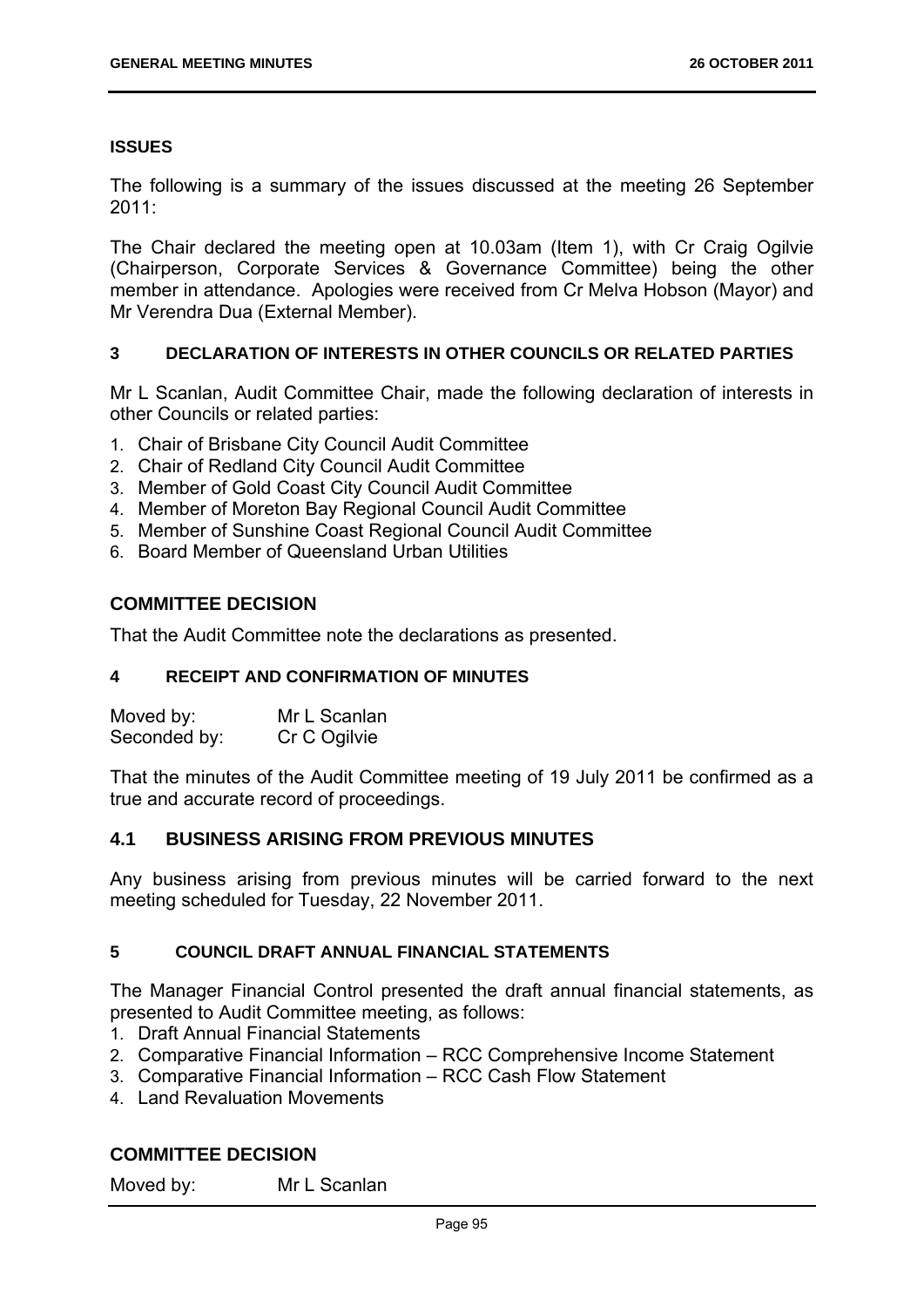#### ISSUES

The following is a summary of the issues discussed at the meeting 26 September 2011:

The Chair declared the meeting open at 10.03am (Item 1), with Cr Craig Ogilvie (Chairperson, Corporate Services & Governance Committee) being the other member in attendance. Apologies were received from Cr Melva Hobson (Mayor) and Mr Verendra Dua (External Member).

#### 3 DECLARATION OF INTERESTS IN OTHER COUNCILS OR RELATED PARTIES

Mr L Scanlan, Audit Committee Chair, made the following declaration of interests in other Councils or related parties:

1. Chair of Brisbane City Council Audit Committee
2. Chair of Redland City Council Audit Committee
3. Member of Gold Coast City Council Audit Committee
4. Member of Moreton Bay Regional Council Audit Committee
5. Member of Sunshine Coast Regional Council Audit Committee
6. Board Member of Queensland Urban Utilities

### COMMITTEE DECISION

That the Audit Committee note the declarations as presented.

#### 4 RECEIPT AND CONFIRMATION OF MINUTES

Moved by: Mr L Scanlan
Seconded by: Cr C Ogilvie

That the minutes of the Audit Committee meeting of 19 July 2011 be confirmed as a true and accurate record of proceedings.

### 4.1 BUSINESS ARISING FROM PREVIOUS MINUTES

Any business arising from previous minutes will be carried forward to the next meeting scheduled for Tuesday, 22 November 2011.

#### 5 COUNCIL DRAFT ANNUAL FINANCIAL STATEMENTS

The Manager Financial Control presented the draft annual financial statements, as presented to Audit Committee meeting, as follows:

1. Draft Annual Financial Statements
2. Comparative Financial Information – RCC Comprehensive Income Statement
3. Comparative Financial Information – RCC Cash Flow Statement
4. Land Revaluation Movements

### COMMITTEE DECISION

Moved by: Mr L Scanlan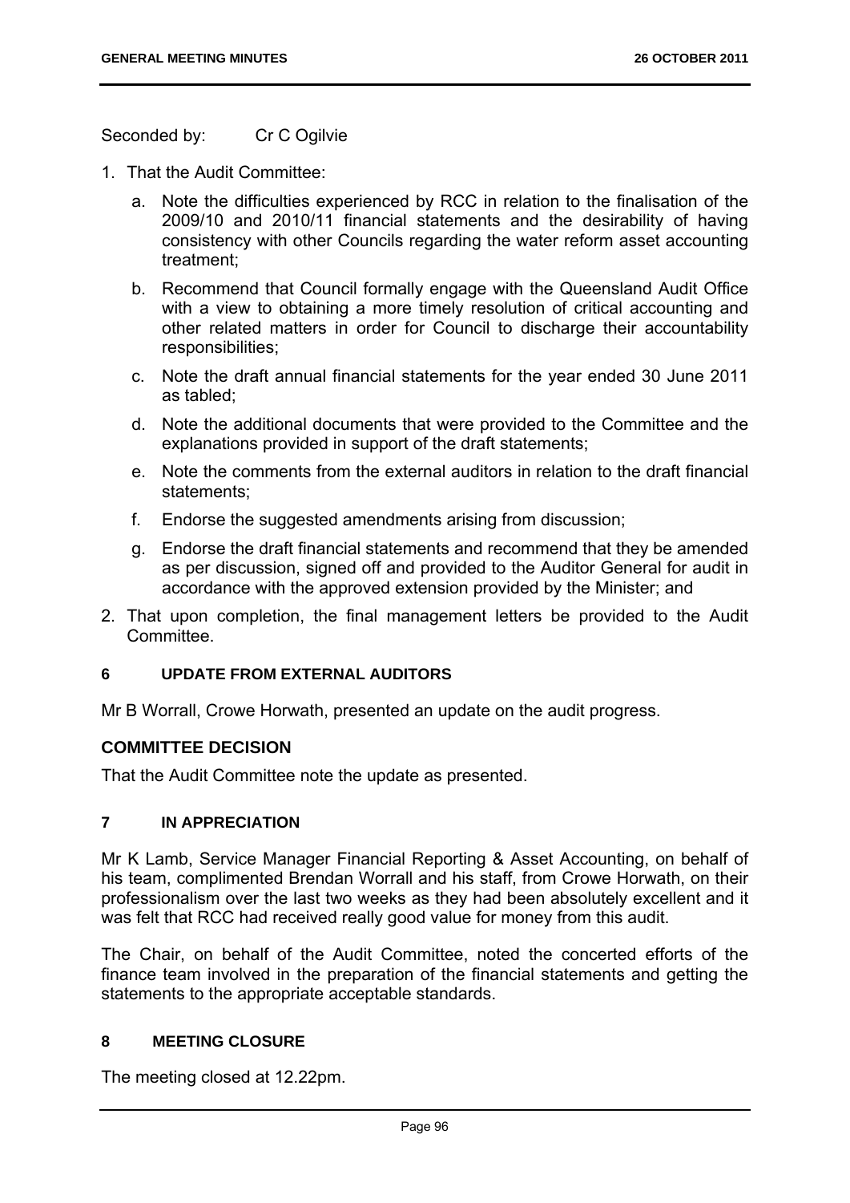Seconded by: Cr C Ogilvie

1. That the Audit Committee:
   a. Note the difficulties experienced by RCC in relation to the finalisation of the 2009/10 and 2010/11 financial statements and the desirability of having consistency with other Councils regarding the water reform asset accounting treatment;
   b. Recommend that Council formally engage with the Queensland Audit Office with a view to obtaining a more timely resolution of critical accounting and other related matters in order for Council to discharge their accountability responsibilities;
   c. Note the draft annual financial statements for the year ended 30 June 2011 as tabled;
   d. Note the additional documents that were provided to the Committee and the explanations provided in support of the draft statements;
   e. Note the comments from the external auditors in relation to the draft financial statements;
   f. Endorse the suggested amendments arising from discussion;
   g. Endorse the draft financial statements and recommend that they be amended as per discussion, signed off and provided to the Auditor General for audit in accordance with the approved extension provided by the Minister; and
2. That upon completion, the final management letters be provided to the Audit Committee.

## 6 UPDATE FROM EXTERNAL AUDITORS

Mr B Worrall, Crowe Horwath, presented an update on the audit progress.

### COMMITTEE DECISION

That the Audit Committee note the update as presented.

## 7 IN APPRECIATION

Mr K Lamb, Service Manager Financial Reporting & Asset Accounting, on behalf of his team, complimented Brendan Worrall and his staff, from Crowe Horwath, on their professionalism over the last two weeks as they had been absolutely excellent and it was felt that RCC had received really good value for money from this audit.

The Chair, on behalf of the Audit Committee, noted the concerted efforts of the finance team involved in the preparation of the financial statements and getting the statements to the appropriate acceptable standards.

## 8 MEETING CLOSURE

The meeting closed at 12.22pm.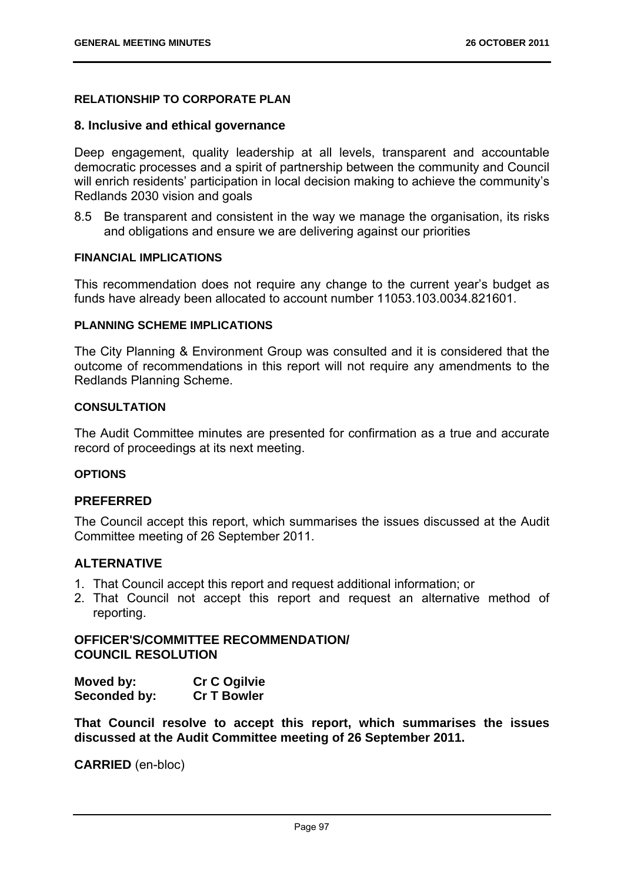### RELATIONSHIP TO CORPORATE PLAN

## 8. Inclusive and ethical governance

Deep engagement, quality leadership at all levels, transparent and accountable democratic processes and a spirit of partnership between the community and Council will enrich residents' participation in local decision making to achieve the community's Redlands 2030 vision and goals

8.5 Be transparent and consistent in the way we manage the organisation, its risks and obligations and ensure we are delivering against our priorities

### FINANCIAL IMPLICATIONS

This recommendation does not require any change to the current year's budget as funds have already been allocated to account number 11053.103.0034.821601.

### PLANNING SCHEME IMPLICATIONS

The City Planning & Environment Group was consulted and it is considered that the outcome of recommendations in this report will not require any amendments to the Redlands Planning Scheme.

### CONSULTATION

The Audit Committee minutes are presented for confirmation as a true and accurate record of proceedings at its next meeting.

### OPTIONS

## PREFERRED

The Council accept this report, which summarises the issues discussed at the Audit Committee meeting of 26 September 2011.

## ALTERNATIVE

1. That Council accept this report and request additional information; or
2. That Council not accept this report and request an alternative method of reporting.

## OFFICER'S/COMMITTEE RECOMMENDATION/ COUNCIL RESOLUTION

**Moved by:** **Cr C Ogilvie**
**Seconded by:** **Cr T Bowler**

**That Council resolve to accept this report, which summarises the issues discussed at the Audit Committee meeting of 26 September 2011.**

**CARRIED** (en-bloc)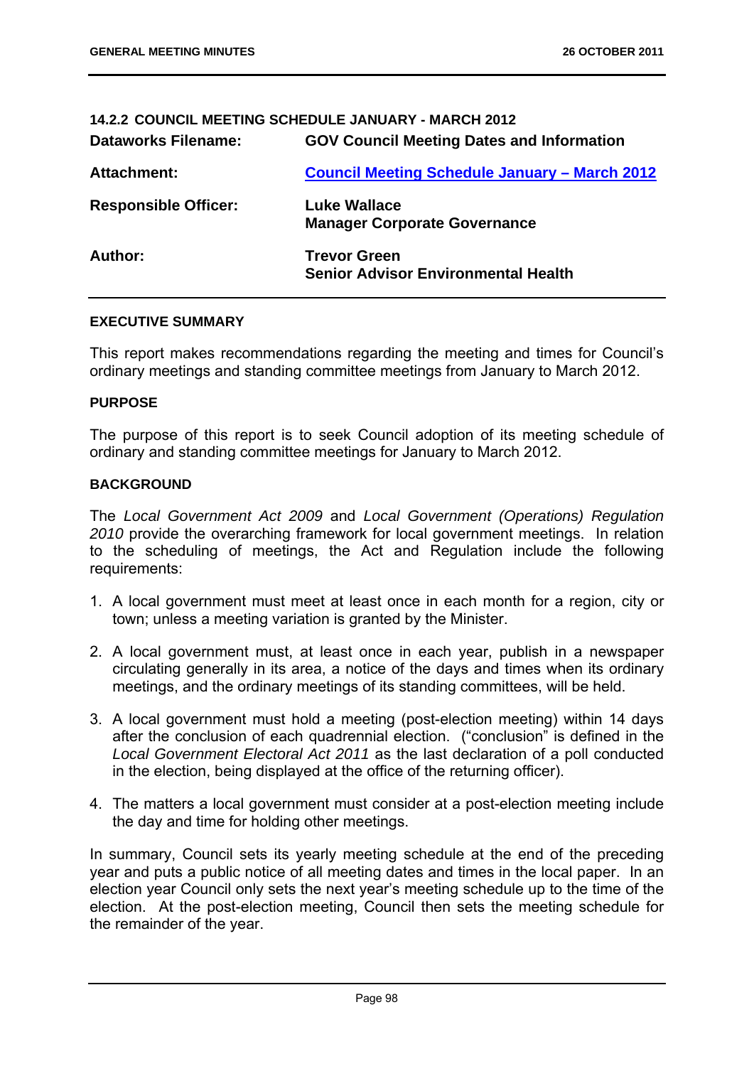## 14.2.2 COUNCIL MEETING SCHEDULE JANUARY - MARCH 2012

| | |
|---|---|
| **Dataworks Filename:** | **GOV Council Meeting Dates and Information** |
| **Attachment:** | **Council Meeting Schedule January – March 2012** |
| **Responsible Officer:** | **Luke Wallace**<br>**Manager Corporate Governance** |
| **Author:** | **Trevor Green**<br>**Senior Advisor Environmental Health** |

### EXECUTIVE SUMMARY

This report makes recommendations regarding the meeting and times for Council's ordinary meetings and standing committee meetings from January to March 2012.

### PURPOSE

The purpose of this report is to seek Council adoption of its meeting schedule of ordinary and standing committee meetings for January to March 2012.

### BACKGROUND

The *Local Government Act 2009* and *Local Government (Operations) Regulation 2010* provide the overarching framework for local government meetings. In relation to the scheduling of meetings, the Act and Regulation include the following requirements:

1. A local government must meet at least once in each month for a region, city or town; unless a meeting variation is granted by the Minister.
2. A local government must, at least once in each year, publish in a newspaper circulating generally in its area, a notice of the days and times when its ordinary meetings, and the ordinary meetings of its standing committees, will be held.
3. A local government must hold a meeting (post-election meeting) within 14 days after the conclusion of each quadrennial election. ("conclusion" is defined in the *Local Government Electoral Act 2011* as the last declaration of a poll conducted in the election, being displayed at the office of the returning officer).
4. The matters a local government must consider at a post-election meeting include the day and time for holding other meetings.

In summary, Council sets its yearly meeting schedule at the end of the preceding year and puts a public notice of all meeting dates and times in the local paper. In an election year Council only sets the next year's meeting schedule up to the time of the election. At the post-election meeting, Council then sets the meeting schedule for the remainder of the year.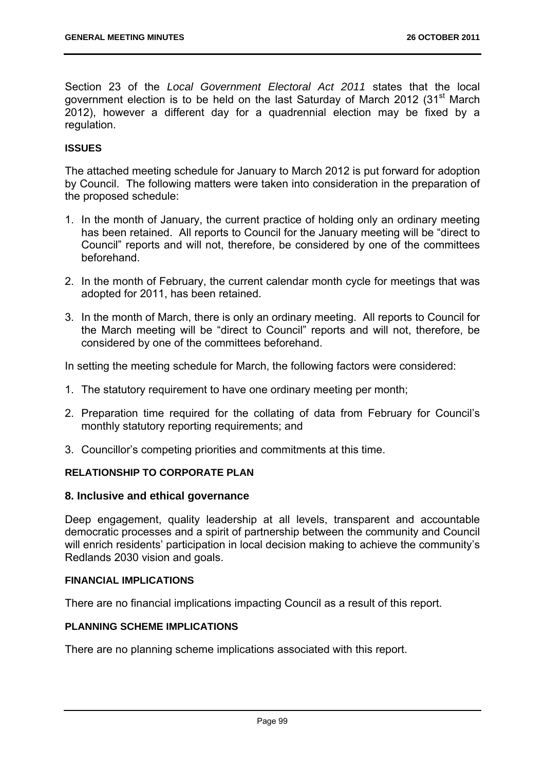Section 23 of the *Local Government Electoral Act 2011* states that the local government election is to be held on the last Saturday of March 2012 (31st March 2012), however a different day for a quadrennial election may be fixed by a regulation.

#### ISSUES

The attached meeting schedule for January to March 2012 is put forward for adoption by Council. The following matters were taken into consideration in the preparation of the proposed schedule:

1. In the month of January, the current practice of holding only an ordinary meeting has been retained. All reports to Council for the January meeting will be "direct to Council" reports and will not, therefore, be considered by one of the committees beforehand.
2. In the month of February, the current calendar month cycle for meetings that was adopted for 2011, has been retained.
3. In the month of March, there is only an ordinary meeting. All reports to Council for the March meeting will be "direct to Council" reports and will not, therefore, be considered by one of the committees beforehand.

In setting the meeting schedule for March, the following factors were considered:

1. The statutory requirement to have one ordinary meeting per month;
2. Preparation time required for the collating of data from February for Council's monthly statutory reporting requirements; and
3. Councillor's competing priorities and commitments at this time.

#### RELATIONSHIP TO CORPORATE PLAN

### 8. Inclusive and ethical governance

Deep engagement, quality leadership at all levels, transparent and accountable democratic processes and a spirit of partnership between the community and Council will enrich residents' participation in local decision making to achieve the community's Redlands 2030 vision and goals.

#### FINANCIAL IMPLICATIONS

There are no financial implications impacting Council as a result of this report.

#### PLANNING SCHEME IMPLICATIONS

There are no planning scheme implications associated with this report.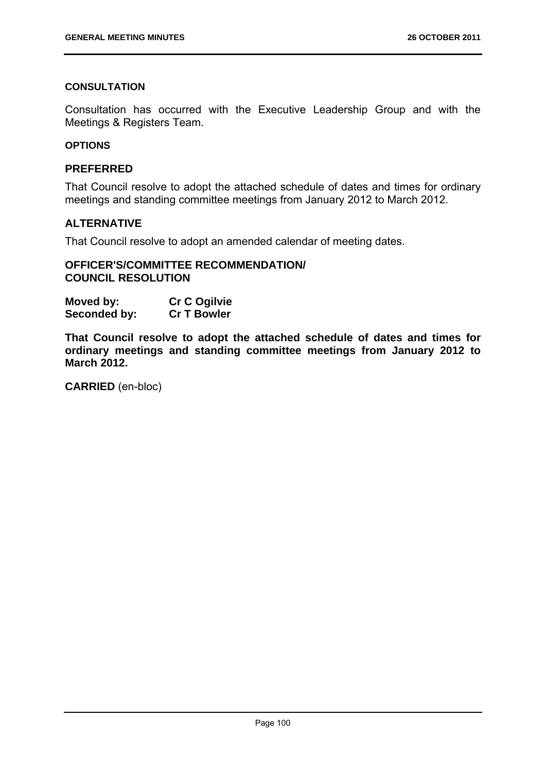**CONSULTATION**

Consultation has occurred with the Executive Leadership Group and with the Meetings & Registers Team.

**OPTIONS**

**PREFERRED**

That Council resolve to adopt the attached schedule of dates and times for ordinary meetings and standing committee meetings from January 2012 to March 2012.

**ALTERNATIVE**

That Council resolve to adopt an amended calendar of meeting dates.

**OFFICER'S/COMMITTEE RECOMMENDATION/**
**COUNCIL RESOLUTION**

**Moved by: Cr C Ogilvie**
**Seconded by: Cr T Bowler**

**That Council resolve to adopt the attached schedule of dates and times for ordinary meetings and standing committee meetings from January 2012 to March 2012.**

**CARRIED** (en-bloc)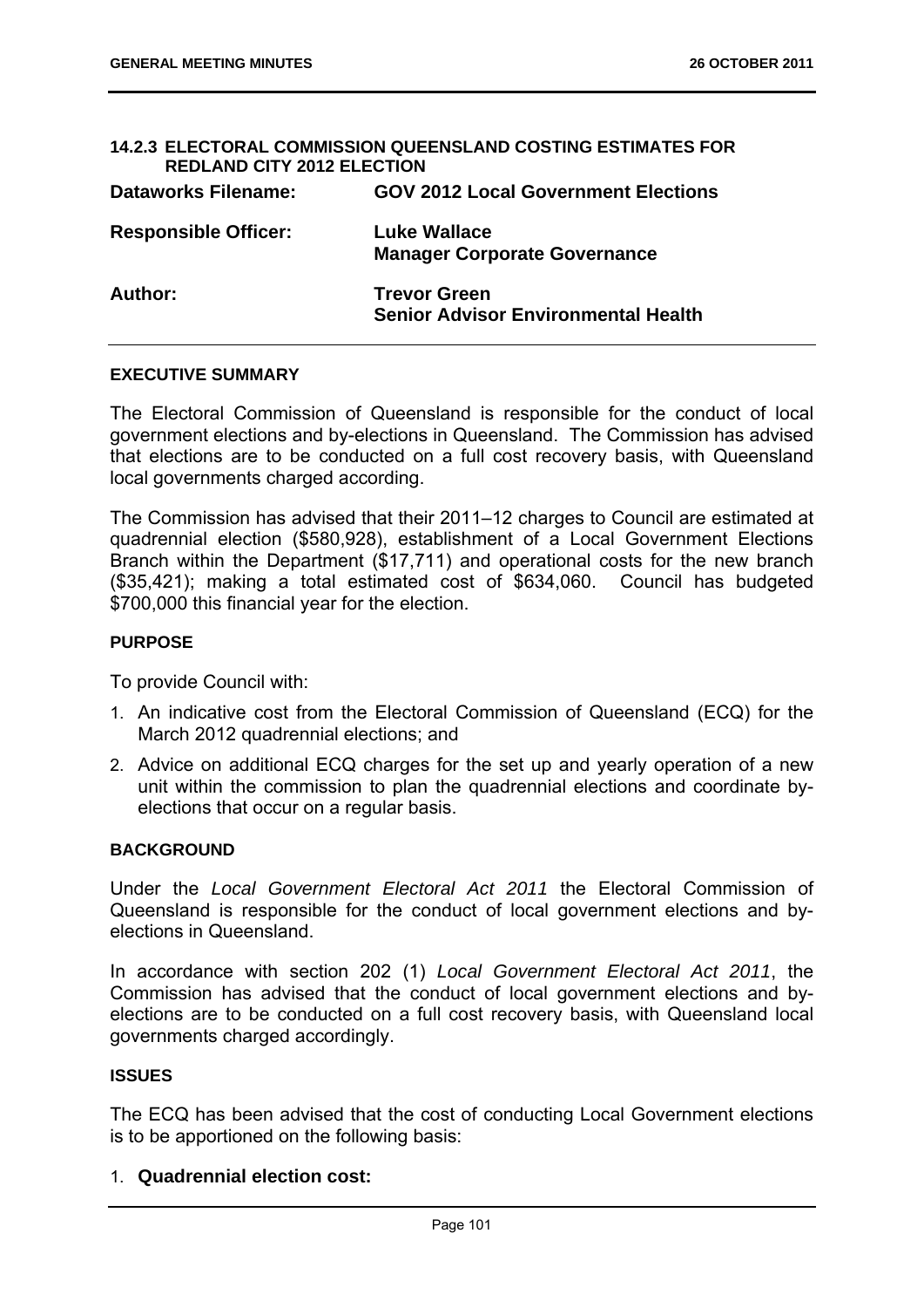### 14.2.3 ELECTORAL COMMISSION QUEENSLAND COSTING ESTIMATES FOR REDLAND CITY 2012 ELECTION

| | |
|---|---|
| **Dataworks Filename:** | **GOV 2012 Local Government Elections** |
| **Responsible Officer:** | **Luke Wallace**<br>**Manager Corporate Governance** |
| **Author:** | **Trevor Green**<br>**Senior Advisor Environmental Health** |

#### EXECUTIVE SUMMARY

The Electoral Commission of Queensland is responsible for the conduct of local government elections and by-elections in Queensland. The Commission has advised that elections are to be conducted on a full cost recovery basis, with Queensland local governments charged according.

The Commission has advised that their 2011–12 charges to Council are estimated at quadrennial election ($580,928), establishment of a Local Government Elections Branch within the Department ($17,711) and operational costs for the new branch ($35,421); making a total estimated cost of $634,060. Council has budgeted $700,000 this financial year for the election.

#### PURPOSE

To provide Council with:

1. An indicative cost from the Electoral Commission of Queensland (ECQ) for the March 2012 quadrennial elections; and
2. Advice on additional ECQ charges for the set up and yearly operation of a new unit within the commission to plan the quadrennial elections and coordinate by-elections that occur on a regular basis.

#### BACKGROUND

Under the *Local Government Electoral Act 2011* the Electoral Commission of Queensland is responsible for the conduct of local government elections and by-elections in Queensland.

In accordance with section 202 (1) *Local Government Electoral Act 2011*, the Commission has advised that the conduct of local government elections and by-elections are to be conducted on a full cost recovery basis, with Queensland local governments charged accordingly.

#### ISSUES

The ECQ has been advised that the cost of conducting Local Government elections is to be apportioned on the following basis:

1. **Quadrennial election cost:**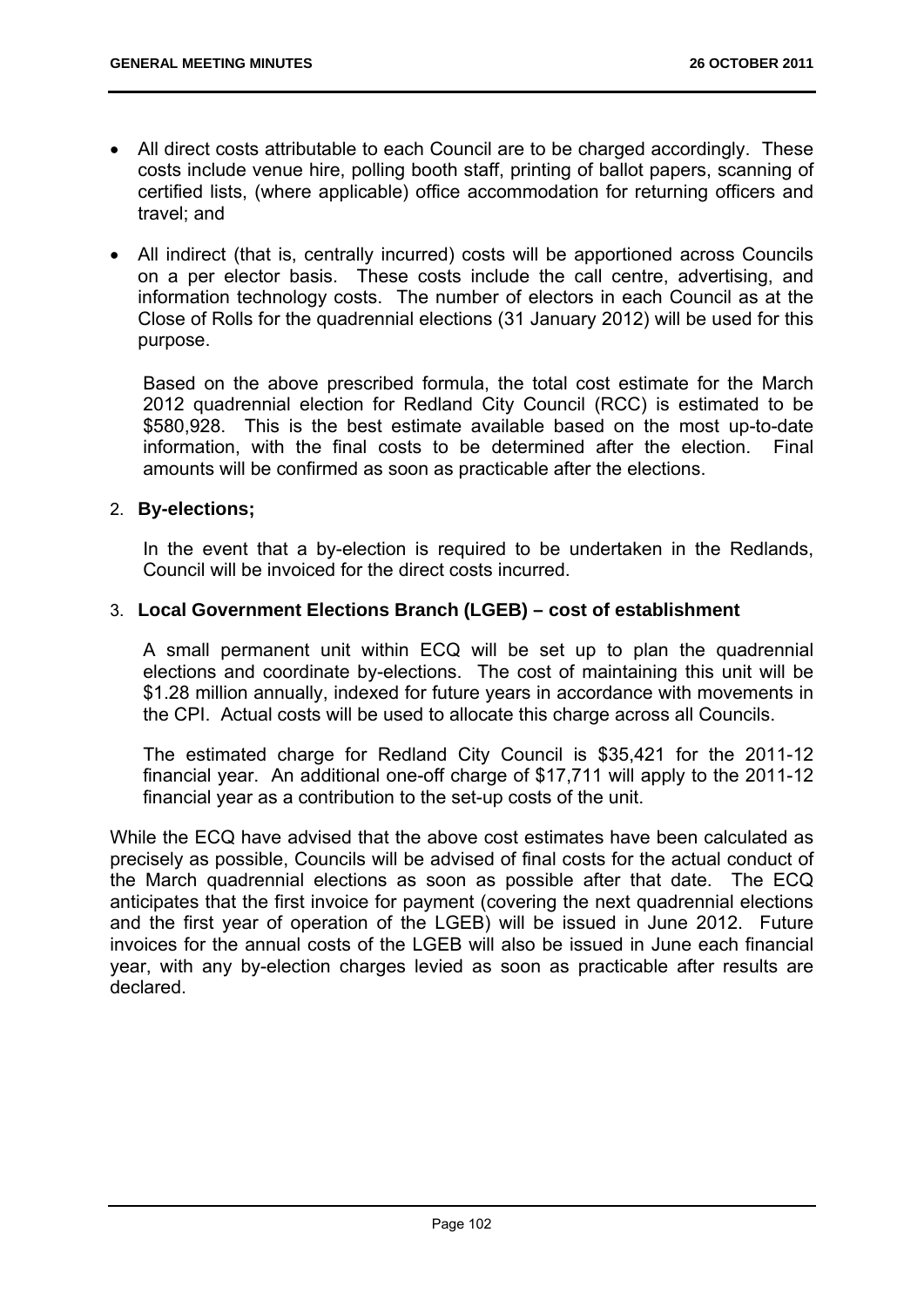- All direct costs attributable to each Council are to be charged accordingly. These costs include venue hire, polling booth staff, printing of ballot papers, scanning of certified lists, (where applicable) office accommodation for returning officers and travel; and

- All indirect (that is, centrally incurred) costs will be apportioned across Councils on a per elector basis. These costs include the call centre, advertising, and information technology costs. The number of electors in each Council as at the Close of Rolls for the quadrennial elections (31 January 2012) will be used for this purpose.

  Based on the above prescribed formula, the total cost estimate for the March 2012 quadrennial election for Redland City Council (RCC) is estimated to be $580,928. This is the best estimate available based on the most up-to-date information, with the final costs to be determined after the election. Final amounts will be confirmed as soon as practicable after the elections.

2. **By-elections;**

   In the event that a by-election is required to be undertaken in the Redlands, Council will be invoiced for the direct costs incurred.

3. **Local Government Elections Branch (LGEB) – cost of establishment**

   A small permanent unit within ECQ will be set up to plan the quadrennial elections and coordinate by-elections. The cost of maintaining this unit will be $1.28 million annually, indexed for future years in accordance with movements in the CPI. Actual costs will be used to allocate this charge across all Councils.

   The estimated charge for Redland City Council is $35,421 for the 2011-12 financial year. An additional one-off charge of $17,711 will apply to the 2011-12 financial year as a contribution to the set-up costs of the unit.

While the ECQ have advised that the above cost estimates have been calculated as precisely as possible, Councils will be advised of final costs for the actual conduct of the March quadrennial elections as soon as possible after that date. The ECQ anticipates that the first invoice for payment (covering the next quadrennial elections and the first year of operation of the LGEB) will be issued in June 2012. Future invoices for the annual costs of the LGEB will also be issued in June each financial year, with any by-election charges levied as soon as practicable after results are declared.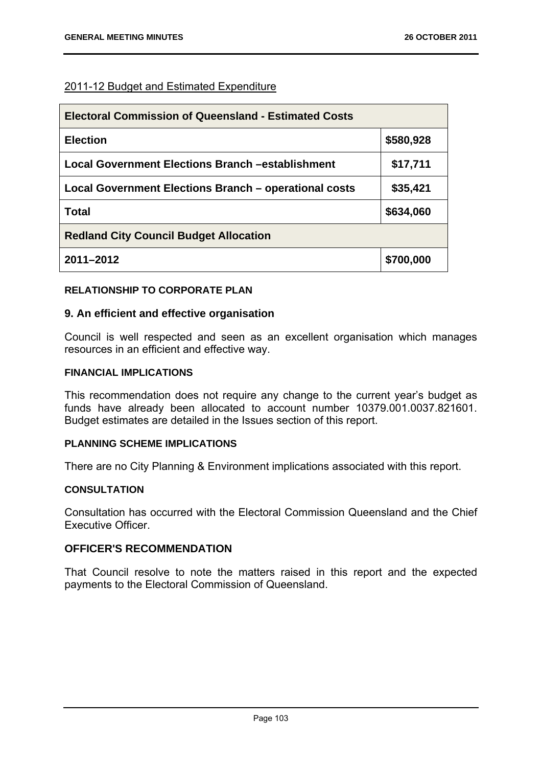2011-12 Budget and Estimated Expenditure

| Electoral Commission of Queensland - Estimated Costs | |
|---|---|
| **Election** | **$580,928** |
| **Local Government Elections Branch –establishment** | **$17,711** |
| **Local Government Elections Branch – operational costs** | **$35,421** |
| **Total** | **$634,060** |
| **Redland City Council Budget Allocation** | |
| **2011–2012** | **$700,000** |

#### RELATIONSHIP TO CORPORATE PLAN

### 9. An efficient and effective organisation

Council is well respected and seen as an excellent organisation which manages resources in an efficient and effective way.

#### FINANCIAL IMPLICATIONS

This recommendation does not require any change to the current year's budget as funds have already been allocated to account number 10379.001.0037.821601. Budget estimates are detailed in the Issues section of this report.

#### PLANNING SCHEME IMPLICATIONS

There are no City Planning & Environment implications associated with this report.

#### CONSULTATION

Consultation has occurred with the Electoral Commission Queensland and the Chief Executive Officer.

### OFFICER'S RECOMMENDATION

That Council resolve to note the matters raised in this report and the expected payments to the Electoral Commission of Queensland.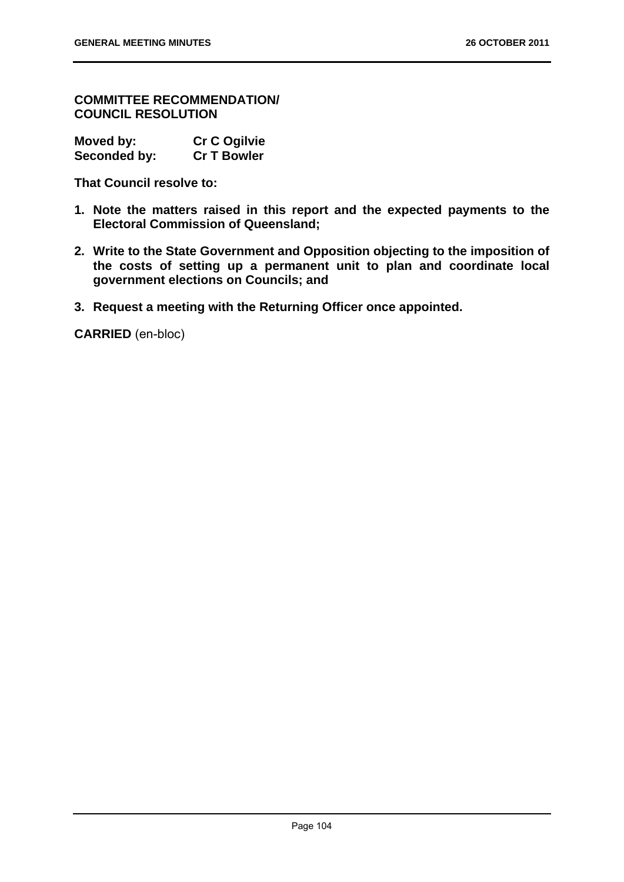**COMMITTEE RECOMMENDATION/ COUNCIL RESOLUTION**

| | |
|---|---|
| **Moved by:** | **Cr C Ogilvie** |
| **Seconded by:** | **Cr T Bowler** |

**That Council resolve to:**

1. **Note the matters raised in this report and the expected payments to the Electoral Commission of Queensland;**
2. **Write to the State Government and Opposition objecting to the imposition of the costs of setting up a permanent unit to plan and coordinate local government elections on Councils; and**
3. **Request a meeting with the Returning Officer once appointed.**

**CARRIED** (en-bloc)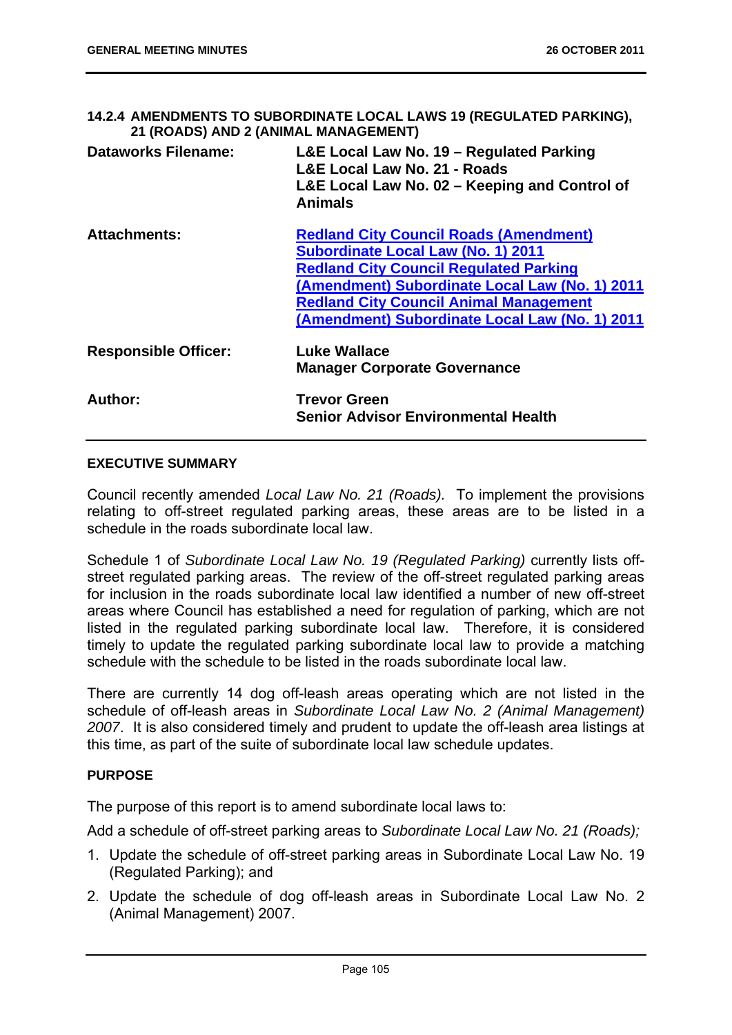### 14.2.4 AMENDMENTS TO SUBORDINATE LOCAL LAWS 19 (REGULATED PARKING), 21 (ROADS) AND 2 (ANIMAL MANAGEMENT)

| | |
|---|---|
| **Dataworks Filename:** | **L&E Local Law No. 19 – Regulated Parking**<br>**L&E Local Law No. 21 - Roads**<br>**L&E Local Law No. 02 – Keeping and Control of Animals** |
| **Attachments:** | **Redland City Council Roads (Amendment) Subordinate Local Law (No. 1) 2011**<br>**Redland City Council Regulated Parking (Amendment) Subordinate Local Law (No. 1) 2011**<br>**Redland City Council Animal Management (Amendment) Subordinate Local Law (No. 1) 2011** |
| **Responsible Officer:** | **Luke Wallace**<br>**Manager Corporate Governance** |
| **Author:** | **Trevor Green**<br>**Senior Advisor Environmental Health** |

#### EXECUTIVE SUMMARY

Council recently amended *Local Law No. 21 (Roads).* To implement the provisions relating to off-street regulated parking areas, these areas are to be listed in a schedule in the roads subordinate local law.

Schedule 1 of *Subordinate Local Law No. 19 (Regulated Parking)* currently lists off-street regulated parking areas. The review of the off-street regulated parking areas for inclusion in the roads subordinate local law identified a number of new off-street areas where Council has established a need for regulation of parking, which are not listed in the regulated parking subordinate local law. Therefore, it is considered timely to update the regulated parking subordinate local law to provide a matching schedule with the schedule to be listed in the roads subordinate local law.

There are currently 14 dog off-leash areas operating which are not listed in the schedule of off-leash areas in *Subordinate Local Law No. 2 (Animal Management) 2007*. It is also considered timely and prudent to update the off-leash area listings at this time, as part of the suite of subordinate local law schedule updates.

#### PURPOSE

The purpose of this report is to amend subordinate local laws to:

Add a schedule of off-street parking areas to *Subordinate Local Law No. 21 (Roads);*

1. Update the schedule of off-street parking areas in Subordinate Local Law No. 19 (Regulated Parking); and
2. Update the schedule of dog off-leash areas in Subordinate Local Law No. 2 (Animal Management) 2007.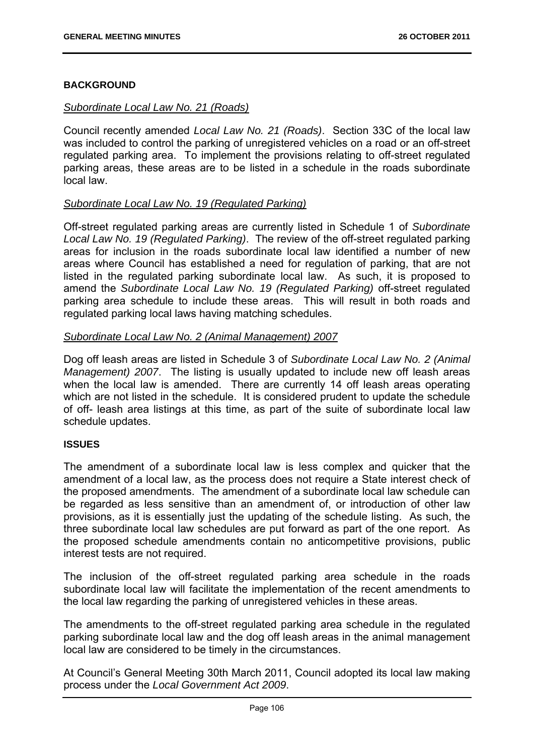**BACKGROUND**

*Subordinate Local Law No. 21 (Roads)*

Council recently amended *Local Law No. 21 (Roads)*. Section 33C of the local law was included to control the parking of unregistered vehicles on a road or an off-street regulated parking area. To implement the provisions relating to off-street regulated parking areas, these areas are to be listed in a schedule in the roads subordinate local law.

*Subordinate Local Law No. 19 (Regulated Parking)*

Off-street regulated parking areas are currently listed in Schedule 1 of *Subordinate Local Law No. 19 (Regulated Parking)*. The review of the off-street regulated parking areas for inclusion in the roads subordinate local law identified a number of new areas where Council has established a need for regulation of parking, that are not listed in the regulated parking subordinate local law. As such, it is proposed to amend the *Subordinate Local Law No. 19 (Regulated Parking)* off-street regulated parking area schedule to include these areas. This will result in both roads and regulated parking local laws having matching schedules.

*Subordinate Local Law No. 2 (Animal Management) 2007*

Dog off leash areas are listed in Schedule 3 of *Subordinate Local Law No. 2 (Animal Management) 2007*. The listing is usually updated to include new off leash areas when the local law is amended. There are currently 14 off leash areas operating which are not listed in the schedule. It is considered prudent to update the schedule of off- leash area listings at this time, as part of the suite of subordinate local law schedule updates.

**ISSUES**

The amendment of a subordinate local law is less complex and quicker that the amendment of a local law, as the process does not require a State interest check of the proposed amendments. The amendment of a subordinate local law schedule can be regarded as less sensitive than an amendment of, or introduction of other law provisions, as it is essentially just the updating of the schedule listing. As such, the three subordinate local law schedules are put forward as part of the one report. As the proposed schedule amendments contain no anticompetitive provisions, public interest tests are not required.

The inclusion of the off-street regulated parking area schedule in the roads subordinate local law will facilitate the implementation of the recent amendments to the local law regarding the parking of unregistered vehicles in these areas.

The amendments to the off-street regulated parking area schedule in the regulated parking subordinate local law and the dog off leash areas in the animal management local law are considered to be timely in the circumstances.

At Council's General Meeting 30th March 2011, Council adopted its local law making process under the *Local Government Act 2009*.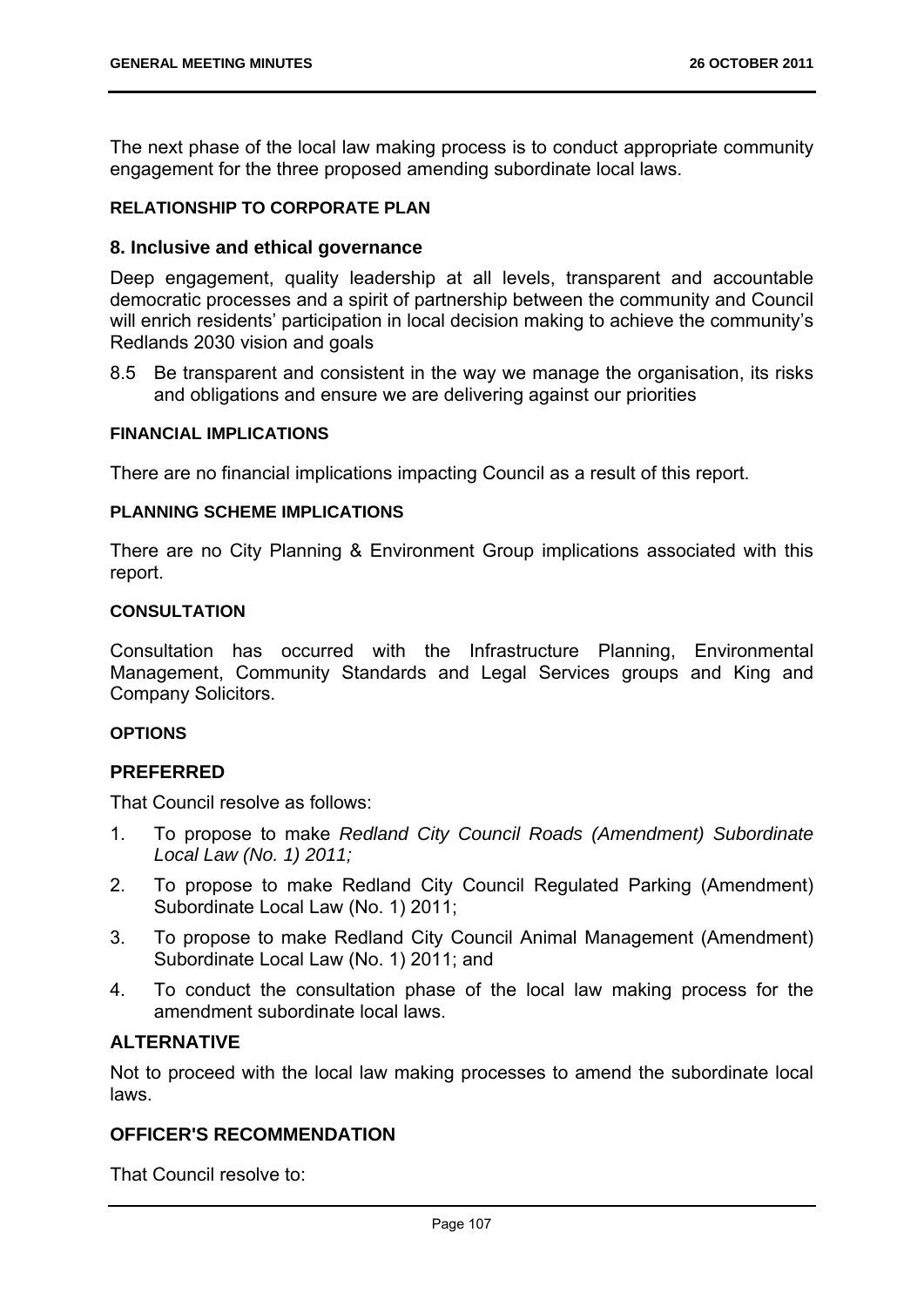The next phase of the local law making process is to conduct appropriate community engagement for the three proposed amending subordinate local laws.

#### RELATIONSHIP TO CORPORATE PLAN

### 8. Inclusive and ethical governance

Deep engagement, quality leadership at all levels, transparent and accountable democratic processes and a spirit of partnership between the community and Council will enrich residents' participation in local decision making to achieve the community's Redlands 2030 vision and goals

8.5 Be transparent and consistent in the way we manage the organisation, its risks and obligations and ensure we are delivering against our priorities

#### FINANCIAL IMPLICATIONS

There are no financial implications impacting Council as a result of this report.

#### PLANNING SCHEME IMPLICATIONS

There are no City Planning & Environment Group implications associated with this report.

#### CONSULTATION

Consultation has occurred with the Infrastructure Planning, Environmental Management, Community Standards and Legal Services groups and King and Company Solicitors.

#### OPTIONS

### PREFERRED

That Council resolve as follows:

1. To propose to make *Redland City Council Roads (Amendment) Subordinate Local Law (No. 1) 2011;*
2. To propose to make Redland City Council Regulated Parking (Amendment) Subordinate Local Law (No. 1) 2011;
3. To propose to make Redland City Council Animal Management (Amendment) Subordinate Local Law (No. 1) 2011; and
4. To conduct the consultation phase of the local law making process for the amendment subordinate local laws.

### ALTERNATIVE

Not to proceed with the local law making processes to amend the subordinate local laws.

### OFFICER'S RECOMMENDATION

That Council resolve to: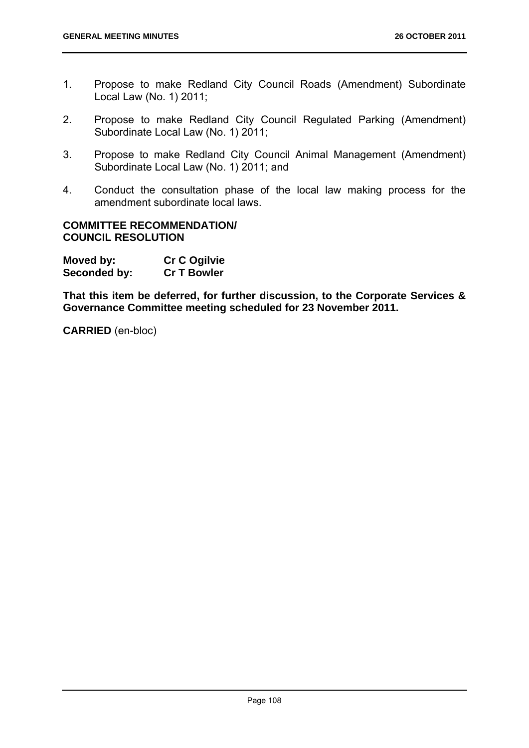1. Propose to make Redland City Council Roads (Amendment) Subordinate Local Law (No. 1) 2011;

2. Propose to make Redland City Council Regulated Parking (Amendment) Subordinate Local Law (No. 1) 2011;

3. Propose to make Redland City Council Animal Management (Amendment) Subordinate Local Law (No. 1) 2011; and

4. Conduct the consultation phase of the local law making process for the amendment subordinate local laws.

**COMMITTEE RECOMMENDATION/ COUNCIL RESOLUTION**

**Moved by:** **Cr C Ogilvie**
**Seconded by:** **Cr T Bowler**

**That this item be deferred, for further discussion, to the Corporate Services & Governance Committee meeting scheduled for 23 November 2011.**

**CARRIED** (en-bloc)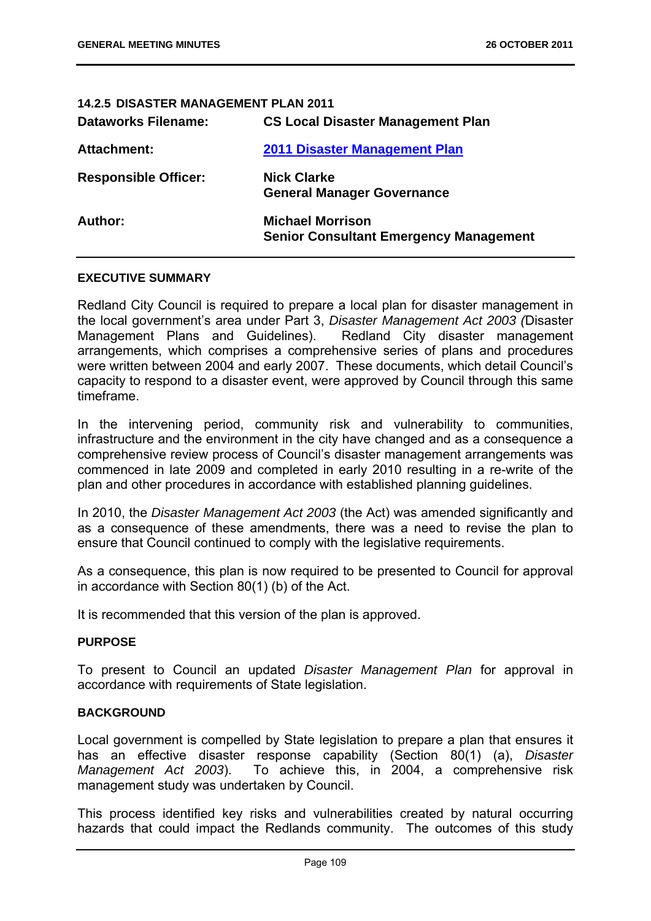### 14.2.5 DISASTER MANAGEMENT PLAN 2011

| | |
|---|---|
| **Dataworks Filename:** | **CS Local Disaster Management Plan** |
| **Attachment:** | **2011 Disaster Management Plan** |
| **Responsible Officer:** | **Nick Clarke**<br>**General Manager Governance** |
| **Author:** | **Michael Morrison**<br>**Senior Consultant Emergency Management** |

**EXECUTIVE SUMMARY**

Redland City Council is required to prepare a local plan for disaster management in the local government's area under Part 3, *Disaster Management Act 2003 (*Disaster Management Plans and Guidelines). Redland City disaster management arrangements, which comprises a comprehensive series of plans and procedures were written between 2004 and early 2007. These documents, which detail Council's capacity to respond to a disaster event, were approved by Council through this same timeframe.

In the intervening period, community risk and vulnerability to communities, infrastructure and the environment in the city have changed and as a consequence a comprehensive review process of Council's disaster management arrangements was commenced in late 2009 and completed in early 2010 resulting in a re-write of the plan and other procedures in accordance with established planning guidelines.

In 2010, the *Disaster Management Act 2003* (the Act) was amended significantly and as a consequence of these amendments, there was a need to revise the plan to ensure that Council continued to comply with the legislative requirements.

As a consequence, this plan is now required to be presented to Council for approval in accordance with Section 80(1) (b) of the Act.

It is recommended that this version of the plan is approved.

**PURPOSE**

To present to Council an updated *Disaster Management Plan* for approval in accordance with requirements of State legislation.

**BACKGROUND**

Local government is compelled by State legislation to prepare a plan that ensures it has an effective disaster response capability (Section 80(1) (a), *Disaster Management Act 2003*). To achieve this, in 2004, a comprehensive risk management study was undertaken by Council.

This process identified key risks and vulnerabilities created by natural occurring hazards that could impact the Redlands community. The outcomes of this study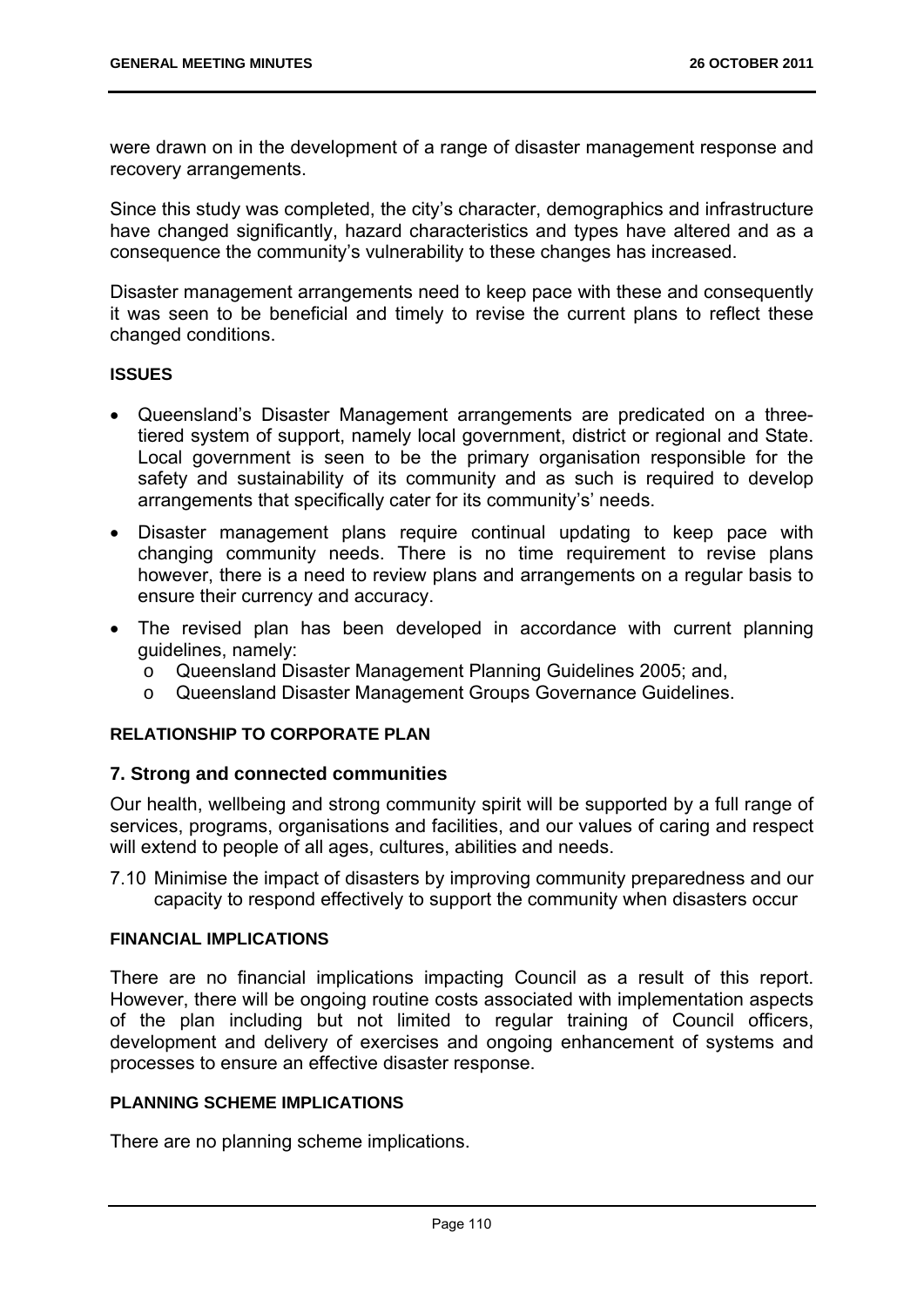were drawn on in the development of a range of disaster management response and recovery arrangements.

Since this study was completed, the city's character, demographics and infrastructure have changed significantly, hazard characteristics and types have altered and as a consequence the community's vulnerability to these changes has increased.

Disaster management arrangements need to keep pace with these and consequently it was seen to be beneficial and timely to revise the current plans to reflect these changed conditions.

**ISSUES**

- Queensland's Disaster Management arrangements are predicated on a three-tiered system of support, namely local government, district or regional and State. Local government is seen to be the primary organisation responsible for the safety and sustainability of its community and as such is required to develop arrangements that specifically cater for its community's' needs.
- Disaster management plans require continual updating to keep pace with changing community needs. There is no time requirement to revise plans however, there is a need to review plans and arrangements on a regular basis to ensure their currency and accuracy.
- The revised plan has been developed in accordance with current planning guidelines, namely:
  - Queensland Disaster Management Planning Guidelines 2005; and,
  - Queensland Disaster Management Groups Governance Guidelines.

**RELATIONSHIP TO CORPORATE PLAN**

### 7. Strong and connected communities

Our health, wellbeing and strong community spirit will be supported by a full range of services, programs, organisations and facilities, and our values of caring and respect will extend to people of all ages, cultures, abilities and needs.

7.10 Minimise the impact of disasters by improving community preparedness and our capacity to respond effectively to support the community when disasters occur

**FINANCIAL IMPLICATIONS**

There are no financial implications impacting Council as a result of this report. However, there will be ongoing routine costs associated with implementation aspects of the plan including but not limited to regular training of Council officers, development and delivery of exercises and ongoing enhancement of systems and processes to ensure an effective disaster response.

**PLANNING SCHEME IMPLICATIONS**

There are no planning scheme implications.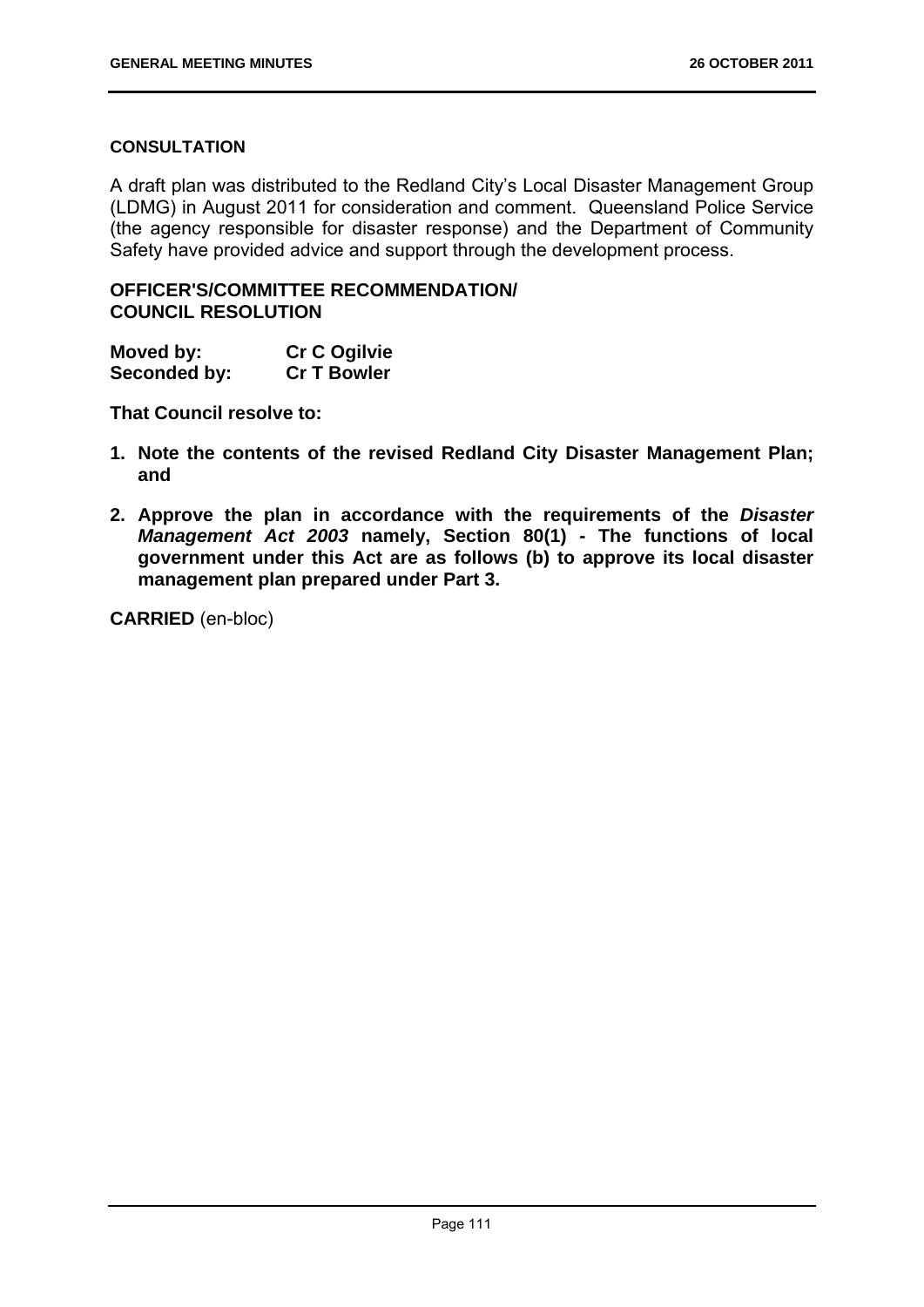#### CONSULTATION

A draft plan was distributed to the Redland City's Local Disaster Management Group (LDMG) in August 2011 for consideration and comment. Queensland Police Service (the agency responsible for disaster response) and the Department of Community Safety have provided advice and support through the development process.

#### OFFICER'S/COMMITTEE RECOMMENDATION/ COUNCIL RESOLUTION

**Moved by:** **Cr C Ogilvie**
**Seconded by:** **Cr T Bowler**

**That Council resolve to:**

1. **Note the contents of the revised Redland City Disaster Management Plan; and**
2. **Approve the plan in accordance with the requirements of the *Disaster Management Act 2003* namely, Section 80(1) - The functions of local government under this Act are as follows (b) to approve its local disaster management plan prepared under Part 3.**

**CARRIED** (en-bloc)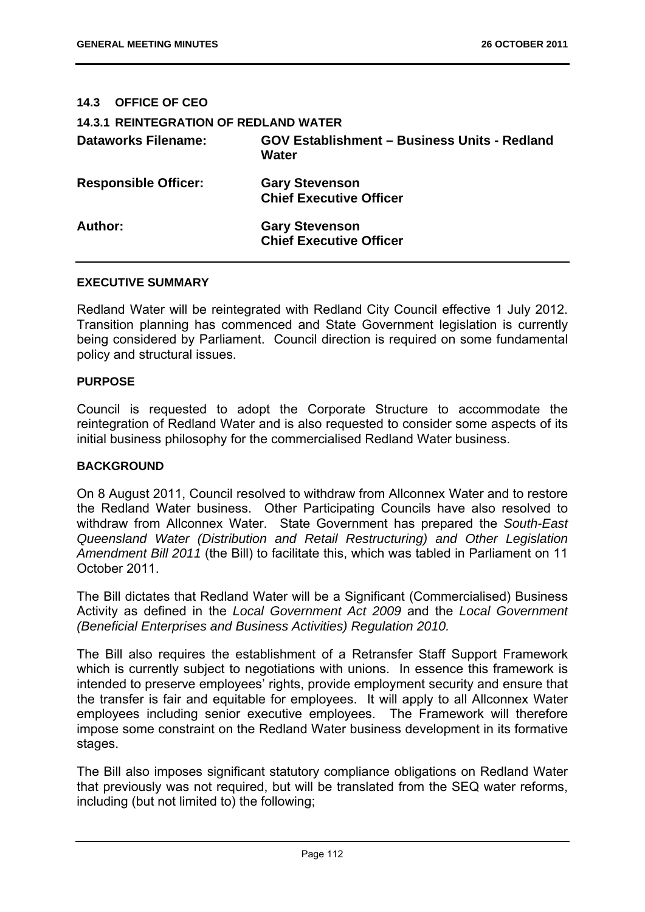## 14.3 OFFICE OF CEO

### 14.3.1 REINTEGRATION OF REDLAND WATER

| | |
|---|---|
| **Dataworks Filename:** | **GOV Establishment – Business Units - Redland Water** |
| **Responsible Officer:** | **Gary Stevenson**<br>**Chief Executive Officer** |
| **Author:** | **Gary Stevenson**<br>**Chief Executive Officer** |

#### EXECUTIVE SUMMARY

Redland Water will be reintegrated with Redland City Council effective 1 July 2012. Transition planning has commenced and State Government legislation is currently being considered by Parliament. Council direction is required on some fundamental policy and structural issues.

#### PURPOSE

Council is requested to adopt the Corporate Structure to accommodate the reintegration of Redland Water and is also requested to consider some aspects of its initial business philosophy for the commercialised Redland Water business.

#### BACKGROUND

On 8 August 2011, Council resolved to withdraw from Allconnex Water and to restore the Redland Water business. Other Participating Councils have also resolved to withdraw from Allconnex Water. State Government has prepared the *South-East Queensland Water (Distribution and Retail Restructuring) and Other Legislation Amendment Bill 2011* (the Bill) to facilitate this, which was tabled in Parliament on 11 October 2011.

The Bill dictates that Redland Water will be a Significant (Commercialised) Business Activity as defined in the *Local Government Act 2009* and the *Local Government (Beneficial Enterprises and Business Activities) Regulation 2010.*

The Bill also requires the establishment of a Retransfer Staff Support Framework which is currently subject to negotiations with unions. In essence this framework is intended to preserve employees' rights, provide employment security and ensure that the transfer is fair and equitable for employees. It will apply to all Allconnex Water employees including senior executive employees. The Framework will therefore impose some constraint on the Redland Water business development in its formative stages.

The Bill also imposes significant statutory compliance obligations on Redland Water that previously was not required, but will be translated from the SEQ water reforms, including (but not limited to) the following;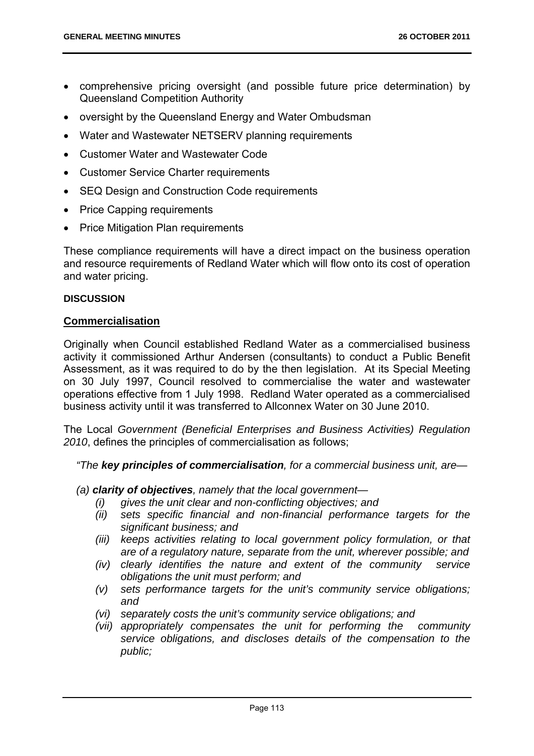- comprehensive pricing oversight (and possible future price determination) by Queensland Competition Authority
- oversight by the Queensland Energy and Water Ombudsman
- Water and Wastewater NETSERV planning requirements
- Customer Water and Wastewater Code
- Customer Service Charter requirements
- SEQ Design and Construction Code requirements
- Price Capping requirements
- Price Mitigation Plan requirements

These compliance requirements will have a direct impact on the business operation and resource requirements of Redland Water which will flow onto its cost of operation and water pricing.

**DISCUSSION**

**Commercialisation**

Originally when Council established Redland Water as a commercialised business activity it commissioned Arthur Andersen (consultants) to conduct a Public Benefit Assessment, as it was required to do by the then legislation. At its Special Meeting on 30 July 1997, Council resolved to commercialise the water and wastewater operations effective from 1 July 1998. Redland Water operated as a commercialised business activity until it was transferred to Allconnex Water on 30 June 2010.

The Local *Government (Beneficial Enterprises and Business Activities) Regulation 2010*, defines the principles of commercialisation as follows;

*"The **key principles of commercialisation**, for a commercial business unit, are—*

*(a) **clarity of objectives**, namely that the local government—*

- *(i) gives the unit clear and non-conflicting objectives; and*
- *(ii) sets specific financial and non-financial performance targets for the significant business; and*
- *(iii) keeps activities relating to local government policy formulation, or that are of a regulatory nature, separate from the unit, wherever possible; and*
- *(iv) clearly identifies the nature and extent of the community service obligations the unit must perform; and*
- *(v) sets performance targets for the unit's community service obligations; and*
- *(vi) separately costs the unit's community service obligations; and*
- *(vii) appropriately compensates the unit for performing the community service obligations, and discloses details of the compensation to the public;*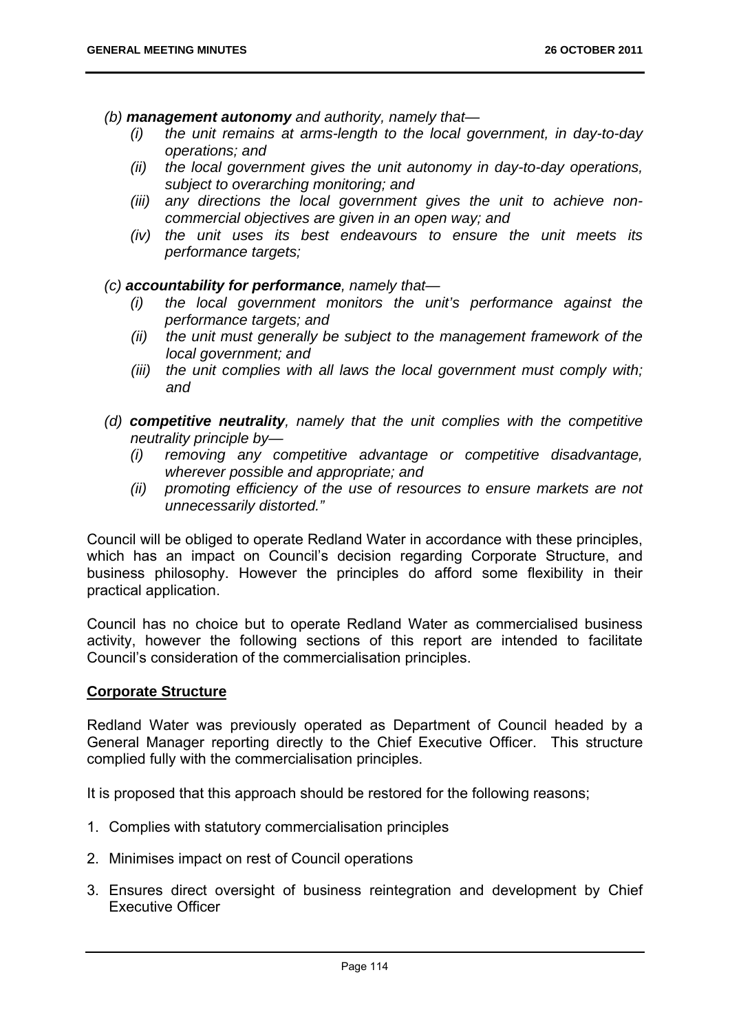*(b) **management autonomy** and authority, namely that—*

- *(i) the unit remains at arms-length to the local government, in day-to-day operations; and*
- *(ii) the local government gives the unit autonomy in day-to-day operations, subject to overarching monitoring; and*
- *(iii) any directions the local government gives the unit to achieve non-commercial objectives are given in an open way; and*
- *(iv) the unit uses its best endeavours to ensure the unit meets its performance targets;*

*(c) **accountability for performance**, namely that—*

- *(i) the local government monitors the unit's performance against the performance targets; and*
- *(ii) the unit must generally be subject to the management framework of the local government; and*
- *(iii) the unit complies with all laws the local government must comply with; and*

*(d) **competitive neutrality**, namely that the unit complies with the competitive neutrality principle by—*

- *(i) removing any competitive advantage or competitive disadvantage, wherever possible and appropriate; and*
- *(ii) promoting efficiency of the use of resources to ensure markets are not unnecessarily distorted."*

Council will be obliged to operate Redland Water in accordance with these principles, which has an impact on Council's decision regarding Corporate Structure, and business philosophy. However the principles do afford some flexibility in their practical application.

Council has no choice but to operate Redland Water as commercialised business activity, however the following sections of this report are intended to facilitate Council's consideration of the commercialisation principles.

**Corporate Structure**

Redland Water was previously operated as Department of Council headed by a General Manager reporting directly to the Chief Executive Officer. This structure complied fully with the commercialisation principles.

It is proposed that this approach should be restored for the following reasons;

1. Complies with statutory commercialisation principles
2. Minimises impact on rest of Council operations
3. Ensures direct oversight of business reintegration and development by Chief Executive Officer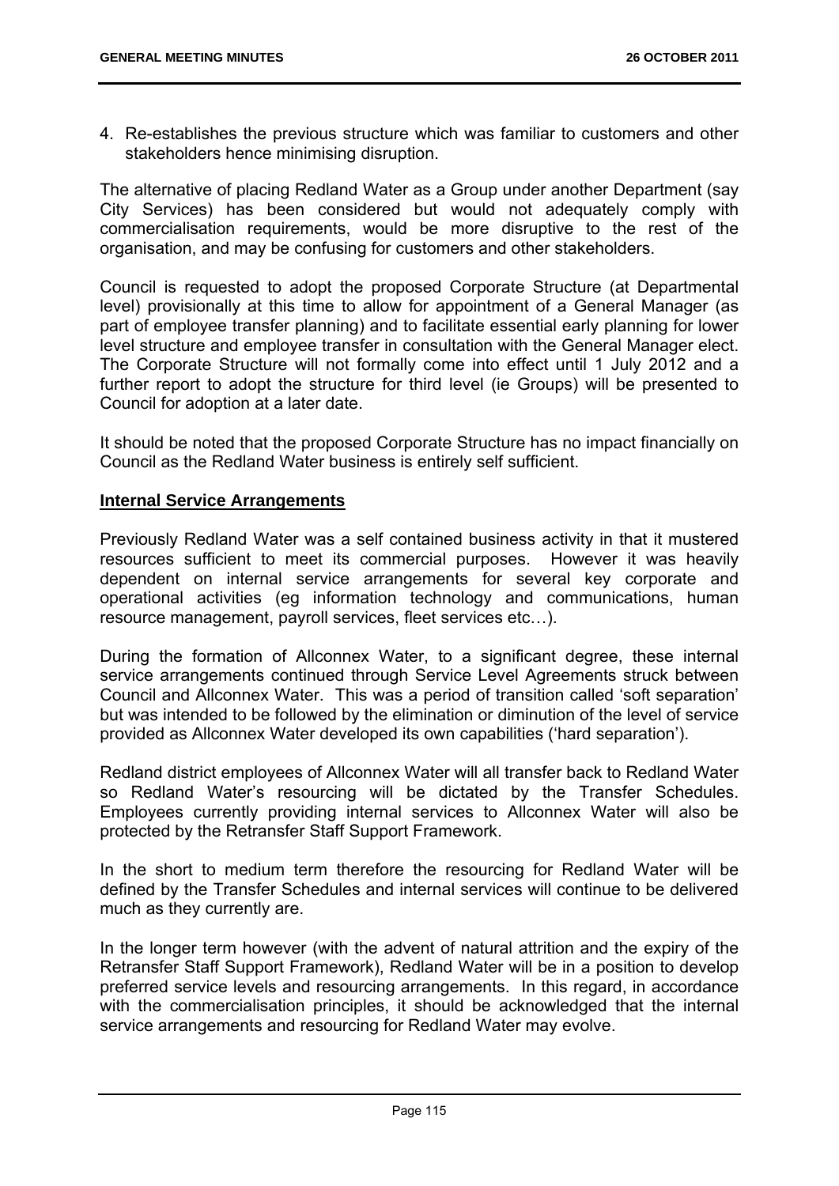4. Re-establishes the previous structure which was familiar to customers and other stakeholders hence minimising disruption.

The alternative of placing Redland Water as a Group under another Department (say City Services) has been considered but would not adequately comply with commercialisation requirements, would be more disruptive to the rest of the organisation, and may be confusing for customers and other stakeholders.

Council is requested to adopt the proposed Corporate Structure (at Departmental level) provisionally at this time to allow for appointment of a General Manager (as part of employee transfer planning) and to facilitate essential early planning for lower level structure and employee transfer in consultation with the General Manager elect. The Corporate Structure will not formally come into effect until 1 July 2012 and a further report to adopt the structure for third level (ie Groups) will be presented to Council for adoption at a later date.

It should be noted that the proposed Corporate Structure has no impact financially on Council as the Redland Water business is entirely self sufficient.

**Internal Service Arrangements**

Previously Redland Water was a self contained business activity in that it mustered resources sufficient to meet its commercial purposes. However it was heavily dependent on internal service arrangements for several key corporate and operational activities (eg information technology and communications, human resource management, payroll services, fleet services etc…).

During the formation of Allconnex Water, to a significant degree, these internal service arrangements continued through Service Level Agreements struck between Council and Allconnex Water. This was a period of transition called 'soft separation' but was intended to be followed by the elimination or diminution of the level of service provided as Allconnex Water developed its own capabilities ('hard separation').

Redland district employees of Allconnex Water will all transfer back to Redland Water so Redland Water's resourcing will be dictated by the Transfer Schedules. Employees currently providing internal services to Allconnex Water will also be protected by the Retransfer Staff Support Framework.

In the short to medium term therefore the resourcing for Redland Water will be defined by the Transfer Schedules and internal services will continue to be delivered much as they currently are.

In the longer term however (with the advent of natural attrition and the expiry of the Retransfer Staff Support Framework), Redland Water will be in a position to develop preferred service levels and resourcing arrangements. In this regard, in accordance with the commercialisation principles, it should be acknowledged that the internal service arrangements and resourcing for Redland Water may evolve.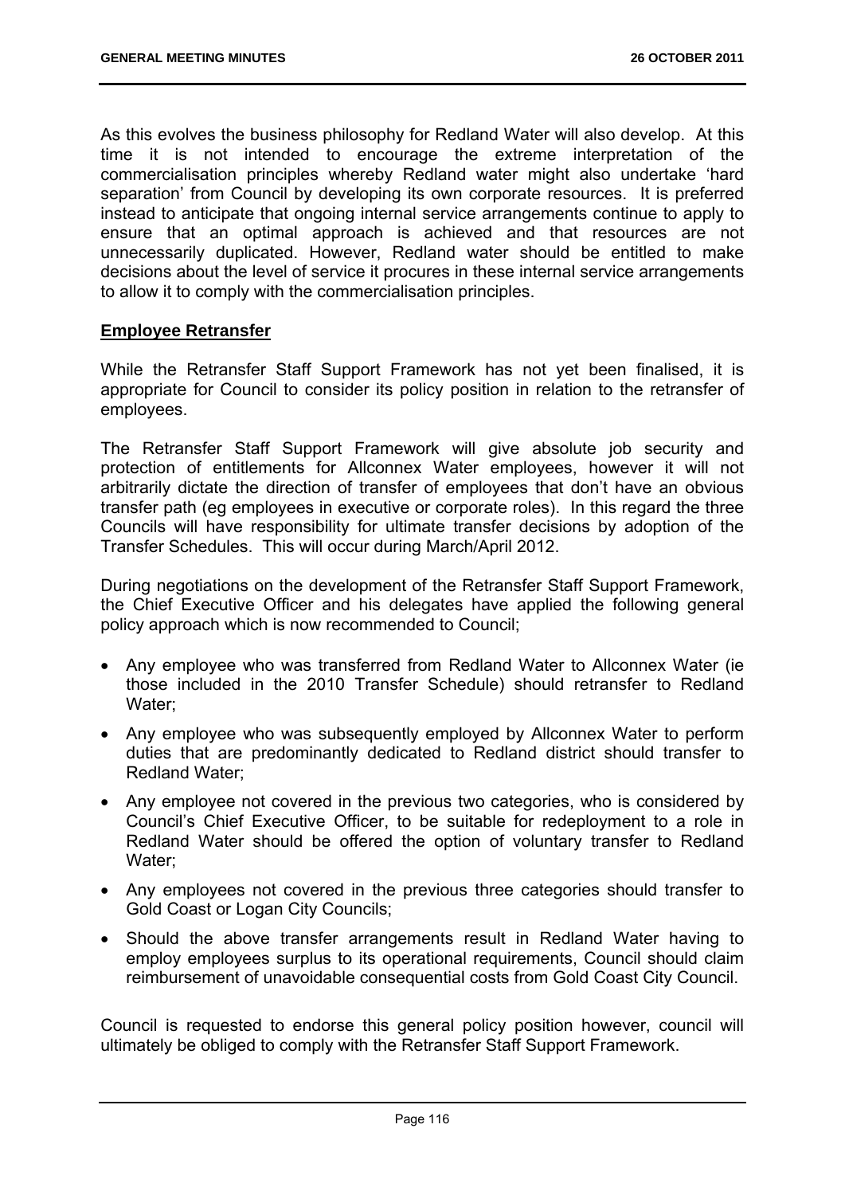As this evolves the business philosophy for Redland Water will also develop. At this time it is not intended to encourage the extreme interpretation of the commercialisation principles whereby Redland water might also undertake 'hard separation' from Council by developing its own corporate resources. It is preferred instead to anticipate that ongoing internal service arrangements continue to apply to ensure that an optimal approach is achieved and that resources are not unnecessarily duplicated. However, Redland water should be entitled to make decisions about the level of service it procures in these internal service arrangements to allow it to comply with the commercialisation principles.

**Employee Retransfer**

While the Retransfer Staff Support Framework has not yet been finalised, it is appropriate for Council to consider its policy position in relation to the retransfer of employees.

The Retransfer Staff Support Framework will give absolute job security and protection of entitlements for Allconnex Water employees, however it will not arbitrarily dictate the direction of transfer of employees that don't have an obvious transfer path (eg employees in executive or corporate roles). In this regard the three Councils will have responsibility for ultimate transfer decisions by adoption of the Transfer Schedules. This will occur during March/April 2012.

During negotiations on the development of the Retransfer Staff Support Framework, the Chief Executive Officer and his delegates have applied the following general policy approach which is now recommended to Council;

- Any employee who was transferred from Redland Water to Allconnex Water (ie those included in the 2010 Transfer Schedule) should retransfer to Redland Water;
- Any employee who was subsequently employed by Allconnex Water to perform duties that are predominantly dedicated to Redland district should transfer to Redland Water;
- Any employee not covered in the previous two categories, who is considered by Council's Chief Executive Officer, to be suitable for redeployment to a role in Redland Water should be offered the option of voluntary transfer to Redland Water;
- Any employees not covered in the previous three categories should transfer to Gold Coast or Logan City Councils;
- Should the above transfer arrangements result in Redland Water having to employ employees surplus to its operational requirements, Council should claim reimbursement of unavoidable consequential costs from Gold Coast City Council.

Council is requested to endorse this general policy position however, council will ultimately be obliged to comply with the Retransfer Staff Support Framework.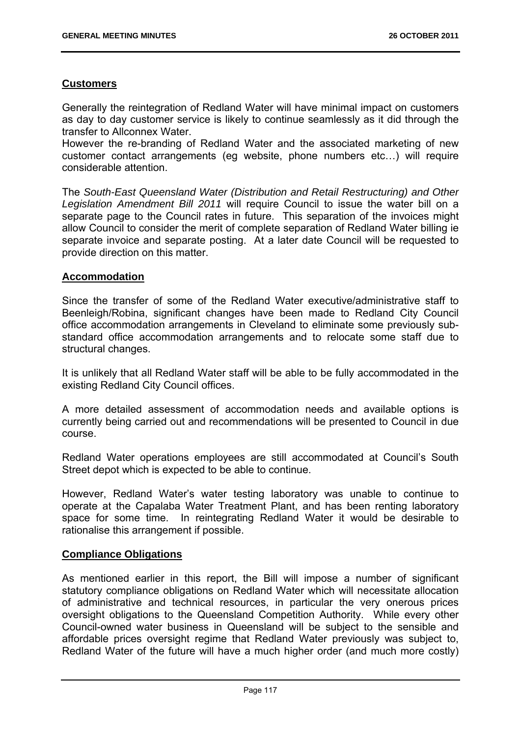## Customers

Generally the reintegration of Redland Water will have minimal impact on customers as day to day customer service is likely to continue seamlessly as it did through the transfer to Allconnex Water.
However the re-branding of Redland Water and the associated marketing of new customer contact arrangements (eg website, phone numbers etc…) will require considerable attention.

The *South-East Queensland Water (Distribution and Retail Restructuring) and Other Legislation Amendment Bill 2011* will require Council to issue the water bill on a separate page to the Council rates in future. This separation of the invoices might allow Council to consider the merit of complete separation of Redland Water billing ie separate invoice and separate posting. At a later date Council will be requested to provide direction on this matter.

## Accommodation

Since the transfer of some of the Redland Water executive/administrative staff to Beenleigh/Robina, significant changes have been made to Redland City Council office accommodation arrangements in Cleveland to eliminate some previously sub-standard office accommodation arrangements and to relocate some staff due to structural changes.

It is unlikely that all Redland Water staff will be able to be fully accommodated in the existing Redland City Council offices.

A more detailed assessment of accommodation needs and available options is currently being carried out and recommendations will be presented to Council in due course.

Redland Water operations employees are still accommodated at Council's South Street depot which is expected to be able to continue.

However, Redland Water's water testing laboratory was unable to continue to operate at the Capalaba Water Treatment Plant, and has been renting laboratory space for some time. In reintegrating Redland Water it would be desirable to rationalise this arrangement if possible.

## Compliance Obligations

As mentioned earlier in this report, the Bill will impose a number of significant statutory compliance obligations on Redland Water which will necessitate allocation of administrative and technical resources, in particular the very onerous prices oversight obligations to the Queensland Competition Authority. While every other Council-owned water business in Queensland will be subject to the sensible and affordable prices oversight regime that Redland Water previously was subject to, Redland Water of the future will have a much higher order (and much more costly)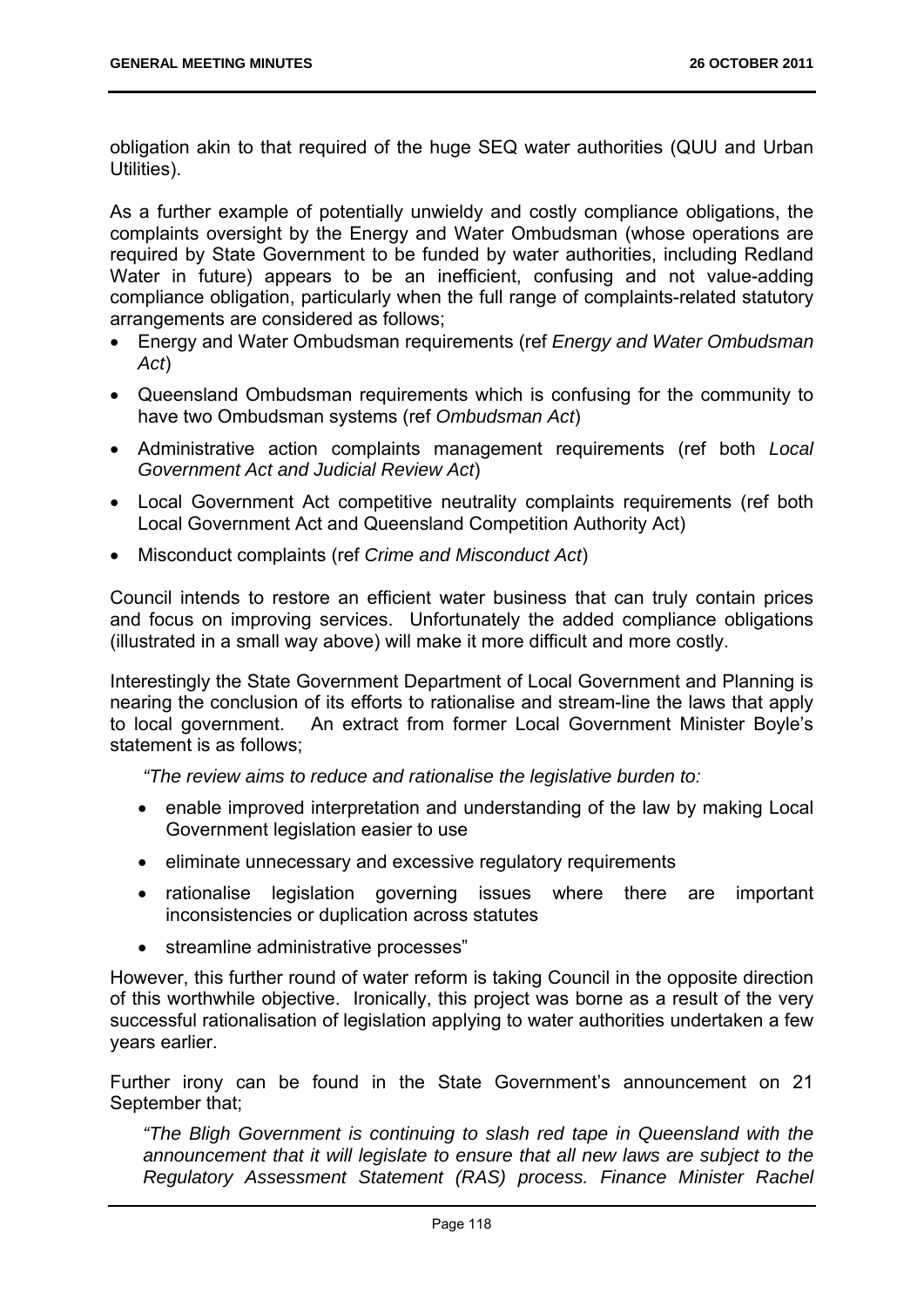obligation akin to that required of the huge SEQ water authorities (QUU and Urban Utilities).

As a further example of potentially unwieldy and costly compliance obligations, the complaints oversight by the Energy and Water Ombudsman (whose operations are required by State Government to be funded by water authorities, including Redland Water in future) appears to be an inefficient, confusing and not value-adding compliance obligation, particularly when the full range of complaints-related statutory arrangements are considered as follows;

- Energy and Water Ombudsman requirements (ref *Energy and Water Ombudsman Act*)
- Queensland Ombudsman requirements which is confusing for the community to have two Ombudsman systems (ref *Ombudsman Act*)
- Administrative action complaints management requirements (ref both *Local Government Act and Judicial Review Act*)
- Local Government Act competitive neutrality complaints requirements (ref both Local Government Act and Queensland Competition Authority Act)
- Misconduct complaints (ref *Crime and Misconduct Act*)

Council intends to restore an efficient water business that can truly contain prices and focus on improving services. Unfortunately the added compliance obligations (illustrated in a small way above) will make it more difficult and more costly.

Interestingly the State Government Department of Local Government and Planning is nearing the conclusion of its efforts to rationalise and stream-line the laws that apply to local government. An extract from former Local Government Minister Boyle's statement is as follows;

*"The review aims to reduce and rationalise the legislative burden to:*

- enable improved interpretation and understanding of the law by making Local Government legislation easier to use
- eliminate unnecessary and excessive regulatory requirements
- rationalise legislation governing issues where there are important inconsistencies or duplication across statutes
- streamline administrative processes"

However, this further round of water reform is taking Council in the opposite direction of this worthwhile objective. Ironically, this project was borne as a result of the very successful rationalisation of legislation applying to water authorities undertaken a few years earlier.

Further irony can be found in the State Government's announcement on 21 September that;

*"The Bligh Government is continuing to slash red tape in Queensland with the announcement that it will legislate to ensure that all new laws are subject to the Regulatory Assessment Statement (RAS) process. Finance Minister Rachel*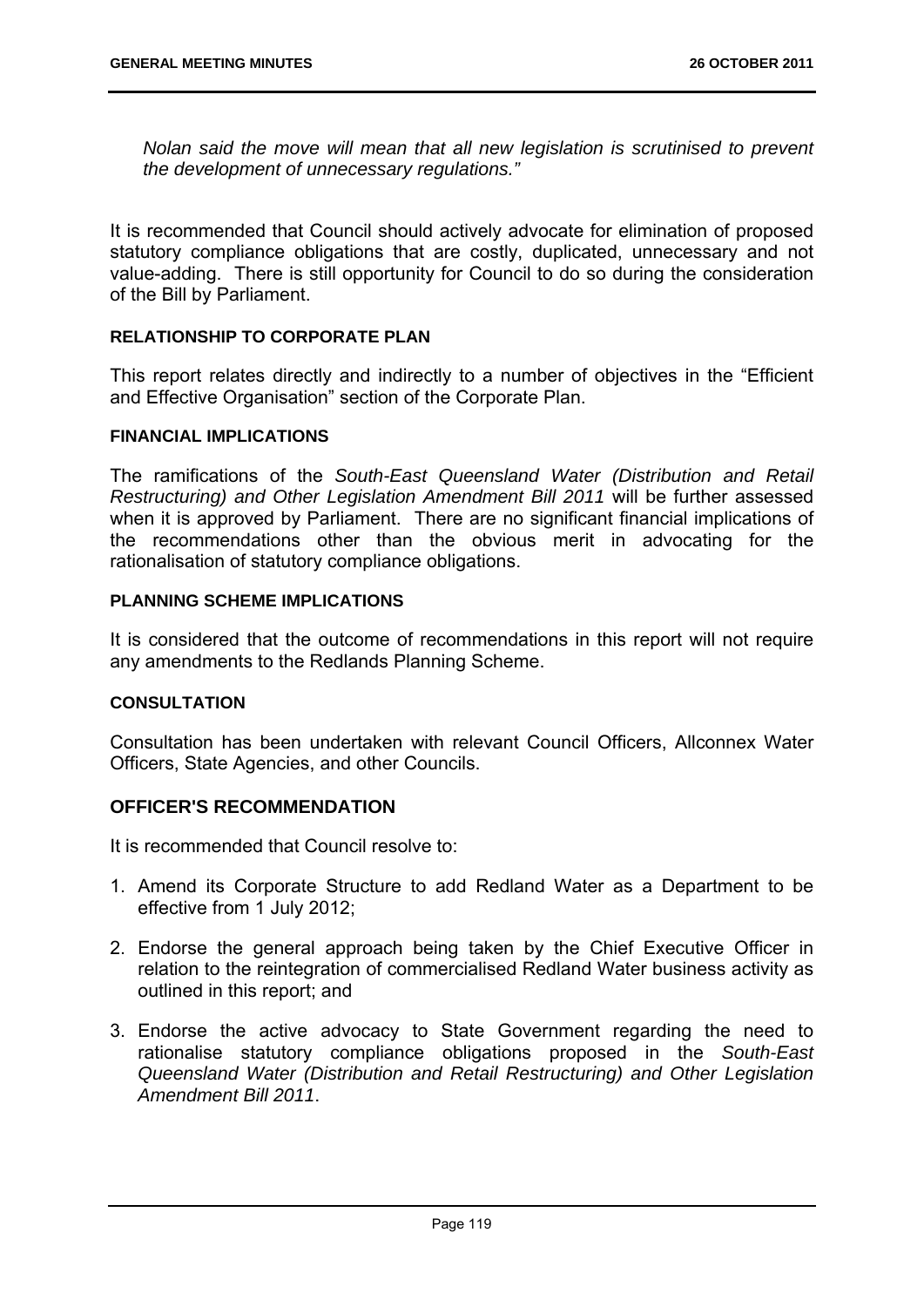*Nolan said the move will mean that all new legislation is scrutinised to prevent the development of unnecessary regulations."*

It is recommended that Council should actively advocate for elimination of proposed statutory compliance obligations that are costly, duplicated, unnecessary and not value-adding. There is still opportunity for Council to do so during the consideration of the Bill by Parliament.

#### RELATIONSHIP TO CORPORATE PLAN

This report relates directly and indirectly to a number of objectives in the "Efficient and Effective Organisation" section of the Corporate Plan.

#### FINANCIAL IMPLICATIONS

The ramifications of the *South-East Queensland Water (Distribution and Retail Restructuring) and Other Legislation Amendment Bill 2011* will be further assessed when it is approved by Parliament. There are no significant financial implications of the recommendations other than the obvious merit in advocating for the rationalisation of statutory compliance obligations.

#### PLANNING SCHEME IMPLICATIONS

It is considered that the outcome of recommendations in this report will not require any amendments to the Redlands Planning Scheme.

#### CONSULTATION

Consultation has been undertaken with relevant Council Officers, Allconnex Water Officers, State Agencies, and other Councils.

### OFFICER'S RECOMMENDATION

It is recommended that Council resolve to:

1. Amend its Corporate Structure to add Redland Water as a Department to be effective from 1 July 2012;
2. Endorse the general approach being taken by the Chief Executive Officer in relation to the reintegration of commercialised Redland Water business activity as outlined in this report; and
3. Endorse the active advocacy to State Government regarding the need to rationalise statutory compliance obligations proposed in the *South-East Queensland Water (Distribution and Retail Restructuring) and Other Legislation Amendment Bill 2011*.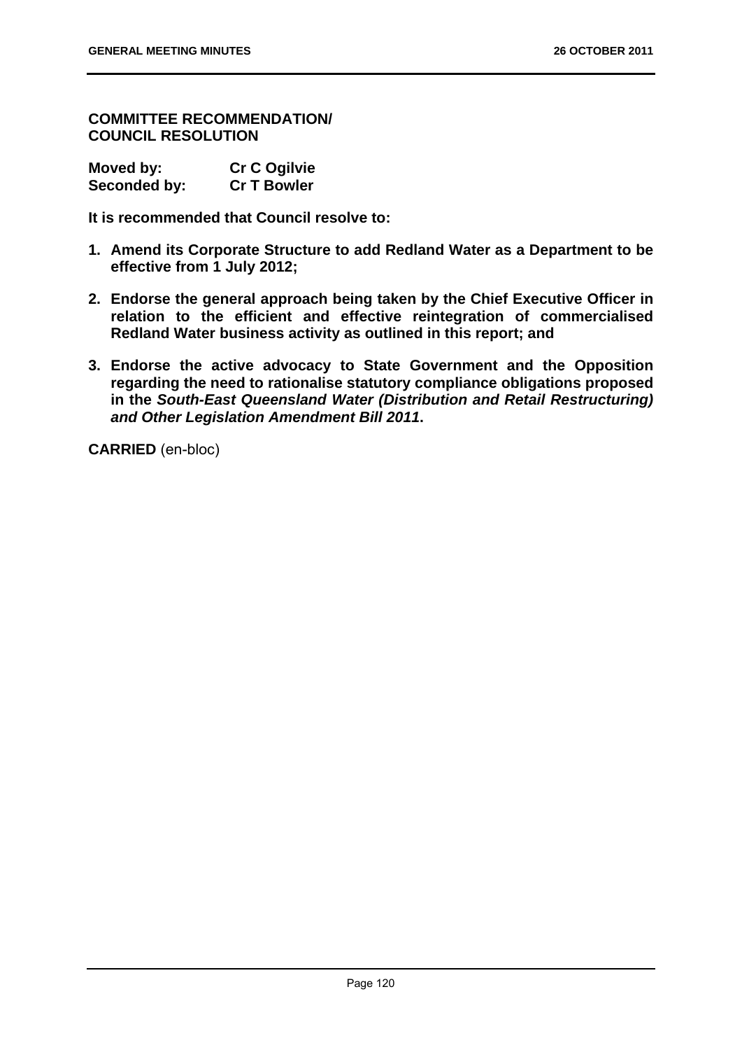**COMMITTEE RECOMMENDATION/
COUNCIL RESOLUTION**

**Moved by:** **Cr C Ogilvie**
**Seconded by:** **Cr T Bowler**

**It is recommended that Council resolve to:**

1. **Amend its Corporate Structure to add Redland Water as a Department to be effective from 1 July 2012;**
2. **Endorse the general approach being taken by the Chief Executive Officer in relation to the efficient and effective reintegration of commercialised Redland Water business activity as outlined in this report; and**
3. **Endorse the active advocacy to State Government and the Opposition regarding the need to rationalise statutory compliance obligations proposed in the *South-East Queensland Water (Distribution and Retail Restructuring) and Other Legislation Amendment Bill 2011*.**

**CARRIED** (en-bloc)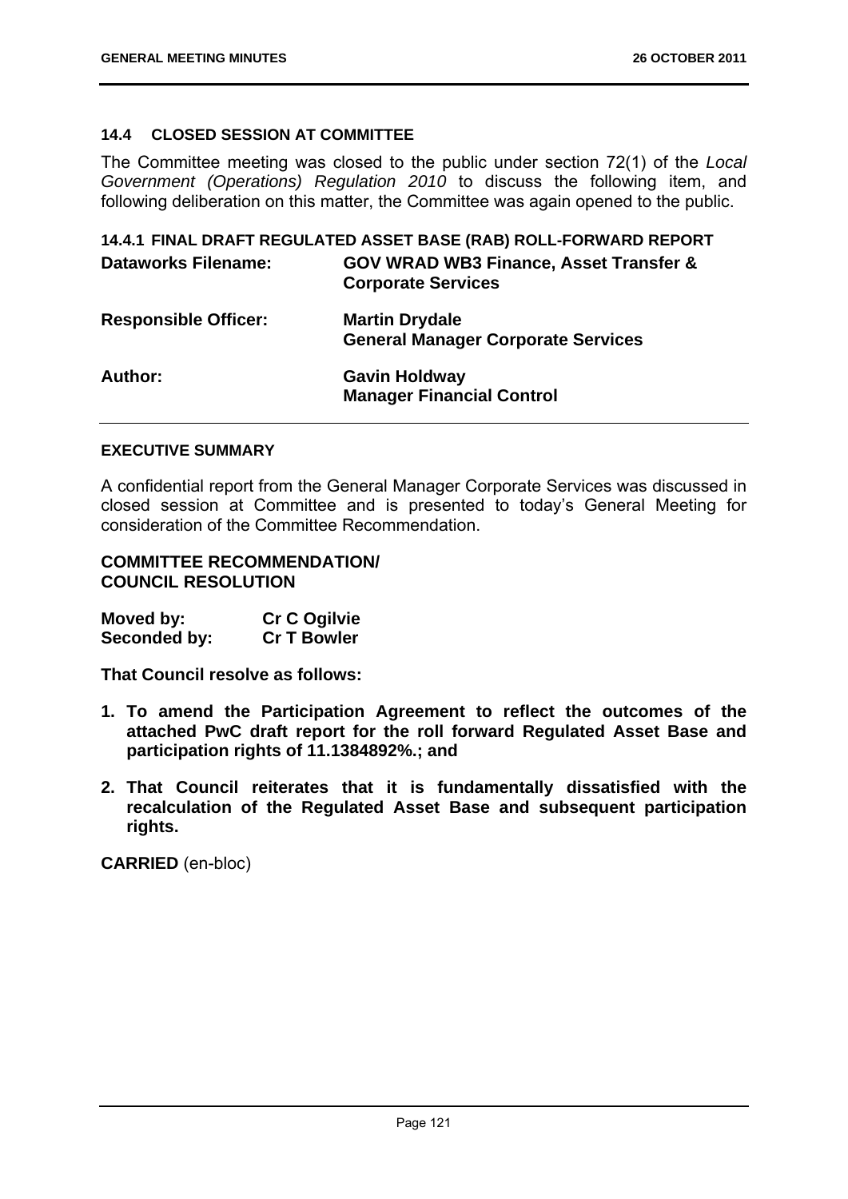### 14.4 CLOSED SESSION AT COMMITTEE

The Committee meeting was closed to the public under section 72(1) of the *Local Government (Operations) Regulation 2010* to discuss the following item, and following deliberation on this matter, the Committee was again opened to the public.

### 14.4.1 FINAL DRAFT REGULATED ASSET BASE (RAB) ROLL-FORWARD REPORT

| | |
|---|---|
| **Dataworks Filename:** | **GOV WRAD WB3 Finance, Asset Transfer & Corporate Services** |
| **Responsible Officer:** | **Martin Drydale**<br>**General Manager Corporate Services** |
| **Author:** | **Gavin Holdway**<br>**Manager Financial Control** |

#### EXECUTIVE SUMMARY

A confidential report from the General Manager Corporate Services was discussed in closed session at Committee and is presented to today's General Meeting for consideration of the Committee Recommendation.

#### COMMITTEE RECOMMENDATION/ COUNCIL RESOLUTION

**Moved by: Cr C Ogilvie**
**Seconded by: Cr T Bowler**

**That Council resolve as follows:**

1. **To amend the Participation Agreement to reflect the outcomes of the attached PwC draft report for the roll forward Regulated Asset Base and participation rights of 11.1384892%.; and**
2. **That Council reiterates that it is fundamentally dissatisfied with the recalculation of the Regulated Asset Base and subsequent participation rights.**

**CARRIED** (en-bloc)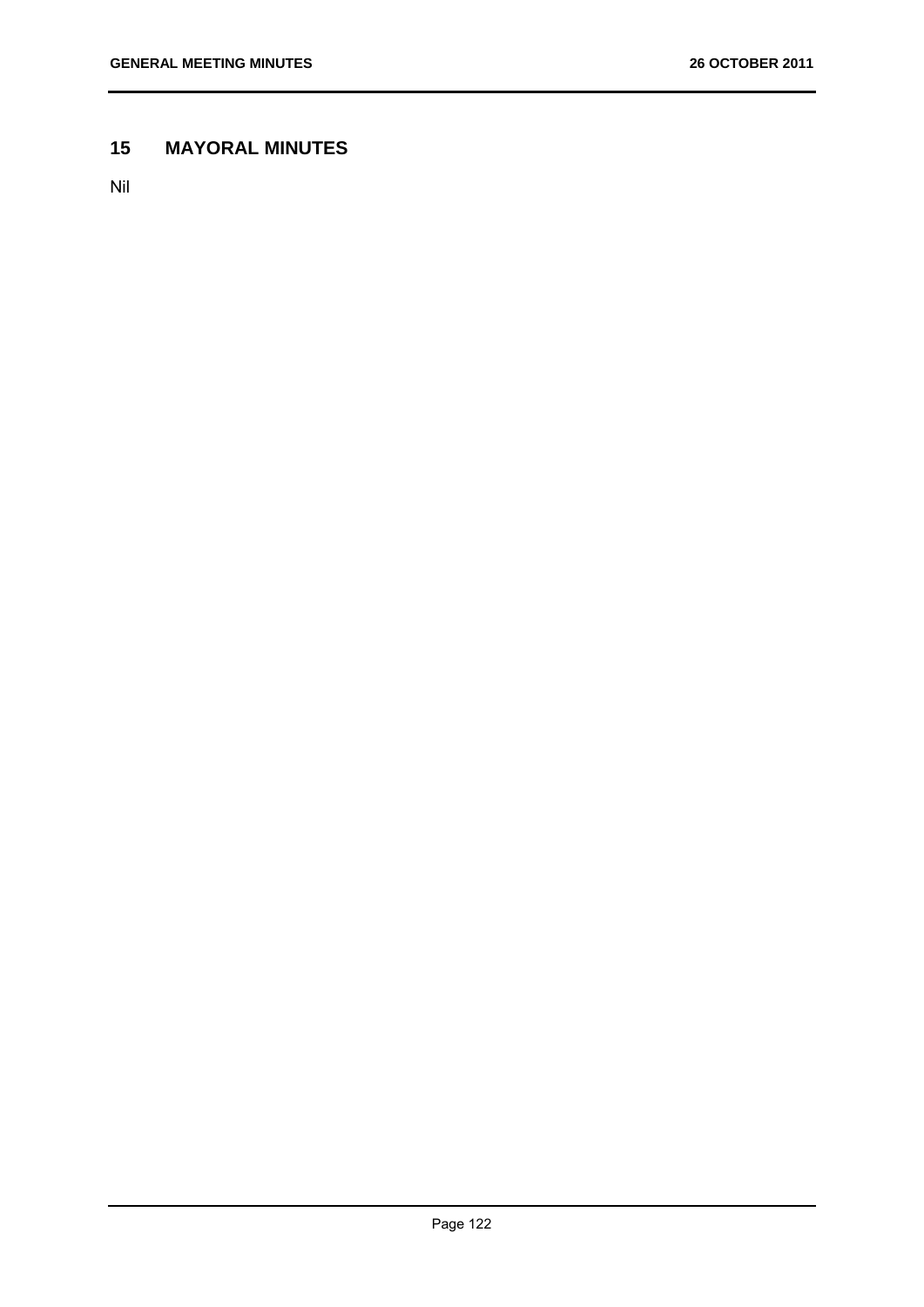## 15 MAYORAL MINUTES

Nil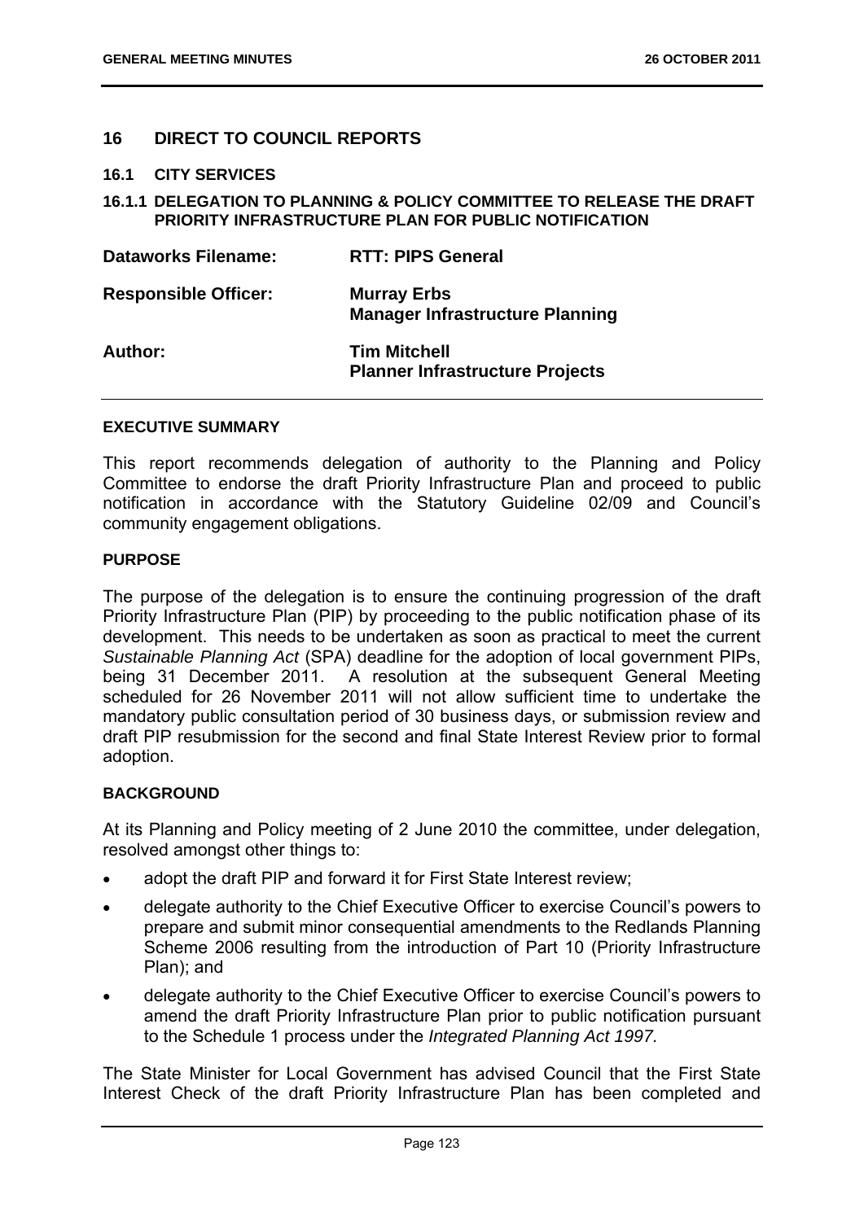## 16 DIRECT TO COUNCIL REPORTS

### 16.1 CITY SERVICES

#### 16.1.1 DELEGATION TO PLANNING & POLICY COMMITTEE TO RELEASE THE DRAFT PRIORITY INFRASTRUCTURE PLAN FOR PUBLIC NOTIFICATION

| | |
|---|---|
| **Dataworks Filename:** | **RTT: PIPS General** |
| **Responsible Officer:** | **Murray Erbs**<br>**Manager Infrastructure Planning** |
| **Author:** | **Tim Mitchell**<br>**Planner Infrastructure Projects** |

**EXECUTIVE SUMMARY**

This report recommends delegation of authority to the Planning and Policy Committee to endorse the draft Priority Infrastructure Plan and proceed to public notification in accordance with the Statutory Guideline 02/09 and Council's community engagement obligations.

**PURPOSE**

The purpose of the delegation is to ensure the continuing progression of the draft Priority Infrastructure Plan (PIP) by proceeding to the public notification phase of its development. This needs to be undertaken as soon as practical to meet the current *Sustainable Planning Act* (SPA) deadline for the adoption of local government PIPs, being 31 December 2011. A resolution at the subsequent General Meeting scheduled for 26 November 2011 will not allow sufficient time to undertake the mandatory public consultation period of 30 business days, or submission review and draft PIP resubmission for the second and final State Interest Review prior to formal adoption.

**BACKGROUND**

At its Planning and Policy meeting of 2 June 2010 the committee, under delegation, resolved amongst other things to:

- adopt the draft PIP and forward it for First State Interest review;
- delegate authority to the Chief Executive Officer to exercise Council's powers to prepare and submit minor consequential amendments to the Redlands Planning Scheme 2006 resulting from the introduction of Part 10 (Priority Infrastructure Plan); and
- delegate authority to the Chief Executive Officer to exercise Council's powers to amend the draft Priority Infrastructure Plan prior to public notification pursuant to the Schedule 1 process under the *Integrated Planning Act 1997.*

The State Minister for Local Government has advised Council that the First State Interest Check of the draft Priority Infrastructure Plan has been completed and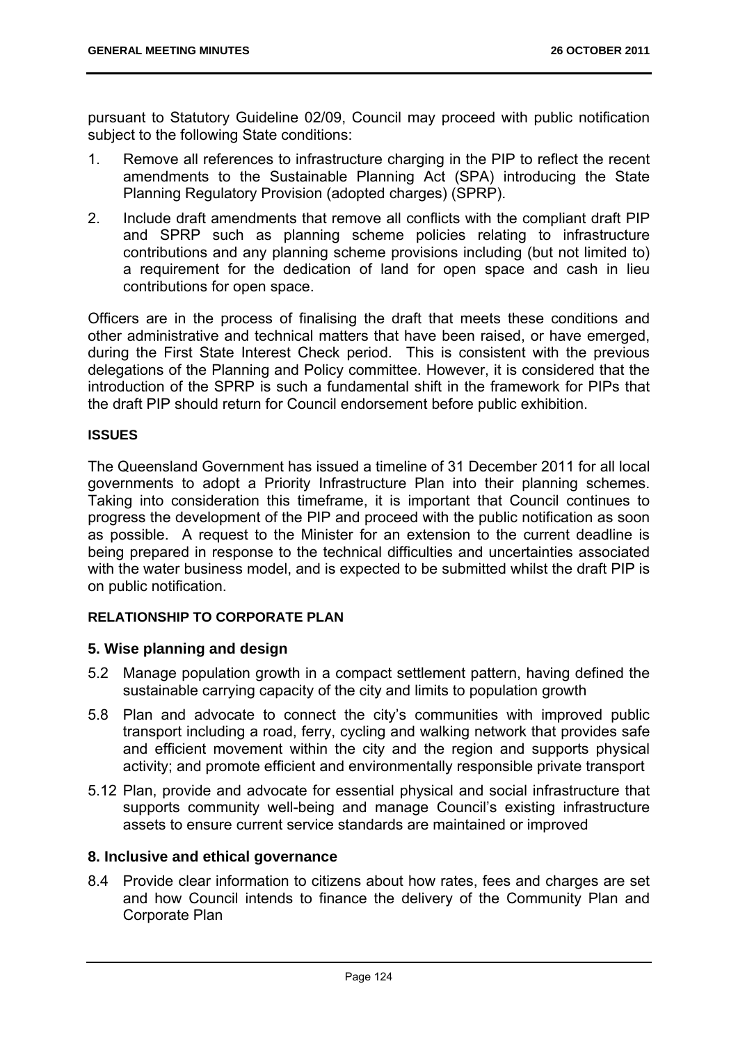pursuant to Statutory Guideline 02/09, Council may proceed with public notification subject to the following State conditions:

1. Remove all references to infrastructure charging in the PIP to reflect the recent amendments to the Sustainable Planning Act (SPA) introducing the State Planning Regulatory Provision (adopted charges) (SPRP).
2. Include draft amendments that remove all conflicts with the compliant draft PIP and SPRP such as planning scheme policies relating to infrastructure contributions and any planning scheme provisions including (but not limited to) a requirement for the dedication of land for open space and cash in lieu contributions for open space.

Officers are in the process of finalising the draft that meets these conditions and other administrative and technical matters that have been raised, or have emerged, during the First State Interest Check period. This is consistent with the previous delegations of the Planning and Policy committee. However, it is considered that the introduction of the SPRP is such a fundamental shift in the framework for PIPs that the draft PIP should return for Council endorsement before public exhibition.

**ISSUES**

The Queensland Government has issued a timeline of 31 December 2011 for all local governments to adopt a Priority Infrastructure Plan into their planning schemes. Taking into consideration this timeframe, it is important that Council continues to progress the development of the PIP and proceed with the public notification as soon as possible. A request to the Minister for an extension to the current deadline is being prepared in response to the technical difficulties and uncertainties associated with the water business model, and is expected to be submitted whilst the draft PIP is on public notification.

**RELATIONSHIP TO CORPORATE PLAN**

### 5. Wise planning and design

5.2 Manage population growth in a compact settlement pattern, having defined the sustainable carrying capacity of the city and limits to population growth

5.8 Plan and advocate to connect the city's communities with improved public transport including a road, ferry, cycling and walking network that provides safe and efficient movement within the city and the region and supports physical activity; and promote efficient and environmentally responsible private transport

5.12 Plan, provide and advocate for essential physical and social infrastructure that supports community well-being and manage Council's existing infrastructure assets to ensure current service standards are maintained or improved

### 8. Inclusive and ethical governance

8.4 Provide clear information to citizens about how rates, fees and charges are set and how Council intends to finance the delivery of the Community Plan and Corporate Plan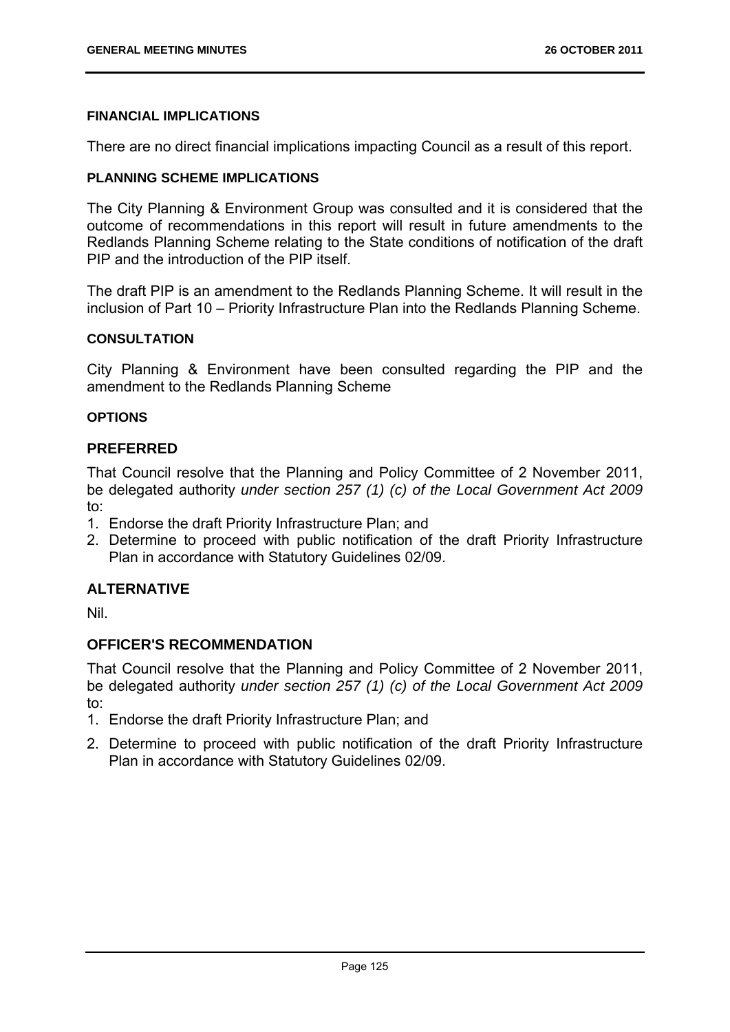#### FINANCIAL IMPLICATIONS

There are no direct financial implications impacting Council as a result of this report.

#### PLANNING SCHEME IMPLICATIONS

The City Planning & Environment Group was consulted and it is considered that the outcome of recommendations in this report will result in future amendments to the Redlands Planning Scheme relating to the State conditions of notification of the draft PIP and the introduction of the PIP itself.

The draft PIP is an amendment to the Redlands Planning Scheme. It will result in the inclusion of Part 10 – Priority Infrastructure Plan into the Redlands Planning Scheme.

#### CONSULTATION

City Planning & Environment have been consulted regarding the PIP and the amendment to the Redlands Planning Scheme

#### OPTIONS

### PREFERRED

That Council resolve that the Planning and Policy Committee of 2 November 2011, be delegated authority *under section 257 (1) (c) of the Local Government Act 2009* to:

1. Endorse the draft Priority Infrastructure Plan; and
2. Determine to proceed with public notification of the draft Priority Infrastructure Plan in accordance with Statutory Guidelines 02/09.

### ALTERNATIVE

Nil.

### OFFICER'S RECOMMENDATION

That Council resolve that the Planning and Policy Committee of 2 November 2011, be delegated authority *under section 257 (1) (c) of the Local Government Act 2009* to:

1. Endorse the draft Priority Infrastructure Plan; and
2. Determine to proceed with public notification of the draft Priority Infrastructure Plan in accordance with Statutory Guidelines 02/09.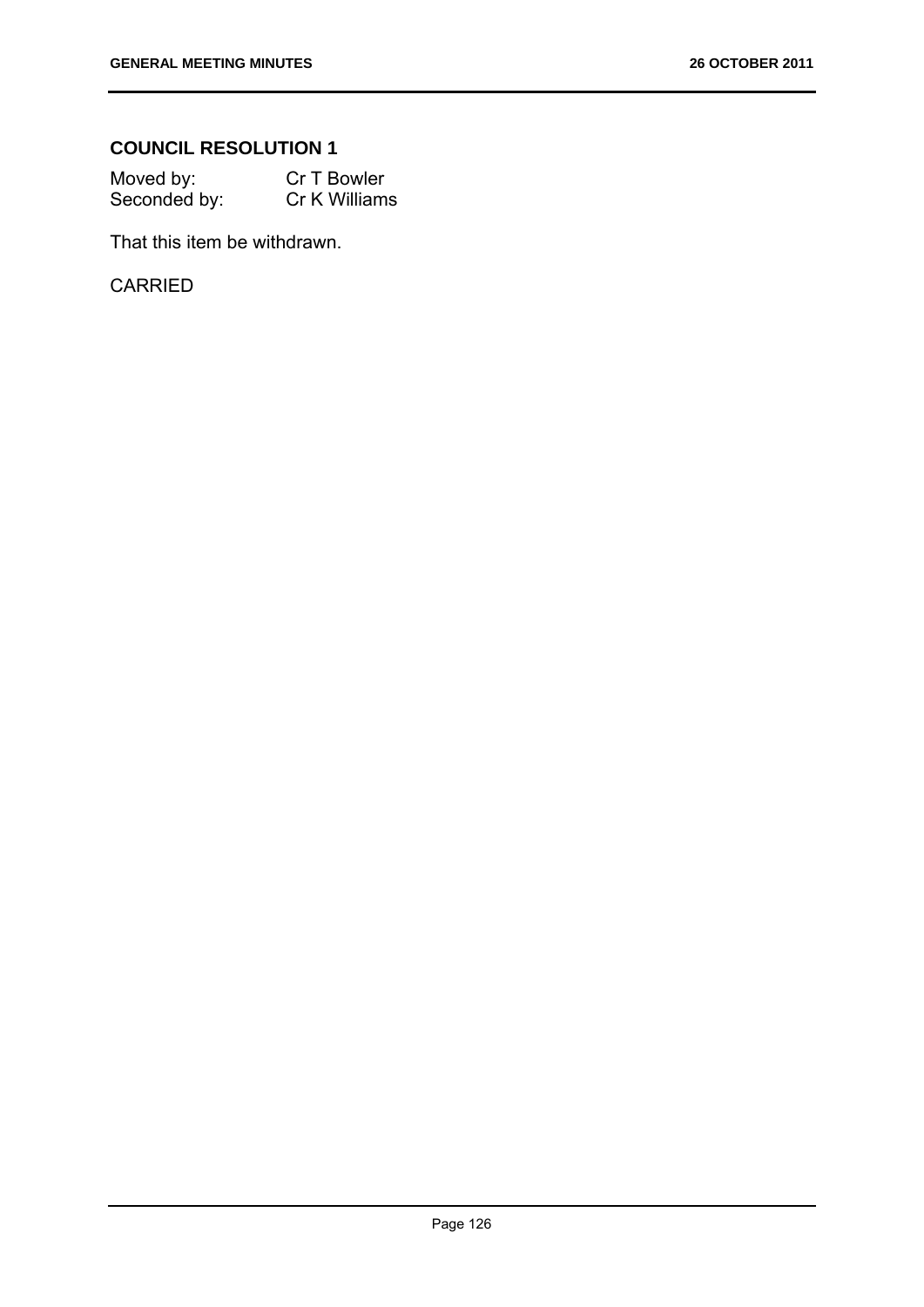## COUNCIL RESOLUTION 1

| Moved by: | Cr T Bowler |
|---|---|
| Seconded by: | Cr K Williams |

That this item be withdrawn.

CARRIED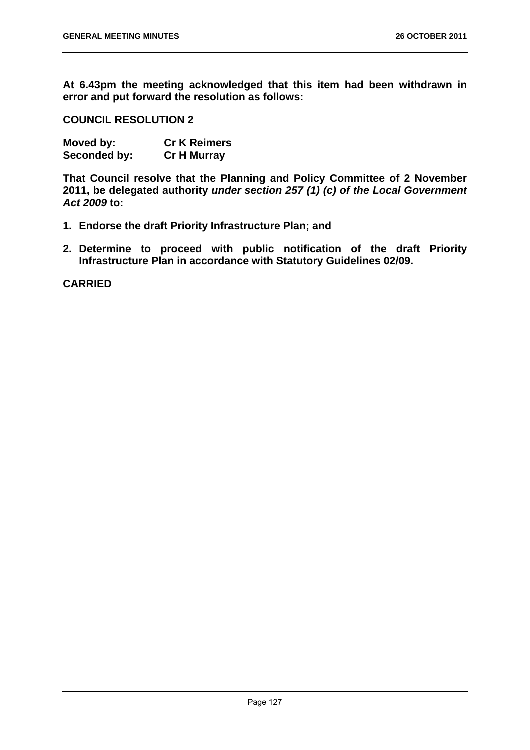**At 6.43pm the meeting acknowledged that this item had been withdrawn in error and put forward the resolution as follows:**

**COUNCIL RESOLUTION 2**

| | |
|---|---|
| **Moved by:** | **Cr K Reimers** |
| **Seconded by:** | **Cr H Murray** |

**That Council resolve that the Planning and Policy Committee of 2 November 2011, be delegated authority *under section 257 (1) (c) of the Local Government Act 2009* to:**

1. **Endorse the draft Priority Infrastructure Plan; and**
2. **Determine to proceed with public notification of the draft Priority Infrastructure Plan in accordance with Statutory Guidelines 02/09.**

**CARRIED**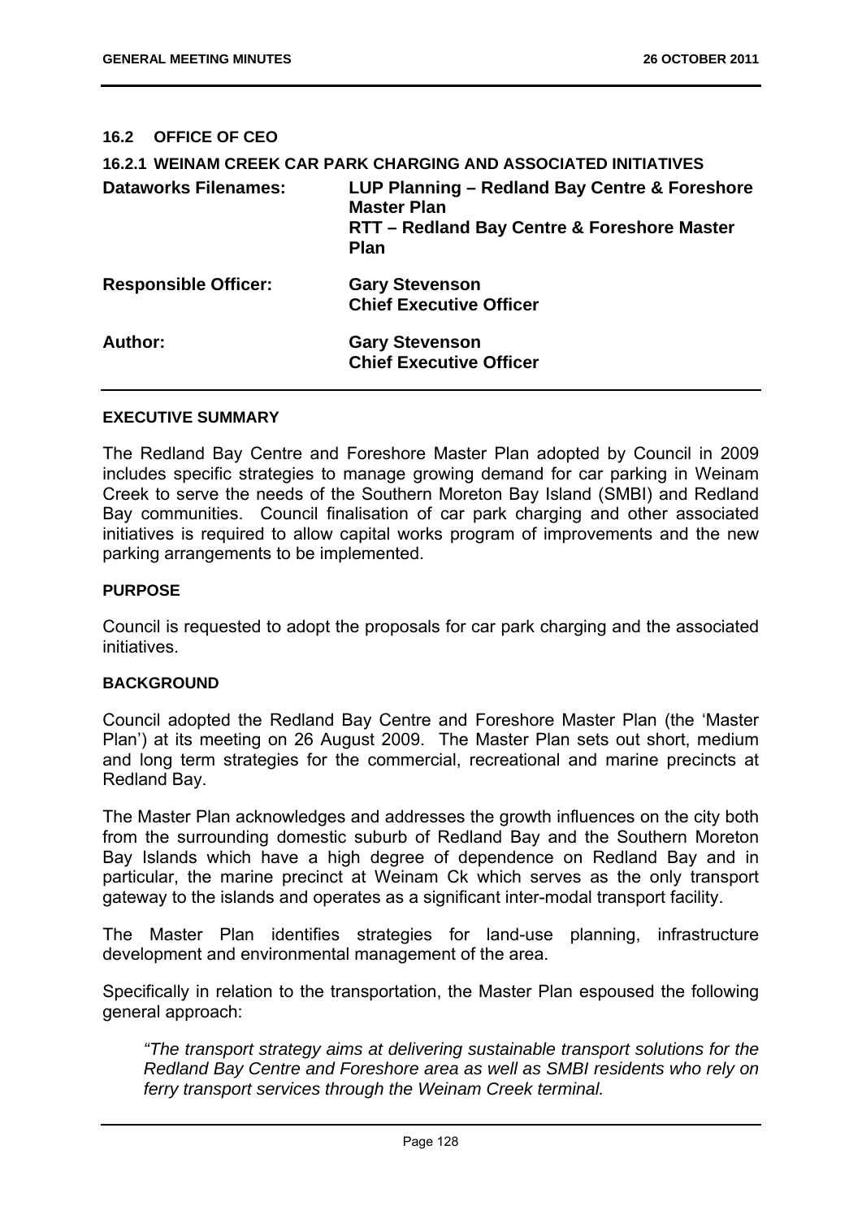## 16.2 OFFICE OF CEO

### 16.2.1 WEINAM CREEK CAR PARK CHARGING AND ASSOCIATED INITIATIVES

| | |
|---|---|
| **Dataworks Filenames:** | **LUP Planning – Redland Bay Centre & Foreshore Master Plan**<br>**RTT – Redland Bay Centre & Foreshore Master Plan** |
| **Responsible Officer:** | **Gary Stevenson**<br>**Chief Executive Officer** |
| **Author:** | **Gary Stevenson**<br>**Chief Executive Officer** |

#### EXECUTIVE SUMMARY

The Redland Bay Centre and Foreshore Master Plan adopted by Council in 2009 includes specific strategies to manage growing demand for car parking in Weinam Creek to serve the needs of the Southern Moreton Bay Island (SMBI) and Redland Bay communities. Council finalisation of car park charging and other associated initiatives is required to allow capital works program of improvements and the new parking arrangements to be implemented.

#### PURPOSE

Council is requested to adopt the proposals for car park charging and the associated initiatives.

#### BACKGROUND

Council adopted the Redland Bay Centre and Foreshore Master Plan (the 'Master Plan') at its meeting on 26 August 2009. The Master Plan sets out short, medium and long term strategies for the commercial, recreational and marine precincts at Redland Bay.

The Master Plan acknowledges and addresses the growth influences on the city both from the surrounding domestic suburb of Redland Bay and the Southern Moreton Bay Islands which have a high degree of dependence on Redland Bay and in particular, the marine precinct at Weinam Ck which serves as the only transport gateway to the islands and operates as a significant inter-modal transport facility.

The Master Plan identifies strategies for land-use planning, infrastructure development and environmental management of the area.

Specifically in relation to the transportation, the Master Plan espoused the following general approach:

> *"The transport strategy aims at delivering sustainable transport solutions for the Redland Bay Centre and Foreshore area as well as SMBI residents who rely on ferry transport services through the Weinam Creek terminal.*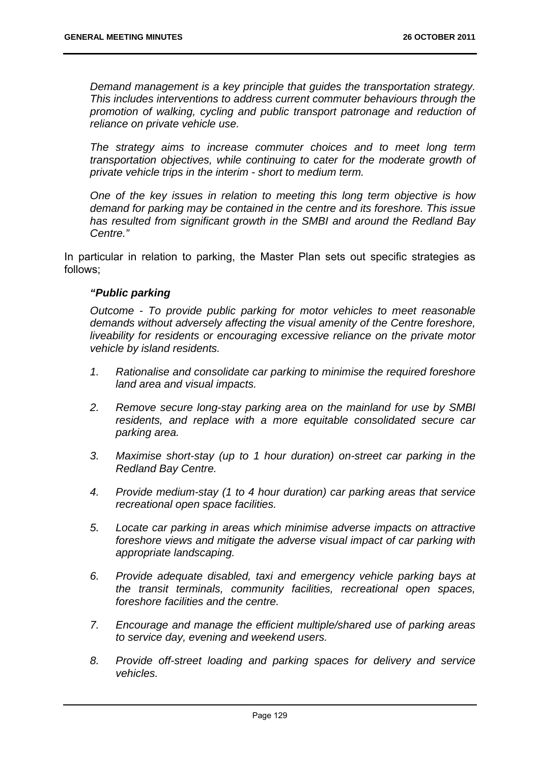*Demand management is a key principle that guides the transportation strategy. This includes interventions to address current commuter behaviours through the promotion of walking, cycling and public transport patronage and reduction of reliance on private vehicle use.*

*The strategy aims to increase commuter choices and to meet long term transportation objectives, while continuing to cater for the moderate growth of private vehicle trips in the interim - short to medium term.*

*One of the key issues in relation to meeting this long term objective is how demand for parking may be contained in the centre and its foreshore. This issue has resulted from significant growth in the SMBI and around the Redland Bay Centre."*

In particular in relation to parking, the Master Plan sets out specific strategies as follows;

***"Public parking***

*Outcome - To provide public parking for motor vehicles to meet reasonable demands without adversely affecting the visual amenity of the Centre foreshore, liveability for residents or encouraging excessive reliance on the private motor vehicle by island residents.*

1. *Rationalise and consolidate car parking to minimise the required foreshore land area and visual impacts.*
2. *Remove secure long-stay parking area on the mainland for use by SMBI residents, and replace with a more equitable consolidated secure car parking area.*
3. *Maximise short-stay (up to 1 hour duration) on-street car parking in the Redland Bay Centre.*
4. *Provide medium-stay (1 to 4 hour duration) car parking areas that service recreational open space facilities.*
5. *Locate car parking in areas which minimise adverse impacts on attractive foreshore views and mitigate the adverse visual impact of car parking with appropriate landscaping.*
6. *Provide adequate disabled, taxi and emergency vehicle parking bays at the transit terminals, community facilities, recreational open spaces, foreshore facilities and the centre.*
7. *Encourage and manage the efficient multiple/shared use of parking areas to service day, evening and weekend users.*
8. *Provide off-street loading and parking spaces for delivery and service vehicles.*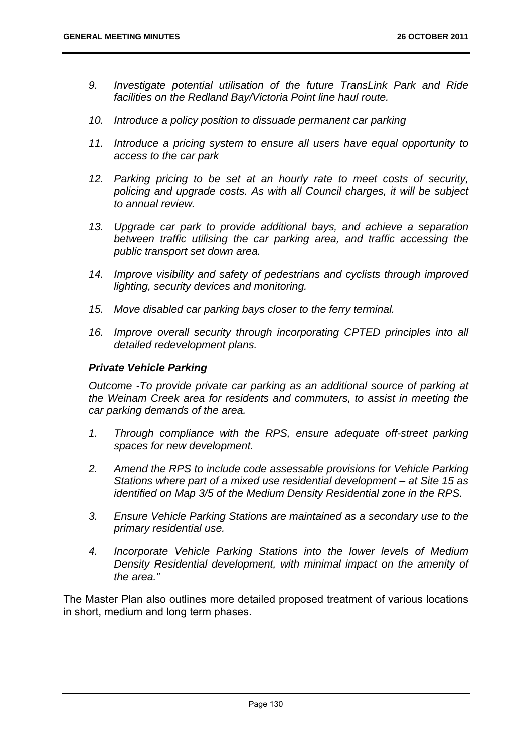9. *Investigate potential utilisation of the future TransLink Park and Ride facilities on the Redland Bay/Victoria Point line haul route.*

10. *Introduce a policy position to dissuade permanent car parking*

11. *Introduce a pricing system to ensure all users have equal opportunity to access to the car park*

12. *Parking pricing to be set at an hourly rate to meet costs of security, policing and upgrade costs. As with all Council charges, it will be subject to annual review.*

13. *Upgrade car park to provide additional bays, and achieve a separation between traffic utilising the car parking area, and traffic accessing the public transport set down area.*

14. *Improve visibility and safety of pedestrians and cyclists through improved lighting, security devices and monitoring.*

15. *Move disabled car parking bays closer to the ferry terminal.*

16. *Improve overall security through incorporating CPTED principles into all detailed redevelopment plans.*

***Private Vehicle Parking***

*Outcome -To provide private car parking as an additional source of parking at the Weinam Creek area for residents and commuters, to assist in meeting the car parking demands of the area.*

1. *Through compliance with the RPS, ensure adequate off-street parking spaces for new development.*

2. *Amend the RPS to include code assessable provisions for Vehicle Parking Stations where part of a mixed use residential development – at Site 15 as identified on Map 3/5 of the Medium Density Residential zone in the RPS.*

3. *Ensure Vehicle Parking Stations are maintained as a secondary use to the primary residential use.*

4. *Incorporate Vehicle Parking Stations into the lower levels of Medium Density Residential development, with minimal impact on the amenity of the area."*

The Master Plan also outlines more detailed proposed treatment of various locations in short, medium and long term phases.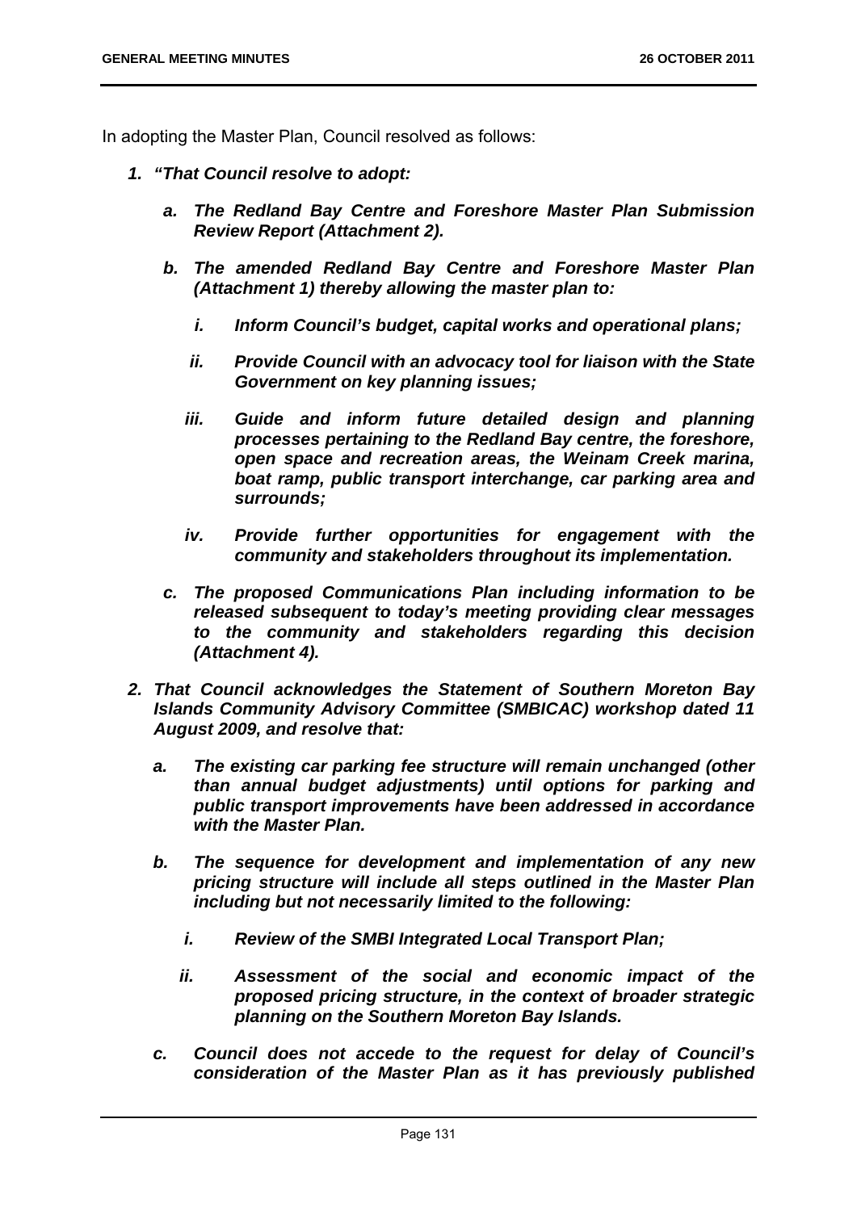In adopting the Master Plan, Council resolved as follows:

1. ***"That Council resolve to adopt:***

   a. ***The Redland Bay Centre and Foreshore Master Plan Submission Review Report (Attachment 2).***

   b. ***The amended Redland Bay Centre and Foreshore Master Plan (Attachment 1) thereby allowing the master plan to:***

      i. ***Inform Council's budget, capital works and operational plans;***

      ii. ***Provide Council with an advocacy tool for liaison with the State Government on key planning issues;***

      iii. ***Guide and inform future detailed design and planning processes pertaining to the Redland Bay centre, the foreshore, open space and recreation areas, the Weinam Creek marina, boat ramp, public transport interchange, car parking area and surrounds;***

      iv. ***Provide further opportunities for engagement with the community and stakeholders throughout its implementation.***

   c. ***The proposed Communications Plan including information to be released subsequent to today's meeting providing clear messages to the community and stakeholders regarding this decision (Attachment 4).***

2. ***That Council acknowledges the Statement of Southern Moreton Bay Islands Community Advisory Committee (SMBICAC) workshop dated 11 August 2009, and resolve that:***

   a. ***The existing car parking fee structure will remain unchanged (other than annual budget adjustments) until options for parking and public transport improvements have been addressed in accordance with the Master Plan.***

   b. ***The sequence for development and implementation of any new pricing structure will include all steps outlined in the Master Plan including but not necessarily limited to the following:***

      i. ***Review of the SMBI Integrated Local Transport Plan;***

      ii. ***Assessment of the social and economic impact of the proposed pricing structure, in the context of broader strategic planning on the Southern Moreton Bay Islands.***

   c. ***Council does not accede to the request for delay of Council's consideration of the Master Plan as it has previously published***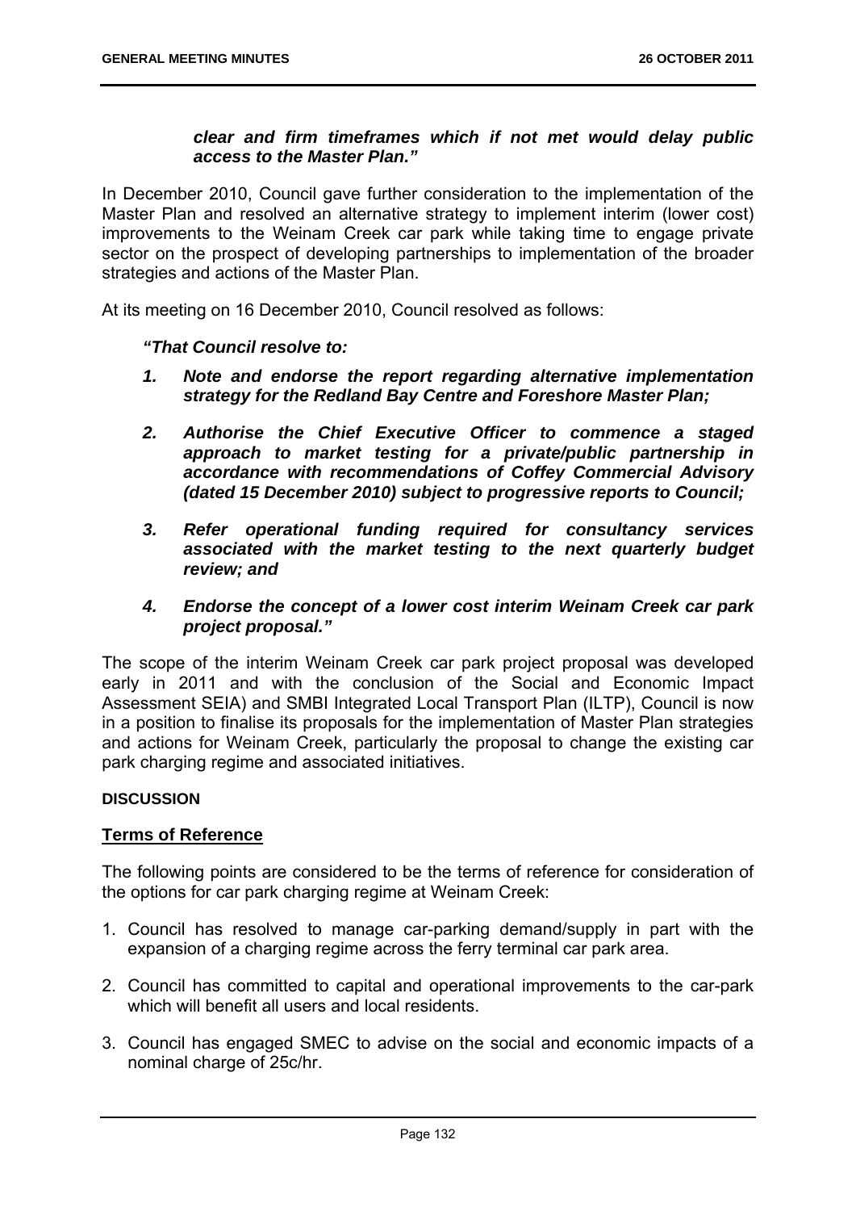***clear and firm timeframes which if not met would delay public access to the Master Plan."***

In December 2010, Council gave further consideration to the implementation of the Master Plan and resolved an alternative strategy to implement interim (lower cost) improvements to the Weinam Creek car park while taking time to engage private sector on the prospect of developing partnerships to implementation of the broader strategies and actions of the Master Plan.

At its meeting on 16 December 2010, Council resolved as follows:

***"That Council resolve to:***

1. ***Note and endorse the report regarding alternative implementation strategy for the Redland Bay Centre and Foreshore Master Plan;***
2. ***Authorise the Chief Executive Officer to commence a staged approach to market testing for a private/public partnership in accordance with recommendations of Coffey Commercial Advisory (dated 15 December 2010) subject to progressive reports to Council;***
3. ***Refer operational funding required for consultancy services associated with the market testing to the next quarterly budget review; and***
4. ***Endorse the concept of a lower cost interim Weinam Creek car park project proposal."***

The scope of the interim Weinam Creek car park project proposal was developed early in 2011 and with the conclusion of the Social and Economic Impact Assessment SEIA) and SMBI Integrated Local Transport Plan (ILTP), Council is now in a position to finalise its proposals for the implementation of Master Plan strategies and actions for Weinam Creek, particularly the proposal to change the existing car park charging regime and associated initiatives.

**DISCUSSION**

**Terms of Reference**

The following points are considered to be the terms of reference for consideration of the options for car park charging regime at Weinam Creek:

1. Council has resolved to manage car-parking demand/supply in part with the expansion of a charging regime across the ferry terminal car park area.
2. Council has committed to capital and operational improvements to the car-park which will benefit all users and local residents.
3. Council has engaged SMEC to advise on the social and economic impacts of a nominal charge of 25c/hr.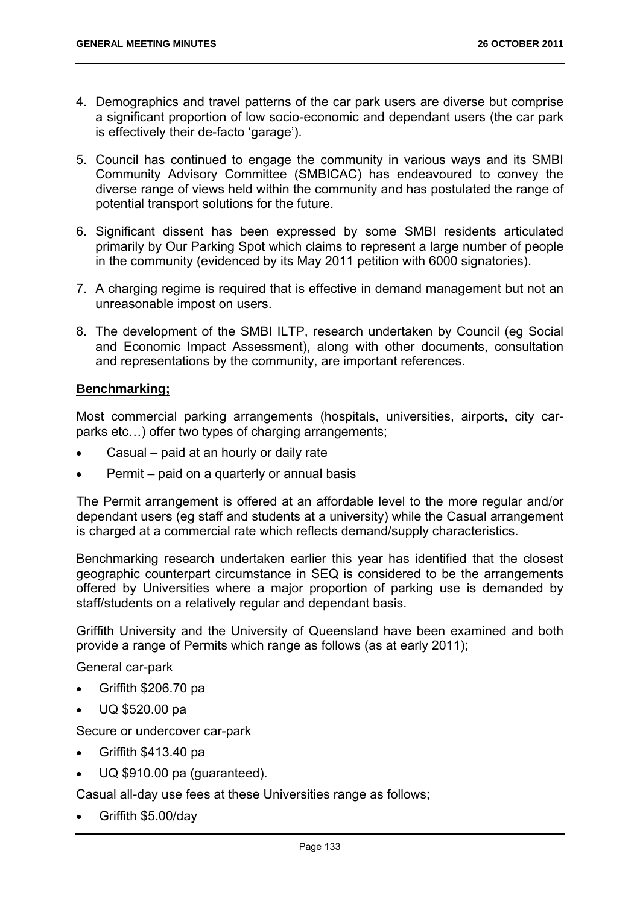4. Demographics and travel patterns of the car park users are diverse but comprise a significant proportion of low socio-economic and dependant users (the car park is effectively their de-facto 'garage').

5. Council has continued to engage the community in various ways and its SMBI Community Advisory Committee (SMBICAC) has endeavoured to convey the diverse range of views held within the community and has postulated the range of potential transport solutions for the future.

6. Significant dissent has been expressed by some SMBI residents articulated primarily by Our Parking Spot which claims to represent a large number of people in the community (evidenced by its May 2011 petition with 6000 signatories).

7. A charging regime is required that is effective in demand management but not an unreasonable impost on users.

8. The development of the SMBI ILTP, research undertaken by Council (eg Social and Economic Impact Assessment), along with other documents, consultation and representations by the community, are important references.

**Benchmarking;**

Most commercial parking arrangements (hospitals, universities, airports, city car-parks etc…) offer two types of charging arrangements;

- Casual – paid at an hourly or daily rate
- Permit – paid on a quarterly or annual basis

The Permit arrangement is offered at an affordable level to the more regular and/or dependant users (eg staff and students at a university) while the Casual arrangement is charged at a commercial rate which reflects demand/supply characteristics.

Benchmarking research undertaken earlier this year has identified that the closest geographic counterpart circumstance in SEQ is considered to be the arrangements offered by Universities where a major proportion of parking use is demanded by staff/students on a relatively regular and dependant basis.

Griffith University and the University of Queensland have been examined and both provide a range of Permits which range as follows (as at early 2011);

General car-park

- Griffith $206.70 pa
- UQ $520.00 pa

Secure or undercover car-park

- Griffith $413.40 pa
- UQ $910.00 pa (guaranteed).

Casual all-day use fees at these Universities range as follows;

- Griffith $5.00/day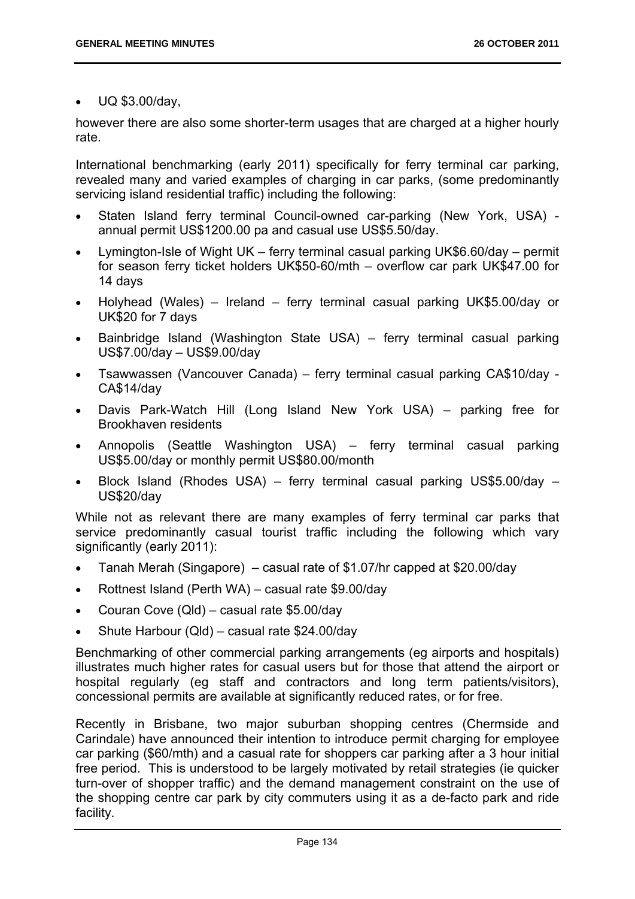- UQ $3.00/day,

however there are also some shorter-term usages that are charged at a higher hourly rate.

International benchmarking (early 2011) specifically for ferry terminal car parking, revealed many and varied examples of charging in car parks, (some predominantly servicing island residential traffic) including the following:

- Staten Island ferry terminal Council-owned car-parking (New York, USA) - annual permit US$1200.00 pa and casual use US$5.50/day.
- Lymington-Isle of Wight UK – ferry terminal casual parking UK$6.60/day – permit for season ferry ticket holders UK$50-60/mth – overflow car park UK$47.00 for 14 days
- Holyhead (Wales) – Ireland – ferry terminal casual parking UK$5.00/day or UK$20 for 7 days
- Bainbridge Island (Washington State USA) – ferry terminal casual parking US$7.00/day – US$9.00/day
- Tsawwassen (Vancouver Canada) – ferry terminal casual parking CA$10/day - CA$14/day
- Davis Park-Watch Hill (Long Island New York USA) – parking free for Brookhaven residents
- Annopolis (Seattle Washington USA) – ferry terminal casual parking US$5.00/day or monthly permit US$80.00/month
- Block Island (Rhodes USA) – ferry terminal casual parking US$5.00/day – US$20/day

While not as relevant there are many examples of ferry terminal car parks that service predominantly casual tourist traffic including the following which vary significantly (early 2011):

- Tanah Merah (Singapore) – casual rate of $1.07/hr capped at $20.00/day
- Rottnest Island (Perth WA) – casual rate $9.00/day
- Couran Cove (Qld) – casual rate $5.00/day
- Shute Harbour (Qld) – casual rate $24.00/day

Benchmarking of other commercial parking arrangements (eg airports and hospitals) illustrates much higher rates for casual users but for those that attend the airport or hospital regularly (eg staff and contractors and long term patients/visitors), concessional permits are available at significantly reduced rates, or for free.

Recently in Brisbane, two major suburban shopping centres (Chermside and Carindale) have announced their intention to introduce permit charging for employee car parking ($60/mth) and a casual rate for shoppers car parking after a 3 hour initial free period. This is understood to be largely motivated by retail strategies (ie quicker turn-over of shopper traffic) and the demand management constraint on the use of the shopping centre car park by city commuters using it as a de-facto park and ride facility.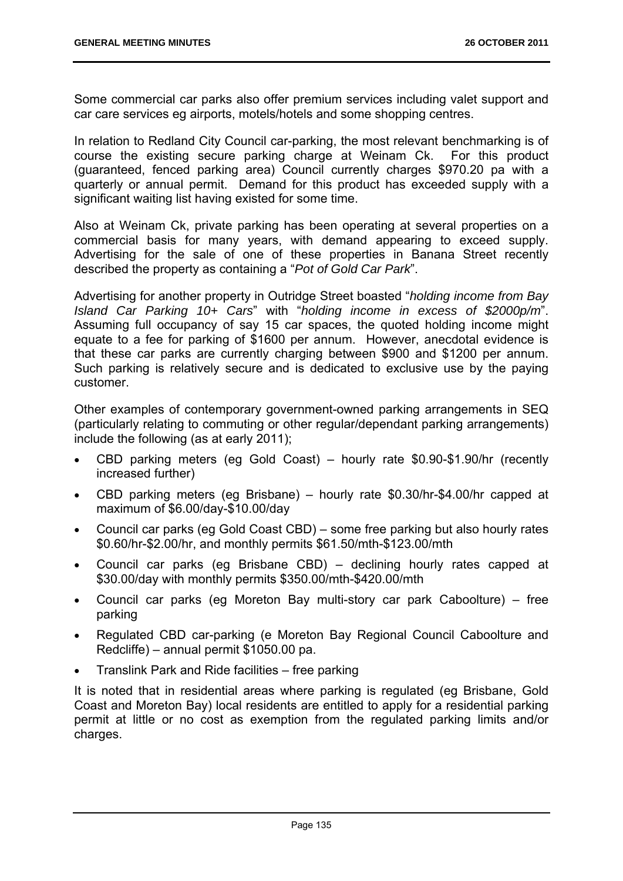Some commercial car parks also offer premium services including valet support and car care services eg airports, motels/hotels and some shopping centres.

In relation to Redland City Council car-parking, the most relevant benchmarking is of course the existing secure parking charge at Weinam Ck. For this product (guaranteed, fenced parking area) Council currently charges $970.20 pa with a quarterly or annual permit. Demand for this product has exceeded supply with a significant waiting list having existed for some time.

Also at Weinam Ck, private parking has been operating at several properties on a commercial basis for many years, with demand appearing to exceed supply. Advertising for the sale of one of these properties in Banana Street recently described the property as containing a "*Pot of Gold Car Park*".

Advertising for another property in Outridge Street boasted "*holding income from Bay Island Car Parking 10+ Cars*" with "*holding income in excess of $2000p/m*". Assuming full occupancy of say 15 car spaces, the quoted holding income might equate to a fee for parking of $1600 per annum. However, anecdotal evidence is that these car parks are currently charging between $900 and $1200 per annum. Such parking is relatively secure and is dedicated to exclusive use by the paying customer.

Other examples of contemporary government-owned parking arrangements in SEQ (particularly relating to commuting or other regular/dependant parking arrangements) include the following (as at early 2011);

- CBD parking meters (eg Gold Coast) – hourly rate $0.90-$1.90/hr (recently increased further)
- CBD parking meters (eg Brisbane) – hourly rate $0.30/hr-$4.00/hr capped at maximum of $6.00/day-$10.00/day
- Council car parks (eg Gold Coast CBD) – some free parking but also hourly rates $0.60/hr-$2.00/hr, and monthly permits $61.50/mth-$123.00/mth
- Council car parks (eg Brisbane CBD) – declining hourly rates capped at $30.00/day with monthly permits $350.00/mth-$420.00/mth
- Council car parks (eg Moreton Bay multi-story car park Caboolture) – free parking
- Regulated CBD car-parking (e Moreton Bay Regional Council Caboolture and Redcliffe) – annual permit $1050.00 pa.
- Translink Park and Ride facilities – free parking

It is noted that in residential areas where parking is regulated (eg Brisbane, Gold Coast and Moreton Bay) local residents are entitled to apply for a residential parking permit at little or no cost as exemption from the regulated parking limits and/or charges.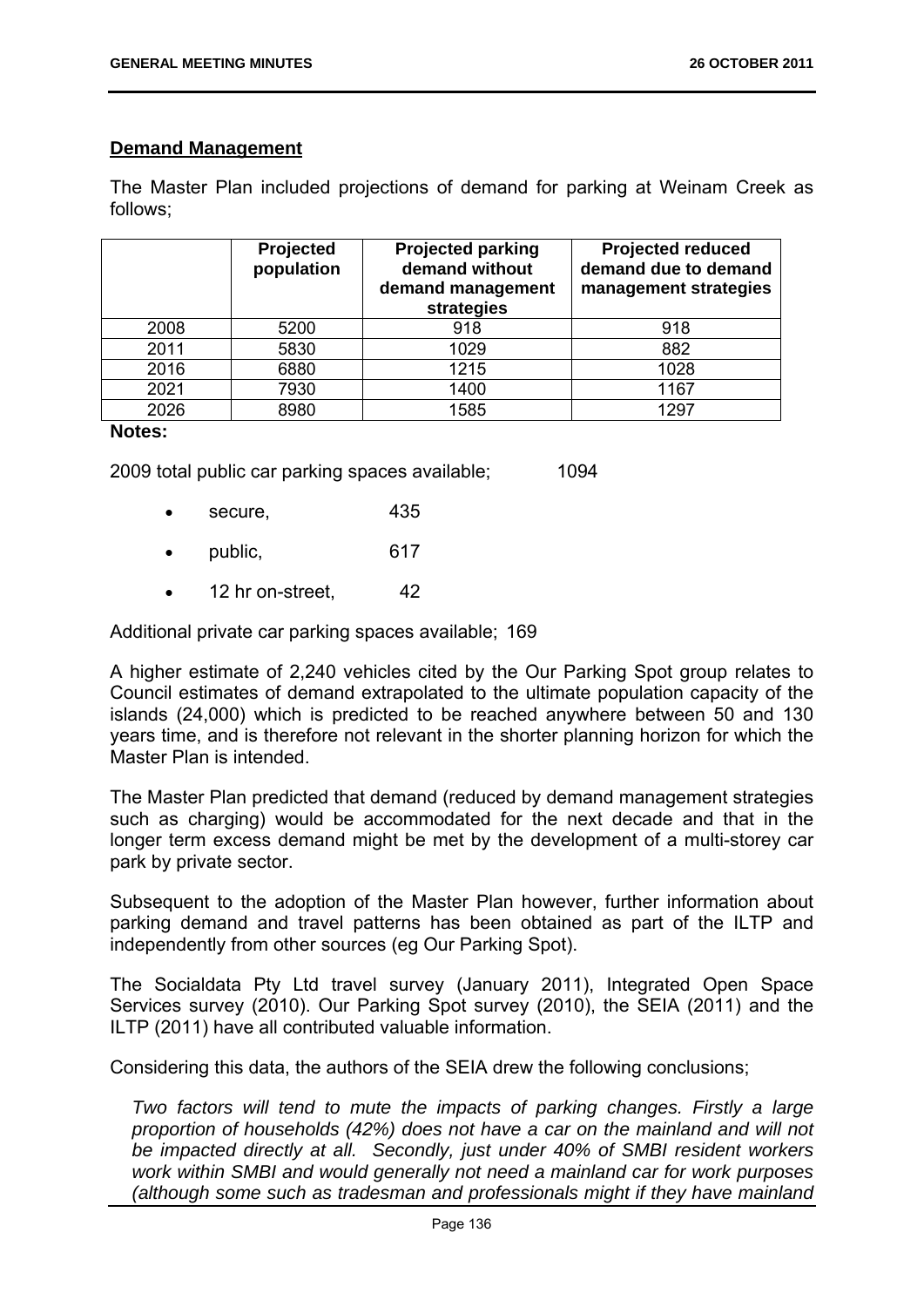**Demand Management**

The Master Plan included projections of demand for parking at Weinam Creek as follows;

| | Projected population | Projected parking demand without demand management strategies | Projected reduced demand due to demand management strategies |
|---|---|---|---|
| 2008 | 5200 | 918 | 918 |
| 2011 | 5830 | 1029 | 882 |
| 2016 | 6880 | 1215 | 1028 |
| 2021 | 7930 | 1400 | 1167 |
| 2026 | 8980 | 1585 | 1297 |

**Notes:**

2009 total public car parking spaces available; 1094

- secure, 435
- public, 617
- 12 hr on-street, 42

Additional private car parking spaces available; 169

A higher estimate of 2,240 vehicles cited by the Our Parking Spot group relates to Council estimates of demand extrapolated to the ultimate population capacity of the islands (24,000) which is predicted to be reached anywhere between 50 and 130 years time, and is therefore not relevant in the shorter planning horizon for which the Master Plan is intended.

The Master Plan predicted that demand (reduced by demand management strategies such as charging) would be accommodated for the next decade and that in the longer term excess demand might be met by the development of a multi-storey car park by private sector.

Subsequent to the adoption of the Master Plan however, further information about parking demand and travel patterns has been obtained as part of the ILTP and independently from other sources (eg Our Parking Spot).

The Socialdata Pty Ltd travel survey (January 2011), Integrated Open Space Services survey (2010). Our Parking Spot survey (2010), the SEIA (2011) and the ILTP (2011) have all contributed valuable information.

Considering this data, the authors of the SEIA drew the following conclusions;

*Two factors will tend to mute the impacts of parking changes. Firstly a large proportion of households (42%) does not have a car on the mainland and will not be impacted directly at all. Secondly, just under 40% of SMBI resident workers work within SMBI and would generally not need a mainland car for work purposes (although some such as tradesman and professionals might if they have mainland*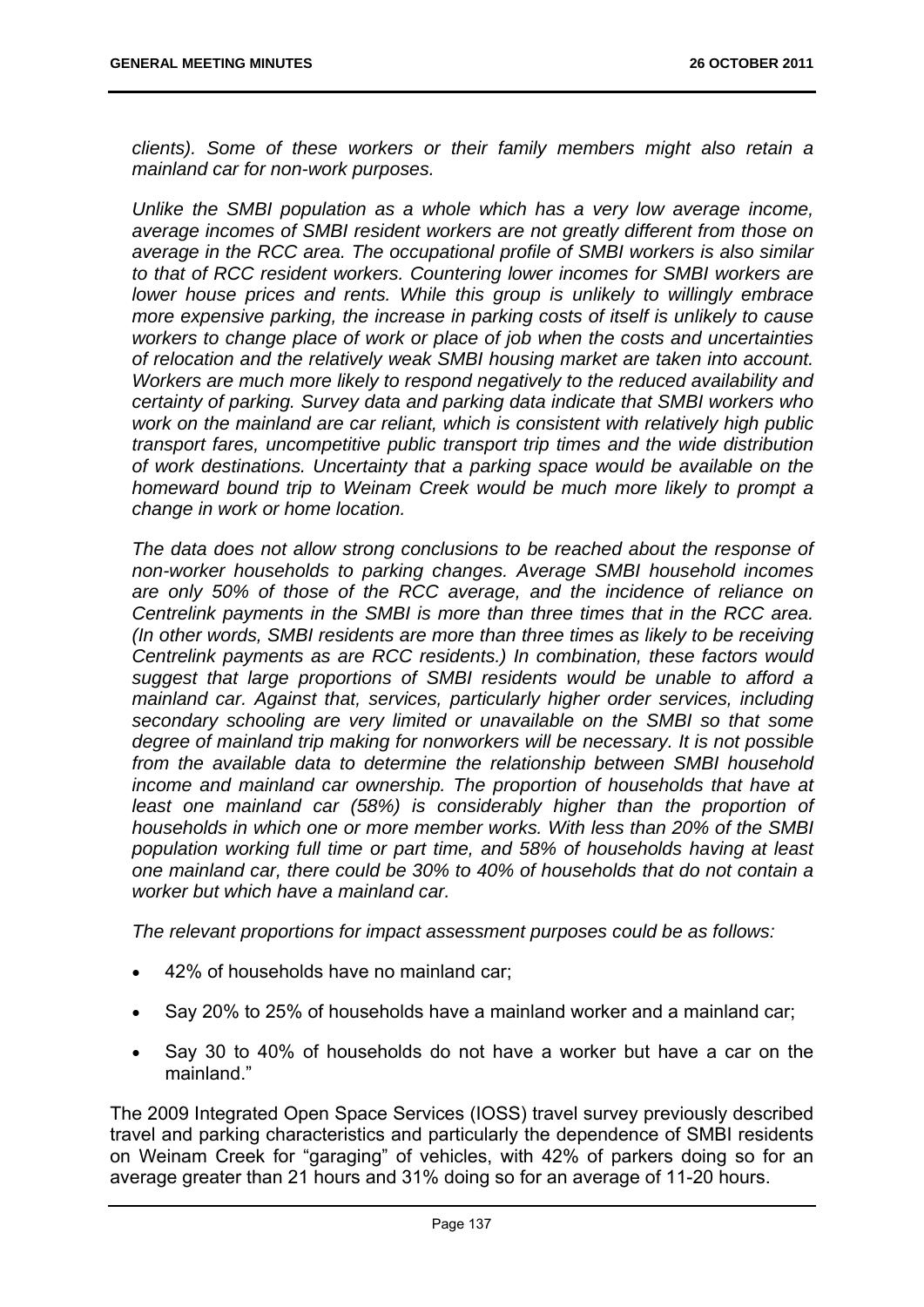*clients). Some of these workers or their family members might also retain a mainland car for non-work purposes.*

*Unlike the SMBI population as a whole which has a very low average income, average incomes of SMBI resident workers are not greatly different from those on average in the RCC area. The occupational profile of SMBI workers is also similar to that of RCC resident workers. Countering lower incomes for SMBI workers are lower house prices and rents. While this group is unlikely to willingly embrace more expensive parking, the increase in parking costs of itself is unlikely to cause workers to change place of work or place of job when the costs and uncertainties of relocation and the relatively weak SMBI housing market are taken into account. Workers are much more likely to respond negatively to the reduced availability and certainty of parking. Survey data and parking data indicate that SMBI workers who work on the mainland are car reliant, which is consistent with relatively high public transport fares, uncompetitive public transport trip times and the wide distribution of work destinations. Uncertainty that a parking space would be available on the homeward bound trip to Weinam Creek would be much more likely to prompt a change in work or home location.*

*The data does not allow strong conclusions to be reached about the response of non-worker households to parking changes. Average SMBI household incomes are only 50% of those of the RCC average, and the incidence of reliance on Centrelink payments in the SMBI is more than three times that in the RCC area. (In other words, SMBI residents are more than three times as likely to be receiving Centrelink payments as are RCC residents.) In combination, these factors would suggest that large proportions of SMBI residents would be unable to afford a mainland car. Against that, services, particularly higher order services, including secondary schooling are very limited or unavailable on the SMBI so that some degree of mainland trip making for nonworkers will be necessary. It is not possible from the available data to determine the relationship between SMBI household income and mainland car ownership. The proportion of households that have at least one mainland car (58%) is considerably higher than the proportion of households in which one or more member works. With less than 20% of the SMBI population working full time or part time, and 58% of households having at least one mainland car, there could be 30% to 40% of households that do not contain a worker but which have a mainland car.*

*The relevant proportions for impact assessment purposes could be as follows:*

- 42% of households have no mainland car;
- Say 20% to 25% of households have a mainland worker and a mainland car;
- Say 30 to 40% of households do not have a worker but have a car on the mainland."

The 2009 Integrated Open Space Services (IOSS) travel survey previously described travel and parking characteristics and particularly the dependence of SMBI residents on Weinam Creek for "garaging" of vehicles, with 42% of parkers doing so for an average greater than 21 hours and 31% doing so for an average of 11-20 hours.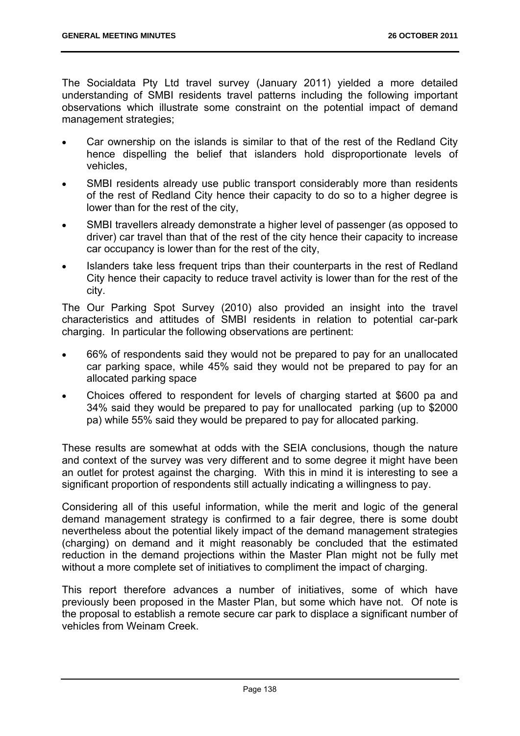The Socialdata Pty Ltd travel survey (January 2011) yielded a more detailed understanding of SMBI residents travel patterns including the following important observations which illustrate some constraint on the potential impact of demand management strategies;

- Car ownership on the islands is similar to that of the rest of the Redland City hence dispelling the belief that islanders hold disproportionate levels of vehicles,
- SMBI residents already use public transport considerably more than residents of the rest of Redland City hence their capacity to do so to a higher degree is lower than for the rest of the city,
- SMBI travellers already demonstrate a higher level of passenger (as opposed to driver) car travel than that of the rest of the city hence their capacity to increase car occupancy is lower than for the rest of the city,
- Islanders take less frequent trips than their counterparts in the rest of Redland City hence their capacity to reduce travel activity is lower than for the rest of the city.

The Our Parking Spot Survey (2010) also provided an insight into the travel characteristics and attitudes of SMBI residents in relation to potential car-park charging. In particular the following observations are pertinent:

- 66% of respondents said they would not be prepared to pay for an unallocated car parking space, while 45% said they would not be prepared to pay for an allocated parking space
- Choices offered to respondent for levels of charging started at \$600 pa and 34% said they would be prepared to pay for unallocated parking (up to \$2000 pa) while 55% said they would be prepared to pay for allocated parking.

These results are somewhat at odds with the SEIA conclusions, though the nature and context of the survey was very different and to some degree it might have been an outlet for protest against the charging. With this in mind it is interesting to see a significant proportion of respondents still actually indicating a willingness to pay.

Considering all of this useful information, while the merit and logic of the general demand management strategy is confirmed to a fair degree, there is some doubt nevertheless about the potential likely impact of the demand management strategies (charging) on demand and it might reasonably be concluded that the estimated reduction in the demand projections within the Master Plan might not be fully met without a more complete set of initiatives to compliment the impact of charging.

This report therefore advances a number of initiatives, some of which have previously been proposed in the Master Plan, but some which have not. Of note is the proposal to establish a remote secure car park to displace a significant number of vehicles from Weinam Creek.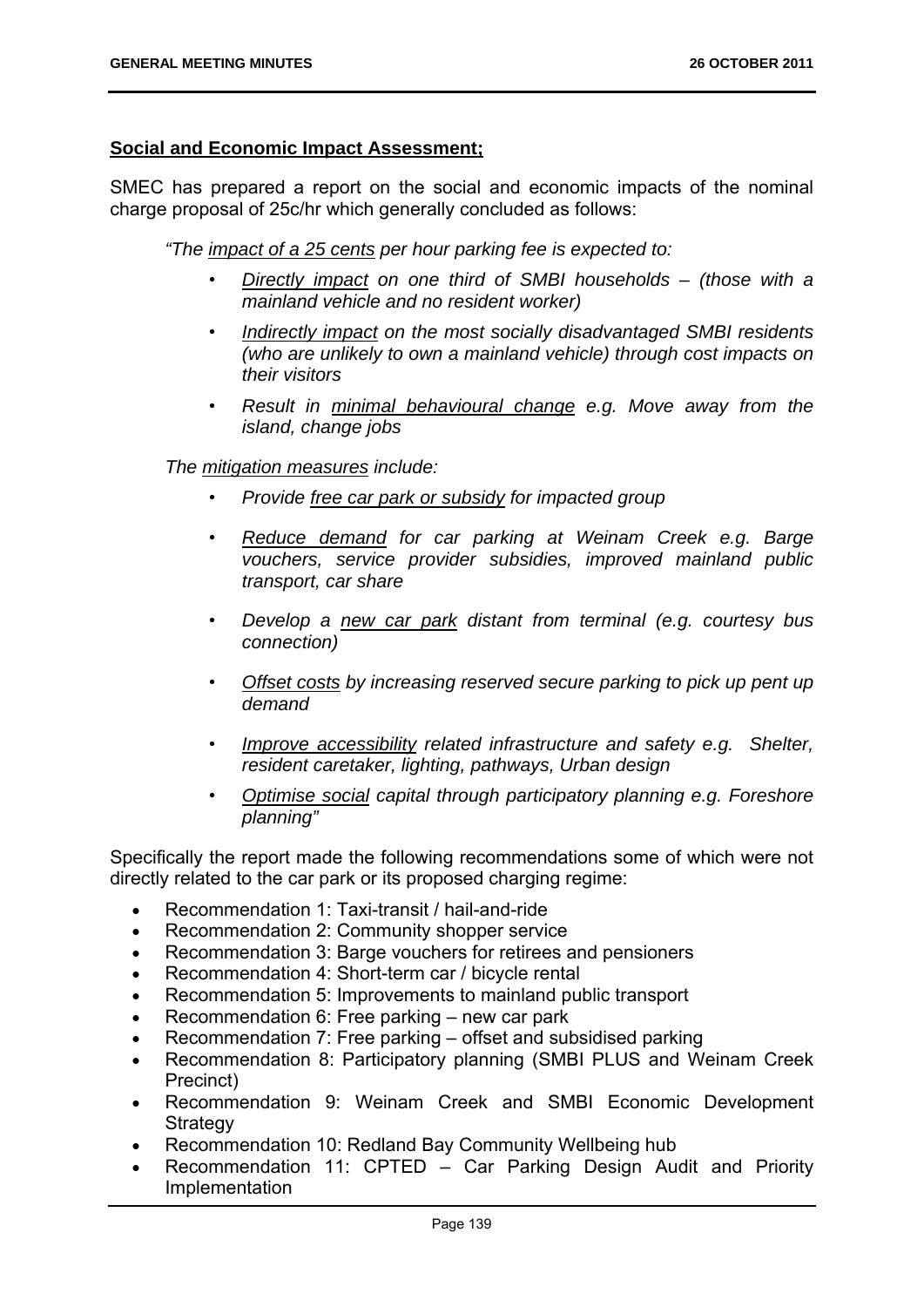**<u>Social and Economic Impact Assessment;</u>**

SMEC has prepared a report on the social and economic impacts of the nominal charge proposal of 25c/hr which generally concluded as follows:

> *"The <u>impact of a 25 cents</u> per hour parking fee is expected to:*
>
> - *<u>Directly impact</u> on one third of SMBI households – (those with a mainland vehicle and no resident worker)*
> - *<u>Indirectly impact</u> on the most socially disadvantaged SMBI residents (who are unlikely to own a mainland vehicle) through cost impacts on their visitors*
> - *Result in <u>minimal behavioural change</u> e.g. Move away from the island, change jobs*
>
> *The <u>mitigation measures</u> include:*
>
> - *Provide <u>free car park or subsidy</u> for impacted group*
> - *<u>Reduce demand</u> for car parking at Weinam Creek e.g. Barge vouchers, service provider subsidies, improved mainland public transport, car share*
> - *Develop a <u>new car park</u> distant from terminal (e.g. courtesy bus connection)*
> - *<u>Offset costs</u> by increasing reserved secure parking to pick up pent up demand*
> - *<u>Improve accessibility</u> related infrastructure and safety e.g. Shelter, resident caretaker, lighting, pathways, Urban design*
> - *<u>Optimise social</u> capital through participatory planning e.g. Foreshore planning"*

Specifically the report made the following recommendations some of which were not directly related to the car park or its proposed charging regime:

- Recommendation 1: Taxi-transit / hail-and-ride
- Recommendation 2: Community shopper service
- Recommendation 3: Barge vouchers for retirees and pensioners
- Recommendation 4: Short-term car / bicycle rental
- Recommendation 5: Improvements to mainland public transport
- Recommendation 6: Free parking – new car park
- Recommendation 7: Free parking – offset and subsidised parking
- Recommendation 8: Participatory planning (SMBI PLUS and Weinam Creek Precinct)
- Recommendation 9: Weinam Creek and SMBI Economic Development Strategy
- Recommendation 10: Redland Bay Community Wellbeing hub
- Recommendation 11: CPTED – Car Parking Design Audit and Priority Implementation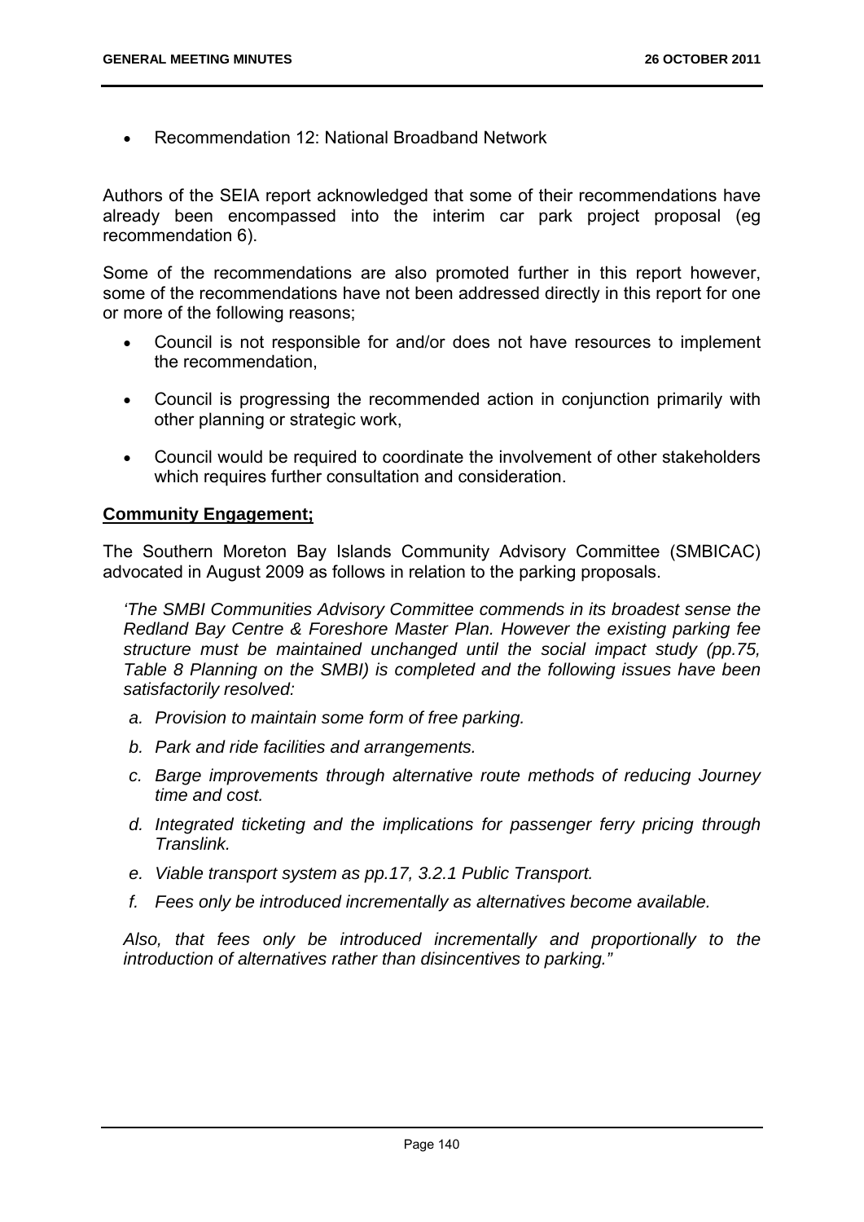- Recommendation 12: National Broadband Network

Authors of the SEIA report acknowledged that some of their recommendations have already been encompassed into the interim car park project proposal (eg recommendation 6).

Some of the recommendations are also promoted further in this report however, some of the recommendations have not been addressed directly in this report for one or more of the following reasons;

- Council is not responsible for and/or does not have resources to implement the recommendation,
- Council is progressing the recommended action in conjunction primarily with other planning or strategic work,
- Council would be required to coordinate the involvement of other stakeholders which requires further consultation and consideration.

**Community Engagement;**

The Southern Moreton Bay Islands Community Advisory Committee (SMBICAC) advocated in August 2009 as follows in relation to the parking proposals.

*'The SMBI Communities Advisory Committee commends in its broadest sense the Redland Bay Centre & Foreshore Master Plan. However the existing parking fee structure must be maintained unchanged until the social impact study (pp.75, Table 8 Planning on the SMBI) is completed and the following issues have been satisfactorily resolved:*

*a. Provision to maintain some form of free parking.*

*b. Park and ride facilities and arrangements.*

*c. Barge improvements through alternative route methods of reducing Journey time and cost.*

*d. Integrated ticketing and the implications for passenger ferry pricing through Translink.*

*e. Viable transport system as pp.17, 3.2.1 Public Transport.*

*f. Fees only be introduced incrementally as alternatives become available.*

*Also, that fees only be introduced incrementally and proportionally to the introduction of alternatives rather than disincentives to parking."*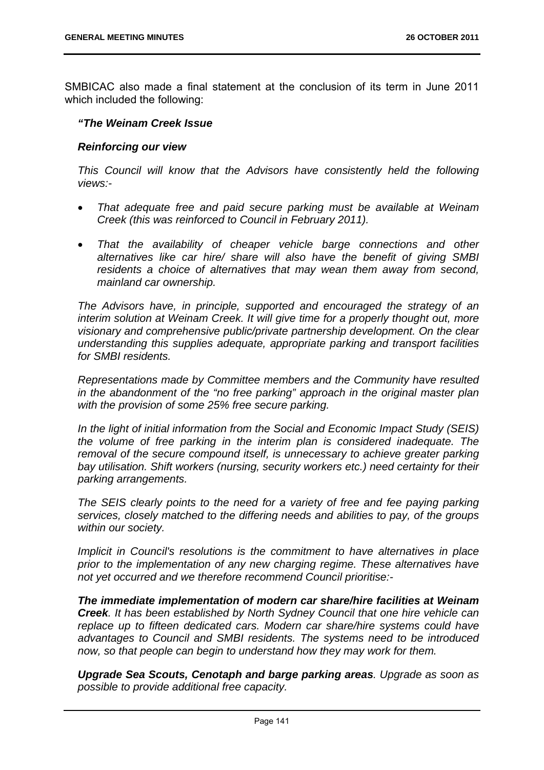SMBICAC also made a final statement at the conclusion of its term in June 2011 which included the following:

***"The Weinam Creek Issue***

***Reinforcing our view***

*This Council will know that the Advisors have consistently held the following views:-*

- *That adequate free and paid secure parking must be available at Weinam Creek (this was reinforced to Council in February 2011).*
- *That the availability of cheaper vehicle barge connections and other alternatives like car hire/ share will also have the benefit of giving SMBI residents a choice of alternatives that may wean them away from second, mainland car ownership.*

*The Advisors have, in principle, supported and encouraged the strategy of an interim solution at Weinam Creek. It will give time for a properly thought out, more visionary and comprehensive public/private partnership development. On the clear understanding this supplies adequate, appropriate parking and transport facilities for SMBI residents.*

*Representations made by Committee members and the Community have resulted in the abandonment of the "no free parking" approach in the original master plan with the provision of some 25% free secure parking.*

*In the light of initial information from the Social and Economic Impact Study (SEIS) the volume of free parking in the interim plan is considered inadequate. The removal of the secure compound itself, is unnecessary to achieve greater parking bay utilisation. Shift workers (nursing, security workers etc.) need certainty for their parking arrangements.*

*The SEIS clearly points to the need for a variety of free and fee paying parking services, closely matched to the differing needs and abilities to pay, of the groups within our society.*

*Implicit in Council's resolutions is the commitment to have alternatives in place prior to the implementation of any new charging regime. These alternatives have not yet occurred and we therefore recommend Council prioritise:-*

***The immediate implementation of modern car share/hire facilities at Weinam Creek**. It has been established by North Sydney Council that one hire vehicle can replace up to fifteen dedicated cars. Modern car share/hire systems could have advantages to Council and SMBI residents. The systems need to be introduced now, so that people can begin to understand how they may work for them.*

***Upgrade Sea Scouts, Cenotaph and barge parking areas**. Upgrade as soon as possible to provide additional free capacity.*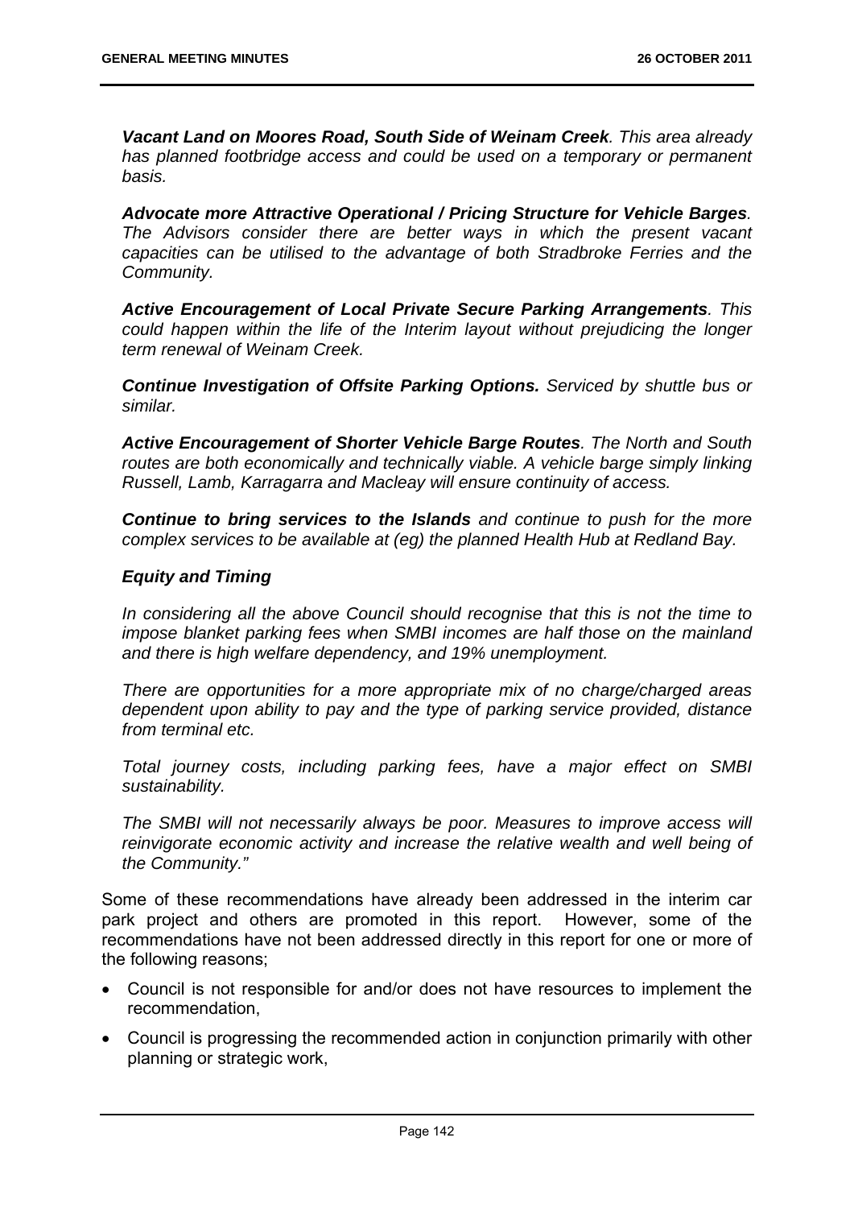***Vacant Land on Moores Road, South Side of Weinam Creek****. This area already has planned footbridge access and could be used on a temporary or permanent basis.*

***Advocate more Attractive Operational / Pricing Structure for Vehicle Barges****. The Advisors consider there are better ways in which the present vacant capacities can be utilised to the advantage of both Stradbroke Ferries and the Community.*

***Active Encouragement of Local Private Secure Parking Arrangements****. This could happen within the life of the Interim layout without prejudicing the longer term renewal of Weinam Creek.*

***Continue Investigation of Offsite Parking Options.*** *Serviced by shuttle bus or similar.*

***Active Encouragement of Shorter Vehicle Barge Routes****. The North and South routes are both economically and technically viable. A vehicle barge simply linking Russell, Lamb, Karragarra and Macleay will ensure continuity of access.*

***Continue to bring services to the Islands*** *and continue to push for the more complex services to be available at (eg) the planned Health Hub at Redland Bay.*

***Equity and Timing***

*In considering all the above Council should recognise that this is not the time to impose blanket parking fees when SMBI incomes are half those on the mainland and there is high welfare dependency, and 19% unemployment.*

*There are opportunities for a more appropriate mix of no charge/charged areas dependent upon ability to pay and the type of parking service provided, distance from terminal etc.*

*Total journey costs, including parking fees, have a major effect on SMBI sustainability.*

*The SMBI will not necessarily always be poor. Measures to improve access will reinvigorate economic activity and increase the relative wealth and well being of the Community."*

Some of these recommendations have already been addressed in the interim car park project and others are promoted in this report. However, some of the recommendations have not been addressed directly in this report for one or more of the following reasons;

- Council is not responsible for and/or does not have resources to implement the recommendation,
- Council is progressing the recommended action in conjunction primarily with other planning or strategic work,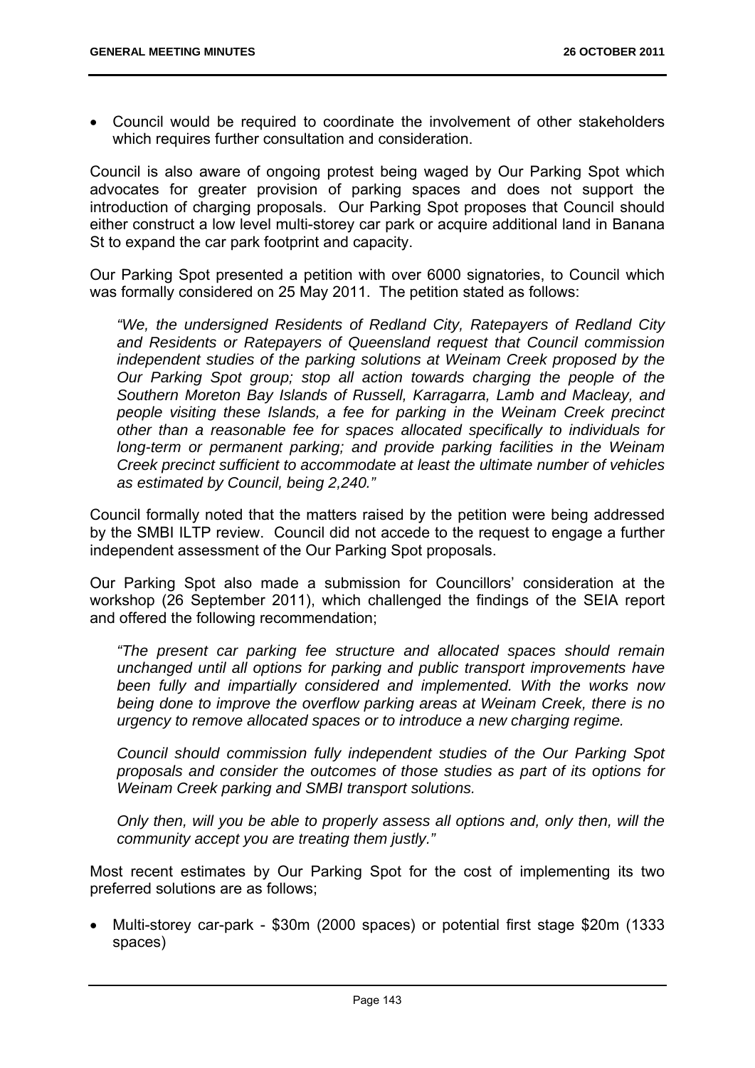- Council would be required to coordinate the involvement of other stakeholders which requires further consultation and consideration.

Council is also aware of ongoing protest being waged by Our Parking Spot which advocates for greater provision of parking spaces and does not support the introduction of charging proposals. Our Parking Spot proposes that Council should either construct a low level multi-storey car park or acquire additional land in Banana St to expand the car park footprint and capacity.

Our Parking Spot presented a petition with over 6000 signatories, to Council which was formally considered on 25 May 2011. The petition stated as follows:

> *"We, the undersigned Residents of Redland City, Ratepayers of Redland City and Residents or Ratepayers of Queensland request that Council commission independent studies of the parking solutions at Weinam Creek proposed by the Our Parking Spot group; stop all action towards charging the people of the Southern Moreton Bay Islands of Russell, Karragarra, Lamb and Macleay, and people visiting these Islands, a fee for parking in the Weinam Creek precinct other than a reasonable fee for spaces allocated specifically to individuals for long-term or permanent parking; and provide parking facilities in the Weinam Creek precinct sufficient to accommodate at least the ultimate number of vehicles as estimated by Council, being 2,240."*

Council formally noted that the matters raised by the petition were being addressed by the SMBI ILTP review. Council did not accede to the request to engage a further independent assessment of the Our Parking Spot proposals.

Our Parking Spot also made a submission for Councillors' consideration at the workshop (26 September 2011), which challenged the findings of the SEIA report and offered the following recommendation;

> *"The present car parking fee structure and allocated spaces should remain unchanged until all options for parking and public transport improvements have been fully and impartially considered and implemented. With the works now being done to improve the overflow parking areas at Weinam Creek, there is no urgency to remove allocated spaces or to introduce a new charging regime.*
>
> *Council should commission fully independent studies of the Our Parking Spot proposals and consider the outcomes of those studies as part of its options for Weinam Creek parking and SMBI transport solutions.*
>
> *Only then, will you be able to properly assess all options and, only then, will the community accept you are treating them justly."*

Most recent estimates by Our Parking Spot for the cost of implementing its two preferred solutions are as follows;

- Multi-storey car-park - $30m (2000 spaces) or potential first stage $20m (1333 spaces)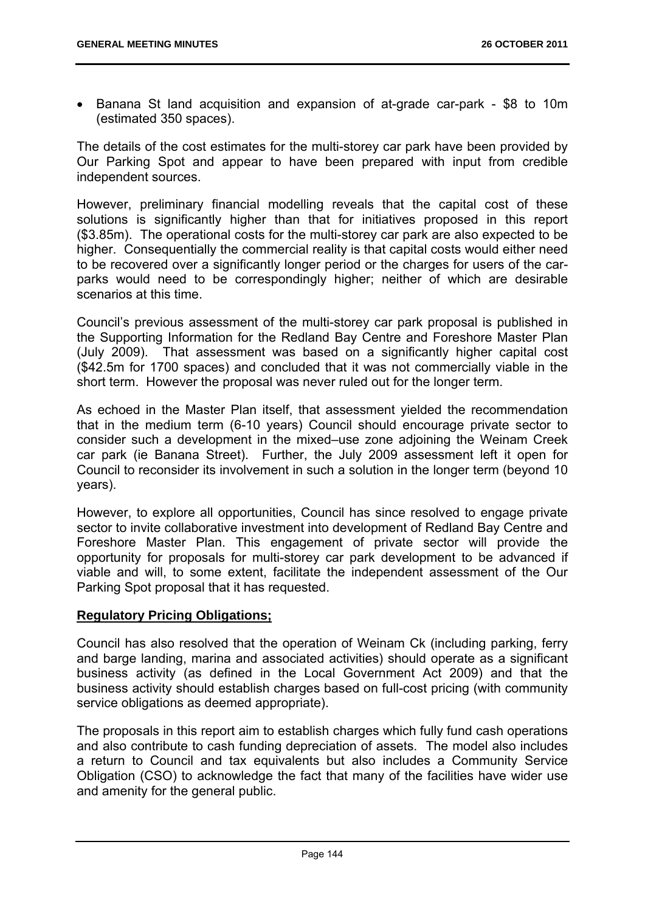- Banana St land acquisition and expansion of at-grade car-park - \$8 to 10m (estimated 350 spaces).

The details of the cost estimates for the multi-storey car park have been provided by Our Parking Spot and appear to have been prepared with input from credible independent sources.

However, preliminary financial modelling reveals that the capital cost of these solutions is significantly higher than that for initiatives proposed in this report (\$3.85m). The operational costs for the multi-storey car park are also expected to be higher. Consequentially the commercial reality is that capital costs would either need to be recovered over a significantly longer period or the charges for users of the car-parks would need to be correspondingly higher; neither of which are desirable scenarios at this time.

Council's previous assessment of the multi-storey car park proposal is published in the Supporting Information for the Redland Bay Centre and Foreshore Master Plan (July 2009). That assessment was based on a significantly higher capital cost (\$42.5m for 1700 spaces) and concluded that it was not commercially viable in the short term. However the proposal was never ruled out for the longer term.

As echoed in the Master Plan itself, that assessment yielded the recommendation that in the medium term (6-10 years) Council should encourage private sector to consider such a development in the mixed–use zone adjoining the Weinam Creek car park (ie Banana Street). Further, the July 2009 assessment left it open for Council to reconsider its involvement in such a solution in the longer term (beyond 10 years).

However, to explore all opportunities, Council has since resolved to engage private sector to invite collaborative investment into development of Redland Bay Centre and Foreshore Master Plan. This engagement of private sector will provide the opportunity for proposals for multi-storey car park development to be advanced if viable and will, to some extent, facilitate the independent assessment of the Our Parking Spot proposal that it has requested.

**Regulatory Pricing Obligations;**

Council has also resolved that the operation of Weinam Ck (including parking, ferry and barge landing, marina and associated activities) should operate as a significant business activity (as defined in the Local Government Act 2009) and that the business activity should establish charges based on full-cost pricing (with community service obligations as deemed appropriate).

The proposals in this report aim to establish charges which fully fund cash operations and also contribute to cash funding depreciation of assets. The model also includes a return to Council and tax equivalents but also includes a Community Service Obligation (CSO) to acknowledge the fact that many of the facilities have wider use and amenity for the general public.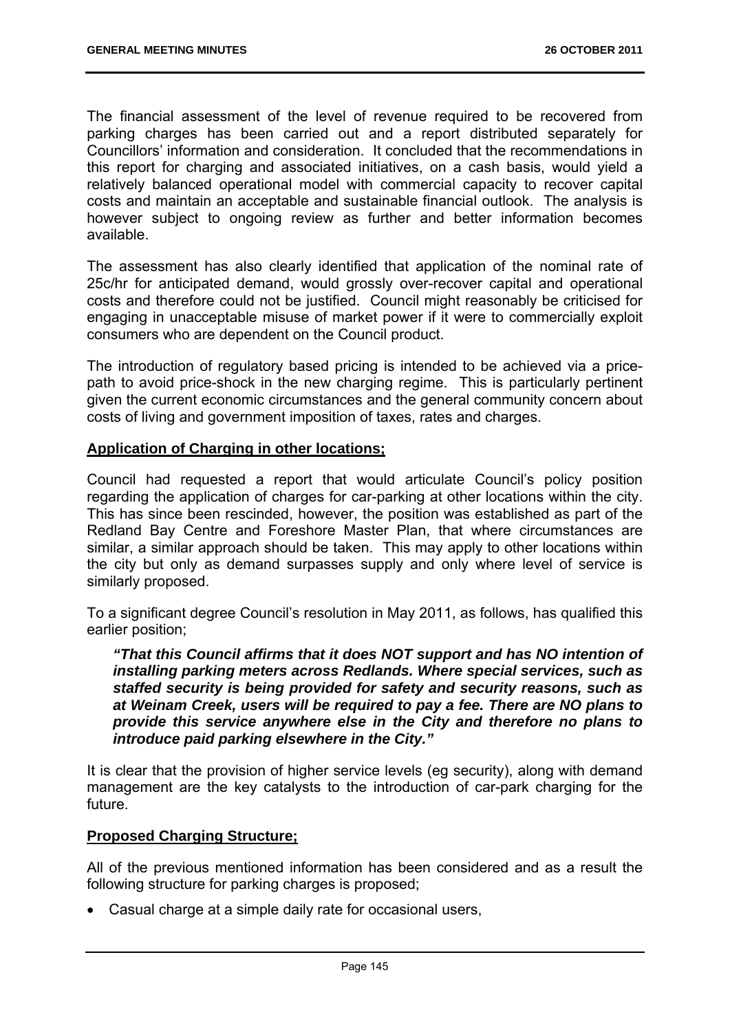The financial assessment of the level of revenue required to be recovered from parking charges has been carried out and a report distributed separately for Councillors' information and consideration. It concluded that the recommendations in this report for charging and associated initiatives, on a cash basis, would yield a relatively balanced operational model with commercial capacity to recover capital costs and maintain an acceptable and sustainable financial outlook. The analysis is however subject to ongoing review as further and better information becomes available.

The assessment has also clearly identified that application of the nominal rate of 25c/hr for anticipated demand, would grossly over-recover capital and operational costs and therefore could not be justified. Council might reasonably be criticised for engaging in unacceptable misuse of market power if it were to commercially exploit consumers who are dependent on the Council product.

The introduction of regulatory based pricing is intended to be achieved via a price-path to avoid price-shock in the new charging regime. This is particularly pertinent given the current economic circumstances and the general community concern about costs of living and government imposition of taxes, rates and charges.

**Application of Charging in other locations;**

Council had requested a report that would articulate Council's policy position regarding the application of charges for car-parking at other locations within the city. This has since been rescinded, however, the position was established as part of the Redland Bay Centre and Foreshore Master Plan, that where circumstances are similar, a similar approach should be taken. This may apply to other locations within the city but only as demand surpasses supply and only where level of service is similarly proposed.

To a significant degree Council's resolution in May 2011, as follows, has qualified this earlier position;

> ***"That this Council affirms that it does NOT support and has NO intention of installing parking meters across Redlands. Where special services, such as staffed security is being provided for safety and security reasons, such as at Weinam Creek, users will be required to pay a fee. There are NO plans to provide this service anywhere else in the City and therefore no plans to introduce paid parking elsewhere in the City."***

It is clear that the provision of higher service levels (eg security), along with demand management are the key catalysts to the introduction of car-park charging for the future.

**Proposed Charging Structure;**

All of the previous mentioned information has been considered and as a result the following structure for parking charges is proposed;

- Casual charge at a simple daily rate for occasional users,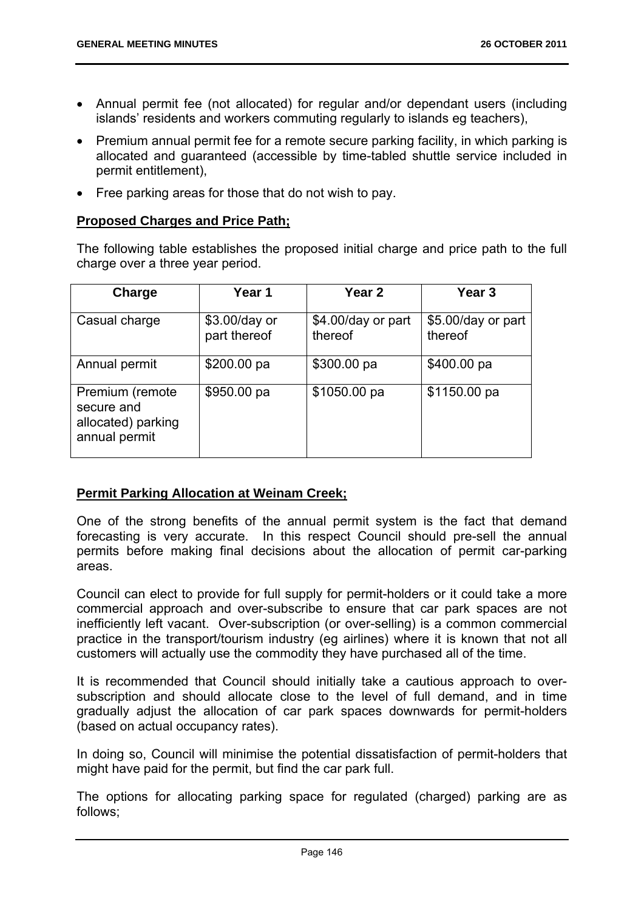- Annual permit fee (not allocated) for regular and/or dependant users (including islands' residents and workers commuting regularly to islands eg teachers),
- Premium annual permit fee for a remote secure parking facility, in which parking is allocated and guaranteed (accessible by time-tabled shuttle service included in permit entitlement),
- Free parking areas for those that do not wish to pay.

**Proposed Charges and Price Path;**

The following table establishes the proposed initial charge and price path to the full charge over a three year period.

| Charge | Year 1 | Year 2 | Year 3 |
|---|---|---|---|
| Casual charge | $3.00/day or part thereof | $4.00/day or part thereof | $5.00/day or part thereof |
| Annual permit | $200.00 pa | $300.00 pa | $400.00 pa |
| Premium (remote secure and allocated) parking annual permit | $950.00 pa | $1050.00 pa | $1150.00 pa |

**Permit Parking Allocation at Weinam Creek;**

One of the strong benefits of the annual permit system is the fact that demand forecasting is very accurate. In this respect Council should pre-sell the annual permits before making final decisions about the allocation of permit car-parking areas.

Council can elect to provide for full supply for permit-holders or it could take a more commercial approach and over-subscribe to ensure that car park spaces are not inefficiently left vacant. Over-subscription (or over-selling) is a common commercial practice in the transport/tourism industry (eg airlines) where it is known that not all customers will actually use the commodity they have purchased all of the time.

It is recommended that Council should initially take a cautious approach to over-subscription and should allocate close to the level of full demand, and in time gradually adjust the allocation of car park spaces downwards for permit-holders (based on actual occupancy rates).

In doing so, Council will minimise the potential dissatisfaction of permit-holders that might have paid for the permit, but find the car park full.

The options for allocating parking space for regulated (charged) parking are as follows;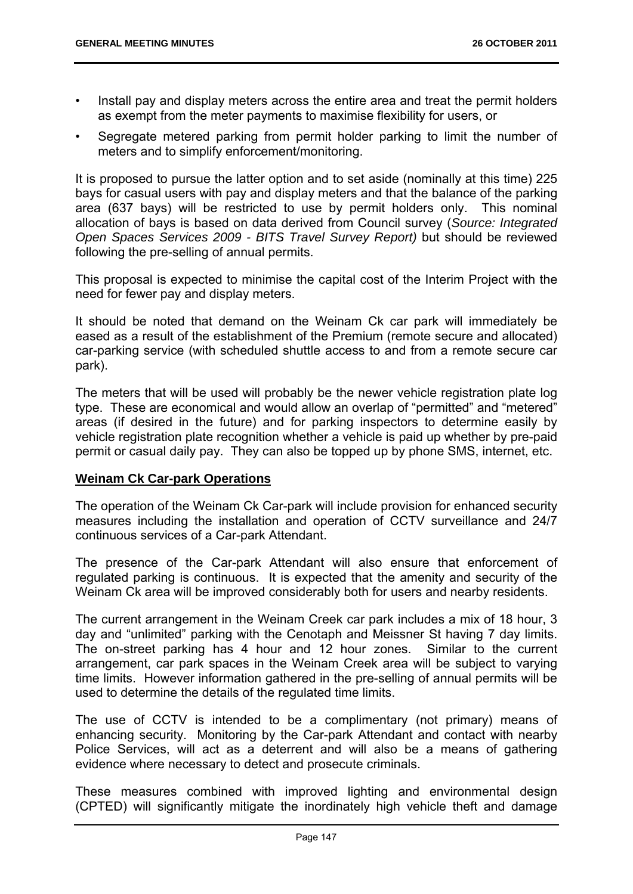- Install pay and display meters across the entire area and treat the permit holders as exempt from the meter payments to maximise flexibility for users, or
- Segregate metered parking from permit holder parking to limit the number of meters and to simplify enforcement/monitoring.

It is proposed to pursue the latter option and to set aside (nominally at this time) 225 bays for casual users with pay and display meters and that the balance of the parking area (637 bays) will be restricted to use by permit holders only. This nominal allocation of bays is based on data derived from Council survey (*Source: Integrated Open Spaces Services 2009 - BITS Travel Survey Report)* but should be reviewed following the pre-selling of annual permits.

This proposal is expected to minimise the capital cost of the Interim Project with the need for fewer pay and display meters.

It should be noted that demand on the Weinam Ck car park will immediately be eased as a result of the establishment of the Premium (remote secure and allocated) car-parking service (with scheduled shuttle access to and from a remote secure car park).

The meters that will be used will probably be the newer vehicle registration plate log type. These are economical and would allow an overlap of "permitted" and "metered" areas (if desired in the future) and for parking inspectors to determine easily by vehicle registration plate recognition whether a vehicle is paid up whether by pre-paid permit or casual daily pay. They can also be topped up by phone SMS, internet, etc.

**Weinam Ck Car-park Operations**

The operation of the Weinam Ck Car-park will include provision for enhanced security measures including the installation and operation of CCTV surveillance and 24/7 continuous services of a Car-park Attendant.

The presence of the Car-park Attendant will also ensure that enforcement of regulated parking is continuous. It is expected that the amenity and security of the Weinam Ck area will be improved considerably both for users and nearby residents.

The current arrangement in the Weinam Creek car park includes a mix of 18 hour, 3 day and "unlimited" parking with the Cenotaph and Meissner St having 7 day limits. The on-street parking has 4 hour and 12 hour zones. Similar to the current arrangement, car park spaces in the Weinam Creek area will be subject to varying time limits. However information gathered in the pre-selling of annual permits will be used to determine the details of the regulated time limits.

The use of CCTV is intended to be a complimentary (not primary) means of enhancing security. Monitoring by the Car-park Attendant and contact with nearby Police Services, will act as a deterrent and will also be a means of gathering evidence where necessary to detect and prosecute criminals.

These measures combined with improved lighting and environmental design (CPTED) will significantly mitigate the inordinately high vehicle theft and damage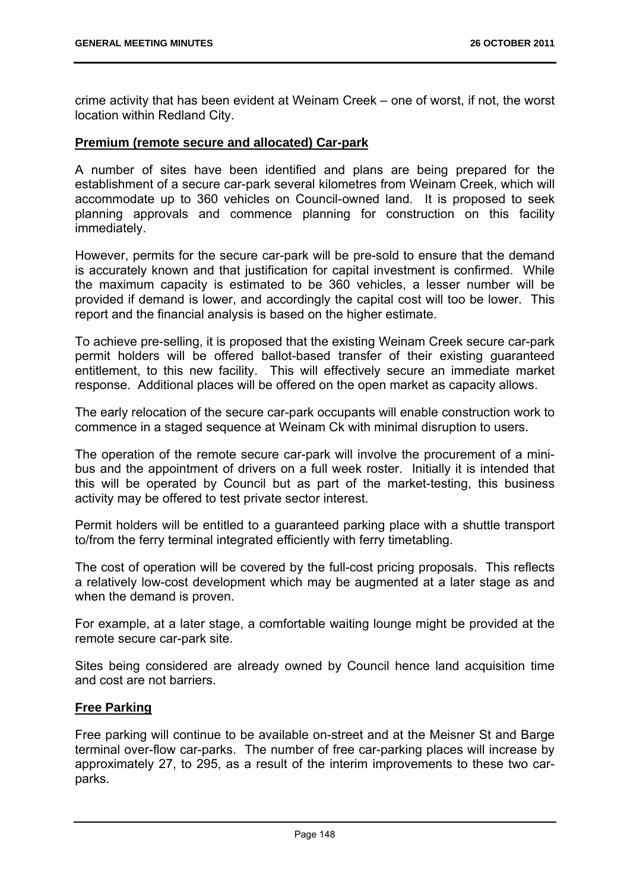crime activity that has been evident at Weinam Creek – one of worst, if not, the worst location within Redland City.

**Premium (remote secure and allocated) Car-park**

A number of sites have been identified and plans are being prepared for the establishment of a secure car-park several kilometres from Weinam Creek, which will accommodate up to 360 vehicles on Council-owned land. It is proposed to seek planning approvals and commence planning for construction on this facility immediately.

However, permits for the secure car-park will be pre-sold to ensure that the demand is accurately known and that justification for capital investment is confirmed. While the maximum capacity is estimated to be 360 vehicles, a lesser number will be provided if demand is lower, and accordingly the capital cost will too be lower. This report and the financial analysis is based on the higher estimate.

To achieve pre-selling, it is proposed that the existing Weinam Creek secure car-park permit holders will be offered ballot-based transfer of their existing guaranteed entitlement, to this new facility. This will effectively secure an immediate market response. Additional places will be offered on the open market as capacity allows.

The early relocation of the secure car-park occupants will enable construction work to commence in a staged sequence at Weinam Ck with minimal disruption to users.

The operation of the remote secure car-park will involve the procurement of a mini-bus and the appointment of drivers on a full week roster. Initially it is intended that this will be operated by Council but as part of the market-testing, this business activity may be offered to test private sector interest.

Permit holders will be entitled to a guaranteed parking place with a shuttle transport to/from the ferry terminal integrated efficiently with ferry timetabling.

The cost of operation will be covered by the full-cost pricing proposals. This reflects a relatively low-cost development which may be augmented at a later stage as and when the demand is proven.

For example, at a later stage, a comfortable waiting lounge might be provided at the remote secure car-park site.

Sites being considered are already owned by Council hence land acquisition time and cost are not barriers.

**Free Parking**

Free parking will continue to be available on-street and at the Meisner St and Barge terminal over-flow car-parks. The number of free car-parking places will increase by approximately 27, to 295, as a result of the interim improvements to these two car-parks.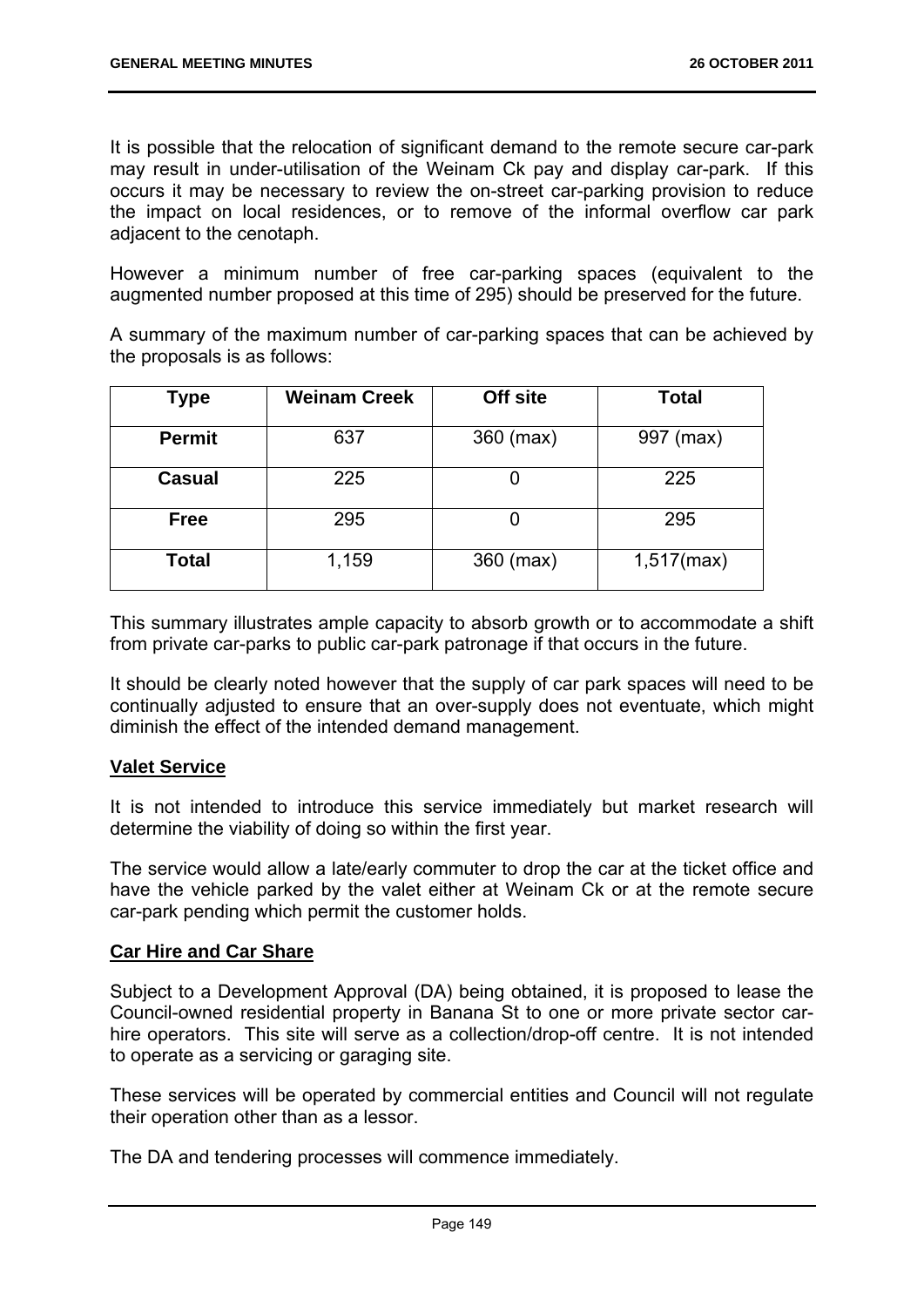It is possible that the relocation of significant demand to the remote secure car-park may result in under-utilisation of the Weinam Ck pay and display car-park. If this occurs it may be necessary to review the on-street car-parking provision to reduce the impact on local residences, or to remove of the informal overflow car park adjacent to the cenotaph.

However a minimum number of free car-parking spaces (equivalent to the augmented number proposed at this time of 295) should be preserved for the future.

A summary of the maximum number of car-parking spaces that can be achieved by the proposals is as follows:

| Type | Weinam Creek | Off site | Total |
|---|---|---|---|
| **Permit** | 637 | 360 (max) | 997 (max) |
| **Casual** | 225 | 0 | 225 |
| **Free** | 295 | 0 | 295 |
| **Total** | 1,159 | 360 (max) | 1,517(max) |

This summary illustrates ample capacity to absorb growth or to accommodate a shift from private car-parks to public car-park patronage if that occurs in the future.

It should be clearly noted however that the supply of car park spaces will need to be continually adjusted to ensure that an over-supply does not eventuate, which might diminish the effect of the intended demand management.

**Valet Service**

It is not intended to introduce this service immediately but market research will determine the viability of doing so within the first year.

The service would allow a late/early commuter to drop the car at the ticket office and have the vehicle parked by the valet either at Weinam Ck or at the remote secure car-park pending which permit the customer holds.

**Car Hire and Car Share**

Subject to a Development Approval (DA) being obtained, it is proposed to lease the Council-owned residential property in Banana St to one or more private sector car-hire operators. This site will serve as a collection/drop-off centre. It is not intended to operate as a servicing or garaging site.

These services will be operated by commercial entities and Council will not regulate their operation other than as a lessor.

The DA and tendering processes will commence immediately.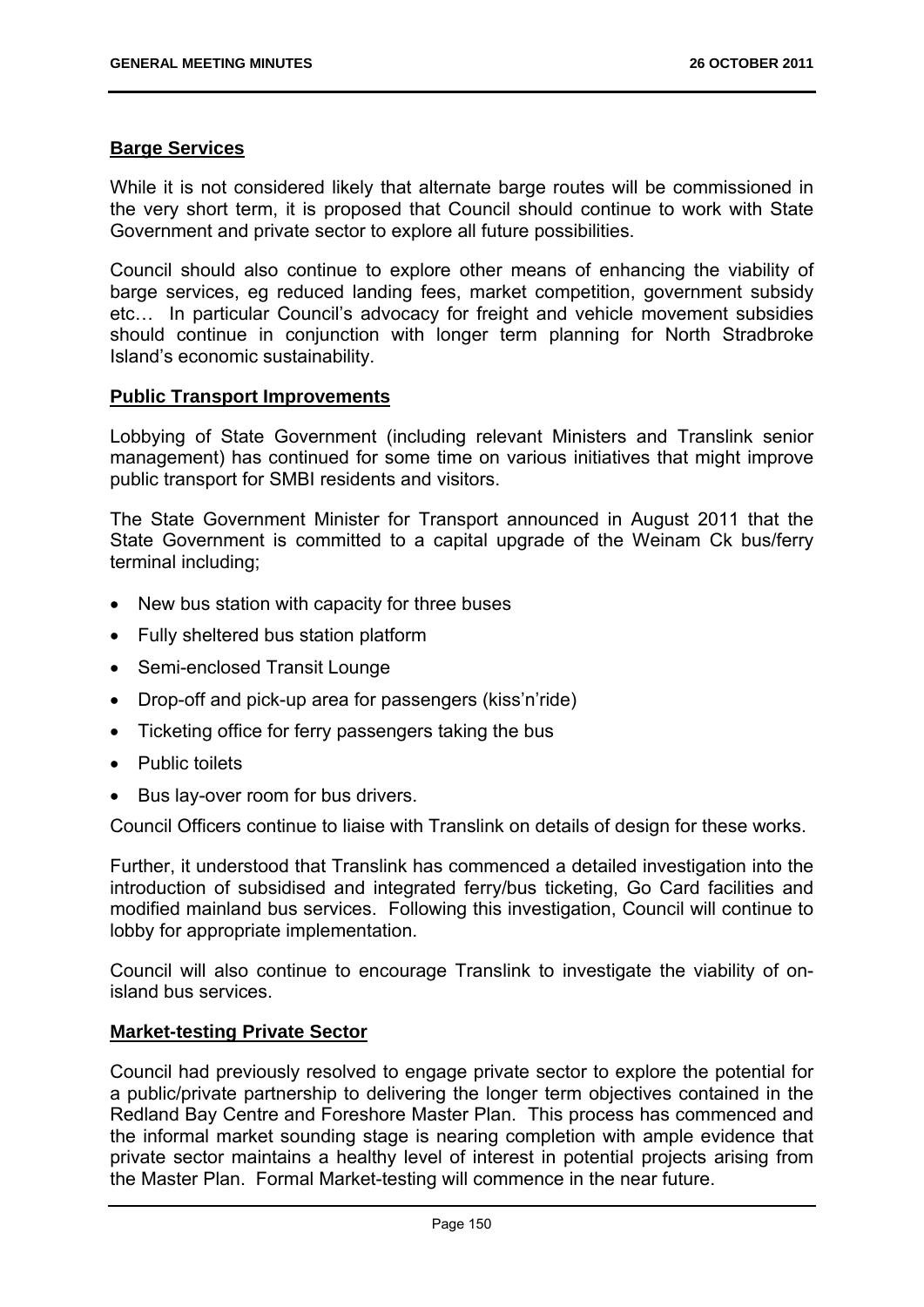**Barge Services**

While it is not considered likely that alternate barge routes will be commissioned in the very short term, it is proposed that Council should continue to work with State Government and private sector to explore all future possibilities.

Council should also continue to explore other means of enhancing the viability of barge services, eg reduced landing fees, market competition, government subsidy etc… In particular Council's advocacy for freight and vehicle movement subsidies should continue in conjunction with longer term planning for North Stradbroke Island's economic sustainability.

**Public Transport Improvements**

Lobbying of State Government (including relevant Ministers and Translink senior management) has continued for some time on various initiatives that might improve public transport for SMBI residents and visitors.

The State Government Minister for Transport announced in August 2011 that the State Government is committed to a capital upgrade of the Weinam Ck bus/ferry terminal including;

- New bus station with capacity for three buses
- Fully sheltered bus station platform
- Semi-enclosed Transit Lounge
- Drop-off and pick-up area for passengers (kiss'n'ride)
- Ticketing office for ferry passengers taking the bus
- Public toilets
- Bus lay-over room for bus drivers.

Council Officers continue to liaise with Translink on details of design for these works.

Further, it understood that Translink has commenced a detailed investigation into the introduction of subsidised and integrated ferry/bus ticketing, Go Card facilities and modified mainland bus services. Following this investigation, Council will continue to lobby for appropriate implementation.

Council will also continue to encourage Translink to investigate the viability of on-island bus services.

**Market-testing Private Sector**

Council had previously resolved to engage private sector to explore the potential for a public/private partnership to delivering the longer term objectives contained in the Redland Bay Centre and Foreshore Master Plan. This process has commenced and the informal market sounding stage is nearing completion with ample evidence that private sector maintains a healthy level of interest in potential projects arising from the Master Plan. Formal Market-testing will commence in the near future.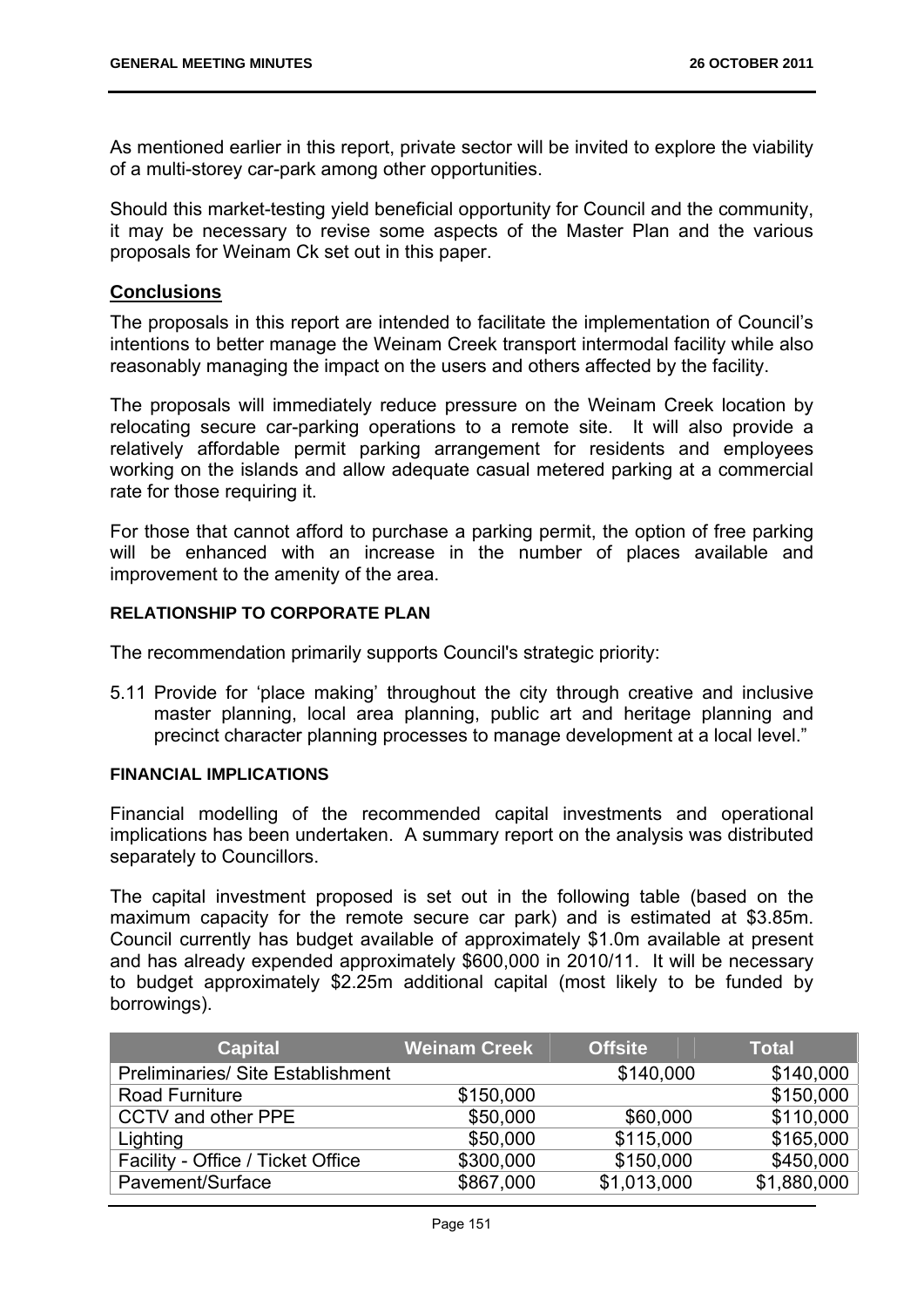As mentioned earlier in this report, private sector will be invited to explore the viability of a multi-storey car-park among other opportunities.

Should this market-testing yield beneficial opportunity for Council and the community, it may be necessary to revise some aspects of the Master Plan and the various proposals for Weinam Ck set out in this paper.

## Conclusions

The proposals in this report are intended to facilitate the implementation of Council's intentions to better manage the Weinam Creek transport intermodal facility while also reasonably managing the impact on the users and others affected by the facility.

The proposals will immediately reduce pressure on the Weinam Creek location by relocating secure car-parking operations to a remote site. It will also provide a relatively affordable permit parking arrangement for residents and employees working on the islands and allow adequate casual metered parking at a commercial rate for those requiring it.

For those that cannot afford to purchase a parking permit, the option of free parking will be enhanced with an increase in the number of places available and improvement to the amenity of the area.

### RELATIONSHIP TO CORPORATE PLAN

The recommendation primarily supports Council's strategic priority:

5.11 Provide for 'place making' throughout the city through creative and inclusive master planning, local area planning, public art and heritage planning and precinct character planning processes to manage development at a local level."

### FINANCIAL IMPLICATIONS

Financial modelling of the recommended capital investments and operational implications has been undertaken. A summary report on the analysis was distributed separately to Councillors.

The capital investment proposed is set out in the following table (based on the maximum capacity for the remote secure car park) and is estimated at $3.85m. Council currently has budget available of approximately $1.0m available at present and has already expended approximately $600,000 in 2010/11. It will be necessary to budget approximately $2.25m additional capital (most likely to be funded by borrowings).

| Capital | Weinam Creek | Offsite | Total |
|---|---|---|---|
| Preliminaries/ Site Establishment | | $140,000 | $140,000 |
| Road Furniture | $150,000 | | $150,000 |
| CCTV and other PPE | $50,000 | $60,000 | $110,000 |
| Lighting | $50,000 | $115,000 | $165,000 |
| Facility - Office / Ticket Office | $300,000 | $150,000 | $450,000 |
| Pavement/Surface | $867,000 | $1,013,000 | $1,880,000 |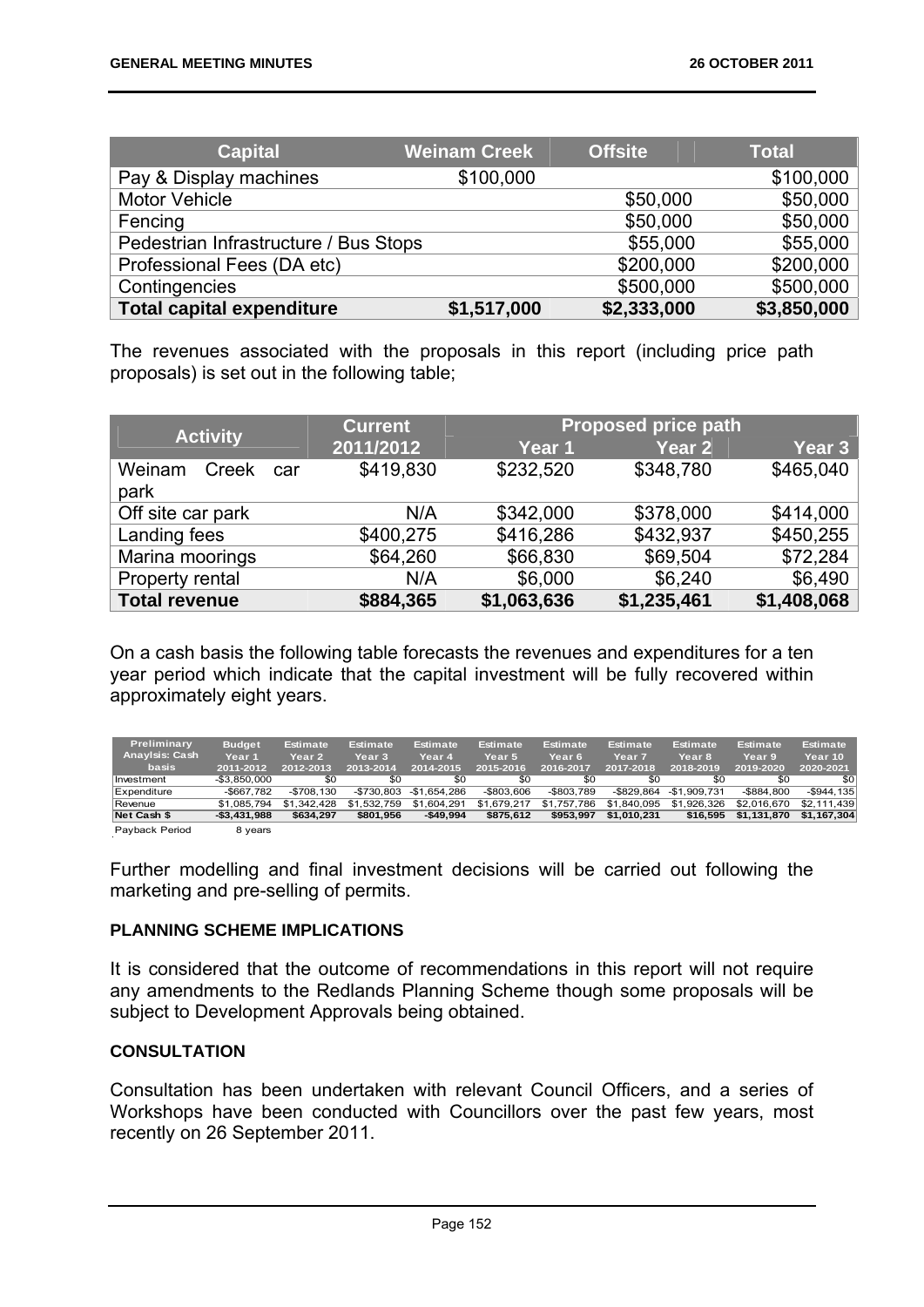| Capital | Weinam Creek | Offsite | Total |
|---|---|---|---|
| Pay & Display machines | $100,000 | | $100,000 |
| Motor Vehicle | | $50,000 | $50,000 |
| Fencing | | $50,000 | $50,000 |
| Pedestrian Infrastructure / Bus Stops | | $55,000 | $55,000 |
| Professional Fees (DA etc) | | $200,000 | $200,000 |
| Contingencies | | $500,000 | $500,000 |
| **Total capital expenditure** | **$1,517,000** | **$2,333,000** | **$3,850,000** |

The revenues associated with the proposals in this report (including price path proposals) is set out in the following table;

| Activity | Current | Proposed price path | | |
|---|---|---|---|---|
| | 2011/2012 | Year 1 | Year 2 | Year 3 |
| Weinam Creek car park | $419,830 | $232,520 | $348,780 | $465,040 |
| Off site car park | N/A | $342,000 | $378,000 | $414,000 |
| Landing fees | $400,275 | $416,286 | $432,937 | $450,255 |
| Marina moorings | $64,260 | $66,830 | $69,504 | $72,284 |
| Property rental | N/A | $6,000 | $6,240 | $6,490 |
| **Total revenue** | **$884,365** | **$1,063,636** | **$1,235,461** | **$1,408,068** |

On a cash basis the following table forecasts the revenues and expenditures for a ten year period which indicate that the capital investment will be fully recovered within approximately eight years.

| Preliminary Anaylsis: Cash basis | Budget Year 1 2011-2012 | Estimate Year 2 2012-2013 | Estimate Year 3 2013-2014 | Estimate Year 4 2014-2015 | Estimate Year 5 2015-2016 | Estimate Year 6 2016-2017 | Estimate Year 7 2017-2018 | Estimate Year 8 2018-2019 | Estimate Year 9 2019-2020 | Estimate Year 10 2020-2021 |
|---|---|---|---|---|---|---|---|---|---|---|
| Investment | -$3,850,000 | $0 | $0 | $0 | $0 | $0 | $0 | $0 | $0 | $0 |
| Expenditure | -$667,782 | -$708,130 | -$730,803 | -$1,654,286 | -$803,606 | -$803,789 | -$829,864 | -$1,909,731 | -$884,800 | -$944,135 |
| Revenue | $1,085,794 | $1,342,428 | $1,532,759 | $1,604,291 | $1,679,217 | $1,757,786 | $1,840,095 | $1,926,326 | $2,016,670 | $2,111,439 |
| **Net Cash $** | **-$3,431,988** | **$634,297** | **$801,956** | **-$49,994** | **$875,612** | **$953,997** | **$1,010,231** | **$16,595** | **$1,131,870** | **$1,167,304** |
| Payback Period | 8 years | | | | | | | | | |

Further modelling and final investment decisions will be carried out following the marketing and pre-selling of permits.

**PLANNING SCHEME IMPLICATIONS**

It is considered that the outcome of recommendations in this report will not require any amendments to the Redlands Planning Scheme though some proposals will be subject to Development Approvals being obtained.

**CONSULTATION**

Consultation has been undertaken with relevant Council Officers, and a series of Workshops have been conducted with Councillors over the past few years, most recently on 26 September 2011.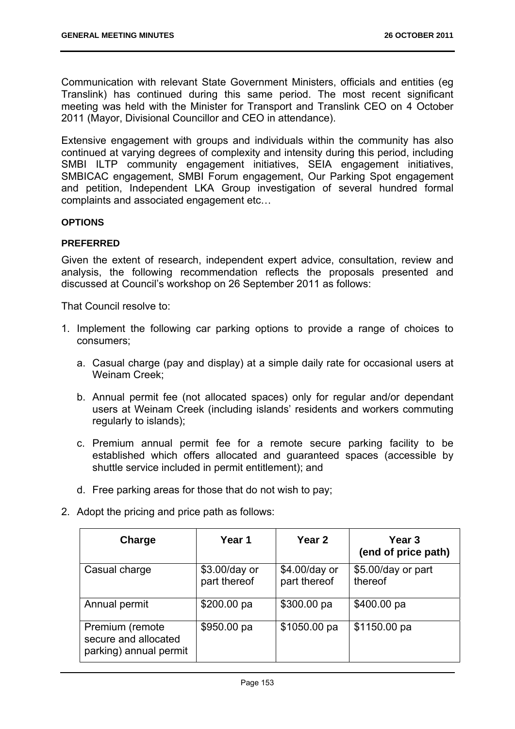Communication with relevant State Government Ministers, officials and entities (eg Translink) has continued during this same period. The most recent significant meeting was held with the Minister for Transport and Translink CEO on 4 October 2011 (Mayor, Divisional Councillor and CEO in attendance).

Extensive engagement with groups and individuals within the community has also continued at varying degrees of complexity and intensity during this period, including SMBI ILTP community engagement initiatives, SEIA engagement initiatives, SMBICAC engagement, SMBI Forum engagement, Our Parking Spot engagement and petition, Independent LKA Group investigation of several hundred formal complaints and associated engagement etc…

**OPTIONS**

**PREFERRED**

Given the extent of research, independent expert advice, consultation, review and analysis, the following recommendation reflects the proposals presented and discussed at Council's workshop on 26 September 2011 as follows:

That Council resolve to:

1. Implement the following car parking options to provide a range of choices to consumers;
   a. Casual charge (pay and display) at a simple daily rate for occasional users at Weinam Creek;
   b. Annual permit fee (not allocated spaces) only for regular and/or dependant users at Weinam Creek (including islands' residents and workers commuting regularly to islands);
   c. Premium annual permit fee for a remote secure parking facility to be established which offers allocated and guaranteed spaces (accessible by shuttle service included in permit entitlement); and
   d. Free parking areas for those that do not wish to pay;
2. Adopt the pricing and price path as follows:

| Charge | Year 1 | Year 2 | Year 3 (end of price path) |
|---|---|---|---|
| Casual charge | $3.00/day or part thereof | $4.00/day or part thereof | $5.00/day or part thereof |
| Annual permit | $200.00 pa | $300.00 pa | $400.00 pa |
| Premium (remote secure and allocated parking) annual permit | $950.00 pa | $1050.00 pa | $1150.00 pa |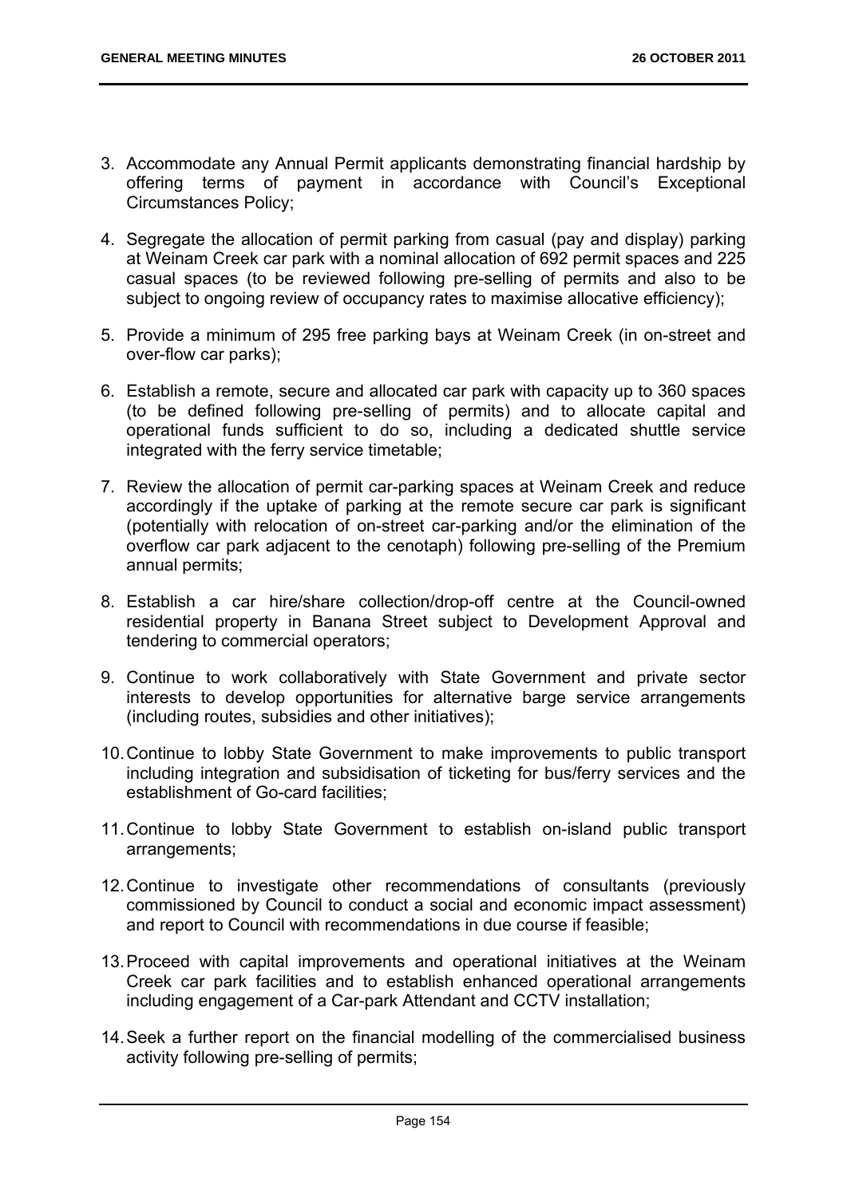3. Accommodate any Annual Permit applicants demonstrating financial hardship by offering terms of payment in accordance with Council's Exceptional Circumstances Policy;

4. Segregate the allocation of permit parking from casual (pay and display) parking at Weinam Creek car park with a nominal allocation of 692 permit spaces and 225 casual spaces (to be reviewed following pre-selling of permits and also to be subject to ongoing review of occupancy rates to maximise allocative efficiency);

5. Provide a minimum of 295 free parking bays at Weinam Creek (in on-street and over-flow car parks);

6. Establish a remote, secure and allocated car park with capacity up to 360 spaces (to be defined following pre-selling of permits) and to allocate capital and operational funds sufficient to do so, including a dedicated shuttle service integrated with the ferry service timetable;

7. Review the allocation of permit car-parking spaces at Weinam Creek and reduce accordingly if the uptake of parking at the remote secure car park is significant (potentially with relocation of on-street car-parking and/or the elimination of the overflow car park adjacent to the cenotaph) following pre-selling of the Premium annual permits;

8. Establish a car hire/share collection/drop-off centre at the Council-owned residential property in Banana Street subject to Development Approval and tendering to commercial operators;

9. Continue to work collaboratively with State Government and private sector interests to develop opportunities for alternative barge service arrangements (including routes, subsidies and other initiatives);

10. Continue to lobby State Government to make improvements to public transport including integration and subsidisation of ticketing for bus/ferry services and the establishment of Go-card facilities;

11. Continue to lobby State Government to establish on-island public transport arrangements;

12. Continue to investigate other recommendations of consultants (previously commissioned by Council to conduct a social and economic impact assessment) and report to Council with recommendations in due course if feasible;

13. Proceed with capital improvements and operational initiatives at the Weinam Creek car park facilities and to establish enhanced operational arrangements including engagement of a Car-park Attendant and CCTV installation;

14. Seek a further report on the financial modelling of the commercialised business activity following pre-selling of permits;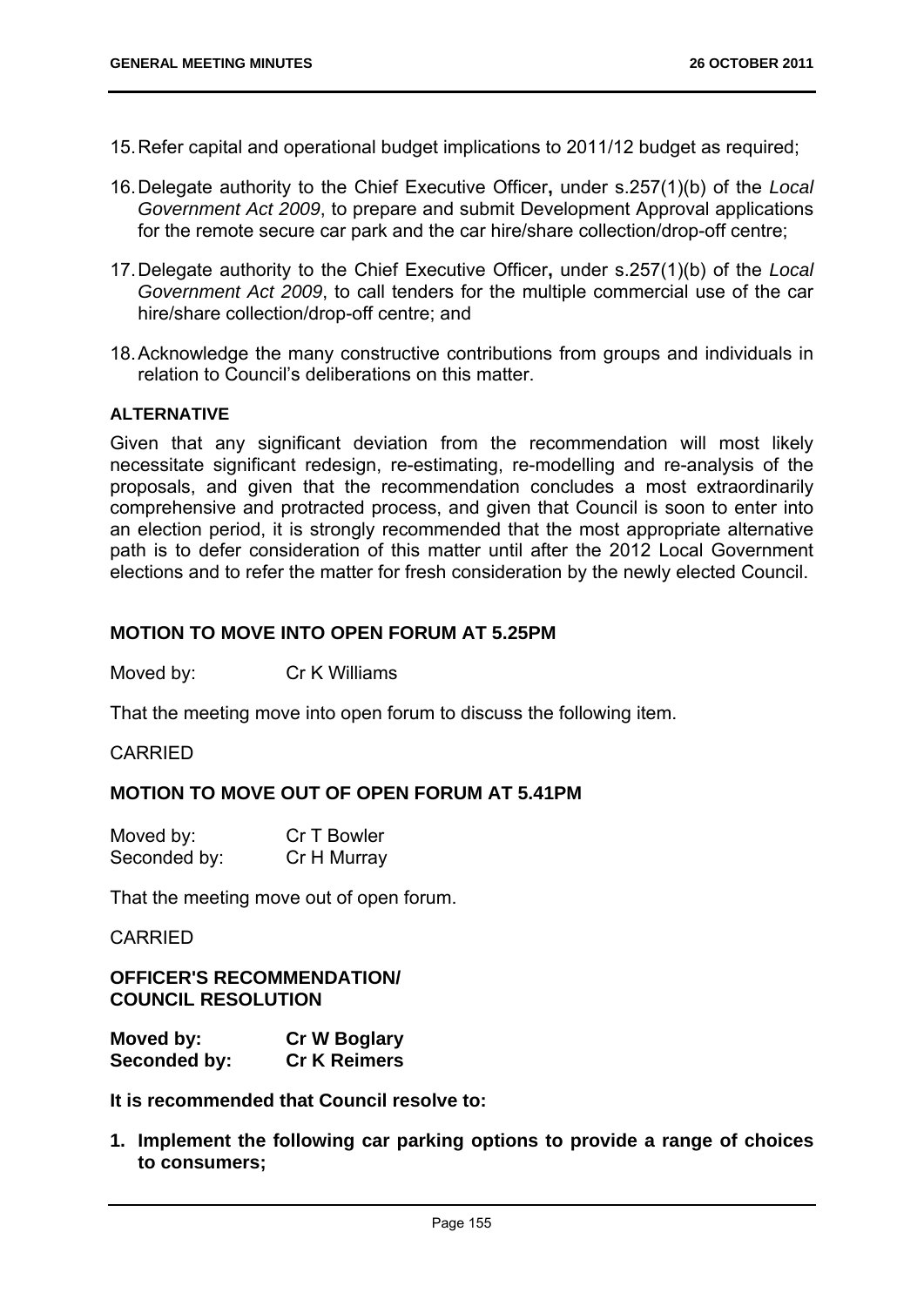15. Refer capital and operational budget implications to 2011/12 budget as required;

16. Delegate authority to the Chief Executive Officer**,** under s.257(1)(b) of the *Local Government Act 2009*, to prepare and submit Development Approval applications for the remote secure car park and the car hire/share collection/drop-off centre;

17. Delegate authority to the Chief Executive Officer**,** under s.257(1)(b) of the *Local Government Act 2009*, to call tenders for the multiple commercial use of the car hire/share collection/drop-off centre; and

18. Acknowledge the many constructive contributions from groups and individuals in relation to Council's deliberations on this matter.

**ALTERNATIVE**

Given that any significant deviation from the recommendation will most likely necessitate significant redesign, re-estimating, re-modelling and re-analysis of the proposals, and given that the recommendation concludes a most extraordinarily comprehensive and protracted process, and given that Council is soon to enter into an election period, it is strongly recommended that the most appropriate alternative path is to defer consideration of this matter until after the 2012 Local Government elections and to refer the matter for fresh consideration by the newly elected Council.

**MOTION TO MOVE INTO OPEN FORUM AT 5.25PM**

Moved by: Cr K Williams

That the meeting move into open forum to discuss the following item.

CARRIED

**MOTION TO MOVE OUT OF OPEN FORUM AT 5.41PM**

Moved by: Cr T Bowler
Seconded by: Cr H Murray

That the meeting move out of open forum.

CARRIED

**OFFICER'S RECOMMENDATION/
COUNCIL RESOLUTION**

**Moved by: Cr W Boglary**
**Seconded by: Cr K Reimers**

**It is recommended that Council resolve to:**

1. **Implement the following car parking options to provide a range of choices to consumers;**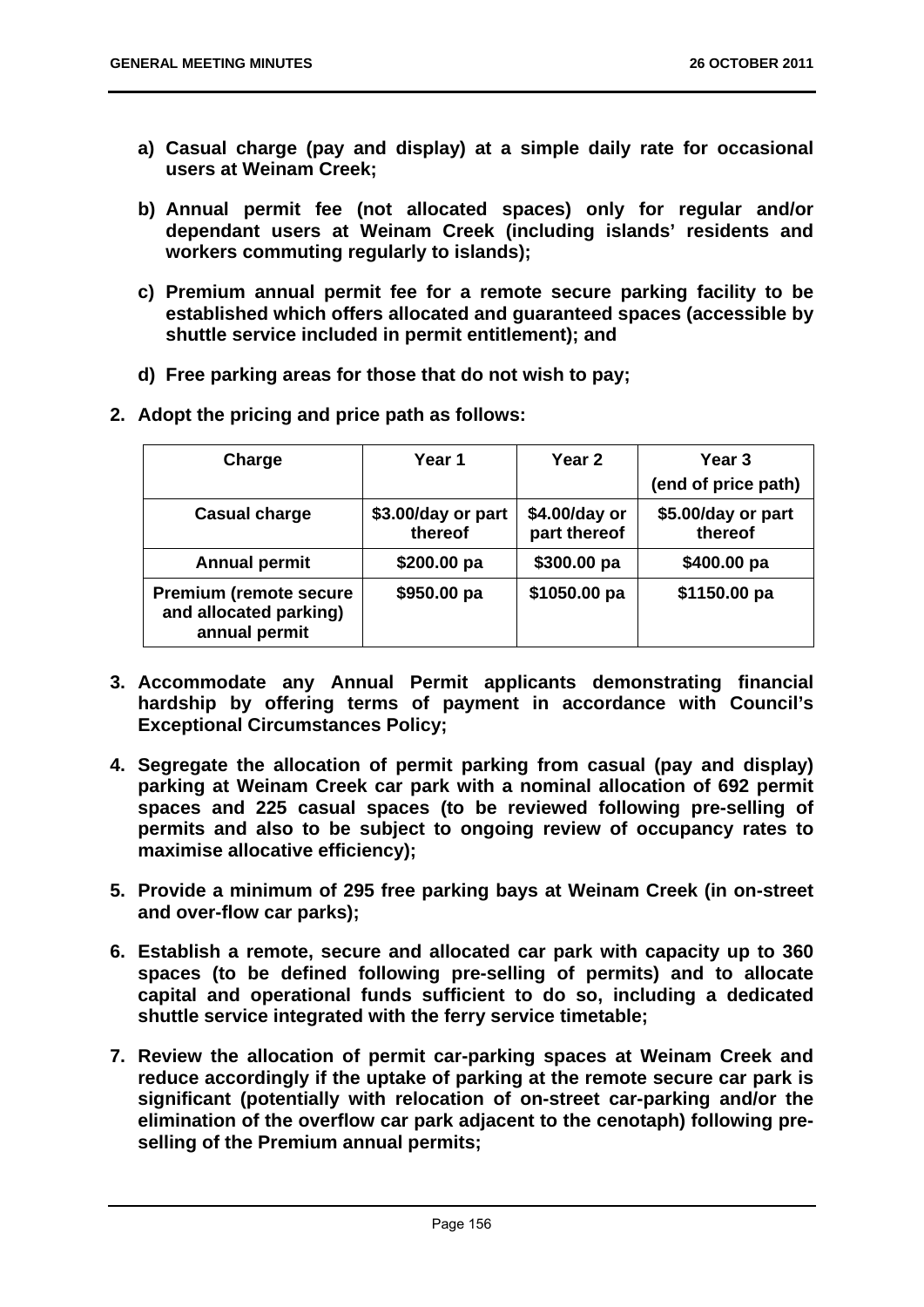**a) Casual charge (pay and display) at a simple daily rate for occasional users at Weinam Creek;**

**b) Annual permit fee (not allocated spaces) only for regular and/or dependant users at Weinam Creek (including islands' residents and workers commuting regularly to islands);**

**c) Premium annual permit fee for a remote secure parking facility to be established which offers allocated and guaranteed spaces (accessible by shuttle service included in permit entitlement); and**

**d) Free parking areas for those that do not wish to pay;**

**2. Adopt the pricing and price path as follows:**

| Charge | Year 1 | Year 2 | Year 3 (end of price path) |
|---|---|---|---|
| **Casual charge** | **\$3.00/day or part thereof** | **\$4.00/day or part thereof** | **\$5.00/day or part thereof** |
| **Annual permit** | **\$200.00 pa** | **\$300.00 pa** | **\$400.00 pa** |
| **Premium (remote secure and allocated parking) annual permit** | **\$950.00 pa** | **\$1050.00 pa** | **\$1150.00 pa** |

**3. Accommodate any Annual Permit applicants demonstrating financial hardship by offering terms of payment in accordance with Council's Exceptional Circumstances Policy;**

**4. Segregate the allocation of permit parking from casual (pay and display) parking at Weinam Creek car park with a nominal allocation of 692 permit spaces and 225 casual spaces (to be reviewed following pre-selling of permits and also to be subject to ongoing review of occupancy rates to maximise allocative efficiency);**

**5. Provide a minimum of 295 free parking bays at Weinam Creek (in on-street and over-flow car parks);**

**6. Establish a remote, secure and allocated car park with capacity up to 360 spaces (to be defined following pre-selling of permits) and to allocate capital and operational funds sufficient to do so, including a dedicated shuttle service integrated with the ferry service timetable;**

**7. Review the allocation of permit car-parking spaces at Weinam Creek and reduce accordingly if the uptake of parking at the remote secure car park is significant (potentially with relocation of on-street car-parking and/or the elimination of the overflow car park adjacent to the cenotaph) following pre-selling of the Premium annual permits;**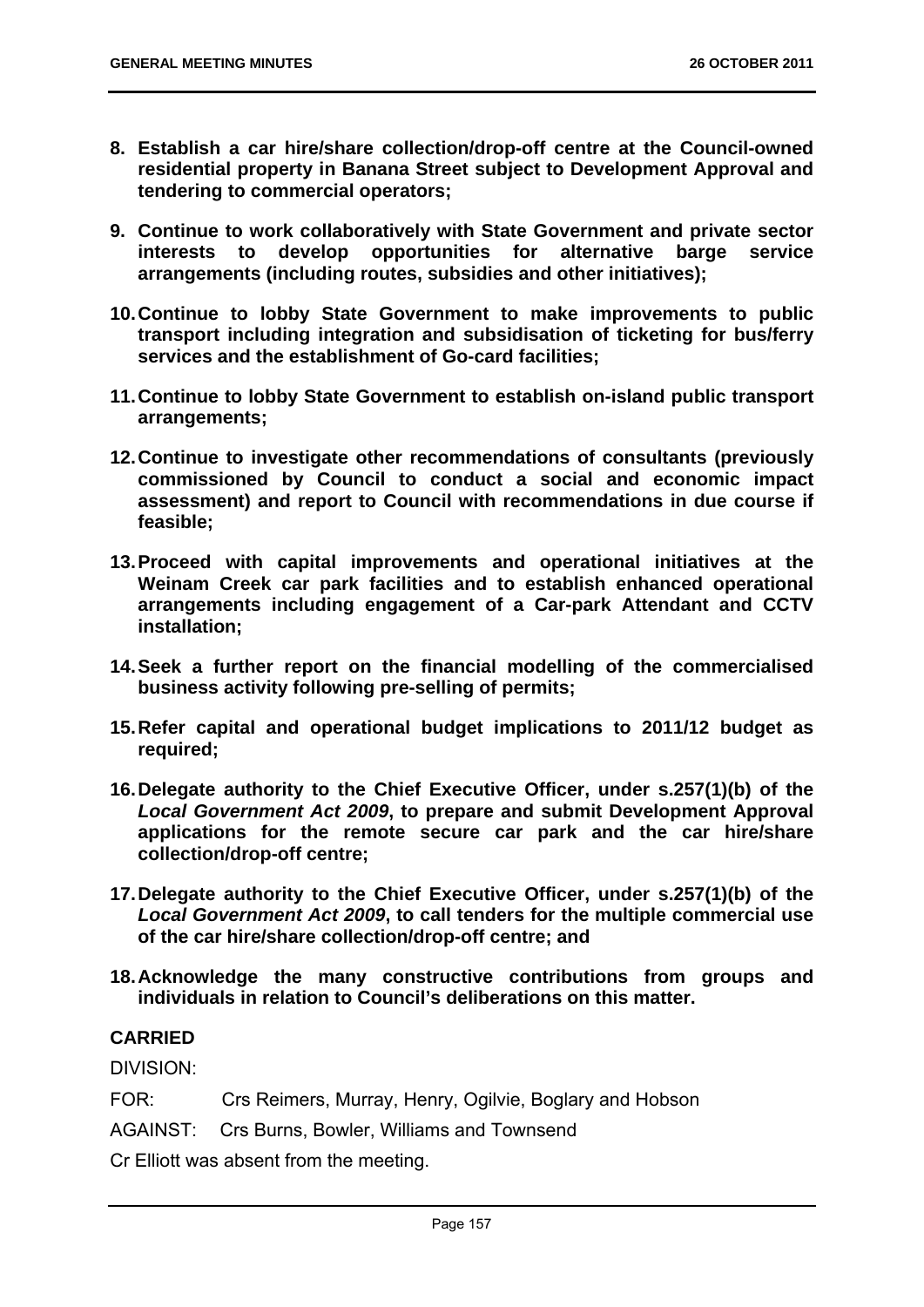8. **Establish a car hire/share collection/drop-off centre at the Council-owned residential property in Banana Street subject to Development Approval and tendering to commercial operators;**

9. **Continue to work collaboratively with State Government and private sector interests to develop opportunities for alternative barge service arrangements (including routes, subsidies and other initiatives);**

10. **Continue to lobby State Government to make improvements to public transport including integration and subsidisation of ticketing for bus/ferry services and the establishment of Go-card facilities;**

11. **Continue to lobby State Government to establish on-island public transport arrangements;**

12. **Continue to investigate other recommendations of consultants (previously commissioned by Council to conduct a social and economic impact assessment) and report to Council with recommendations in due course if feasible;**

13. **Proceed with capital improvements and operational initiatives at the Weinam Creek car park facilities and to establish enhanced operational arrangements including engagement of a Car-park Attendant and CCTV installation;**

14. **Seek a further report on the financial modelling of the commercialised business activity following pre-selling of permits;**

15. **Refer capital and operational budget implications to 2011/12 budget as required;**

16. **Delegate authority to the Chief Executive Officer, under s.257(1)(b) of the *Local Government Act 2009*, to prepare and submit Development Approval applications for the remote secure car park and the car hire/share collection/drop-off centre;**

17. **Delegate authority to the Chief Executive Officer, under s.257(1)(b) of the *Local Government Act 2009*, to call tenders for the multiple commercial use of the car hire/share collection/drop-off centre; and**

18. **Acknowledge the many constructive contributions from groups and individuals in relation to Council's deliberations on this matter.**

**CARRIED**

DIVISION:

FOR: Crs Reimers, Murray, Henry, Ogilvie, Boglary and Hobson

AGAINST: Crs Burns, Bowler, Williams and Townsend

Cr Elliott was absent from the meeting.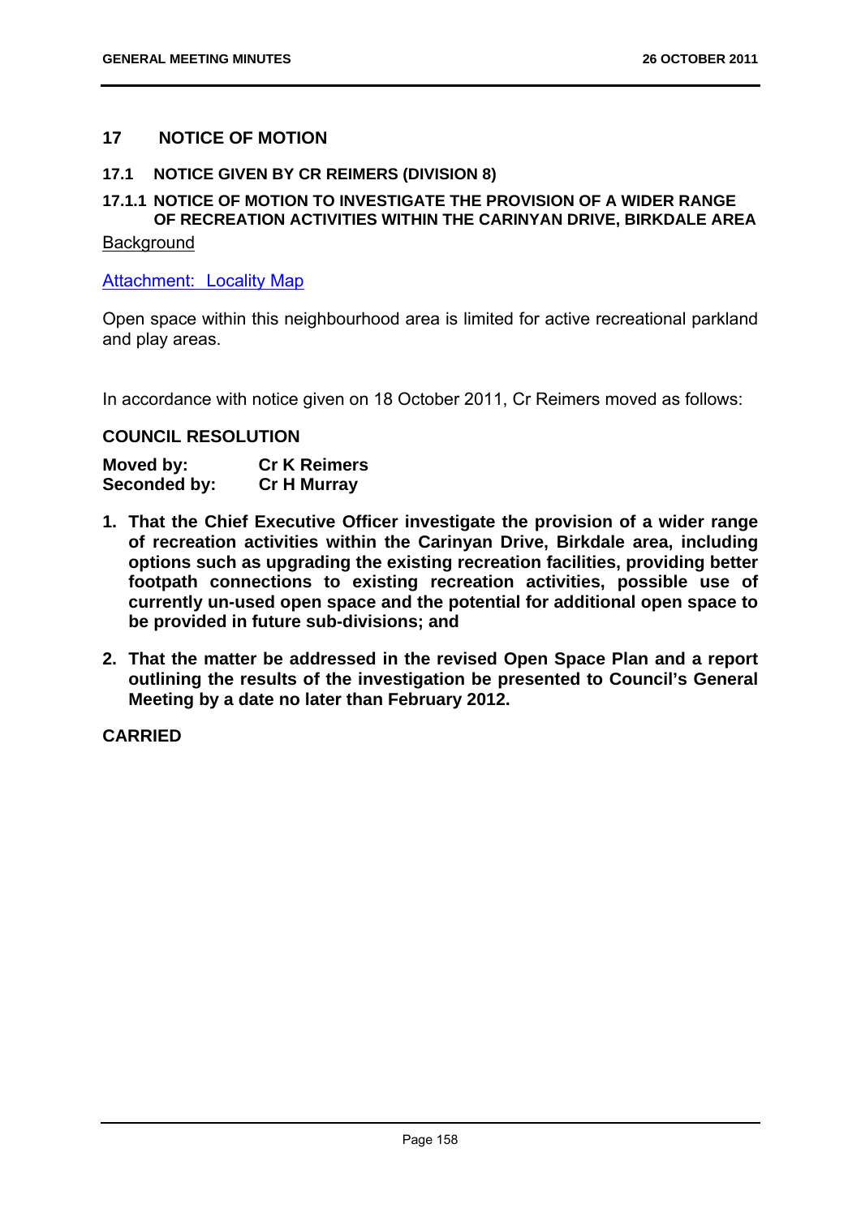## 17 NOTICE OF MOTION

### 17.1 NOTICE GIVEN BY CR REIMERS (DIVISION 8)

#### 17.1.1 NOTICE OF MOTION TO INVESTIGATE THE PROVISION OF A WIDER RANGE OF RECREATION ACTIVITIES WITHIN THE CARINYAN DRIVE, BIRKDALE AREA

Background

Attachment: Locality Map

Open space within this neighbourhood area is limited for active recreational parkland and play areas.

In accordance with notice given on 18 October 2011, Cr Reimers moved as follows:

**COUNCIL RESOLUTION**

**Moved by:** **Cr K Reimers**
**Seconded by:** **Cr H Murray**

1. **That the Chief Executive Officer investigate the provision of a wider range of recreation activities within the Carinyan Drive, Birkdale area, including options such as upgrading the existing recreation facilities, providing better footpath connections to existing recreation activities, possible use of currently un-used open space and the potential for additional open space to be provided in future sub-divisions; and**

2. **That the matter be addressed in the revised Open Space Plan and a report outlining the results of the investigation be presented to Council's General Meeting by a date no later than February 2012.**

**CARRIED**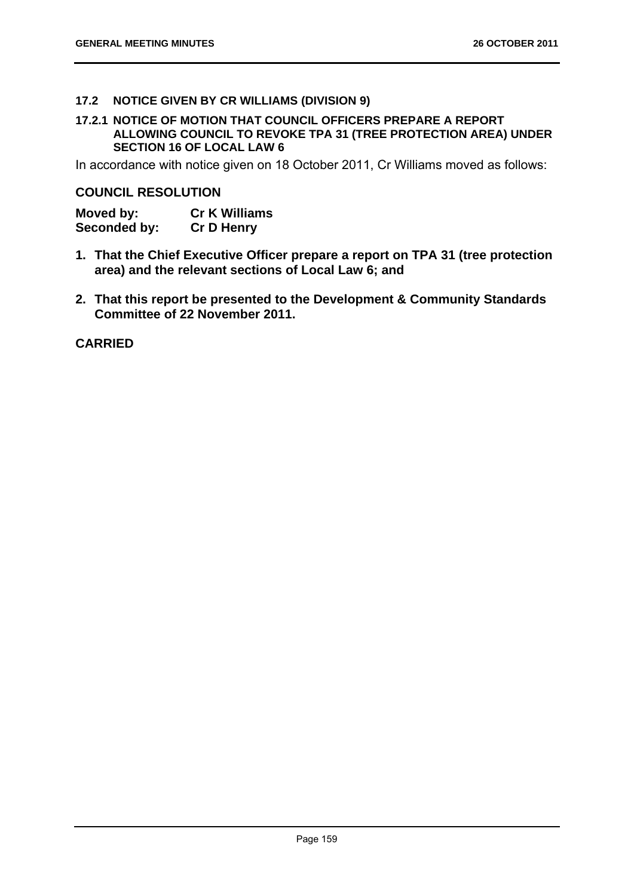## 17.2 NOTICE GIVEN BY CR WILLIAMS (DIVISION 9)

### 17.2.1 NOTICE OF MOTION THAT COUNCIL OFFICERS PREPARE A REPORT ALLOWING COUNCIL TO REVOKE TPA 31 (TREE PROTECTION AREA) UNDER SECTION 16 OF LOCAL LAW 6

In accordance with notice given on 18 October 2011, Cr Williams moved as follows:

**COUNCIL RESOLUTION**

**Moved by:** **Cr K Williams**
**Seconded by:** **Cr D Henry**

1. **That the Chief Executive Officer prepare a report on TPA 31 (tree protection area) and the relevant sections of Local Law 6; and**
2. **That this report be presented to the Development & Community Standards Committee of 22 November 2011.**

**CARRIED**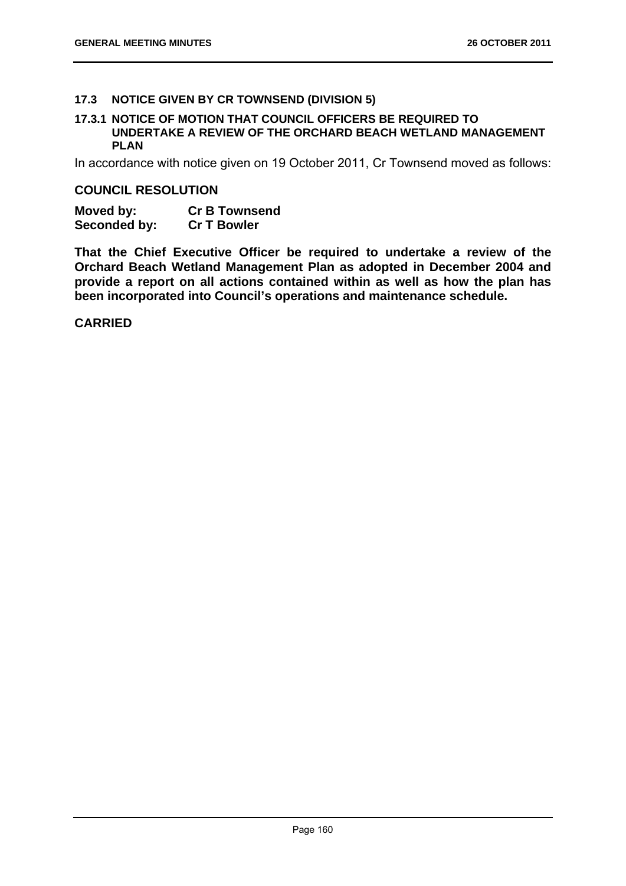## 17.3 NOTICE GIVEN BY CR TOWNSEND (DIVISION 5)

### 17.3.1 NOTICE OF MOTION THAT COUNCIL OFFICERS BE REQUIRED TO UNDERTAKE A REVIEW OF THE ORCHARD BEACH WETLAND MANAGEMENT PLAN

In accordance with notice given on 19 October 2011, Cr Townsend moved as follows:

**COUNCIL RESOLUTION**

**Moved by:** **Cr B Townsend**
**Seconded by:** **Cr T Bowler**

**That the Chief Executive Officer be required to undertake a review of the Orchard Beach Wetland Management Plan as adopted in December 2004 and provide a report on all actions contained within as well as how the plan has been incorporated into Council's operations and maintenance schedule.**

**CARRIED**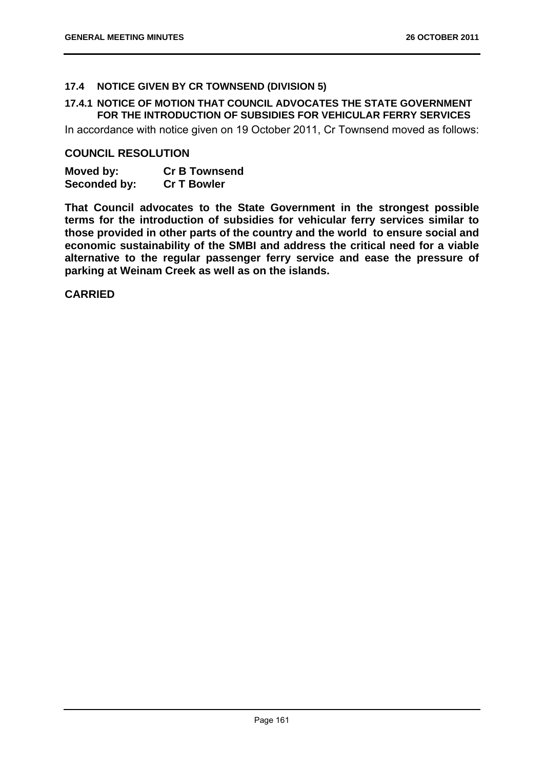### 17.4 NOTICE GIVEN BY CR TOWNSEND (DIVISION 5)

#### 17.4.1 NOTICE OF MOTION THAT COUNCIL ADVOCATES THE STATE GOVERNMENT FOR THE INTRODUCTION OF SUBSIDIES FOR VEHICULAR FERRY SERVICES

In accordance with notice given on 19 October 2011, Cr Townsend moved as follows:

## COUNCIL RESOLUTION

**Moved by:** **Cr B Townsend**
**Seconded by:** **Cr T Bowler**

**That Council advocates to the State Government in the strongest possible terms for the introduction of subsidies for vehicular ferry services similar to those provided in other parts of the country and the world to ensure social and economic sustainability of the SMBI and address the critical need for a viable alternative to the regular passenger ferry service and ease the pressure of parking at Weinam Creek as well as on the islands.**

**CARRIED**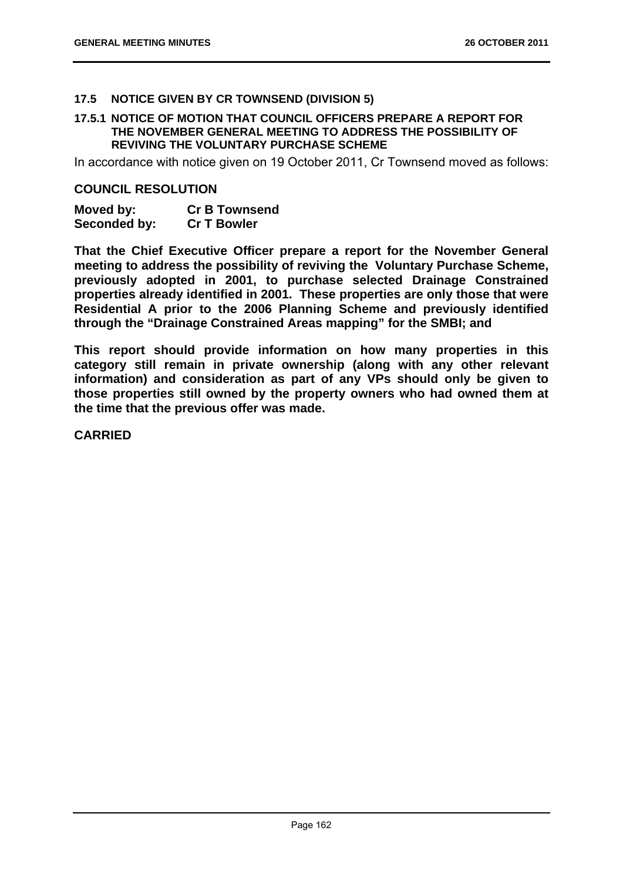## 17.5 NOTICE GIVEN BY CR TOWNSEND (DIVISION 5)

### 17.5.1 NOTICE OF MOTION THAT COUNCIL OFFICERS PREPARE A REPORT FOR THE NOVEMBER GENERAL MEETING TO ADDRESS THE POSSIBILITY OF REVIVING THE VOLUNTARY PURCHASE SCHEME

In accordance with notice given on 19 October 2011, Cr Townsend moved as follows:

**COUNCIL RESOLUTION**

**Moved by:** **Cr B Townsend**
**Seconded by:** **Cr T Bowler**

**That the Chief Executive Officer prepare a report for the November General meeting to address the possibility of reviving the Voluntary Purchase Scheme, previously adopted in 2001, to purchase selected Drainage Constrained properties already identified in 2001. These properties are only those that were Residential A prior to the 2006 Planning Scheme and previously identified through the "Drainage Constrained Areas mapping" for the SMBI; and**

**This report should provide information on how many properties in this category still remain in private ownership (along with any other relevant information) and consideration as part of any VPs should only be given to those properties still owned by the property owners who had owned them at the time that the previous offer was made.**

**CARRIED**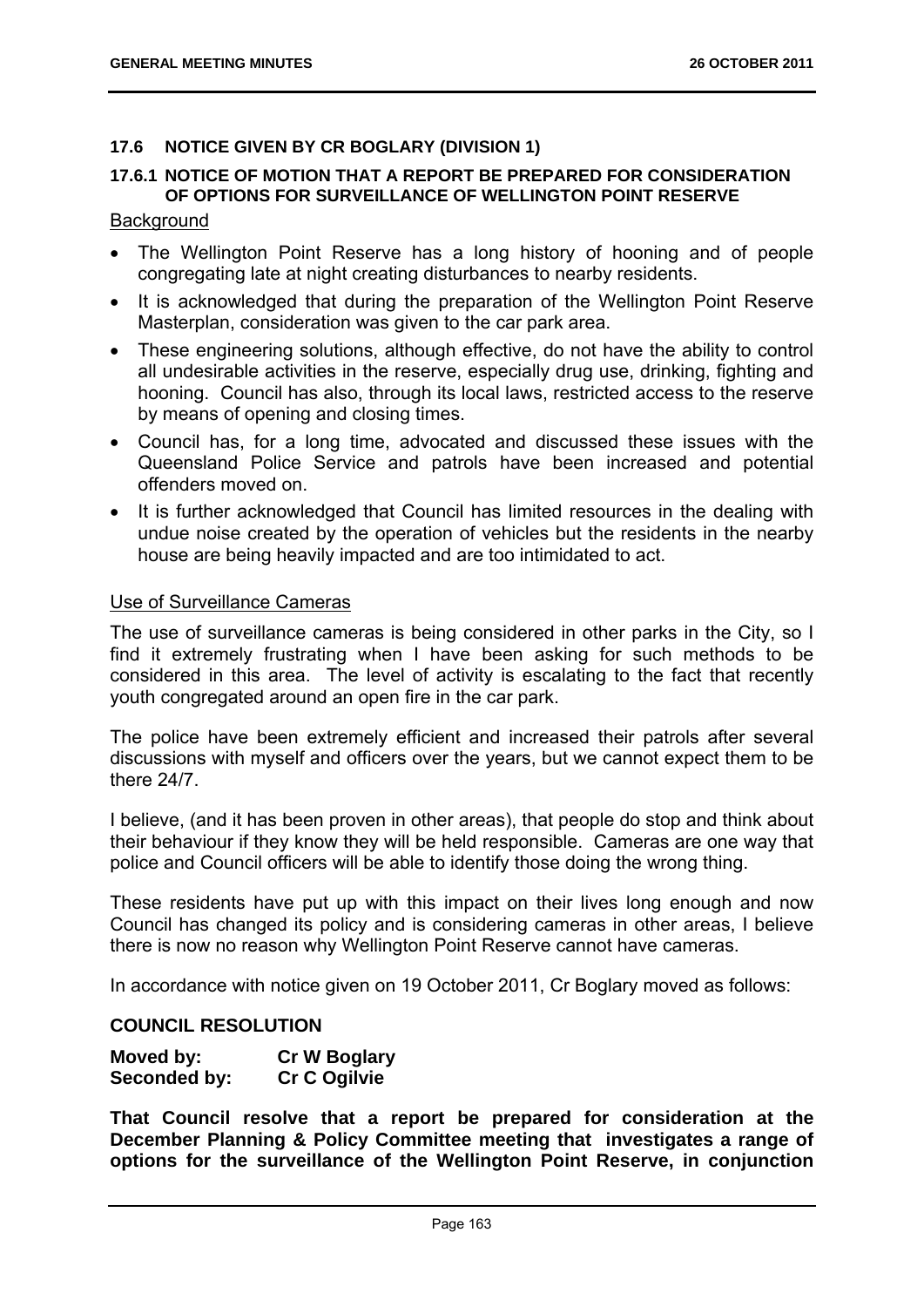### 17.6 NOTICE GIVEN BY CR BOGLARY (DIVISION 1)

### 17.6.1 NOTICE OF MOTION THAT A REPORT BE PREPARED FOR CONSIDERATION OF OPTIONS FOR SURVEILLANCE OF WELLINGTON POINT RESERVE

Background

- The Wellington Point Reserve has a long history of hooning and of people congregating late at night creating disturbances to nearby residents.
- It is acknowledged that during the preparation of the Wellington Point Reserve Masterplan, consideration was given to the car park area.
- These engineering solutions, although effective, do not have the ability to control all undesirable activities in the reserve, especially drug use, drinking, fighting and hooning. Council has also, through its local laws, restricted access to the reserve by means of opening and closing times.
- Council has, for a long time, advocated and discussed these issues with the Queensland Police Service and patrols have been increased and potential offenders moved on.
- It is further acknowledged that Council has limited resources in the dealing with undue noise created by the operation of vehicles but the residents in the nearby house are being heavily impacted and are too intimidated to act.

Use of Surveillance Cameras

The use of surveillance cameras is being considered in other parks in the City, so I find it extremely frustrating when I have been asking for such methods to be considered in this area. The level of activity is escalating to the fact that recently youth congregated around an open fire in the car park.

The police have been extremely efficient and increased their patrols after several discussions with myself and officers over the years, but we cannot expect them to be there 24/7.

I believe, (and it has been proven in other areas), that people do stop and think about their behaviour if they know they will be held responsible. Cameras are one way that police and Council officers will be able to identify those doing the wrong thing.

These residents have put up with this impact on their lives long enough and now Council has changed its policy and is considering cameras in other areas, I believe there is now no reason why Wellington Point Reserve cannot have cameras.

In accordance with notice given on 19 October 2011, Cr Boglary moved as follows:

**COUNCIL RESOLUTION**

**Moved by:** **Cr W Boglary**
**Seconded by:** **Cr C Ogilvie**

**That Council resolve that a report be prepared for consideration at the December Planning & Policy Committee meeting that investigates a range of options for the surveillance of the Wellington Point Reserve, in conjunction**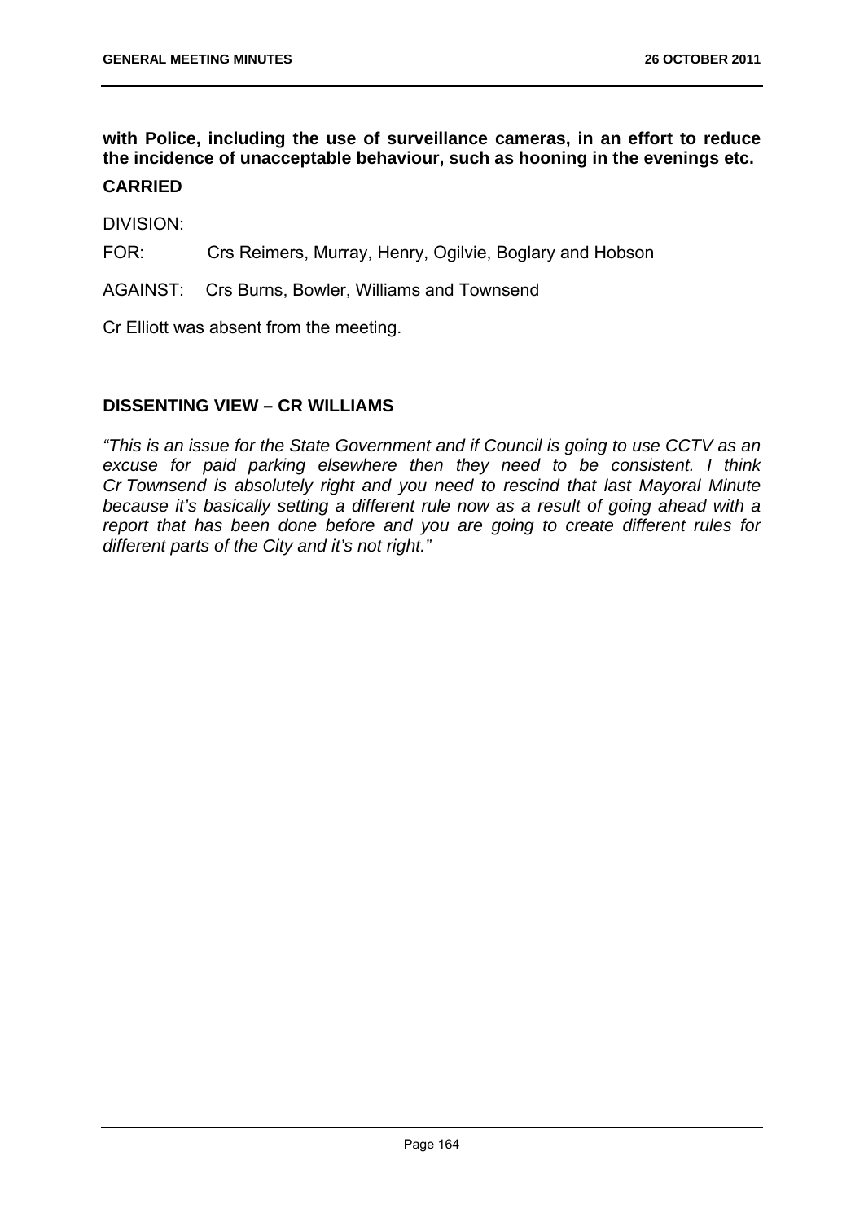**with Police, including the use of surveillance cameras, in an effort to reduce the incidence of unacceptable behaviour, such as hooning in the evenings etc.**

**CARRIED**

DIVISION:

FOR: Crs Reimers, Murray, Henry, Ogilvie, Boglary and Hobson

AGAINST: Crs Burns, Bowler, Williams and Townsend

Cr Elliott was absent from the meeting.

### DISSENTING VIEW – CR WILLIAMS

*"This is an issue for the State Government and if Council is going to use CCTV as an excuse for paid parking elsewhere then they need to be consistent. I think Cr Townsend is absolutely right and you need to rescind that last Mayoral Minute because it's basically setting a different rule now as a result of going ahead with a report that has been done before and you are going to create different rules for different parts of the City and it's not right."*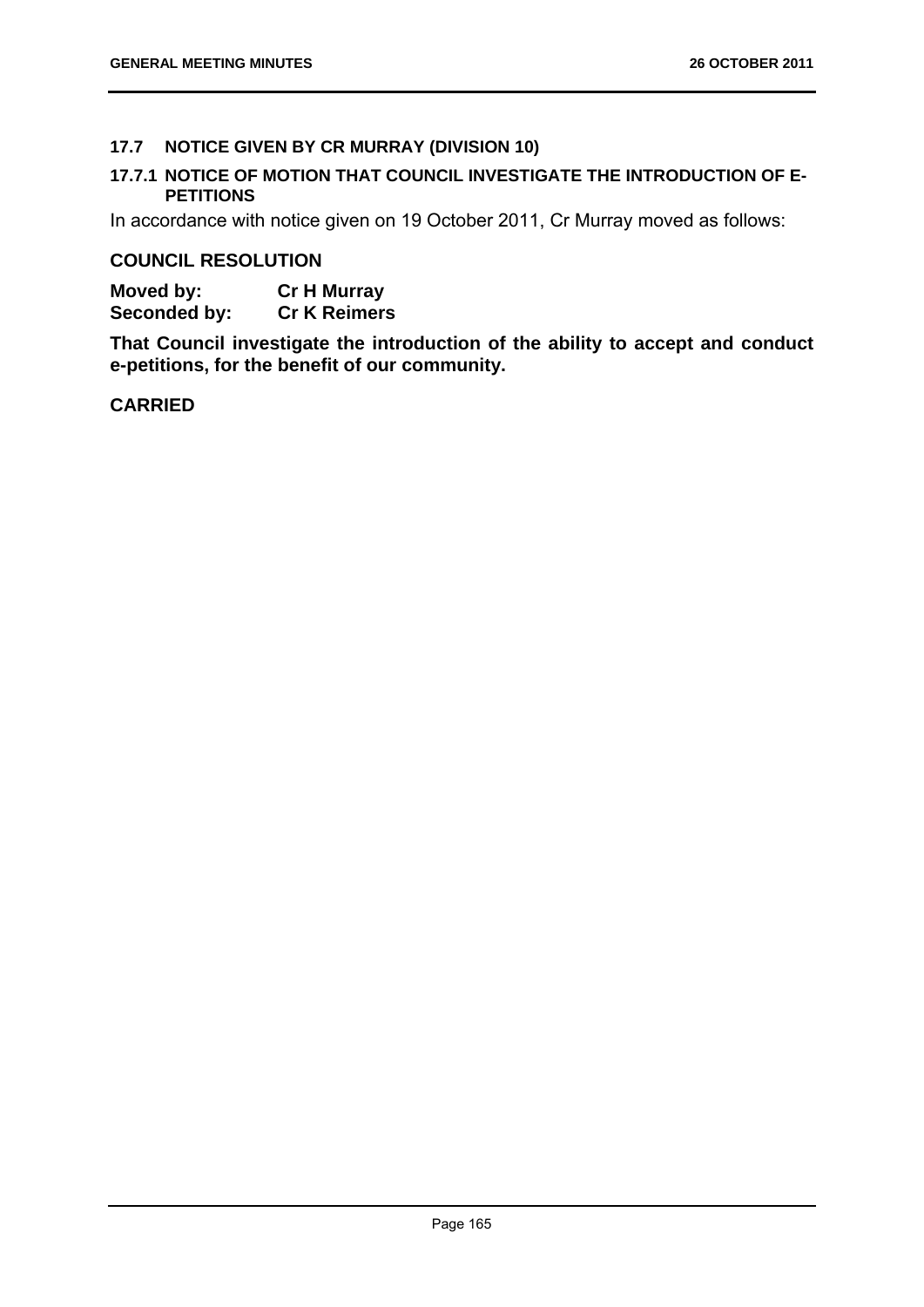### 17.7 NOTICE GIVEN BY CR MURRAY (DIVISION 10)

### 17.7.1 NOTICE OF MOTION THAT COUNCIL INVESTIGATE THE INTRODUCTION OF E-PETITIONS

In accordance with notice given on 19 October 2011, Cr Murray moved as follows:

## COUNCIL RESOLUTION

**Moved by:** **Cr H Murray**
**Seconded by:** **Cr K Reimers**

**That Council investigate the introduction of the ability to accept and conduct e-petitions, for the benefit of our community.**

**CARRIED**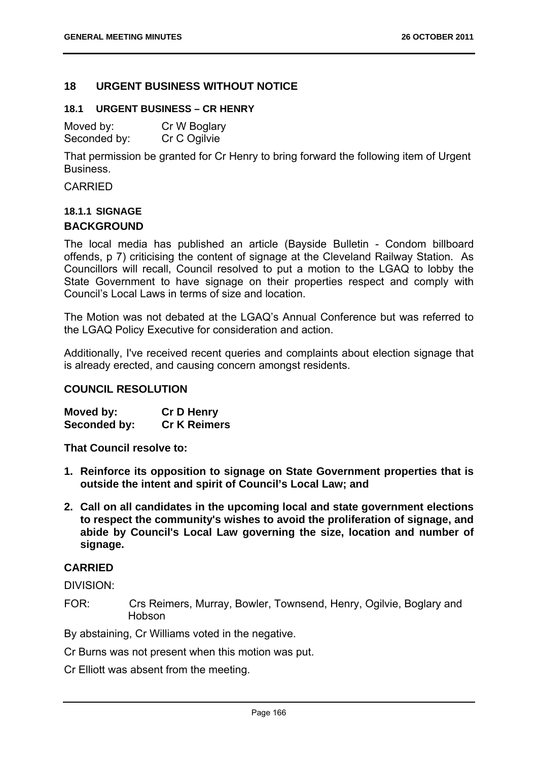## 18 URGENT BUSINESS WITHOUT NOTICE

### 18.1 URGENT BUSINESS – CR HENRY

Moved by: Cr W Boglary
Seconded by: Cr C Ogilvie

That permission be granted for Cr Henry to bring forward the following item of Urgent Business.

CARRIED

#### 18.1.1 SIGNAGE

**BACKGROUND**

The local media has published an article (Bayside Bulletin - Condom billboard offends, p 7) criticising the content of signage at the Cleveland Railway Station. As Councillors will recall, Council resolved to put a motion to the LGAQ to lobby the State Government to have signage on their properties respect and comply with Council's Local Laws in terms of size and location.

The Motion was not debated at the LGAQ's Annual Conference but was referred to the LGAQ Policy Executive for consideration and action.

Additionally, I've received recent queries and complaints about election signage that is already erected, and causing concern amongst residents.

**COUNCIL RESOLUTION**

**Moved by: Cr D Henry**
**Seconded by: Cr K Reimers**

**That Council resolve to:**

1. **Reinforce its opposition to signage on State Government properties that is outside the intent and spirit of Council's Local Law; and**
2. **Call on all candidates in the upcoming local and state government elections to respect the community's wishes to avoid the proliferation of signage, and abide by Council's Local Law governing the size, location and number of signage.**

**CARRIED**

DIVISION:

FOR: Crs Reimers, Murray, Bowler, Townsend, Henry, Ogilvie, Boglary and Hobson

By abstaining, Cr Williams voted in the negative.

Cr Burns was not present when this motion was put.

Cr Elliott was absent from the meeting.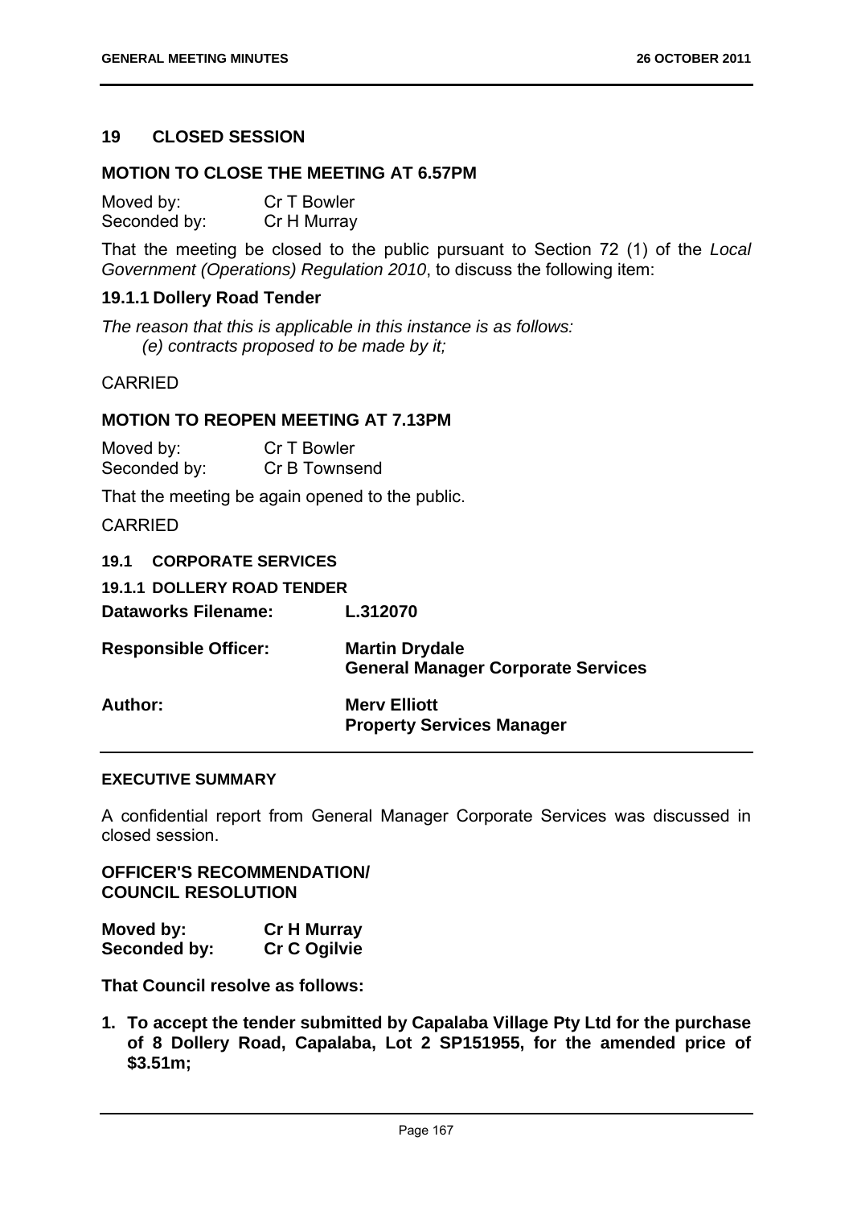## 19 CLOSED SESSION

### MOTION TO CLOSE THE MEETING AT 6.57PM

Moved by: Cr T Bowler
Seconded by: Cr H Murray

That the meeting be closed to the public pursuant to Section 72 (1) of the *Local Government (Operations) Regulation 2010*, to discuss the following item:

### 19.1.1 Dollery Road Tender

*The reason that this is applicable in this instance is as follows:*
*(e) contracts proposed to be made by it;*

CARRIED

### MOTION TO REOPEN MEETING AT 7.13PM

Moved by: Cr T Bowler
Seconded by: Cr B Townsend

That the meeting be again opened to the public.

CARRIED

### 19.1 CORPORATE SERVICES

#### 19.1.1 DOLLERY ROAD TENDER

**Dataworks Filename:** L.312070

**Responsible Officer:** **Martin Drydale**
**General Manager Corporate Services**

**Author:** **Merv Elliott**
**Property Services Manager**

#### EXECUTIVE SUMMARY

A confidential report from General Manager Corporate Services was discussed in closed session.

#### OFFICER'S RECOMMENDATION/ COUNCIL RESOLUTION

**Moved by:** **Cr H Murray**
**Seconded by:** **Cr C Ogilvie**

**That Council resolve as follows:**

1. **To accept the tender submitted by Capalaba Village Pty Ltd for the purchase of 8 Dollery Road, Capalaba, Lot 2 SP151955, for the amended price of $3.51m;**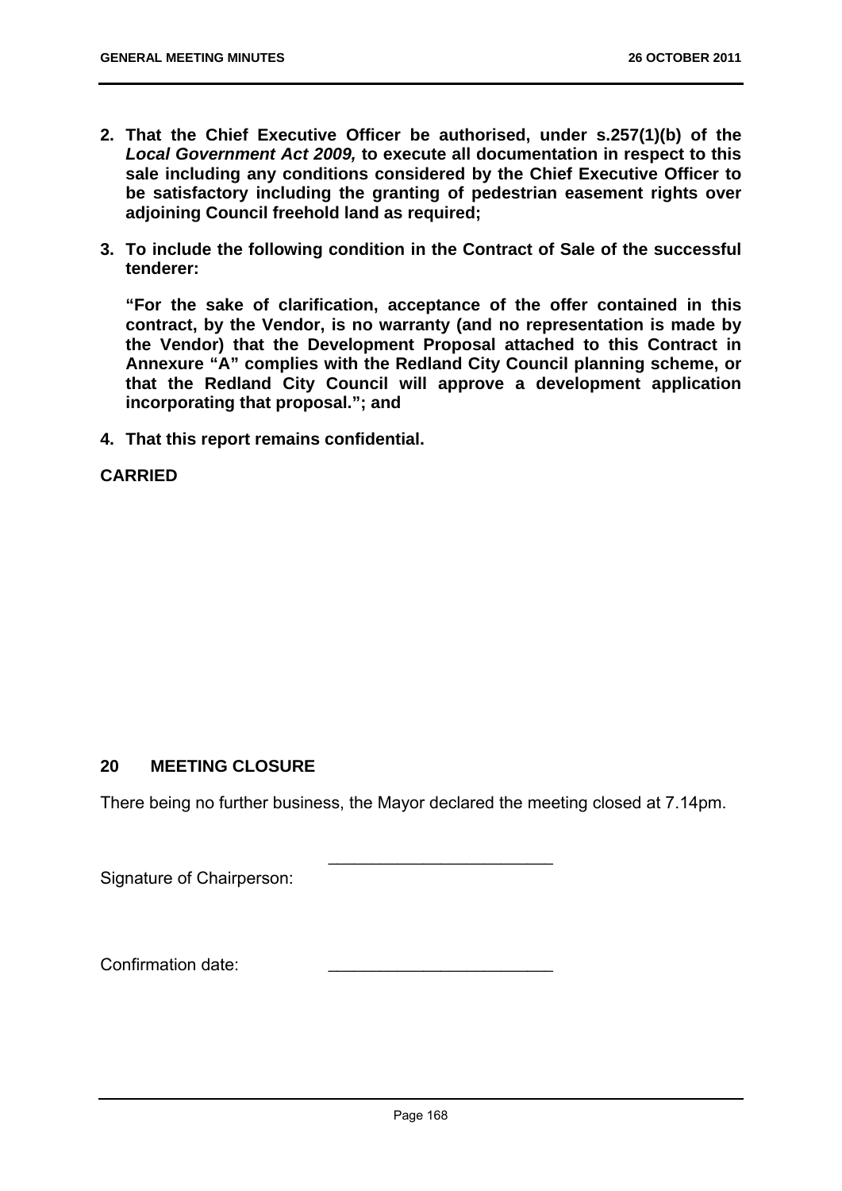2. **That the Chief Executive Officer be authorised, under s.257(1)(b) of the *Local Government Act 2009,* to execute all documentation in respect to this sale including any conditions considered by the Chief Executive Officer to be satisfactory including the granting of pedestrian easement rights over adjoining Council freehold land as required;**

3. **To include the following condition in the Contract of Sale of the successful tenderer:**

   **"For the sake of clarification, acceptance of the offer contained in this contract, by the Vendor, is no warranty (and no representation is made by the Vendor) that the Development Proposal attached to this Contract in Annexure "A" complies with the Redland City Council planning scheme, or that the Redland City Council will approve a development application incorporating that proposal."; and**

4. **That this report remains confidential.**

**CARRIED**

## 20 MEETING CLOSURE

There being no further business, the Mayor declared the meeting closed at 7.14pm.

Signature of Chairperson: ________________________

Confirmation date: ________________________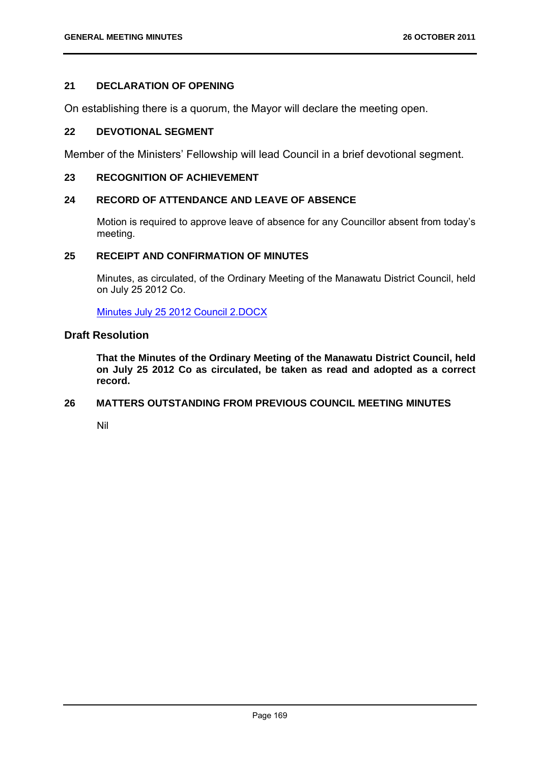## 21 DECLARATION OF OPENING

On establishing there is a quorum, the Mayor will declare the meeting open.

## 22 DEVOTIONAL SEGMENT

Member of the Ministers' Fellowship will lead Council in a brief devotional segment.

## 23 RECOGNITION OF ACHIEVEMENT

## 24 RECORD OF ATTENDANCE AND LEAVE OF ABSENCE

Motion is required to approve leave of absence for any Councillor absent from today's meeting.

## 25 RECEIPT AND CONFIRMATION OF MINUTES

Minutes, as circulated, of the Ordinary Meeting of the Manawatu District Council, held on July 25 2012 Co.

Minutes July 25 2012 Council 2.DOCX

### Draft Resolution

**That the Minutes of the Ordinary Meeting of the Manawatu District Council, held on July 25 2012 Co as circulated, be taken as read and adopted as a correct record.**

## 26 MATTERS OUTSTANDING FROM PREVIOUS COUNCIL MEETING MINUTES

Nil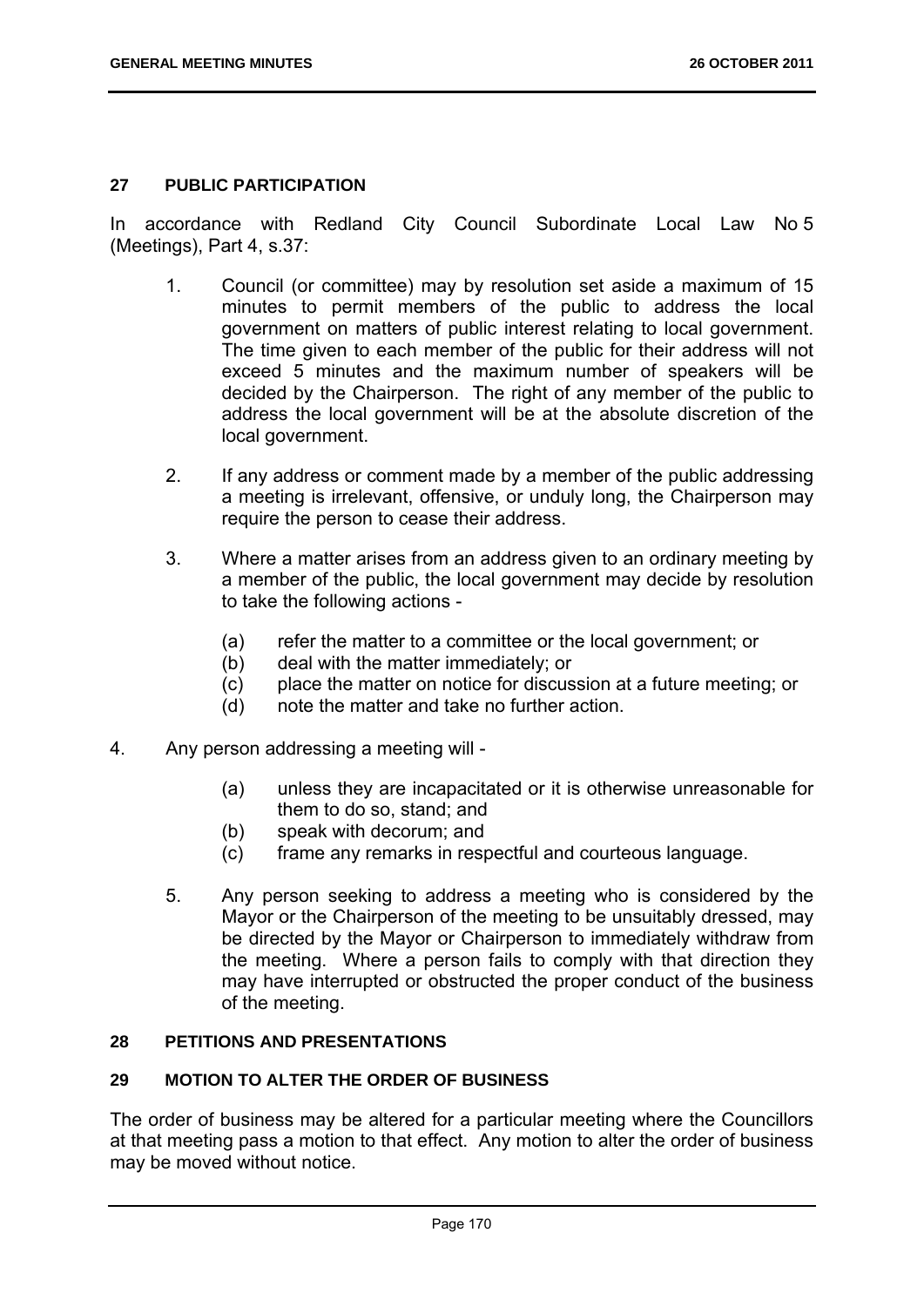## 27 PUBLIC PARTICIPATION

In accordance with Redland City Council Subordinate Local Law No 5 (Meetings), Part 4, s.37:

1. Council (or committee) may by resolution set aside a maximum of 15 minutes to permit members of the public to address the local government on matters of public interest relating to local government. The time given to each member of the public for their address will not exceed 5 minutes and the maximum number of speakers will be decided by the Chairperson. The right of any member of the public to address the local government will be at the absolute discretion of the local government.

2. If any address or comment made by a member of the public addressing a meeting is irrelevant, offensive, or unduly long, the Chairperson may require the person to cease their address.

3. Where a matter arises from an address given to an ordinary meeting by a member of the public, the local government may decide by resolution to take the following actions -

   (a) refer the matter to a committee or the local government; or
   (b) deal with the matter immediately; or
   (c) place the matter on notice for discussion at a future meeting; or
   (d) note the matter and take no further action.

4. Any person addressing a meeting will -

   (a) unless they are incapacitated or it is otherwise unreasonable for them to do so, stand; and
   (b) speak with decorum; and
   (c) frame any remarks in respectful and courteous language.

5. Any person seeking to address a meeting who is considered by the Mayor or the Chairperson of the meeting to be unsuitably dressed, may be directed by the Mayor or Chairperson to immediately withdraw from the meeting. Where a person fails to comply with that direction they may have interrupted or obstructed the proper conduct of the business of the meeting.

## 28 PETITIONS AND PRESENTATIONS

## 29 MOTION TO ALTER THE ORDER OF BUSINESS

The order of business may be altered for a particular meeting where the Councillors at that meeting pass a motion to that effect. Any motion to alter the order of business may be moved without notice.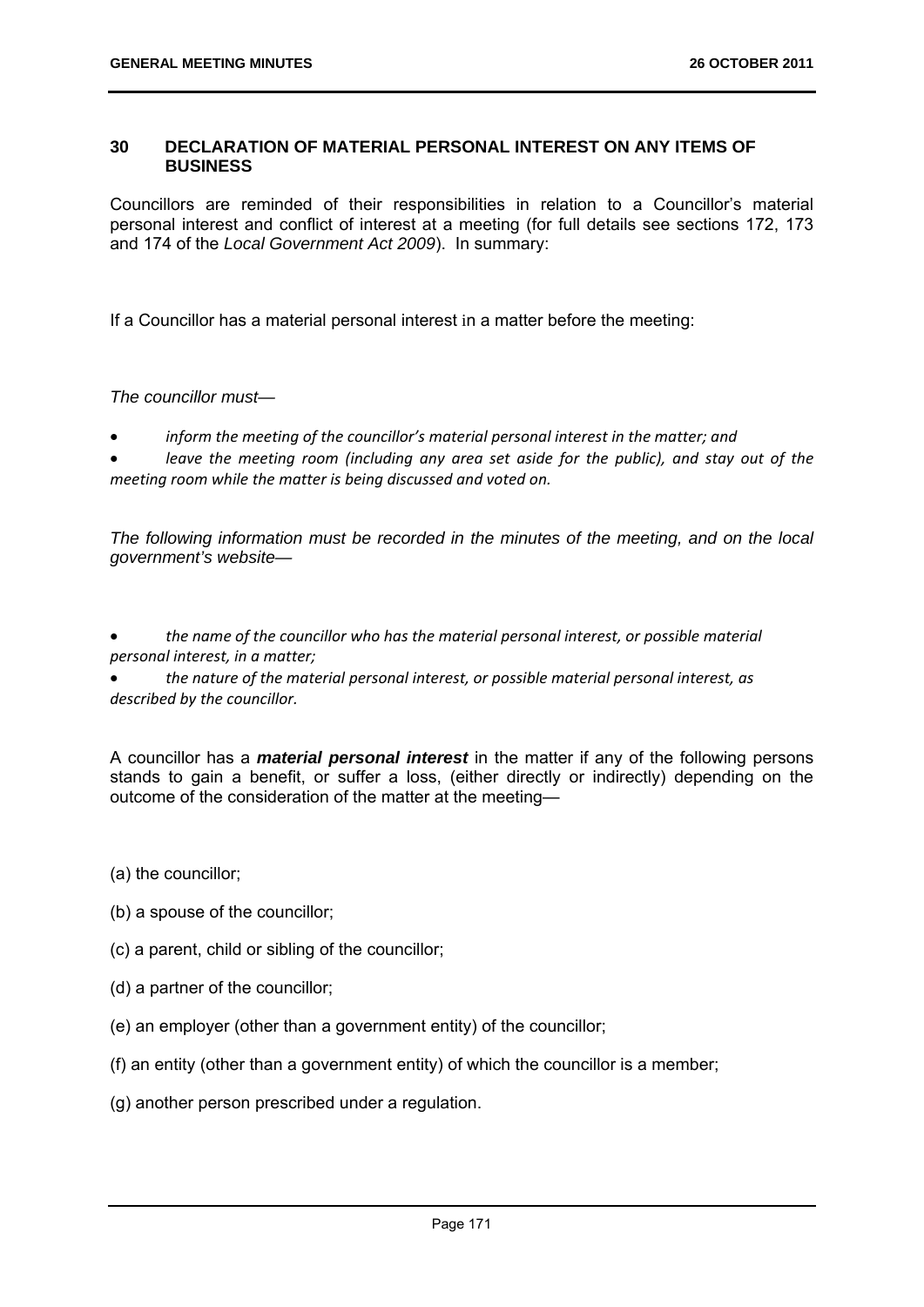## 30 DECLARATION OF MATERIAL PERSONAL INTEREST ON ANY ITEMS OF BUSINESS

Councillors are reminded of their responsibilities in relation to a Councillor's material personal interest and conflict of interest at a meeting (for full details see sections 172, 173 and 174 of the *Local Government Act 2009*). In summary:

If a Councillor has a material personal interest in a matter before the meeting:

*The councillor must—*

- *inform the meeting of the councillor's material personal interest in the matter; and*
- *leave the meeting room (including any area set aside for the public), and stay out of the meeting room while the matter is being discussed and voted on.*

*The following information must be recorded in the minutes of the meeting, and on the local government's website—*

- *the name of the councillor who has the material personal interest, or possible material personal interest, in a matter;*
- *the nature of the material personal interest, or possible material personal interest, as described by the councillor.*

A councillor has a ***material personal interest*** in the matter if any of the following persons stands to gain a benefit, or suffer a loss, (either directly or indirectly) depending on the outcome of the consideration of the matter at the meeting—

(a) the councillor;

(b) a spouse of the councillor;

(c) a parent, child or sibling of the councillor;

(d) a partner of the councillor;

(e) an employer (other than a government entity) of the councillor;

(f) an entity (other than a government entity) of which the councillor is a member;

(g) another person prescribed under a regulation.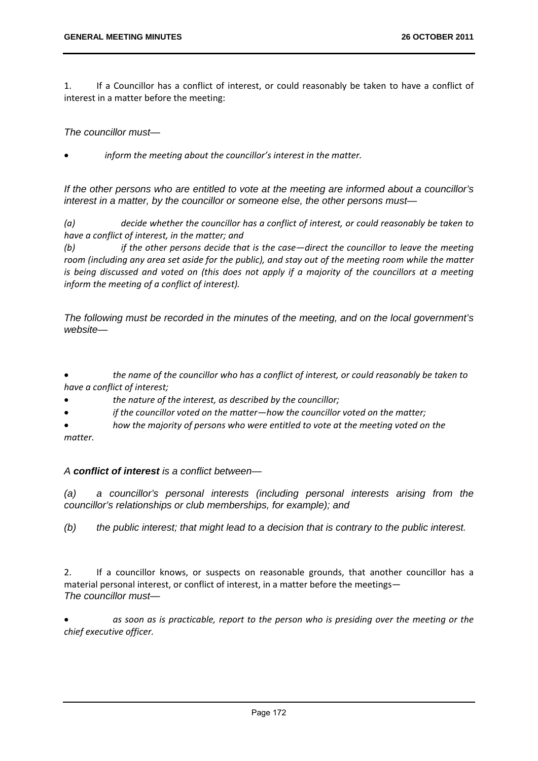1. If a Councillor has a conflict of interest, or could reasonably be taken to have a conflict of interest in a matter before the meeting:

*The councillor must—*

- *inform the meeting about the councillor's interest in the matter.*

*If the other persons who are entitled to vote at the meeting are informed about a councillor's interest in a matter, by the councillor or someone else, the other persons must—*

*(a) decide whether the councillor has a conflict of interest, or could reasonably be taken to have a conflict of interest, in the matter; and*

*(b) if the other persons decide that is the case—direct the councillor to leave the meeting room (including any area set aside for the public), and stay out of the meeting room while the matter is being discussed and voted on (this does not apply if a majority of the councillors at a meeting inform the meeting of a conflict of interest).*

*The following must be recorded in the minutes of the meeting, and on the local government's website—*

- *the name of the councillor who has a conflict of interest, or could reasonably be taken to have a conflict of interest;*
- *the nature of the interest, as described by the councillor;*
- *if the councillor voted on the matter—how the councillor voted on the matter;*
- *how the majority of persons who were entitled to vote at the meeting voted on the matter.*

*A **conflict of interest** is a conflict between—*

*(a) a councillor's personal interests (including personal interests arising from the councillor's relationships or club memberships, for example); and*

*(b) the public interest; that might lead to a decision that is contrary to the public interest.*

2. If a councillor knows, or suspects on reasonable grounds, that another councillor has a material personal interest, or conflict of interest, in a matter before the meetings—
*The councillor must—*

- *as soon as is practicable, report to the person who is presiding over the meeting or the chief executive officer.*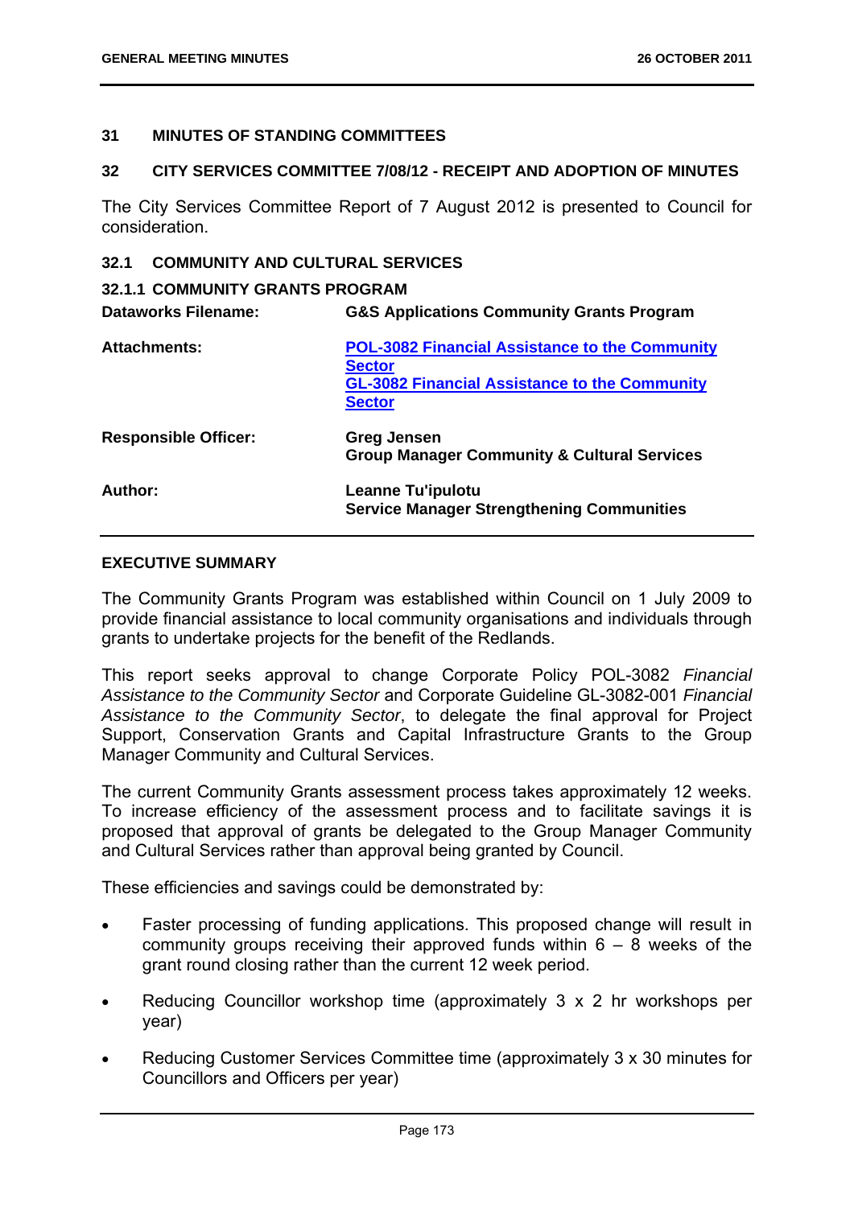## 31 MINUTES OF STANDING COMMITTEES

## 32 CITY SERVICES COMMITTEE 7/08/12 - RECEIPT AND ADOPTION OF MINUTES

The City Services Committee Report of 7 August 2012 is presented to Council for consideration.

### 32.1 COMMUNITY AND CULTURAL SERVICES

#### 32.1.1 COMMUNITY GRANTS PROGRAM

| | |
|---|---|
| **Dataworks Filename:** | **G&S Applications Community Grants Program** |
| **Attachments:** | **POL-3082 Financial Assistance to the Community Sector**<br>**GL-3082 Financial Assistance to the Community Sector** |
| **Responsible Officer:** | **Greg Jensen**<br>**Group Manager Community & Cultural Services** |
| **Author:** | **Leanne Tu'ipulotu**<br>**Service Manager Strengthening Communities** |

**EXECUTIVE SUMMARY**

The Community Grants Program was established within Council on 1 July 2009 to provide financial assistance to local community organisations and individuals through grants to undertake projects for the benefit of the Redlands.

This report seeks approval to change Corporate Policy POL-3082 *Financial Assistance to the Community Sector* and Corporate Guideline GL-3082-001 *Financial Assistance to the Community Sector*, to delegate the final approval for Project Support, Conservation Grants and Capital Infrastructure Grants to the Group Manager Community and Cultural Services.

The current Community Grants assessment process takes approximately 12 weeks. To increase efficiency of the assessment process and to facilitate savings it is proposed that approval of grants be delegated to the Group Manager Community and Cultural Services rather than approval being granted by Council.

These efficiencies and savings could be demonstrated by:

- Faster processing of funding applications. This proposed change will result in community groups receiving their approved funds within 6 – 8 weeks of the grant round closing rather than the current 12 week period.
- Reducing Councillor workshop time (approximately 3 x 2 hr workshops per year)
- Reducing Customer Services Committee time (approximately 3 x 30 minutes for Councillors and Officers per year)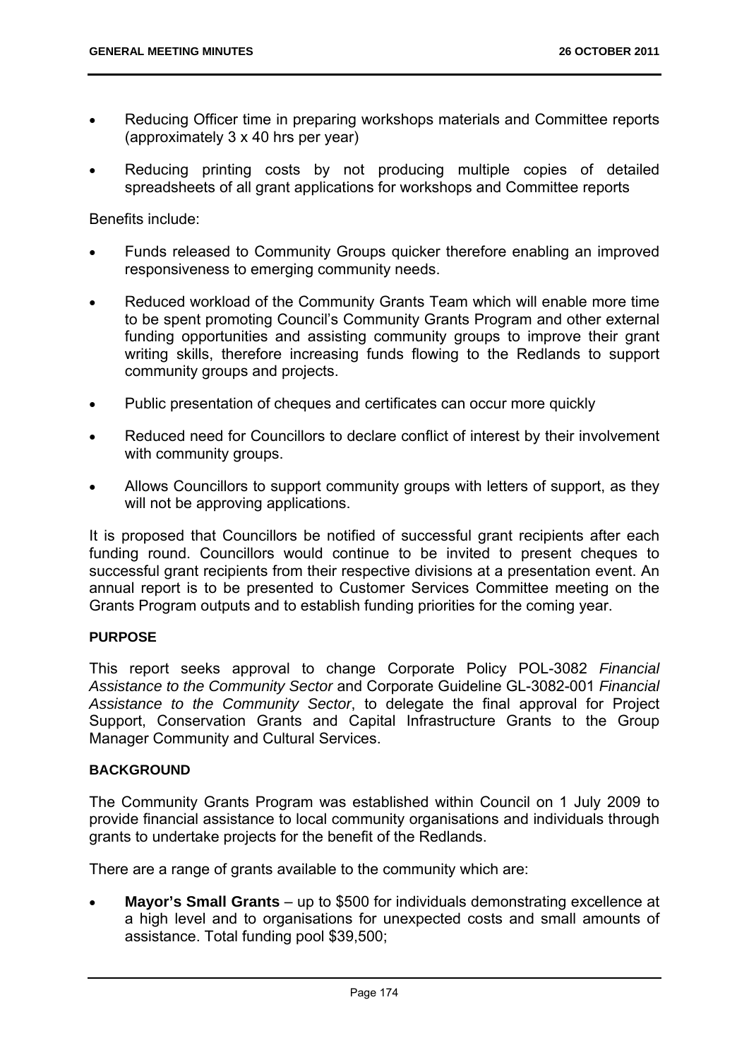- Reducing Officer time in preparing workshops materials and Committee reports (approximately 3 x 40 hrs per year)
- Reducing printing costs by not producing multiple copies of detailed spreadsheets of all grant applications for workshops and Committee reports

Benefits include:

- Funds released to Community Groups quicker therefore enabling an improved responsiveness to emerging community needs.
- Reduced workload of the Community Grants Team which will enable more time to be spent promoting Council's Community Grants Program and other external funding opportunities and assisting community groups to improve their grant writing skills, therefore increasing funds flowing to the Redlands to support community groups and projects.
- Public presentation of cheques and certificates can occur more quickly
- Reduced need for Councillors to declare conflict of interest by their involvement with community groups.
- Allows Councillors to support community groups with letters of support, as they will not be approving applications.

It is proposed that Councillors be notified of successful grant recipients after each funding round. Councillors would continue to be invited to present cheques to successful grant recipients from their respective divisions at a presentation event. An annual report is to be presented to Customer Services Committee meeting on the Grants Program outputs and to establish funding priorities for the coming year.

**PURPOSE**

This report seeks approval to change Corporate Policy POL-3082 *Financial Assistance to the Community Sector* and Corporate Guideline GL-3082-001 *Financial Assistance to the Community Sector*, to delegate the final approval for Project Support, Conservation Grants and Capital Infrastructure Grants to the Group Manager Community and Cultural Services.

**BACKGROUND**

The Community Grants Program was established within Council on 1 July 2009 to provide financial assistance to local community organisations and individuals through grants to undertake projects for the benefit of the Redlands.

There are a range of grants available to the community which are:

- **Mayor's Small Grants** – up to $500 for individuals demonstrating excellence at a high level and to organisations for unexpected costs and small amounts of assistance. Total funding pool $39,500;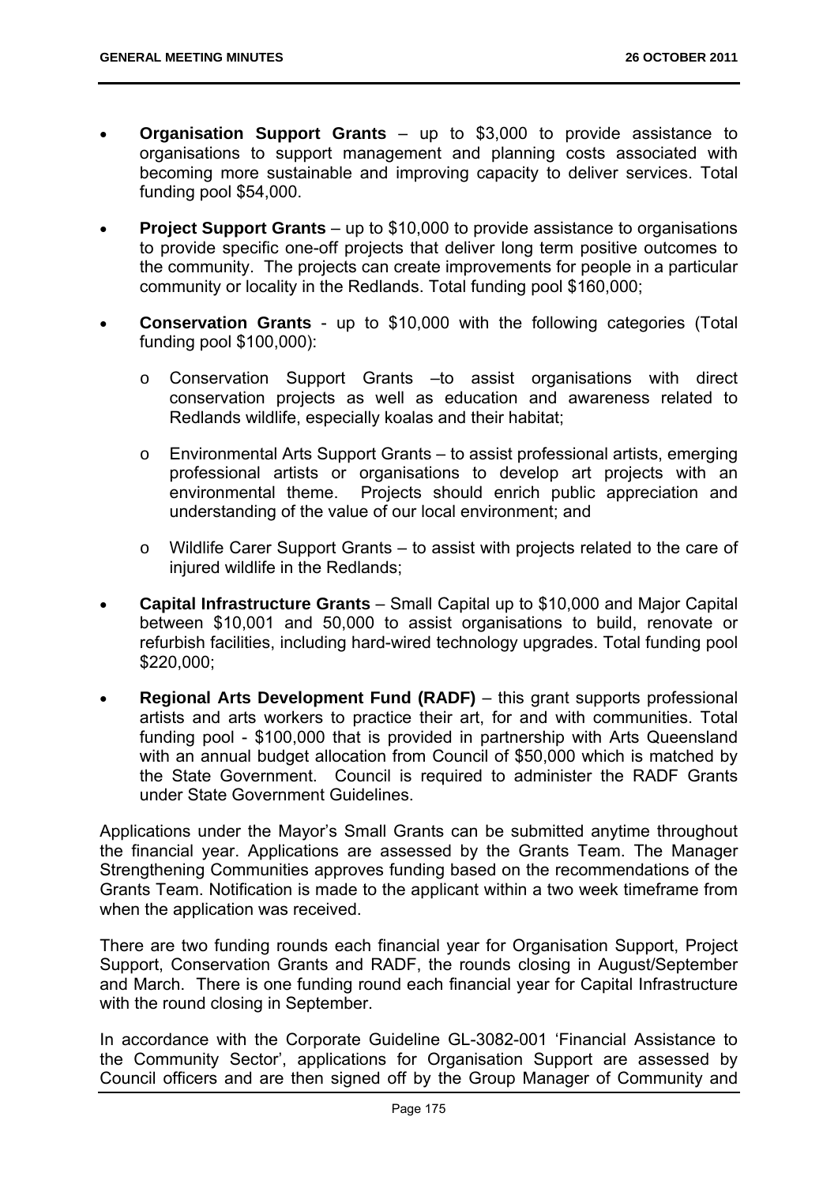- **Organisation Support Grants** – up to $3,000 to provide assistance to organisations to support management and planning costs associated with becoming more sustainable and improving capacity to deliver services. Total funding pool $54,000.

- **Project Support Grants** – up to $10,000 to provide assistance to organisations to provide specific one-off projects that deliver long term positive outcomes to the community. The projects can create improvements for people in a particular community or locality in the Redlands. Total funding pool $160,000;

- **Conservation Grants** - up to $10,000 with the following categories (Total funding pool $100,000):

  - Conservation Support Grants –to assist organisations with direct conservation projects as well as education and awareness related to Redlands wildlife, especially koalas and their habitat;

  - Environmental Arts Support Grants – to assist professional artists, emerging professional artists or organisations to develop art projects with an environmental theme. Projects should enrich public appreciation and understanding of the value of our local environment; and

  - Wildlife Carer Support Grants – to assist with projects related to the care of injured wildlife in the Redlands;

- **Capital Infrastructure Grants** – Small Capital up to $10,000 and Major Capital between $10,001 and 50,000 to assist organisations to build, renovate or refurbish facilities, including hard-wired technology upgrades. Total funding pool $220,000;

- **Regional Arts Development Fund (RADF)** – this grant supports professional artists and arts workers to practice their art, for and with communities. Total funding pool - $100,000 that is provided in partnership with Arts Queensland with an annual budget allocation from Council of $50,000 which is matched by the State Government. Council is required to administer the RADF Grants under State Government Guidelines.

Applications under the Mayor's Small Grants can be submitted anytime throughout the financial year. Applications are assessed by the Grants Team. The Manager Strengthening Communities approves funding based on the recommendations of the Grants Team. Notification is made to the applicant within a two week timeframe from when the application was received.

There are two funding rounds each financial year for Organisation Support, Project Support, Conservation Grants and RADF, the rounds closing in August/September and March. There is one funding round each financial year for Capital Infrastructure with the round closing in September.

In accordance with the Corporate Guideline GL-3082-001 'Financial Assistance to the Community Sector', applications for Organisation Support are assessed by Council officers and are then signed off by the Group Manager of Community and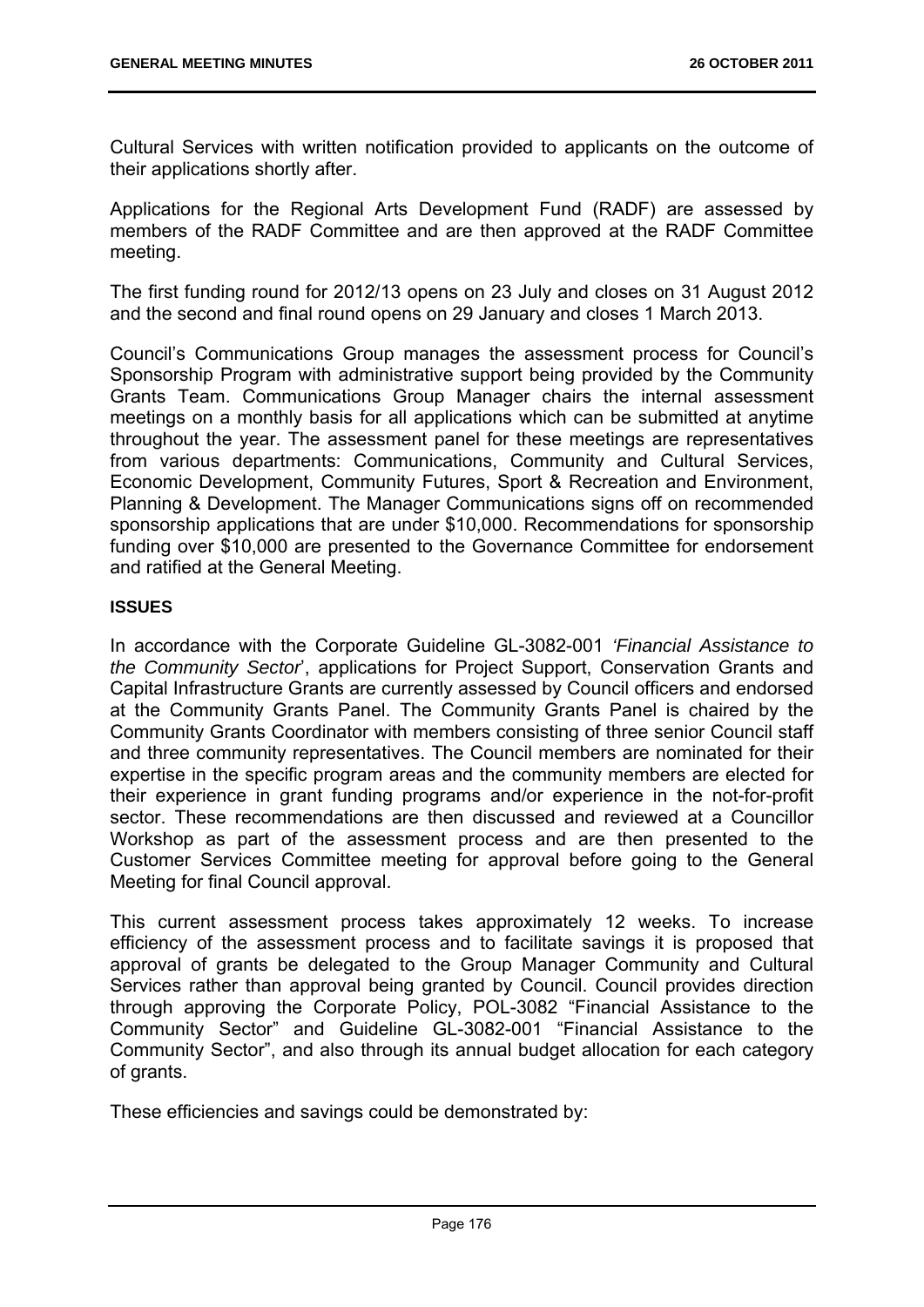Cultural Services with written notification provided to applicants on the outcome of their applications shortly after.

Applications for the Regional Arts Development Fund (RADF) are assessed by members of the RADF Committee and are then approved at the RADF Committee meeting.

The first funding round for 2012/13 opens on 23 July and closes on 31 August 2012 and the second and final round opens on 29 January and closes 1 March 2013.

Council's Communications Group manages the assessment process for Council's Sponsorship Program with administrative support being provided by the Community Grants Team. Communications Group Manager chairs the internal assessment meetings on a monthly basis for all applications which can be submitted at anytime throughout the year. The assessment panel for these meetings are representatives from various departments: Communications, Community and Cultural Services, Economic Development, Community Futures, Sport & Recreation and Environment, Planning & Development. The Manager Communications signs off on recommended sponsorship applications that are under $10,000. Recommendations for sponsorship funding over $10,000 are presented to the Governance Committee for endorsement and ratified at the General Meeting.

**ISSUES**

In accordance with the Corporate Guideline GL-3082-001 *'Financial Assistance to the Community Sector'*, applications for Project Support, Conservation Grants and Capital Infrastructure Grants are currently assessed by Council officers and endorsed at the Community Grants Panel. The Community Grants Panel is chaired by the Community Grants Coordinator with members consisting of three senior Council staff and three community representatives. The Council members are nominated for their expertise in the specific program areas and the community members are elected for their experience in grant funding programs and/or experience in the not-for-profit sector. These recommendations are then discussed and reviewed at a Councillor Workshop as part of the assessment process and are then presented to the Customer Services Committee meeting for approval before going to the General Meeting for final Council approval.

This current assessment process takes approximately 12 weeks. To increase efficiency of the assessment process and to facilitate savings it is proposed that approval of grants be delegated to the Group Manager Community and Cultural Services rather than approval being granted by Council. Council provides direction through approving the Corporate Policy, POL-3082 "Financial Assistance to the Community Sector" and Guideline GL-3082-001 "Financial Assistance to the Community Sector", and also through its annual budget allocation for each category of grants.

These efficiencies and savings could be demonstrated by: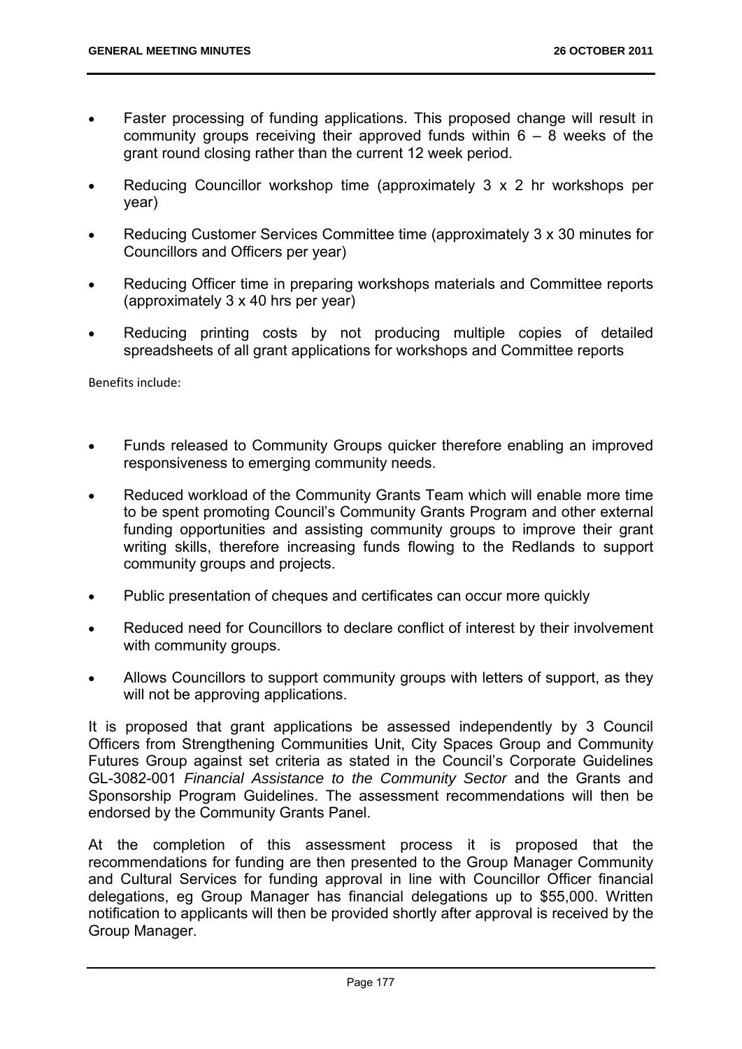- Faster processing of funding applications. This proposed change will result in community groups receiving their approved funds within 6 – 8 weeks of the grant round closing rather than the current 12 week period.
- Reducing Councillor workshop time (approximately 3 x 2 hr workshops per year)
- Reducing Customer Services Committee time (approximately 3 x 30 minutes for Councillors and Officers per year)
- Reducing Officer time in preparing workshops materials and Committee reports (approximately 3 x 40 hrs per year)
- Reducing printing costs by not producing multiple copies of detailed spreadsheets of all grant applications for workshops and Committee reports

Benefits include:

- Funds released to Community Groups quicker therefore enabling an improved responsiveness to emerging community needs.
- Reduced workload of the Community Grants Team which will enable more time to be spent promoting Council's Community Grants Program and other external funding opportunities and assisting community groups to improve their grant writing skills, therefore increasing funds flowing to the Redlands to support community groups and projects.
- Public presentation of cheques and certificates can occur more quickly
- Reduced need for Councillors to declare conflict of interest by their involvement with community groups.
- Allows Councillors to support community groups with letters of support, as they will not be approving applications.

It is proposed that grant applications be assessed independently by 3 Council Officers from Strengthening Communities Unit, City Spaces Group and Community Futures Group against set criteria as stated in the Council's Corporate Guidelines GL-3082-001 *Financial Assistance to the Community Sector* and the Grants and Sponsorship Program Guidelines. The assessment recommendations will then be endorsed by the Community Grants Panel.

At the completion of this assessment process it is proposed that the recommendations for funding are then presented to the Group Manager Community and Cultural Services for funding approval in line with Councillor Officer financial delegations, eg Group Manager has financial delegations up to $55,000. Written notification to applicants will then be provided shortly after approval is received by the Group Manager.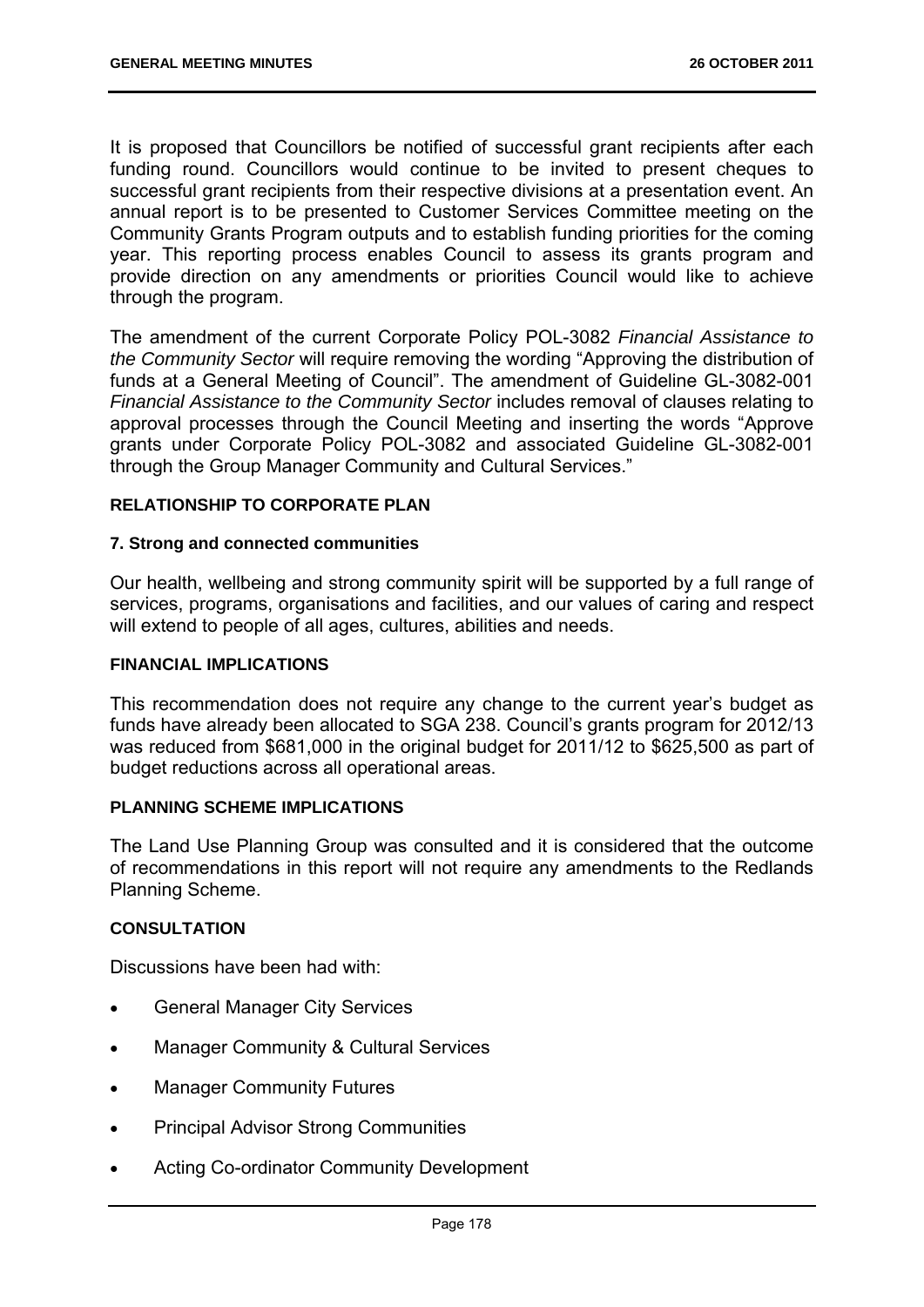It is proposed that Councillors be notified of successful grant recipients after each funding round. Councillors would continue to be invited to present cheques to successful grant recipients from their respective divisions at a presentation event. An annual report is to be presented to Customer Services Committee meeting on the Community Grants Program outputs and to establish funding priorities for the coming year. This reporting process enables Council to assess its grants program and provide direction on any amendments or priorities Council would like to achieve through the program.

The amendment of the current Corporate Policy POL-3082 *Financial Assistance to the Community Sector* will require removing the wording "Approving the distribution of funds at a General Meeting of Council". The amendment of Guideline GL-3082-001 *Financial Assistance to the Community Sector* includes removal of clauses relating to approval processes through the Council Meeting and inserting the words "Approve grants under Corporate Policy POL-3082 and associated Guideline GL-3082-001 through the Group Manager Community and Cultural Services."

**RELATIONSHIP TO CORPORATE PLAN**

**7. Strong and connected communities**

Our health, wellbeing and strong community spirit will be supported by a full range of services, programs, organisations and facilities, and our values of caring and respect will extend to people of all ages, cultures, abilities and needs.

**FINANCIAL IMPLICATIONS**

This recommendation does not require any change to the current year's budget as funds have already been allocated to SGA 238. Council's grants program for 2012/13 was reduced from $681,000 in the original budget for 2011/12 to $625,500 as part of budget reductions across all operational areas.

**PLANNING SCHEME IMPLICATIONS**

The Land Use Planning Group was consulted and it is considered that the outcome of recommendations in this report will not require any amendments to the Redlands Planning Scheme.

**CONSULTATION**

Discussions have been had with:

- General Manager City Services
- Manager Community & Cultural Services
- Manager Community Futures
- Principal Advisor Strong Communities
- Acting Co-ordinator Community Development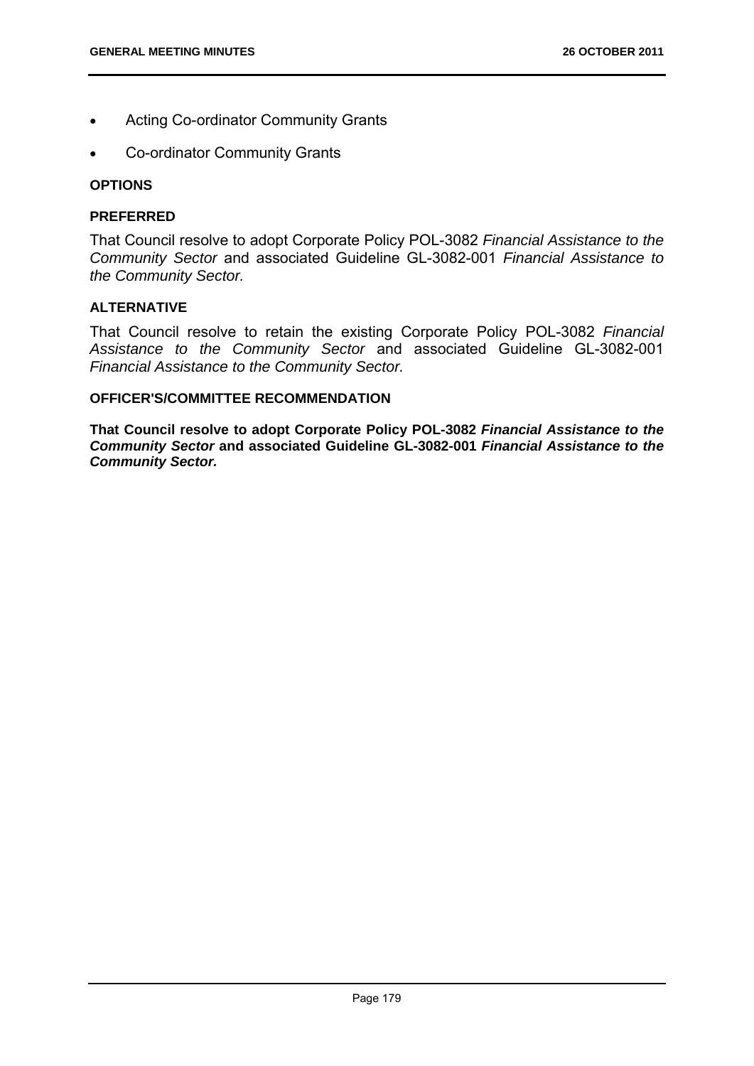- Acting Co-ordinator Community Grants
- Co-ordinator Community Grants

**OPTIONS**

**PREFERRED**

That Council resolve to adopt Corporate Policy POL-3082 *Financial Assistance to the Community Sector* and associated Guideline GL-3082-001 *Financial Assistance to the Community Sector.*

**ALTERNATIVE**

That Council resolve to retain the existing Corporate Policy POL-3082 *Financial Assistance to the Community Sector* and associated Guideline GL-3082-001 *Financial Assistance to the Community Sector.*

**OFFICER'S/COMMITTEE RECOMMENDATION**

**That Council resolve to adopt Corporate Policy POL-3082 *Financial Assistance to the Community Sector* and associated Guideline GL-3082-001 *Financial Assistance to the Community Sector.***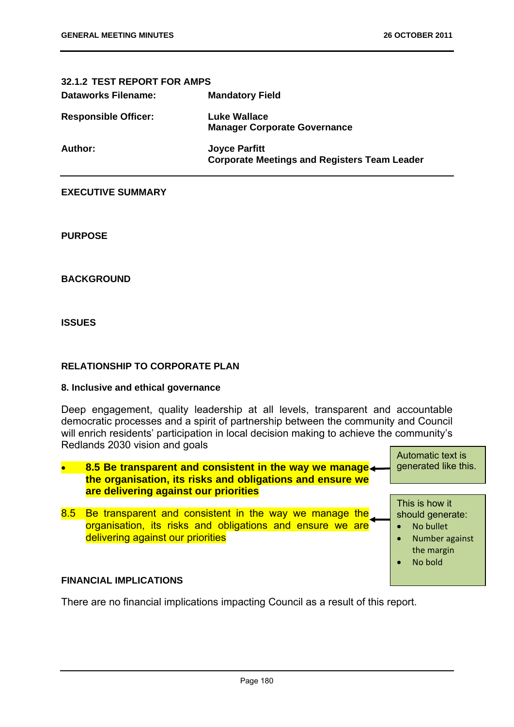## 32.1.2 TEST REPORT FOR AMPS

| | |
|---|---|
| **Dataworks Filename:** | **Mandatory Field** |
| **Responsible Officer:** | **Luke Wallace**<br>**Manager Corporate Governance** |
| **Author:** | **Joyce Parfitt**<br>**Corporate Meetings and Registers Team Leader** |

**EXECUTIVE SUMMARY**

**PURPOSE**

**BACKGROUND**

**ISSUES**

**RELATIONSHIP TO CORPORATE PLAN**

**8. Inclusive and ethical governance**

Deep engagement, quality leadership at all levels, transparent and accountable democratic processes and a spirit of partnership between the community and Council will enrich residents' participation in local decision making to achieve the community's Redlands 2030 vision and goals

- **8.5 Be transparent and consistent in the way we manage the organisation, its risks and obligations and ensure we are delivering against our priorities**

Automatic text is generated like this.

8.5 Be transparent and consistent in the way we manage the organisation, its risks and obligations and ensure we are delivering against our priorities

This is how it should generate:

- No bullet
- Number against the margin
- No bold

**FINANCIAL IMPLICATIONS**

There are no financial implications impacting Council as a result of this report.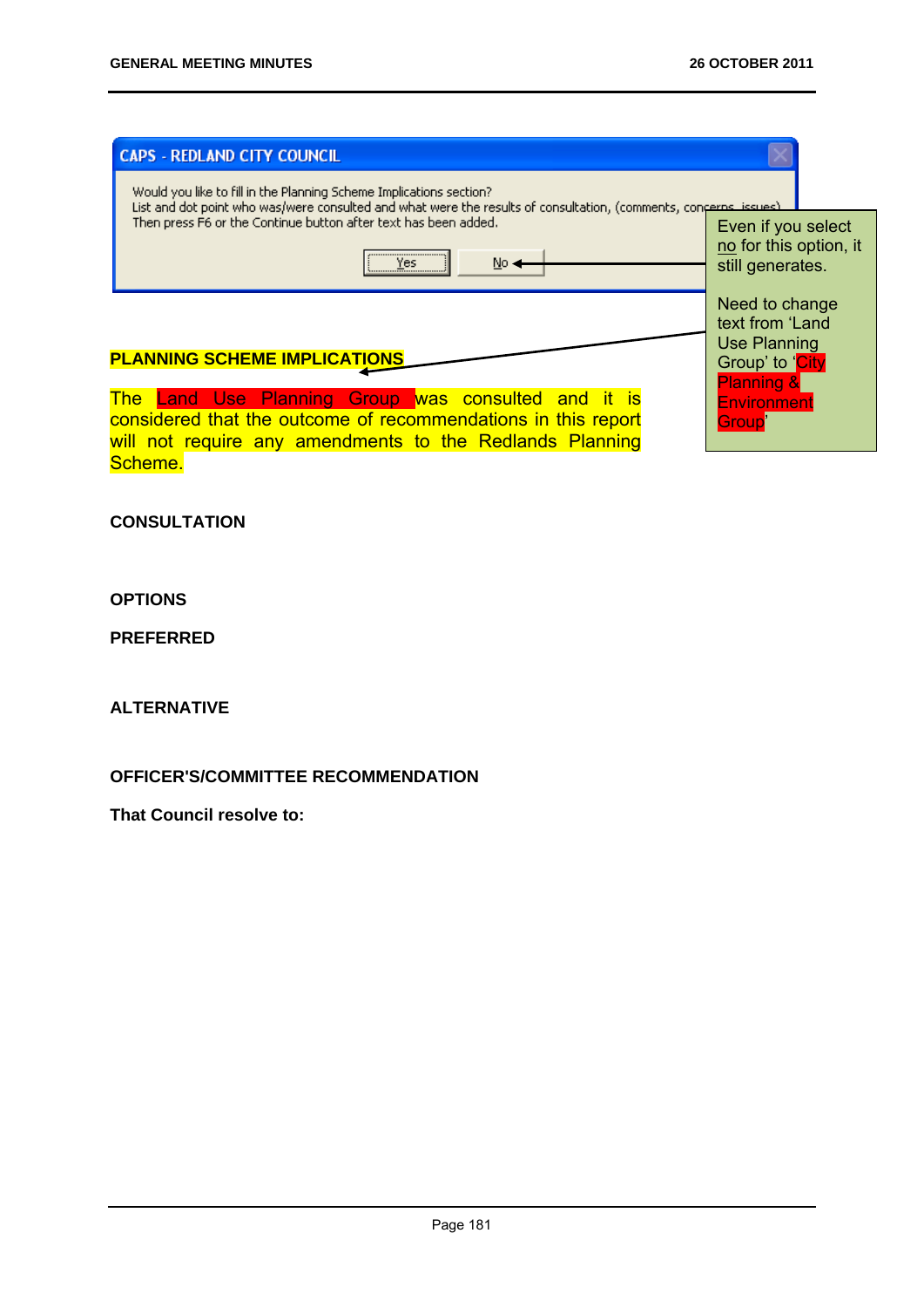CAPS - REDLAND CITY COUNCIL

Would you like to fill in the Planning Scheme Implications section?
List and dot point who was/were consulted and what were the results of consultation, (comments, concerns, issues)
Then press F6 or the Continue button after text has been added.

Yes | No

Even if you select no for this option, it still generates.

Need to change text from 'Land Use Planning Group' to 'City Planning & Environment Group'

**PLANNING SCHEME IMPLICATIONS**

The Land Use Planning Group was consulted and it is considered that the outcome of recommendations in this report will not require any amendments to the Redlands Planning Scheme.

**CONSULTATION**

**OPTIONS**

**PREFERRED**

**ALTERNATIVE**

**OFFICER'S/COMMITTEE RECOMMENDATION**

**That Council resolve to:**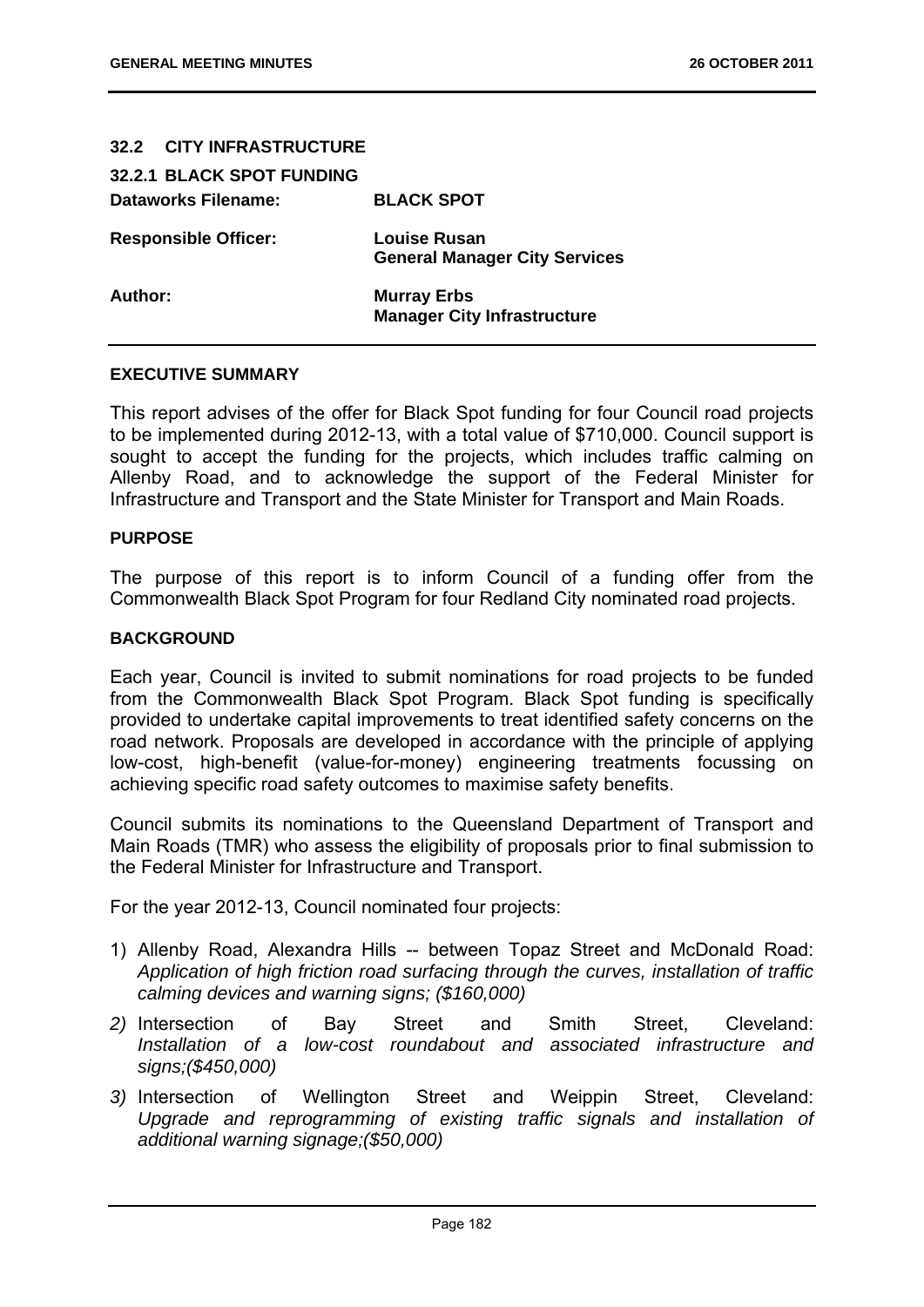## 32.2 CITY INFRASTRUCTURE

### 32.2.1 BLACK SPOT FUNDING

| | |
|---|---|
| **Dataworks Filename:** | **BLACK SPOT** |
| **Responsible Officer:** | **Louise Rusan**<br>**General Manager City Services** |
| **Author:** | **Murray Erbs**<br>**Manager City Infrastructure** |

**EXECUTIVE SUMMARY**

This report advises of the offer for Black Spot funding for four Council road projects to be implemented during 2012-13, with a total value of $710,000. Council support is sought to accept the funding for the projects, which includes traffic calming on Allenby Road, and to acknowledge the support of the Federal Minister for Infrastructure and Transport and the State Minister for Transport and Main Roads.

**PURPOSE**

The purpose of this report is to inform Council of a funding offer from the Commonwealth Black Spot Program for four Redland City nominated road projects.

**BACKGROUND**

Each year, Council is invited to submit nominations for road projects to be funded from the Commonwealth Black Spot Program. Black Spot funding is specifically provided to undertake capital improvements to treat identified safety concerns on the road network. Proposals are developed in accordance with the principle of applying low-cost, high-benefit (value-for-money) engineering treatments focussing on achieving specific road safety outcomes to maximise safety benefits.

Council submits its nominations to the Queensland Department of Transport and Main Roads (TMR) who assess the eligibility of proposals prior to final submission to the Federal Minister for Infrastructure and Transport.

For the year 2012-13, Council nominated four projects:

1) Allenby Road, Alexandra Hills -- between Topaz Street and McDonald Road: *Application of high friction road surfacing through the curves, installation of traffic calming devices and warning signs; ($160,000)*
2) Intersection of Bay Street and Smith Street, Cleveland: *Installation of a low-cost roundabout and associated infrastructure and signs;($450,000)*
3) Intersection of Wellington Street and Weippin Street, Cleveland: *Upgrade and reprogramming of existing traffic signals and installation of additional warning signage;($50,000)*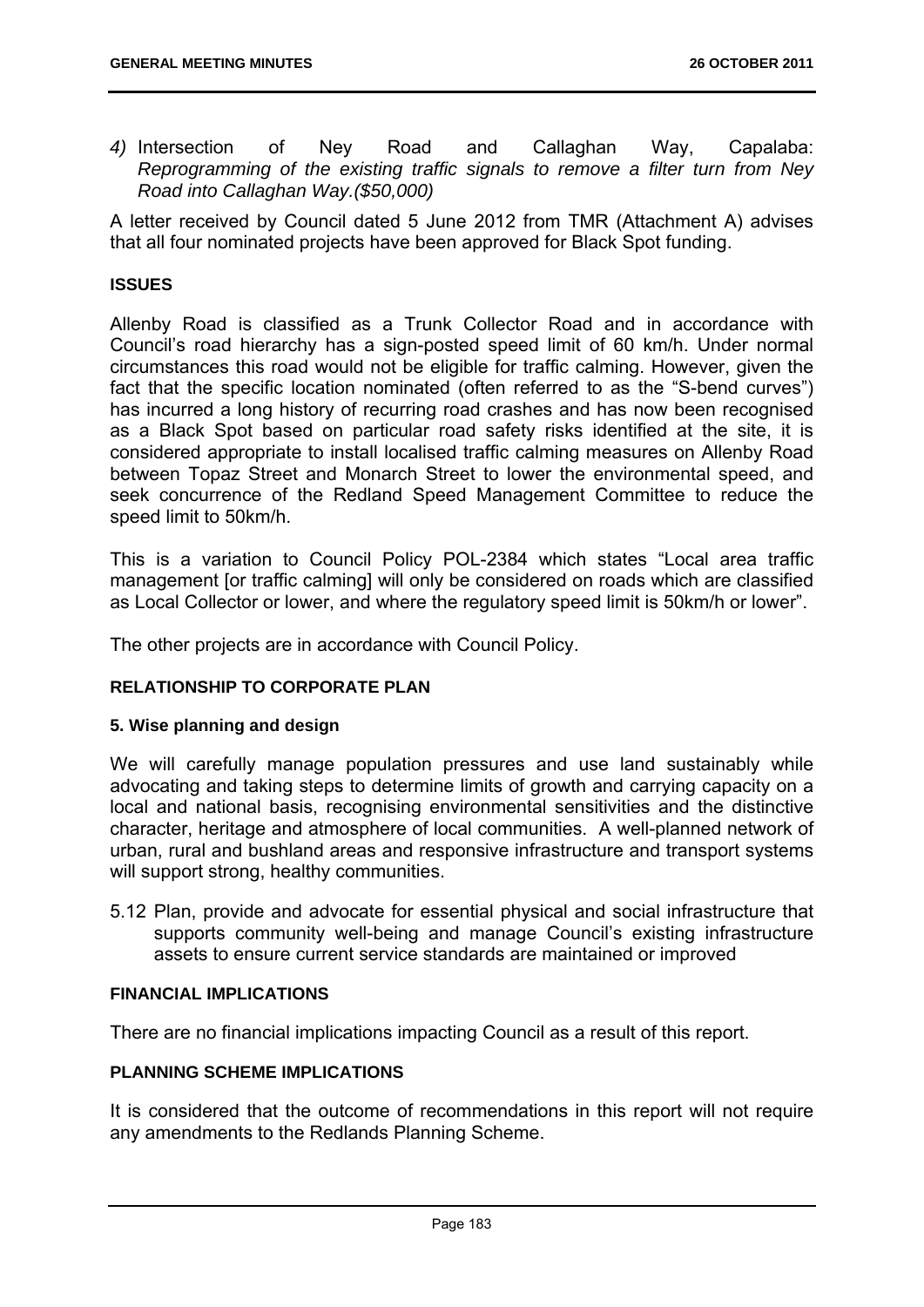*4)* Intersection of Ney Road and Callaghan Way, Capalaba: *Reprogramming of the existing traffic signals to remove a filter turn from Ney Road into Callaghan Way.($50,000)*

A letter received by Council dated 5 June 2012 from TMR (Attachment A) advises that all four nominated projects have been approved for Black Spot funding.

**ISSUES**

Allenby Road is classified as a Trunk Collector Road and in accordance with Council's road hierarchy has a sign-posted speed limit of 60 km/h. Under normal circumstances this road would not be eligible for traffic calming. However, given the fact that the specific location nominated (often referred to as the "S-bend curves") has incurred a long history of recurring road crashes and has now been recognised as a Black Spot based on particular road safety risks identified at the site, it is considered appropriate to install localised traffic calming measures on Allenby Road between Topaz Street and Monarch Street to lower the environmental speed, and seek concurrence of the Redland Speed Management Committee to reduce the speed limit to 50km/h.

This is a variation to Council Policy POL-2384 which states "Local area traffic management [or traffic calming] will only be considered on roads which are classified as Local Collector or lower, and where the regulatory speed limit is 50km/h or lower".

The other projects are in accordance with Council Policy.

**RELATIONSHIP TO CORPORATE PLAN**

**5. Wise planning and design**

We will carefully manage population pressures and use land sustainably while advocating and taking steps to determine limits of growth and carrying capacity on a local and national basis, recognising environmental sensitivities and the distinctive character, heritage and atmosphere of local communities. A well-planned network of urban, rural and bushland areas and responsive infrastructure and transport systems will support strong, healthy communities.

5.12 Plan, provide and advocate for essential physical and social infrastructure that supports community well-being and manage Council's existing infrastructure assets to ensure current service standards are maintained or improved

**FINANCIAL IMPLICATIONS**

There are no financial implications impacting Council as a result of this report.

**PLANNING SCHEME IMPLICATIONS**

It is considered that the outcome of recommendations in this report will not require any amendments to the Redlands Planning Scheme.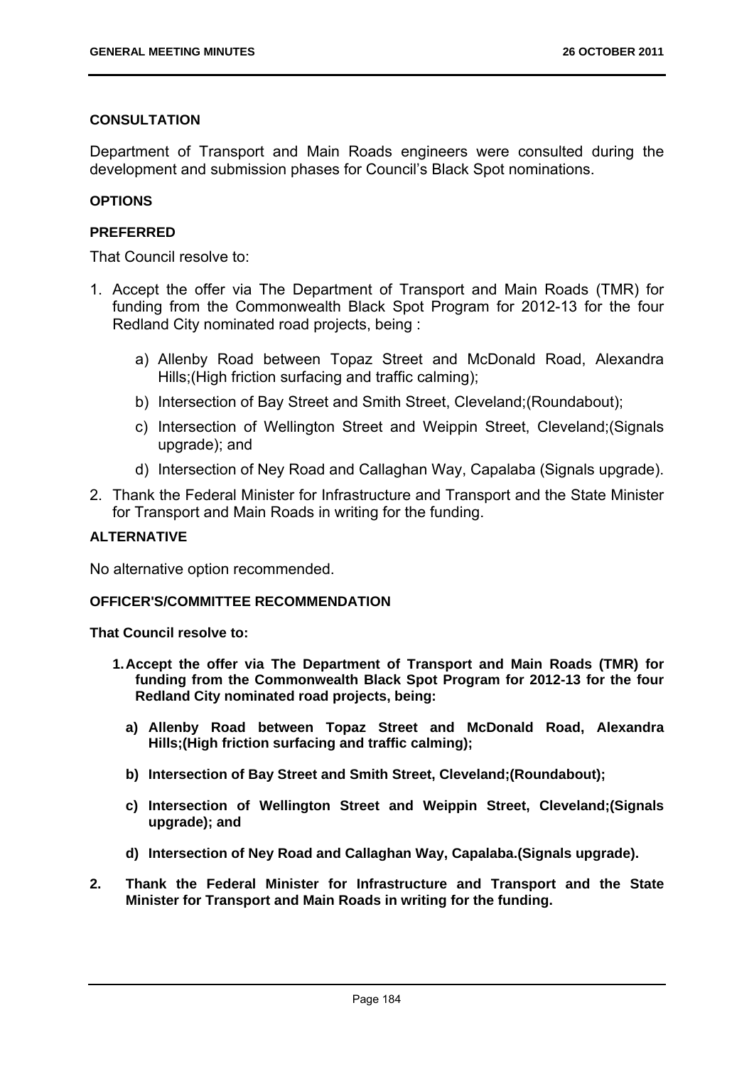#### CONSULTATION

Department of Transport and Main Roads engineers were consulted during the development and submission phases for Council's Black Spot nominations.

#### OPTIONS

#### PREFERRED

That Council resolve to:

1. Accept the offer via The Department of Transport and Main Roads (TMR) for funding from the Commonwealth Black Spot Program for 2012-13 for the four Redland City nominated road projects, being :

   a) Allenby Road between Topaz Street and McDonald Road, Alexandra Hills;(High friction surfacing and traffic calming);

   b) Intersection of Bay Street and Smith Street, Cleveland;(Roundabout);

   c) Intersection of Wellington Street and Weippin Street, Cleveland;(Signals upgrade); and

   d) Intersection of Ney Road and Callaghan Way, Capalaba (Signals upgrade).

2. Thank the Federal Minister for Infrastructure and Transport and the State Minister for Transport and Main Roads in writing for the funding.

#### ALTERNATIVE

No alternative option recommended.

#### OFFICER'S/COMMITTEE RECOMMENDATION

**That Council resolve to:**

1. **Accept the offer via The Department of Transport and Main Roads (TMR) for funding from the Commonwealth Black Spot Program for 2012-13 for the four Redland City nominated road projects, being:**

   **a) Allenby Road between Topaz Street and McDonald Road, Alexandra Hills;(High friction surfacing and traffic calming);**

   **b) Intersection of Bay Street and Smith Street, Cleveland;(Roundabout);**

   **c) Intersection of Wellington Street and Weippin Street, Cleveland;(Signals upgrade); and**

   **d) Intersection of Ney Road and Callaghan Way, Capalaba.(Signals upgrade).**

2. **Thank the Federal Minister for Infrastructure and Transport and the State Minister for Transport and Main Roads in writing for the funding.**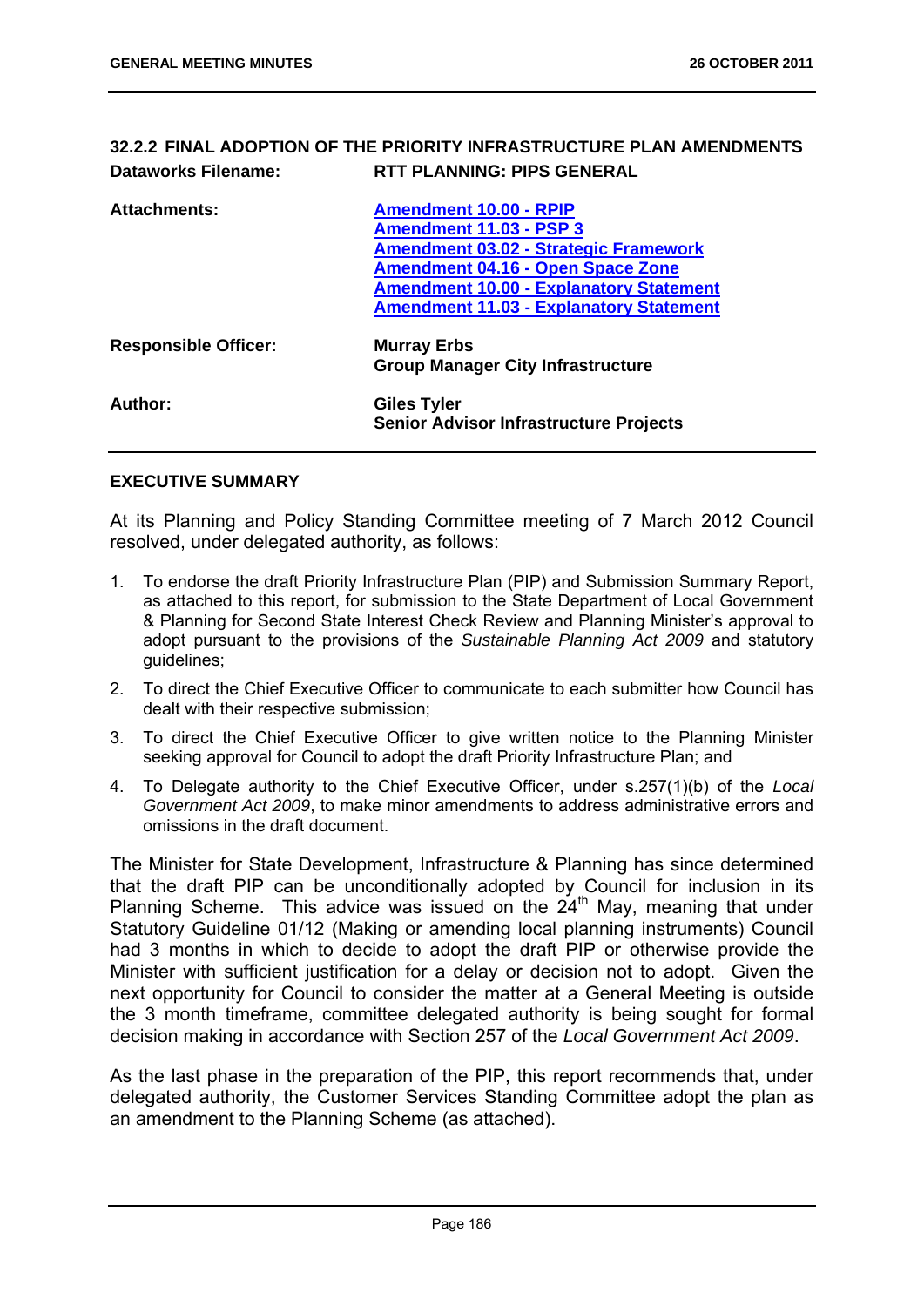## 32.2.2 FINAL ADOPTION OF THE PRIORITY INFRASTRUCTURE PLAN AMENDMENTS

| | |
|---|---|
| **Dataworks Filename:** | **RTT PLANNING: PIPS GENERAL** |
| **Attachments:** | **Amendment 10.00 - RPIP**<br>**Amendment 11.03 - PSP 3**<br>**Amendment 03.02 - Strategic Framework**<br>**Amendment 04.16 - Open Space Zone**<br>**Amendment 10.00 - Explanatory Statement**<br>**Amendment 11.03 - Explanatory Statement** |
| **Responsible Officer:** | **Murray Erbs**<br>**Group Manager City Infrastructure** |
| **Author:** | **Giles Tyler**<br>**Senior Advisor Infrastructure Projects** |

### EXECUTIVE SUMMARY

At its Planning and Policy Standing Committee meeting of 7 March 2012 Council resolved, under delegated authority, as follows:

1. To endorse the draft Priority Infrastructure Plan (PIP) and Submission Summary Report, as attached to this report, for submission to the State Department of Local Government & Planning for Second State Interest Check Review and Planning Minister's approval to adopt pursuant to the provisions of the *Sustainable Planning Act 2009* and statutory guidelines;
2. To direct the Chief Executive Officer to communicate to each submitter how Council has dealt with their respective submission;
3. To direct the Chief Executive Officer to give written notice to the Planning Minister seeking approval for Council to adopt the draft Priority Infrastructure Plan; and
4. To Delegate authority to the Chief Executive Officer, under s.257(1)(b) of the *Local Government Act 2009*, to make minor amendments to address administrative errors and omissions in the draft document.

The Minister for State Development, Infrastructure & Planning has since determined that the draft PIP can be unconditionally adopted by Council for inclusion in its Planning Scheme. This advice was issued on the 24th May, meaning that under Statutory Guideline 01/12 (Making or amending local planning instruments) Council had 3 months in which to decide to adopt the draft PIP or otherwise provide the Minister with sufficient justification for a delay or decision not to adopt. Given the next opportunity for Council to consider the matter at a General Meeting is outside the 3 month timeframe, committee delegated authority is being sought for formal decision making in accordance with Section 257 of the *Local Government Act 2009*.

As the last phase in the preparation of the PIP, this report recommends that, under delegated authority, the Customer Services Standing Committee adopt the plan as an amendment to the Planning Scheme (as attached).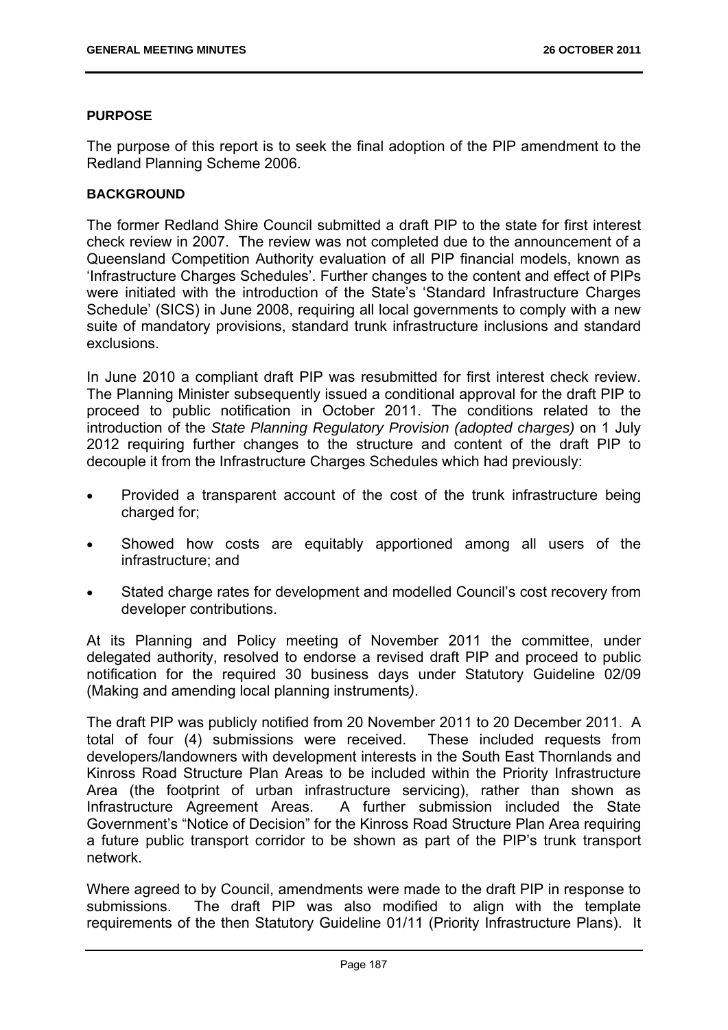#### PURPOSE

The purpose of this report is to seek the final adoption of the PIP amendment to the Redland Planning Scheme 2006.

#### BACKGROUND

The former Redland Shire Council submitted a draft PIP to the state for first interest check review in 2007. The review was not completed due to the announcement of a Queensland Competition Authority evaluation of all PIP financial models, known as 'Infrastructure Charges Schedules'. Further changes to the content and effect of PIPs were initiated with the introduction of the State's 'Standard Infrastructure Charges Schedule' (SICS) in June 2008, requiring all local governments to comply with a new suite of mandatory provisions, standard trunk infrastructure inclusions and standard exclusions.

In June 2010 a compliant draft PIP was resubmitted for first interest check review. The Planning Minister subsequently issued a conditional approval for the draft PIP to proceed to public notification in October 2011. The conditions related to the introduction of the *State Planning Regulatory Provision (adopted charges)* on 1 July 2012 requiring further changes to the structure and content of the draft PIP to decouple it from the Infrastructure Charges Schedules which had previously:

- Provided a transparent account of the cost of the trunk infrastructure being charged for;
- Showed how costs are equitably apportioned among all users of the infrastructure; and
- Stated charge rates for development and modelled Council's cost recovery from developer contributions.

At its Planning and Policy meeting of November 2011 the committee, under delegated authority, resolved to endorse a revised draft PIP and proceed to public notification for the required 30 business days under Statutory Guideline 02/09 (Making and amending local planning instruments*)*.

The draft PIP was publicly notified from 20 November 2011 to 20 December 2011. A total of four (4) submissions were received. These included requests from developers/landowners with development interests in the South East Thornlands and Kinross Road Structure Plan Areas to be included within the Priority Infrastructure Area (the footprint of urban infrastructure servicing), rather than shown as Infrastructure Agreement Areas. A further submission included the State Government's "Notice of Decision" for the Kinross Road Structure Plan Area requiring a future public transport corridor to be shown as part of the PIP's trunk transport network.

Where agreed to by Council, amendments were made to the draft PIP in response to submissions. The draft PIP was also modified to align with the template requirements of the then Statutory Guideline 01/11 (Priority Infrastructure Plans). It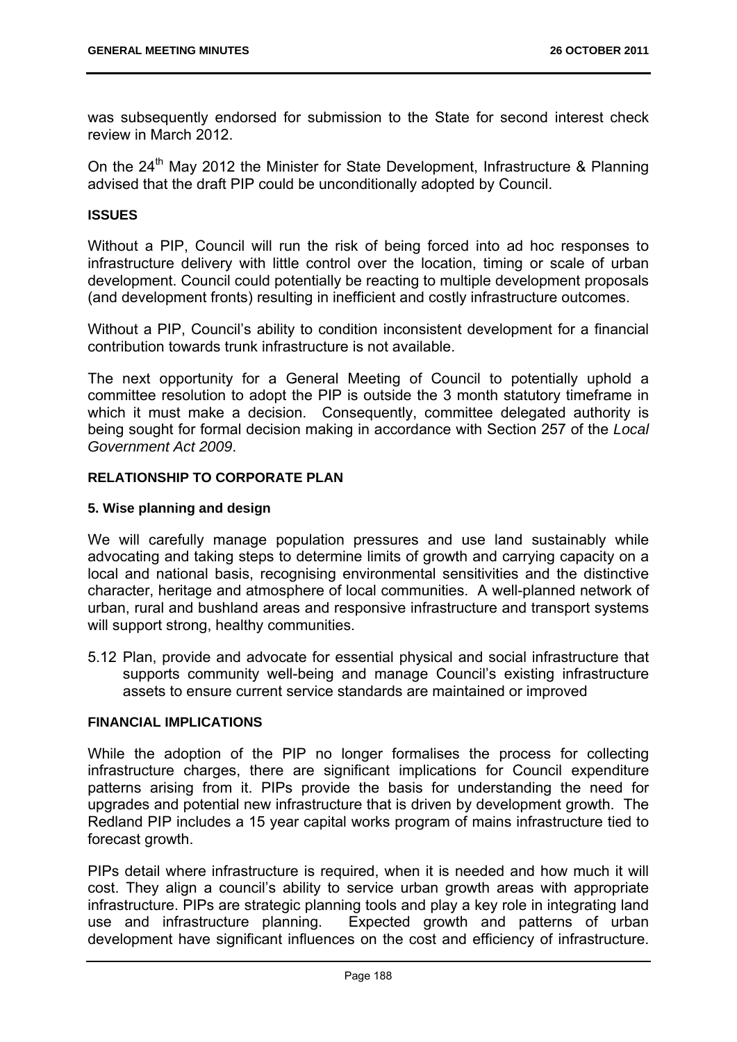was subsequently endorsed for submission to the State for second interest check review in March 2012.

On the 24th May 2012 the Minister for State Development, Infrastructure & Planning advised that the draft PIP could be unconditionally adopted by Council.

**ISSUES**

Without a PIP, Council will run the risk of being forced into ad hoc responses to infrastructure delivery with little control over the location, timing or scale of urban development. Council could potentially be reacting to multiple development proposals (and development fronts) resulting in inefficient and costly infrastructure outcomes.

Without a PIP, Council's ability to condition inconsistent development for a financial contribution towards trunk infrastructure is not available.

The next opportunity for a General Meeting of Council to potentially uphold a committee resolution to adopt the PIP is outside the 3 month statutory timeframe in which it must make a decision. Consequently, committee delegated authority is being sought for formal decision making in accordance with Section 257 of the *Local Government Act 2009*.

**RELATIONSHIP TO CORPORATE PLAN**

**5. Wise planning and design**

We will carefully manage population pressures and use land sustainably while advocating and taking steps to determine limits of growth and carrying capacity on a local and national basis, recognising environmental sensitivities and the distinctive character, heritage and atmosphere of local communities. A well-planned network of urban, rural and bushland areas and responsive infrastructure and transport systems will support strong, healthy communities.

5.12 Plan, provide and advocate for essential physical and social infrastructure that supports community well-being and manage Council's existing infrastructure assets to ensure current service standards are maintained or improved

**FINANCIAL IMPLICATIONS**

While the adoption of the PIP no longer formalises the process for collecting infrastructure charges, there are significant implications for Council expenditure patterns arising from it. PIPs provide the basis for understanding the need for upgrades and potential new infrastructure that is driven by development growth. The Redland PIP includes a 15 year capital works program of mains infrastructure tied to forecast growth.

PIPs detail where infrastructure is required, when it is needed and how much it will cost. They align a council's ability to service urban growth areas with appropriate infrastructure. PIPs are strategic planning tools and play a key role in integrating land use and infrastructure planning. Expected growth and patterns of urban development have significant influences on the cost and efficiency of infrastructure.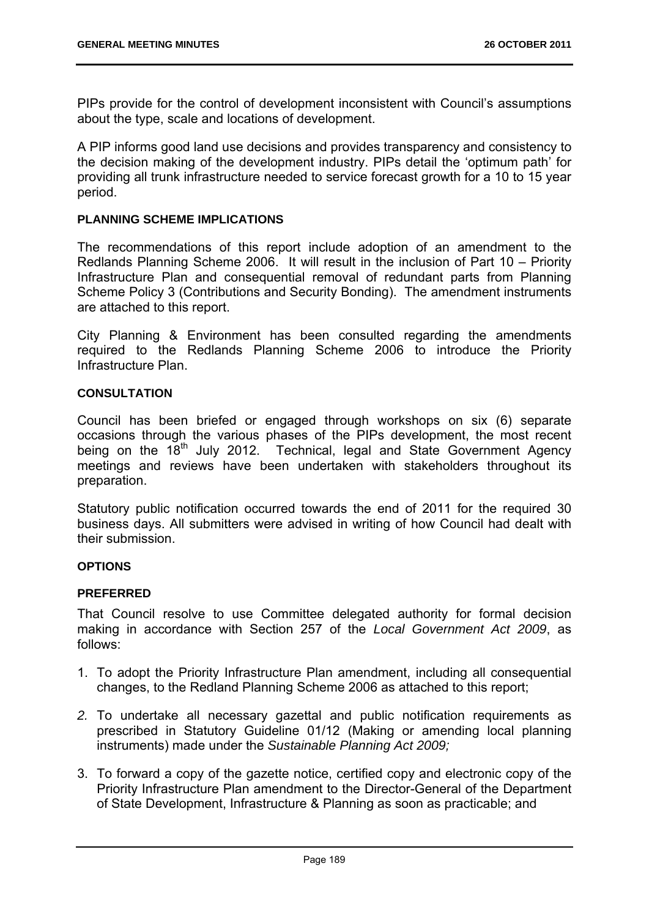PIPs provide for the control of development inconsistent with Council's assumptions about the type, scale and locations of development.

A PIP informs good land use decisions and provides transparency and consistency to the decision making of the development industry. PIPs detail the 'optimum path' for providing all trunk infrastructure needed to service forecast growth for a 10 to 15 year period.

**PLANNING SCHEME IMPLICATIONS**

The recommendations of this report include adoption of an amendment to the Redlands Planning Scheme 2006. It will result in the inclusion of Part 10 – Priority Infrastructure Plan and consequential removal of redundant parts from Planning Scheme Policy 3 (Contributions and Security Bonding). The amendment instruments are attached to this report.

City Planning & Environment has been consulted regarding the amendments required to the Redlands Planning Scheme 2006 to introduce the Priority Infrastructure Plan.

**CONSULTATION**

Council has been briefed or engaged through workshops on six (6) separate occasions through the various phases of the PIPs development, the most recent being on the 18th July 2012. Technical, legal and State Government Agency meetings and reviews have been undertaken with stakeholders throughout its preparation.

Statutory public notification occurred towards the end of 2011 for the required 30 business days. All submitters were advised in writing of how Council had dealt with their submission.

**OPTIONS**

**PREFERRED**

That Council resolve to use Committee delegated authority for formal decision making in accordance with Section 257 of the *Local Government Act 2009*, as follows:

1. To adopt the Priority Infrastructure Plan amendment, including all consequential changes, to the Redland Planning Scheme 2006 as attached to this report;
2. To undertake all necessary gazettal and public notification requirements as prescribed in Statutory Guideline 01/12 (Making or amending local planning instruments) made under the *Sustainable Planning Act 2009;*
3. To forward a copy of the gazette notice, certified copy and electronic copy of the Priority Infrastructure Plan amendment to the Director-General of the Department of State Development, Infrastructure & Planning as soon as practicable; and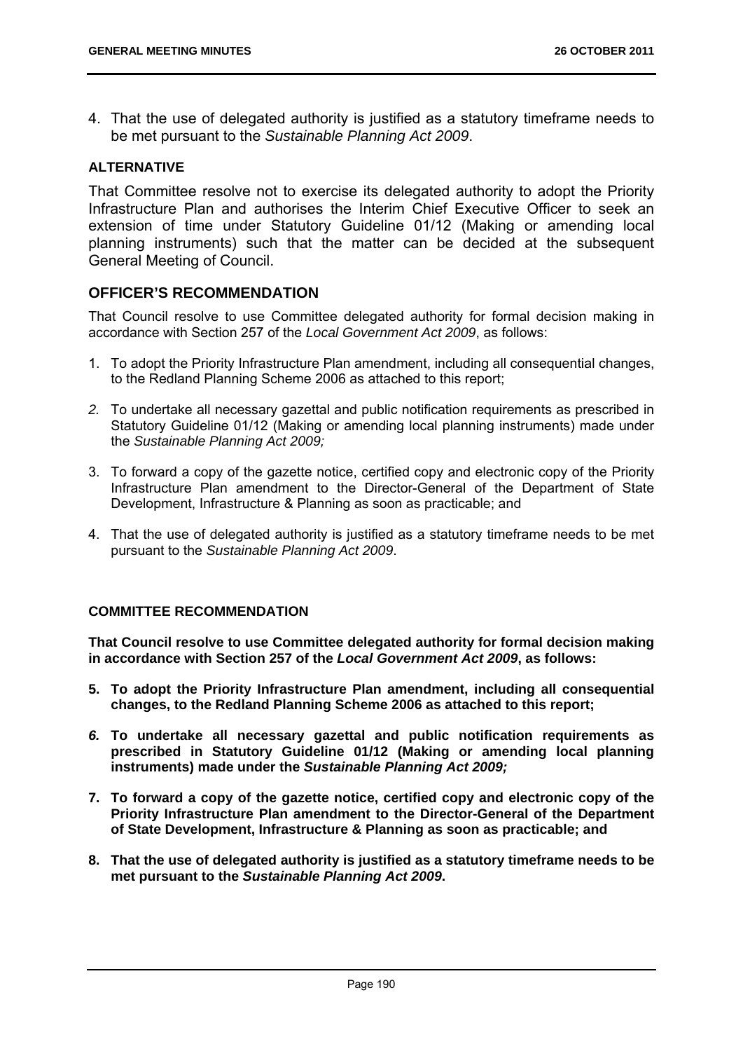4. That the use of delegated authority is justified as a statutory timeframe needs to be met pursuant to the *Sustainable Planning Act 2009*.

**ALTERNATIVE**

That Committee resolve not to exercise its delegated authority to adopt the Priority Infrastructure Plan and authorises the Interim Chief Executive Officer to seek an extension of time under Statutory Guideline 01/12 (Making or amending local planning instruments) such that the matter can be decided at the subsequent General Meeting of Council.

## OFFICER'S RECOMMENDATION

That Council resolve to use Committee delegated authority for formal decision making in accordance with Section 257 of the *Local Government Act 2009*, as follows:

1. To adopt the Priority Infrastructure Plan amendment, including all consequential changes, to the Redland Planning Scheme 2006 as attached to this report;
2. To undertake all necessary gazettal and public notification requirements as prescribed in Statutory Guideline 01/12 (Making or amending local planning instruments) made under the *Sustainable Planning Act 2009;*
3. To forward a copy of the gazette notice, certified copy and electronic copy of the Priority Infrastructure Plan amendment to the Director-General of the Department of State Development, Infrastructure & Planning as soon as practicable; and
4. That the use of delegated authority is justified as a statutory timeframe needs to be met pursuant to the *Sustainable Planning Act 2009*.

**COMMITTEE RECOMMENDATION**

**That Council resolve to use Committee delegated authority for formal decision making in accordance with Section 257 of the *Local Government Act 2009*, as follows:**

5. **To adopt the Priority Infrastructure Plan amendment, including all consequential changes, to the Redland Planning Scheme 2006 as attached to this report;**
6. **To undertake all necessary gazettal and public notification requirements as prescribed in Statutory Guideline 01/12 (Making or amending local planning instruments) made under the *Sustainable Planning Act 2009;***
7. **To forward a copy of the gazette notice, certified copy and electronic copy of the Priority Infrastructure Plan amendment to the Director-General of the Department of State Development, Infrastructure & Planning as soon as practicable; and**
8. **That the use of delegated authority is justified as a statutory timeframe needs to be met pursuant to the *Sustainable Planning Act 2009*.**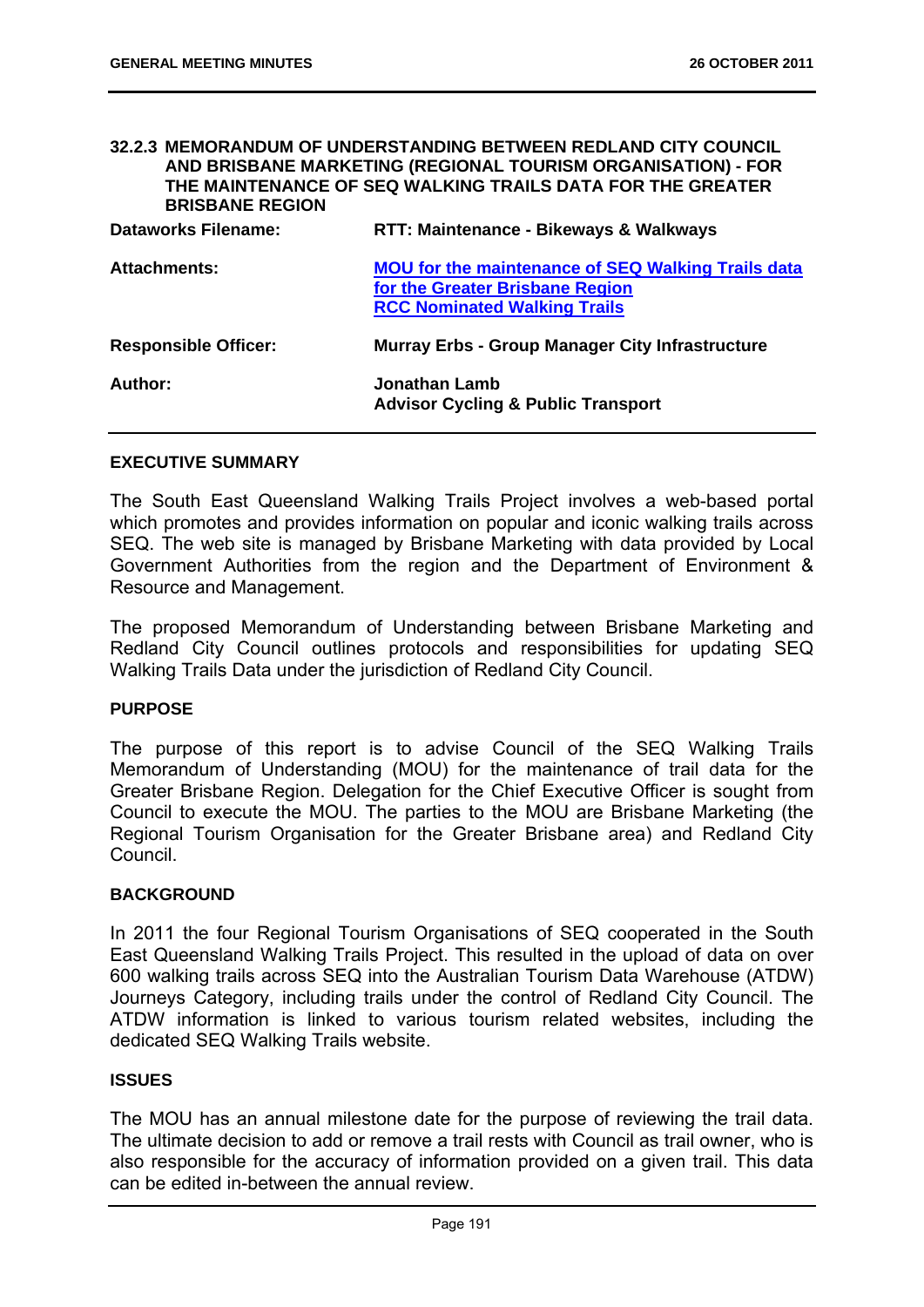### 32.2.3 MEMORANDUM OF UNDERSTANDING BETWEEN REDLAND CITY COUNCIL AND BRISBANE MARKETING (REGIONAL TOURISM ORGANISATION) - FOR THE MAINTENANCE OF SEQ WALKING TRAILS DATA FOR THE GREATER BRISBANE REGION

| | |
|---|---|
| **Dataworks Filename:** | **RTT: Maintenance - Bikeways & Walkways** |
| **Attachments:** | **MOU for the maintenance of SEQ Walking Trails data for the Greater Brisbane Region**<br>**RCC Nominated Walking Trails** |
| **Responsible Officer:** | **Murray Erbs - Group Manager City Infrastructure** |
| **Author:** | **Jonathan Lamb**<br>**Advisor Cycling & Public Transport** |

**EXECUTIVE SUMMARY**

The South East Queensland Walking Trails Project involves a web-based portal which promotes and provides information on popular and iconic walking trails across SEQ. The web site is managed by Brisbane Marketing with data provided by Local Government Authorities from the region and the Department of Environment & Resource and Management.

The proposed Memorandum of Understanding between Brisbane Marketing and Redland City Council outlines protocols and responsibilities for updating SEQ Walking Trails Data under the jurisdiction of Redland City Council.

**PURPOSE**

The purpose of this report is to advise Council of the SEQ Walking Trails Memorandum of Understanding (MOU) for the maintenance of trail data for the Greater Brisbane Region. Delegation for the Chief Executive Officer is sought from Council to execute the MOU. The parties to the MOU are Brisbane Marketing (the Regional Tourism Organisation for the Greater Brisbane area) and Redland City Council.

**BACKGROUND**

In 2011 the four Regional Tourism Organisations of SEQ cooperated in the South East Queensland Walking Trails Project. This resulted in the upload of data on over 600 walking trails across SEQ into the Australian Tourism Data Warehouse (ATDW) Journeys Category, including trails under the control of Redland City Council. The ATDW information is linked to various tourism related websites, including the dedicated SEQ Walking Trails website.

**ISSUES**

The MOU has an annual milestone date for the purpose of reviewing the trail data. The ultimate decision to add or remove a trail rests with Council as trail owner, who is also responsible for the accuracy of information provided on a given trail. This data can be edited in-between the annual review.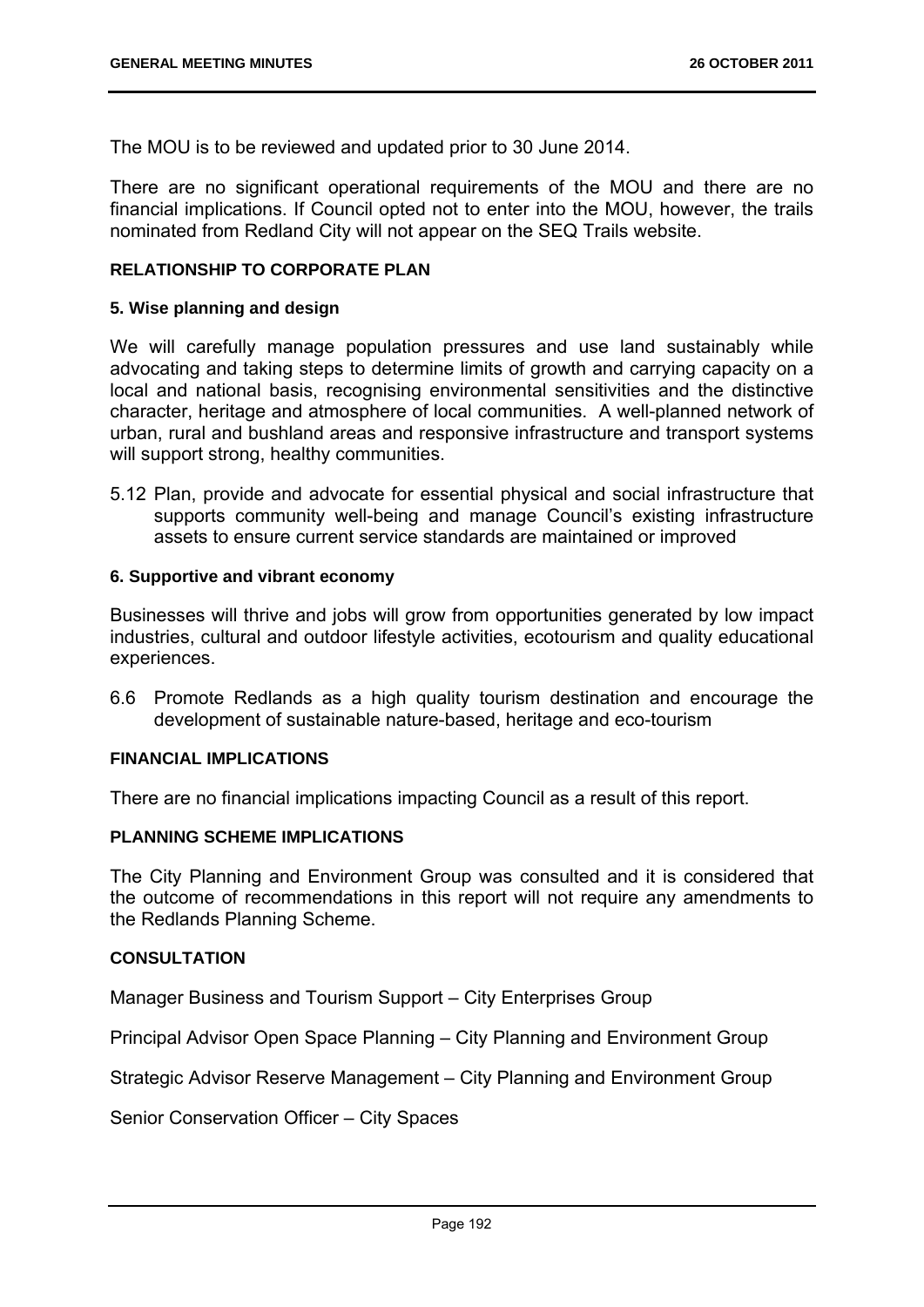The MOU is to be reviewed and updated prior to 30 June 2014.

There are no significant operational requirements of the MOU and there are no financial implications. If Council opted not to enter into the MOU, however, the trails nominated from Redland City will not appear on the SEQ Trails website.

### RELATIONSHIP TO CORPORATE PLAN

#### 5. Wise planning and design

We will carefully manage population pressures and use land sustainably while advocating and taking steps to determine limits of growth and carrying capacity on a local and national basis, recognising environmental sensitivities and the distinctive character, heritage and atmosphere of local communities. A well-planned network of urban, rural and bushland areas and responsive infrastructure and transport systems will support strong, healthy communities.

5.12 Plan, provide and advocate for essential physical and social infrastructure that supports community well-being and manage Council's existing infrastructure assets to ensure current service standards are maintained or improved

#### 6. Supportive and vibrant economy

Businesses will thrive and jobs will grow from opportunities generated by low impact industries, cultural and outdoor lifestyle activities, ecotourism and quality educational experiences.

6.6 Promote Redlands as a high quality tourism destination and encourage the development of sustainable nature-based, heritage and eco-tourism

### FINANCIAL IMPLICATIONS

There are no financial implications impacting Council as a result of this report.

### PLANNING SCHEME IMPLICATIONS

The City Planning and Environment Group was consulted and it is considered that the outcome of recommendations in this report will not require any amendments to the Redlands Planning Scheme.

### CONSULTATION

Manager Business and Tourism Support – City Enterprises Group

Principal Advisor Open Space Planning – City Planning and Environment Group

Strategic Advisor Reserve Management – City Planning and Environment Group

Senior Conservation Officer – City Spaces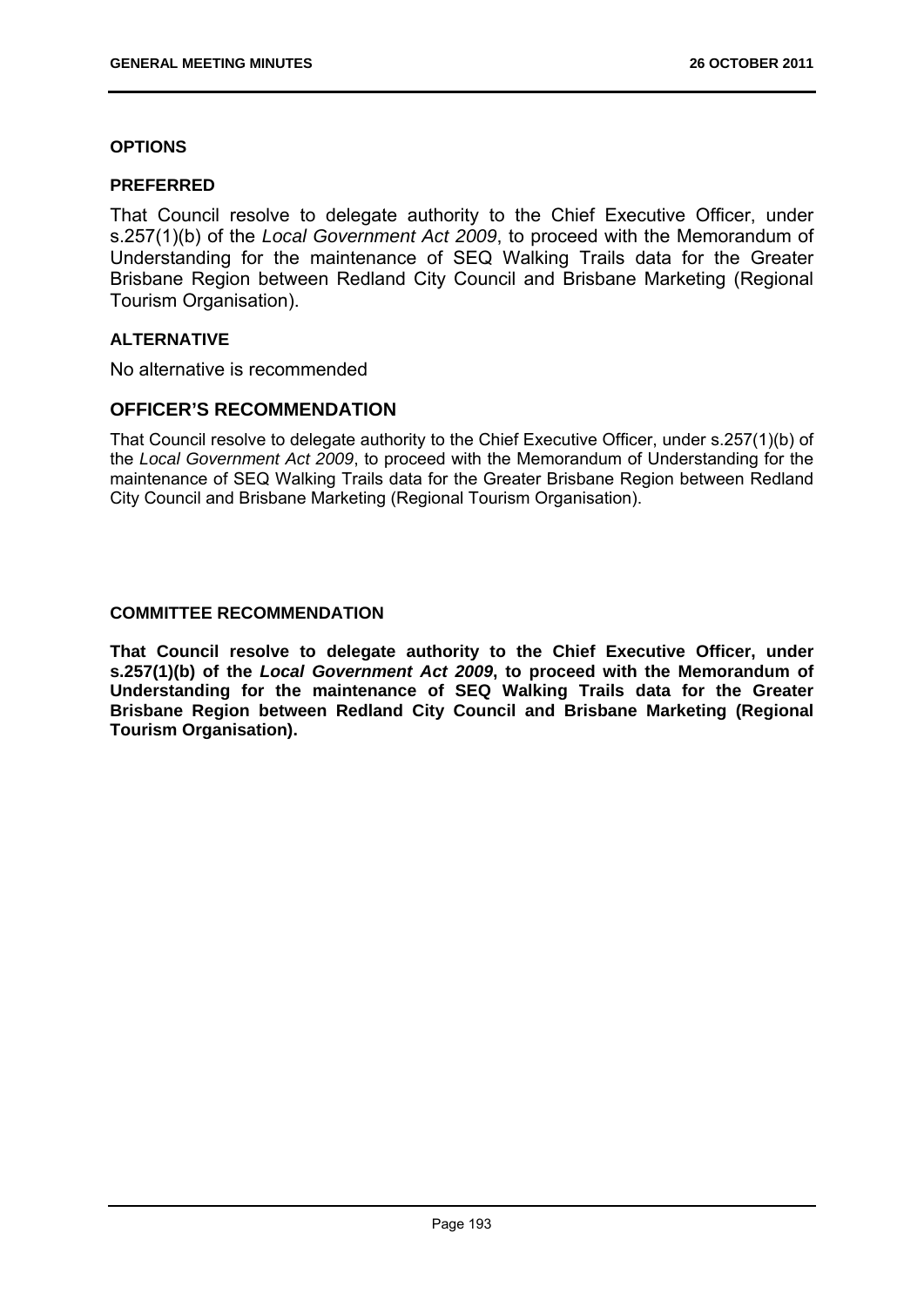### OPTIONS

#### PREFERRED

That Council resolve to delegate authority to the Chief Executive Officer, under s.257(1)(b) of the *Local Government Act 2009*, to proceed with the Memorandum of Understanding for the maintenance of SEQ Walking Trails data for the Greater Brisbane Region between Redland City Council and Brisbane Marketing (Regional Tourism Organisation).

#### ALTERNATIVE

No alternative is recommended

## OFFICER'S RECOMMENDATION

That Council resolve to delegate authority to the Chief Executive Officer, under s.257(1)(b) of the *Local Government Act 2009*, to proceed with the Memorandum of Understanding for the maintenance of SEQ Walking Trails data for the Greater Brisbane Region between Redland City Council and Brisbane Marketing (Regional Tourism Organisation).

### COMMITTEE RECOMMENDATION

**That Council resolve to delegate authority to the Chief Executive Officer, under s.257(1)(b) of the *Local Government Act 2009*, to proceed with the Memorandum of Understanding for the maintenance of SEQ Walking Trails data for the Greater Brisbane Region between Redland City Council and Brisbane Marketing (Regional Tourism Organisation).**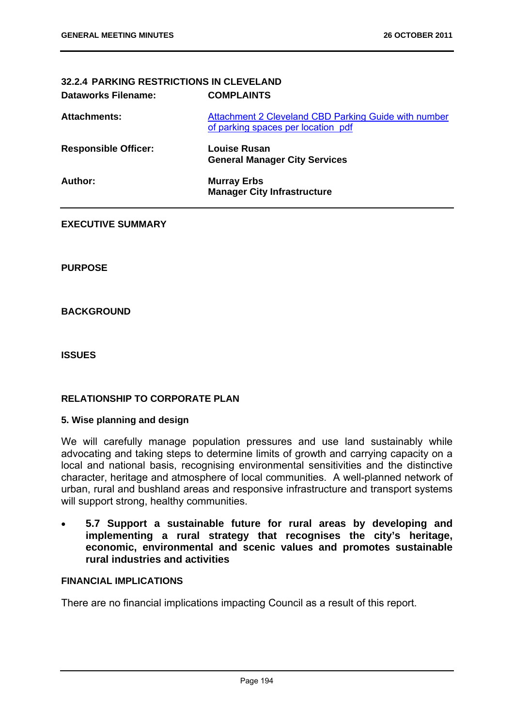## 32.2.4 PARKING RESTRICTIONS IN CLEVELAND

| | |
|---|---|
| **Dataworks Filename:** | **COMPLAINTS** |
| **Attachments:** | Attachment 2 Cleveland CBD Parking Guide with number of parking spaces per location pdf |
| **Responsible Officer:** | **Louise Rusan**<br>**General Manager City Services** |
| **Author:** | **Murray Erbs**<br>**Manager City Infrastructure** |

### EXECUTIVE SUMMARY

### PURPOSE

### BACKGROUND

### ISSUES

### RELATIONSHIP TO CORPORATE PLAN

#### 5. Wise planning and design

We will carefully manage population pressures and use land sustainably while advocating and taking steps to determine limits of growth and carrying capacity on a local and national basis, recognising environmental sensitivities and the distinctive character, heritage and atmosphere of local communities. A well-planned network of urban, rural and bushland areas and responsive infrastructure and transport systems will support strong, healthy communities.

- **5.7 Support a sustainable future for rural areas by developing and implementing a rural strategy that recognises the city's heritage, economic, environmental and scenic values and promotes sustainable rural industries and activities**

### FINANCIAL IMPLICATIONS

There are no financial implications impacting Council as a result of this report.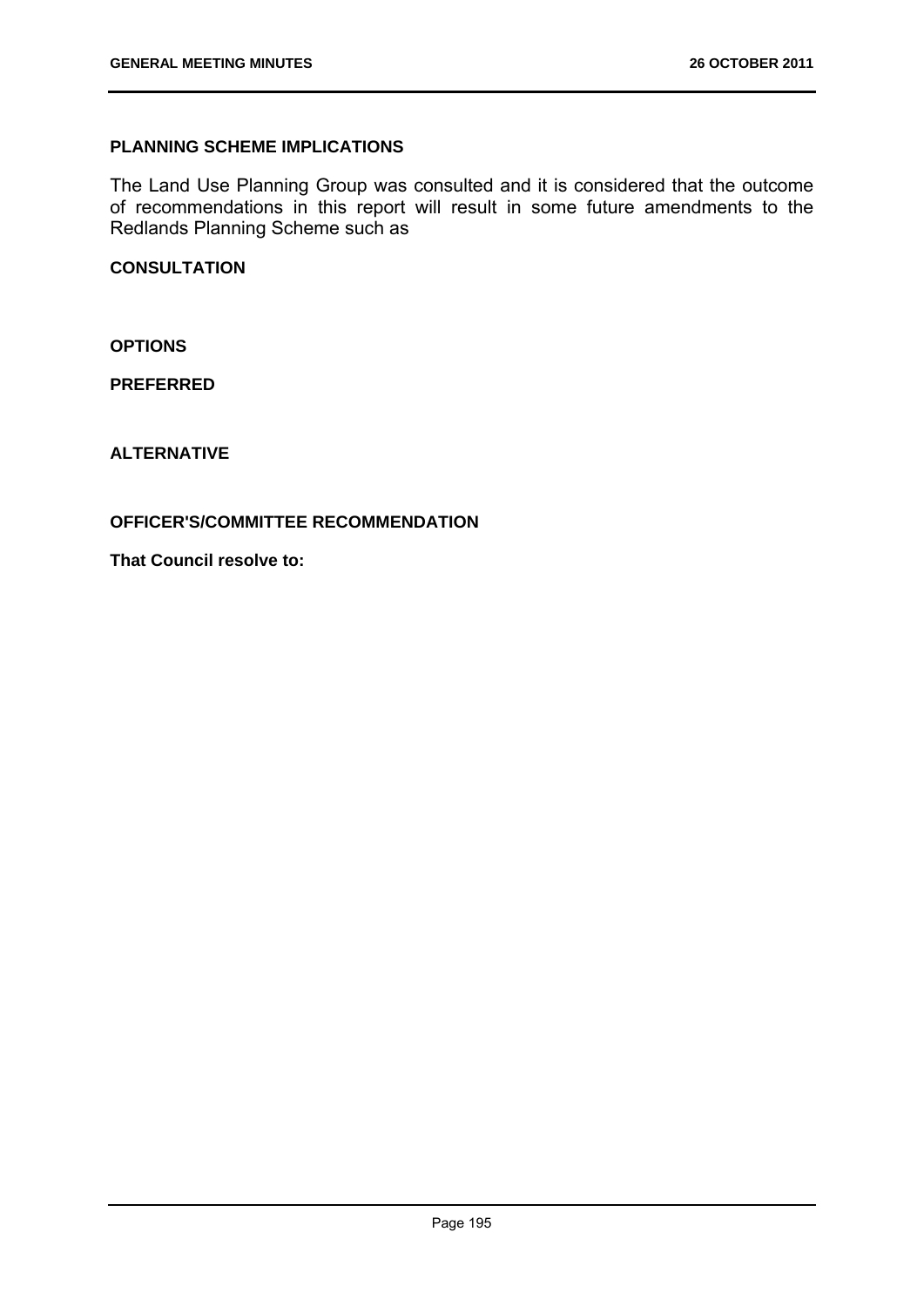**PLANNING SCHEME IMPLICATIONS**

The Land Use Planning Group was consulted and it is considered that the outcome of recommendations in this report will result in some future amendments to the Redlands Planning Scheme such as

**CONSULTATION**

**OPTIONS**

**PREFERRED**

**ALTERNATIVE**

**OFFICER'S/COMMITTEE RECOMMENDATION**

**That Council resolve to:**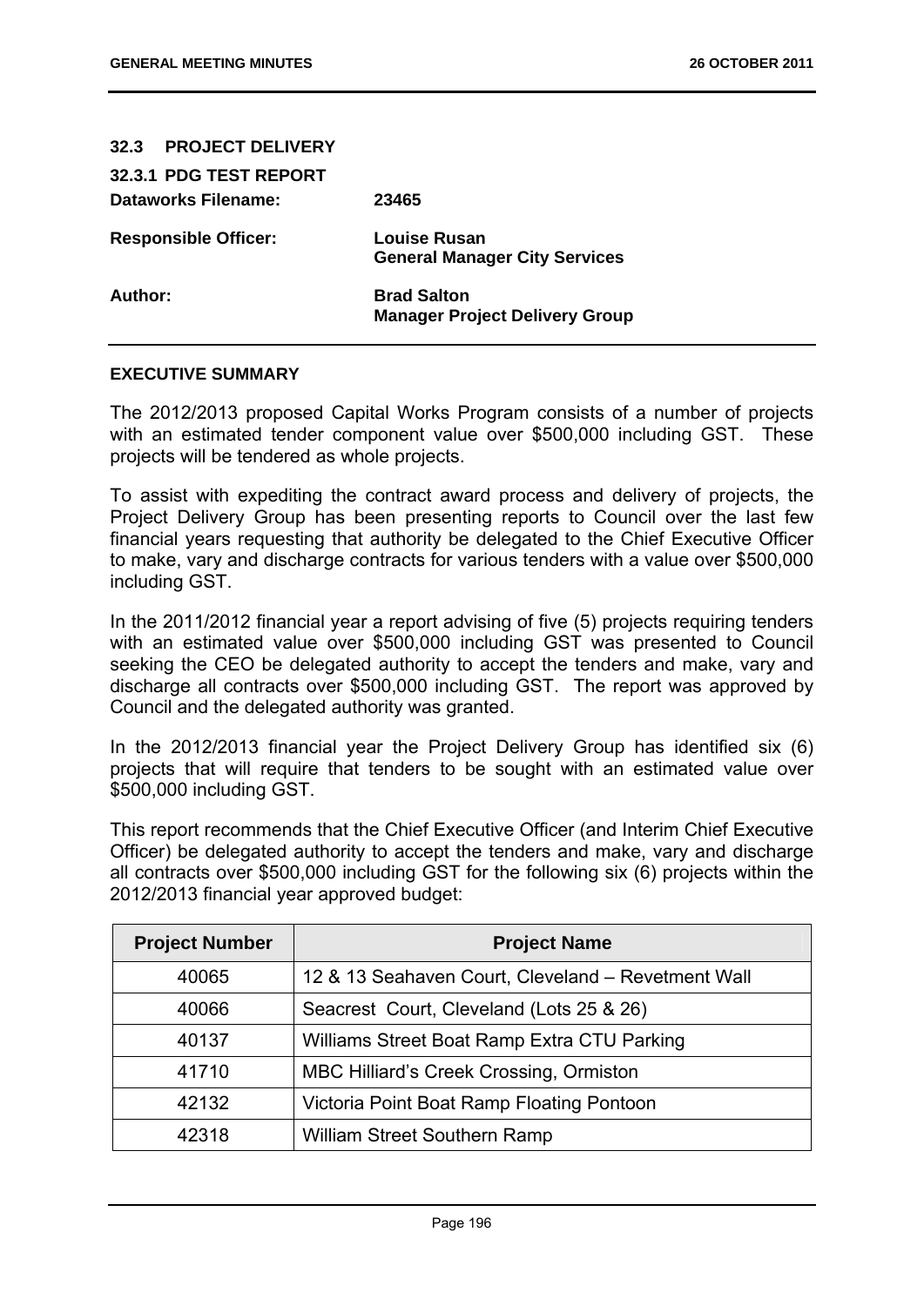## 32.3 PROJECT DELIVERY

### 32.3.1 PDG TEST REPORT

**Dataworks Filename:** 23465

**Responsible Officer:** Louise Rusan
**General Manager City Services**

**Author:** Brad Salton
**Manager Project Delivery Group**

**EXECUTIVE SUMMARY**

The 2012/2013 proposed Capital Works Program consists of a number of projects with an estimated tender component value over $500,000 including GST. These projects will be tendered as whole projects.

To assist with expediting the contract award process and delivery of projects, the Project Delivery Group has been presenting reports to Council over the last few financial years requesting that authority be delegated to the Chief Executive Officer to make, vary and discharge contracts for various tenders with a value over $500,000 including GST.

In the 2011/2012 financial year a report advising of five (5) projects requiring tenders with an estimated value over $500,000 including GST was presented to Council seeking the CEO be delegated authority to accept the tenders and make, vary and discharge all contracts over $500,000 including GST. The report was approved by Council and the delegated authority was granted.

In the 2012/2013 financial year the Project Delivery Group has identified six (6) projects that will require that tenders to be sought with an estimated value over $500,000 including GST.

This report recommends that the Chief Executive Officer (and Interim Chief Executive Officer) be delegated authority to accept the tenders and make, vary and discharge all contracts over $500,000 including GST for the following six (6) projects within the 2012/2013 financial year approved budget:

| Project Number | Project Name |
|---|---|
| 40065 | 12 & 13 Seahaven Court, Cleveland – Revetment Wall |
| 40066 | Seacrest Court, Cleveland (Lots 25 & 26) |
| 40137 | Williams Street Boat Ramp Extra CTU Parking |
| 41710 | MBC Hilliard's Creek Crossing, Ormiston |
| 42132 | Victoria Point Boat Ramp Floating Pontoon |
| 42318 | William Street Southern Ramp |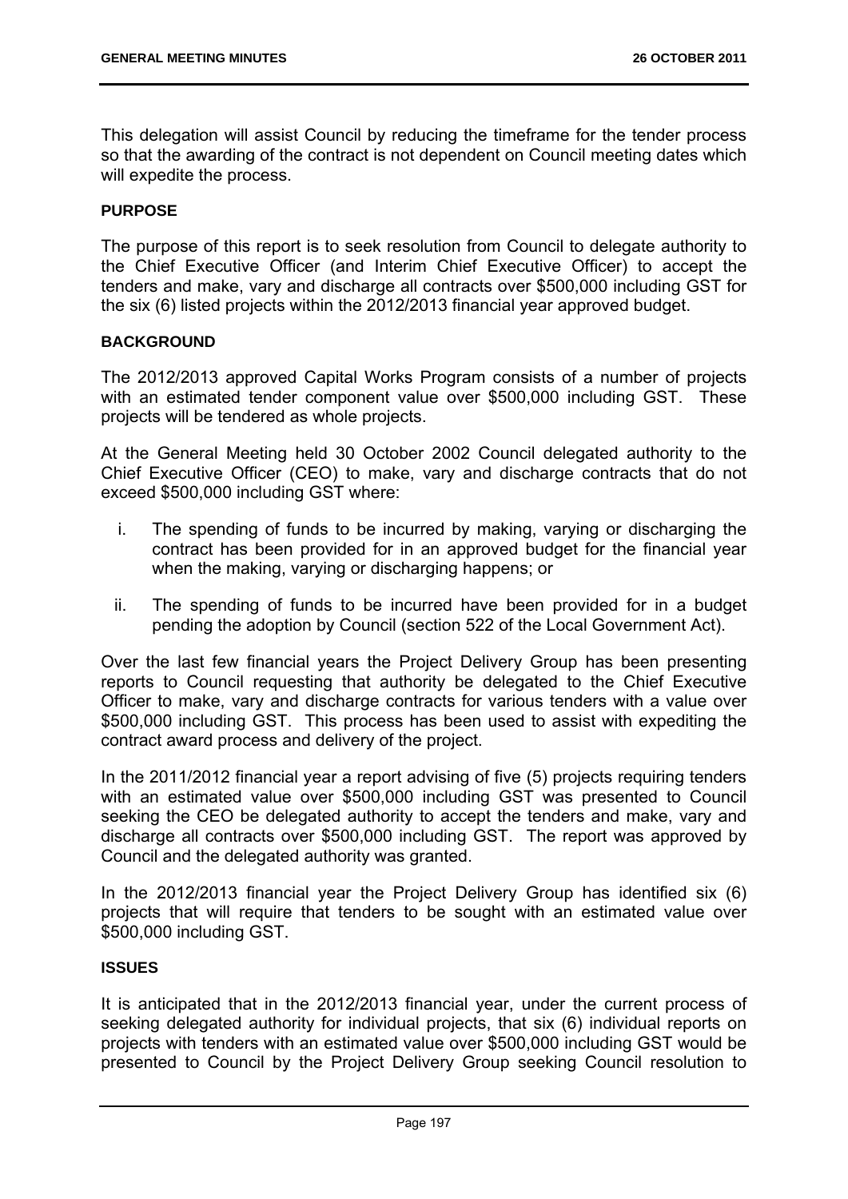This delegation will assist Council by reducing the timeframe for the tender process so that the awarding of the contract is not dependent on Council meeting dates which will expedite the process.

**PURPOSE**

The purpose of this report is to seek resolution from Council to delegate authority to the Chief Executive Officer (and Interim Chief Executive Officer) to accept the tenders and make, vary and discharge all contracts over $500,000 including GST for the six (6) listed projects within the 2012/2013 financial year approved budget.

**BACKGROUND**

The 2012/2013 approved Capital Works Program consists of a number of projects with an estimated tender component value over $500,000 including GST. These projects will be tendered as whole projects.

At the General Meeting held 30 October 2002 Council delegated authority to the Chief Executive Officer (CEO) to make, vary and discharge contracts that do not exceed $500,000 including GST where:

i. The spending of funds to be incurred by making, varying or discharging the contract has been provided for in an approved budget for the financial year when the making, varying or discharging happens; or

ii. The spending of funds to be incurred have been provided for in a budget pending the adoption by Council (section 522 of the Local Government Act).

Over the last few financial years the Project Delivery Group has been presenting reports to Council requesting that authority be delegated to the Chief Executive Officer to make, vary and discharge contracts for various tenders with a value over $500,000 including GST. This process has been used to assist with expediting the contract award process and delivery of the project.

In the 2011/2012 financial year a report advising of five (5) projects requiring tenders with an estimated value over $500,000 including GST was presented to Council seeking the CEO be delegated authority to accept the tenders and make, vary and discharge all contracts over $500,000 including GST. The report was approved by Council and the delegated authority was granted.

In the 2012/2013 financial year the Project Delivery Group has identified six (6) projects that will require that tenders to be sought with an estimated value over $500,000 including GST.

**ISSUES**

It is anticipated that in the 2012/2013 financial year, under the current process of seeking delegated authority for individual projects, that six (6) individual reports on projects with tenders with an estimated value over $500,000 including GST would be presented to Council by the Project Delivery Group seeking Council resolution to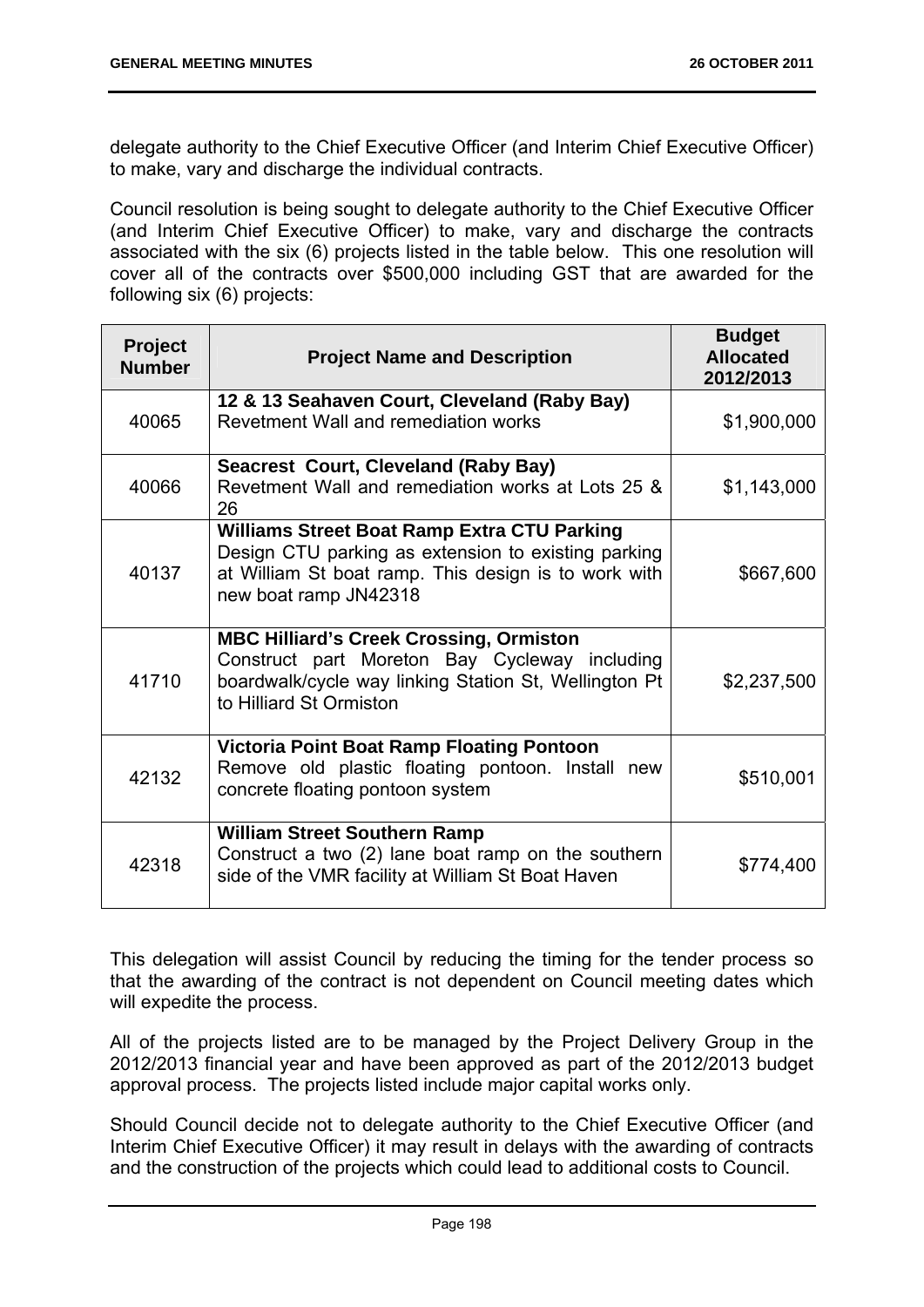delegate authority to the Chief Executive Officer (and Interim Chief Executive Officer) to make, vary and discharge the individual contracts.

Council resolution is being sought to delegate authority to the Chief Executive Officer (and Interim Chief Executive Officer) to make, vary and discharge the contracts associated with the six (6) projects listed in the table below. This one resolution will cover all of the contracts over $500,000 including GST that are awarded for the following six (6) projects:

| Project Number | Project Name and Description | Budget Allocated 2012/2013 |
|---|---|---|
| 40065 | **12 & 13 Seahaven Court, Cleveland (Raby Bay)** Revetment Wall and remediation works | $1,900,000 |
| 40066 | **Seacrest Court, Cleveland (Raby Bay)** Revetment Wall and remediation works at Lots 25 & 26 | $1,143,000 |
| 40137 | **Williams Street Boat Ramp Extra CTU Parking** Design CTU parking as extension to existing parking at William St boat ramp. This design is to work with new boat ramp JN42318 | $667,600 |
| 41710 | **MBC Hilliard's Creek Crossing, Ormiston** Construct part Moreton Bay Cycleway including boardwalk/cycle way linking Station St, Wellington Pt to Hilliard St Ormiston | $2,237,500 |
| 42132 | **Victoria Point Boat Ramp Floating Pontoon** Remove old plastic floating pontoon. Install new concrete floating pontoon system | $510,001 |
| 42318 | **William Street Southern Ramp** Construct a two (2) lane boat ramp on the southern side of the VMR facility at William St Boat Haven | $774,400 |

This delegation will assist Council by reducing the timing for the tender process so that the awarding of the contract is not dependent on Council meeting dates which will expedite the process.

All of the projects listed are to be managed by the Project Delivery Group in the 2012/2013 financial year and have been approved as part of the 2012/2013 budget approval process. The projects listed include major capital works only.

Should Council decide not to delegate authority to the Chief Executive Officer (and Interim Chief Executive Officer) it may result in delays with the awarding of contracts and the construction of the projects which could lead to additional costs to Council.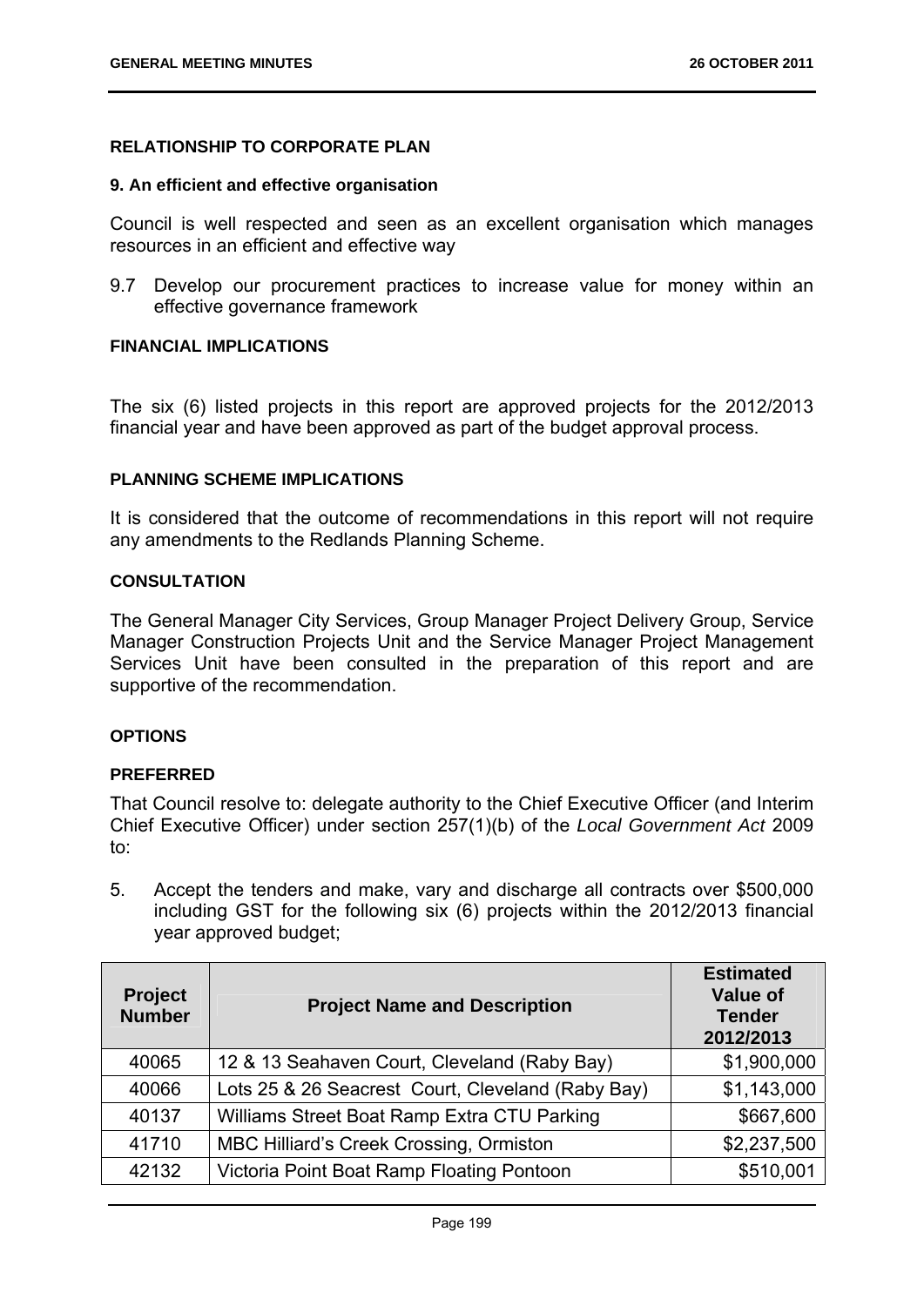## RELATIONSHIP TO CORPORATE PLAN

### 9. An efficient and effective organisation

Council is well respected and seen as an excellent organisation which manages resources in an efficient and effective way

9.7 Develop our procurement practices to increase value for money within an effective governance framework

## FINANCIAL IMPLICATIONS

The six (6) listed projects in this report are approved projects for the 2012/2013 financial year and have been approved as part of the budget approval process.

## PLANNING SCHEME IMPLICATIONS

It is considered that the outcome of recommendations in this report will not require any amendments to the Redlands Planning Scheme.

## CONSULTATION

The General Manager City Services, Group Manager Project Delivery Group, Service Manager Construction Projects Unit and the Service Manager Project Management Services Unit have been consulted in the preparation of this report and are supportive of the recommendation.

## OPTIONS

### PREFERRED

That Council resolve to: delegate authority to the Chief Executive Officer (and Interim Chief Executive Officer) under section 257(1)(b) of the *Local Government Act* 2009 to:

5. Accept the tenders and make, vary and discharge all contracts over $500,000 including GST for the following six (6) projects within the 2012/2013 financial year approved budget;

| Project Number | Project Name and Description | Estimated Value of Tender 2012/2013 |
|---|---|---|
| 40065 | 12 & 13 Seahaven Court, Cleveland (Raby Bay) | $1,900,000 |
| 40066 | Lots 25 & 26 Seacrest Court, Cleveland (Raby Bay) | $1,143,000 |
| 40137 | Williams Street Boat Ramp Extra CTU Parking | $667,600 |
| 41710 | MBC Hilliard's Creek Crossing, Ormiston | $2,237,500 |
| 42132 | Victoria Point Boat Ramp Floating Pontoon | $510,001 |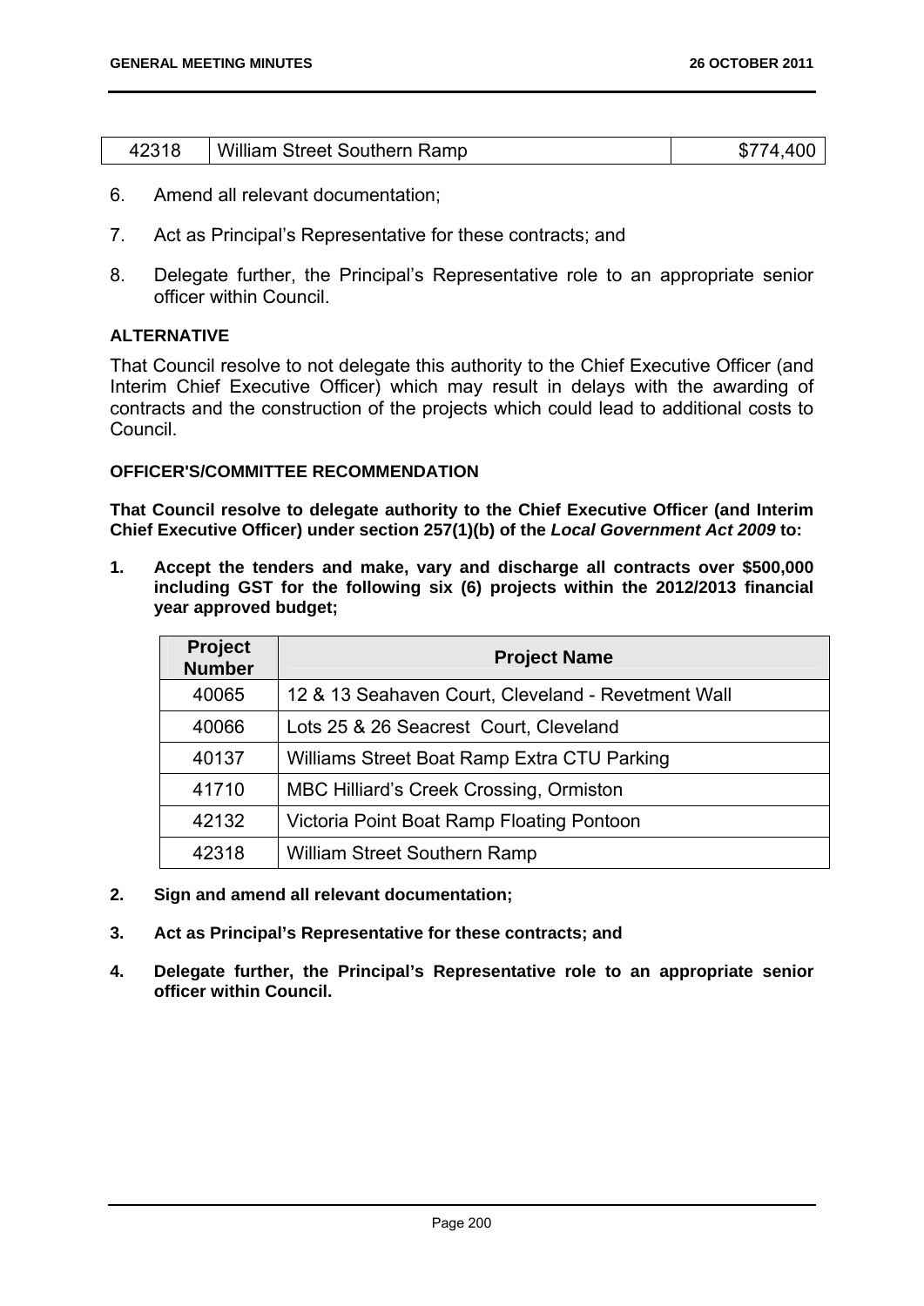| 42318 | William Street Southern Ramp | $774,400 |
|---|---|---|

6. Amend all relevant documentation;

7. Act as Principal's Representative for these contracts; and

8. Delegate further, the Principal's Representative role to an appropriate senior officer within Council.

**ALTERNATIVE**

That Council resolve to not delegate this authority to the Chief Executive Officer (and Interim Chief Executive Officer) which may result in delays with the awarding of contracts and the construction of the projects which could lead to additional costs to Council.

**OFFICER'S/COMMITTEE RECOMMENDATION**

**That Council resolve to delegate authority to the Chief Executive Officer (and Interim Chief Executive Officer) under section 257(1)(b) of the *Local Government Act 2009* to:**

**1. Accept the tenders and make, vary and discharge all contracts over $500,000 including GST for the following six (6) projects within the 2012/2013 financial year approved budget;**

| Project Number | Project Name |
|---|---|
| 40065 | 12 & 13 Seahaven Court, Cleveland - Revetment Wall |
| 40066 | Lots 25 & 26 Seacrest Court, Cleveland |
| 40137 | Williams Street Boat Ramp Extra CTU Parking |
| 41710 | MBC Hilliard's Creek Crossing, Ormiston |
| 42132 | Victoria Point Boat Ramp Floating Pontoon |
| 42318 | William Street Southern Ramp |

**2. Sign and amend all relevant documentation;**

**3. Act as Principal's Representative for these contracts; and**

**4. Delegate further, the Principal's Representative role to an appropriate senior officer within Council.**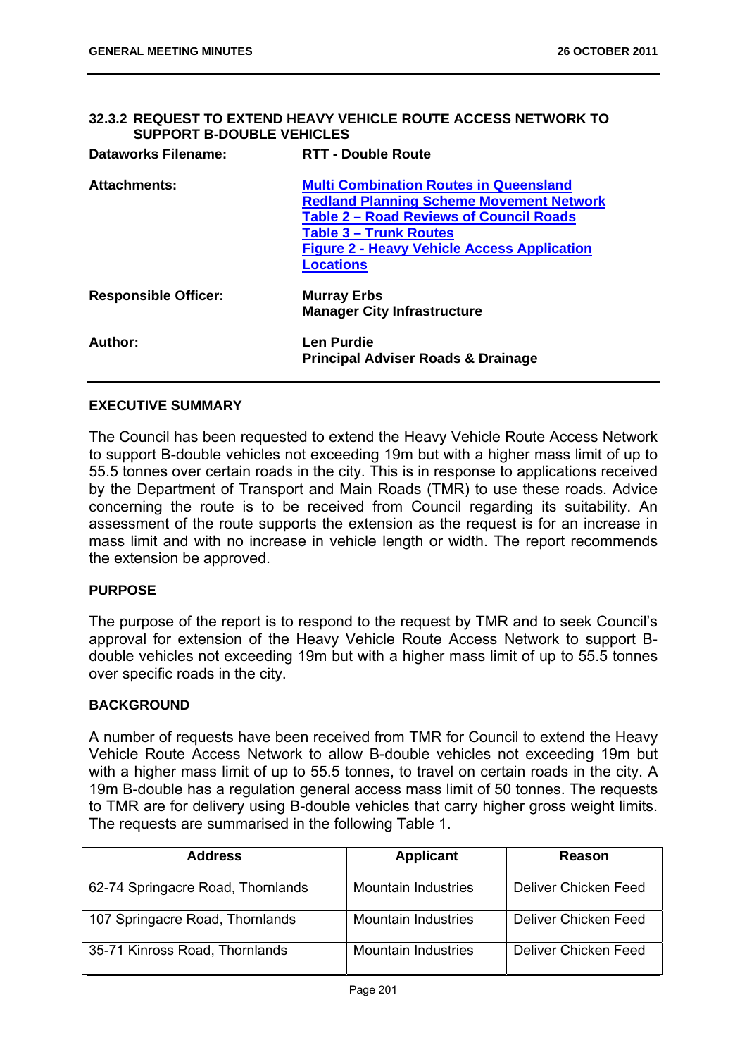### 32.3.2 REQUEST TO EXTEND HEAVY VEHICLE ROUTE ACCESS NETWORK TO SUPPORT B-DOUBLE VEHICLES

**Dataworks Filename:** RTT - Double Route

**Attachments:**
**Multi Combination Routes in Queensland**
**Redland Planning Scheme Movement Network**
**Table 2 – Road Reviews of Council Roads**
**Table 3 – Trunk Routes**
**Figure 2 - Heavy Vehicle Access Application Locations**

**Responsible Officer:** Murray Erbs
Manager City Infrastructure

**Author:** Len Purdie
Principal Adviser Roads & Drainage

#### EXECUTIVE SUMMARY

The Council has been requested to extend the Heavy Vehicle Route Access Network to support B-double vehicles not exceeding 19m but with a higher mass limit of up to 55.5 tonnes over certain roads in the city. This is in response to applications received by the Department of Transport and Main Roads (TMR) to use these roads. Advice concerning the route is to be received from Council regarding its suitability. An assessment of the route supports the extension as the request is for an increase in mass limit and with no increase in vehicle length or width. The report recommends the extension be approved.

#### PURPOSE

The purpose of the report is to respond to the request by TMR and to seek Council's approval for extension of the Heavy Vehicle Route Access Network to support B-double vehicles not exceeding 19m but with a higher mass limit of up to 55.5 tonnes over specific roads in the city.

#### BACKGROUND

A number of requests have been received from TMR for Council to extend the Heavy Vehicle Route Access Network to allow B-double vehicles not exceeding 19m but with a higher mass limit of up to 55.5 tonnes, to travel on certain roads in the city. A 19m B-double has a regulation general access mass limit of 50 tonnes. The requests to TMR are for delivery using B-double vehicles that carry higher gross weight limits. The requests are summarised in the following Table 1.

| Address | Applicant | Reason |
|---|---|---|
| 62-74 Springacre Road, Thornlands | Mountain Industries | Deliver Chicken Feed |
| 107 Springacre Road, Thornlands | Mountain Industries | Deliver Chicken Feed |
| 35-71 Kinross Road, Thornlands | Mountain Industries | Deliver Chicken Feed |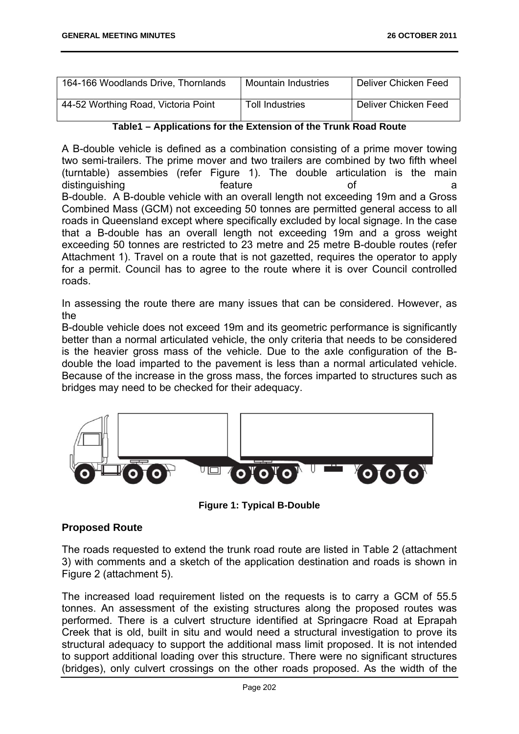| 164-166 Woodlands Drive, Thornlands | Mountain Industries | Deliver Chicken Feed |
|---|---|---|
| 44-52 Worthing Road, Victoria Point | Toll Industries | Deliver Chicken Feed |

**Table1 – Applications for the Extension of the Trunk Road Route**

A B-double vehicle is defined as a combination consisting of a prime mover towing two semi-trailers. The prime mover and two trailers are combined by two fifth wheel (turntable) assemblies (refer Figure 1). The double articulation is the main distinguishing feature of a B-double. A B-double vehicle with an overall length not exceeding 19m and a Gross Combined Mass (GCM) not exceeding 50 tonnes are permitted general access to all roads in Queensland except where specifically excluded by local signage. In the case that a B-double has an overall length not exceeding 19m and a gross weight exceeding 50 tonnes are restricted to 23 metre and 25 metre B-double routes (refer Attachment 1). Travel on a route that is not gazetted, requires the operator to apply for a permit. Council has to agree to the route where it is over Council controlled roads.

In assessing the route there are many issues that can be considered. However, as the B-double vehicle does not exceed 19m and its geometric performance is significantly better than a normal articulated vehicle, the only criteria that needs to be considered is the heavier gross mass of the vehicle. Due to the axle configuration of the B-double the load imparted to the pavement is less than a normal articulated vehicle. Because of the increase in the gross mass, the forces imparted to structures such as bridges may need to be checked for their adequacy.

**Figure 1: Typical B-Double**

## Proposed Route

The roads requested to extend the trunk road route are listed in Table 2 (attachment 3) with comments and a sketch of the application destination and roads is shown in Figure 2 (attachment 5).

The increased load requirement listed on the requests is to carry a GCM of 55.5 tonnes. An assessment of the existing structures along the proposed routes was performed. There is a culvert structure identified at Springacre Road at Eprapah Creek that is old, built in situ and would need a structural investigation to prove its structural adequacy to support the additional mass limit proposed. It is not intended to support additional loading over this structure. There were no significant structures (bridges), only culvert crossings on the other roads proposed. As the width of the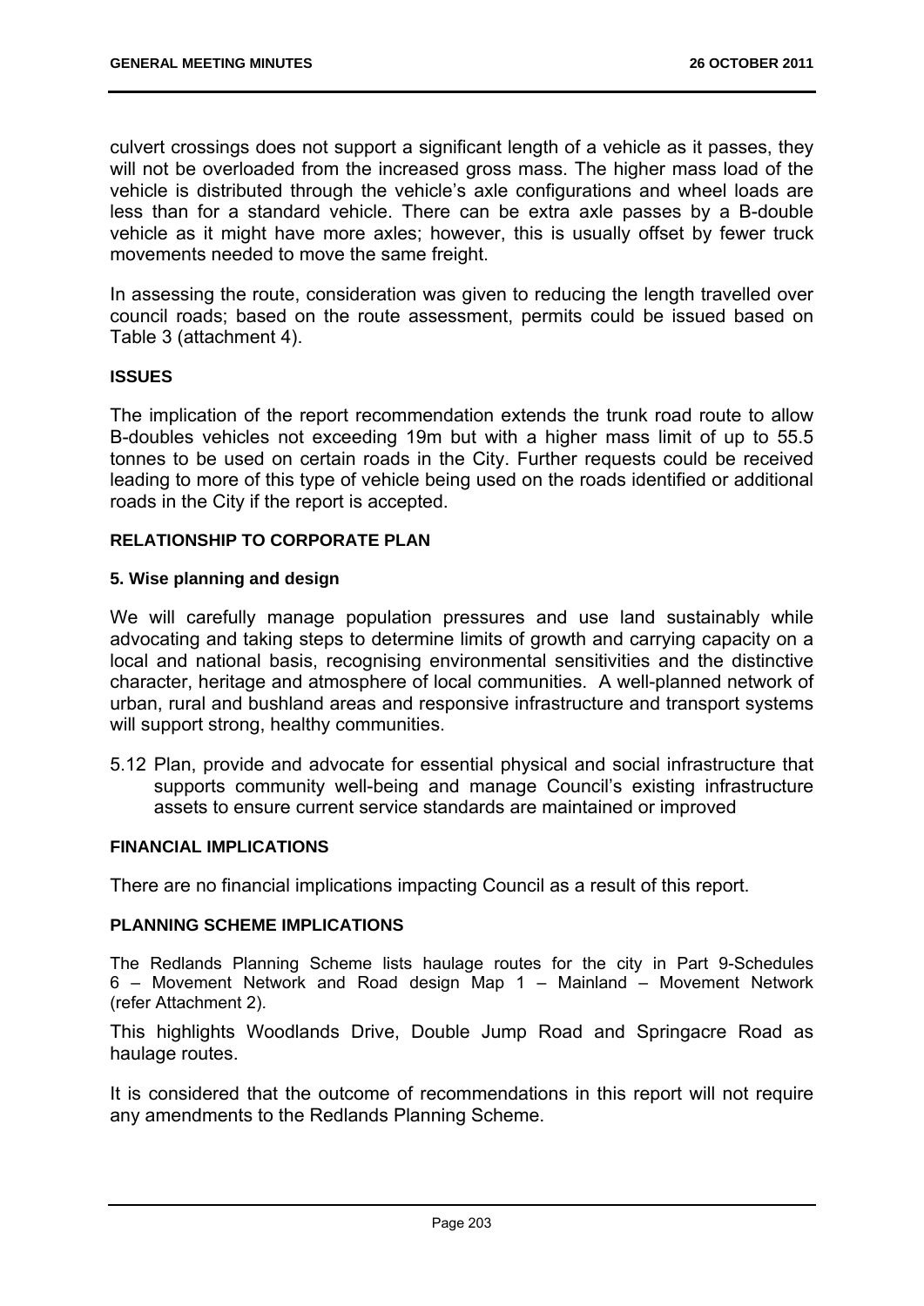culvert crossings does not support a significant length of a vehicle as it passes, they will not be overloaded from the increased gross mass. The higher mass load of the vehicle is distributed through the vehicle's axle configurations and wheel loads are less than for a standard vehicle. There can be extra axle passes by a B-double vehicle as it might have more axles; however, this is usually offset by fewer truck movements needed to move the same freight.

In assessing the route, consideration was given to reducing the length travelled over council roads; based on the route assessment, permits could be issued based on Table 3 (attachment 4).

**ISSUES**

The implication of the report recommendation extends the trunk road route to allow B-doubles vehicles not exceeding 19m but with a higher mass limit of up to 55.5 tonnes to be used on certain roads in the City. Further requests could be received leading to more of this type of vehicle being used on the roads identified or additional roads in the City if the report is accepted.

**RELATIONSHIP TO CORPORATE PLAN**

**5. Wise planning and design**

We will carefully manage population pressures and use land sustainably while advocating and taking steps to determine limits of growth and carrying capacity on a local and national basis, recognising environmental sensitivities and the distinctive character, heritage and atmosphere of local communities. A well-planned network of urban, rural and bushland areas and responsive infrastructure and transport systems will support strong, healthy communities.

5.12 Plan, provide and advocate for essential physical and social infrastructure that supports community well-being and manage Council's existing infrastructure assets to ensure current service standards are maintained or improved

**FINANCIAL IMPLICATIONS**

There are no financial implications impacting Council as a result of this report.

**PLANNING SCHEME IMPLICATIONS**

The Redlands Planning Scheme lists haulage routes for the city in Part 9-Schedules 6 – Movement Network and Road design Map 1 – Mainland – Movement Network (refer Attachment 2).

This highlights Woodlands Drive, Double Jump Road and Springacre Road as haulage routes.

It is considered that the outcome of recommendations in this report will not require any amendments to the Redlands Planning Scheme.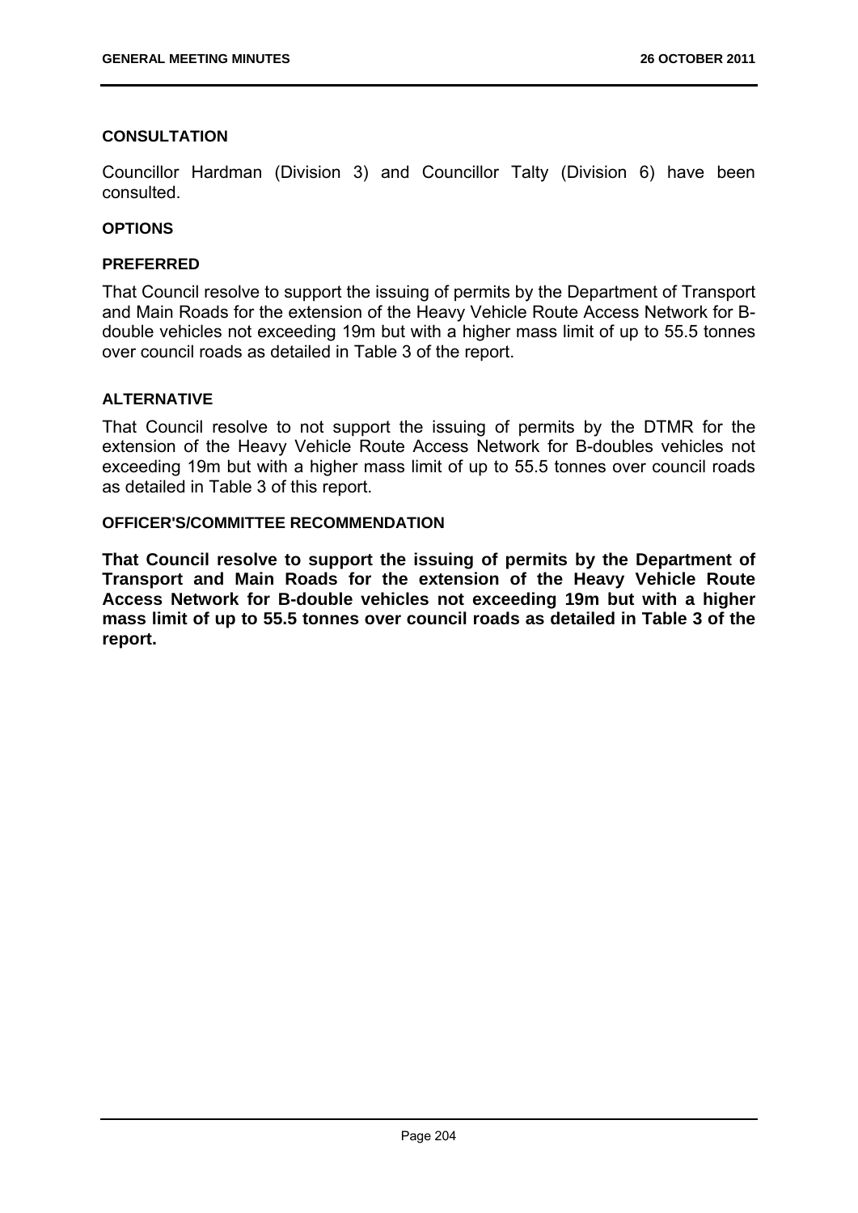**CONSULTATION**

Councillor Hardman (Division 3) and Councillor Talty (Division 6) have been consulted.

**OPTIONS**

**PREFERRED**

That Council resolve to support the issuing of permits by the Department of Transport and Main Roads for the extension of the Heavy Vehicle Route Access Network for B-double vehicles not exceeding 19m but with a higher mass limit of up to 55.5 tonnes over council roads as detailed in Table 3 of the report.

**ALTERNATIVE**

That Council resolve to not support the issuing of permits by the DTMR for the extension of the Heavy Vehicle Route Access Network for B-doubles vehicles not exceeding 19m but with a higher mass limit of up to 55.5 tonnes over council roads as detailed in Table 3 of this report.

**OFFICER'S/COMMITTEE RECOMMENDATION**

**That Council resolve to support the issuing of permits by the Department of Transport and Main Roads for the extension of the Heavy Vehicle Route Access Network for B-double vehicles not exceeding 19m but with a higher mass limit of up to 55.5 tonnes over council roads as detailed in Table 3 of the report.**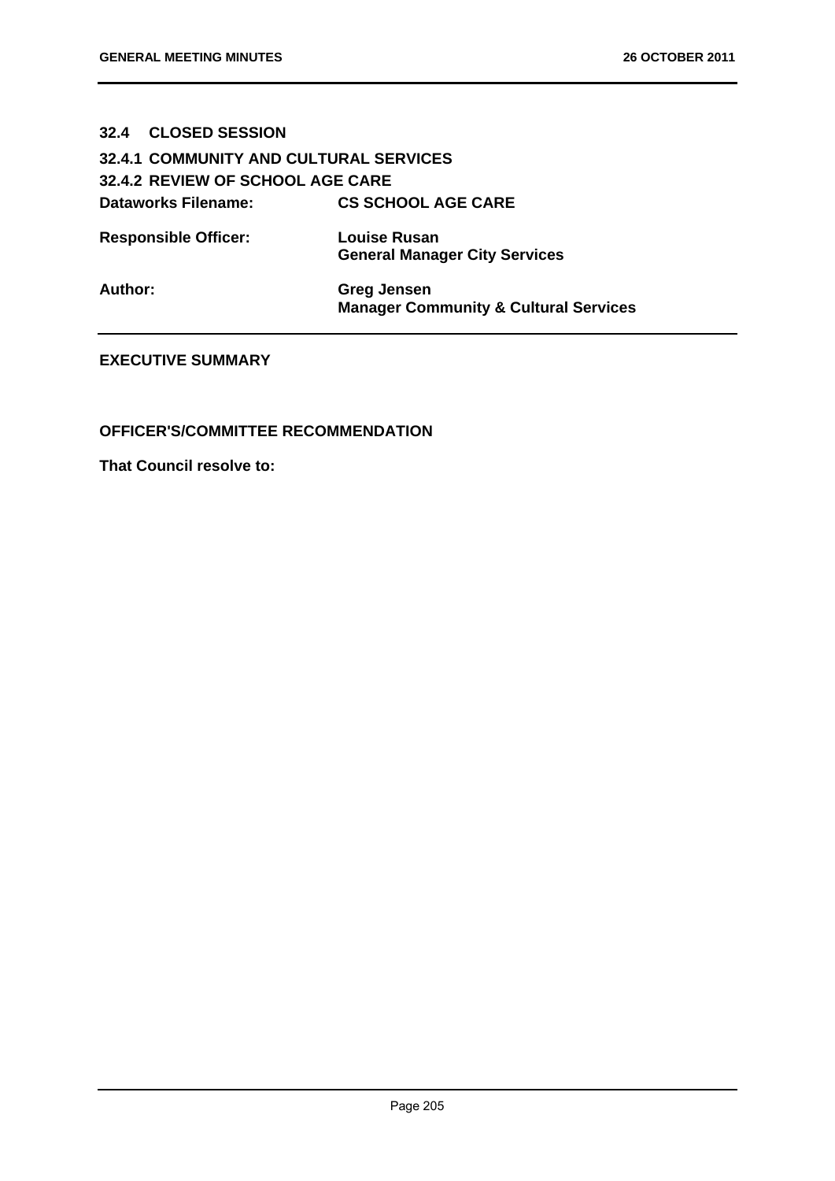## 32.4 CLOSED SESSION

### 32.4.1 COMMUNITY AND CULTURAL SERVICES

### 32.4.2 REVIEW OF SCHOOL AGE CARE

| | |
|---|---|
| **Dataworks Filename:** | **CS SCHOOL AGE CARE** |
| **Responsible Officer:** | **Louise Rusan**<br>**General Manager City Services** |
| **Author:** | **Greg Jensen**<br>**Manager Community & Cultural Services** |

**EXECUTIVE SUMMARY**

**OFFICER'S/COMMITTEE RECOMMENDATION**

**That Council resolve to:**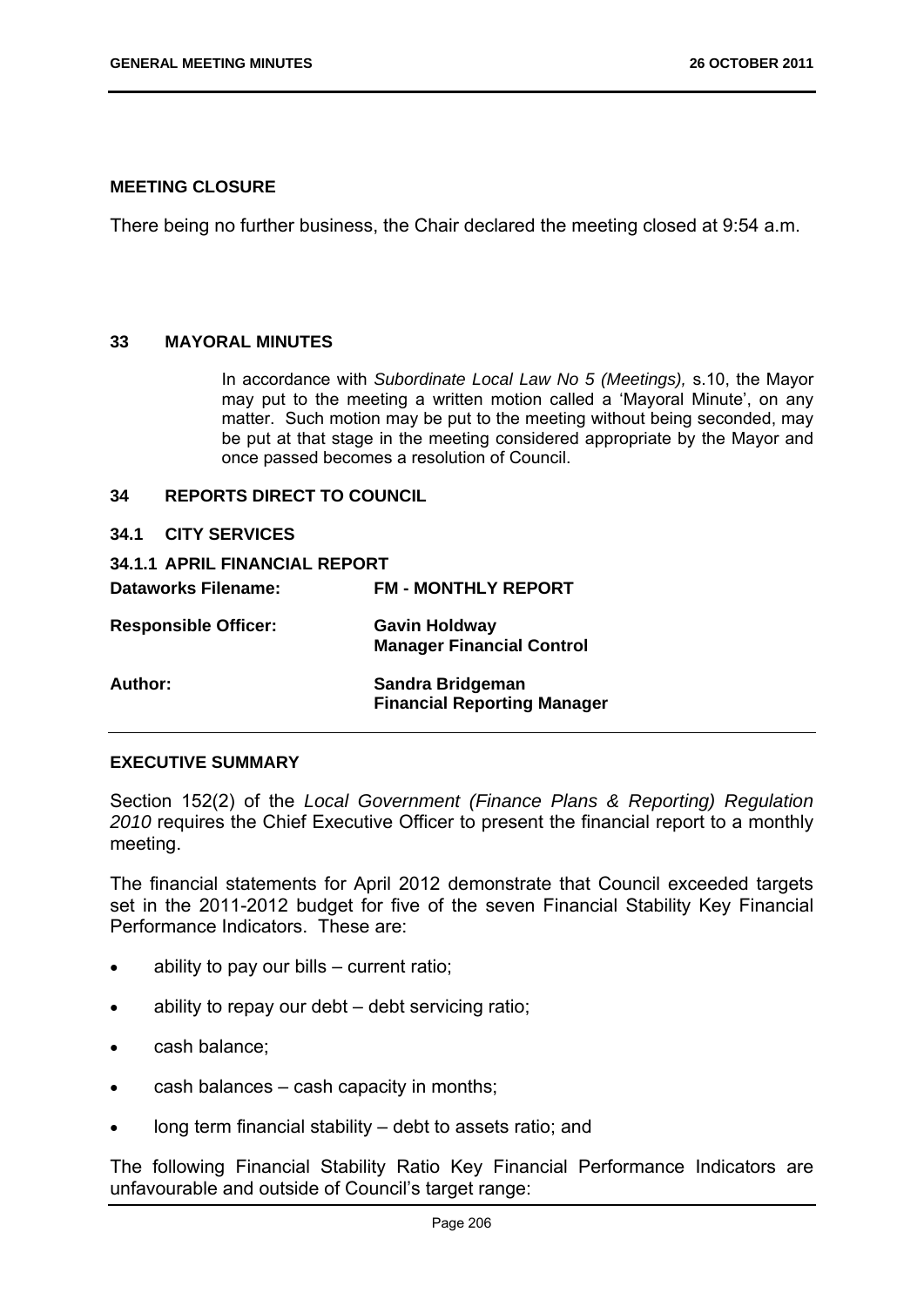**MEETING CLOSURE**

There being no further business, the Chair declared the meeting closed at 9:54 a.m.

## 33 MAYORAL MINUTES

In accordance with *Subordinate Local Law No 5 (Meetings),* s.10, the Mayor may put to the meeting a written motion called a 'Mayoral Minute', on any matter. Such motion may be put to the meeting without being seconded, may be put at that stage in the meeting considered appropriate by the Mayor and once passed becomes a resolution of Council.

## 34 REPORTS DIRECT TO COUNCIL

### 34.1 CITY SERVICES

### 34.1.1 APRIL FINANCIAL REPORT

| | |
|---|---|
| **Dataworks Filename:** | **FM - MONTHLY REPORT** |
| **Responsible Officer:** | **Gavin Holdway** **Manager Financial Control** |
| **Author:** | **Sandra Bridgeman** **Financial Reporting Manager** |

**EXECUTIVE SUMMARY**

Section 152(2) of the *Local Government (Finance Plans & Reporting) Regulation 2010* requires the Chief Executive Officer to present the financial report to a monthly meeting.

The financial statements for April 2012 demonstrate that Council exceeded targets set in the 2011-2012 budget for five of the seven Financial Stability Key Financial Performance Indicators. These are:

- ability to pay our bills – current ratio;
- ability to repay our debt – debt servicing ratio;
- cash balance;
- cash balances – cash capacity in months;
- long term financial stability – debt to assets ratio; and

The following Financial Stability Ratio Key Financial Performance Indicators are unfavourable and outside of Council's target range: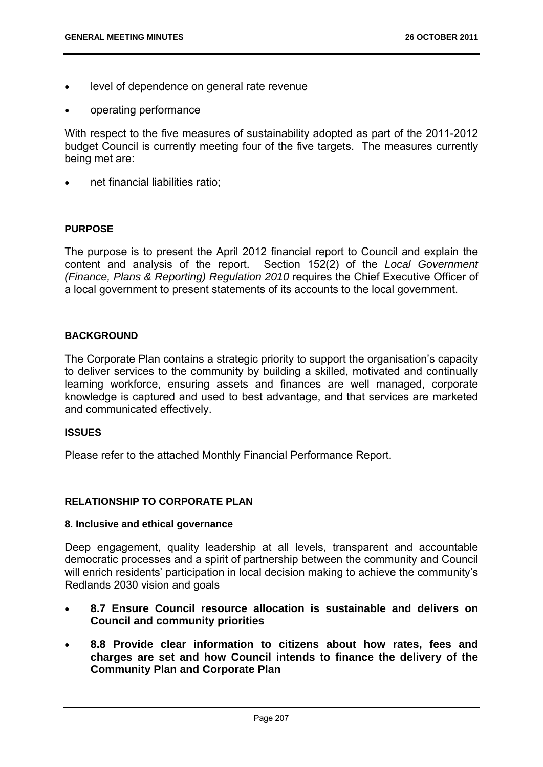- level of dependence on general rate revenue
- operating performance

With respect to the five measures of sustainability adopted as part of the 2011-2012 budget Council is currently meeting four of the five targets. The measures currently being met are:

- net financial liabilities ratio;

## PURPOSE

The purpose is to present the April 2012 financial report to Council and explain the content and analysis of the report. Section 152(2) of the *Local Government (Finance, Plans & Reporting) Regulation 2010* requires the Chief Executive Officer of a local government to present statements of its accounts to the local government.

## BACKGROUND

The Corporate Plan contains a strategic priority to support the organisation's capacity to deliver services to the community by building a skilled, motivated and continually learning workforce, ensuring assets and finances are well managed, corporate knowledge is captured and used to best advantage, and that services are marketed and communicated effectively.

## ISSUES

Please refer to the attached Monthly Financial Performance Report.

## RELATIONSHIP TO CORPORATE PLAN

### 8. Inclusive and ethical governance

Deep engagement, quality leadership at all levels, transparent and accountable democratic processes and a spirit of partnership between the community and Council will enrich residents' participation in local decision making to achieve the community's Redlands 2030 vision and goals

- **8.7 Ensure Council resource allocation is sustainable and delivers on Council and community priorities**
- **8.8 Provide clear information to citizens about how rates, fees and charges are set and how Council intends to finance the delivery of the Community Plan and Corporate Plan**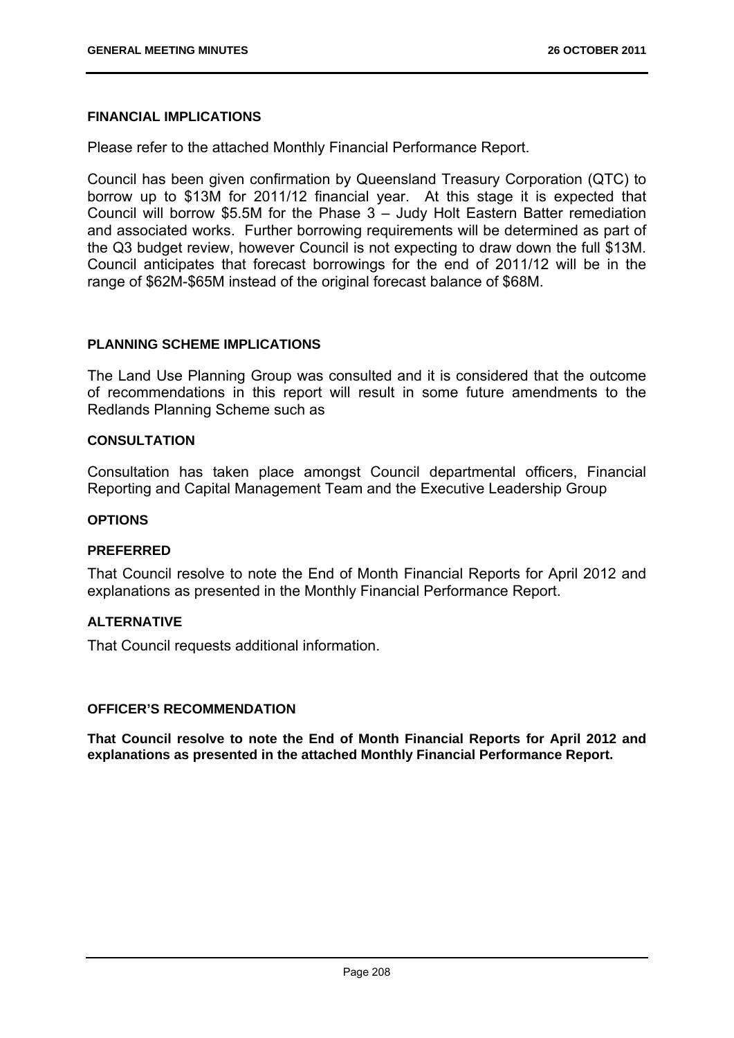**FINANCIAL IMPLICATIONS**

Please refer to the attached Monthly Financial Performance Report.

Council has been given confirmation by Queensland Treasury Corporation (QTC) to borrow up to $13M for 2011/12 financial year. At this stage it is expected that Council will borrow $5.5M for the Phase 3 – Judy Holt Eastern Batter remediation and associated works. Further borrowing requirements will be determined as part of the Q3 budget review, however Council is not expecting to draw down the full $13M. Council anticipates that forecast borrowings for the end of 2011/12 will be in the range of $62M-$65M instead of the original forecast balance of $68M.

**PLANNING SCHEME IMPLICATIONS**

The Land Use Planning Group was consulted and it is considered that the outcome of recommendations in this report will result in some future amendments to the Redlands Planning Scheme such as

**CONSULTATION**

Consultation has taken place amongst Council departmental officers, Financial Reporting and Capital Management Team and the Executive Leadership Group

**OPTIONS**

**PREFERRED**

That Council resolve to note the End of Month Financial Reports for April 2012 and explanations as presented in the Monthly Financial Performance Report.

**ALTERNATIVE**

That Council requests additional information.

**OFFICER'S RECOMMENDATION**

**That Council resolve to note the End of Month Financial Reports for April 2012 and explanations as presented in the attached Monthly Financial Performance Report.**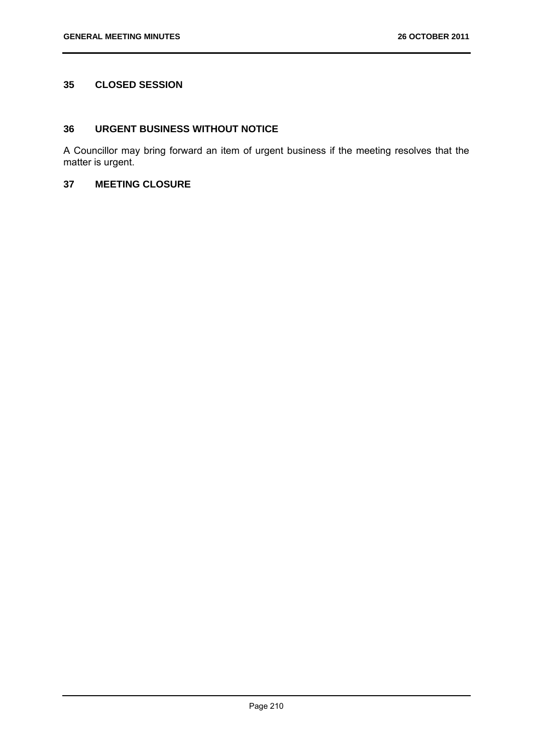## 35 CLOSED SESSION

## 36 URGENT BUSINESS WITHOUT NOTICE

A Councillor may bring forward an item of urgent business if the meeting resolves that the matter is urgent.

## 37 MEETING CLOSURE